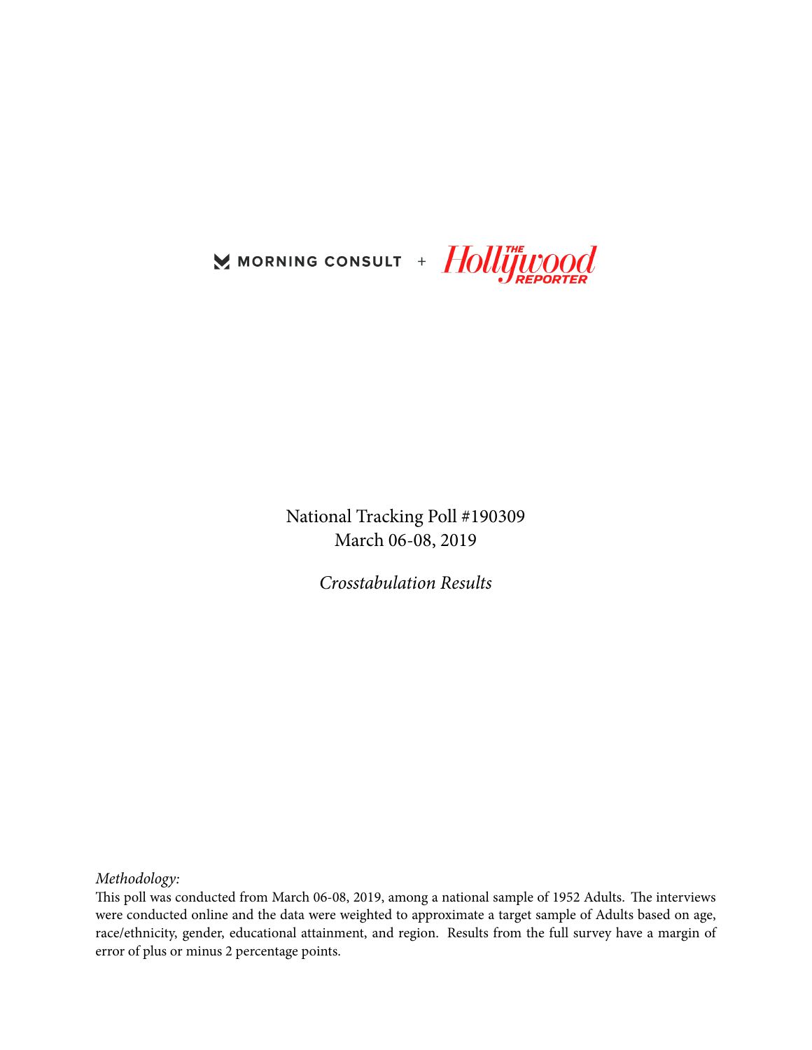MORNING CONSULT + The Hollywood Reporter

National Tracking Poll #190309
March 06-08, 2019

*Crosstabulation Results*

*Methodology:*
This poll was conducted from March 06-08, 2019, among a national sample of 1952 Adults. The interviews were conducted online and the data were weighted to approximate a target sample of Adults based on age, race/ethnicity, gender, educational attainment, and region. Results from the full survey have a margin of error of plus or minus 2 percentage points.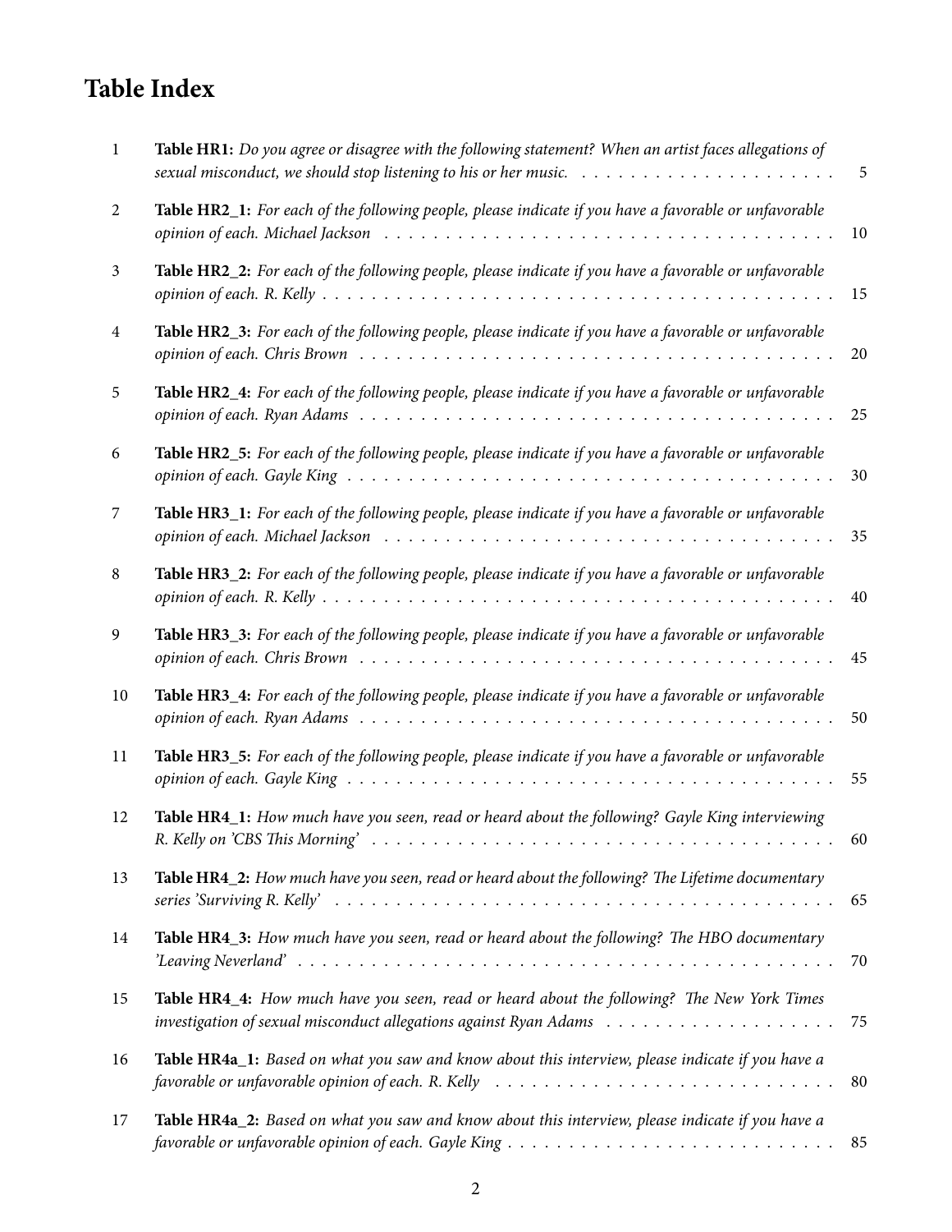# Table Index

| | | |
|---|---|---|
| 1 | **Table HR1:** *Do you agree or disagree with the following statement? When an artist faces allegations of sexual misconduct, we should stop listening to his or her music.* | 5 |
| 2 | **Table HR2_1:** *For each of the following people, please indicate if you have a favorable or unfavorable opinion of each. Michael Jackson* | 10 |
| 3 | **Table HR2_2:** *For each of the following people, please indicate if you have a favorable or unfavorable opinion of each. R. Kelly* | 15 |
| 4 | **Table HR2_3:** *For each of the following people, please indicate if you have a favorable or unfavorable opinion of each. Chris Brown* | 20 |
| 5 | **Table HR2_4:** *For each of the following people, please indicate if you have a favorable or unfavorable opinion of each. Ryan Adams* | 25 |
| 6 | **Table HR2_5:** *For each of the following people, please indicate if you have a favorable or unfavorable opinion of each. Gayle King* | 30 |
| 7 | **Table HR3_1:** *For each of the following people, please indicate if you have a favorable or unfavorable opinion of each. Michael Jackson* | 35 |
| 8 | **Table HR3_2:** *For each of the following people, please indicate if you have a favorable or unfavorable opinion of each. R. Kelly* | 40 |
| 9 | **Table HR3_3:** *For each of the following people, please indicate if you have a favorable or unfavorable opinion of each. Chris Brown* | 45 |
| 10 | **Table HR3_4:** *For each of the following people, please indicate if you have a favorable or unfavorable opinion of each. Ryan Adams* | 50 |
| 11 | **Table HR3_5:** *For each of the following people, please indicate if you have a favorable or unfavorable opinion of each. Gayle King* | 55 |
| 12 | **Table HR4_1:** *How much have you seen, read or heard about the following? Gayle King interviewing R. Kelly on 'CBS This Morning'* | 60 |
| 13 | **Table HR4_2:** *How much have you seen, read or heard about the following? The Lifetime documentary series 'Surviving R. Kelly'* | 65 |
| 14 | **Table HR4_3:** *How much have you seen, read or heard about the following? The HBO documentary 'Leaving Neverland'* | 70 |
| 15 | **Table HR4_4:** *How much have you seen, read or heard about the following? The New York Times investigation of sexual misconduct allegations against Ryan Adams* | 75 |
| 16 | **Table HR4a_1:** *Based on what you saw and know about this interview, please indicate if you have a favorable or unfavorable opinion of each. R. Kelly* | 80 |
| 17 | **Table HR4a_2:** *Based on what you saw and know about this interview, please indicate if you have a favorable or unfavorable opinion of each. Gayle King* | 85 |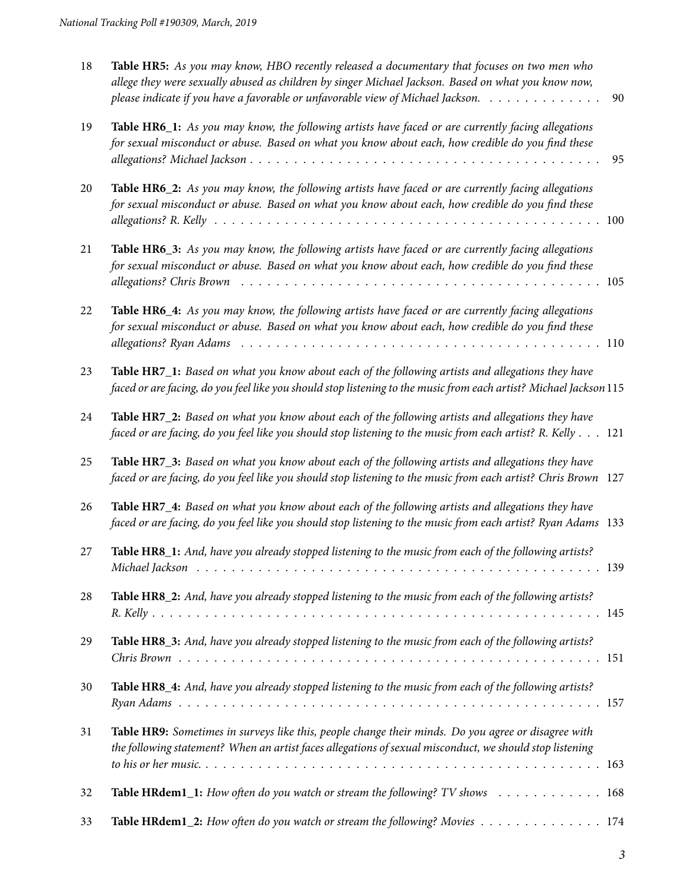18 **Table HR5:** *As you may know, HBO recently released a documentary that focuses on two men who allege they were sexually abused as children by singer Michael Jackson. Based on what you know now, please indicate if you have a favorable or unfavorable view of Michael Jackson.* . . . . . . . . . . . . . 90

19 **Table HR6_1:** *As you may know, the following artists have faced or are currently facing allegations for sexual misconduct or abuse. Based on what you know about each, how credible do you find these allegations? Michael Jackson* . . . . . . . . . . . . . . . . . . . . . . . . . . . . . . . . . . . . . . . 95

20 **Table HR6_2:** *As you may know, the following artists have faced or are currently facing allegations for sexual misconduct or abuse. Based on what you know about each, how credible do you find these allegations? R. Kelly* . . . . . . . . . . . . . . . . . . . . . . . . . . . . . . . . . . . . . . . . . 100

21 **Table HR6_3:** *As you may know, the following artists have faced or are currently facing allegations for sexual misconduct or abuse. Based on what you know about each, how credible do you find these allegations? Chris Brown* . . . . . . . . . . . . . . . . . . . . . . . . . . . . . . . . . . . . . . . 105

22 **Table HR6_4:** *As you may know, the following artists have faced or are currently facing allegations for sexual misconduct or abuse. Based on what you know about each, how credible do you find these allegations? Ryan Adams* . . . . . . . . . . . . . . . . . . . . . . . . . . . . . . . . . . . . . . . 110

23 **Table HR7_1:** *Based on what you know about each of the following artists and allegations they have faced or are facing, do you feel like you should stop listening to the music from each artist? Michael Jackson* 115

24 **Table HR7_2:** *Based on what you know about each of the following artists and allegations they have faced or are facing, do you feel like you should stop listening to the music from each artist? R. Kelly* . . . 121

25 **Table HR7_3:** *Based on what you know about each of the following artists and allegations they have faced or are facing, do you feel like you should stop listening to the music from each artist? Chris Brown* 127

26 **Table HR7_4:** *Based on what you know about each of the following artists and allegations they have faced or are facing, do you feel like you should stop listening to the music from each artist? Ryan Adams* 133

27 **Table HR8_1:** *And, have you already stopped listening to the music from each of the following artists? Michael Jackson* . . . . . . . . . . . . . . . . . . . . . . . . . . . . . . . . . . . . . . . . . . . 139

28 **Table HR8_2:** *And, have you already stopped listening to the music from each of the following artists? R. Kelly* . . . . . . . . . . . . . . . . . . . . . . . . . . . . . . . . . . . . . . . . . . . . . . . . 145

29 **Table HR8_3:** *And, have you already stopped listening to the music from each of the following artists? Chris Brown* . . . . . . . . . . . . . . . . . . . . . . . . . . . . . . . . . . . . . . . . . . . . . 151

30 **Table HR8_4:** *And, have you already stopped listening to the music from each of the following artists? Ryan Adams* . . . . . . . . . . . . . . . . . . . . . . . . . . . . . . . . . . . . . . . . . . . . . 157

31 **Table HR9:** *Sometimes in surveys like this, people change their minds. Do you agree or disagree with the following statement? When an artist faces allegations of sexual misconduct, we should stop listening to his or her music.* . . . . . . . . . . . . . . . . . . . . . . . . . . . . . . . . . . . . . . . . . . 163

32 **Table HRdem1_1:** *How often do you watch or stream the following? TV shows* . . . . . . . . . . . . 168

33 **Table HRdem1_2:** *How often do you watch or stream the following? Movies* . . . . . . . . . . . . . . 174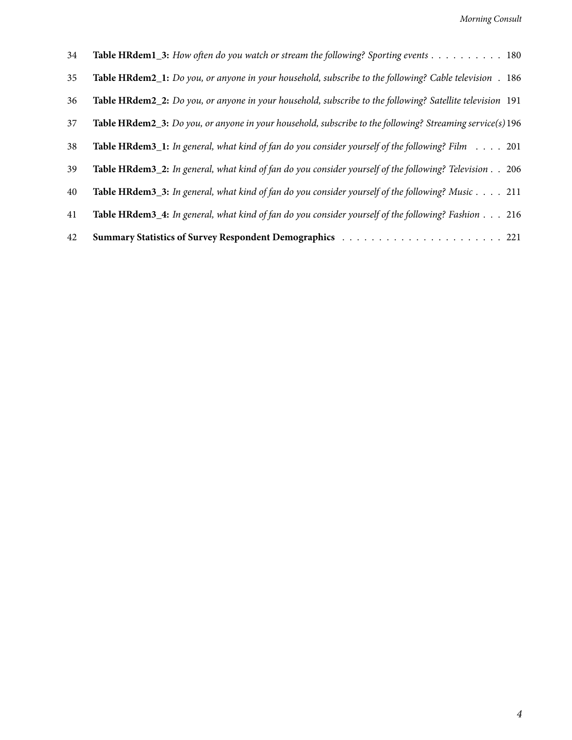34 **Table HRdem1_3:** *How often do you watch or stream the following? Sporting events* . . . . . . . . . . 180

35 **Table HRdem2_1:** *Do you, or anyone in your household, subscribe to the following? Cable television* . 186

36 **Table HRdem2_2:** *Do you, or anyone in your household, subscribe to the following? Satellite television* 191

37 **Table HRdem2_3:** *Do you, or anyone in your household, subscribe to the following? Streaming service(s)* 196

38 **Table HRdem3_1:** *In general, what kind of fan do you consider yourself of the following? Film* . . . . 201

39 **Table HRdem3_2:** *In general, what kind of fan do you consider yourself of the following? Television* . . 206

40 **Table HRdem3_3:** *In general, what kind of fan do you consider yourself of the following? Music* . . . . 211

41 **Table HRdem3_4:** *In general, what kind of fan do you consider yourself of the following? Fashion* . . . 216

42 **Summary Statistics of Survey Respondent Demographics** . . . . . . . . . . . . . . . . . . . . . . 221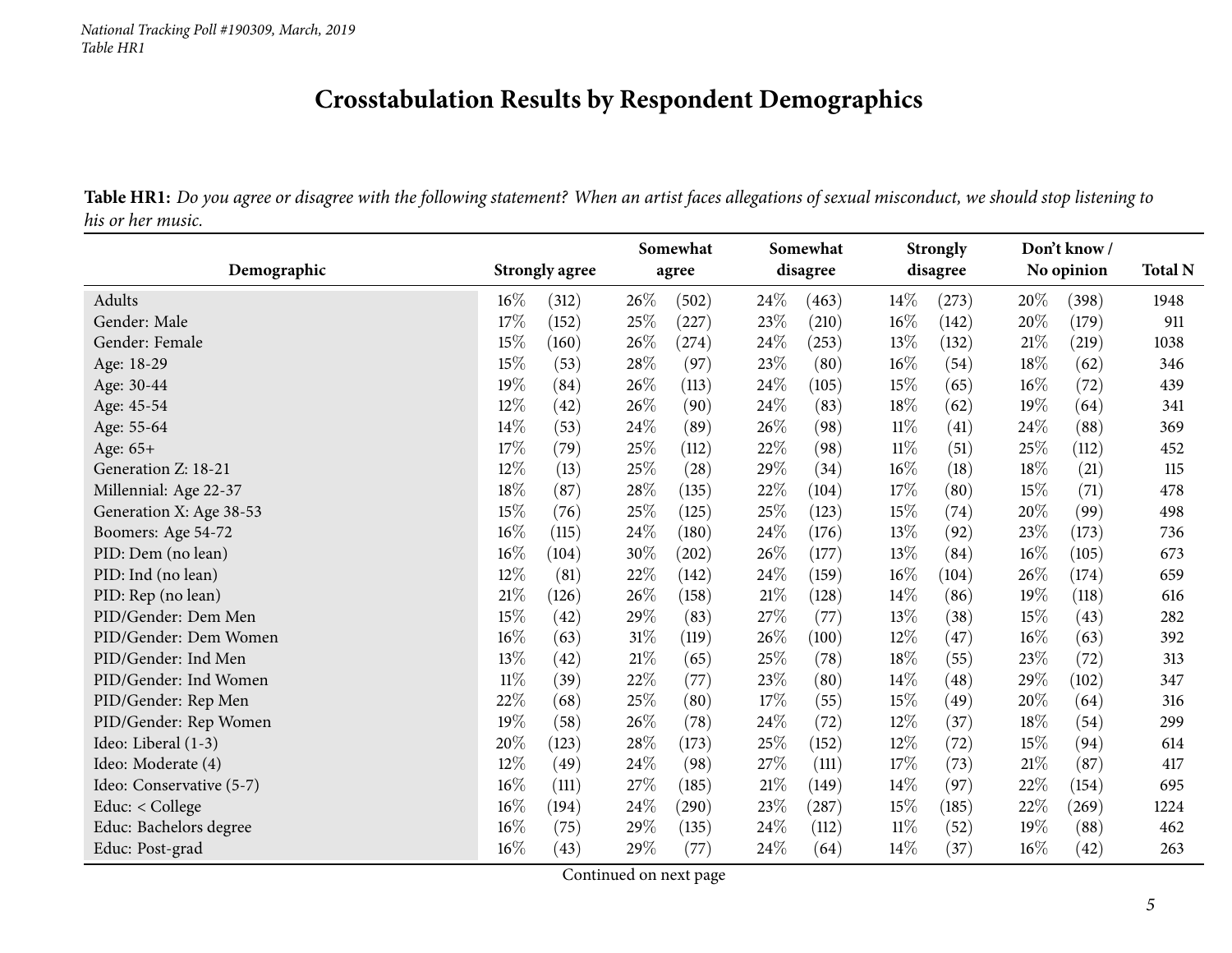# Crosstabulation Results by Respondent Demographics

**Table HR1:** *Do you agree or disagree with the following statement? When an artist faces allegations of sexual misconduct, we should stop listening to his or her music.*

| Demographic | Strongly agree | | Somewhat agree | | Somewhat disagree | | Strongly disagree | | Don't know / No opinion | | Total N |
|---|---|---|---|---|---|---|---|---|---|---|---|
| Adults | 16% | (312) | 26% | (502) | 24% | (463) | 14% | (273) | 20% | (398) | 1948 |
| Gender: Male | 17% | (152) | 25% | (227) | 23% | (210) | 16% | (142) | 20% | (179) | 911 |
| Gender: Female | 15% | (160) | 26% | (274) | 24% | (253) | 13% | (132) | 21% | (219) | 1038 |
| Age: 18-29 | 15% | (53) | 28% | (97) | 23% | (80) | 16% | (54) | 18% | (62) | 346 |
| Age: 30-44 | 19% | (84) | 26% | (113) | 24% | (105) | 15% | (65) | 16% | (72) | 439 |
| Age: 45-54 | 12% | (42) | 26% | (90) | 24% | (83) | 18% | (62) | 19% | (64) | 341 |
| Age: 55-64 | 14% | (53) | 24% | (89) | 26% | (98) | 11% | (41) | 24% | (88) | 369 |
| Age: 65+ | 17% | (79) | 25% | (112) | 22% | (98) | 11% | (51) | 25% | (112) | 452 |
| Generation Z: 18-21 | 12% | (13) | 25% | (28) | 29% | (34) | 16% | (18) | 18% | (21) | 115 |
| Millennial: Age 22-37 | 18% | (87) | 28% | (135) | 22% | (104) | 17% | (80) | 15% | (71) | 478 |
| Generation X: Age 38-53 | 15% | (76) | 25% | (125) | 25% | (123) | 15% | (74) | 20% | (99) | 498 |
| Boomers: Age 54-72 | 16% | (115) | 24% | (180) | 24% | (176) | 13% | (92) | 23% | (173) | 736 |
| PID: Dem (no lean) | 16% | (104) | 30% | (202) | 26% | (177) | 13% | (84) | 16% | (105) | 673 |
| PID: Ind (no lean) | 12% | (81) | 22% | (142) | 24% | (159) | 16% | (104) | 26% | (174) | 659 |
| PID: Rep (no lean) | 21% | (126) | 26% | (158) | 21% | (128) | 14% | (86) | 19% | (118) | 616 |
| PID/Gender: Dem Men | 15% | (42) | 29% | (83) | 27% | (77) | 13% | (38) | 15% | (43) | 282 |
| PID/Gender: Dem Women | 16% | (63) | 31% | (119) | 26% | (100) | 12% | (47) | 16% | (63) | 392 |
| PID/Gender: Ind Men | 13% | (42) | 21% | (65) | 25% | (78) | 18% | (55) | 23% | (72) | 313 |
| PID/Gender: Ind Women | 11% | (39) | 22% | (77) | 23% | (80) | 14% | (48) | 29% | (102) | 347 |
| PID/Gender: Rep Men | 22% | (68) | 25% | (80) | 17% | (55) | 15% | (49) | 20% | (64) | 316 |
| PID/Gender: Rep Women | 19% | (58) | 26% | (78) | 24% | (72) | 12% | (37) | 18% | (54) | 299 |
| Ideo: Liberal (1-3) | 20% | (123) | 28% | (173) | 25% | (152) | 12% | (72) | 15% | (94) | 614 |
| Ideo: Moderate (4) | 12% | (49) | 24% | (98) | 27% | (111) | 17% | (73) | 21% | (87) | 417 |
| Ideo: Conservative (5-7) | 16% | (111) | 27% | (185) | 21% | (149) | 14% | (97) | 22% | (154) | 695 |
| Educ: < College | 16% | (194) | 24% | (290) | 23% | (287) | 15% | (185) | 22% | (269) | 1224 |
| Educ: Bachelors degree | 16% | (75) | 29% | (135) | 24% | (112) | 11% | (52) | 19% | (88) | 462 |
| Educ: Post-grad | 16% | (43) | 29% | (77) | 24% | (64) | 14% | (37) | 16% | (42) | 263 |

Continued on next page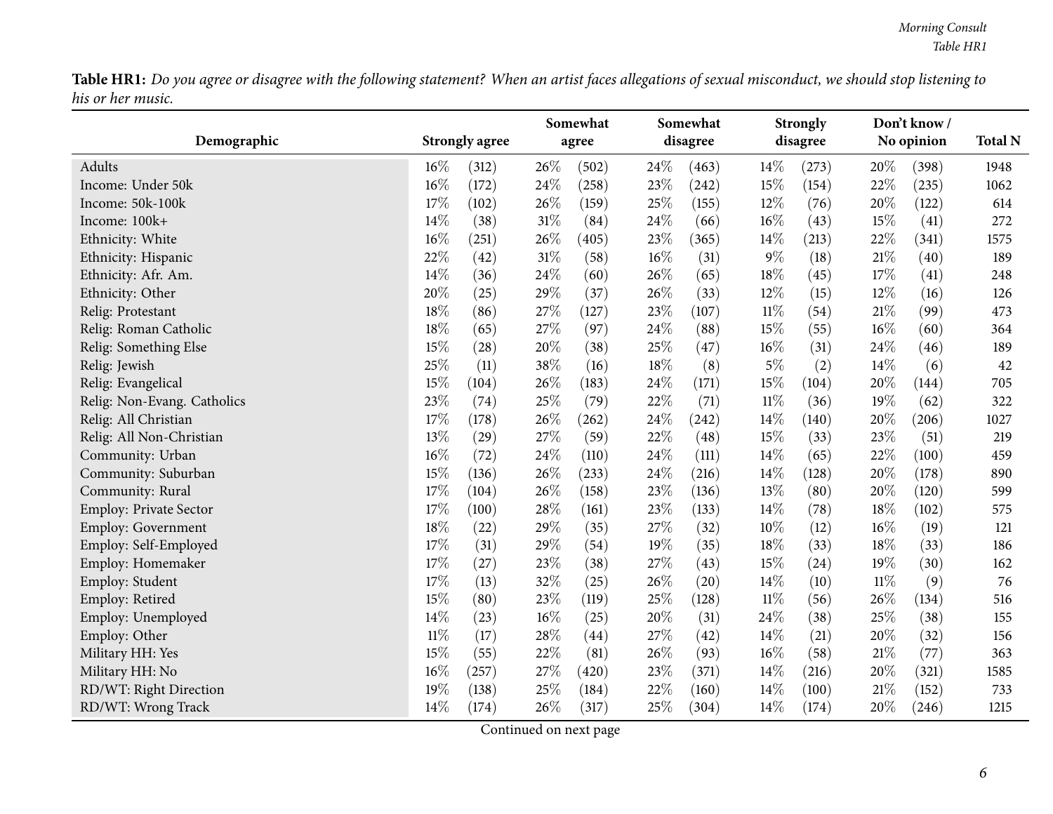**Table HR1:** *Do you agree or disagree with the following statement? When an artist faces allegations of sexual misconduct, we should stop listening to his or her music.*

| Demographic | Strongly agree | | Somewhat agree | | Somewhat disagree | | Strongly disagree | | Don't know / No opinion | | Total N |
|---|---|---|---|---|---|---|---|---|---|---|---|
| Adults | 16% | (312) | 26% | (502) | 24% | (463) | 14% | (273) | 20% | (398) | 1948 |
| Income: Under 50k | 16% | (172) | 24% | (258) | 23% | (242) | 15% | (154) | 22% | (235) | 1062 |
| Income: 50k-100k | 17% | (102) | 26% | (159) | 25% | (155) | 12% | (76) | 20% | (122) | 614 |
| Income: 100k+ | 14% | (38) | 31% | (84) | 24% | (66) | 16% | (43) | 15% | (41) | 272 |
| Ethnicity: White | 16% | (251) | 26% | (405) | 23% | (365) | 14% | (213) | 22% | (341) | 1575 |
| Ethnicity: Hispanic | 22% | (42) | 31% | (58) | 16% | (31) | 9% | (18) | 21% | (40) | 189 |
| Ethnicity: Afr. Am. | 14% | (36) | 24% | (60) | 26% | (65) | 18% | (45) | 17% | (41) | 248 |
| Ethnicity: Other | 20% | (25) | 29% | (37) | 26% | (33) | 12% | (15) | 12% | (16) | 126 |
| Relig: Protestant | 18% | (86) | 27% | (127) | 23% | (107) | 11% | (54) | 21% | (99) | 473 |
| Relig: Roman Catholic | 18% | (65) | 27% | (97) | 24% | (88) | 15% | (55) | 16% | (60) | 364 |
| Relig: Something Else | 15% | (28) | 20% | (38) | 25% | (47) | 16% | (31) | 24% | (46) | 189 |
| Relig: Jewish | 25% | (11) | 38% | (16) | 18% | (8) | 5% | (2) | 14% | (6) | 42 |
| Relig: Evangelical | 15% | (104) | 26% | (183) | 24% | (171) | 15% | (104) | 20% | (144) | 705 |
| Relig: Non-Evang. Catholics | 23% | (74) | 25% | (79) | 22% | (71) | 11% | (36) | 19% | (62) | 322 |
| Relig: All Christian | 17% | (178) | 26% | (262) | 24% | (242) | 14% | (140) | 20% | (206) | 1027 |
| Relig: All Non-Christian | 13% | (29) | 27% | (59) | 22% | (48) | 15% | (33) | 23% | (51) | 219 |
| Community: Urban | 16% | (72) | 24% | (110) | 24% | (111) | 14% | (65) | 22% | (100) | 459 |
| Community: Suburban | 15% | (136) | 26% | (233) | 24% | (216) | 14% | (128) | 20% | (178) | 890 |
| Community: Rural | 17% | (104) | 26% | (158) | 23% | (136) | 13% | (80) | 20% | (120) | 599 |
| Employ: Private Sector | 17% | (100) | 28% | (161) | 23% | (133) | 14% | (78) | 18% | (102) | 575 |
| Employ: Government | 18% | (22) | 29% | (35) | 27% | (32) | 10% | (12) | 16% | (19) | 121 |
| Employ: Self-Employed | 17% | (31) | 29% | (54) | 19% | (35) | 18% | (33) | 18% | (33) | 186 |
| Employ: Homemaker | 17% | (27) | 23% | (38) | 27% | (43) | 15% | (24) | 19% | (30) | 162 |
| Employ: Student | 17% | (13) | 32% | (25) | 26% | (20) | 14% | (10) | 11% | (9) | 76 |
| Employ: Retired | 15% | (80) | 23% | (119) | 25% | (128) | 11% | (56) | 26% | (134) | 516 |
| Employ: Unemployed | 14% | (23) | 16% | (25) | 20% | (31) | 24% | (38) | 25% | (38) | 155 |
| Employ: Other | 11% | (17) | 28% | (44) | 27% | (42) | 14% | (21) | 20% | (32) | 156 |
| Military HH: Yes | 15% | (55) | 22% | (81) | 26% | (93) | 16% | (58) | 21% | (77) | 363 |
| Military HH: No | 16% | (257) | 27% | (420) | 23% | (371) | 14% | (216) | 20% | (321) | 1585 |
| RD/WT: Right Direction | 19% | (138) | 25% | (184) | 22% | (160) | 14% | (100) | 21% | (152) | 733 |
| RD/WT: Wrong Track | 14% | (174) | 26% | (317) | 25% | (304) | 14% | (174) | 20% | (246) | 1215 |

Continued on next page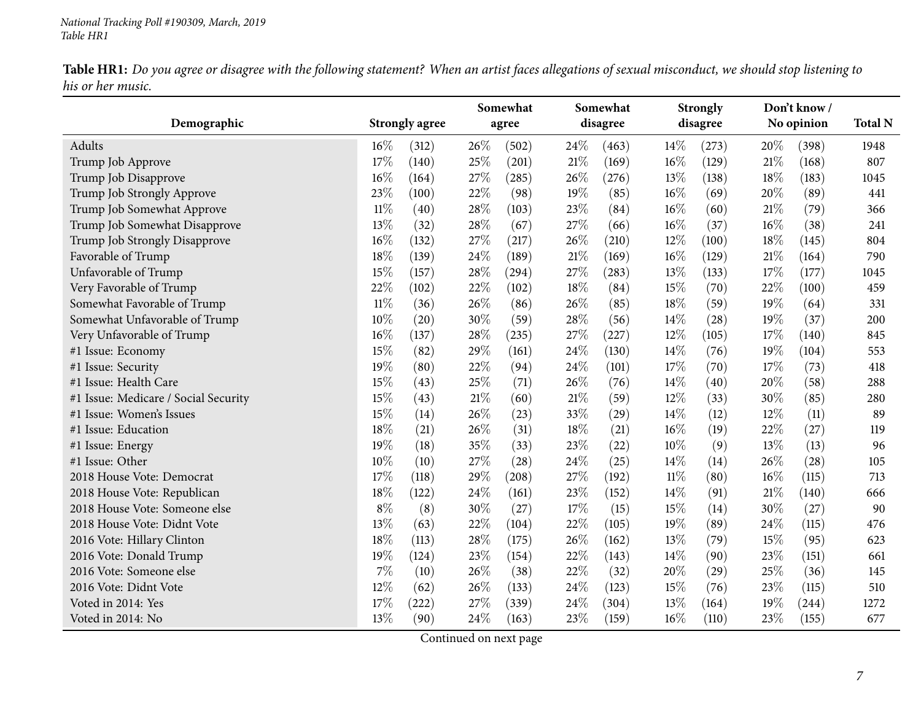*National Tracking Poll #190309, March, 2019*
*Table HR1*

**Table HR1:** *Do you agree or disagree with the following statement? When an artist faces allegations of sexual misconduct, we should stop listening to his or her music.*

| Demographic | Strongly agree | | Somewhat agree | | Somewhat disagree | | Strongly disagree | | Don't know / No opinion | | Total N |
|---|---|---|---|---|---|---|---|---|---|---|---|
| Adults | 16% | (312) | 26% | (502) | 24% | (463) | 14% | (273) | 20% | (398) | 1948 |
| Trump Job Approve | 17% | (140) | 25% | (201) | 21% | (169) | 16% | (129) | 21% | (168) | 807 |
| Trump Job Disapprove | 16% | (164) | 27% | (285) | 26% | (276) | 13% | (138) | 18% | (183) | 1045 |
| Trump Job Strongly Approve | 23% | (100) | 22% | (98) | 19% | (85) | 16% | (69) | 20% | (89) | 441 |
| Trump Job Somewhat Approve | 11% | (40) | 28% | (103) | 23% | (84) | 16% | (60) | 21% | (79) | 366 |
| Trump Job Somewhat Disapprove | 13% | (32) | 28% | (67) | 27% | (66) | 16% | (37) | 16% | (38) | 241 |
| Trump Job Strongly Disapprove | 16% | (132) | 27% | (217) | 26% | (210) | 12% | (100) | 18% | (145) | 804 |
| Favorable of Trump | 18% | (139) | 24% | (189) | 21% | (169) | 16% | (129) | 21% | (164) | 790 |
| Unfavorable of Trump | 15% | (157) | 28% | (294) | 27% | (283) | 13% | (133) | 17% | (177) | 1045 |
| Very Favorable of Trump | 22% | (102) | 22% | (102) | 18% | (84) | 15% | (70) | 22% | (100) | 459 |
| Somewhat Favorable of Trump | 11% | (36) | 26% | (86) | 26% | (85) | 18% | (59) | 19% | (64) | 331 |
| Somewhat Unfavorable of Trump | 10% | (20) | 30% | (59) | 28% | (56) | 14% | (28) | 19% | (37) | 200 |
| Very Unfavorable of Trump | 16% | (137) | 28% | (235) | 27% | (227) | 12% | (105) | 17% | (140) | 845 |
| #1 Issue: Economy | 15% | (82) | 29% | (161) | 24% | (130) | 14% | (76) | 19% | (104) | 553 |
| #1 Issue: Security | 19% | (80) | 22% | (94) | 24% | (101) | 17% | (70) | 17% | (73) | 418 |
| #1 Issue: Health Care | 15% | (43) | 25% | (71) | 26% | (76) | 14% | (40) | 20% | (58) | 288 |
| #1 Issue: Medicare / Social Security | 15% | (43) | 21% | (60) | 21% | (59) | 12% | (33) | 30% | (85) | 280 |
| #1 Issue: Women's Issues | 15% | (14) | 26% | (23) | 33% | (29) | 14% | (12) | 12% | (11) | 89 |
| #1 Issue: Education | 18% | (21) | 26% | (31) | 18% | (21) | 16% | (19) | 22% | (27) | 119 |
| #1 Issue: Energy | 19% | (18) | 35% | (33) | 23% | (22) | 10% | (9) | 13% | (13) | 96 |
| #1 Issue: Other | 10% | (10) | 27% | (28) | 24% | (25) | 14% | (14) | 26% | (28) | 105 |
| 2018 House Vote: Democrat | 17% | (118) | 29% | (208) | 27% | (192) | 11% | (80) | 16% | (115) | 713 |
| 2018 House Vote: Republican | 18% | (122) | 24% | (161) | 23% | (152) | 14% | (91) | 21% | (140) | 666 |
| 2018 House Vote: Someone else | 8% | (8) | 30% | (27) | 17% | (15) | 15% | (14) | 30% | (27) | 90 |
| 2018 House Vote: Didnt Vote | 13% | (63) | 22% | (104) | 22% | (105) | 19% | (89) | 24% | (115) | 476 |
| 2016 Vote: Hillary Clinton | 18% | (113) | 28% | (175) | 26% | (162) | 13% | (79) | 15% | (95) | 623 |
| 2016 Vote: Donald Trump | 19% | (124) | 23% | (154) | 22% | (143) | 14% | (90) | 23% | (151) | 661 |
| 2016 Vote: Someone else | 7% | (10) | 26% | (38) | 22% | (32) | 20% | (29) | 25% | (36) | 145 |
| 2016 Vote: Didnt Vote | 12% | (62) | 26% | (133) | 24% | (123) | 15% | (76) | 23% | (115) | 510 |
| Voted in 2014: Yes | 17% | (222) | 27% | (339) | 24% | (304) | 13% | (164) | 19% | (244) | 1272 |
| Voted in 2014: No | 13% | (90) | 24% | (163) | 23% | (159) | 16% | (110) | 23% | (155) | 677 |

Continued on next page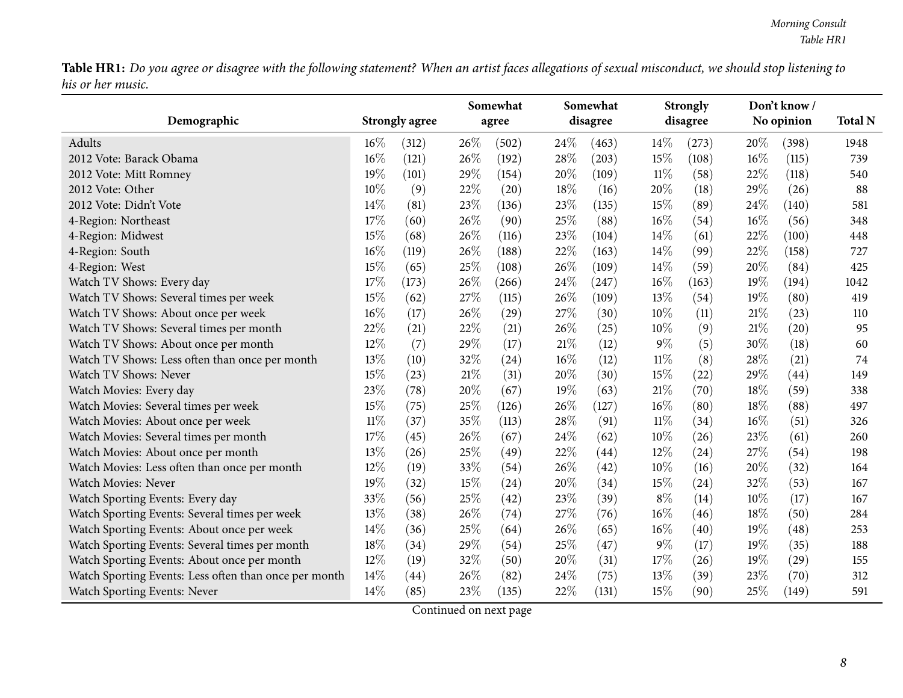**Table HR1:** *Do you agree or disagree with the following statement? When an artist faces allegations of sexual misconduct, we should stop listening to his or her music.*

| Demographic | Strongly agree | | Somewhat agree | | Somewhat disagree | | Strongly disagree | | Don't know / No opinion | | Total N |
|---|---|---|---|---|---|---|---|---|---|---|---|
| Adults | 16% | (312) | 26% | (502) | 24% | (463) | 14% | (273) | 20% | (398) | 1948 |
| 2012 Vote: Barack Obama | 16% | (121) | 26% | (192) | 28% | (203) | 15% | (108) | 16% | (115) | 739 |
| 2012 Vote: Mitt Romney | 19% | (101) | 29% | (154) | 20% | (109) | 11% | (58) | 22% | (118) | 540 |
| 2012 Vote: Other | 10% | (9) | 22% | (20) | 18% | (16) | 20% | (18) | 29% | (26) | 88 |
| 2012 Vote: Didn't Vote | 14% | (81) | 23% | (136) | 23% | (135) | 15% | (89) | 24% | (140) | 581 |
| 4-Region: Northeast | 17% | (60) | 26% | (90) | 25% | (88) | 16% | (54) | 16% | (56) | 348 |
| 4-Region: Midwest | 15% | (68) | 26% | (116) | 23% | (104) | 14% | (61) | 22% | (100) | 448 |
| 4-Region: South | 16% | (119) | 26% | (188) | 22% | (163) | 14% | (99) | 22% | (158) | 727 |
| 4-Region: West | 15% | (65) | 25% | (108) | 26% | (109) | 14% | (59) | 20% | (84) | 425 |
| Watch TV Shows: Every day | 17% | (173) | 26% | (266) | 24% | (247) | 16% | (163) | 19% | (194) | 1042 |
| Watch TV Shows: Several times per week | 15% | (62) | 27% | (115) | 26% | (109) | 13% | (54) | 19% | (80) | 419 |
| Watch TV Shows: About once per week | 16% | (17) | 26% | (29) | 27% | (30) | 10% | (11) | 21% | (23) | 110 |
| Watch TV Shows: Several times per month | 22% | (21) | 22% | (21) | 26% | (25) | 10% | (9) | 21% | (20) | 95 |
| Watch TV Shows: About once per month | 12% | (7) | 29% | (17) | 21% | (12) | 9% | (5) | 30% | (18) | 60 |
| Watch TV Shows: Less often than once per month | 13% | (10) | 32% | (24) | 16% | (12) | 11% | (8) | 28% | (21) | 74 |
| Watch TV Shows: Never | 15% | (23) | 21% | (31) | 20% | (30) | 15% | (22) | 29% | (44) | 149 |
| Watch Movies: Every day | 23% | (78) | 20% | (67) | 19% | (63) | 21% | (70) | 18% | (59) | 338 |
| Watch Movies: Several times per week | 15% | (75) | 25% | (126) | 26% | (127) | 16% | (80) | 18% | (88) | 497 |
| Watch Movies: About once per week | 11% | (37) | 35% | (113) | 28% | (91) | 11% | (34) | 16% | (51) | 326 |
| Watch Movies: Several times per month | 17% | (45) | 26% | (67) | 24% | (62) | 10% | (26) | 23% | (61) | 260 |
| Watch Movies: About once per month | 13% | (26) | 25% | (49) | 22% | (44) | 12% | (24) | 27% | (54) | 198 |
| Watch Movies: Less often than once per month | 12% | (19) | 33% | (54) | 26% | (42) | 10% | (16) | 20% | (32) | 164 |
| Watch Movies: Never | 19% | (32) | 15% | (24) | 20% | (34) | 15% | (24) | 32% | (53) | 167 |
| Watch Sporting Events: Every day | 33% | (56) | 25% | (42) | 23% | (39) | 8% | (14) | 10% | (17) | 167 |
| Watch Sporting Events: Several times per week | 13% | (38) | 26% | (74) | 27% | (76) | 16% | (46) | 18% | (50) | 284 |
| Watch Sporting Events: About once per week | 14% | (36) | 25% | (64) | 26% | (65) | 16% | (40) | 19% | (48) | 253 |
| Watch Sporting Events: Several times per month | 18% | (34) | 29% | (54) | 25% | (47) | 9% | (17) | 19% | (35) | 188 |
| Watch Sporting Events: About once per month | 12% | (19) | 32% | (50) | 20% | (31) | 17% | (26) | 19% | (29) | 155 |
| Watch Sporting Events: Less often than once per month | 14% | (44) | 26% | (82) | 24% | (75) | 13% | (39) | 23% | (70) | 312 |
| Watch Sporting Events: Never | 14% | (85) | 23% | (135) | 22% | (131) | 15% | (90) | 25% | (149) | 591 |

Continued on next page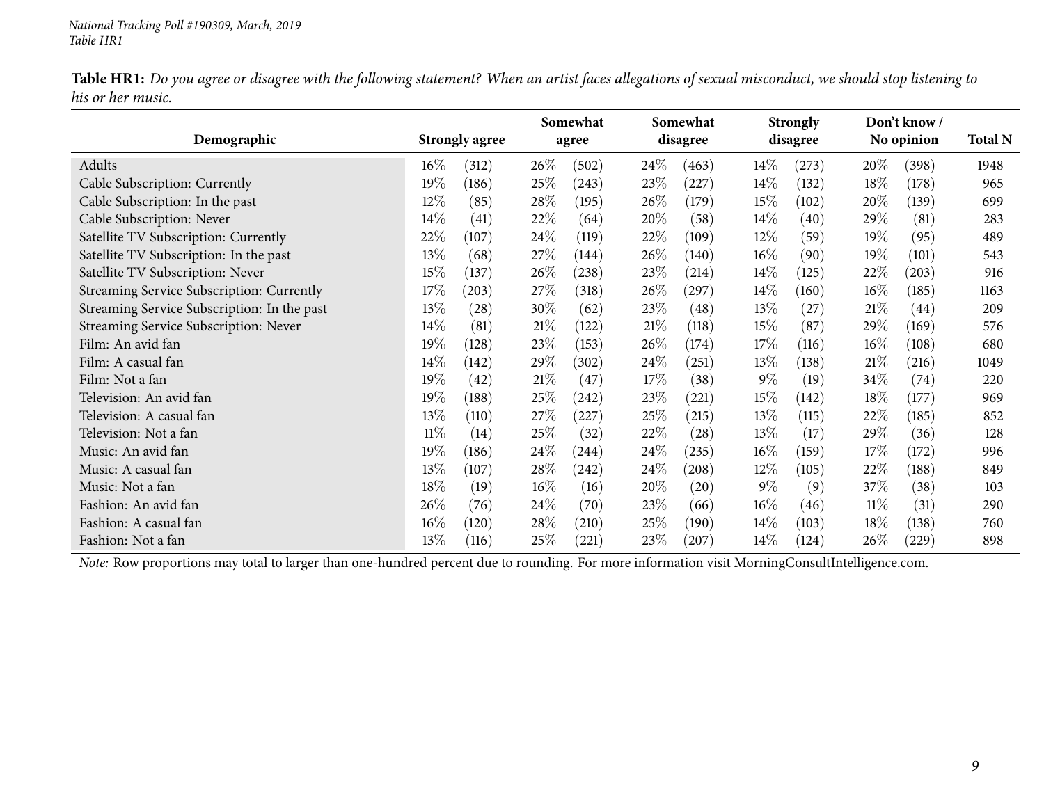**Table HR1:** *Do you agree or disagree with the following statement? When an artist faces allegations of sexual misconduct, we should stop listening to his or her music.*

| Demographic | Strongly agree | | Somewhat agree | | Somewhat disagree | | Strongly disagree | | Don't know / No opinion | | Total N |
|---|---|---|---|---|---|---|---|---|---|---|---|
| Adults | 16% | (312) | 26% | (502) | 24% | (463) | 14% | (273) | 20% | (398) | 1948 |
| Cable Subscription: Currently | 19% | (186) | 25% | (243) | 23% | (227) | 14% | (132) | 18% | (178) | 965 |
| Cable Subscription: In the past | 12% | (85) | 28% | (195) | 26% | (179) | 15% | (102) | 20% | (139) | 699 |
| Cable Subscription: Never | 14% | (41) | 22% | (64) | 20% | (58) | 14% | (40) | 29% | (81) | 283 |
| Satellite TV Subscription: Currently | 22% | (107) | 24% | (119) | 22% | (109) | 12% | (59) | 19% | (95) | 489 |
| Satellite TV Subscription: In the past | 13% | (68) | 27% | (144) | 26% | (140) | 16% | (90) | 19% | (101) | 543 |
| Satellite TV Subscription: Never | 15% | (137) | 26% | (238) | 23% | (214) | 14% | (125) | 22% | (203) | 916 |
| Streaming Service Subscription: Currently | 17% | (203) | 27% | (318) | 26% | (297) | 14% | (160) | 16% | (185) | 1163 |
| Streaming Service Subscription: In the past | 13% | (28) | 30% | (62) | 23% | (48) | 13% | (27) | 21% | (44) | 209 |
| Streaming Service Subscription: Never | 14% | (81) | 21% | (122) | 21% | (118) | 15% | (87) | 29% | (169) | 576 |
| Film: An avid fan | 19% | (128) | 23% | (153) | 26% | (174) | 17% | (116) | 16% | (108) | 680 |
| Film: A casual fan | 14% | (142) | 29% | (302) | 24% | (251) | 13% | (138) | 21% | (216) | 1049 |
| Film: Not a fan | 19% | (42) | 21% | (47) | 17% | (38) | 9% | (19) | 34% | (74) | 220 |
| Television: An avid fan | 19% | (188) | 25% | (242) | 23% | (221) | 15% | (142) | 18% | (177) | 969 |
| Television: A casual fan | 13% | (110) | 27% | (227) | 25% | (215) | 13% | (115) | 22% | (185) | 852 |
| Television: Not a fan | 11% | (14) | 25% | (32) | 22% | (28) | 13% | (17) | 29% | (36) | 128 |
| Music: An avid fan | 19% | (186) | 24% | (244) | 24% | (235) | 16% | (159) | 17% | (172) | 996 |
| Music: A casual fan | 13% | (107) | 28% | (242) | 24% | (208) | 12% | (105) | 22% | (188) | 849 |
| Music: Not a fan | 18% | (19) | 16% | (16) | 20% | (20) | 9% | (9) | 37% | (38) | 103 |
| Fashion: An avid fan | 26% | (76) | 24% | (70) | 23% | (66) | 16% | (46) | 11% | (31) | 290 |
| Fashion: A casual fan | 16% | (120) | 28% | (210) | 25% | (190) | 14% | (103) | 18% | (138) | 760 |
| Fashion: Not a fan | 13% | (116) | 25% | (221) | 23% | (207) | 14% | (124) | 26% | (229) | 898 |

*Note:* Row proportions may total to larger than one-hundred percent due to rounding. For more information visit MorningConsultIntelligence.com.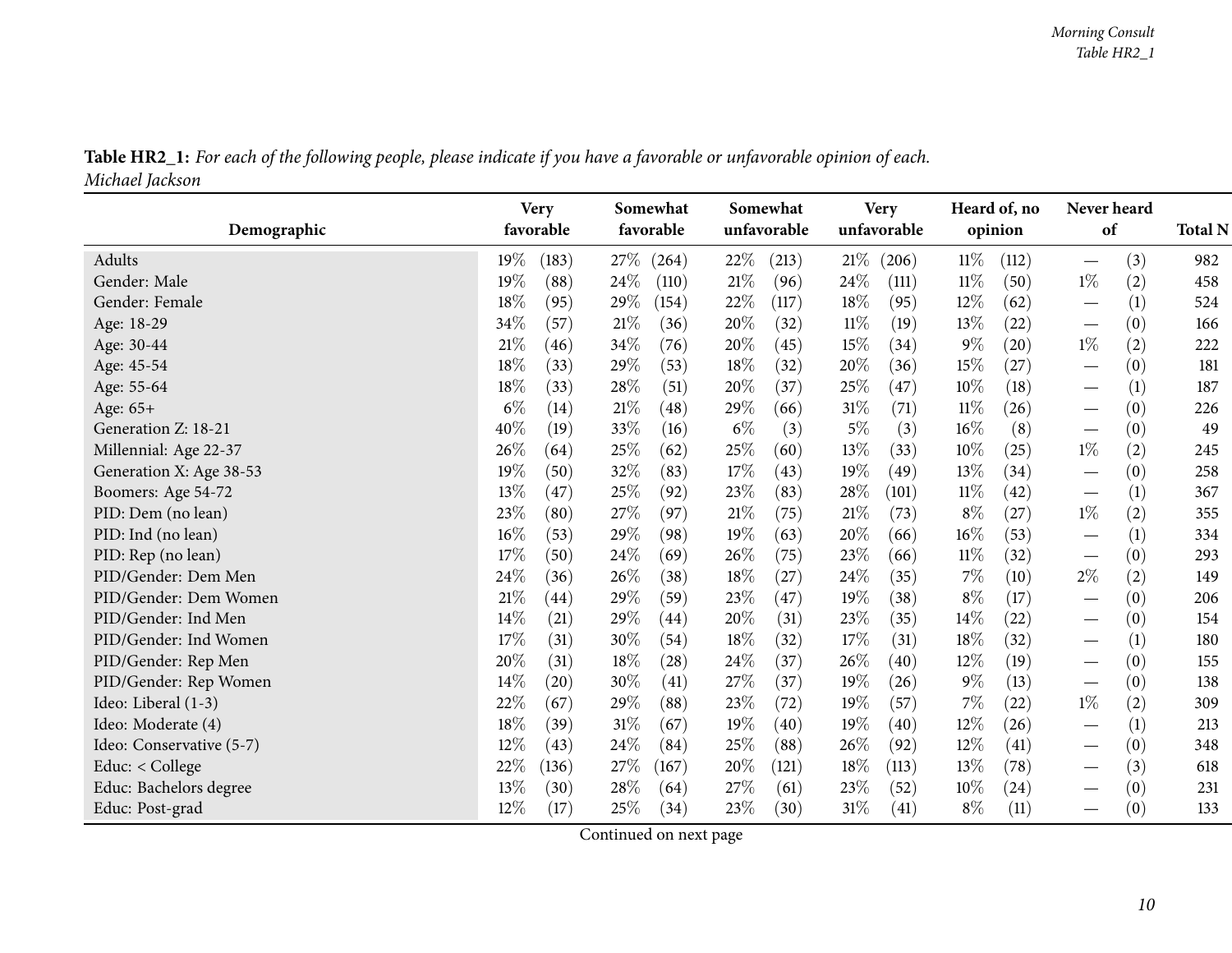**Table HR2_1:** *For each of the following people, please indicate if you have a favorable or unfavorable opinion of each.*
*Michael Jackson*

| Demographic | Very favorable | | Somewhat favorable | | Somewhat unfavorable | | Very unfavorable | | Heard of, no opinion | | Never heard of | | Total N |
|---|---|---|---|---|---|---|---|---|---|---|---|---|---|
| Adults | 19% | (183) | 27% | (264) | 22% | (213) | 21% | (206) | 11% | (112) | — | (3) | 982 |
| Gender: Male | 19% | (88) | 24% | (110) | 21% | (96) | 24% | (111) | 11% | (50) | 1% | (2) | 458 |
| Gender: Female | 18% | (95) | 29% | (154) | 22% | (117) | 18% | (95) | 12% | (62) | — | (1) | 524 |
| Age: 18-29 | 34% | (57) | 21% | (36) | 20% | (32) | 11% | (19) | 13% | (22) | — | (0) | 166 |
| Age: 30-44 | 21% | (46) | 34% | (76) | 20% | (45) | 15% | (34) | 9% | (20) | 1% | (2) | 222 |
| Age: 45-54 | 18% | (33) | 29% | (53) | 18% | (32) | 20% | (36) | 15% | (27) | — | (0) | 181 |
| Age: 55-64 | 18% | (33) | 28% | (51) | 20% | (37) | 25% | (47) | 10% | (18) | — | (1) | 187 |
| Age: 65+ | 6% | (14) | 21% | (48) | 29% | (66) | 31% | (71) | 11% | (26) | — | (0) | 226 |
| Generation Z: 18-21 | 40% | (19) | 33% | (16) | 6% | (3) | 5% | (3) | 16% | (8) | — | (0) | 49 |
| Millennial: Age 22-37 | 26% | (64) | 25% | (62) | 25% | (60) | 13% | (33) | 10% | (25) | 1% | (2) | 245 |
| Generation X: Age 38-53 | 19% | (50) | 32% | (83) | 17% | (43) | 19% | (49) | 13% | (34) | — | (0) | 258 |
| Boomers: Age 54-72 | 13% | (47) | 25% | (92) | 23% | (83) | 28% | (101) | 11% | (42) | — | (1) | 367 |
| PID: Dem (no lean) | 23% | (80) | 27% | (97) | 21% | (75) | 21% | (73) | 8% | (27) | 1% | (2) | 355 |
| PID: Ind (no lean) | 16% | (53) | 29% | (98) | 19% | (63) | 20% | (66) | 16% | (53) | — | (1) | 334 |
| PID: Rep (no lean) | 17% | (50) | 24% | (69) | 26% | (75) | 23% | (66) | 11% | (32) | — | (0) | 293 |
| PID/Gender: Dem Men | 24% | (36) | 26% | (38) | 18% | (27) | 24% | (35) | 7% | (10) | 2% | (2) | 149 |
| PID/Gender: Dem Women | 21% | (44) | 29% | (59) | 23% | (47) | 19% | (38) | 8% | (17) | — | (0) | 206 |
| PID/Gender: Ind Men | 14% | (21) | 29% | (44) | 20% | (31) | 23% | (35) | 14% | (22) | — | (0) | 154 |
| PID/Gender: Ind Women | 17% | (31) | 30% | (54) | 18% | (32) | 17% | (31) | 18% | (32) | — | (1) | 180 |
| PID/Gender: Rep Men | 20% | (31) | 18% | (28) | 24% | (37) | 26% | (40) | 12% | (19) | — | (0) | 155 |
| PID/Gender: Rep Women | 14% | (20) | 30% | (41) | 27% | (37) | 19% | (26) | 9% | (13) | — | (0) | 138 |
| Ideo: Liberal (1-3) | 22% | (67) | 29% | (88) | 23% | (72) | 19% | (57) | 7% | (22) | 1% | (2) | 309 |
| Ideo: Moderate (4) | 18% | (39) | 31% | (67) | 19% | (40) | 19% | (40) | 12% | (26) | — | (1) | 213 |
| Ideo: Conservative (5-7) | 12% | (43) | 24% | (84) | 25% | (88) | 26% | (92) | 12% | (41) | — | (0) | 348 |
| Educ: < College | 22% | (136) | 27% | (167) | 20% | (121) | 18% | (113) | 13% | (78) | — | (3) | 618 |
| Educ: Bachelors degree | 13% | (30) | 28% | (64) | 27% | (61) | 23% | (52) | 10% | (24) | — | (0) | 231 |
| Educ: Post-grad | 12% | (17) | 25% | (34) | 23% | (30) | 31% | (41) | 8% | (11) | — | (0) | 133 |

Continued on next page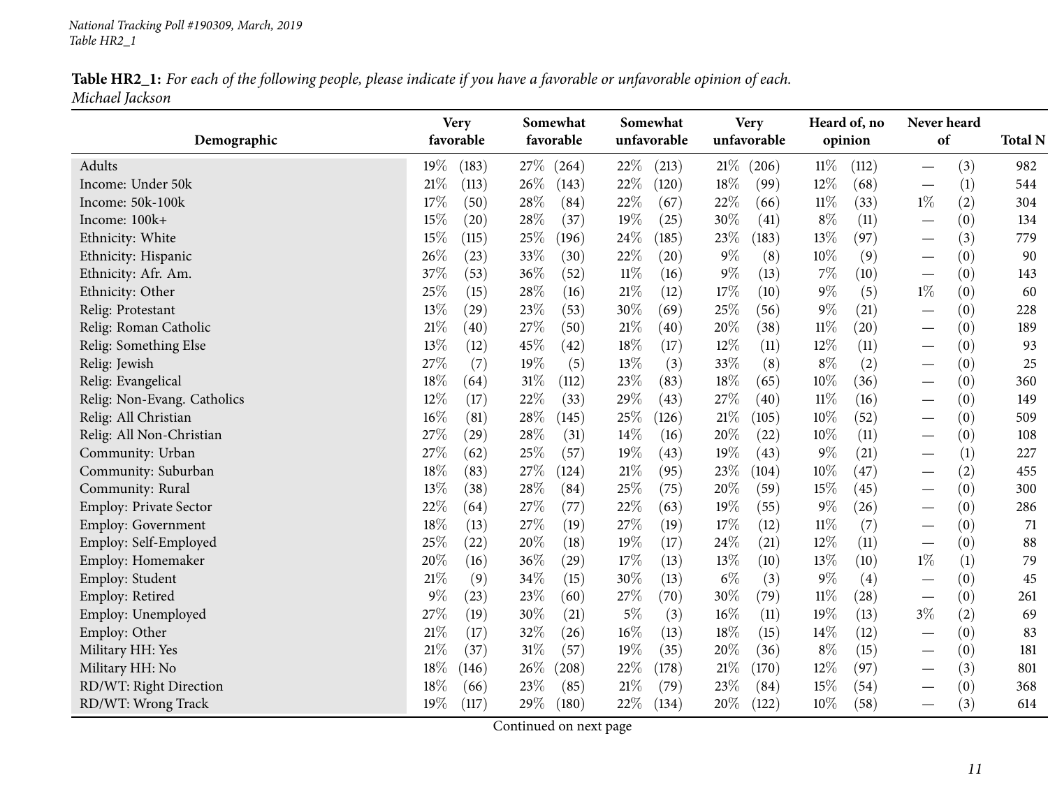**Table HR2_1:** *For each of the following people, please indicate if you have a favorable or unfavorable opinion of each. Michael Jackson*

| Demographic | Very favorable | | Somewhat favorable | | Somewhat unfavorable | | Very unfavorable | | Heard of, no opinion | | Never heard of | | Total N |
|---|---|---|---|---|---|---|---|---|---|---|---|---|---|
| Adults | 19% | (183) | 27% | (264) | 22% | (213) | 21% | (206) | 11% | (112) | — | (3) | 982 |
| Income: Under 50k | 21% | (113) | 26% | (143) | 22% | (120) | 18% | (99) | 12% | (68) | — | (1) | 544 |
| Income: 50k-100k | 17% | (50) | 28% | (84) | 22% | (67) | 22% | (66) | 11% | (33) | 1% | (2) | 304 |
| Income: 100k+ | 15% | (20) | 28% | (37) | 19% | (25) | 30% | (41) | 8% | (11) | — | (0) | 134 |
| Ethnicity: White | 15% | (115) | 25% | (196) | 24% | (185) | 23% | (183) | 13% | (97) | — | (3) | 779 |
| Ethnicity: Hispanic | 26% | (23) | 33% | (30) | 22% | (20) | 9% | (8) | 10% | (9) | — | (0) | 90 |
| Ethnicity: Afr. Am. | 37% | (53) | 36% | (52) | 11% | (16) | 9% | (13) | 7% | (10) | — | (0) | 143 |
| Ethnicity: Other | 25% | (15) | 28% | (16) | 21% | (12) | 17% | (10) | 9% | (5) | 1% | (0) | 60 |
| Relig: Protestant | 13% | (29) | 23% | (53) | 30% | (69) | 25% | (56) | 9% | (21) | — | (0) | 228 |
| Relig: Roman Catholic | 21% | (40) | 27% | (50) | 21% | (40) | 20% | (38) | 11% | (20) | — | (0) | 189 |
| Relig: Something Else | 13% | (12) | 45% | (42) | 18% | (17) | 12% | (11) | 12% | (11) | — | (0) | 93 |
| Relig: Jewish | 27% | (7) | 19% | (5) | 13% | (3) | 33% | (8) | 8% | (2) | — | (0) | 25 |
| Relig: Evangelical | 18% | (64) | 31% | (112) | 23% | (83) | 18% | (65) | 10% | (36) | — | (0) | 360 |
| Relig: Non-Evang. Catholics | 12% | (17) | 22% | (33) | 29% | (43) | 27% | (40) | 11% | (16) | — | (0) | 149 |
| Relig: All Christian | 16% | (81) | 28% | (145) | 25% | (126) | 21% | (105) | 10% | (52) | — | (0) | 509 |
| Relig: All Non-Christian | 27% | (29) | 28% | (31) | 14% | (16) | 20% | (22) | 10% | (11) | — | (0) | 108 |
| Community: Urban | 27% | (62) | 25% | (57) | 19% | (43) | 19% | (43) | 9% | (21) | — | (1) | 227 |
| Community: Suburban | 18% | (83) | 27% | (124) | 21% | (95) | 23% | (104) | 10% | (47) | — | (2) | 455 |
| Community: Rural | 13% | (38) | 28% | (84) | 25% | (75) | 20% | (59) | 15% | (45) | — | (0) | 300 |
| Employ: Private Sector | 22% | (64) | 27% | (77) | 22% | (63) | 19% | (55) | 9% | (26) | — | (0) | 286 |
| Employ: Government | 18% | (13) | 27% | (19) | 27% | (19) | 17% | (12) | 11% | (7) | — | (0) | 71 |
| Employ: Self-Employed | 25% | (22) | 20% | (18) | 19% | (17) | 24% | (21) | 12% | (11) | — | (0) | 88 |
| Employ: Homemaker | 20% | (16) | 36% | (29) | 17% | (13) | 13% | (10) | 13% | (10) | 1% | (1) | 79 |
| Employ: Student | 21% | (9) | 34% | (15) | 30% | (13) | 6% | (3) | 9% | (4) | — | (0) | 45 |
| Employ: Retired | 9% | (23) | 23% | (60) | 27% | (70) | 30% | (79) | 11% | (28) | — | (0) | 261 |
| Employ: Unemployed | 27% | (19) | 30% | (21) | 5% | (3) | 16% | (11) | 19% | (13) | 3% | (2) | 69 |
| Employ: Other | 21% | (17) | 32% | (26) | 16% | (13) | 18% | (15) | 14% | (12) | — | (0) | 83 |
| Military HH: Yes | 21% | (37) | 31% | (57) | 19% | (35) | 20% | (36) | 8% | (15) | — | (0) | 181 |
| Military HH: No | 18% | (146) | 26% | (208) | 22% | (178) | 21% | (170) | 12% | (97) | — | (3) | 801 |
| RD/WT: Right Direction | 18% | (66) | 23% | (85) | 21% | (79) | 23% | (84) | 15% | (54) | — | (0) | 368 |
| RD/WT: Wrong Track | 19% | (117) | 29% | (180) | 22% | (134) | 20% | (122) | 10% | (58) | — | (3) | 614 |

Continued on next page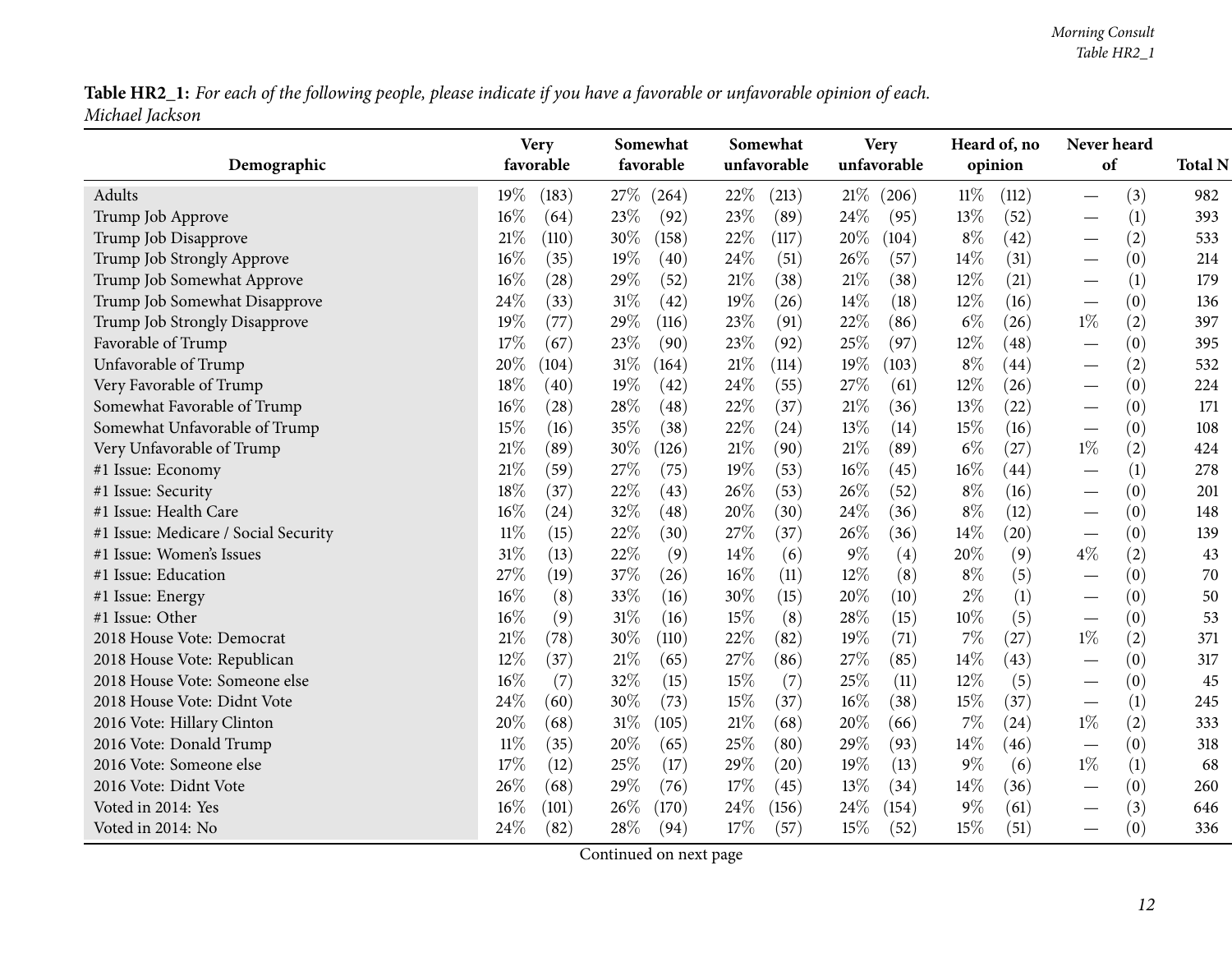**Table HR2_1:** *For each of the following people, please indicate if you have a favorable or unfavorable opinion of each.*
*Michael Jackson*

| Demographic | Very favorable | | Somewhat favorable | | Somewhat unfavorable | | Very unfavorable | | Heard of, no opinion | | Never heard of | | Total N |
|---|---|---|---|---|---|---|---|---|---|---|---|---|---|
| Adults | 19% | (183) | 27% | (264) | 22% | (213) | 21% | (206) | 11% | (112) | — | (3) | 982 |
| Trump Job Approve | 16% | (64) | 23% | (92) | 23% | (89) | 24% | (95) | 13% | (52) | — | (1) | 393 |
| Trump Job Disapprove | 21% | (110) | 30% | (158) | 22% | (117) | 20% | (104) | 8% | (42) | — | (2) | 533 |
| Trump Job Strongly Approve | 16% | (35) | 19% | (40) | 24% | (51) | 26% | (57) | 14% | (31) | — | (0) | 214 |
| Trump Job Somewhat Approve | 16% | (28) | 29% | (52) | 21% | (38) | 21% | (38) | 12% | (21) | — | (1) | 179 |
| Trump Job Somewhat Disapprove | 24% | (33) | 31% | (42) | 19% | (26) | 14% | (18) | 12% | (16) | — | (0) | 136 |
| Trump Job Strongly Disapprove | 19% | (77) | 29% | (116) | 23% | (91) | 22% | (86) | 6% | (26) | 1% | (2) | 397 |
| Favorable of Trump | 17% | (67) | 23% | (90) | 23% | (92) | 25% | (97) | 12% | (48) | — | (0) | 395 |
| Unfavorable of Trump | 20% | (104) | 31% | (164) | 21% | (114) | 19% | (103) | 8% | (44) | — | (2) | 532 |
| Very Favorable of Trump | 18% | (40) | 19% | (42) | 24% | (55) | 27% | (61) | 12% | (26) | — | (0) | 224 |
| Somewhat Favorable of Trump | 16% | (28) | 28% | (48) | 22% | (37) | 21% | (36) | 13% | (22) | — | (0) | 171 |
| Somewhat Unfavorable of Trump | 15% | (16) | 35% | (38) | 22% | (24) | 13% | (14) | 15% | (16) | — | (0) | 108 |
| Very Unfavorable of Trump | 21% | (89) | 30% | (126) | 21% | (90) | 21% | (89) | 6% | (27) | 1% | (2) | 424 |
| #1 Issue: Economy | 21% | (59) | 27% | (75) | 19% | (53) | 16% | (45) | 16% | (44) | — | (1) | 278 |
| #1 Issue: Security | 18% | (37) | 22% | (43) | 26% | (53) | 26% | (52) | 8% | (16) | — | (0) | 201 |
| #1 Issue: Health Care | 16% | (24) | 32% | (48) | 20% | (30) | 24% | (36) | 8% | (12) | — | (0) | 148 |
| #1 Issue: Medicare / Social Security | 11% | (15) | 22% | (30) | 27% | (37) | 26% | (36) | 14% | (20) | — | (0) | 139 |
| #1 Issue: Women's Issues | 31% | (13) | 22% | (9) | 14% | (6) | 9% | (4) | 20% | (9) | 4% | (2) | 43 |
| #1 Issue: Education | 27% | (19) | 37% | (26) | 16% | (11) | 12% | (8) | 8% | (5) | — | (0) | 70 |
| #1 Issue: Energy | 16% | (8) | 33% | (16) | 30% | (15) | 20% | (10) | 2% | (1) | — | (0) | 50 |
| #1 Issue: Other | 16% | (9) | 31% | (16) | 15% | (8) | 28% | (15) | 10% | (5) | — | (0) | 53 |
| 2018 House Vote: Democrat | 21% | (78) | 30% | (110) | 22% | (82) | 19% | (71) | 7% | (27) | 1% | (2) | 371 |
| 2018 House Vote: Republican | 12% | (37) | 21% | (65) | 27% | (86) | 27% | (85) | 14% | (43) | — | (0) | 317 |
| 2018 House Vote: Someone else | 16% | (7) | 32% | (15) | 15% | (7) | 25% | (11) | 12% | (5) | — | (0) | 45 |
| 2018 House Vote: Didnt Vote | 24% | (60) | 30% | (73) | 15% | (37) | 16% | (38) | 15% | (37) | — | (1) | 245 |
| 2016 Vote: Hillary Clinton | 20% | (68) | 31% | (105) | 21% | (68) | 20% | (66) | 7% | (24) | 1% | (2) | 333 |
| 2016 Vote: Donald Trump | 11% | (35) | 20% | (65) | 25% | (80) | 29% | (93) | 14% | (46) | — | (0) | 318 |
| 2016 Vote: Someone else | 17% | (12) | 25% | (17) | 29% | (20) | 19% | (13) | 9% | (6) | 1% | (1) | 68 |
| 2016 Vote: Didnt Vote | 26% | (68) | 29% | (76) | 17% | (45) | 13% | (34) | 14% | (36) | — | (0) | 260 |
| Voted in 2014: Yes | 16% | (101) | 26% | (170) | 24% | (156) | 24% | (154) | 9% | (61) | — | (3) | 646 |
| Voted in 2014: No | 24% | (82) | 28% | (94) | 17% | (57) | 15% | (52) | 15% | (51) | — | (0) | 336 |

Continued on next page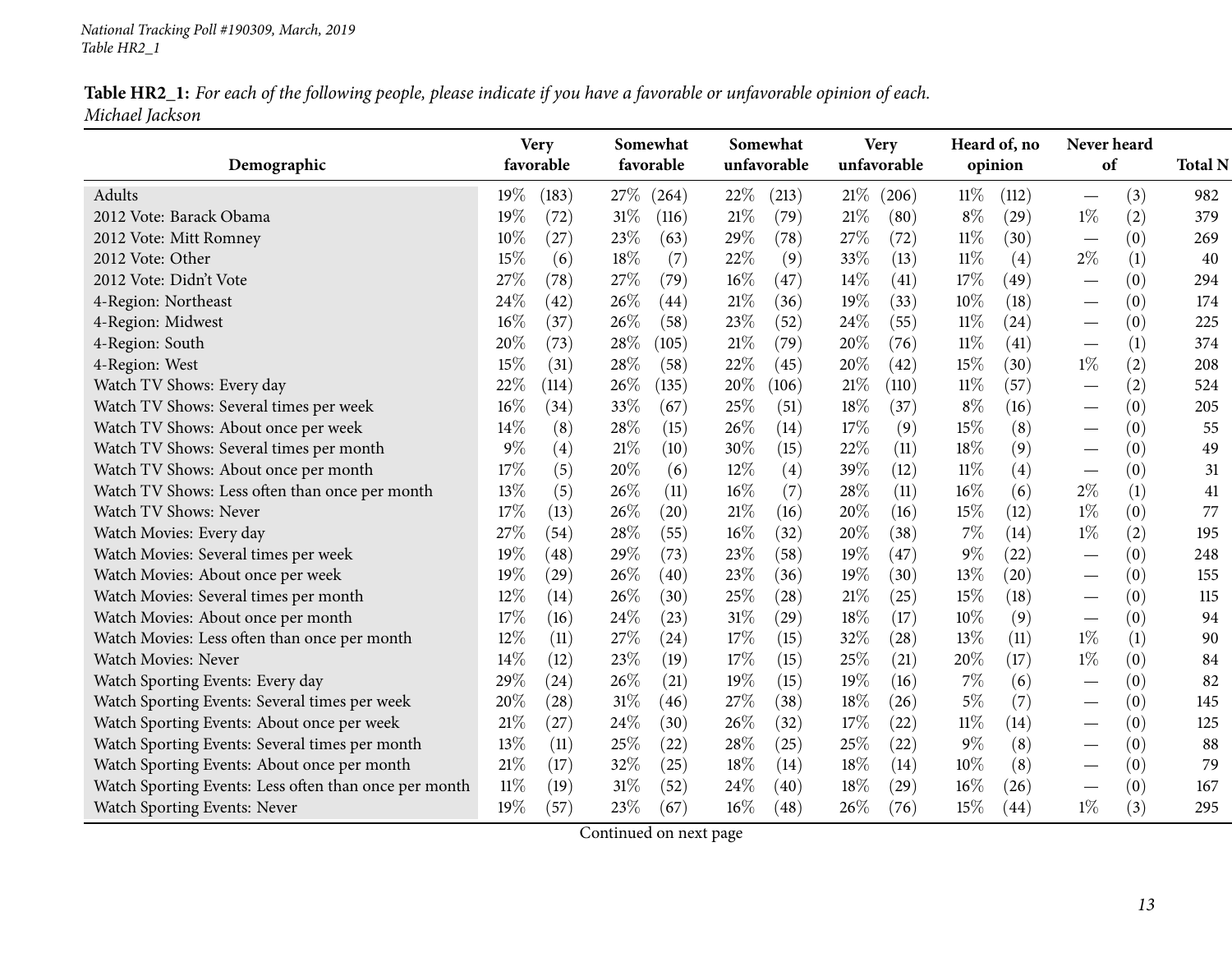**Table HR2_1:** *For each of the following people, please indicate if you have a favorable or unfavorable opinion of each. Michael Jackson*

| Demographic | Very favorable | | Somewhat favorable | | Somewhat unfavorable | | Very unfavorable | | Heard of, no opinion | | Never heard of | | Total N |
|---|---|---|---|---|---|---|---|---|---|---|---|---|---|
| Adults | 19% | (183) | 27% | (264) | 22% | (213) | 21% | (206) | 11% | (112) | — | (3) | 982 |
| 2012 Vote: Barack Obama | 19% | (72) | 31% | (116) | 21% | (79) | 21% | (80) | 8% | (29) | 1% | (2) | 379 |
| 2012 Vote: Mitt Romney | 10% | (27) | 23% | (63) | 29% | (78) | 27% | (72) | 11% | (30) | — | (0) | 269 |
| 2012 Vote: Other | 15% | (6) | 18% | (7) | 22% | (9) | 33% | (13) | 11% | (4) | 2% | (1) | 40 |
| 2012 Vote: Didn't Vote | 27% | (78) | 27% | (79) | 16% | (47) | 14% | (41) | 17% | (49) | — | (0) | 294 |
| 4-Region: Northeast | 24% | (42) | 26% | (44) | 21% | (36) | 19% | (33) | 10% | (18) | — | (0) | 174 |
| 4-Region: Midwest | 16% | (37) | 26% | (58) | 23% | (52) | 24% | (55) | 11% | (24) | — | (0) | 225 |
| 4-Region: South | 20% | (73) | 28% | (105) | 21% | (79) | 20% | (76) | 11% | (41) | — | (1) | 374 |
| 4-Region: West | 15% | (31) | 28% | (58) | 22% | (45) | 20% | (42) | 15% | (30) | 1% | (2) | 208 |
| Watch TV Shows: Every day | 22% | (114) | 26% | (135) | 20% | (106) | 21% | (110) | 11% | (57) | — | (2) | 524 |
| Watch TV Shows: Several times per week | 16% | (34) | 33% | (67) | 25% | (51) | 18% | (37) | 8% | (16) | — | (0) | 205 |
| Watch TV Shows: About once per week | 14% | (8) | 28% | (15) | 26% | (14) | 17% | (9) | 15% | (8) | — | (0) | 55 |
| Watch TV Shows: Several times per month | 9% | (4) | 21% | (10) | 30% | (15) | 22% | (11) | 18% | (9) | — | (0) | 49 |
| Watch TV Shows: About once per month | 17% | (5) | 20% | (6) | 12% | (4) | 39% | (12) | 11% | (4) | — | (0) | 31 |
| Watch TV Shows: Less often than once per month | 13% | (5) | 26% | (11) | 16% | (7) | 28% | (11) | 16% | (6) | 2% | (1) | 41 |
| Watch TV Shows: Never | 17% | (13) | 26% | (20) | 21% | (16) | 20% | (16) | 15% | (12) | 1% | (0) | 77 |
| Watch Movies: Every day | 27% | (54) | 28% | (55) | 16% | (32) | 20% | (38) | 7% | (14) | 1% | (2) | 195 |
| Watch Movies: Several times per week | 19% | (48) | 29% | (73) | 23% | (58) | 19% | (47) | 9% | (22) | — | (0) | 248 |
| Watch Movies: About once per week | 19% | (29) | 26% | (40) | 23% | (36) | 19% | (30) | 13% | (20) | — | (0) | 155 |
| Watch Movies: Several times per month | 12% | (14) | 26% | (30) | 25% | (28) | 21% | (25) | 15% | (18) | — | (0) | 115 |
| Watch Movies: About once per month | 17% | (16) | 24% | (23) | 31% | (29) | 18% | (17) | 10% | (9) | — | (0) | 94 |
| Watch Movies: Less often than once per month | 12% | (11) | 27% | (24) | 17% | (15) | 32% | (28) | 13% | (11) | 1% | (1) | 90 |
| Watch Movies: Never | 14% | (12) | 23% | (19) | 17% | (15) | 25% | (21) | 20% | (17) | 1% | (0) | 84 |
| Watch Sporting Events: Every day | 29% | (24) | 26% | (21) | 19% | (15) | 19% | (16) | 7% | (6) | — | (0) | 82 |
| Watch Sporting Events: Several times per week | 20% | (28) | 31% | (46) | 27% | (38) | 18% | (26) | 5% | (7) | — | (0) | 145 |
| Watch Sporting Events: About once per week | 21% | (27) | 24% | (30) | 26% | (32) | 17% | (22) | 11% | (14) | — | (0) | 125 |
| Watch Sporting Events: Several times per month | 13% | (11) | 25% | (22) | 28% | (25) | 25% | (22) | 9% | (8) | — | (0) | 88 |
| Watch Sporting Events: About once per month | 21% | (17) | 32% | (25) | 18% | (14) | 18% | (14) | 10% | (8) | — | (0) | 79 |
| Watch Sporting Events: Less often than once per month | 11% | (19) | 31% | (52) | 24% | (40) | 18% | (29) | 16% | (26) | — | (0) | 167 |
| Watch Sporting Events: Never | 19% | (57) | 23% | (67) | 16% | (48) | 26% | (76) | 15% | (44) | 1% | (3) | 295 |

Continued on next page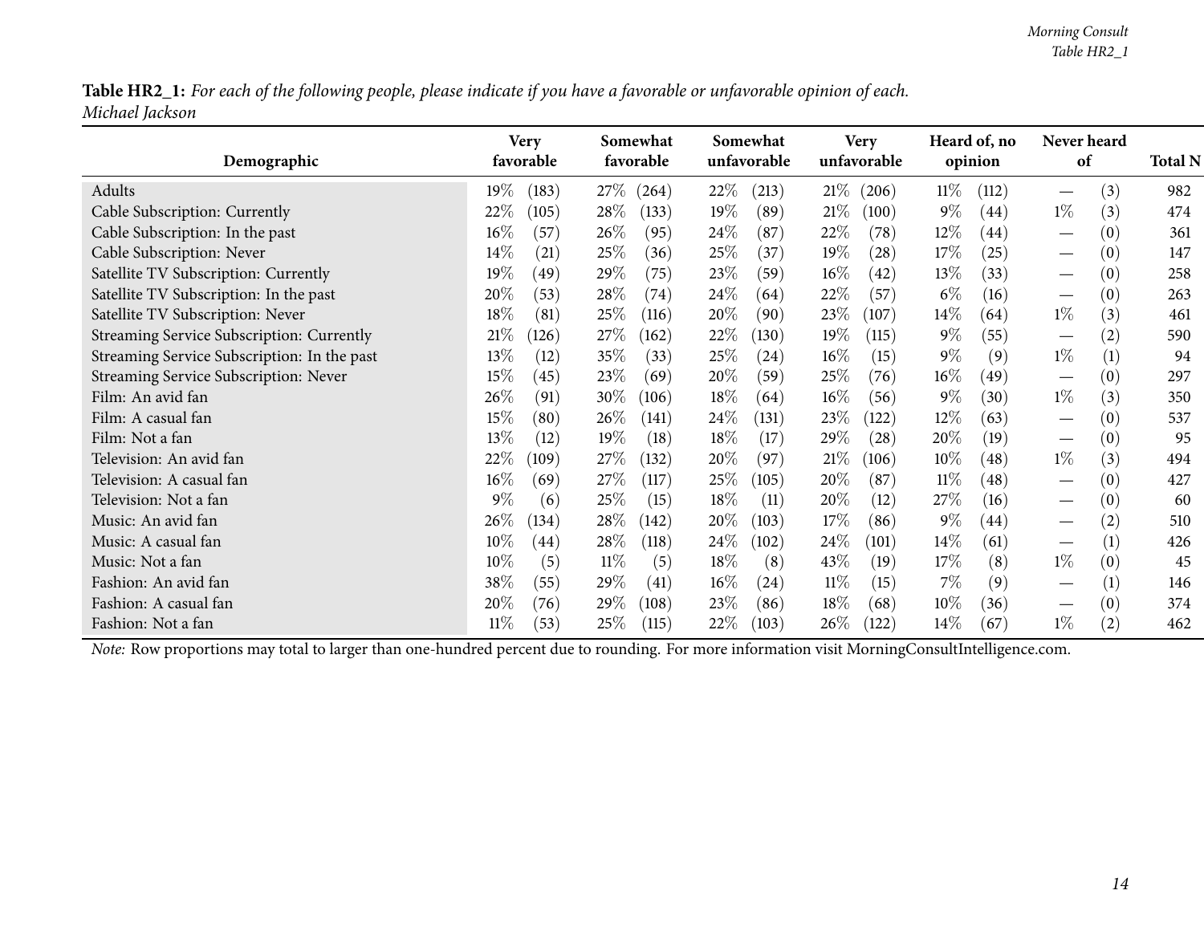**Table HR2_1:** *For each of the following people, please indicate if you have a favorable or unfavorable opinion of each.*
*Michael Jackson*

| Demographic | Very favorable | | Somewhat favorable | | Somewhat unfavorable | | Very unfavorable | | Heard of, no opinion | | Never heard of | | Total N |
|---|---|---|---|---|---|---|---|---|---|---|---|---|---|
| Adults | 19% | (183) | 27% | (264) | 22% | (213) | 21% | (206) | 11% | (112) | — | (3) | 982 |
| Cable Subscription: Currently | 22% | (105) | 28% | (133) | 19% | (89) | 21% | (100) | 9% | (44) | 1% | (3) | 474 |
| Cable Subscription: In the past | 16% | (57) | 26% | (95) | 24% | (87) | 22% | (78) | 12% | (44) | — | (0) | 361 |
| Cable Subscription: Never | 14% | (21) | 25% | (36) | 25% | (37) | 19% | (28) | 17% | (25) | — | (0) | 147 |
| Satellite TV Subscription: Currently | 19% | (49) | 29% | (75) | 23% | (59) | 16% | (42) | 13% | (33) | — | (0) | 258 |
| Satellite TV Subscription: In the past | 20% | (53) | 28% | (74) | 24% | (64) | 22% | (57) | 6% | (16) | — | (0) | 263 |
| Satellite TV Subscription: Never | 18% | (81) | 25% | (116) | 20% | (90) | 23% | (107) | 14% | (64) | 1% | (3) | 461 |
| Streaming Service Subscription: Currently | 21% | (126) | 27% | (162) | 22% | (130) | 19% | (115) | 9% | (55) | — | (2) | 590 |
| Streaming Service Subscription: In the past | 13% | (12) | 35% | (33) | 25% | (24) | 16% | (15) | 9% | (9) | 1% | (1) | 94 |
| Streaming Service Subscription: Never | 15% | (45) | 23% | (69) | 20% | (59) | 25% | (76) | 16% | (49) | — | (0) | 297 |
| Film: An avid fan | 26% | (91) | 30% | (106) | 18% | (64) | 16% | (56) | 9% | (30) | 1% | (3) | 350 |
| Film: A casual fan | 15% | (80) | 26% | (141) | 24% | (131) | 23% | (122) | 12% | (63) | — | (0) | 537 |
| Film: Not a fan | 13% | (12) | 19% | (18) | 18% | (17) | 29% | (28) | 20% | (19) | — | (0) | 95 |
| Television: An avid fan | 22% | (109) | 27% | (132) | 20% | (97) | 21% | (106) | 10% | (48) | 1% | (3) | 494 |
| Television: A casual fan | 16% | (69) | 27% | (117) | 25% | (105) | 20% | (87) | 11% | (48) | — | (0) | 427 |
| Television: Not a fan | 9% | (6) | 25% | (15) | 18% | (11) | 20% | (12) | 27% | (16) | — | (0) | 60 |
| Music: An avid fan | 26% | (134) | 28% | (142) | 20% | (103) | 17% | (86) | 9% | (44) | — | (2) | 510 |
| Music: A casual fan | 10% | (44) | 28% | (118) | 24% | (102) | 24% | (101) | 14% | (61) | — | (1) | 426 |
| Music: Not a fan | 10% | (5) | 11% | (5) | 18% | (8) | 43% | (19) | 17% | (8) | 1% | (0) | 45 |
| Fashion: An avid fan | 38% | (55) | 29% | (41) | 16% | (24) | 11% | (15) | 7% | (9) | — | (1) | 146 |
| Fashion: A casual fan | 20% | (76) | 29% | (108) | 23% | (86) | 18% | (68) | 10% | (36) | — | (0) | 374 |
| Fashion: Not a fan | 11% | (53) | 25% | (115) | 22% | (103) | 26% | (122) | 14% | (67) | 1% | (2) | 462 |

*Note:* Row proportions may total to larger than one-hundred percent due to rounding. For more information visit MorningConsultIntelligence.com.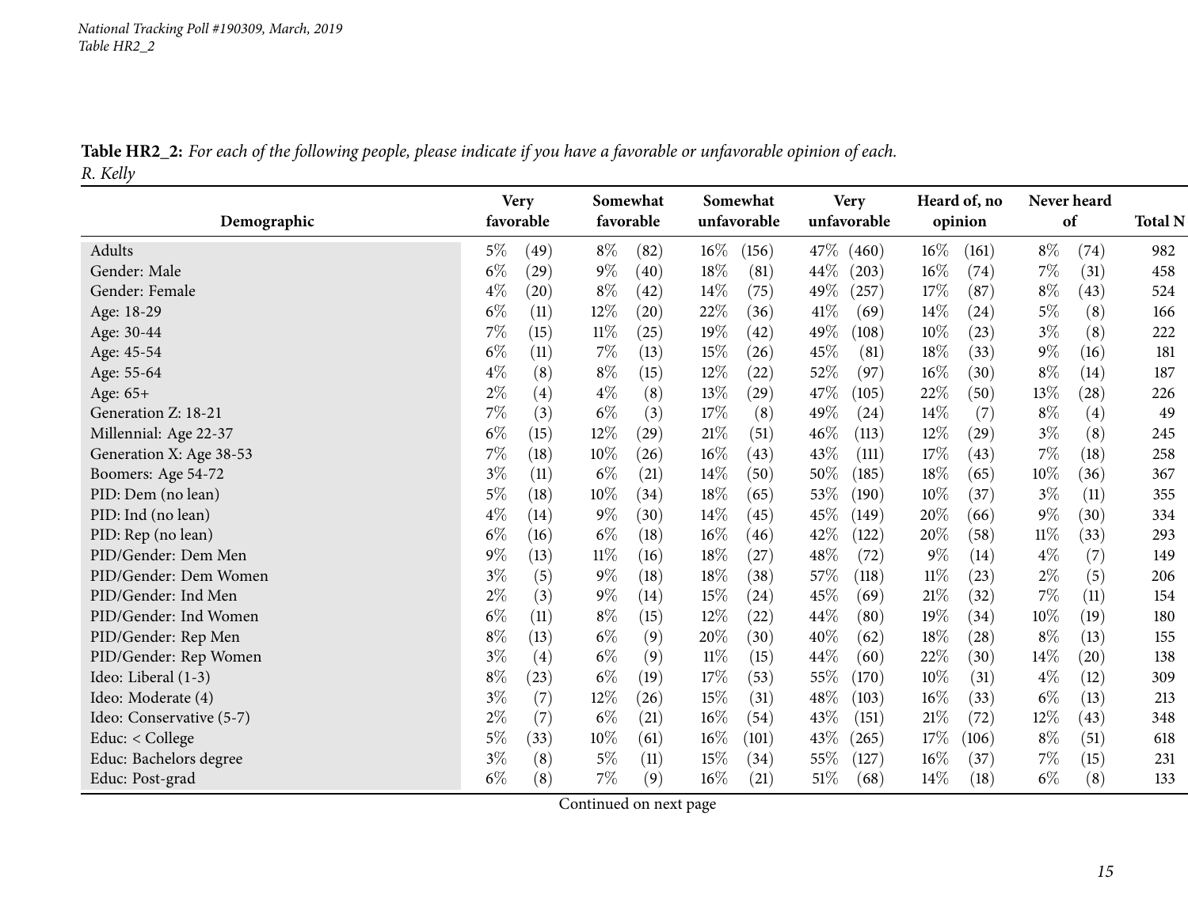**Table HR2_2:** *For each of the following people, please indicate if you have a favorable or unfavorable opinion of each.*
*R. Kelly*

| Demographic | Very favorable | | Somewhat favorable | | Somewhat unfavorable | | Very unfavorable | | Heard of, no opinion | | Never heard of | | Total N |
|---|---|---|---|---|---|---|---|---|---|---|---|---|---|
| Adults | 5% | (49) | 8% | (82) | 16% | (156) | 47% | (460) | 16% | (161) | 8% | (74) | 982 |
| Gender: Male | 6% | (29) | 9% | (40) | 18% | (81) | 44% | (203) | 16% | (74) | 7% | (31) | 458 |
| Gender: Female | 4% | (20) | 8% | (42) | 14% | (75) | 49% | (257) | 17% | (87) | 8% | (43) | 524 |
| Age: 18-29 | 6% | (11) | 12% | (20) | 22% | (36) | 41% | (69) | 14% | (24) | 5% | (8) | 166 |
| Age: 30-44 | 7% | (15) | 11% | (25) | 19% | (42) | 49% | (108) | 10% | (23) | 3% | (8) | 222 |
| Age: 45-54 | 6% | (11) | 7% | (13) | 15% | (26) | 45% | (81) | 18% | (33) | 9% | (16) | 181 |
| Age: 55-64 | 4% | (8) | 8% | (15) | 12% | (22) | 52% | (97) | 16% | (30) | 8% | (14) | 187 |
| Age: 65+ | 2% | (4) | 4% | (8) | 13% | (29) | 47% | (105) | 22% | (50) | 13% | (28) | 226 |
| Generation Z: 18-21 | 7% | (3) | 6% | (3) | 17% | (8) | 49% | (24) | 14% | (7) | 8% | (4) | 49 |
| Millennial: Age 22-37 | 6% | (15) | 12% | (29) | 21% | (51) | 46% | (113) | 12% | (29) | 3% | (8) | 245 |
| Generation X: Age 38-53 | 7% | (18) | 10% | (26) | 16% | (43) | 43% | (111) | 17% | (43) | 7% | (18) | 258 |
| Boomers: Age 54-72 | 3% | (11) | 6% | (21) | 14% | (50) | 50% | (185) | 18% | (65) | 10% | (36) | 367 |
| PID: Dem (no lean) | 5% | (18) | 10% | (34) | 18% | (65) | 53% | (190) | 10% | (37) | 3% | (11) | 355 |
| PID: Ind (no lean) | 4% | (14) | 9% | (30) | 14% | (45) | 45% | (149) | 20% | (66) | 9% | (30) | 334 |
| PID: Rep (no lean) | 6% | (16) | 6% | (18) | 16% | (46) | 42% | (122) | 20% | (58) | 11% | (33) | 293 |
| PID/Gender: Dem Men | 9% | (13) | 11% | (16) | 18% | (27) | 48% | (72) | 9% | (14) | 4% | (7) | 149 |
| PID/Gender: Dem Women | 3% | (5) | 9% | (18) | 18% | (38) | 57% | (118) | 11% | (23) | 2% | (5) | 206 |
| PID/Gender: Ind Men | 2% | (3) | 9% | (14) | 15% | (24) | 45% | (69) | 21% | (32) | 7% | (11) | 154 |
| PID/Gender: Ind Women | 6% | (11) | 8% | (15) | 12% | (22) | 44% | (80) | 19% | (34) | 10% | (19) | 180 |
| PID/Gender: Rep Men | 8% | (13) | 6% | (9) | 20% | (30) | 40% | (62) | 18% | (28) | 8% | (13) | 155 |
| PID/Gender: Rep Women | 3% | (4) | 6% | (9) | 11% | (15) | 44% | (60) | 22% | (30) | 14% | (20) | 138 |
| Ideo: Liberal (1-3) | 8% | (23) | 6% | (19) | 17% | (53) | 55% | (170) | 10% | (31) | 4% | (12) | 309 |
| Ideo: Moderate (4) | 3% | (7) | 12% | (26) | 15% | (31) | 48% | (103) | 16% | (33) | 6% | (13) | 213 |
| Ideo: Conservative (5-7) | 2% | (7) | 6% | (21) | 16% | (54) | 43% | (151) | 21% | (72) | 12% | (43) | 348 |
| Educ: < College | 5% | (33) | 10% | (61) | 16% | (101) | 43% | (265) | 17% | (106) | 8% | (51) | 618 |
| Educ: Bachelors degree | 3% | (8) | 5% | (11) | 15% | (34) | 55% | (127) | 16% | (37) | 7% | (15) | 231 |
| Educ: Post-grad | 6% | (8) | 7% | (9) | 16% | (21) | 51% | (68) | 14% | (18) | 6% | (8) | 133 |

Continued on next page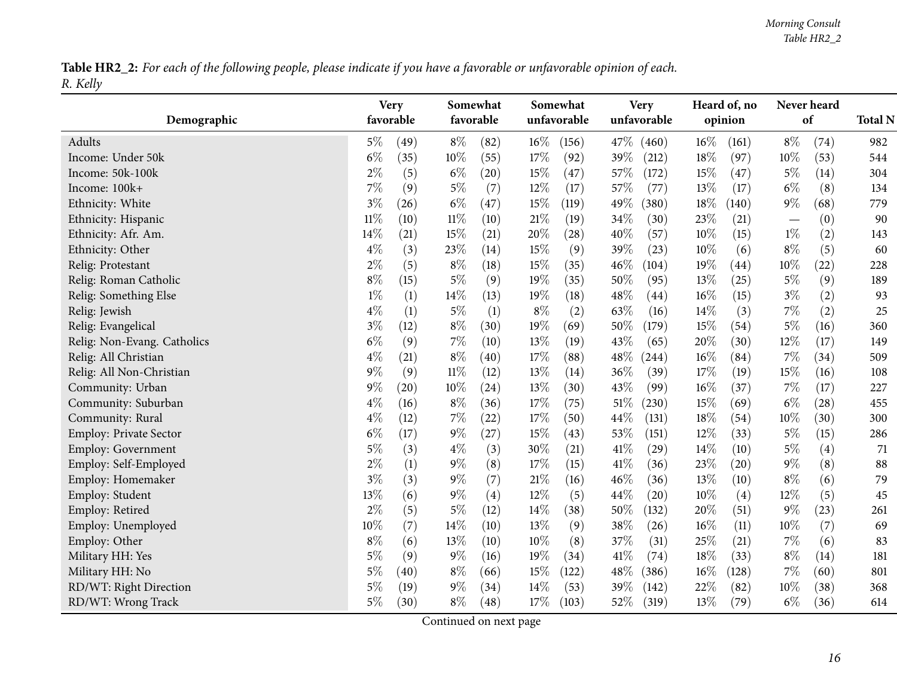**Table HR2_2:** *For each of the following people, please indicate if you have a favorable or unfavorable opinion of each.*
*R. Kelly*

| Demographic | Very favorable | | Somewhat favorable | | Somewhat unfavorable | | Very unfavorable | | Heard of, no opinion | | Never heard of | | Total N |
|---|---|---|---|---|---|---|---|---|---|---|---|---|---|
| Adults | 5% | (49) | 8% | (82) | 16% | (156) | 47% | (460) | 16% | (161) | 8% | (74) | 982 |
| Income: Under 50k | 6% | (35) | 10% | (55) | 17% | (92) | 39% | (212) | 18% | (97) | 10% | (53) | 544 |
| Income: 50k-100k | 2% | (5) | 6% | (20) | 15% | (47) | 57% | (172) | 15% | (47) | 5% | (14) | 304 |
| Income: 100k+ | 7% | (9) | 5% | (7) | 12% | (17) | 57% | (77) | 13% | (17) | 6% | (8) | 134 |
| Ethnicity: White | 3% | (26) | 6% | (47) | 15% | (119) | 49% | (380) | 18% | (140) | 9% | (68) | 779 |
| Ethnicity: Hispanic | 11% | (10) | 11% | (10) | 21% | (19) | 34% | (30) | 23% | (21) | — | (0) | 90 |
| Ethnicity: Afr. Am. | 14% | (21) | 15% | (21) | 20% | (28) | 40% | (57) | 10% | (15) | 1% | (2) | 143 |
| Ethnicity: Other | 4% | (3) | 23% | (14) | 15% | (9) | 39% | (23) | 10% | (6) | 8% | (5) | 60 |
| Relig: Protestant | 2% | (5) | 8% | (18) | 15% | (35) | 46% | (104) | 19% | (44) | 10% | (22) | 228 |
| Relig: Roman Catholic | 8% | (15) | 5% | (9) | 19% | (35) | 50% | (95) | 13% | (25) | 5% | (9) | 189 |
| Relig: Something Else | 1% | (1) | 14% | (13) | 19% | (18) | 48% | (44) | 16% | (15) | 3% | (2) | 93 |
| Relig: Jewish | 4% | (1) | 5% | (1) | 8% | (2) | 63% | (16) | 14% | (3) | 7% | (2) | 25 |
| Relig: Evangelical | 3% | (12) | 8% | (30) | 19% | (69) | 50% | (179) | 15% | (54) | 5% | (16) | 360 |
| Relig: Non-Evang. Catholics | 6% | (9) | 7% | (10) | 13% | (19) | 43% | (65) | 20% | (30) | 12% | (17) | 149 |
| Relig: All Christian | 4% | (21) | 8% | (40) | 17% | (88) | 48% | (244) | 16% | (84) | 7% | (34) | 509 |
| Relig: All Non-Christian | 9% | (9) | 11% | (12) | 13% | (14) | 36% | (39) | 17% | (19) | 15% | (16) | 108 |
| Community: Urban | 9% | (20) | 10% | (24) | 13% | (30) | 43% | (99) | 16% | (37) | 7% | (17) | 227 |
| Community: Suburban | 4% | (16) | 8% | (36) | 17% | (75) | 51% | (230) | 15% | (69) | 6% | (28) | 455 |
| Community: Rural | 4% | (12) | 7% | (22) | 17% | (50) | 44% | (131) | 18% | (54) | 10% | (30) | 300 |
| Employ: Private Sector | 6% | (17) | 9% | (27) | 15% | (43) | 53% | (151) | 12% | (33) | 5% | (15) | 286 |
| Employ: Government | 5% | (3) | 4% | (3) | 30% | (21) | 41% | (29) | 14% | (10) | 5% | (4) | 71 |
| Employ: Self-Employed | 2% | (1) | 9% | (8) | 17% | (15) | 41% | (36) | 23% | (20) | 9% | (8) | 88 |
| Employ: Homemaker | 3% | (3) | 9% | (7) | 21% | (16) | 46% | (36) | 13% | (10) | 8% | (6) | 79 |
| Employ: Student | 13% | (6) | 9% | (4) | 12% | (5) | 44% | (20) | 10% | (4) | 12% | (5) | 45 |
| Employ: Retired | 2% | (5) | 5% | (12) | 14% | (38) | 50% | (132) | 20% | (51) | 9% | (23) | 261 |
| Employ: Unemployed | 10% | (7) | 14% | (10) | 13% | (9) | 38% | (26) | 16% | (11) | 10% | (7) | 69 |
| Employ: Other | 8% | (6) | 13% | (10) | 10% | (8) | 37% | (31) | 25% | (21) | 7% | (6) | 83 |
| Military HH: Yes | 5% | (9) | 9% | (16) | 19% | (34) | 41% | (74) | 18% | (33) | 8% | (14) | 181 |
| Military HH: No | 5% | (40) | 8% | (66) | 15% | (122) | 48% | (386) | 16% | (128) | 7% | (60) | 801 |
| RD/WT: Right Direction | 5% | (19) | 9% | (34) | 14% | (53) | 39% | (142) | 22% | (82) | 10% | (38) | 368 |
| RD/WT: Wrong Track | 5% | (30) | 8% | (48) | 17% | (103) | 52% | (319) | 13% | (79) | 6% | (36) | 614 |

Continued on next page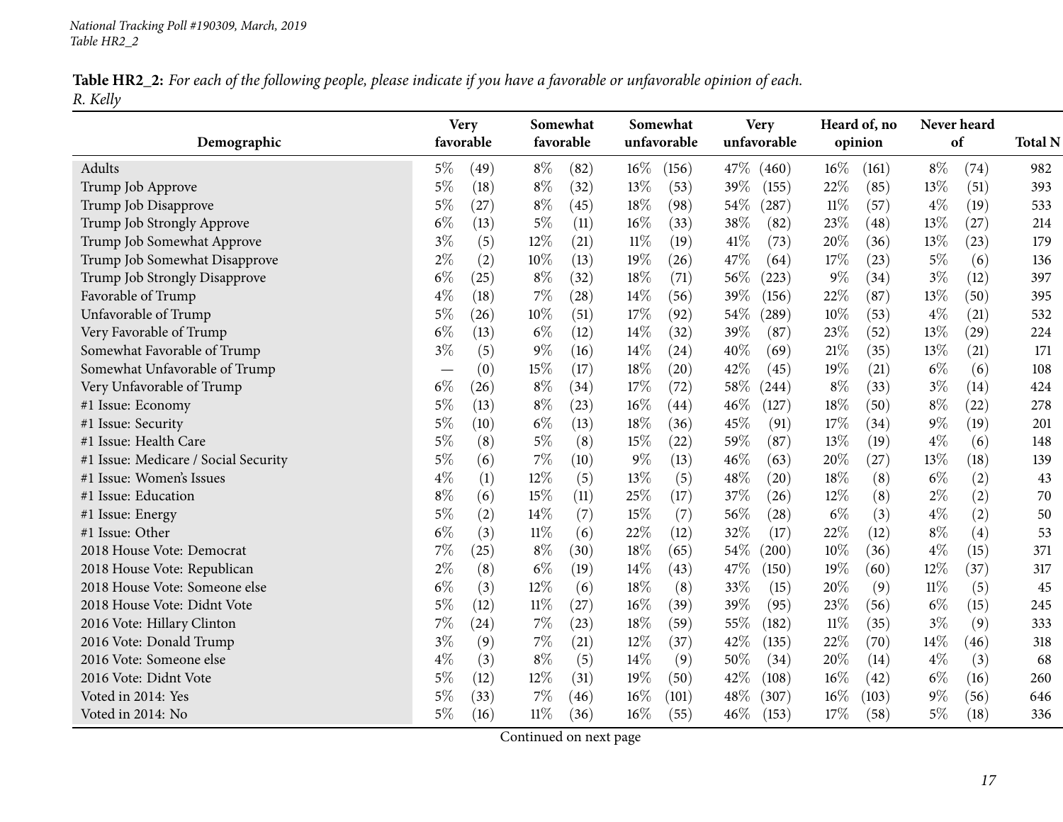**Table HR2_2:** *For each of the following people, please indicate if you have a favorable or unfavorable opinion of each.*
*R. Kelly*

| Demographic | Very favorable | Somewhat favorable | Somewhat unfavorable | Very unfavorable | Heard of, no opinion | Never heard of | Total N |
|---|---|---|---|---|---|---|---|
| Adults | 5% (49) | 8% (82) | 16% (156) | 47% (460) | 16% (161) | 8% (74) | 982 |
| Trump Job Approve | 5% (18) | 8% (32) | 13% (53) | 39% (155) | 22% (85) | 13% (51) | 393 |
| Trump Job Disapprove | 5% (27) | 8% (45) | 18% (98) | 54% (287) | 11% (57) | 4% (19) | 533 |
| Trump Job Strongly Approve | 6% (13) | 5% (11) | 16% (33) | 38% (82) | 23% (48) | 13% (27) | 214 |
| Trump Job Somewhat Approve | 3% (5) | 12% (21) | 11% (19) | 41% (73) | 20% (36) | 13% (23) | 179 |
| Trump Job Somewhat Disapprove | 2% (2) | 10% (13) | 19% (26) | 47% (64) | 17% (23) | 5% (6) | 136 |
| Trump Job Strongly Disapprove | 6% (25) | 8% (32) | 18% (71) | 56% (223) | 9% (34) | 3% (12) | 397 |
| Favorable of Trump | 4% (18) | 7% (28) | 14% (56) | 39% (156) | 22% (87) | 13% (50) | 395 |
| Unfavorable of Trump | 5% (26) | 10% (51) | 17% (92) | 54% (289) | 10% (53) | 4% (21) | 532 |
| Very Favorable of Trump | 6% (13) | 6% (12) | 14% (32) | 39% (87) | 23% (52) | 13% (29) | 224 |
| Somewhat Favorable of Trump | 3% (5) | 9% (16) | 14% (24) | 40% (69) | 21% (35) | 13% (21) | 171 |
| Somewhat Unfavorable of Trump | — (0) | 15% (17) | 18% (20) | 42% (45) | 19% (21) | 6% (6) | 108 |
| Very Unfavorable of Trump | 6% (26) | 8% (34) | 17% (72) | 58% (244) | 8% (33) | 3% (14) | 424 |
| #1 Issue: Economy | 5% (13) | 8% (23) | 16% (44) | 46% (127) | 18% (50) | 8% (22) | 278 |
| #1 Issue: Security | 5% (10) | 6% (13) | 18% (36) | 45% (91) | 17% (34) | 9% (19) | 201 |
| #1 Issue: Health Care | 5% (8) | 5% (8) | 15% (22) | 59% (87) | 13% (19) | 4% (6) | 148 |
| #1 Issue: Medicare / Social Security | 5% (6) | 7% (10) | 9% (13) | 46% (63) | 20% (27) | 13% (18) | 139 |
| #1 Issue: Women's Issues | 4% (1) | 12% (5) | 13% (5) | 48% (20) | 18% (8) | 6% (2) | 43 |
| #1 Issue: Education | 8% (6) | 15% (11) | 25% (17) | 37% (26) | 12% (8) | 2% (2) | 70 |
| #1 Issue: Energy | 5% (2) | 14% (7) | 15% (7) | 56% (28) | 6% (3) | 4% (2) | 50 |
| #1 Issue: Other | 6% (3) | 11% (6) | 22% (12) | 32% (17) | 22% (12) | 8% (4) | 53 |
| 2018 House Vote: Democrat | 7% (25) | 8% (30) | 18% (65) | 54% (200) | 10% (36) | 4% (15) | 371 |
| 2018 House Vote: Republican | 2% (8) | 6% (19) | 14% (43) | 47% (150) | 19% (60) | 12% (37) | 317 |
| 2018 House Vote: Someone else | 6% (3) | 12% (6) | 18% (8) | 33% (15) | 20% (9) | 11% (5) | 45 |
| 2018 House Vote: Didnt Vote | 5% (12) | 11% (27) | 16% (39) | 39% (95) | 23% (56) | 6% (15) | 245 |
| 2016 Vote: Hillary Clinton | 7% (24) | 7% (23) | 18% (59) | 55% (182) | 11% (35) | 3% (9) | 333 |
| 2016 Vote: Donald Trump | 3% (9) | 7% (21) | 12% (37) | 42% (135) | 22% (70) | 14% (46) | 318 |
| 2016 Vote: Someone else | 4% (3) | 8% (5) | 14% (9) | 50% (34) | 20% (14) | 4% (3) | 68 |
| 2016 Vote: Didnt Vote | 5% (12) | 12% (31) | 19% (50) | 42% (108) | 16% (42) | 6% (16) | 260 |
| Voted in 2014: Yes | 5% (33) | 7% (46) | 16% (101) | 48% (307) | 16% (103) | 9% (56) | 646 |
| Voted in 2014: No | 5% (16) | 11% (36) | 16% (55) | 46% (153) | 17% (58) | 5% (18) | 336 |

Continued on next page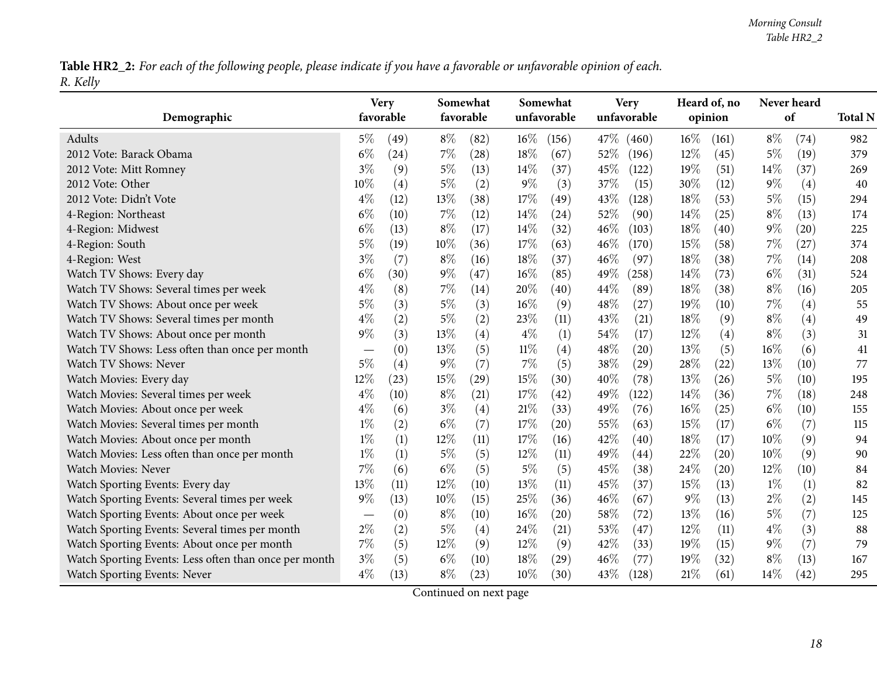**Table HR2_2:** *For each of the following people, please indicate if you have a favorable or unfavorable opinion of each.*
*R. Kelly*

| Demographic | Very favorable | | Somewhat favorable | | Somewhat unfavorable | | Very unfavorable | | Heard of, no opinion | | Never heard of | | Total N |
|---|---|---|---|---|---|---|---|---|---|---|---|---|---|
| Adults | 5% | (49) | 8% | (82) | 16% | (156) | 47% | (460) | 16% | (161) | 8% | (74) | 982 |
| 2012 Vote: Barack Obama | 6% | (24) | 7% | (28) | 18% | (67) | 52% | (196) | 12% | (45) | 5% | (19) | 379 |
| 2012 Vote: Mitt Romney | 3% | (9) | 5% | (13) | 14% | (37) | 45% | (122) | 19% | (51) | 14% | (37) | 269 |
| 2012 Vote: Other | 10% | (4) | 5% | (2) | 9% | (3) | 37% | (15) | 30% | (12) | 9% | (4) | 40 |
| 2012 Vote: Didn't Vote | 4% | (12) | 13% | (38) | 17% | (49) | 43% | (128) | 18% | (53) | 5% | (15) | 294 |
| 4-Region: Northeast | 6% | (10) | 7% | (12) | 14% | (24) | 52% | (90) | 14% | (25) | 8% | (13) | 174 |
| 4-Region: Midwest | 6% | (13) | 8% | (17) | 14% | (32) | 46% | (103) | 18% | (40) | 9% | (20) | 225 |
| 4-Region: South | 5% | (19) | 10% | (36) | 17% | (63) | 46% | (170) | 15% | (58) | 7% | (27) | 374 |
| 4-Region: West | 3% | (7) | 8% | (16) | 18% | (37) | 46% | (97) | 18% | (38) | 7% | (14) | 208 |
| Watch TV Shows: Every day | 6% | (30) | 9% | (47) | 16% | (85) | 49% | (258) | 14% | (73) | 6% | (31) | 524 |
| Watch TV Shows: Several times per week | 4% | (8) | 7% | (14) | 20% | (40) | 44% | (89) | 18% | (38) | 8% | (16) | 205 |
| Watch TV Shows: About once per week | 5% | (3) | 5% | (3) | 16% | (9) | 48% | (27) | 19% | (10) | 7% | (4) | 55 |
| Watch TV Shows: Several times per month | 4% | (2) | 5% | (2) | 23% | (11) | 43% | (21) | 18% | (9) | 8% | (4) | 49 |
| Watch TV Shows: About once per month | 9% | (3) | 13% | (4) | 4% | (1) | 54% | (17) | 12% | (4) | 8% | (3) | 31 |
| Watch TV Shows: Less often than once per month | — | (0) | 13% | (5) | 11% | (4) | 48% | (20) | 13% | (5) | 16% | (6) | 41 |
| Watch TV Shows: Never | 5% | (4) | 9% | (7) | 7% | (5) | 38% | (29) | 28% | (22) | 13% | (10) | 77 |
| Watch Movies: Every day | 12% | (23) | 15% | (29) | 15% | (30) | 40% | (78) | 13% | (26) | 5% | (10) | 195 |
| Watch Movies: Several times per week | 4% | (10) | 8% | (21) | 17% | (42) | 49% | (122) | 14% | (36) | 7% | (18) | 248 |
| Watch Movies: About once per week | 4% | (6) | 3% | (4) | 21% | (33) | 49% | (76) | 16% | (25) | 6% | (10) | 155 |
| Watch Movies: Several times per month | 1% | (2) | 6% | (7) | 17% | (20) | 55% | (63) | 15% | (17) | 6% | (7) | 115 |
| Watch Movies: About once per month | 1% | (1) | 12% | (11) | 17% | (16) | 42% | (40) | 18% | (17) | 10% | (9) | 94 |
| Watch Movies: Less often than once per month | 1% | (1) | 5% | (5) | 12% | (11) | 49% | (44) | 22% | (20) | 10% | (9) | 90 |
| Watch Movies: Never | 7% | (6) | 6% | (5) | 5% | (5) | 45% | (38) | 24% | (20) | 12% | (10) | 84 |
| Watch Sporting Events: Every day | 13% | (11) | 12% | (10) | 13% | (11) | 45% | (37) | 15% | (13) | 1% | (1) | 82 |
| Watch Sporting Events: Several times per week | 9% | (13) | 10% | (15) | 25% | (36) | 46% | (67) | 9% | (13) | 2% | (2) | 145 |
| Watch Sporting Events: About once per week | — | (0) | 8% | (10) | 16% | (20) | 58% | (72) | 13% | (16) | 5% | (7) | 125 |
| Watch Sporting Events: Several times per month | 2% | (2) | 5% | (4) | 24% | (21) | 53% | (47) | 12% | (11) | 4% | (3) | 88 |
| Watch Sporting Events: About once per month | 7% | (5) | 12% | (9) | 12% | (9) | 42% | (33) | 19% | (15) | 9% | (7) | 79 |
| Watch Sporting Events: Less often than once per month | 3% | (5) | 6% | (10) | 18% | (29) | 46% | (77) | 19% | (32) | 8% | (13) | 167 |
| Watch Sporting Events: Never | 4% | (13) | 8% | (23) | 10% | (30) | 43% | (128) | 21% | (61) | 14% | (42) | 295 |

Continued on next page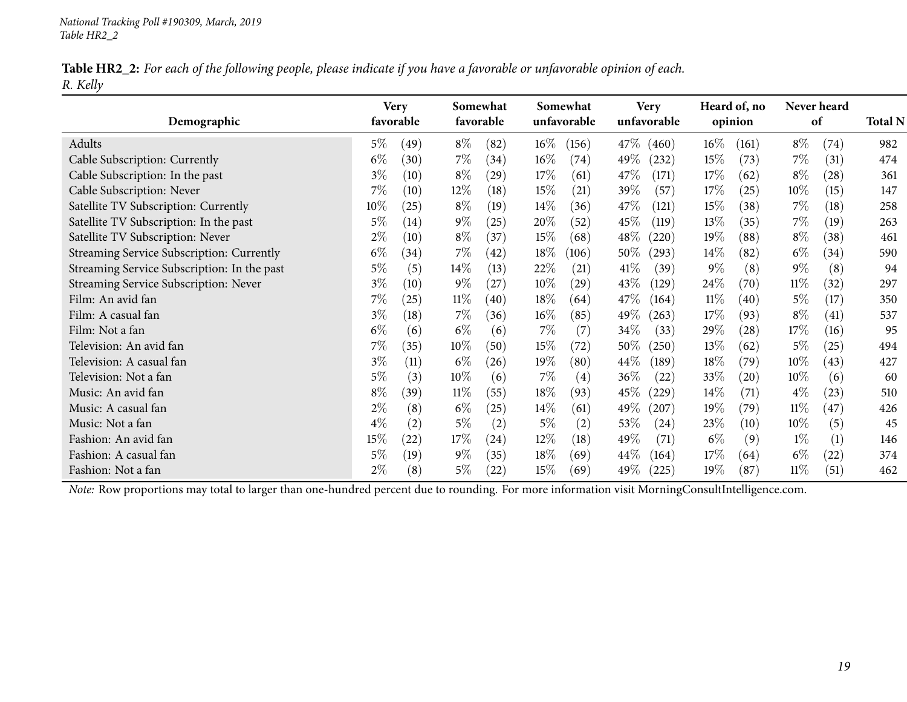**Table HR2_2:** *For each of the following people, please indicate if you have a favorable or unfavorable opinion of each.*
*R. Kelly*

| Demographic | Very favorable | | Somewhat favorable | | Somewhat unfavorable | | Very unfavorable | | Heard of, no opinion | | Never heard of | | Total N |
|---|---|---|---|---|---|---|---|---|---|---|---|---|---|
| Adults | 5% | (49) | 8% | (82) | 16% | (156) | 47% | (460) | 16% | (161) | 8% | (74) | 982 |
| Cable Subscription: Currently | 6% | (30) | 7% | (34) | 16% | (74) | 49% | (232) | 15% | (73) | 7% | (31) | 474 |
| Cable Subscription: In the past | 3% | (10) | 8% | (29) | 17% | (61) | 47% | (171) | 17% | (62) | 8% | (28) | 361 |
| Cable Subscription: Never | 7% | (10) | 12% | (18) | 15% | (21) | 39% | (57) | 17% | (25) | 10% | (15) | 147 |
| Satellite TV Subscription: Currently | 10% | (25) | 8% | (19) | 14% | (36) | 47% | (121) | 15% | (38) | 7% | (18) | 258 |
| Satellite TV Subscription: In the past | 5% | (14) | 9% | (25) | 20% | (52) | 45% | (119) | 13% | (35) | 7% | (19) | 263 |
| Satellite TV Subscription: Never | 2% | (10) | 8% | (37) | 15% | (68) | 48% | (220) | 19% | (88) | 8% | (38) | 461 |
| Streaming Service Subscription: Currently | 6% | (34) | 7% | (42) | 18% | (106) | 50% | (293) | 14% | (82) | 6% | (34) | 590 |
| Streaming Service Subscription: In the past | 5% | (5) | 14% | (13) | 22% | (21) | 41% | (39) | 9% | (8) | 9% | (8) | 94 |
| Streaming Service Subscription: Never | 3% | (10) | 9% | (27) | 10% | (29) | 43% | (129) | 24% | (70) | 11% | (32) | 297 |
| Film: An avid fan | 7% | (25) | 11% | (40) | 18% | (64) | 47% | (164) | 11% | (40) | 5% | (17) | 350 |
| Film: A casual fan | 3% | (18) | 7% | (36) | 16% | (85) | 49% | (263) | 17% | (93) | 8% | (41) | 537 |
| Film: Not a fan | 6% | (6) | 6% | (6) | 7% | (7) | 34% | (33) | 29% | (28) | 17% | (16) | 95 |
| Television: An avid fan | 7% | (35) | 10% | (50) | 15% | (72) | 50% | (250) | 13% | (62) | 5% | (25) | 494 |
| Television: A casual fan | 3% | (11) | 6% | (26) | 19% | (80) | 44% | (189) | 18% | (79) | 10% | (43) | 427 |
| Television: Not a fan | 5% | (3) | 10% | (6) | 7% | (4) | 36% | (22) | 33% | (20) | 10% | (6) | 60 |
| Music: An avid fan | 8% | (39) | 11% | (55) | 18% | (93) | 45% | (229) | 14% | (71) | 4% | (23) | 510 |
| Music: A casual fan | 2% | (8) | 6% | (25) | 14% | (61) | 49% | (207) | 19% | (79) | 11% | (47) | 426 |
| Music: Not a fan | 4% | (2) | 5% | (2) | 5% | (2) | 53% | (24) | 23% | (10) | 10% | (5) | 45 |
| Fashion: An avid fan | 15% | (22) | 17% | (24) | 12% | (18) | 49% | (71) | 6% | (9) | 1% | (1) | 146 |
| Fashion: A casual fan | 5% | (19) | 9% | (35) | 18% | (69) | 44% | (164) | 17% | (64) | 6% | (22) | 374 |
| Fashion: Not a fan | 2% | (8) | 5% | (22) | 15% | (69) | 49% | (225) | 19% | (87) | 11% | (51) | 462 |

*Note:* Row proportions may total to larger than one-hundred percent due to rounding. For more information visit MorningConsultIntelligence.com.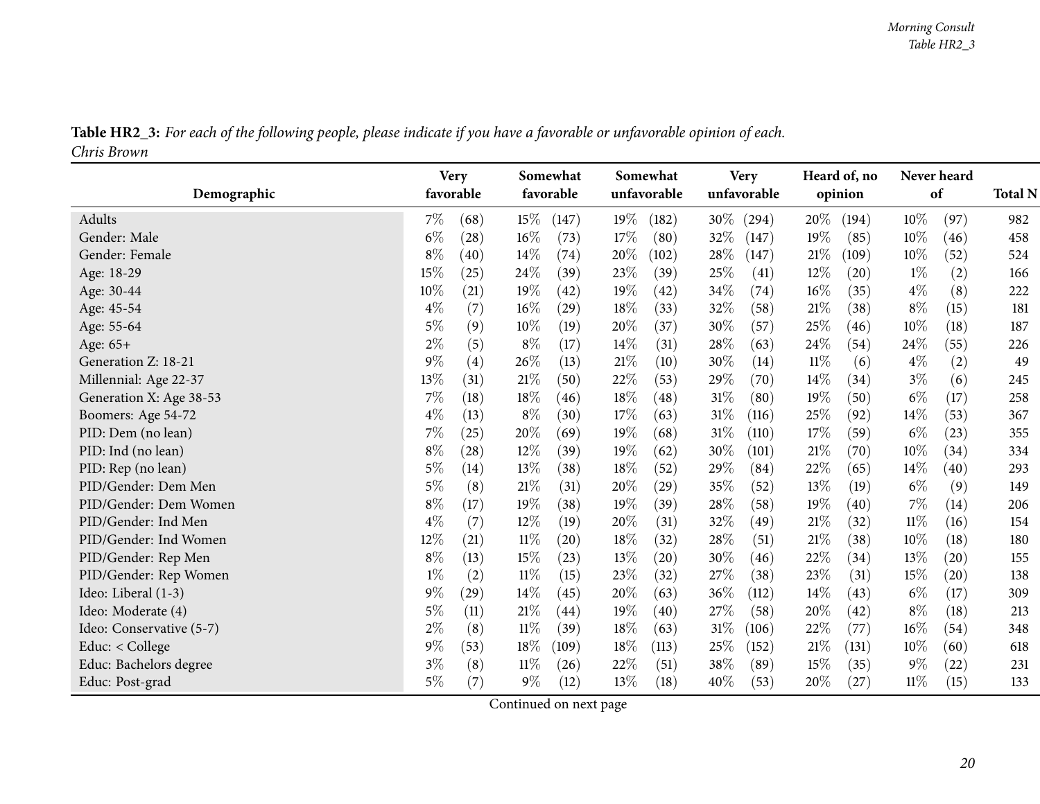**Table HR2_3:** *For each of the following people, please indicate if you have a favorable or unfavorable opinion of each.*
*Chris Brown*

| Demographic | Very favorable | | Somewhat favorable | | Somewhat unfavorable | | Very unfavorable | | Heard of, no opinion | | Never heard of | | Total N |
|---|---|---|---|---|---|---|---|---|---|---|---|---|---|
| Adults | 7% | (68) | 15% | (147) | 19% | (182) | 30% | (294) | 20% | (194) | 10% | (97) | 982 |
| Gender: Male | 6% | (28) | 16% | (73) | 17% | (80) | 32% | (147) | 19% | (85) | 10% | (46) | 458 |
| Gender: Female | 8% | (40) | 14% | (74) | 20% | (102) | 28% | (147) | 21% | (109) | 10% | (52) | 524 |
| Age: 18-29 | 15% | (25) | 24% | (39) | 23% | (39) | 25% | (41) | 12% | (20) | 1% | (2) | 166 |
| Age: 30-44 | 10% | (21) | 19% | (42) | 19% | (42) | 34% | (74) | 16% | (35) | 4% | (8) | 222 |
| Age: 45-54 | 4% | (7) | 16% | (29) | 18% | (33) | 32% | (58) | 21% | (38) | 8% | (15) | 181 |
| Age: 55-64 | 5% | (9) | 10% | (19) | 20% | (37) | 30% | (57) | 25% | (46) | 10% | (18) | 187 |
| Age: 65+ | 2% | (5) | 8% | (17) | 14% | (31) | 28% | (63) | 24% | (54) | 24% | (55) | 226 |
| Generation Z: 18-21 | 9% | (4) | 26% | (13) | 21% | (10) | 30% | (14) | 11% | (6) | 4% | (2) | 49 |
| Millennial: Age 22-37 | 13% | (31) | 21% | (50) | 22% | (53) | 29% | (70) | 14% | (34) | 3% | (6) | 245 |
| Generation X: Age 38-53 | 7% | (18) | 18% | (46) | 18% | (48) | 31% | (80) | 19% | (50) | 6% | (17) | 258 |
| Boomers: Age 54-72 | 4% | (13) | 8% | (30) | 17% | (63) | 31% | (116) | 25% | (92) | 14% | (53) | 367 |
| PID: Dem (no lean) | 7% | (25) | 20% | (69) | 19% | (68) | 31% | (110) | 17% | (59) | 6% | (23) | 355 |
| PID: Ind (no lean) | 8% | (28) | 12% | (39) | 19% | (62) | 30% | (101) | 21% | (70) | 10% | (34) | 334 |
| PID: Rep (no lean) | 5% | (14) | 13% | (38) | 18% | (52) | 29% | (84) | 22% | (65) | 14% | (40) | 293 |
| PID/Gender: Dem Men | 5% | (8) | 21% | (31) | 20% | (29) | 35% | (52) | 13% | (19) | 6% | (9) | 149 |
| PID/Gender: Dem Women | 8% | (17) | 19% | (38) | 19% | (39) | 28% | (58) | 19% | (40) | 7% | (14) | 206 |
| PID/Gender: Ind Men | 4% | (7) | 12% | (19) | 20% | (31) | 32% | (49) | 21% | (32) | 11% | (16) | 154 |
| PID/Gender: Ind Women | 12% | (21) | 11% | (20) | 18% | (32) | 28% | (51) | 21% | (38) | 10% | (18) | 180 |
| PID/Gender: Rep Men | 8% | (13) | 15% | (23) | 13% | (20) | 30% | (46) | 22% | (34) | 13% | (20) | 155 |
| PID/Gender: Rep Women | 1% | (2) | 11% | (15) | 23% | (32) | 27% | (38) | 23% | (31) | 15% | (20) | 138 |
| Ideo: Liberal (1-3) | 9% | (29) | 14% | (45) | 20% | (63) | 36% | (112) | 14% | (43) | 6% | (17) | 309 |
| Ideo: Moderate (4) | 5% | (11) | 21% | (44) | 19% | (40) | 27% | (58) | 20% | (42) | 8% | (18) | 213 |
| Ideo: Conservative (5-7) | 2% | (8) | 11% | (39) | 18% | (63) | 31% | (106) | 22% | (77) | 16% | (54) | 348 |
| Educ: < College | 9% | (53) | 18% | (109) | 18% | (113) | 25% | (152) | 21% | (131) | 10% | (60) | 618 |
| Educ: Bachelors degree | 3% | (8) | 11% | (26) | 22% | (51) | 38% | (89) | 15% | (35) | 9% | (22) | 231 |
| Educ: Post-grad | 5% | (7) | 9% | (12) | 13% | (18) | 40% | (53) | 20% | (27) | 11% | (15) | 133 |

Continued on next page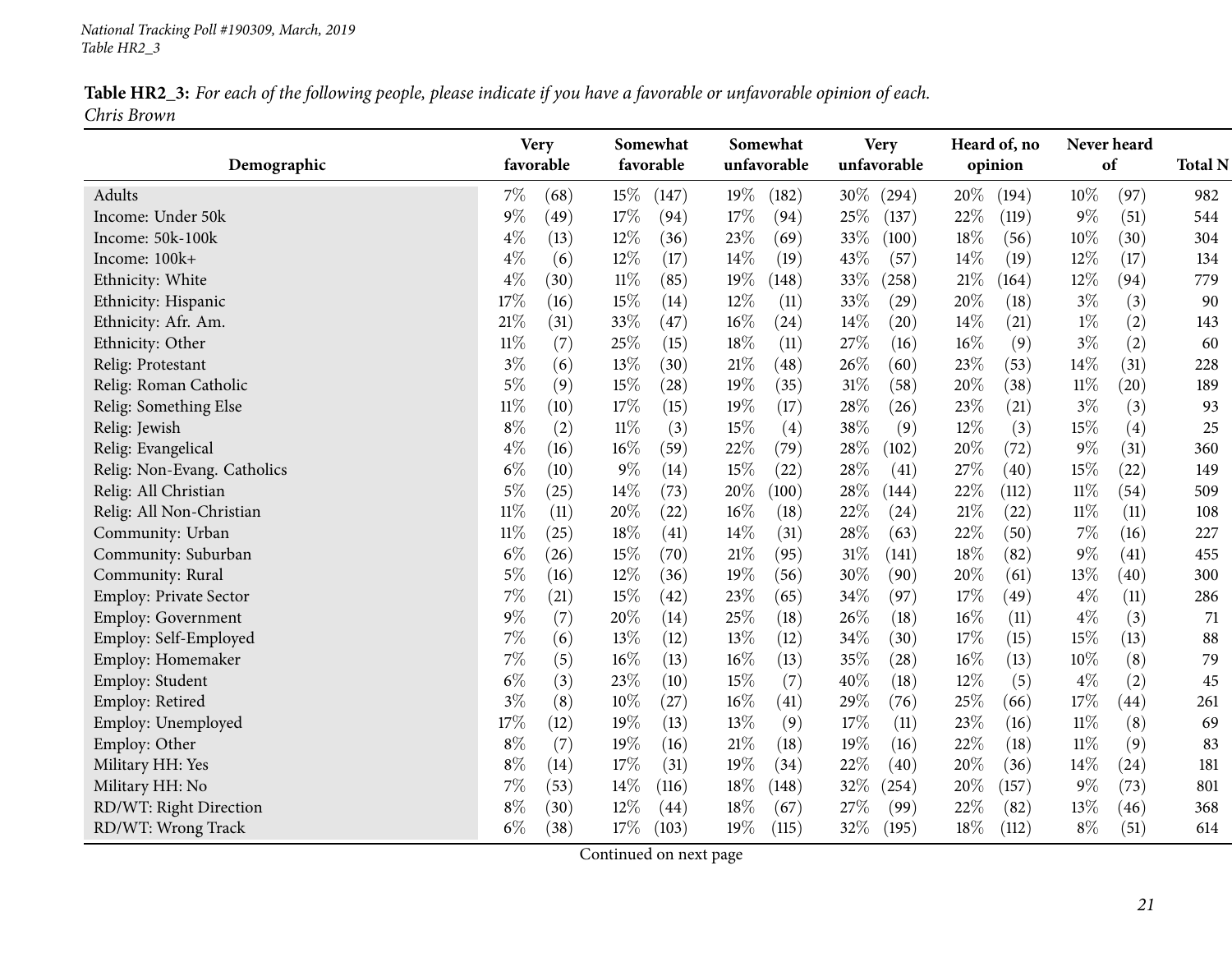**Table HR2_3:** *For each of the following people, please indicate if you have a favorable or unfavorable opinion of each.*
*Chris Brown*

| Demographic | Very favorable | | Somewhat favorable | | Somewhat unfavorable | | Very unfavorable | | Heard of, no opinion | | Never heard of | | Total N |
|---|---|---|---|---|---|---|---|---|---|---|---|---|---|
| Adults | 7% | (68) | 15% | (147) | 19% | (182) | 30% | (294) | 20% | (194) | 10% | (97) | 982 |
| Income: Under 50k | 9% | (49) | 17% | (94) | 17% | (94) | 25% | (137) | 22% | (119) | 9% | (51) | 544 |
| Income: 50k-100k | 4% | (13) | 12% | (36) | 23% | (69) | 33% | (100) | 18% | (56) | 10% | (30) | 304 |
| Income: 100k+ | 4% | (6) | 12% | (17) | 14% | (19) | 43% | (57) | 14% | (19) | 12% | (17) | 134 |
| Ethnicity: White | 4% | (30) | 11% | (85) | 19% | (148) | 33% | (258) | 21% | (164) | 12% | (94) | 779 |
| Ethnicity: Hispanic | 17% | (16) | 15% | (14) | 12% | (11) | 33% | (29) | 20% | (18) | 3% | (3) | 90 |
| Ethnicity: Afr. Am. | 21% | (31) | 33% | (47) | 16% | (24) | 14% | (20) | 14% | (21) | 1% | (2) | 143 |
| Ethnicity: Other | 11% | (7) | 25% | (15) | 18% | (11) | 27% | (16) | 16% | (9) | 3% | (2) | 60 |
| Relig: Protestant | 3% | (6) | 13% | (30) | 21% | (48) | 26% | (60) | 23% | (53) | 14% | (31) | 228 |
| Relig: Roman Catholic | 5% | (9) | 15% | (28) | 19% | (35) | 31% | (58) | 20% | (38) | 11% | (20) | 189 |
| Relig: Something Else | 11% | (10) | 17% | (15) | 19% | (17) | 28% | (26) | 23% | (21) | 3% | (3) | 93 |
| Relig: Jewish | 8% | (2) | 11% | (3) | 15% | (4) | 38% | (9) | 12% | (3) | 15% | (4) | 25 |
| Relig: Evangelical | 4% | (16) | 16% | (59) | 22% | (79) | 28% | (102) | 20% | (72) | 9% | (31) | 360 |
| Relig: Non-Evang. Catholics | 6% | (10) | 9% | (14) | 15% | (22) | 28% | (41) | 27% | (40) | 15% | (22) | 149 |
| Relig: All Christian | 5% | (25) | 14% | (73) | 20% | (100) | 28% | (144) | 22% | (112) | 11% | (54) | 509 |
| Relig: All Non-Christian | 11% | (11) | 20% | (22) | 16% | (18) | 22% | (24) | 21% | (22) | 11% | (11) | 108 |
| Community: Urban | 11% | (25) | 18% | (41) | 14% | (31) | 28% | (63) | 22% | (50) | 7% | (16) | 227 |
| Community: Suburban | 6% | (26) | 15% | (70) | 21% | (95) | 31% | (141) | 18% | (82) | 9% | (41) | 455 |
| Community: Rural | 5% | (16) | 12% | (36) | 19% | (56) | 30% | (90) | 20% | (61) | 13% | (40) | 300 |
| Employ: Private Sector | 7% | (21) | 15% | (42) | 23% | (65) | 34% | (97) | 17% | (49) | 4% | (11) | 286 |
| Employ: Government | 9% | (7) | 20% | (14) | 25% | (18) | 26% | (18) | 16% | (11) | 4% | (3) | 71 |
| Employ: Self-Employed | 7% | (6) | 13% | (12) | 13% | (12) | 34% | (30) | 17% | (15) | 15% | (13) | 88 |
| Employ: Homemaker | 7% | (5) | 16% | (13) | 16% | (13) | 35% | (28) | 16% | (13) | 10% | (8) | 79 |
| Employ: Student | 6% | (3) | 23% | (10) | 15% | (7) | 40% | (18) | 12% | (5) | 4% | (2) | 45 |
| Employ: Retired | 3% | (8) | 10% | (27) | 16% | (41) | 29% | (76) | 25% | (66) | 17% | (44) | 261 |
| Employ: Unemployed | 17% | (12) | 19% | (13) | 13% | (9) | 17% | (11) | 23% | (16) | 11% | (8) | 69 |
| Employ: Other | 8% | (7) | 19% | (16) | 21% | (18) | 19% | (16) | 22% | (18) | 11% | (9) | 83 |
| Military HH: Yes | 8% | (14) | 17% | (31) | 19% | (34) | 22% | (40) | 20% | (36) | 14% | (24) | 181 |
| Military HH: No | 7% | (53) | 14% | (116) | 18% | (148) | 32% | (254) | 20% | (157) | 9% | (73) | 801 |
| RD/WT: Right Direction | 8% | (30) | 12% | (44) | 18% | (67) | 27% | (99) | 22% | (82) | 13% | (46) | 368 |
| RD/WT: Wrong Track | 6% | (38) | 17% | (103) | 19% | (115) | 32% | (195) | 18% | (112) | 8% | (51) | 614 |

Continued on next page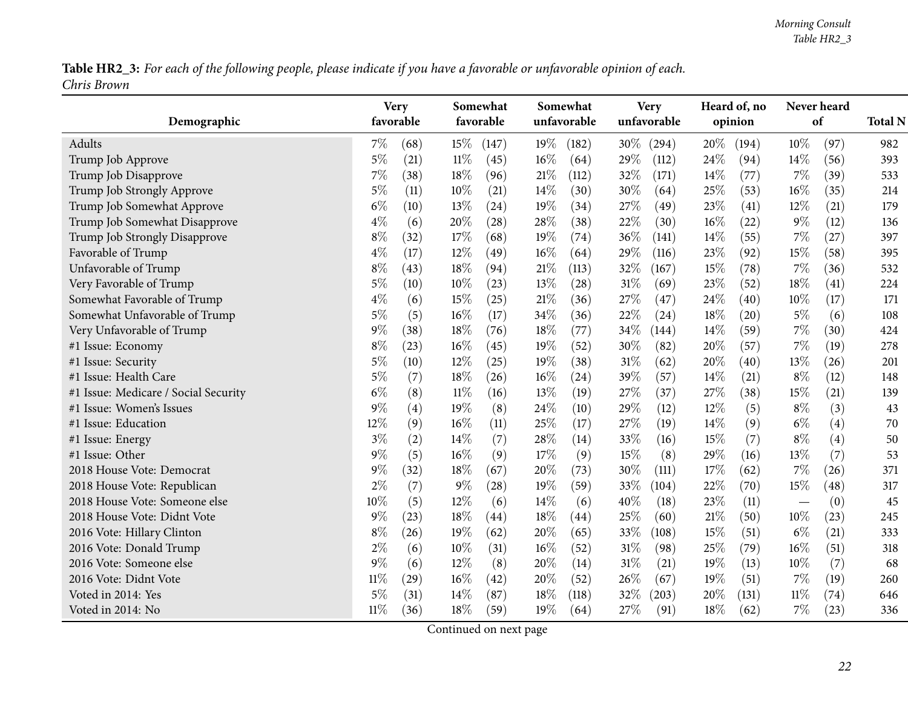**Table HR2_3:** *For each of the following people, please indicate if you have a favorable or unfavorable opinion of each. Chris Brown*

| Demographic | Very favorable | | Somewhat favorable | | Somewhat unfavorable | | Very unfavorable | | Heard of, no opinion | | Never heard of | | Total N |
|---|---|---|---|---|---|---|---|---|---|---|---|---|---|
| Adults | 7% | (68) | 15% | (147) | 19% | (182) | 30% | (294) | 20% | (194) | 10% | (97) | 982 |
| Trump Job Approve | 5% | (21) | 11% | (45) | 16% | (64) | 29% | (112) | 24% | (94) | 14% | (56) | 393 |
| Trump Job Disapprove | 7% | (38) | 18% | (96) | 21% | (112) | 32% | (171) | 14% | (77) | 7% | (39) | 533 |
| Trump Job Strongly Approve | 5% | (11) | 10% | (21) | 14% | (30) | 30% | (64) | 25% | (53) | 16% | (35) | 214 |
| Trump Job Somewhat Approve | 6% | (10) | 13% | (24) | 19% | (34) | 27% | (49) | 23% | (41) | 12% | (21) | 179 |
| Trump Job Somewhat Disapprove | 4% | (6) | 20% | (28) | 28% | (38) | 22% | (30) | 16% | (22) | 9% | (12) | 136 |
| Trump Job Strongly Disapprove | 8% | (32) | 17% | (68) | 19% | (74) | 36% | (141) | 14% | (55) | 7% | (27) | 397 |
| Favorable of Trump | 4% | (17) | 12% | (49) | 16% | (64) | 29% | (116) | 23% | (92) | 15% | (58) | 395 |
| Unfavorable of Trump | 8% | (43) | 18% | (94) | 21% | (113) | 32% | (167) | 15% | (78) | 7% | (36) | 532 |
| Very Favorable of Trump | 5% | (10) | 10% | (23) | 13% | (28) | 31% | (69) | 23% | (52) | 18% | (41) | 224 |
| Somewhat Favorable of Trump | 4% | (6) | 15% | (25) | 21% | (36) | 27% | (47) | 24% | (40) | 10% | (17) | 171 |
| Somewhat Unfavorable of Trump | 5% | (5) | 16% | (17) | 34% | (36) | 22% | (24) | 18% | (20) | 5% | (6) | 108 |
| Very Unfavorable of Trump | 9% | (38) | 18% | (76) | 18% | (77) | 34% | (144) | 14% | (59) | 7% | (30) | 424 |
| #1 Issue: Economy | 8% | (23) | 16% | (45) | 19% | (52) | 30% | (82) | 20% | (57) | 7% | (19) | 278 |
| #1 Issue: Security | 5% | (10) | 12% | (25) | 19% | (38) | 31% | (62) | 20% | (40) | 13% | (26) | 201 |
| #1 Issue: Health Care | 5% | (7) | 18% | (26) | 16% | (24) | 39% | (57) | 14% | (21) | 8% | (12) | 148 |
| #1 Issue: Medicare / Social Security | 6% | (8) | 11% | (16) | 13% | (19) | 27% | (37) | 27% | (38) | 15% | (21) | 139 |
| #1 Issue: Women's Issues | 9% | (4) | 19% | (8) | 24% | (10) | 29% | (12) | 12% | (5) | 8% | (3) | 43 |
| #1 Issue: Education | 12% | (9) | 16% | (11) | 25% | (17) | 27% | (19) | 14% | (9) | 6% | (4) | 70 |
| #1 Issue: Energy | 3% | (2) | 14% | (7) | 28% | (14) | 33% | (16) | 15% | (7) | 8% | (4) | 50 |
| #1 Issue: Other | 9% | (5) | 16% | (9) | 17% | (9) | 15% | (8) | 29% | (16) | 13% | (7) | 53 |
| 2018 House Vote: Democrat | 9% | (32) | 18% | (67) | 20% | (73) | 30% | (111) | 17% | (62) | 7% | (26) | 371 |
| 2018 House Vote: Republican | 2% | (7) | 9% | (28) | 19% | (59) | 33% | (104) | 22% | (70) | 15% | (48) | 317 |
| 2018 House Vote: Someone else | 10% | (5) | 12% | (6) | 14% | (6) | 40% | (18) | 23% | (11) | — | (0) | 45 |
| 2018 House Vote: Didnt Vote | 9% | (23) | 18% | (44) | 18% | (44) | 25% | (60) | 21% | (50) | 10% | (23) | 245 |
| 2016 Vote: Hillary Clinton | 8% | (26) | 19% | (62) | 20% | (65) | 33% | (108) | 15% | (51) | 6% | (21) | 333 |
| 2016 Vote: Donald Trump | 2% | (6) | 10% | (31) | 16% | (52) | 31% | (98) | 25% | (79) | 16% | (51) | 318 |
| 2016 Vote: Someone else | 9% | (6) | 12% | (8) | 20% | (14) | 31% | (21) | 19% | (13) | 10% | (7) | 68 |
| 2016 Vote: Didnt Vote | 11% | (29) | 16% | (42) | 20% | (52) | 26% | (67) | 19% | (51) | 7% | (19) | 260 |
| Voted in 2014: Yes | 5% | (31) | 14% | (87) | 18% | (118) | 32% | (203) | 20% | (131) | 11% | (74) | 646 |
| Voted in 2014: No | 11% | (36) | 18% | (59) | 19% | (64) | 27% | (91) | 18% | (62) | 7% | (23) | 336 |

Continued on next page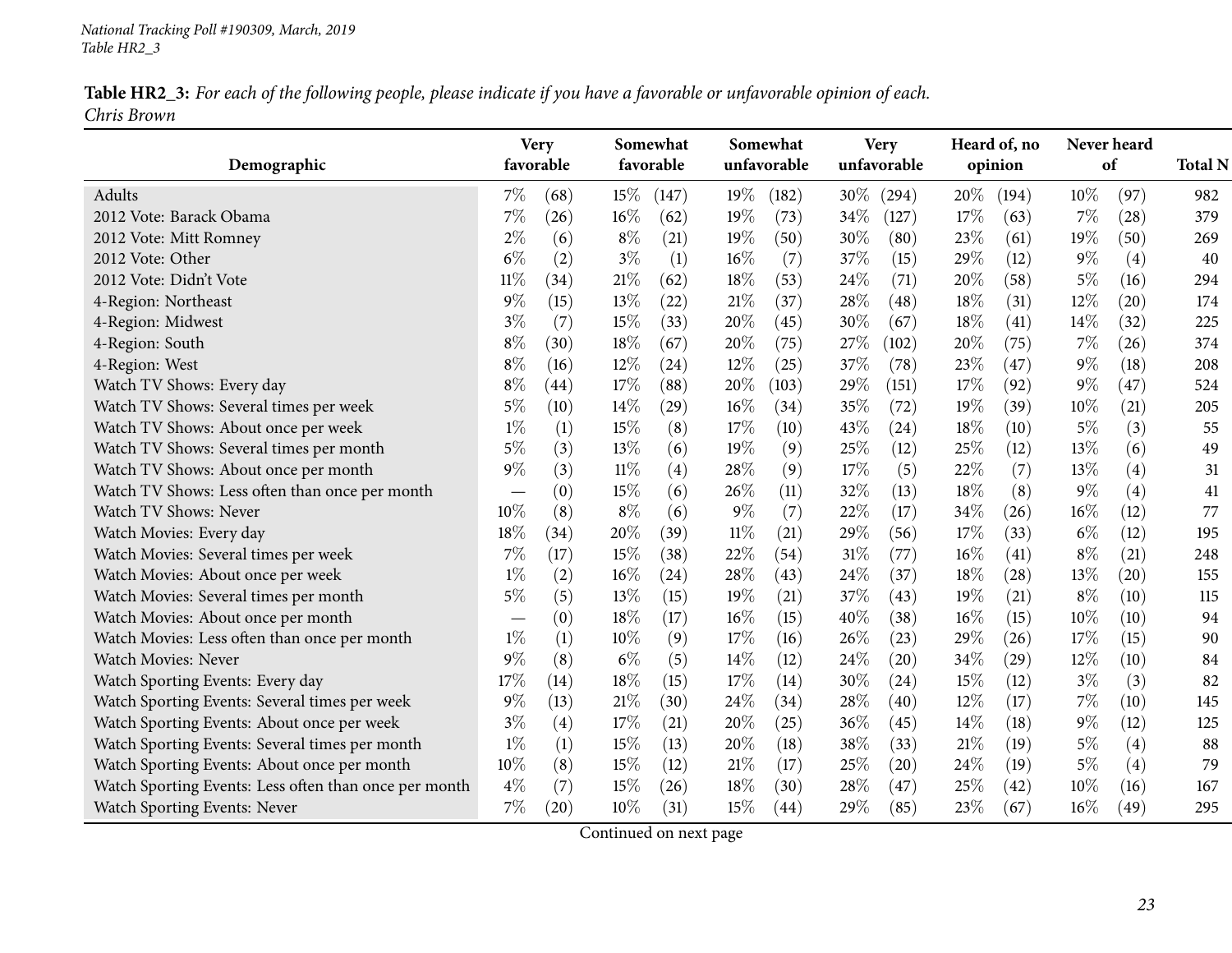**Table HR2_3:** *For each of the following people, please indicate if you have a favorable or unfavorable opinion of each.*
*Chris Brown*

| Demographic | Very favorable | | Somewhat favorable | | Somewhat unfavorable | | Very unfavorable | | Heard of, no opinion | | Never heard of | | Total N |
|---|---|---|---|---|---|---|---|---|---|---|---|---|---|
| Adults | 7% | (68) | 15% | (147) | 19% | (182) | 30% | (294) | 20% | (194) | 10% | (97) | 982 |
| 2012 Vote: Barack Obama | 7% | (26) | 16% | (62) | 19% | (73) | 34% | (127) | 17% | (63) | 7% | (28) | 379 |
| 2012 Vote: Mitt Romney | 2% | (6) | 8% | (21) | 19% | (50) | 30% | (80) | 23% | (61) | 19% | (50) | 269 |
| 2012 Vote: Other | 6% | (2) | 3% | (1) | 16% | (7) | 37% | (15) | 29% | (12) | 9% | (4) | 40 |
| 2012 Vote: Didn't Vote | 11% | (34) | 21% | (62) | 18% | (53) | 24% | (71) | 20% | (58) | 5% | (16) | 294 |
| 4-Region: Northeast | 9% | (15) | 13% | (22) | 21% | (37) | 28% | (48) | 18% | (31) | 12% | (20) | 174 |
| 4-Region: Midwest | 3% | (7) | 15% | (33) | 20% | (45) | 30% | (67) | 18% | (41) | 14% | (32) | 225 |
| 4-Region: South | 8% | (30) | 18% | (67) | 20% | (75) | 27% | (102) | 20% | (75) | 7% | (26) | 374 |
| 4-Region: West | 8% | (16) | 12% | (24) | 12% | (25) | 37% | (78) | 23% | (47) | 9% | (18) | 208 |
| Watch TV Shows: Every day | 8% | (44) | 17% | (88) | 20% | (103) | 29% | (151) | 17% | (92) | 9% | (47) | 524 |
| Watch TV Shows: Several times per week | 5% | (10) | 14% | (29) | 16% | (34) | 35% | (72) | 19% | (39) | 10% | (21) | 205 |
| Watch TV Shows: About once per week | 1% | (1) | 15% | (8) | 17% | (10) | 43% | (24) | 18% | (10) | 5% | (3) | 55 |
| Watch TV Shows: Several times per month | 5% | (3) | 13% | (6) | 19% | (9) | 25% | (12) | 25% | (12) | 13% | (6) | 49 |
| Watch TV Shows: About once per month | 9% | (3) | 11% | (4) | 28% | (9) | 17% | (5) | 22% | (7) | 13% | (4) | 31 |
| Watch TV Shows: Less often than once per month | — | (0) | 15% | (6) | 26% | (11) | 32% | (13) | 18% | (8) | 9% | (4) | 41 |
| Watch TV Shows: Never | 10% | (8) | 8% | (6) | 9% | (7) | 22% | (17) | 34% | (26) | 16% | (12) | 77 |
| Watch Movies: Every day | 18% | (34) | 20% | (39) | 11% | (21) | 29% | (56) | 17% | (33) | 6% | (12) | 195 |
| Watch Movies: Several times per week | 7% | (17) | 15% | (38) | 22% | (54) | 31% | (77) | 16% | (41) | 8% | (21) | 248 |
| Watch Movies: About once per week | 1% | (2) | 16% | (24) | 28% | (43) | 24% | (37) | 18% | (28) | 13% | (20) | 155 |
| Watch Movies: Several times per month | 5% | (5) | 13% | (15) | 19% | (21) | 37% | (43) | 19% | (21) | 8% | (10) | 115 |
| Watch Movies: About once per month | — | (0) | 18% | (17) | 16% | (15) | 40% | (38) | 16% | (15) | 10% | (10) | 94 |
| Watch Movies: Less often than once per month | 1% | (1) | 10% | (9) | 17% | (16) | 26% | (23) | 29% | (26) | 17% | (15) | 90 |
| Watch Movies: Never | 9% | (8) | 6% | (5) | 14% | (12) | 24% | (20) | 34% | (29) | 12% | (10) | 84 |
| Watch Sporting Events: Every day | 17% | (14) | 18% | (15) | 17% | (14) | 30% | (24) | 15% | (12) | 3% | (3) | 82 |
| Watch Sporting Events: Several times per week | 9% | (13) | 21% | (30) | 24% | (34) | 28% | (40) | 12% | (17) | 7% | (10) | 145 |
| Watch Sporting Events: About once per week | 3% | (4) | 17% | (21) | 20% | (25) | 36% | (45) | 14% | (18) | 9% | (12) | 125 |
| Watch Sporting Events: Several times per month | 1% | (1) | 15% | (13) | 20% | (18) | 38% | (33) | 21% | (19) | 5% | (4) | 88 |
| Watch Sporting Events: About once per month | 10% | (8) | 15% | (12) | 21% | (17) | 25% | (20) | 24% | (19) | 5% | (4) | 79 |
| Watch Sporting Events: Less often than once per month | 4% | (7) | 15% | (26) | 18% | (30) | 28% | (47) | 25% | (42) | 10% | (16) | 167 |
| Watch Sporting Events: Never | 7% | (20) | 10% | (31) | 15% | (44) | 29% | (85) | 23% | (67) | 16% | (49) | 295 |

Continued on next page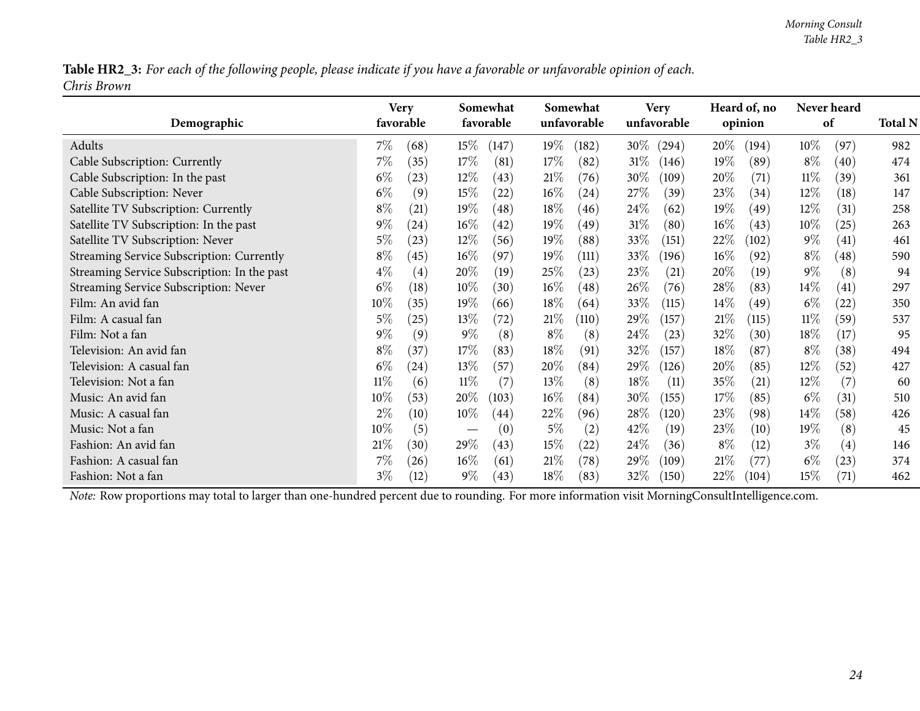**Table HR2_3:** *For each of the following people, please indicate if you have a favorable or unfavorable opinion of each.*
*Chris Brown*

| Demographic | Very favorable | | Somewhat favorable | | Somewhat unfavorable | | Very unfavorable | | Heard of, no opinion | | Never heard of | | Total N |
|---|---|---|---|---|---|---|---|---|---|---|---|---|---|
| Adults | 7% | (68) | 15% | (147) | 19% | (182) | 30% | (294) | 20% | (194) | 10% | (97) | 982 |
| Cable Subscription: Currently | 7% | (35) | 17% | (81) | 17% | (82) | 31% | (146) | 19% | (89) | 8% | (40) | 474 |
| Cable Subscription: In the past | 6% | (23) | 12% | (43) | 21% | (76) | 30% | (109) | 20% | (71) | 11% | (39) | 361 |
| Cable Subscription: Never | 6% | (9) | 15% | (22) | 16% | (24) | 27% | (39) | 23% | (34) | 12% | (18) | 147 |
| Satellite TV Subscription: Currently | 8% | (21) | 19% | (48) | 18% | (46) | 24% | (62) | 19% | (49) | 12% | (31) | 258 |
| Satellite TV Subscription: In the past | 9% | (24) | 16% | (42) | 19% | (49) | 31% | (80) | 16% | (43) | 10% | (25) | 263 |
| Satellite TV Subscription: Never | 5% | (23) | 12% | (56) | 19% | (88) | 33% | (151) | 22% | (102) | 9% | (41) | 461 |
| Streaming Service Subscription: Currently | 8% | (45) | 16% | (97) | 19% | (111) | 33% | (196) | 16% | (92) | 8% | (48) | 590 |
| Streaming Service Subscription: In the past | 4% | (4) | 20% | (19) | 25% | (23) | 23% | (21) | 20% | (19) | 9% | (8) | 94 |
| Streaming Service Subscription: Never | 6% | (18) | 10% | (30) | 16% | (48) | 26% | (76) | 28% | (83) | 14% | (41) | 297 |
| Film: An avid fan | 10% | (35) | 19% | (66) | 18% | (64) | 33% | (115) | 14% | (49) | 6% | (22) | 350 |
| Film: A casual fan | 5% | (25) | 13% | (72) | 21% | (110) | 29% | (157) | 21% | (115) | 11% | (59) | 537 |
| Film: Not a fan | 9% | (9) | 9% | (8) | 8% | (8) | 24% | (23) | 32% | (30) | 18% | (17) | 95 |
| Television: An avid fan | 8% | (37) | 17% | (83) | 18% | (91) | 32% | (157) | 18% | (87) | 8% | (38) | 494 |
| Television: A casual fan | 6% | (24) | 13% | (57) | 20% | (84) | 29% | (126) | 20% | (85) | 12% | (52) | 427 |
| Television: Not a fan | 11% | (6) | 11% | (7) | 13% | (8) | 18% | (11) | 35% | (21) | 12% | (7) | 60 |
| Music: An avid fan | 10% | (53) | 20% | (103) | 16% | (84) | 30% | (155) | 17% | (85) | 6% | (31) | 510 |
| Music: A casual fan | 2% | (10) | 10% | (44) | 22% | (96) | 28% | (120) | 23% | (98) | 14% | (58) | 426 |
| Music: Not a fan | 10% | (5) | — | (0) | 5% | (2) | 42% | (19) | 23% | (10) | 19% | (8) | 45 |
| Fashion: An avid fan | 21% | (30) | 29% | (43) | 15% | (22) | 24% | (36) | 8% | (12) | 3% | (4) | 146 |
| Fashion: A casual fan | 7% | (26) | 16% | (61) | 21% | (78) | 29% | (109) | 21% | (77) | 6% | (23) | 374 |
| Fashion: Not a fan | 3% | (12) | 9% | (43) | 18% | (83) | 32% | (150) | 22% | (104) | 15% | (71) | 462 |

*Note:* Row proportions may total to larger than one-hundred percent due to rounding. For more information visit MorningConsultIntelligence.com.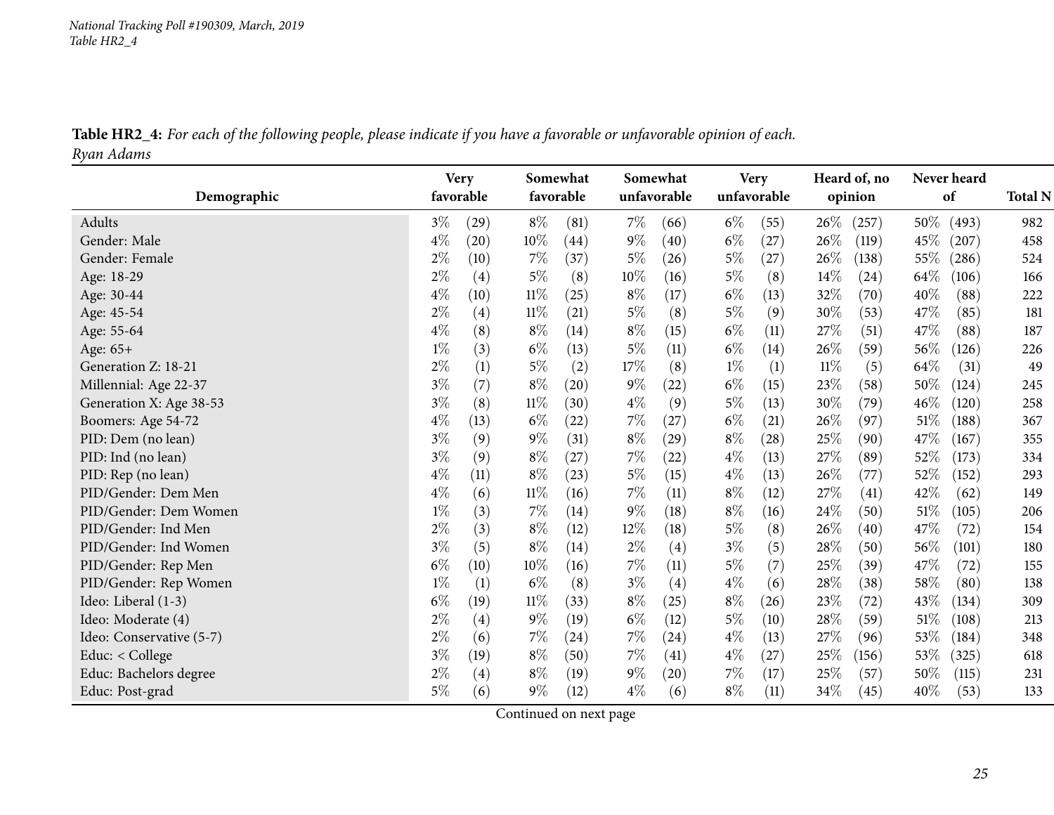**Table HR2_4:** *For each of the following people, please indicate if you have a favorable or unfavorable opinion of each.*
*Ryan Adams*

| Demographic | Very favorable | | Somewhat favorable | | Somewhat unfavorable | | Very unfavorable | | Heard of, no opinion | | Never heard of | | Total N |
|---|---|---|---|---|---|---|---|---|---|---|---|---|---|
| Adults | 3% | (29) | 8% | (81) | 7% | (66) | 6% | (55) | 26% | (257) | 50% | (493) | 982 |
| Gender: Male | 4% | (20) | 10% | (44) | 9% | (40) | 6% | (27) | 26% | (119) | 45% | (207) | 458 |
| Gender: Female | 2% | (10) | 7% | (37) | 5% | (26) | 5% | (27) | 26% | (138) | 55% | (286) | 524 |
| Age: 18-29 | 2% | (4) | 5% | (8) | 10% | (16) | 5% | (8) | 14% | (24) | 64% | (106) | 166 |
| Age: 30-44 | 4% | (10) | 11% | (25) | 8% | (17) | 6% | (13) | 32% | (70) | 40% | (88) | 222 |
| Age: 45-54 | 2% | (4) | 11% | (21) | 5% | (8) | 5% | (9) | 30% | (53) | 47% | (85) | 181 |
| Age: 55-64 | 4% | (8) | 8% | (14) | 8% | (15) | 6% | (11) | 27% | (51) | 47% | (88) | 187 |
| Age: 65+ | 1% | (3) | 6% | (13) | 5% | (11) | 6% | (14) | 26% | (59) | 56% | (126) | 226 |
| Generation Z: 18-21 | 2% | (1) | 5% | (2) | 17% | (8) | 1% | (1) | 11% | (5) | 64% | (31) | 49 |
| Millennial: Age 22-37 | 3% | (7) | 8% | (20) | 9% | (22) | 6% | (15) | 23% | (58) | 50% | (124) | 245 |
| Generation X: Age 38-53 | 3% | (8) | 11% | (30) | 4% | (9) | 5% | (13) | 30% | (79) | 46% | (120) | 258 |
| Boomers: Age 54-72 | 4% | (13) | 6% | (22) | 7% | (27) | 6% | (21) | 26% | (97) | 51% | (188) | 367 |
| PID: Dem (no lean) | 3% | (9) | 9% | (31) | 8% | (29) | 8% | (28) | 25% | (90) | 47% | (167) | 355 |
| PID: Ind (no lean) | 3% | (9) | 8% | (27) | 7% | (22) | 4% | (13) | 27% | (89) | 52% | (173) | 334 |
| PID: Rep (no lean) | 4% | (11) | 8% | (23) | 5% | (15) | 4% | (13) | 26% | (77) | 52% | (152) | 293 |
| PID/Gender: Dem Men | 4% | (6) | 11% | (16) | 7% | (11) | 8% | (12) | 27% | (41) | 42% | (62) | 149 |
| PID/Gender: Dem Women | 1% | (3) | 7% | (14) | 9% | (18) | 8% | (16) | 24% | (50) | 51% | (105) | 206 |
| PID/Gender: Ind Men | 2% | (3) | 8% | (12) | 12% | (18) | 5% | (8) | 26% | (40) | 47% | (72) | 154 |
| PID/Gender: Ind Women | 3% | (5) | 8% | (14) | 2% | (4) | 3% | (5) | 28% | (50) | 56% | (101) | 180 |
| PID/Gender: Rep Men | 6% | (10) | 10% | (16) | 7% | (11) | 5% | (7) | 25% | (39) | 47% | (72) | 155 |
| PID/Gender: Rep Women | 1% | (1) | 6% | (8) | 3% | (4) | 4% | (6) | 28% | (38) | 58% | (80) | 138 |
| Ideo: Liberal (1-3) | 6% | (19) | 11% | (33) | 8% | (25) | 8% | (26) | 23% | (72) | 43% | (134) | 309 |
| Ideo: Moderate (4) | 2% | (4) | 9% | (19) | 6% | (12) | 5% | (10) | 28% | (59) | 51% | (108) | 213 |
| Ideo: Conservative (5-7) | 2% | (6) | 7% | (24) | 7% | (24) | 4% | (13) | 27% | (96) | 53% | (184) | 348 |
| Educ: < College | 3% | (19) | 8% | (50) | 7% | (41) | 4% | (27) | 25% | (156) | 53% | (325) | 618 |
| Educ: Bachelors degree | 2% | (4) | 8% | (19) | 9% | (20) | 7% | (17) | 25% | (57) | 50% | (115) | 231 |
| Educ: Post-grad | 5% | (6) | 9% | (12) | 4% | (6) | 8% | (11) | 34% | (45) | 40% | (53) | 133 |

Continued on next page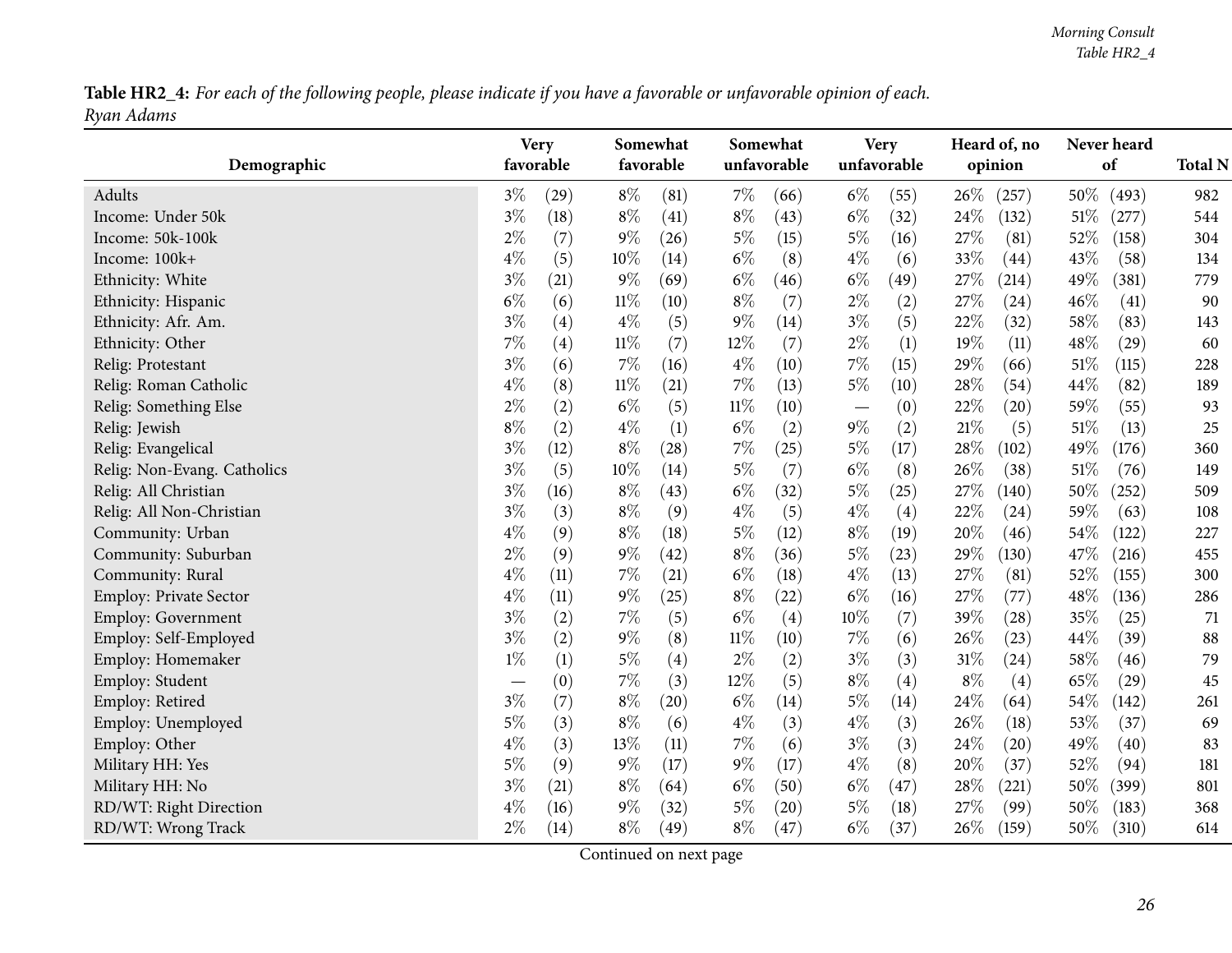**Table HR2_4:** *For each of the following people, please indicate if you have a favorable or unfavorable opinion of each.*
*Ryan Adams*

| Demographic | Very favorable | | Somewhat favorable | | Somewhat unfavorable | | Very unfavorable | | Heard of, no opinion | | Never heard of | | Total N |
|---|---|---|---|---|---|---|---|---|---|---|---|---|---|
| Adults | 3% | (29) | 8% | (81) | 7% | (66) | 6% | (55) | 26% | (257) | 50% | (493) | 982 |
| Income: Under 50k | 3% | (18) | 8% | (41) | 8% | (43) | 6% | (32) | 24% | (132) | 51% | (277) | 544 |
| Income: 50k-100k | 2% | (7) | 9% | (26) | 5% | (15) | 5% | (16) | 27% | (81) | 52% | (158) | 304 |
| Income: 100k+ | 4% | (5) | 10% | (14) | 6% | (8) | 4% | (6) | 33% | (44) | 43% | (58) | 134 |
| Ethnicity: White | 3% | (21) | 9% | (69) | 6% | (46) | 6% | (49) | 27% | (214) | 49% | (381) | 779 |
| Ethnicity: Hispanic | 6% | (6) | 11% | (10) | 8% | (7) | 2% | (2) | 27% | (24) | 46% | (41) | 90 |
| Ethnicity: Afr. Am. | 3% | (4) | 4% | (5) | 9% | (14) | 3% | (5) | 22% | (32) | 58% | (83) | 143 |
| Ethnicity: Other | 7% | (4) | 11% | (7) | 12% | (7) | 2% | (1) | 19% | (11) | 48% | (29) | 60 |
| Relig: Protestant | 3% | (6) | 7% | (16) | 4% | (10) | 7% | (15) | 29% | (66) | 51% | (115) | 228 |
| Relig: Roman Catholic | 4% | (8) | 11% | (21) | 7% | (13) | 5% | (10) | 28% | (54) | 44% | (82) | 189 |
| Relig: Something Else | 2% | (2) | 6% | (5) | 11% | (10) | — | (0) | 22% | (20) | 59% | (55) | 93 |
| Relig: Jewish | 8% | (2) | 4% | (1) | 6% | (2) | 9% | (2) | 21% | (5) | 51% | (13) | 25 |
| Relig: Evangelical | 3% | (12) | 8% | (28) | 7% | (25) | 5% | (17) | 28% | (102) | 49% | (176) | 360 |
| Relig: Non-Evang. Catholics | 3% | (5) | 10% | (14) | 5% | (7) | 6% | (8) | 26% | (38) | 51% | (76) | 149 |
| Relig: All Christian | 3% | (16) | 8% | (43) | 6% | (32) | 5% | (25) | 27% | (140) | 50% | (252) | 509 |
| Relig: All Non-Christian | 3% | (3) | 8% | (9) | 4% | (5) | 4% | (4) | 22% | (24) | 59% | (63) | 108 |
| Community: Urban | 4% | (9) | 8% | (18) | 5% | (12) | 8% | (19) | 20% | (46) | 54% | (122) | 227 |
| Community: Suburban | 2% | (9) | 9% | (42) | 8% | (36) | 5% | (23) | 29% | (130) | 47% | (216) | 455 |
| Community: Rural | 4% | (11) | 7% | (21) | 6% | (18) | 4% | (13) | 27% | (81) | 52% | (155) | 300 |
| Employ: Private Sector | 4% | (11) | 9% | (25) | 8% | (22) | 6% | (16) | 27% | (77) | 48% | (136) | 286 |
| Employ: Government | 3% | (2) | 7% | (5) | 6% | (4) | 10% | (7) | 39% | (28) | 35% | (25) | 71 |
| Employ: Self-Employed | 3% | (2) | 9% | (8) | 11% | (10) | 7% | (6) | 26% | (23) | 44% | (39) | 88 |
| Employ: Homemaker | 1% | (1) | 5% | (4) | 2% | (2) | 3% | (3) | 31% | (24) | 58% | (46) | 79 |
| Employ: Student | — | (0) | 7% | (3) | 12% | (5) | 8% | (4) | 8% | (4) | 65% | (29) | 45 |
| Employ: Retired | 3% | (7) | 8% | (20) | 6% | (14) | 5% | (14) | 24% | (64) | 54% | (142) | 261 |
| Employ: Unemployed | 5% | (3) | 8% | (6) | 4% | (3) | 4% | (3) | 26% | (18) | 53% | (37) | 69 |
| Employ: Other | 4% | (3) | 13% | (11) | 7% | (6) | 3% | (3) | 24% | (20) | 49% | (40) | 83 |
| Military HH: Yes | 5% | (9) | 9% | (17) | 9% | (17) | 4% | (8) | 20% | (37) | 52% | (94) | 181 |
| Military HH: No | 3% | (21) | 8% | (64) | 6% | (50) | 6% | (47) | 28% | (221) | 50% | (399) | 801 |
| RD/WT: Right Direction | 4% | (16) | 9% | (32) | 5% | (20) | 5% | (18) | 27% | (99) | 50% | (183) | 368 |
| RD/WT: Wrong Track | 2% | (14) | 8% | (49) | 8% | (47) | 6% | (37) | 26% | (159) | 50% | (310) | 614 |

Continued on next page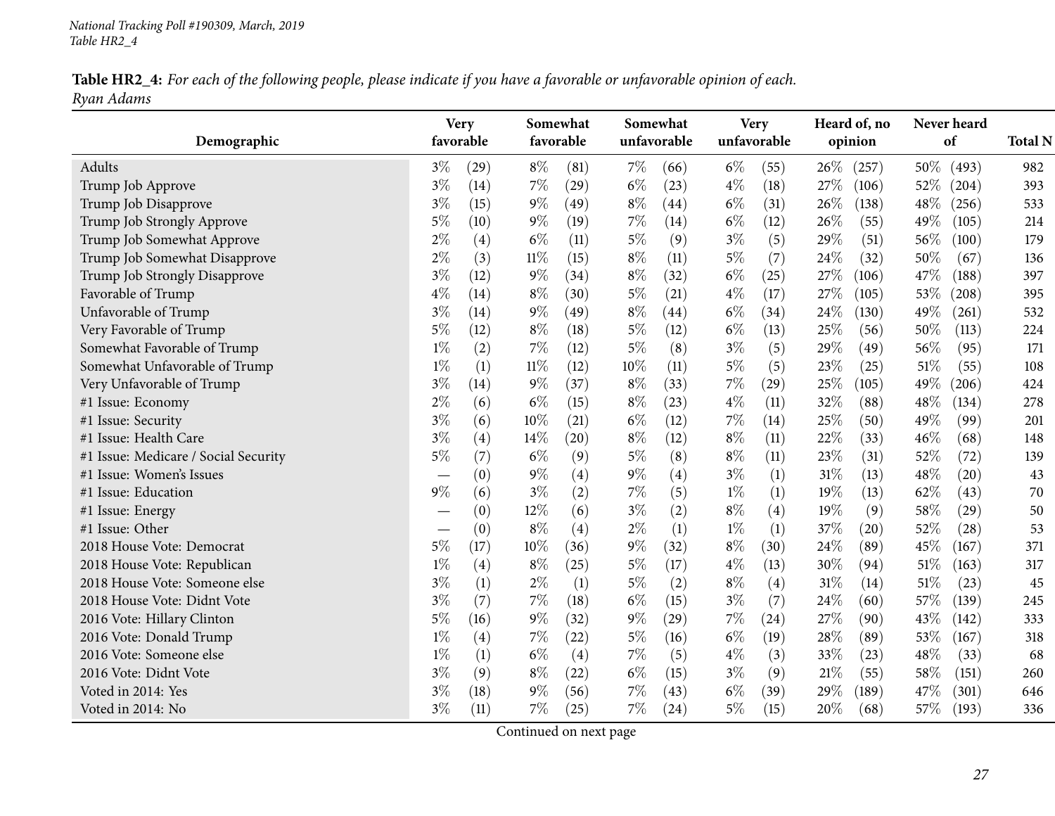National Tracking Poll #190309, March, 2019
Table HR2_4

**Table HR2_4:** *For each of the following people, please indicate if you have a favorable or unfavorable opinion of each.*
*Ryan Adams*

| Demographic | Very favorable | Somewhat favorable | Somewhat unfavorable | Very unfavorable | Heard of, no opinion | Never heard of | Total N |
|---|---|---|---|---|---|---|---|
| Adults | 3% (29) | 8% (81) | 7% (66) | 6% (55) | 26% (257) | 50% (493) | 982 |
| Trump Job Approve | 3% (14) | 7% (29) | 6% (23) | 4% (18) | 27% (106) | 52% (204) | 393 |
| Trump Job Disapprove | 3% (15) | 9% (49) | 8% (44) | 6% (31) | 26% (138) | 48% (256) | 533 |
| Trump Job Strongly Approve | 5% (10) | 9% (19) | 7% (14) | 6% (12) | 26% (55) | 49% (105) | 214 |
| Trump Job Somewhat Approve | 2% (4) | 6% (11) | 5% (9) | 3% (5) | 29% (51) | 56% (100) | 179 |
| Trump Job Somewhat Disapprove | 2% (3) | 11% (15) | 8% (11) | 5% (7) | 24% (32) | 50% (67) | 136 |
| Trump Job Strongly Disapprove | 3% (12) | 9% (34) | 8% (32) | 6% (25) | 27% (106) | 47% (188) | 397 |
| Favorable of Trump | 4% (14) | 8% (30) | 5% (21) | 4% (17) | 27% (105) | 53% (208) | 395 |
| Unfavorable of Trump | 3% (14) | 9% (49) | 8% (44) | 6% (34) | 24% (130) | 49% (261) | 532 |
| Very Favorable of Trump | 5% (12) | 8% (18) | 5% (12) | 6% (13) | 25% (56) | 50% (113) | 224 |
| Somewhat Favorable of Trump | 1% (2) | 7% (12) | 5% (8) | 3% (5) | 29% (49) | 56% (95) | 171 |
| Somewhat Unfavorable of Trump | 1% (1) | 11% (12) | 10% (11) | 5% (5) | 23% (25) | 51% (55) | 108 |
| Very Unfavorable of Trump | 3% (14) | 9% (37) | 8% (33) | 7% (29) | 25% (105) | 49% (206) | 424 |
| #1 Issue: Economy | 2% (6) | 6% (15) | 8% (23) | 4% (11) | 32% (88) | 48% (134) | 278 |
| #1 Issue: Security | 3% (6) | 10% (21) | 6% (12) | 7% (14) | 25% (50) | 49% (99) | 201 |
| #1 Issue: Health Care | 3% (4) | 14% (20) | 8% (12) | 8% (11) | 22% (33) | 46% (68) | 148 |
| #1 Issue: Medicare / Social Security | 5% (7) | 6% (9) | 5% (8) | 8% (11) | 23% (31) | 52% (72) | 139 |
| #1 Issue: Women's Issues | — (0) | 9% (4) | 9% (4) | 3% (1) | 31% (13) | 48% (20) | 43 |
| #1 Issue: Education | 9% (6) | 3% (2) | 7% (5) | 1% (1) | 19% (13) | 62% (43) | 70 |
| #1 Issue: Energy | — (0) | 12% (6) | 3% (2) | 8% (4) | 19% (9) | 58% (29) | 50 |
| #1 Issue: Other | — (0) | 8% (4) | 2% (1) | 1% (1) | 37% (20) | 52% (28) | 53 |
| 2018 House Vote: Democrat | 5% (17) | 10% (36) | 9% (32) | 8% (30) | 24% (89) | 45% (167) | 371 |
| 2018 House Vote: Republican | 1% (4) | 8% (25) | 5% (17) | 4% (13) | 30% (94) | 51% (163) | 317 |
| 2018 House Vote: Someone else | 3% (1) | 2% (1) | 5% (2) | 8% (4) | 31% (14) | 51% (23) | 45 |
| 2018 House Vote: Didnt Vote | 3% (7) | 7% (18) | 6% (15) | 3% (7) | 24% (60) | 57% (139) | 245 |
| 2016 Vote: Hillary Clinton | 5% (16) | 9% (32) | 9% (29) | 7% (24) | 27% (90) | 43% (142) | 333 |
| 2016 Vote: Donald Trump | 1% (4) | 7% (22) | 5% (16) | 6% (19) | 28% (89) | 53% (167) | 318 |
| 2016 Vote: Someone else | 1% (1) | 6% (4) | 7% (5) | 4% (3) | 33% (23) | 48% (33) | 68 |
| 2016 Vote: Didnt Vote | 3% (9) | 8% (22) | 6% (15) | 3% (9) | 21% (55) | 58% (151) | 260 |
| Voted in 2014: Yes | 3% (18) | 9% (56) | 7% (43) | 6% (39) | 29% (189) | 47% (301) | 646 |
| Voted in 2014: No | 3% (11) | 7% (25) | 7% (24) | 5% (15) | 20% (68) | 57% (193) | 336 |

Continued on next page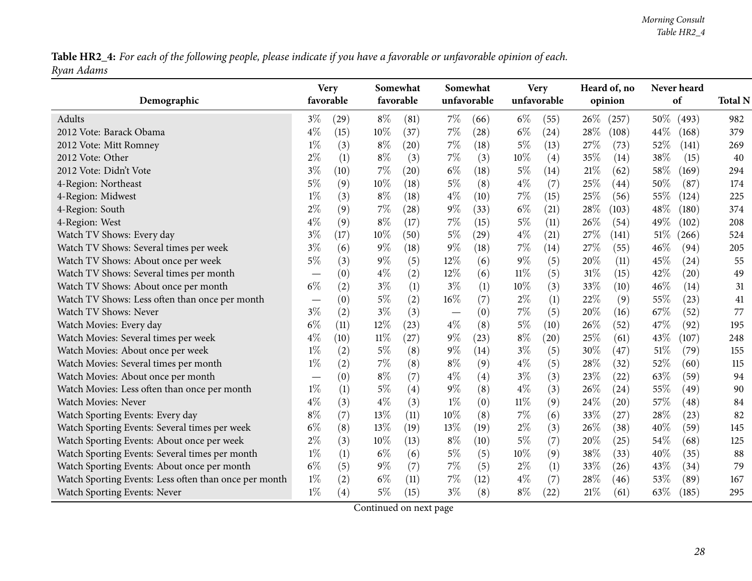**Table HR2_4:** *For each of the following people, please indicate if you have a favorable or unfavorable opinion of each.*
*Ryan Adams*

| Demographic | Very favorable | | Somewhat favorable | | Somewhat unfavorable | | Very unfavorable | | Heard of, no opinion | | Never heard of | | Total N |
|---|---|---|---|---|---|---|---|---|---|---|---|---|---|
| Adults | 3% | (29) | 8% | (81) | 7% | (66) | 6% | (55) | 26% | (257) | 50% | (493) | 982 |
| 2012 Vote: Barack Obama | 4% | (15) | 10% | (37) | 7% | (28) | 6% | (24) | 28% | (108) | 44% | (168) | 379 |
| 2012 Vote: Mitt Romney | 1% | (3) | 8% | (20) | 7% | (18) | 5% | (13) | 27% | (73) | 52% | (141) | 269 |
| 2012 Vote: Other | 2% | (1) | 8% | (3) | 7% | (3) | 10% | (4) | 35% | (14) | 38% | (15) | 40 |
| 2012 Vote: Didn't Vote | 3% | (10) | 7% | (20) | 6% | (18) | 5% | (14) | 21% | (62) | 58% | (169) | 294 |
| 4-Region: Northeast | 5% | (9) | 10% | (18) | 5% | (8) | 4% | (7) | 25% | (44) | 50% | (87) | 174 |
| 4-Region: Midwest | 1% | (3) | 8% | (18) | 4% | (10) | 7% | (15) | 25% | (56) | 55% | (124) | 225 |
| 4-Region: South | 2% | (9) | 7% | (28) | 9% | (33) | 6% | (21) | 28% | (103) | 48% | (180) | 374 |
| 4-Region: West | 4% | (9) | 8% | (17) | 7% | (15) | 5% | (11) | 26% | (54) | 49% | (102) | 208 |
| Watch TV Shows: Every day | 3% | (17) | 10% | (50) | 5% | (29) | 4% | (21) | 27% | (141) | 51% | (266) | 524 |
| Watch TV Shows: Several times per week | 3% | (6) | 9% | (18) | 9% | (18) | 7% | (14) | 27% | (55) | 46% | (94) | 205 |
| Watch TV Shows: About once per week | 5% | (3) | 9% | (5) | 12% | (6) | 9% | (5) | 20% | (11) | 45% | (24) | 55 |
| Watch TV Shows: Several times per month | — | (0) | 4% | (2) | 12% | (6) | 11% | (5) | 31% | (15) | 42% | (20) | 49 |
| Watch TV Shows: About once per month | 6% | (2) | 3% | (1) | 3% | (1) | 10% | (3) | 33% | (10) | 46% | (14) | 31 |
| Watch TV Shows: Less often than once per month | — | (0) | 5% | (2) | 16% | (7) | 2% | (1) | 22% | (9) | 55% | (23) | 41 |
| Watch TV Shows: Never | 3% | (2) | 3% | (3) | — | (0) | 7% | (5) | 20% | (16) | 67% | (52) | 77 |
| Watch Movies: Every day | 6% | (11) | 12% | (23) | 4% | (8) | 5% | (10) | 26% | (52) | 47% | (92) | 195 |
| Watch Movies: Several times per week | 4% | (10) | 11% | (27) | 9% | (23) | 8% | (20) | 25% | (61) | 43% | (107) | 248 |
| Watch Movies: About once per week | 1% | (2) | 5% | (8) | 9% | (14) | 3% | (5) | 30% | (47) | 51% | (79) | 155 |
| Watch Movies: Several times per month | 1% | (2) | 7% | (8) | 8% | (9) | 4% | (5) | 28% | (32) | 52% | (60) | 115 |
| Watch Movies: About once per month | — | (0) | 8% | (7) | 4% | (4) | 3% | (3) | 23% | (22) | 63% | (59) | 94 |
| Watch Movies: Less often than once per month | 1% | (1) | 5% | (4) | 9% | (8) | 4% | (3) | 26% | (24) | 55% | (49) | 90 |
| Watch Movies: Never | 4% | (3) | 4% | (3) | 1% | (0) | 11% | (9) | 24% | (20) | 57% | (48) | 84 |
| Watch Sporting Events: Every day | 8% | (7) | 13% | (11) | 10% | (8) | 7% | (6) | 33% | (27) | 28% | (23) | 82 |
| Watch Sporting Events: Several times per week | 6% | (8) | 13% | (19) | 13% | (19) | 2% | (3) | 26% | (38) | 40% | (59) | 145 |
| Watch Sporting Events: About once per week | 2% | (3) | 10% | (13) | 8% | (10) | 5% | (7) | 20% | (25) | 54% | (68) | 125 |
| Watch Sporting Events: Several times per month | 1% | (1) | 6% | (6) | 5% | (5) | 10% | (9) | 38% | (33) | 40% | (35) | 88 |
| Watch Sporting Events: About once per month | 6% | (5) | 9% | (7) | 7% | (5) | 2% | (1) | 33% | (26) | 43% | (34) | 79 |
| Watch Sporting Events: Less often than once per month | 1% | (2) | 6% | (11) | 7% | (12) | 4% | (7) | 28% | (46) | 53% | (89) | 167 |
| Watch Sporting Events: Never | 1% | (4) | 5% | (15) | 3% | (8) | 8% | (22) | 21% | (61) | 63% | (185) | 295 |

Continued on next page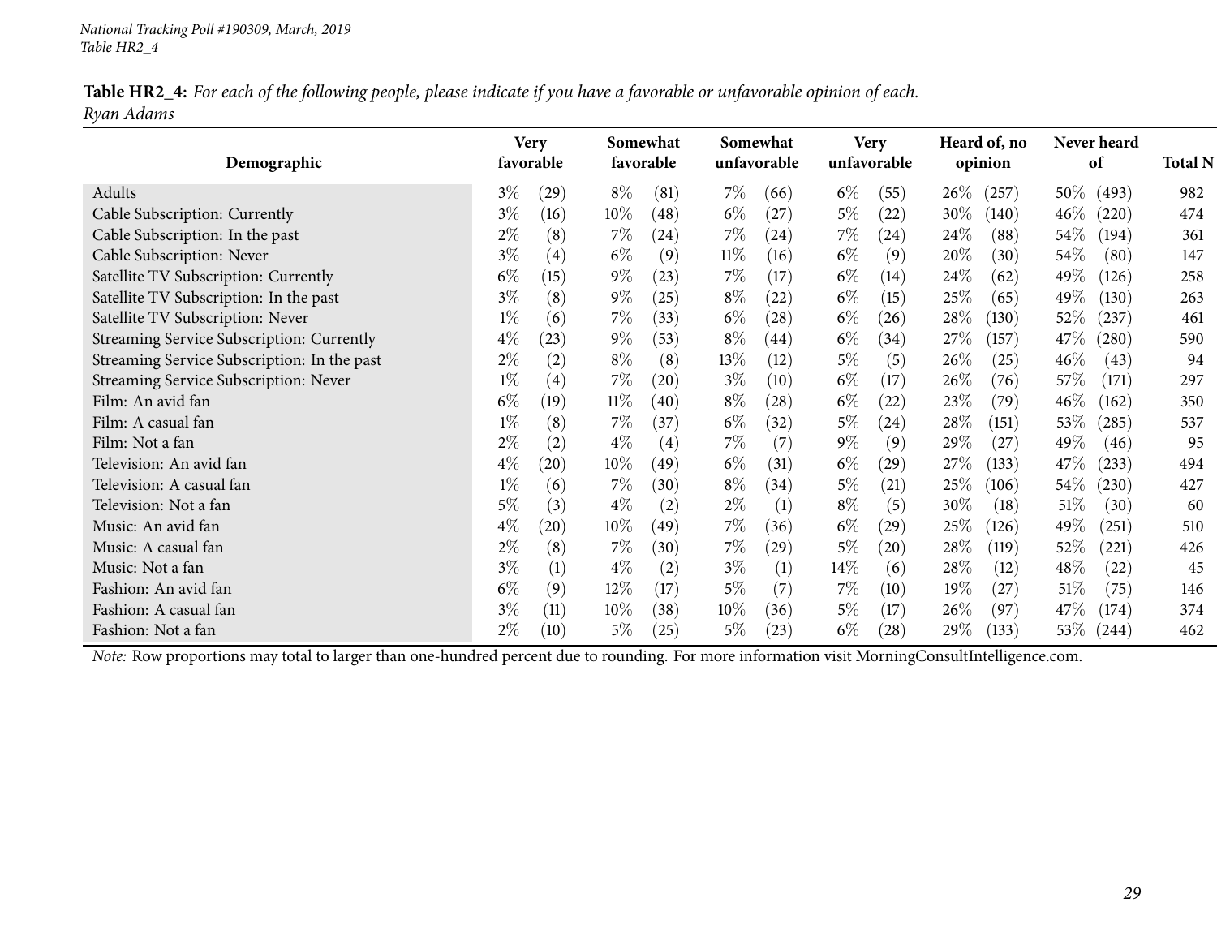**Table HR2_4:** *For each of the following people, please indicate if you have a favorable or unfavorable opinion of each.*
*Ryan Adams*

| Demographic | Very favorable | | Somewhat favorable | | Somewhat unfavorable | | Very unfavorable | | Heard of, no opinion | | Never heard of | | Total N |
|---|---|---|---|---|---|---|---|---|---|---|---|---|---|
| Adults | 3% | (29) | 8% | (81) | 7% | (66) | 6% | (55) | 26% | (257) | 50% | (493) | 982 |
| Cable Subscription: Currently | 3% | (16) | 10% | (48) | 6% | (27) | 5% | (22) | 30% | (140) | 46% | (220) | 474 |
| Cable Subscription: In the past | 2% | (8) | 7% | (24) | 7% | (24) | 7% | (24) | 24% | (88) | 54% | (194) | 361 |
| Cable Subscription: Never | 3% | (4) | 6% | (9) | 11% | (16) | 6% | (9) | 20% | (30) | 54% | (80) | 147 |
| Satellite TV Subscription: Currently | 6% | (15) | 9% | (23) | 7% | (17) | 6% | (14) | 24% | (62) | 49% | (126) | 258 |
| Satellite TV Subscription: In the past | 3% | (8) | 9% | (25) | 8% | (22) | 6% | (15) | 25% | (65) | 49% | (130) | 263 |
| Satellite TV Subscription: Never | 1% | (6) | 7% | (33) | 6% | (28) | 6% | (26) | 28% | (130) | 52% | (237) | 461 |
| Streaming Service Subscription: Currently | 4% | (23) | 9% | (53) | 8% | (44) | 6% | (34) | 27% | (157) | 47% | (280) | 590 |
| Streaming Service Subscription: In the past | 2% | (2) | 8% | (8) | 13% | (12) | 5% | (5) | 26% | (25) | 46% | (43) | 94 |
| Streaming Service Subscription: Never | 1% | (4) | 7% | (20) | 3% | (10) | 6% | (17) | 26% | (76) | 57% | (171) | 297 |
| Film: An avid fan | 6% | (19) | 11% | (40) | 8% | (28) | 6% | (22) | 23% | (79) | 46% | (162) | 350 |
| Film: A casual fan | 1% | (8) | 7% | (37) | 6% | (32) | 5% | (24) | 28% | (151) | 53% | (285) | 537 |
| Film: Not a fan | 2% | (2) | 4% | (4) | 7% | (7) | 9% | (9) | 29% | (27) | 49% | (46) | 95 |
| Television: An avid fan | 4% | (20) | 10% | (49) | 6% | (31) | 6% | (29) | 27% | (133) | 47% | (233) | 494 |
| Television: A casual fan | 1% | (6) | 7% | (30) | 8% | (34) | 5% | (21) | 25% | (106) | 54% | (230) | 427 |
| Television: Not a fan | 5% | (3) | 4% | (2) | 2% | (1) | 8% | (5) | 30% | (18) | 51% | (30) | 60 |
| Music: An avid fan | 4% | (20) | 10% | (49) | 7% | (36) | 6% | (29) | 25% | (126) | 49% | (251) | 510 |
| Music: A casual fan | 2% | (8) | 7% | (30) | 7% | (29) | 5% | (20) | 28% | (119) | 52% | (221) | 426 |
| Music: Not a fan | 3% | (1) | 4% | (2) | 3% | (1) | 14% | (6) | 28% | (12) | 48% | (22) | 45 |
| Fashion: An avid fan | 6% | (9) | 12% | (17) | 5% | (7) | 7% | (10) | 19% | (27) | 51% | (75) | 146 |
| Fashion: A casual fan | 3% | (11) | 10% | (38) | 10% | (36) | 5% | (17) | 26% | (97) | 47% | (174) | 374 |
| Fashion: Not a fan | 2% | (10) | 5% | (25) | 5% | (23) | 6% | (28) | 29% | (133) | 53% | (244) | 462 |

*Note:* Row proportions may total to larger than one-hundred percent due to rounding. For more information visit MorningConsultIntelligence.com.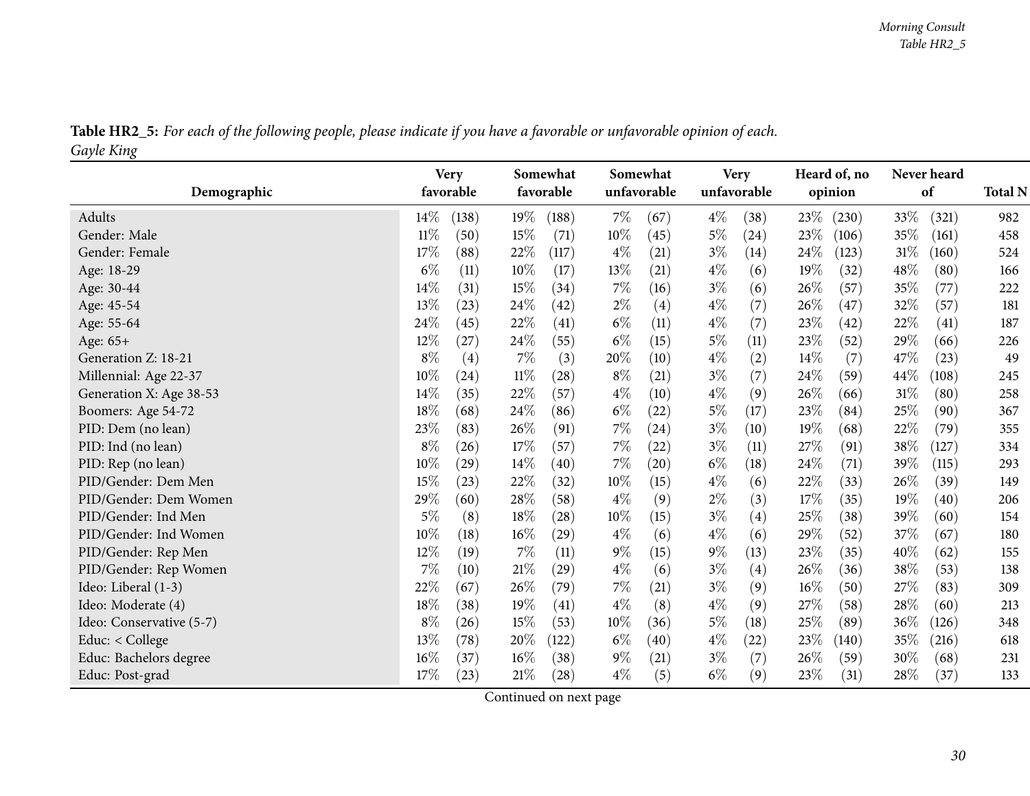**Table HR2_5:** *For each of the following people, please indicate if you have a favorable or unfavorable opinion of each.*
*Gayle King*

| Demographic | Very favorable | | Somewhat favorable | | Somewhat unfavorable | | Very unfavorable | | Heard of, no opinion | | Never heard of | | Total N |
|---|---|---|---|---|---|---|---|---|---|---|---|---|---|
| Adults | 14% | (138) | 19% | (188) | 7% | (67) | 4% | (38) | 23% | (230) | 33% | (321) | 982 |
| Gender: Male | 11% | (50) | 15% | (71) | 10% | (45) | 5% | (24) | 23% | (106) | 35% | (161) | 458 |
| Gender: Female | 17% | (88) | 22% | (117) | 4% | (21) | 3% | (14) | 24% | (123) | 31% | (160) | 524 |
| Age: 18-29 | 6% | (11) | 10% | (17) | 13% | (21) | 4% | (6) | 19% | (32) | 48% | (80) | 166 |
| Age: 30-44 | 14% | (31) | 15% | (34) | 7% | (16) | 3% | (6) | 26% | (57) | 35% | (77) | 222 |
| Age: 45-54 | 13% | (23) | 24% | (42) | 2% | (4) | 4% | (7) | 26% | (47) | 32% | (57) | 181 |
| Age: 55-64 | 24% | (45) | 22% | (41) | 6% | (11) | 4% | (7) | 23% | (42) | 22% | (41) | 187 |
| Age: 65+ | 12% | (27) | 24% | (55) | 6% | (15) | 5% | (11) | 23% | (52) | 29% | (66) | 226 |
| Generation Z: 18-21 | 8% | (4) | 7% | (3) | 20% | (10) | 4% | (2) | 14% | (7) | 47% | (23) | 49 |
| Millennial: Age 22-37 | 10% | (24) | 11% | (28) | 8% | (21) | 3% | (7) | 24% | (59) | 44% | (108) | 245 |
| Generation X: Age 38-53 | 14% | (35) | 22% | (57) | 4% | (10) | 4% | (9) | 26% | (66) | 31% | (80) | 258 |
| Boomers: Age 54-72 | 18% | (68) | 24% | (86) | 6% | (22) | 5% | (17) | 23% | (84) | 25% | (90) | 367 |
| PID: Dem (no lean) | 23% | (83) | 26% | (91) | 7% | (24) | 3% | (10) | 19% | (68) | 22% | (79) | 355 |
| PID: Ind (no lean) | 8% | (26) | 17% | (57) | 7% | (22) | 3% | (11) | 27% | (91) | 38% | (127) | 334 |
| PID: Rep (no lean) | 10% | (29) | 14% | (40) | 7% | (20) | 6% | (18) | 24% | (71) | 39% | (115) | 293 |
| PID/Gender: Dem Men | 15% | (23) | 22% | (32) | 10% | (15) | 4% | (6) | 22% | (33) | 26% | (39) | 149 |
| PID/Gender: Dem Women | 29% | (60) | 28% | (58) | 4% | (9) | 2% | (3) | 17% | (35) | 19% | (40) | 206 |
| PID/Gender: Ind Men | 5% | (8) | 18% | (28) | 10% | (15) | 3% | (4) | 25% | (38) | 39% | (60) | 154 |
| PID/Gender: Ind Women | 10% | (18) | 16% | (29) | 4% | (6) | 4% | (6) | 29% | (52) | 37% | (67) | 180 |
| PID/Gender: Rep Men | 12% | (19) | 7% | (11) | 9% | (15) | 9% | (13) | 23% | (35) | 40% | (62) | 155 |
| PID/Gender: Rep Women | 7% | (10) | 21% | (29) | 4% | (6) | 3% | (4) | 26% | (36) | 38% | (53) | 138 |
| Ideo: Liberal (1-3) | 22% | (67) | 26% | (79) | 7% | (21) | 3% | (9) | 16% | (50) | 27% | (83) | 309 |
| Ideo: Moderate (4) | 18% | (38) | 19% | (41) | 4% | (8) | 4% | (9) | 27% | (58) | 28% | (60) | 213 |
| Ideo: Conservative (5-7) | 8% | (26) | 15% | (53) | 10% | (36) | 5% | (18) | 25% | (89) | 36% | (126) | 348 |
| Educ: < College | 13% | (78) | 20% | (122) | 6% | (40) | 4% | (22) | 23% | (140) | 35% | (216) | 618 |
| Educ: Bachelors degree | 16% | (37) | 16% | (38) | 9% | (21) | 3% | (7) | 26% | (59) | 30% | (68) | 231 |
| Educ: Post-grad | 17% | (23) | 21% | (28) | 4% | (5) | 6% | (9) | 23% | (31) | 28% | (37) | 133 |

Continued on next page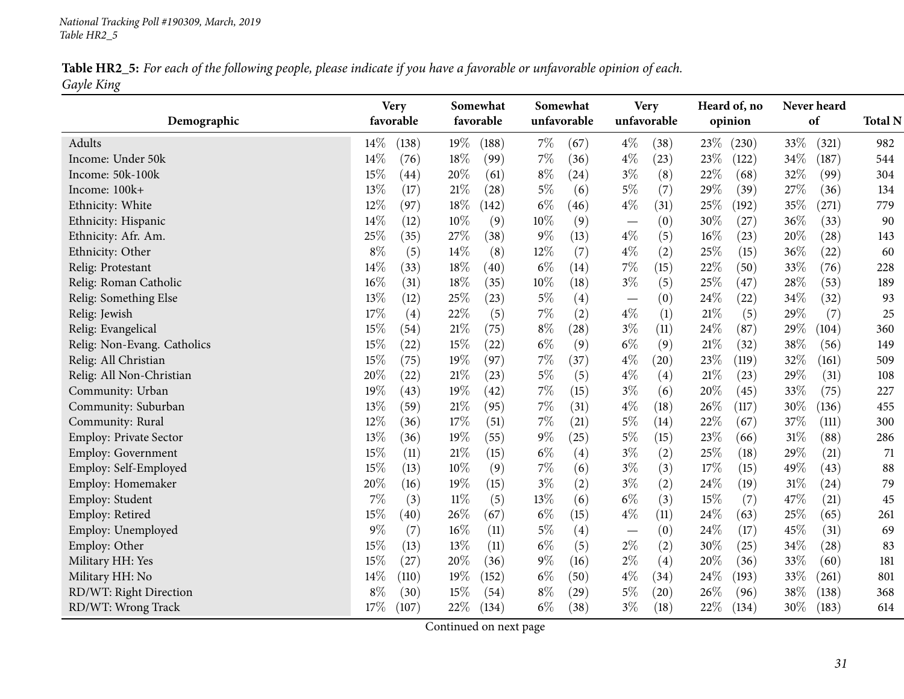**Table HR2_5:** *For each of the following people, please indicate if you have a favorable or unfavorable opinion of each.*
*Gayle King*

| Demographic | Very favorable | | Somewhat favorable | | Somewhat unfavorable | | Very unfavorable | | Heard of, no opinion | | Never heard of | | Total N |
|---|---|---|---|---|---|---|---|---|---|---|---|---|---|
| Adults | 14% | (138) | 19% | (188) | 7% | (67) | 4% | (38) | 23% | (230) | 33% | (321) | 982 |
| Income: Under 50k | 14% | (76) | 18% | (99) | 7% | (36) | 4% | (23) | 23% | (122) | 34% | (187) | 544 |
| Income: 50k-100k | 15% | (44) | 20% | (61) | 8% | (24) | 3% | (8) | 22% | (68) | 32% | (99) | 304 |
| Income: 100k+ | 13% | (17) | 21% | (28) | 5% | (6) | 5% | (7) | 29% | (39) | 27% | (36) | 134 |
| Ethnicity: White | 12% | (97) | 18% | (142) | 6% | (46) | 4% | (31) | 25% | (192) | 35% | (271) | 779 |
| Ethnicity: Hispanic | 14% | (12) | 10% | (9) | 10% | (9) | — | (0) | 30% | (27) | 36% | (33) | 90 |
| Ethnicity: Afr. Am. | 25% | (35) | 27% | (38) | 9% | (13) | 4% | (5) | 16% | (23) | 20% | (28) | 143 |
| Ethnicity: Other | 8% | (5) | 14% | (8) | 12% | (7) | 4% | (2) | 25% | (15) | 36% | (22) | 60 |
| Relig: Protestant | 14% | (33) | 18% | (40) | 6% | (14) | 7% | (15) | 22% | (50) | 33% | (76) | 228 |
| Relig: Roman Catholic | 16% | (31) | 18% | (35) | 10% | (18) | 3% | (5) | 25% | (47) | 28% | (53) | 189 |
| Relig: Something Else | 13% | (12) | 25% | (23) | 5% | (4) | — | (0) | 24% | (22) | 34% | (32) | 93 |
| Relig: Jewish | 17% | (4) | 22% | (5) | 7% | (2) | 4% | (1) | 21% | (5) | 29% | (7) | 25 |
| Relig: Evangelical | 15% | (54) | 21% | (75) | 8% | (28) | 3% | (11) | 24% | (87) | 29% | (104) | 360 |
| Relig: Non-Evang. Catholics | 15% | (22) | 15% | (22) | 6% | (9) | 6% | (9) | 21% | (32) | 38% | (56) | 149 |
| Relig: All Christian | 15% | (75) | 19% | (97) | 7% | (37) | 4% | (20) | 23% | (119) | 32% | (161) | 509 |
| Relig: All Non-Christian | 20% | (22) | 21% | (23) | 5% | (5) | 4% | (4) | 21% | (23) | 29% | (31) | 108 |
| Community: Urban | 19% | (43) | 19% | (42) | 7% | (15) | 3% | (6) | 20% | (45) | 33% | (75) | 227 |
| Community: Suburban | 13% | (59) | 21% | (95) | 7% | (31) | 4% | (18) | 26% | (117) | 30% | (136) | 455 |
| Community: Rural | 12% | (36) | 17% | (51) | 7% | (21) | 5% | (14) | 22% | (67) | 37% | (111) | 300 |
| Employ: Private Sector | 13% | (36) | 19% | (55) | 9% | (25) | 5% | (15) | 23% | (66) | 31% | (88) | 286 |
| Employ: Government | 15% | (11) | 21% | (15) | 6% | (4) | 3% | (2) | 25% | (18) | 29% | (21) | 71 |
| Employ: Self-Employed | 15% | (13) | 10% | (9) | 7% | (6) | 3% | (3) | 17% | (15) | 49% | (43) | 88 |
| Employ: Homemaker | 20% | (16) | 19% | (15) | 3% | (2) | 3% | (2) | 24% | (19) | 31% | (24) | 79 |
| Employ: Student | 7% | (3) | 11% | (5) | 13% | (6) | 6% | (3) | 15% | (7) | 47% | (21) | 45 |
| Employ: Retired | 15% | (40) | 26% | (67) | 6% | (15) | 4% | (11) | 24% | (63) | 25% | (65) | 261 |
| Employ: Unemployed | 9% | (7) | 16% | (11) | 5% | (4) | — | (0) | 24% | (17) | 45% | (31) | 69 |
| Employ: Other | 15% | (13) | 13% | (11) | 6% | (5) | 2% | (2) | 30% | (25) | 34% | (28) | 83 |
| Military HH: Yes | 15% | (27) | 20% | (36) | 9% | (16) | 2% | (4) | 20% | (36) | 33% | (60) | 181 |
| Military HH: No | 14% | (110) | 19% | (152) | 6% | (50) | 4% | (34) | 24% | (193) | 33% | (261) | 801 |
| RD/WT: Right Direction | 8% | (30) | 15% | (54) | 8% | (29) | 5% | (20) | 26% | (96) | 38% | (138) | 368 |
| RD/WT: Wrong Track | 17% | (107) | 22% | (134) | 6% | (38) | 3% | (18) | 22% | (134) | 30% | (183) | 614 |

Continued on next page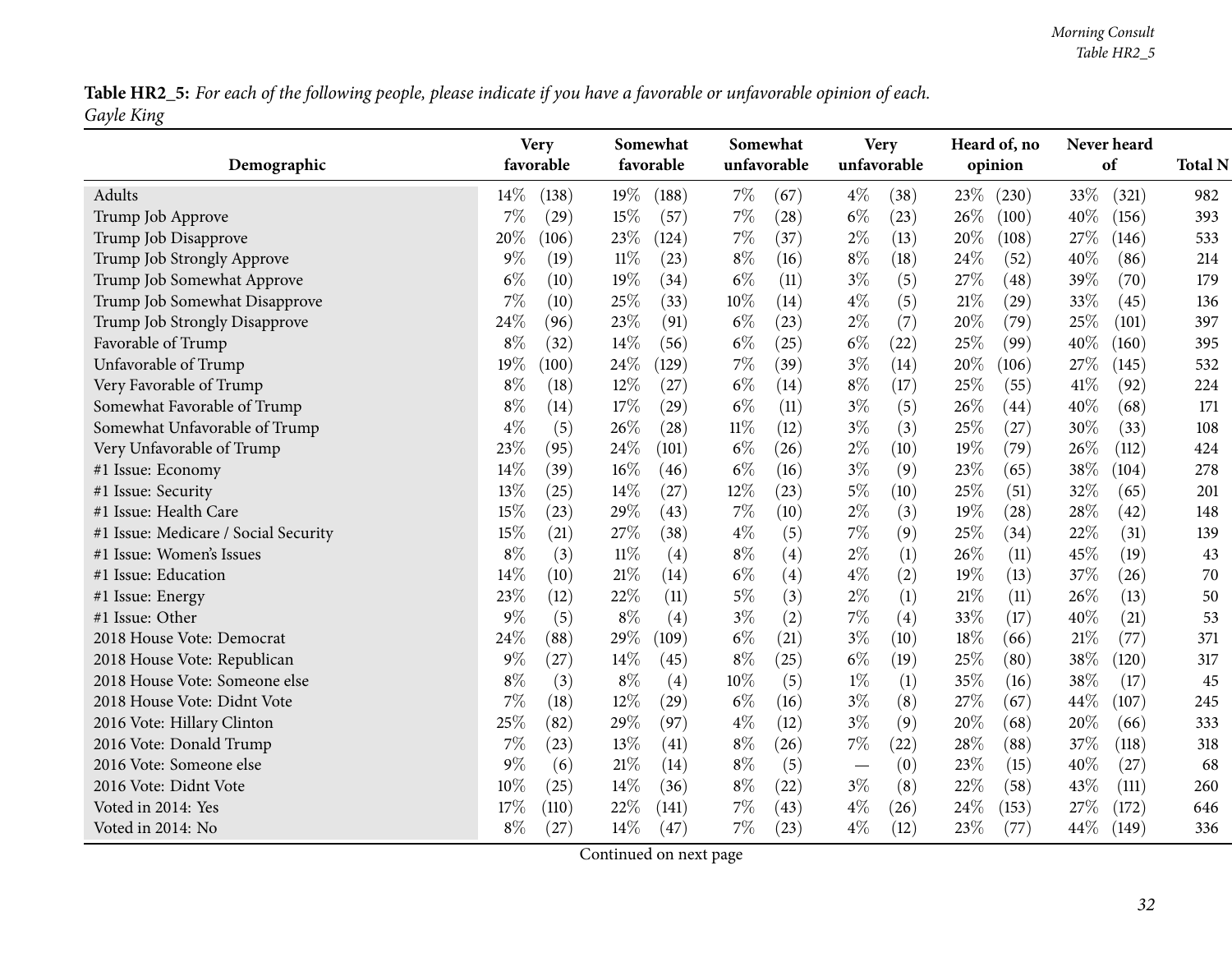**Table HR2_5:** *For each of the following people, please indicate if you have a favorable or unfavorable opinion of each.*
*Gayle King*

| Demographic | Very favorable | | Somewhat favorable | | Somewhat unfavorable | | Very unfavorable | | Heard of, no opinion | | Never heard of | | Total N |
|---|---|---|---|---|---|---|---|---|---|---|---|---|---|
| Adults | 14% | (138) | 19% | (188) | 7% | (67) | 4% | (38) | 23% | (230) | 33% | (321) | 982 |
| Trump Job Approve | 7% | (29) | 15% | (57) | 7% | (28) | 6% | (23) | 26% | (100) | 40% | (156) | 393 |
| Trump Job Disapprove | 20% | (106) | 23% | (124) | 7% | (37) | 2% | (13) | 20% | (108) | 27% | (146) | 533 |
| Trump Job Strongly Approve | 9% | (19) | 11% | (23) | 8% | (16) | 8% | (18) | 24% | (52) | 40% | (86) | 214 |
| Trump Job Somewhat Approve | 6% | (10) | 19% | (34) | 6% | (11) | 3% | (5) | 27% | (48) | 39% | (70) | 179 |
| Trump Job Somewhat Disapprove | 7% | (10) | 25% | (33) | 10% | (14) | 4% | (5) | 21% | (29) | 33% | (45) | 136 |
| Trump Job Strongly Disapprove | 24% | (96) | 23% | (91) | 6% | (23) | 2% | (7) | 20% | (79) | 25% | (101) | 397 |
| Favorable of Trump | 8% | (32) | 14% | (56) | 6% | (25) | 6% | (22) | 25% | (99) | 40% | (160) | 395 |
| Unfavorable of Trump | 19% | (100) | 24% | (129) | 7% | (39) | 3% | (14) | 20% | (106) | 27% | (145) | 532 |
| Very Favorable of Trump | 8% | (18) | 12% | (27) | 6% | (14) | 8% | (17) | 25% | (55) | 41% | (92) | 224 |
| Somewhat Favorable of Trump | 8% | (14) | 17% | (29) | 6% | (11) | 3% | (5) | 26% | (44) | 40% | (68) | 171 |
| Somewhat Unfavorable of Trump | 4% | (5) | 26% | (28) | 11% | (12) | 3% | (3) | 25% | (27) | 30% | (33) | 108 |
| Very Unfavorable of Trump | 23% | (95) | 24% | (101) | 6% | (26) | 2% | (10) | 19% | (79) | 26% | (112) | 424 |
| #1 Issue: Economy | 14% | (39) | 16% | (46) | 6% | (16) | 3% | (9) | 23% | (65) | 38% | (104) | 278 |
| #1 Issue: Security | 13% | (25) | 14% | (27) | 12% | (23) | 5% | (10) | 25% | (51) | 32% | (65) | 201 |
| #1 Issue: Health Care | 15% | (23) | 29% | (43) | 7% | (10) | 2% | (3) | 19% | (28) | 28% | (42) | 148 |
| #1 Issue: Medicare / Social Security | 15% | (21) | 27% | (38) | 4% | (5) | 7% | (9) | 25% | (34) | 22% | (31) | 139 |
| #1 Issue: Women's Issues | 8% | (3) | 11% | (4) | 8% | (4) | 2% | (1) | 26% | (11) | 45% | (19) | 43 |
| #1 Issue: Education | 14% | (10) | 21% | (14) | 6% | (4) | 4% | (2) | 19% | (13) | 37% | (26) | 70 |
| #1 Issue: Energy | 23% | (12) | 22% | (11) | 5% | (3) | 2% | (1) | 21% | (11) | 26% | (13) | 50 |
| #1 Issue: Other | 9% | (5) | 8% | (4) | 3% | (2) | 7% | (4) | 33% | (17) | 40% | (21) | 53 |
| 2018 House Vote: Democrat | 24% | (88) | 29% | (109) | 6% | (21) | 3% | (10) | 18% | (66) | 21% | (77) | 371 |
| 2018 House Vote: Republican | 9% | (27) | 14% | (45) | 8% | (25) | 6% | (19) | 25% | (80) | 38% | (120) | 317 |
| 2018 House Vote: Someone else | 8% | (3) | 8% | (4) | 10% | (5) | 1% | (1) | 35% | (16) | 38% | (17) | 45 |
| 2018 House Vote: Didnt Vote | 7% | (18) | 12% | (29) | 6% | (16) | 3% | (8) | 27% | (67) | 44% | (107) | 245 |
| 2016 Vote: Hillary Clinton | 25% | (82) | 29% | (97) | 4% | (12) | 3% | (9) | 20% | (68) | 20% | (66) | 333 |
| 2016 Vote: Donald Trump | 7% | (23) | 13% | (41) | 8% | (26) | 7% | (22) | 28% | (88) | 37% | (118) | 318 |
| 2016 Vote: Someone else | 9% | (6) | 21% | (14) | 8% | (5) | — | (0) | 23% | (15) | 40% | (27) | 68 |
| 2016 Vote: Didnt Vote | 10% | (25) | 14% | (36) | 8% | (22) | 3% | (8) | 22% | (58) | 43% | (111) | 260 |
| Voted in 2014: Yes | 17% | (110) | 22% | (141) | 7% | (43) | 4% | (26) | 24% | (153) | 27% | (172) | 646 |
| Voted in 2014: No | 8% | (27) | 14% | (47) | 7% | (23) | 4% | (12) | 23% | (77) | 44% | (149) | 336 |

Continued on next page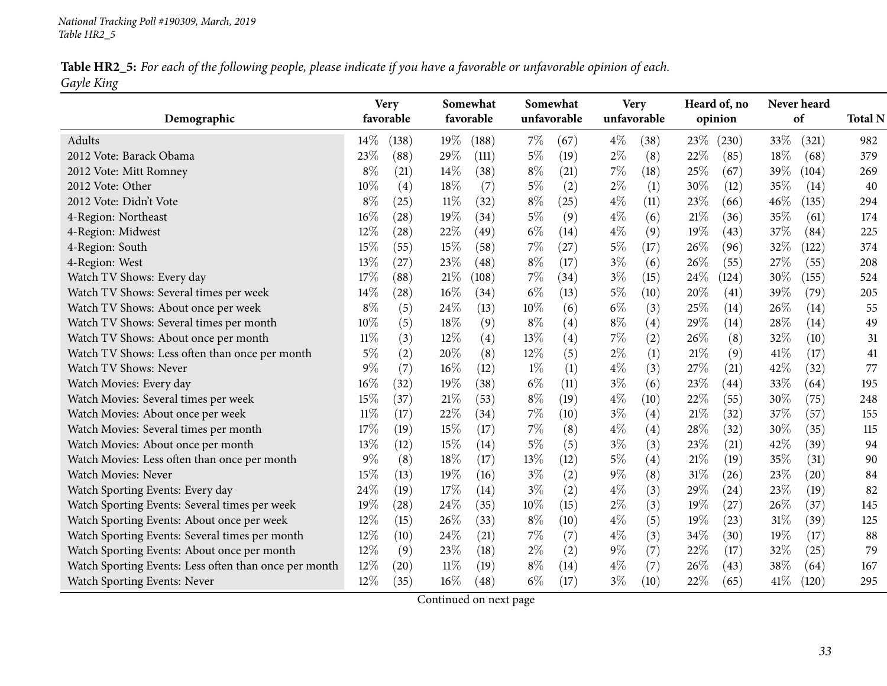**Table HR2_5:** *For each of the following people, please indicate if you have a favorable or unfavorable opinion of each. Gayle King*

| Demographic | Very favorable | | Somewhat favorable | | Somewhat unfavorable | | Very unfavorable | | Heard of, no opinion | | Never heard of | | Total N |
|---|---|---|---|---|---|---|---|---|---|---|---|---|---|
| Adults | 14% | (138) | 19% | (188) | 7% | (67) | 4% | (38) | 23% | (230) | 33% | (321) | 982 |
| 2012 Vote: Barack Obama | 23% | (88) | 29% | (111) | 5% | (19) | 2% | (8) | 22% | (85) | 18% | (68) | 379 |
| 2012 Vote: Mitt Romney | 8% | (21) | 14% | (38) | 8% | (21) | 7% | (18) | 25% | (67) | 39% | (104) | 269 |
| 2012 Vote: Other | 10% | (4) | 18% | (7) | 5% | (2) | 2% | (1) | 30% | (12) | 35% | (14) | 40 |
| 2012 Vote: Didn't Vote | 8% | (25) | 11% | (32) | 8% | (25) | 4% | (11) | 23% | (66) | 46% | (135) | 294 |
| 4-Region: Northeast | 16% | (28) | 19% | (34) | 5% | (9) | 4% | (6) | 21% | (36) | 35% | (61) | 174 |
| 4-Region: Midwest | 12% | (28) | 22% | (49) | 6% | (14) | 4% | (9) | 19% | (43) | 37% | (84) | 225 |
| 4-Region: South | 15% | (55) | 15% | (58) | 7% | (27) | 5% | (17) | 26% | (96) | 32% | (122) | 374 |
| 4-Region: West | 13% | (27) | 23% | (48) | 8% | (17) | 3% | (6) | 26% | (55) | 27% | (55) | 208 |
| Watch TV Shows: Every day | 17% | (88) | 21% | (108) | 7% | (34) | 3% | (15) | 24% | (124) | 30% | (155) | 524 |
| Watch TV Shows: Several times per week | 14% | (28) | 16% | (34) | 6% | (13) | 5% | (10) | 20% | (41) | 39% | (79) | 205 |
| Watch TV Shows: About once per week | 8% | (5) | 24% | (13) | 10% | (6) | 6% | (3) | 25% | (14) | 26% | (14) | 55 |
| Watch TV Shows: Several times per month | 10% | (5) | 18% | (9) | 8% | (4) | 8% | (4) | 29% | (14) | 28% | (14) | 49 |
| Watch TV Shows: About once per month | 11% | (3) | 12% | (4) | 13% | (4) | 7% | (2) | 26% | (8) | 32% | (10) | 31 |
| Watch TV Shows: Less often than once per month | 5% | (2) | 20% | (8) | 12% | (5) | 2% | (1) | 21% | (9) | 41% | (17) | 41 |
| Watch TV Shows: Never | 9% | (7) | 16% | (12) | 1% | (1) | 4% | (3) | 27% | (21) | 42% | (32) | 77 |
| Watch Movies: Every day | 16% | (32) | 19% | (38) | 6% | (11) | 3% | (6) | 23% | (44) | 33% | (64) | 195 |
| Watch Movies: Several times per week | 15% | (37) | 21% | (53) | 8% | (19) | 4% | (10) | 22% | (55) | 30% | (75) | 248 |
| Watch Movies: About once per week | 11% | (17) | 22% | (34) | 7% | (10) | 3% | (4) | 21% | (32) | 37% | (57) | 155 |
| Watch Movies: Several times per month | 17% | (19) | 15% | (17) | 7% | (8) | 4% | (4) | 28% | (32) | 30% | (35) | 115 |
| Watch Movies: About once per month | 13% | (12) | 15% | (14) | 5% | (5) | 3% | (3) | 23% | (21) | 42% | (39) | 94 |
| Watch Movies: Less often than once per month | 9% | (8) | 18% | (17) | 13% | (12) | 5% | (4) | 21% | (19) | 35% | (31) | 90 |
| Watch Movies: Never | 15% | (13) | 19% | (16) | 3% | (2) | 9% | (8) | 31% | (26) | 23% | (20) | 84 |
| Watch Sporting Events: Every day | 24% | (19) | 17% | (14) | 3% | (2) | 4% | (3) | 29% | (24) | 23% | (19) | 82 |
| Watch Sporting Events: Several times per week | 19% | (28) | 24% | (35) | 10% | (15) | 2% | (3) | 19% | (27) | 26% | (37) | 145 |
| Watch Sporting Events: About once per week | 12% | (15) | 26% | (33) | 8% | (10) | 4% | (5) | 19% | (23) | 31% | (39) | 125 |
| Watch Sporting Events: Several times per month | 12% | (10) | 24% | (21) | 7% | (7) | 4% | (3) | 34% | (30) | 19% | (17) | 88 |
| Watch Sporting Events: About once per month | 12% | (9) | 23% | (18) | 2% | (2) | 9% | (7) | 22% | (17) | 32% | (25) | 79 |
| Watch Sporting Events: Less often than once per month | 12% | (20) | 11% | (19) | 8% | (14) | 4% | (7) | 26% | (43) | 38% | (64) | 167 |
| Watch Sporting Events: Never | 12% | (35) | 16% | (48) | 6% | (17) | 3% | (10) | 22% | (65) | 41% | (120) | 295 |

Continued on next page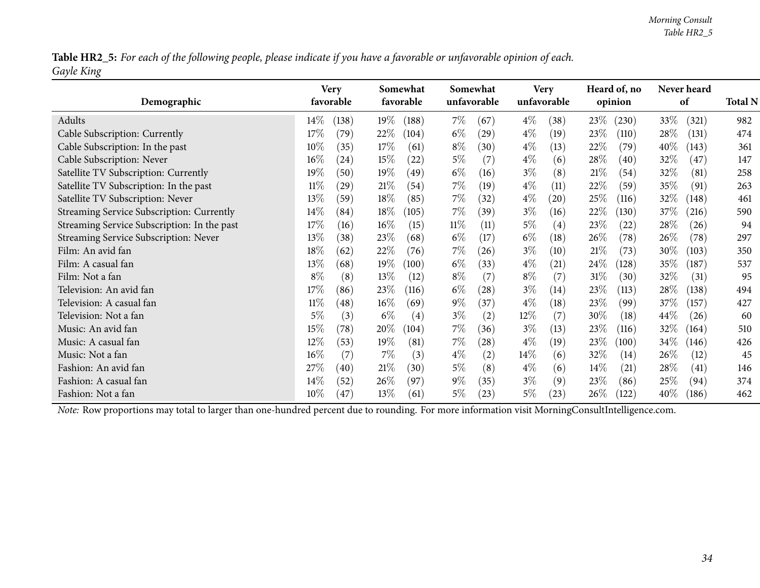**Table HR2_5:** *For each of the following people, please indicate if you have a favorable or unfavorable opinion of each.*
*Gayle King*

| Demographic | Very favorable | | Somewhat favorable | | Somewhat unfavorable | | Very unfavorable | | Heard of, no opinion | | Never heard of | | Total N |
|---|---|---|---|---|---|---|---|---|---|---|---|---|---|
| Adults | 14% | (138) | 19% | (188) | 7% | (67) | 4% | (38) | 23% | (230) | 33% | (321) | 982 |
| Cable Subscription: Currently | 17% | (79) | 22% | (104) | 6% | (29) | 4% | (19) | 23% | (110) | 28% | (131) | 474 |
| Cable Subscription: In the past | 10% | (35) | 17% | (61) | 8% | (30) | 4% | (13) | 22% | (79) | 40% | (143) | 361 |
| Cable Subscription: Never | 16% | (24) | 15% | (22) | 5% | (7) | 4% | (6) | 28% | (40) | 32% | (47) | 147 |
| Satellite TV Subscription: Currently | 19% | (50) | 19% | (49) | 6% | (16) | 3% | (8) | 21% | (54) | 32% | (81) | 258 |
| Satellite TV Subscription: In the past | 11% | (29) | 21% | (54) | 7% | (19) | 4% | (11) | 22% | (59) | 35% | (91) | 263 |
| Satellite TV Subscription: Never | 13% | (59) | 18% | (85) | 7% | (32) | 4% | (20) | 25% | (116) | 32% | (148) | 461 |
| Streaming Service Subscription: Currently | 14% | (84) | 18% | (105) | 7% | (39) | 3% | (16) | 22% | (130) | 37% | (216) | 590 |
| Streaming Service Subscription: In the past | 17% | (16) | 16% | (15) | 11% | (11) | 5% | (4) | 23% | (22) | 28% | (26) | 94 |
| Streaming Service Subscription: Never | 13% | (38) | 23% | (68) | 6% | (17) | 6% | (18) | 26% | (78) | 26% | (78) | 297 |
| Film: An avid fan | 18% | (62) | 22% | (76) | 7% | (26) | 3% | (10) | 21% | (73) | 30% | (103) | 350 |
| Film: A casual fan | 13% | (68) | 19% | (100) | 6% | (33) | 4% | (21) | 24% | (128) | 35% | (187) | 537 |
| Film: Not a fan | 8% | (8) | 13% | (12) | 8% | (7) | 8% | (7) | 31% | (30) | 32% | (31) | 95 |
| Television: An avid fan | 17% | (86) | 23% | (116) | 6% | (28) | 3% | (14) | 23% | (113) | 28% | (138) | 494 |
| Television: A casual fan | 11% | (48) | 16% | (69) | 9% | (37) | 4% | (18) | 23% | (99) | 37% | (157) | 427 |
| Television: Not a fan | 5% | (3) | 6% | (4) | 3% | (2) | 12% | (7) | 30% | (18) | 44% | (26) | 60 |
| Music: An avid fan | 15% | (78) | 20% | (104) | 7% | (36) | 3% | (13) | 23% | (116) | 32% | (164) | 510 |
| Music: A casual fan | 12% | (53) | 19% | (81) | 7% | (28) | 4% | (19) | 23% | (100) | 34% | (146) | 426 |
| Music: Not a fan | 16% | (7) | 7% | (3) | 4% | (2) | 14% | (6) | 32% | (14) | 26% | (12) | 45 |
| Fashion: An avid fan | 27% | (40) | 21% | (30) | 5% | (8) | 4% | (6) | 14% | (21) | 28% | (41) | 146 |
| Fashion: A casual fan | 14% | (52) | 26% | (97) | 9% | (35) | 3% | (9) | 23% | (86) | 25% | (94) | 374 |
| Fashion: Not a fan | 10% | (47) | 13% | (61) | 5% | (23) | 5% | (23) | 26% | (122) | 40% | (186) | 462 |

*Note:* Row proportions may total to larger than one-hundred percent due to rounding. For more information visit MorningConsultIntelligence.com.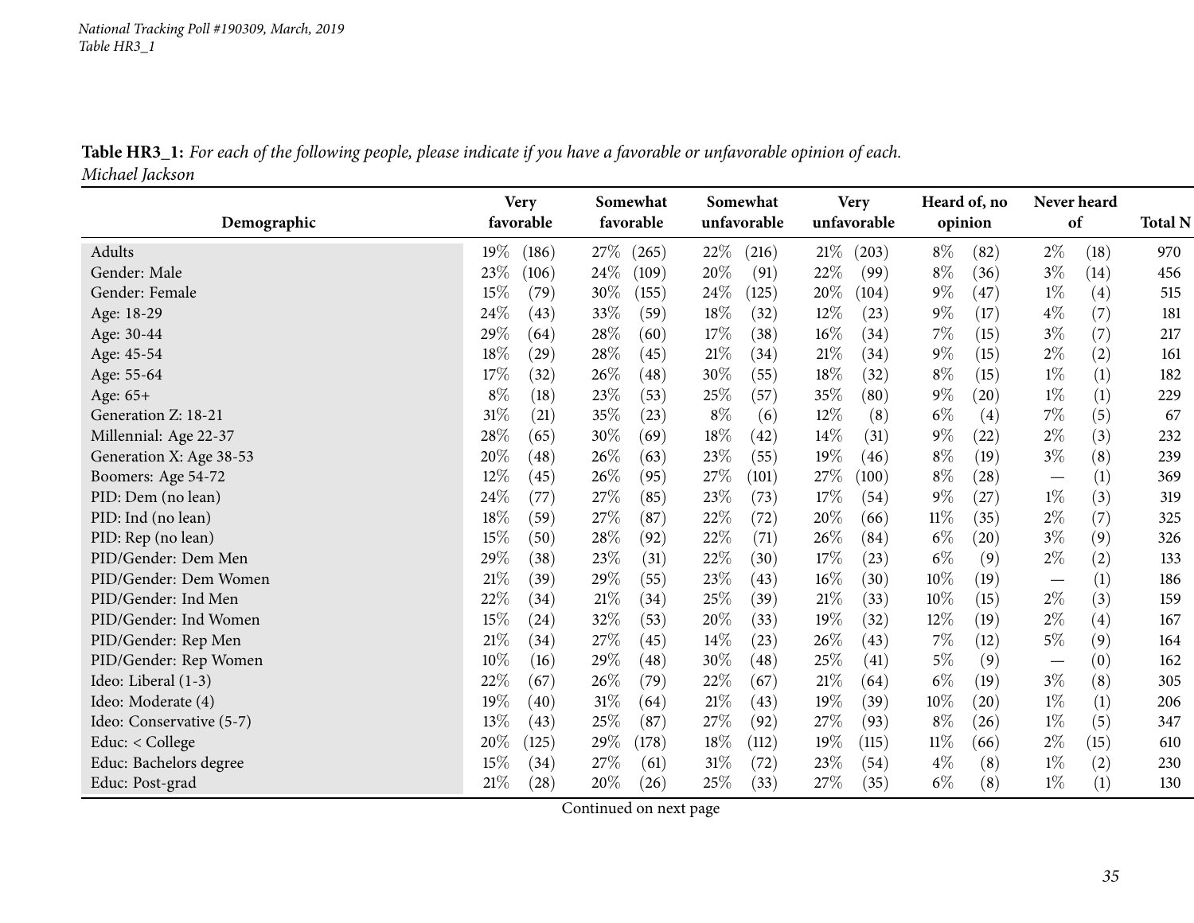*National Tracking Poll #190309, March, 2019*
*Table HR3_1*

**Table HR3_1:** *For each of the following people, please indicate if you have a favorable or unfavorable opinion of each.*
*Michael Jackson*

| Demographic | Very favorable | | Somewhat favorable | | Somewhat unfavorable | | Very unfavorable | | Heard of, no opinion | | Never heard of | | Total N |
|---|---|---|---|---|---|---|---|---|---|---|---|---|---|
| Adults | 19% | (186) | 27% | (265) | 22% | (216) | 21% | (203) | 8% | (82) | 2% | (18) | 970 |
| Gender: Male | 23% | (106) | 24% | (109) | 20% | (91) | 22% | (99) | 8% | (36) | 3% | (14) | 456 |
| Gender: Female | 15% | (79) | 30% | (155) | 24% | (125) | 20% | (104) | 9% | (47) | 1% | (4) | 515 |
| Age: 18-29 | 24% | (43) | 33% | (59) | 18% | (32) | 12% | (23) | 9% | (17) | 4% | (7) | 181 |
| Age: 30-44 | 29% | (64) | 28% | (60) | 17% | (38) | 16% | (34) | 7% | (15) | 3% | (7) | 217 |
| Age: 45-54 | 18% | (29) | 28% | (45) | 21% | (34) | 21% | (34) | 9% | (15) | 2% | (2) | 161 |
| Age: 55-64 | 17% | (32) | 26% | (48) | 30% | (55) | 18% | (32) | 8% | (15) | 1% | (1) | 182 |
| Age: 65+ | 8% | (18) | 23% | (53) | 25% | (57) | 35% | (80) | 9% | (20) | 1% | (1) | 229 |
| Generation Z: 18-21 | 31% | (21) | 35% | (23) | 8% | (6) | 12% | (8) | 6% | (4) | 7% | (5) | 67 |
| Millennial: Age 22-37 | 28% | (65) | 30% | (69) | 18% | (42) | 14% | (31) | 9% | (22) | 2% | (3) | 232 |
| Generation X: Age 38-53 | 20% | (48) | 26% | (63) | 23% | (55) | 19% | (46) | 8% | (19) | 3% | (8) | 239 |
| Boomers: Age 54-72 | 12% | (45) | 26% | (95) | 27% | (101) | 27% | (100) | 8% | (28) | — | (1) | 369 |
| PID: Dem (no lean) | 24% | (77) | 27% | (85) | 23% | (73) | 17% | (54) | 9% | (27) | 1% | (3) | 319 |
| PID: Ind (no lean) | 18% | (59) | 27% | (87) | 22% | (72) | 20% | (66) | 11% | (35) | 2% | (7) | 325 |
| PID: Rep (no lean) | 15% | (50) | 28% | (92) | 22% | (71) | 26% | (84) | 6% | (20) | 3% | (9) | 326 |
| PID/Gender: Dem Men | 29% | (38) | 23% | (31) | 22% | (30) | 17% | (23) | 6% | (9) | 2% | (2) | 133 |
| PID/Gender: Dem Women | 21% | (39) | 29% | (55) | 23% | (43) | 16% | (30) | 10% | (19) | — | (1) | 186 |
| PID/Gender: Ind Men | 22% | (34) | 21% | (34) | 25% | (39) | 21% | (33) | 10% | (15) | 2% | (3) | 159 |
| PID/Gender: Ind Women | 15% | (24) | 32% | (53) | 20% | (33) | 19% | (32) | 12% | (19) | 2% | (4) | 167 |
| PID/Gender: Rep Men | 21% | (34) | 27% | (45) | 14% | (23) | 26% | (43) | 7% | (12) | 5% | (9) | 164 |
| PID/Gender: Rep Women | 10% | (16) | 29% | (48) | 30% | (48) | 25% | (41) | 5% | (9) | — | (0) | 162 |
| Ideo: Liberal (1-3) | 22% | (67) | 26% | (79) | 22% | (67) | 21% | (64) | 6% | (19) | 3% | (8) | 305 |
| Ideo: Moderate (4) | 19% | (40) | 31% | (64) | 21% | (43) | 19% | (39) | 10% | (20) | 1% | (1) | 206 |
| Ideo: Conservative (5-7) | 13% | (43) | 25% | (87) | 27% | (92) | 27% | (93) | 8% | (26) | 1% | (5) | 347 |
| Educ: < College | 20% | (125) | 29% | (178) | 18% | (112) | 19% | (115) | 11% | (66) | 2% | (15) | 610 |
| Educ: Bachelors degree | 15% | (34) | 27% | (61) | 31% | (72) | 23% | (54) | 4% | (8) | 1% | (2) | 230 |
| Educ: Post-grad | 21% | (28) | 20% | (26) | 25% | (33) | 27% | (35) | 6% | (8) | 1% | (1) | 130 |

Continued on next page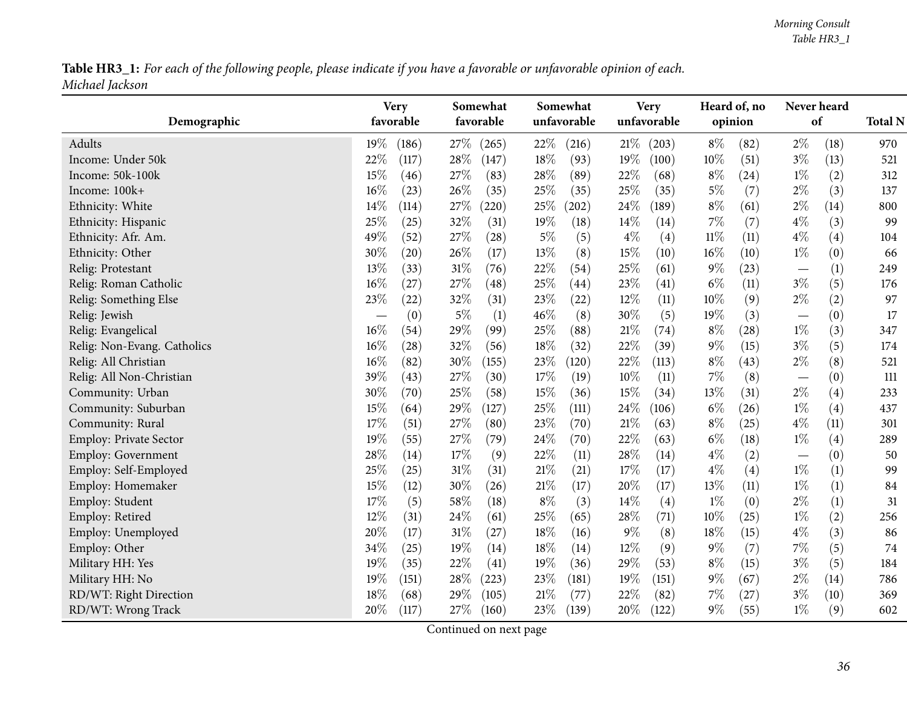**Table HR3_1:** *For each of the following people, please indicate if you have a favorable or unfavorable opinion of each.*
*Michael Jackson*

| Demographic | Very favorable | | Somewhat favorable | | Somewhat unfavorable | | Very unfavorable | | Heard of, no opinion | | Never heard of | | Total N |
|---|---|---|---|---|---|---|---|---|---|---|---|---|---|
| Adults | 19% | (186) | 27% | (265) | 22% | (216) | 21% | (203) | 8% | (82) | 2% | (18) | 970 |
| Income: Under 50k | 22% | (117) | 28% | (147) | 18% | (93) | 19% | (100) | 10% | (51) | 3% | (13) | 521 |
| Income: 50k-100k | 15% | (46) | 27% | (83) | 28% | (89) | 22% | (68) | 8% | (24) | 1% | (2) | 312 |
| Income: 100k+ | 16% | (23) | 26% | (35) | 25% | (35) | 25% | (35) | 5% | (7) | 2% | (3) | 137 |
| Ethnicity: White | 14% | (114) | 27% | (220) | 25% | (202) | 24% | (189) | 8% | (61) | 2% | (14) | 800 |
| Ethnicity: Hispanic | 25% | (25) | 32% | (31) | 19% | (18) | 14% | (14) | 7% | (7) | 4% | (3) | 99 |
| Ethnicity: Afr. Am. | 49% | (52) | 27% | (28) | 5% | (5) | 4% | (4) | 11% | (11) | 4% | (4) | 104 |
| Ethnicity: Other | 30% | (20) | 26% | (17) | 13% | (8) | 15% | (10) | 16% | (10) | 1% | (0) | 66 |
| Relig: Protestant | 13% | (33) | 31% | (76) | 22% | (54) | 25% | (61) | 9% | (23) | — | (1) | 249 |
| Relig: Roman Catholic | 16% | (27) | 27% | (48) | 25% | (44) | 23% | (41) | 6% | (11) | 3% | (5) | 176 |
| Relig: Something Else | 23% | (22) | 32% | (31) | 23% | (22) | 12% | (11) | 10% | (9) | 2% | (2) | 97 |
| Relig: Jewish | — | (0) | 5% | (1) | 46% | (8) | 30% | (5) | 19% | (3) | — | (0) | 17 |
| Relig: Evangelical | 16% | (54) | 29% | (99) | 25% | (88) | 21% | (74) | 8% | (28) | 1% | (3) | 347 |
| Relig: Non-Evang. Catholics | 16% | (28) | 32% | (56) | 18% | (32) | 22% | (39) | 9% | (15) | 3% | (5) | 174 |
| Relig: All Christian | 16% | (82) | 30% | (155) | 23% | (120) | 22% | (113) | 8% | (43) | 2% | (8) | 521 |
| Relig: All Non-Christian | 39% | (43) | 27% | (30) | 17% | (19) | 10% | (11) | 7% | (8) | — | (0) | 111 |
| Community: Urban | 30% | (70) | 25% | (58) | 15% | (36) | 15% | (34) | 13% | (31) | 2% | (4) | 233 |
| Community: Suburban | 15% | (64) | 29% | (127) | 25% | (111) | 24% | (106) | 6% | (26) | 1% | (4) | 437 |
| Community: Rural | 17% | (51) | 27% | (80) | 23% | (70) | 21% | (63) | 8% | (25) | 4% | (11) | 301 |
| Employ: Private Sector | 19% | (55) | 27% | (79) | 24% | (70) | 22% | (63) | 6% | (18) | 1% | (4) | 289 |
| Employ: Government | 28% | (14) | 17% | (9) | 22% | (11) | 28% | (14) | 4% | (2) | — | (0) | 50 |
| Employ: Self-Employed | 25% | (25) | 31% | (31) | 21% | (21) | 17% | (17) | 4% | (4) | 1% | (1) | 99 |
| Employ: Homemaker | 15% | (12) | 30% | (26) | 21% | (17) | 20% | (17) | 13% | (11) | 1% | (1) | 84 |
| Employ: Student | 17% | (5) | 58% | (18) | 8% | (3) | 14% | (4) | 1% | (0) | 2% | (1) | 31 |
| Employ: Retired | 12% | (31) | 24% | (61) | 25% | (65) | 28% | (71) | 10% | (25) | 1% | (2) | 256 |
| Employ: Unemployed | 20% | (17) | 31% | (27) | 18% | (16) | 9% | (8) | 18% | (15) | 4% | (3) | 86 |
| Employ: Other | 34% | (25) | 19% | (14) | 18% | (14) | 12% | (9) | 9% | (7) | 7% | (5) | 74 |
| Military HH: Yes | 19% | (35) | 22% | (41) | 19% | (36) | 29% | (53) | 8% | (15) | 3% | (5) | 184 |
| Military HH: No | 19% | (151) | 28% | (223) | 23% | (181) | 19% | (151) | 9% | (67) | 2% | (14) | 786 |
| RD/WT: Right Direction | 18% | (68) | 29% | (105) | 21% | (77) | 22% | (82) | 7% | (27) | 3% | (10) | 369 |
| RD/WT: Wrong Track | 20% | (117) | 27% | (160) | 23% | (139) | 20% | (122) | 9% | (55) | 1% | (9) | 602 |

Continued on next page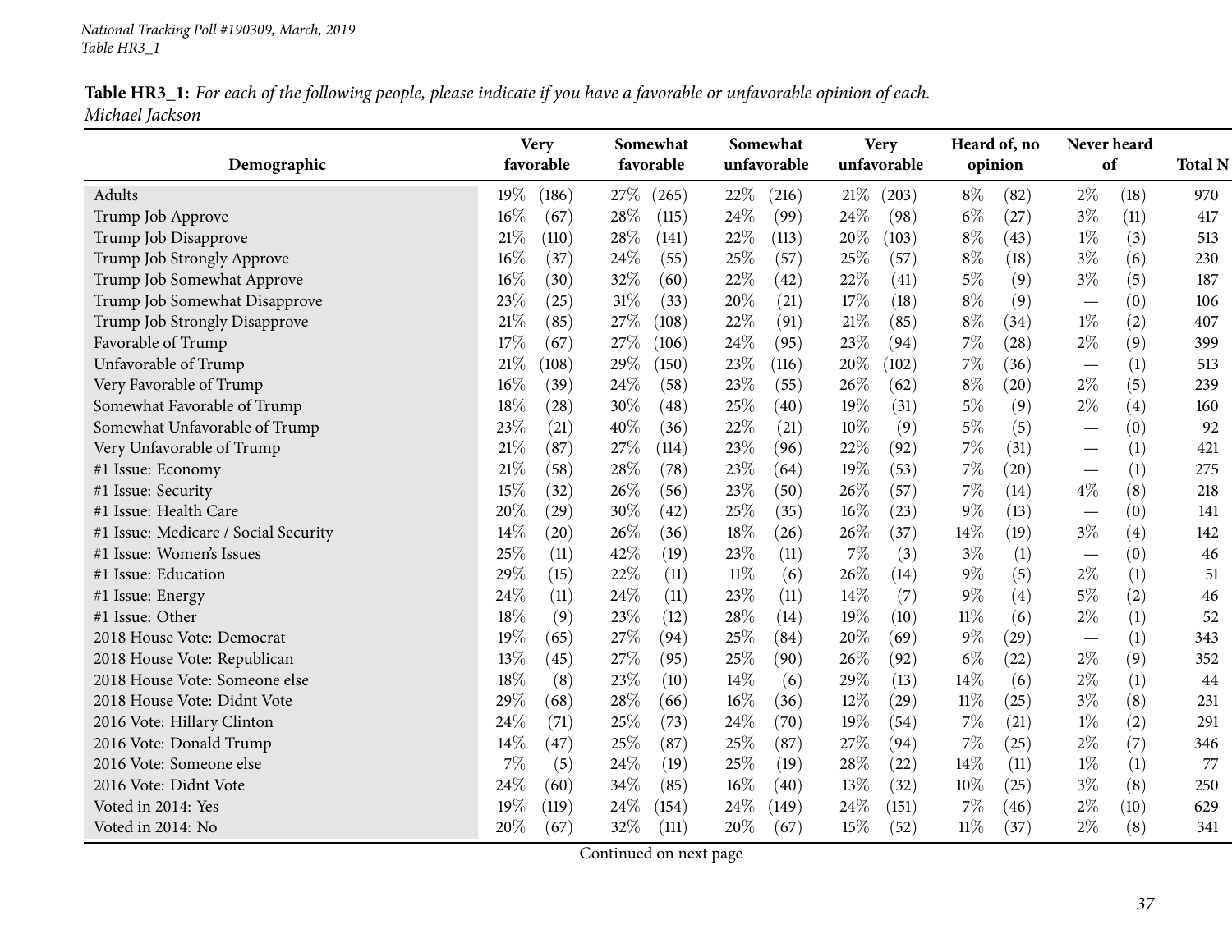National Tracking Poll #190309, March, 2019
Table HR3_1

**Table HR3_1:** *For each of the following people, please indicate if you have a favorable or unfavorable opinion of each.*
*Michael Jackson*

| Demographic | Very favorable | | Somewhat favorable | | Somewhat unfavorable | | Very unfavorable | | Heard of, no opinion | | Never heard of | | Total N |
|---|---|---|---|---|---|---|---|---|---|---|---|---|---|
| Adults | 19% | (186) | 27% | (265) | 22% | (216) | 21% | (203) | 8% | (82) | 2% | (18) | 970 |
| Trump Job Approve | 16% | (67) | 28% | (115) | 24% | (99) | 24% | (98) | 6% | (27) | 3% | (11) | 417 |
| Trump Job Disapprove | 21% | (110) | 28% | (141) | 22% | (113) | 20% | (103) | 8% | (43) | 1% | (3) | 513 |
| Trump Job Strongly Approve | 16% | (37) | 24% | (55) | 25% | (57) | 25% | (57) | 8% | (18) | 3% | (6) | 230 |
| Trump Job Somewhat Approve | 16% | (30) | 32% | (60) | 22% | (42) | 22% | (41) | 5% | (9) | 3% | (5) | 187 |
| Trump Job Somewhat Disapprove | 23% | (25) | 31% | (33) | 20% | (21) | 17% | (18) | 8% | (9) | — | (0) | 106 |
| Trump Job Strongly Disapprove | 21% | (85) | 27% | (108) | 22% | (91) | 21% | (85) | 8% | (34) | 1% | (2) | 407 |
| Favorable of Trump | 17% | (67) | 27% | (106) | 24% | (95) | 23% | (94) | 7% | (28) | 2% | (9) | 399 |
| Unfavorable of Trump | 21% | (108) | 29% | (150) | 23% | (116) | 20% | (102) | 7% | (36) | — | (1) | 513 |
| Very Favorable of Trump | 16% | (39) | 24% | (58) | 23% | (55) | 26% | (62) | 8% | (20) | 2% | (5) | 239 |
| Somewhat Favorable of Trump | 18% | (28) | 30% | (48) | 25% | (40) | 19% | (31) | 5% | (9) | 2% | (4) | 160 |
| Somewhat Unfavorable of Trump | 23% | (21) | 40% | (36) | 22% | (21) | 10% | (9) | 5% | (5) | — | (0) | 92 |
| Very Unfavorable of Trump | 21% | (87) | 27% | (114) | 23% | (96) | 22% | (92) | 7% | (31) | — | (1) | 421 |
| #1 Issue: Economy | 21% | (58) | 28% | (78) | 23% | (64) | 19% | (53) | 7% | (20) | — | (1) | 275 |
| #1 Issue: Security | 15% | (32) | 26% | (56) | 23% | (50) | 26% | (57) | 7% | (14) | 4% | (8) | 218 |
| #1 Issue: Health Care | 20% | (29) | 30% | (42) | 25% | (35) | 16% | (23) | 9% | (13) | — | (0) | 141 |
| #1 Issue: Medicare / Social Security | 14% | (20) | 26% | (36) | 18% | (26) | 26% | (37) | 14% | (19) | 3% | (4) | 142 |
| #1 Issue: Women's Issues | 25% | (11) | 42% | (19) | 23% | (11) | 7% | (3) | 3% | (1) | — | (0) | 46 |
| #1 Issue: Education | 29% | (15) | 22% | (11) | 11% | (6) | 26% | (14) | 9% | (5) | 2% | (1) | 51 |
| #1 Issue: Energy | 24% | (11) | 24% | (11) | 23% | (11) | 14% | (7) | 9% | (4) | 5% | (2) | 46 |
| #1 Issue: Other | 18% | (9) | 23% | (12) | 28% | (14) | 19% | (10) | 11% | (6) | 2% | (1) | 52 |
| 2018 House Vote: Democrat | 19% | (65) | 27% | (94) | 25% | (84) | 20% | (69) | 9% | (29) | — | (1) | 343 |
| 2018 House Vote: Republican | 13% | (45) | 27% | (95) | 25% | (90) | 26% | (92) | 6% | (22) | 2% | (9) | 352 |
| 2018 House Vote: Someone else | 18% | (8) | 23% | (10) | 14% | (6) | 29% | (13) | 14% | (6) | 2% | (1) | 44 |
| 2018 House Vote: Didnt Vote | 29% | (68) | 28% | (66) | 16% | (36) | 12% | (29) | 11% | (25) | 3% | (8) | 231 |
| 2016 Vote: Hillary Clinton | 24% | (71) | 25% | (73) | 24% | (70) | 19% | (54) | 7% | (21) | 1% | (2) | 291 |
| 2016 Vote: Donald Trump | 14% | (47) | 25% | (87) | 25% | (87) | 27% | (94) | 7% | (25) | 2% | (7) | 346 |
| 2016 Vote: Someone else | 7% | (5) | 24% | (19) | 25% | (19) | 28% | (22) | 14% | (11) | 1% | (1) | 77 |
| 2016 Vote: Didnt Vote | 24% | (60) | 34% | (85) | 16% | (40) | 13% | (32) | 10% | (25) | 3% | (8) | 250 |
| Voted in 2014: Yes | 19% | (119) | 24% | (154) | 24% | (149) | 24% | (151) | 7% | (46) | 2% | (10) | 629 |
| Voted in 2014: No | 20% | (67) | 32% | (111) | 20% | (67) | 15% | (52) | 11% | (37) | 2% | (8) | 341 |

Continued on next page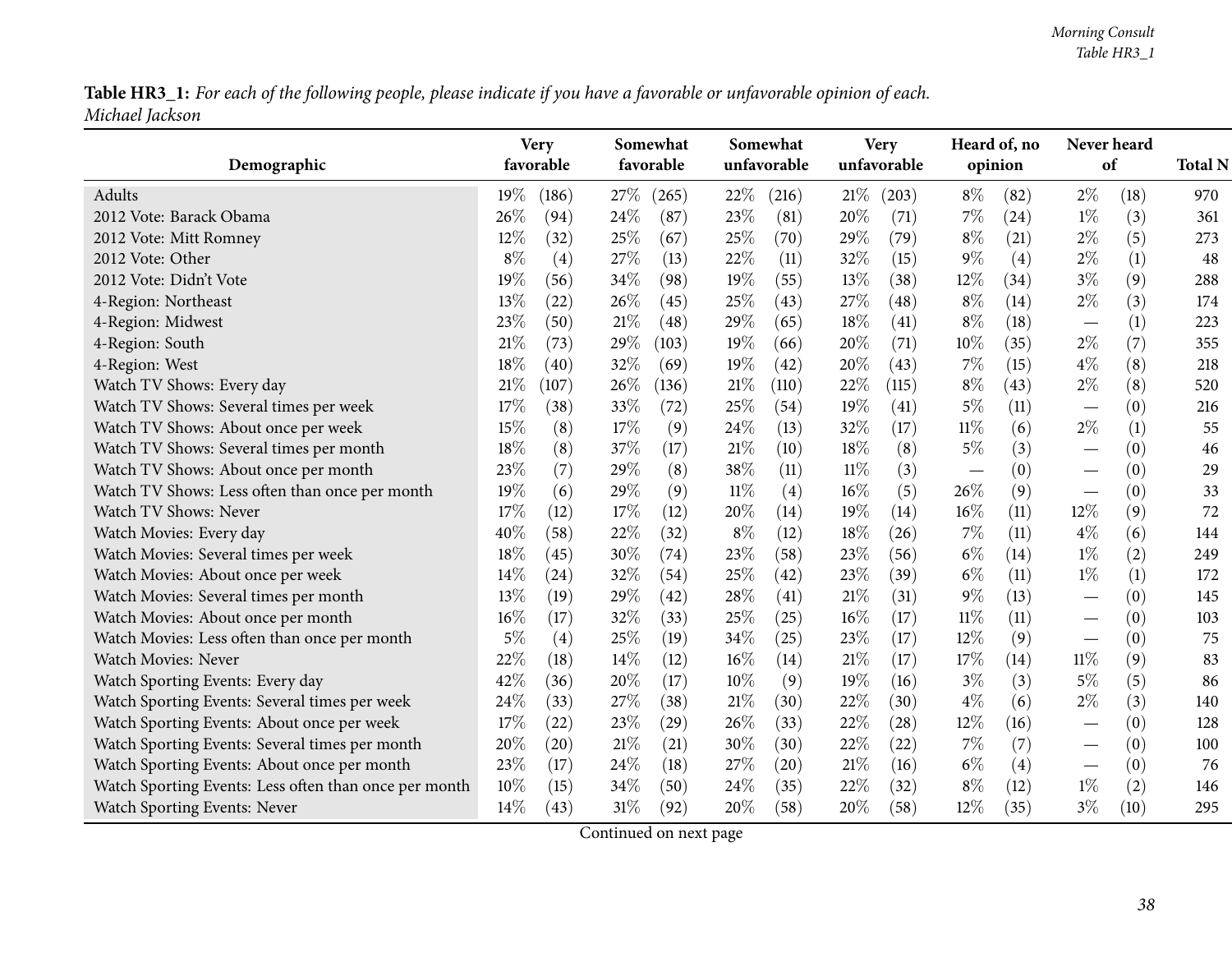**Table HR3_1:** *For each of the following people, please indicate if you have a favorable or unfavorable opinion of each.*
*Michael Jackson*

| Demographic | Very favorable | | Somewhat favorable | | Somewhat unfavorable | | Very unfavorable | | Heard of, no opinion | | Never heard of | | Total N |
|---|---|---|---|---|---|---|---|---|---|---|---|---|---|
| Adults | 19% | (186) | 27% | (265) | 22% | (216) | 21% | (203) | 8% | (82) | 2% | (18) | 970 |
| 2012 Vote: Barack Obama | 26% | (94) | 24% | (87) | 23% | (81) | 20% | (71) | 7% | (24) | 1% | (3) | 361 |
| 2012 Vote: Mitt Romney | 12% | (32) | 25% | (67) | 25% | (70) | 29% | (79) | 8% | (21) | 2% | (5) | 273 |
| 2012 Vote: Other | 8% | (4) | 27% | (13) | 22% | (11) | 32% | (15) | 9% | (4) | 2% | (1) | 48 |
| 2012 Vote: Didn't Vote | 19% | (56) | 34% | (98) | 19% | (55) | 13% | (38) | 12% | (34) | 3% | (9) | 288 |
| 4-Region: Northeast | 13% | (22) | 26% | (45) | 25% | (43) | 27% | (48) | 8% | (14) | 2% | (3) | 174 |
| 4-Region: Midwest | 23% | (50) | 21% | (48) | 29% | (65) | 18% | (41) | 8% | (18) | — | (1) | 223 |
| 4-Region: South | 21% | (73) | 29% | (103) | 19% | (66) | 20% | (71) | 10% | (35) | 2% | (7) | 355 |
| 4-Region: West | 18% | (40) | 32% | (69) | 19% | (42) | 20% | (43) | 7% | (15) | 4% | (8) | 218 |
| Watch TV Shows: Every day | 21% | (107) | 26% | (136) | 21% | (110) | 22% | (115) | 8% | (43) | 2% | (8) | 520 |
| Watch TV Shows: Several times per week | 17% | (38) | 33% | (72) | 25% | (54) | 19% | (41) | 5% | (11) | — | (0) | 216 |
| Watch TV Shows: About once per week | 15% | (8) | 17% | (9) | 24% | (13) | 32% | (17) | 11% | (6) | 2% | (1) | 55 |
| Watch TV Shows: Several times per month | 18% | (8) | 37% | (17) | 21% | (10) | 18% | (8) | 5% | (3) | — | (0) | 46 |
| Watch TV Shows: About once per month | 23% | (7) | 29% | (8) | 38% | (11) | 11% | (3) | — | (0) | — | (0) | 29 |
| Watch TV Shows: Less often than once per month | 19% | (6) | 29% | (9) | 11% | (4) | 16% | (5) | 26% | (9) | — | (0) | 33 |
| Watch TV Shows: Never | 17% | (12) | 17% | (12) | 20% | (14) | 19% | (14) | 16% | (11) | 12% | (9) | 72 |
| Watch Movies: Every day | 40% | (58) | 22% | (32) | 8% | (12) | 18% | (26) | 7% | (11) | 4% | (6) | 144 |
| Watch Movies: Several times per week | 18% | (45) | 30% | (74) | 23% | (58) | 23% | (56) | 6% | (14) | 1% | (2) | 249 |
| Watch Movies: About once per week | 14% | (24) | 32% | (54) | 25% | (42) | 23% | (39) | 6% | (11) | 1% | (1) | 172 |
| Watch Movies: Several times per month | 13% | (19) | 29% | (42) | 28% | (41) | 21% | (31) | 9% | (13) | — | (0) | 145 |
| Watch Movies: About once per month | 16% | (17) | 32% | (33) | 25% | (25) | 16% | (17) | 11% | (11) | — | (0) | 103 |
| Watch Movies: Less often than once per month | 5% | (4) | 25% | (19) | 34% | (25) | 23% | (17) | 12% | (9) | — | (0) | 75 |
| Watch Movies: Never | 22% | (18) | 14% | (12) | 16% | (14) | 21% | (17) | 17% | (14) | 11% | (9) | 83 |
| Watch Sporting Events: Every day | 42% | (36) | 20% | (17) | 10% | (9) | 19% | (16) | 3% | (3) | 5% | (5) | 86 |
| Watch Sporting Events: Several times per week | 24% | (33) | 27% | (38) | 21% | (30) | 22% | (30) | 4% | (6) | 2% | (3) | 140 |
| Watch Sporting Events: About once per week | 17% | (22) | 23% | (29) | 26% | (33) | 22% | (28) | 12% | (16) | — | (0) | 128 |
| Watch Sporting Events: Several times per month | 20% | (20) | 21% | (21) | 30% | (30) | 22% | (22) | 7% | (7) | — | (0) | 100 |
| Watch Sporting Events: About once per month | 23% | (17) | 24% | (18) | 27% | (20) | 21% | (16) | 6% | (4) | — | (0) | 76 |
| Watch Sporting Events: Less often than once per month | 10% | (15) | 34% | (50) | 24% | (35) | 22% | (32) | 8% | (12) | 1% | (2) | 146 |
| Watch Sporting Events: Never | 14% | (43) | 31% | (92) | 20% | (58) | 20% | (58) | 12% | (35) | 3% | (10) | 295 |

Continued on next page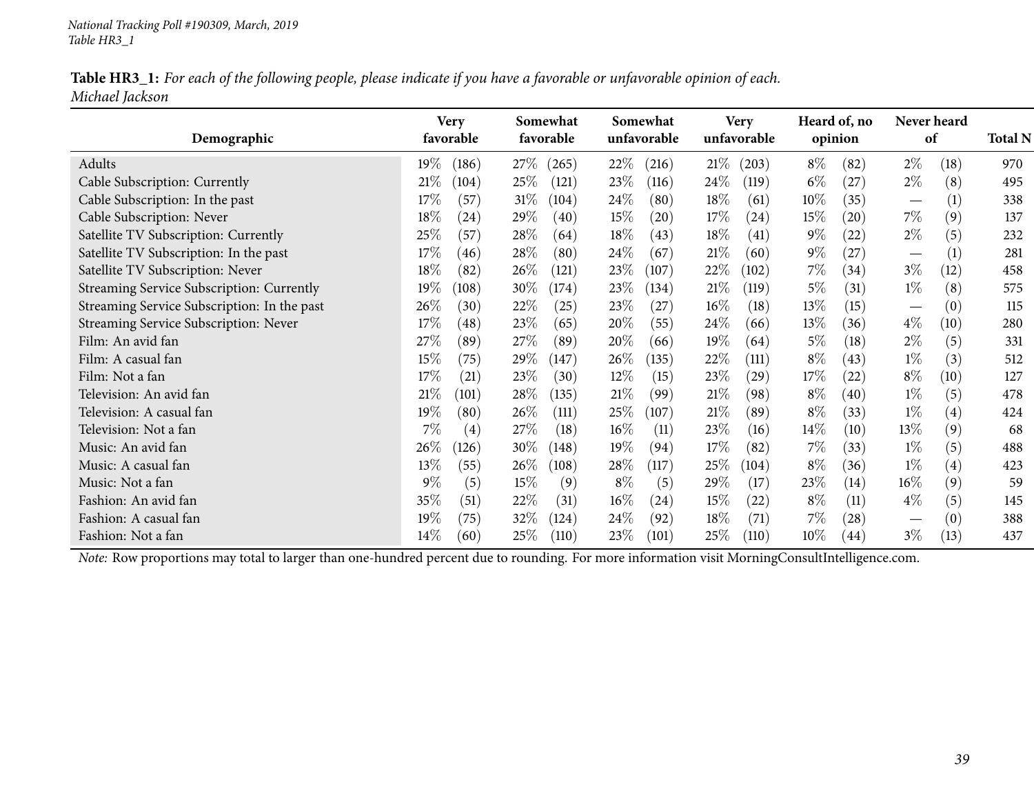National Tracking Poll #190309, March, 2019
Table HR3_1

**Table HR3_1:** *For each of the following people, please indicate if you have a favorable or unfavorable opinion of each. Michael Jackson*

| Demographic | Very favorable | | Somewhat favorable | | Somewhat unfavorable | | Very unfavorable | | Heard of, no opinion | | Never heard of | | Total N |
|---|---|---|---|---|---|---|---|---|---|---|---|---|---|
| Adults | 19% | (186) | 27% | (265) | 22% | (216) | 21% | (203) | 8% | (82) | 2% | (18) | 970 |
| Cable Subscription: Currently | 21% | (104) | 25% | (121) | 23% | (116) | 24% | (119) | 6% | (27) | 2% | (8) | 495 |
| Cable Subscription: In the past | 17% | (57) | 31% | (104) | 24% | (80) | 18% | (61) | 10% | (35) | — | (1) | 338 |
| Cable Subscription: Never | 18% | (24) | 29% | (40) | 15% | (20) | 17% | (24) | 15% | (20) | 7% | (9) | 137 |
| Satellite TV Subscription: Currently | 25% | (57) | 28% | (64) | 18% | (43) | 18% | (41) | 9% | (22) | 2% | (5) | 232 |
| Satellite TV Subscription: In the past | 17% | (46) | 28% | (80) | 24% | (67) | 21% | (60) | 9% | (27) | — | (1) | 281 |
| Satellite TV Subscription: Never | 18% | (82) | 26% | (121) | 23% | (107) | 22% | (102) | 7% | (34) | 3% | (12) | 458 |
| Streaming Service Subscription: Currently | 19% | (108) | 30% | (174) | 23% | (134) | 21% | (119) | 5% | (31) | 1% | (8) | 575 |
| Streaming Service Subscription: In the past | 26% | (30) | 22% | (25) | 23% | (27) | 16% | (18) | 13% | (15) | — | (0) | 115 |
| Streaming Service Subscription: Never | 17% | (48) | 23% | (65) | 20% | (55) | 24% | (66) | 13% | (36) | 4% | (10) | 280 |
| Film: An avid fan | 27% | (89) | 27% | (89) | 20% | (66) | 19% | (64) | 5% | (18) | 2% | (5) | 331 |
| Film: A casual fan | 15% | (75) | 29% | (147) | 26% | (135) | 22% | (111) | 8% | (43) | 1% | (3) | 512 |
| Film: Not a fan | 17% | (21) | 23% | (30) | 12% | (15) | 23% | (29) | 17% | (22) | 8% | (10) | 127 |
| Television: An avid fan | 21% | (101) | 28% | (135) | 21% | (99) | 21% | (98) | 8% | (40) | 1% | (5) | 478 |
| Television: A casual fan | 19% | (80) | 26% | (111) | 25% | (107) | 21% | (89) | 8% | (33) | 1% | (4) | 424 |
| Television: Not a fan | 7% | (4) | 27% | (18) | 16% | (11) | 23% | (16) | 14% | (10) | 13% | (9) | 68 |
| Music: An avid fan | 26% | (126) | 30% | (148) | 19% | (94) | 17% | (82) | 7% | (33) | 1% | (5) | 488 |
| Music: A casual fan | 13% | (55) | 26% | (108) | 28% | (117) | 25% | (104) | 8% | (36) | 1% | (4) | 423 |
| Music: Not a fan | 9% | (5) | 15% | (9) | 8% | (5) | 29% | (17) | 23% | (14) | 16% | (9) | 59 |
| Fashion: An avid fan | 35% | (51) | 22% | (31) | 16% | (24) | 15% | (22) | 8% | (11) | 4% | (5) | 145 |
| Fashion: A casual fan | 19% | (75) | 32% | (124) | 24% | (92) | 18% | (71) | 7% | (28) | — | (0) | 388 |
| Fashion: Not a fan | 14% | (60) | 25% | (110) | 23% | (101) | 25% | (110) | 10% | (44) | 3% | (13) | 437 |

*Note:* Row proportions may total to larger than one-hundred percent due to rounding. For more information visit MorningConsultIntelligence.com.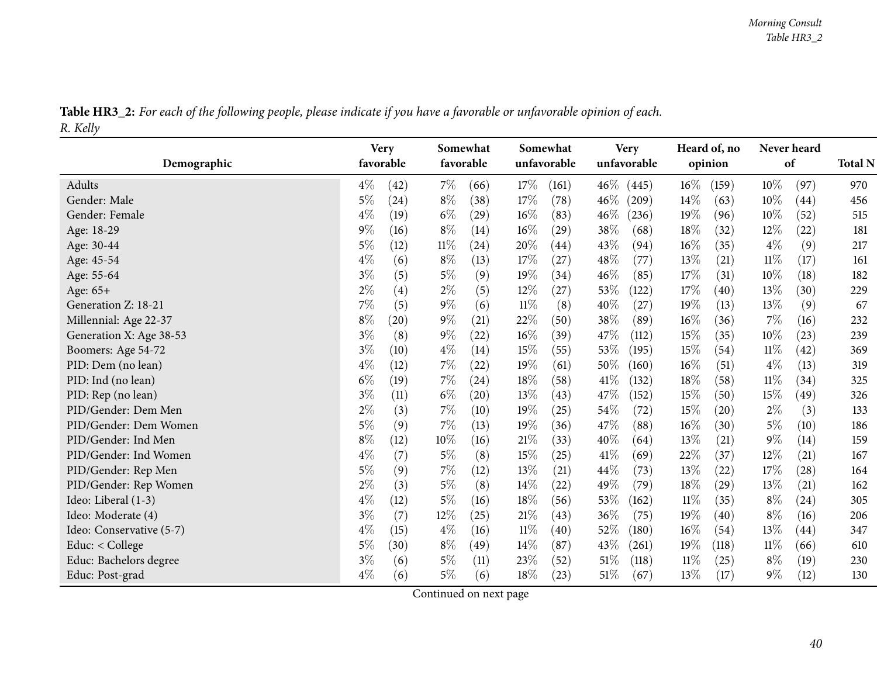**Table HR3_2:** *For each of the following people, please indicate if you have a favorable or unfavorable opinion of each.*
*R. Kelly*

| Demographic | Very favorable | | Somewhat favorable | | Somewhat unfavorable | | Very unfavorable | | Heard of, no opinion | | Never heard of | | Total N |
|---|---|---|---|---|---|---|---|---|---|---|---|---|---|
| Adults | 4% | (42) | 7% | (66) | 17% | (161) | 46% | (445) | 16% | (159) | 10% | (97) | 970 |
| Gender: Male | 5% | (24) | 8% | (38) | 17% | (78) | 46% | (209) | 14% | (63) | 10% | (44) | 456 |
| Gender: Female | 4% | (19) | 6% | (29) | 16% | (83) | 46% | (236) | 19% | (96) | 10% | (52) | 515 |
| Age: 18-29 | 9% | (16) | 8% | (14) | 16% | (29) | 38% | (68) | 18% | (32) | 12% | (22) | 181 |
| Age: 30-44 | 5% | (12) | 11% | (24) | 20% | (44) | 43% | (94) | 16% | (35) | 4% | (9) | 217 |
| Age: 45-54 | 4% | (6) | 8% | (13) | 17% | (27) | 48% | (77) | 13% | (21) | 11% | (17) | 161 |
| Age: 55-64 | 3% | (5) | 5% | (9) | 19% | (34) | 46% | (85) | 17% | (31) | 10% | (18) | 182 |
| Age: 65+ | 2% | (4) | 2% | (5) | 12% | (27) | 53% | (122) | 17% | (40) | 13% | (30) | 229 |
| Generation Z: 18-21 | 7% | (5) | 9% | (6) | 11% | (8) | 40% | (27) | 19% | (13) | 13% | (9) | 67 |
| Millennial: Age 22-37 | 8% | (20) | 9% | (21) | 22% | (50) | 38% | (89) | 16% | (36) | 7% | (16) | 232 |
| Generation X: Age 38-53 | 3% | (8) | 9% | (22) | 16% | (39) | 47% | (112) | 15% | (35) | 10% | (23) | 239 |
| Boomers: Age 54-72 | 3% | (10) | 4% | (14) | 15% | (55) | 53% | (195) | 15% | (54) | 11% | (42) | 369 |
| PID: Dem (no lean) | 4% | (12) | 7% | (22) | 19% | (61) | 50% | (160) | 16% | (51) | 4% | (13) | 319 |
| PID: Ind (no lean) | 6% | (19) | 7% | (24) | 18% | (58) | 41% | (132) | 18% | (58) | 11% | (34) | 325 |
| PID: Rep (no lean) | 3% | (11) | 6% | (20) | 13% | (43) | 47% | (152) | 15% | (50) | 15% | (49) | 326 |
| PID/Gender: Dem Men | 2% | (3) | 7% | (10) | 19% | (25) | 54% | (72) | 15% | (20) | 2% | (3) | 133 |
| PID/Gender: Dem Women | 5% | (9) | 7% | (13) | 19% | (36) | 47% | (88) | 16% | (30) | 5% | (10) | 186 |
| PID/Gender: Ind Men | 8% | (12) | 10% | (16) | 21% | (33) | 40% | (64) | 13% | (21) | 9% | (14) | 159 |
| PID/Gender: Ind Women | 4% | (7) | 5% | (8) | 15% | (25) | 41% | (69) | 22% | (37) | 12% | (21) | 167 |
| PID/Gender: Rep Men | 5% | (9) | 7% | (12) | 13% | (21) | 44% | (73) | 13% | (22) | 17% | (28) | 164 |
| PID/Gender: Rep Women | 2% | (3) | 5% | (8) | 14% | (22) | 49% | (79) | 18% | (29) | 13% | (21) | 162 |
| Ideo: Liberal (1-3) | 4% | (12) | 5% | (16) | 18% | (56) | 53% | (162) | 11% | (35) | 8% | (24) | 305 |
| Ideo: Moderate (4) | 3% | (7) | 12% | (25) | 21% | (43) | 36% | (75) | 19% | (40) | 8% | (16) | 206 |
| Ideo: Conservative (5-7) | 4% | (15) | 4% | (16) | 11% | (40) | 52% | (180) | 16% | (54) | 13% | (44) | 347 |
| Educ: < College | 5% | (30) | 8% | (49) | 14% | (87) | 43% | (261) | 19% | (118) | 11% | (66) | 610 |
| Educ: Bachelors degree | 3% | (6) | 5% | (11) | 23% | (52) | 51% | (118) | 11% | (25) | 8% | (19) | 230 |
| Educ: Post-grad | 4% | (6) | 5% | (6) | 18% | (23) | 51% | (67) | 13% | (17) | 9% | (12) | 130 |

Continued on next page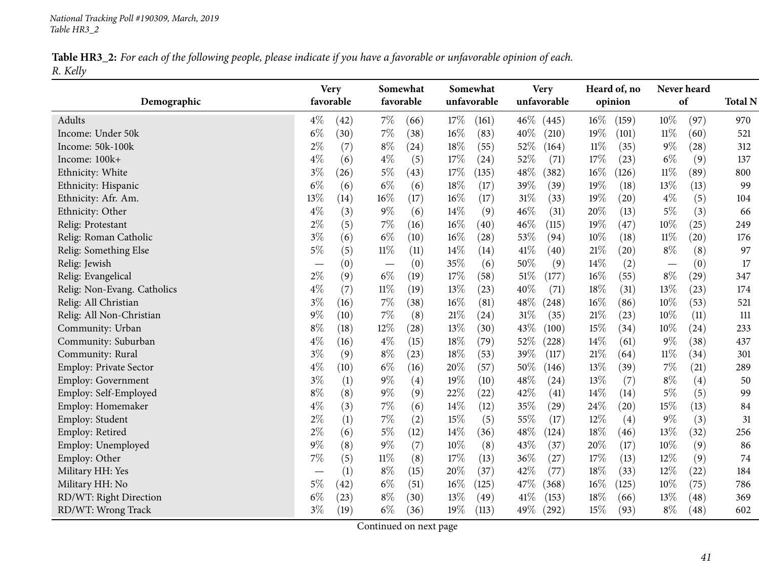**Table HR3_2:** *For each of the following people, please indicate if you have a favorable or unfavorable opinion of each.*
*R. Kelly*

| Demographic | Very favorable | | Somewhat favorable | | Somewhat unfavorable | | Very unfavorable | | Heard of, no opinion | | Never heard of | | Total N |
|---|---|---|---|---|---|---|---|---|---|---|---|---|---|
| Adults | 4% | (42) | 7% | (66) | 17% | (161) | 46% | (445) | 16% | (159) | 10% | (97) | 970 |
| Income: Under 50k | 6% | (30) | 7% | (38) | 16% | (83) | 40% | (210) | 19% | (101) | 11% | (60) | 521 |
| Income: 50k-100k | 2% | (7) | 8% | (24) | 18% | (55) | 52% | (164) | 11% | (35) | 9% | (28) | 312 |
| Income: 100k+ | 4% | (6) | 4% | (5) | 17% | (24) | 52% | (71) | 17% | (23) | 6% | (9) | 137 |
| Ethnicity: White | 3% | (26) | 5% | (43) | 17% | (135) | 48% | (382) | 16% | (126) | 11% | (89) | 800 |
| Ethnicity: Hispanic | 6% | (6) | 6% | (6) | 18% | (17) | 39% | (39) | 19% | (18) | 13% | (13) | 99 |
| Ethnicity: Afr. Am. | 13% | (14) | 16% | (17) | 16% | (17) | 31% | (33) | 19% | (20) | 4% | (5) | 104 |
| Ethnicity: Other | 4% | (3) | 9% | (6) | 14% | (9) | 46% | (31) | 20% | (13) | 5% | (3) | 66 |
| Relig: Protestant | 2% | (5) | 7% | (16) | 16% | (40) | 46% | (115) | 19% | (47) | 10% | (25) | 249 |
| Relig: Roman Catholic | 3% | (6) | 6% | (10) | 16% | (28) | 53% | (94) | 10% | (18) | 11% | (20) | 176 |
| Relig: Something Else | 5% | (5) | 11% | (11) | 14% | (14) | 41% | (40) | 21% | (20) | 8% | (8) | 97 |
| Relig: Jewish | — | (0) | — | (0) | 35% | (6) | 50% | (9) | 14% | (2) | — | (0) | 17 |
| Relig: Evangelical | 2% | (9) | 6% | (19) | 17% | (58) | 51% | (177) | 16% | (55) | 8% | (29) | 347 |
| Relig: Non-Evang. Catholics | 4% | (7) | 11% | (19) | 13% | (23) | 40% | (71) | 18% | (31) | 13% | (23) | 174 |
| Relig: All Christian | 3% | (16) | 7% | (38) | 16% | (81) | 48% | (248) | 16% | (86) | 10% | (53) | 521 |
| Relig: All Non-Christian | 9% | (10) | 7% | (8) | 21% | (24) | 31% | (35) | 21% | (23) | 10% | (11) | 111 |
| Community: Urban | 8% | (18) | 12% | (28) | 13% | (30) | 43% | (100) | 15% | (34) | 10% | (24) | 233 |
| Community: Suburban | 4% | (16) | 4% | (15) | 18% | (79) | 52% | (228) | 14% | (61) | 9% | (38) | 437 |
| Community: Rural | 3% | (9) | 8% | (23) | 18% | (53) | 39% | (117) | 21% | (64) | 11% | (34) | 301 |
| Employ: Private Sector | 4% | (10) | 6% | (16) | 20% | (57) | 50% | (146) | 13% | (39) | 7% | (21) | 289 |
| Employ: Government | 3% | (1) | 9% | (4) | 19% | (10) | 48% | (24) | 13% | (7) | 8% | (4) | 50 |
| Employ: Self-Employed | 8% | (8) | 9% | (9) | 22% | (22) | 42% | (41) | 14% | (14) | 5% | (5) | 99 |
| Employ: Homemaker | 4% | (3) | 7% | (6) | 14% | (12) | 35% | (29) | 24% | (20) | 15% | (13) | 84 |
| Employ: Student | 2% | (1) | 7% | (2) | 15% | (5) | 55% | (17) | 12% | (4) | 9% | (3) | 31 |
| Employ: Retired | 2% | (6) | 5% | (12) | 14% | (36) | 48% | (124) | 18% | (46) | 13% | (32) | 256 |
| Employ: Unemployed | 9% | (8) | 9% | (7) | 10% | (8) | 43% | (37) | 20% | (17) | 10% | (9) | 86 |
| Employ: Other | 7% | (5) | 11% | (8) | 17% | (13) | 36% | (27) | 17% | (13) | 12% | (9) | 74 |
| Military HH: Yes | — | (1) | 8% | (15) | 20% | (37) | 42% | (77) | 18% | (33) | 12% | (22) | 184 |
| Military HH: No | 5% | (42) | 6% | (51) | 16% | (125) | 47% | (368) | 16% | (125) | 10% | (75) | 786 |
| RD/WT: Right Direction | 6% | (23) | 8% | (30) | 13% | (49) | 41% | (153) | 18% | (66) | 13% | (48) | 369 |
| RD/WT: Wrong Track | 3% | (19) | 6% | (36) | 19% | (113) | 49% | (292) | 15% | (93) | 8% | (48) | 602 |

Continued on next page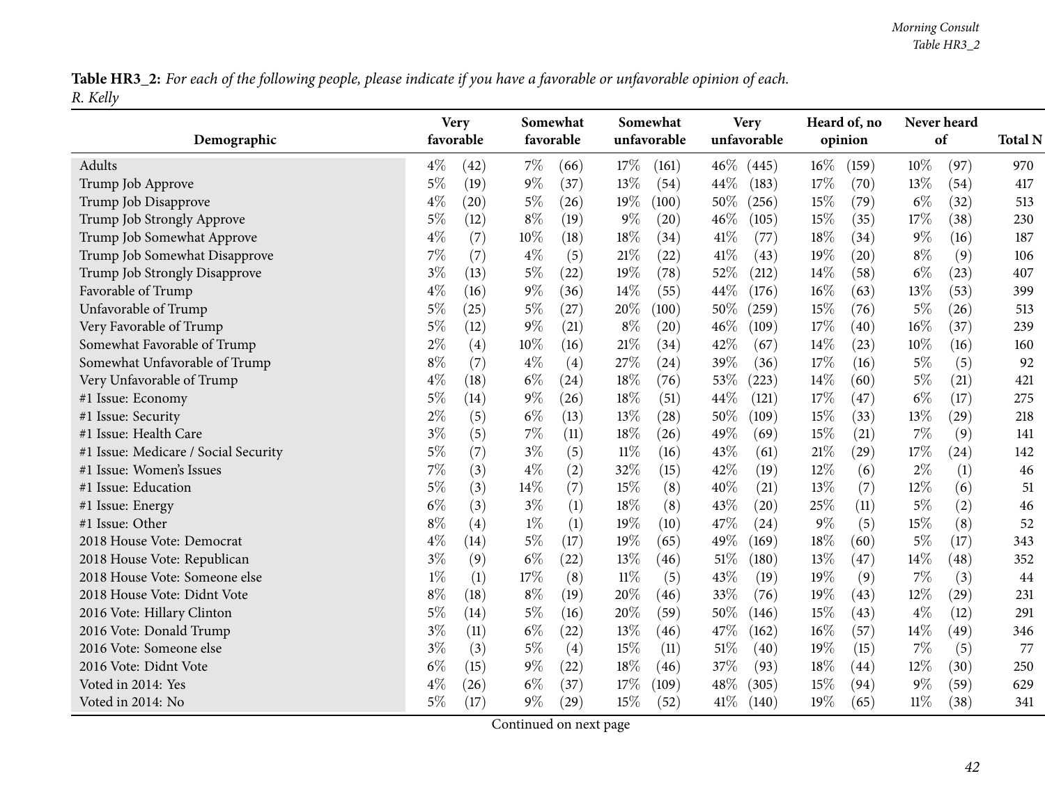**Table HR3_2:** *For each of the following people, please indicate if you have a favorable or unfavorable opinion of each.*
*R. Kelly*

| Demographic | Very favorable | | Somewhat favorable | | Somewhat unfavorable | | Very unfavorable | | Heard of, no opinion | | Never heard of | | Total N |
|---|---|---|---|---|---|---|---|---|---|---|---|---|---|
| Adults | 4% | (42) | 7% | (66) | 17% | (161) | 46% | (445) | 16% | (159) | 10% | (97) | 970 |
| Trump Job Approve | 5% | (19) | 9% | (37) | 13% | (54) | 44% | (183) | 17% | (70) | 13% | (54) | 417 |
| Trump Job Disapprove | 4% | (20) | 5% | (26) | 19% | (100) | 50% | (256) | 15% | (79) | 6% | (32) | 513 |
| Trump Job Strongly Approve | 5% | (12) | 8% | (19) | 9% | (20) | 46% | (105) | 15% | (35) | 17% | (38) | 230 |
| Trump Job Somewhat Approve | 4% | (7) | 10% | (18) | 18% | (34) | 41% | (77) | 18% | (34) | 9% | (16) | 187 |
| Trump Job Somewhat Disapprove | 7% | (7) | 4% | (5) | 21% | (22) | 41% | (43) | 19% | (20) | 8% | (9) | 106 |
| Trump Job Strongly Disapprove | 3% | (13) | 5% | (22) | 19% | (78) | 52% | (212) | 14% | (58) | 6% | (23) | 407 |
| Favorable of Trump | 4% | (16) | 9% | (36) | 14% | (55) | 44% | (176) | 16% | (63) | 13% | (53) | 399 |
| Unfavorable of Trump | 5% | (25) | 5% | (27) | 20% | (100) | 50% | (259) | 15% | (76) | 5% | (26) | 513 |
| Very Favorable of Trump | 5% | (12) | 9% | (21) | 8% | (20) | 46% | (109) | 17% | (40) | 16% | (37) | 239 |
| Somewhat Favorable of Trump | 2% | (4) | 10% | (16) | 21% | (34) | 42% | (67) | 14% | (23) | 10% | (16) | 160 |
| Somewhat Unfavorable of Trump | 8% | (7) | 4% | (4) | 27% | (24) | 39% | (36) | 17% | (16) | 5% | (5) | 92 |
| Very Unfavorable of Trump | 4% | (18) | 6% | (24) | 18% | (76) | 53% | (223) | 14% | (60) | 5% | (21) | 421 |
| #1 Issue: Economy | 5% | (14) | 9% | (26) | 18% | (51) | 44% | (121) | 17% | (47) | 6% | (17) | 275 |
| #1 Issue: Security | 2% | (5) | 6% | (13) | 13% | (28) | 50% | (109) | 15% | (33) | 13% | (29) | 218 |
| #1 Issue: Health Care | 3% | (5) | 7% | (11) | 18% | (26) | 49% | (69) | 15% | (21) | 7% | (9) | 141 |
| #1 Issue: Medicare / Social Security | 5% | (7) | 3% | (5) | 11% | (16) | 43% | (61) | 21% | (29) | 17% | (24) | 142 |
| #1 Issue: Women's Issues | 7% | (3) | 4% | (2) | 32% | (15) | 42% | (19) | 12% | (6) | 2% | (1) | 46 |
| #1 Issue: Education | 5% | (3) | 14% | (7) | 15% | (8) | 40% | (21) | 13% | (7) | 12% | (6) | 51 |
| #1 Issue: Energy | 6% | (3) | 3% | (1) | 18% | (8) | 43% | (20) | 25% | (11) | 5% | (2) | 46 |
| #1 Issue: Other | 8% | (4) | 1% | (1) | 19% | (10) | 47% | (24) | 9% | (5) | 15% | (8) | 52 |
| 2018 House Vote: Democrat | 4% | (14) | 5% | (17) | 19% | (65) | 49% | (169) | 18% | (60) | 5% | (17) | 343 |
| 2018 House Vote: Republican | 3% | (9) | 6% | (22) | 13% | (46) | 51% | (180) | 13% | (47) | 14% | (48) | 352 |
| 2018 House Vote: Someone else | 1% | (1) | 17% | (8) | 11% | (5) | 43% | (19) | 19% | (9) | 7% | (3) | 44 |
| 2018 House Vote: Didnt Vote | 8% | (18) | 8% | (19) | 20% | (46) | 33% | (76) | 19% | (43) | 12% | (29) | 231 |
| 2016 Vote: Hillary Clinton | 5% | (14) | 5% | (16) | 20% | (59) | 50% | (146) | 15% | (43) | 4% | (12) | 291 |
| 2016 Vote: Donald Trump | 3% | (11) | 6% | (22) | 13% | (46) | 47% | (162) | 16% | (57) | 14% | (49) | 346 |
| 2016 Vote: Someone else | 3% | (3) | 5% | (4) | 15% | (11) | 51% | (40) | 19% | (15) | 7% | (5) | 77 |
| 2016 Vote: Didnt Vote | 6% | (15) | 9% | (22) | 18% | (46) | 37% | (93) | 18% | (44) | 12% | (30) | 250 |
| Voted in 2014: Yes | 4% | (26) | 6% | (37) | 17% | (109) | 48% | (305) | 15% | (94) | 9% | (59) | 629 |
| Voted in 2014: No | 5% | (17) | 9% | (29) | 15% | (52) | 41% | (140) | 19% | (65) | 11% | (38) | 341 |

Continued on next page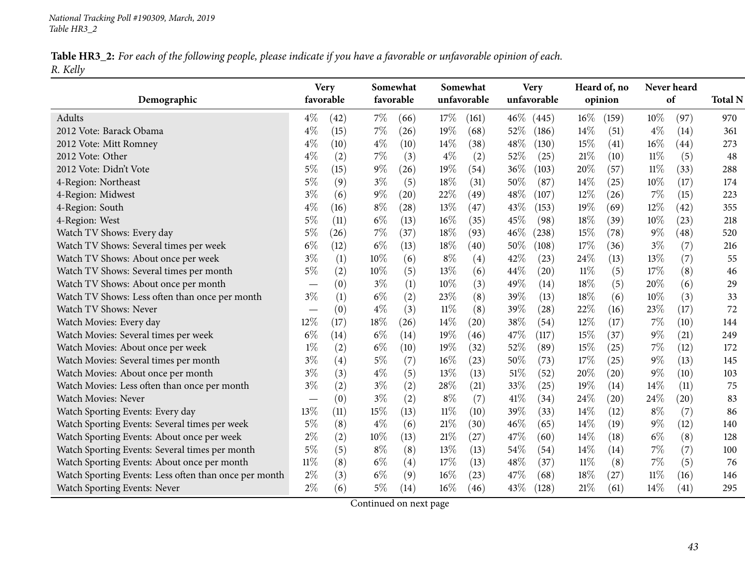**Table HR3_2:** *For each of the following people, please indicate if you have a favorable or unfavorable opinion of each.*
*R. Kelly*

| Demographic | Very favorable | | Somewhat favorable | | Somewhat unfavorable | | Very unfavorable | | Heard of, no opinion | | Never heard of | | Total N |
|---|---|---|---|---|---|---|---|---|---|---|---|---|---|
| Adults | 4% | (42) | 7% | (66) | 17% | (161) | 46% | (445) | 16% | (159) | 10% | (97) | 970 |
| 2012 Vote: Barack Obama | 4% | (15) | 7% | (26) | 19% | (68) | 52% | (186) | 14% | (51) | 4% | (14) | 361 |
| 2012 Vote: Mitt Romney | 4% | (10) | 4% | (10) | 14% | (38) | 48% | (130) | 15% | (41) | 16% | (44) | 273 |
| 2012 Vote: Other | 4% | (2) | 7% | (3) | 4% | (2) | 52% | (25) | 21% | (10) | 11% | (5) | 48 |
| 2012 Vote: Didn't Vote | 5% | (15) | 9% | (26) | 19% | (54) | 36% | (103) | 20% | (57) | 11% | (33) | 288 |
| 4-Region: Northeast | 5% | (9) | 3% | (5) | 18% | (31) | 50% | (87) | 14% | (25) | 10% | (17) | 174 |
| 4-Region: Midwest | 3% | (6) | 9% | (20) | 22% | (49) | 48% | (107) | 12% | (26) | 7% | (15) | 223 |
| 4-Region: South | 4% | (16) | 8% | (28) | 13% | (47) | 43% | (153) | 19% | (69) | 12% | (42) | 355 |
| 4-Region: West | 5% | (11) | 6% | (13) | 16% | (35) | 45% | (98) | 18% | (39) | 10% | (23) | 218 |
| Watch TV Shows: Every day | 5% | (26) | 7% | (37) | 18% | (93) | 46% | (238) | 15% | (78) | 9% | (48) | 520 |
| Watch TV Shows: Several times per week | 6% | (12) | 6% | (13) | 18% | (40) | 50% | (108) | 17% | (36) | 3% | (7) | 216 |
| Watch TV Shows: About once per week | 3% | (1) | 10% | (6) | 8% | (4) | 42% | (23) | 24% | (13) | 13% | (7) | 55 |
| Watch TV Shows: Several times per month | 5% | (2) | 10% | (5) | 13% | (6) | 44% | (20) | 11% | (5) | 17% | (8) | 46 |
| Watch TV Shows: About once per month | — | (0) | 3% | (1) | 10% | (3) | 49% | (14) | 18% | (5) | 20% | (6) | 29 |
| Watch TV Shows: Less often than once per month | 3% | (1) | 6% | (2) | 23% | (8) | 39% | (13) | 18% | (6) | 10% | (3) | 33 |
| Watch TV Shows: Never | — | (0) | 4% | (3) | 11% | (8) | 39% | (28) | 22% | (16) | 23% | (17) | 72 |
| Watch Movies: Every day | 12% | (17) | 18% | (26) | 14% | (20) | 38% | (54) | 12% | (17) | 7% | (10) | 144 |
| Watch Movies: Several times per week | 6% | (14) | 6% | (14) | 19% | (46) | 47% | (117) | 15% | (37) | 9% | (21) | 249 |
| Watch Movies: About once per week | 1% | (2) | 6% | (10) | 19% | (32) | 52% | (89) | 15% | (25) | 7% | (12) | 172 |
| Watch Movies: Several times per month | 3% | (4) | 5% | (7) | 16% | (23) | 50% | (73) | 17% | (25) | 9% | (13) | 145 |
| Watch Movies: About once per month | 3% | (3) | 4% | (5) | 13% | (13) | 51% | (52) | 20% | (20) | 9% | (10) | 103 |
| Watch Movies: Less often than once per month | 3% | (2) | 3% | (2) | 28% | (21) | 33% | (25) | 19% | (14) | 14% | (11) | 75 |
| Watch Movies: Never | — | (0) | 3% | (2) | 8% | (7) | 41% | (34) | 24% | (20) | 24% | (20) | 83 |
| Watch Sporting Events: Every day | 13% | (11) | 15% | (13) | 11% | (10) | 39% | (33) | 14% | (12) | 8% | (7) | 86 |
| Watch Sporting Events: Several times per week | 5% | (8) | 4% | (6) | 21% | (30) | 46% | (65) | 14% | (19) | 9% | (12) | 140 |
| Watch Sporting Events: About once per week | 2% | (2) | 10% | (13) | 21% | (27) | 47% | (60) | 14% | (18) | 6% | (8) | 128 |
| Watch Sporting Events: Several times per month | 5% | (5) | 8% | (8) | 13% | (13) | 54% | (54) | 14% | (14) | 7% | (7) | 100 |
| Watch Sporting Events: About once per month | 11% | (8) | 6% | (4) | 17% | (13) | 48% | (37) | 11% | (8) | 7% | (5) | 76 |
| Watch Sporting Events: Less often than once per month | 2% | (3) | 6% | (9) | 16% | (23) | 47% | (68) | 18% | (27) | 11% | (16) | 146 |
| Watch Sporting Events: Never | 2% | (6) | 5% | (14) | 16% | (46) | 43% | (128) | 21% | (61) | 14% | (41) | 295 |

Continued on next page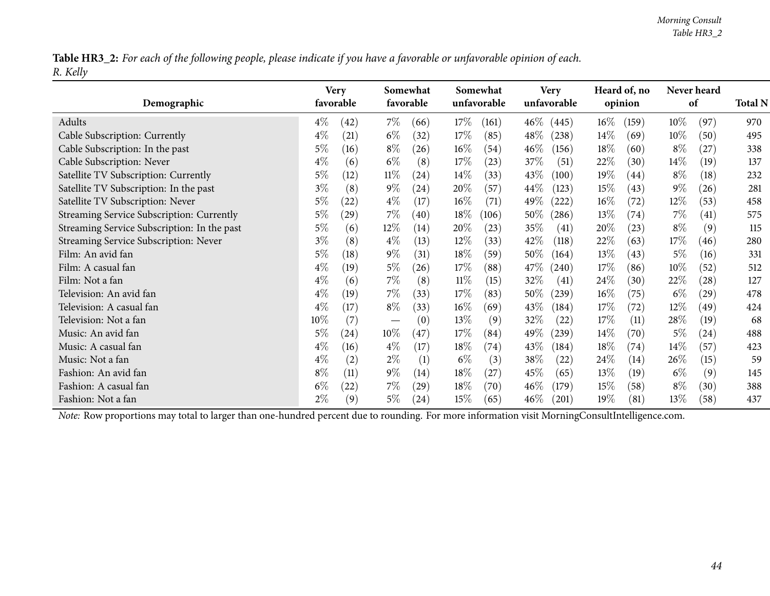**Table HR3_2:** *For each of the following people, please indicate if you have a favorable or unfavorable opinion of each.*
*R. Kelly*

| Demographic | Very favorable | | Somewhat favorable | | Somewhat unfavorable | | Very unfavorable | | Heard of, no opinion | | Never heard of | | Total N |
|---|---|---|---|---|---|---|---|---|---|---|---|---|---|
| Adults | 4% | (42) | 7% | (66) | 17% | (161) | 46% | (445) | 16% | (159) | 10% | (97) | 970 |
| Cable Subscription: Currently | 4% | (21) | 6% | (32) | 17% | (85) | 48% | (238) | 14% | (69) | 10% | (50) | 495 |
| Cable Subscription: In the past | 5% | (16) | 8% | (26) | 16% | (54) | 46% | (156) | 18% | (60) | 8% | (27) | 338 |
| Cable Subscription: Never | 4% | (6) | 6% | (8) | 17% | (23) | 37% | (51) | 22% | (30) | 14% | (19) | 137 |
| Satellite TV Subscription: Currently | 5% | (12) | 11% | (24) | 14% | (33) | 43% | (100) | 19% | (44) | 8% | (18) | 232 |
| Satellite TV Subscription: In the past | 3% | (8) | 9% | (24) | 20% | (57) | 44% | (123) | 15% | (43) | 9% | (26) | 281 |
| Satellite TV Subscription: Never | 5% | (22) | 4% | (17) | 16% | (71) | 49% | (222) | 16% | (72) | 12% | (53) | 458 |
| Streaming Service Subscription: Currently | 5% | (29) | 7% | (40) | 18% | (106) | 50% | (286) | 13% | (74) | 7% | (41) | 575 |
| Streaming Service Subscription: In the past | 5% | (6) | 12% | (14) | 20% | (23) | 35% | (41) | 20% | (23) | 8% | (9) | 115 |
| Streaming Service Subscription: Never | 3% | (8) | 4% | (13) | 12% | (33) | 42% | (118) | 22% | (63) | 17% | (46) | 280 |
| Film: An avid fan | 5% | (18) | 9% | (31) | 18% | (59) | 50% | (164) | 13% | (43) | 5% | (16) | 331 |
| Film: A casual fan | 4% | (19) | 5% | (26) | 17% | (88) | 47% | (240) | 17% | (86) | 10% | (52) | 512 |
| Film: Not a fan | 4% | (6) | 7% | (8) | 11% | (15) | 32% | (41) | 24% | (30) | 22% | (28) | 127 |
| Television: An avid fan | 4% | (19) | 7% | (33) | 17% | (83) | 50% | (239) | 16% | (75) | 6% | (29) | 478 |
| Television: A casual fan | 4% | (17) | 8% | (33) | 16% | (69) | 43% | (184) | 17% | (72) | 12% | (49) | 424 |
| Television: Not a fan | 10% | (7) | — | (0) | 13% | (9) | 32% | (22) | 17% | (11) | 28% | (19) | 68 |
| Music: An avid fan | 5% | (24) | 10% | (47) | 17% | (84) | 49% | (239) | 14% | (70) | 5% | (24) | 488 |
| Music: A casual fan | 4% | (16) | 4% | (17) | 18% | (74) | 43% | (184) | 18% | (74) | 14% | (57) | 423 |
| Music: Not a fan | 4% | (2) | 2% | (1) | 6% | (3) | 38% | (22) | 24% | (14) | 26% | (15) | 59 |
| Fashion: An avid fan | 8% | (11) | 9% | (14) | 18% | (27) | 45% | (65) | 13% | (19) | 6% | (9) | 145 |
| Fashion: A casual fan | 6% | (22) | 7% | (29) | 18% | (70) | 46% | (179) | 15% | (58) | 8% | (30) | 388 |
| Fashion: Not a fan | 2% | (9) | 5% | (24) | 15% | (65) | 46% | (201) | 19% | (81) | 13% | (58) | 437 |

*Note:* Row proportions may total to larger than one-hundred percent due to rounding. For more information visit MorningConsultIntelligence.com.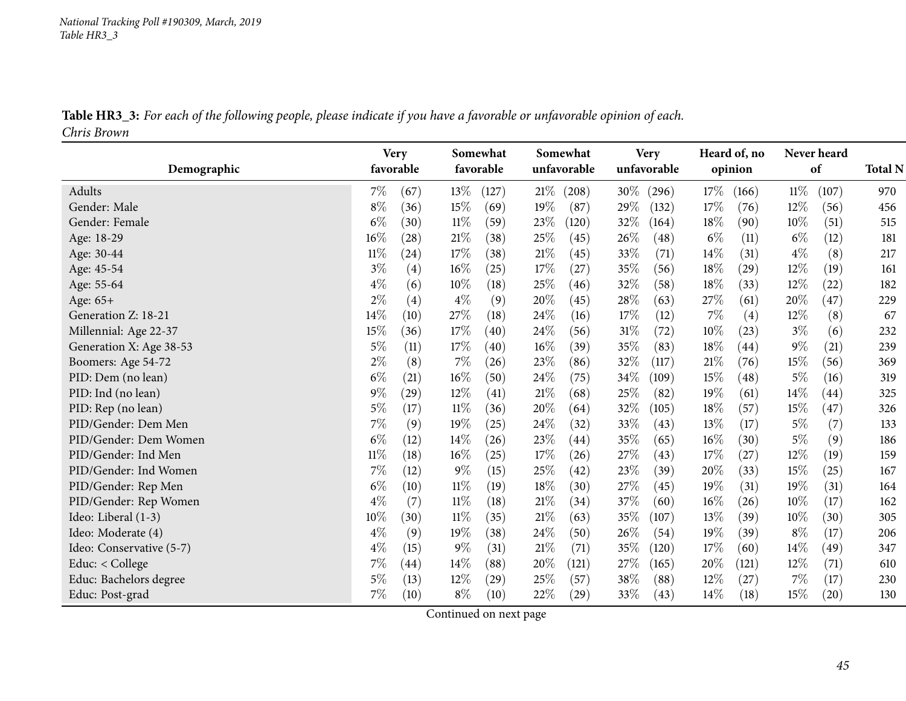*National Tracking Poll #190309, March, 2019*
*Table HR3_3*

**Table HR3_3:** *For each of the following people, please indicate if you have a favorable or unfavorable opinion of each.*
*Chris Brown*

| Demographic | Very favorable | | Somewhat favorable | | Somewhat unfavorable | | Very unfavorable | | Heard of, no opinion | | Never heard of | | Total N |
|---|---|---|---|---|---|---|---|---|---|---|---|---|---|
| Adults | 7% | (67) | 13% | (127) | 21% | (208) | 30% | (296) | 17% | (166) | 11% | (107) | 970 |
| Gender: Male | 8% | (36) | 15% | (69) | 19% | (87) | 29% | (132) | 17% | (76) | 12% | (56) | 456 |
| Gender: Female | 6% | (30) | 11% | (59) | 23% | (120) | 32% | (164) | 18% | (90) | 10% | (51) | 515 |
| Age: 18-29 | 16% | (28) | 21% | (38) | 25% | (45) | 26% | (48) | 6% | (11) | 6% | (12) | 181 |
| Age: 30-44 | 11% | (24) | 17% | (38) | 21% | (45) | 33% | (71) | 14% | (31) | 4% | (8) | 217 |
| Age: 45-54 | 3% | (4) | 16% | (25) | 17% | (27) | 35% | (56) | 18% | (29) | 12% | (19) | 161 |
| Age: 55-64 | 4% | (6) | 10% | (18) | 25% | (46) | 32% | (58) | 18% | (33) | 12% | (22) | 182 |
| Age: 65+ | 2% | (4) | 4% | (9) | 20% | (45) | 28% | (63) | 27% | (61) | 20% | (47) | 229 |
| Generation Z: 18-21 | 14% | (10) | 27% | (18) | 24% | (16) | 17% | (12) | 7% | (4) | 12% | (8) | 67 |
| Millennial: Age 22-37 | 15% | (36) | 17% | (40) | 24% | (56) | 31% | (72) | 10% | (23) | 3% | (6) | 232 |
| Generation X: Age 38-53 | 5% | (11) | 17% | (40) | 16% | (39) | 35% | (83) | 18% | (44) | 9% | (21) | 239 |
| Boomers: Age 54-72 | 2% | (8) | 7% | (26) | 23% | (86) | 32% | (117) | 21% | (76) | 15% | (56) | 369 |
| PID: Dem (no lean) | 6% | (21) | 16% | (50) | 24% | (75) | 34% | (109) | 15% | (48) | 5% | (16) | 319 |
| PID: Ind (no lean) | 9% | (29) | 12% | (41) | 21% | (68) | 25% | (82) | 19% | (61) | 14% | (44) | 325 |
| PID: Rep (no lean) | 5% | (17) | 11% | (36) | 20% | (64) | 32% | (105) | 18% | (57) | 15% | (47) | 326 |
| PID/Gender: Dem Men | 7% | (9) | 19% | (25) | 24% | (32) | 33% | (43) | 13% | (17) | 5% | (7) | 133 |
| PID/Gender: Dem Women | 6% | (12) | 14% | (26) | 23% | (44) | 35% | (65) | 16% | (30) | 5% | (9) | 186 |
| PID/Gender: Ind Men | 11% | (18) | 16% | (25) | 17% | (26) | 27% | (43) | 17% | (27) | 12% | (19) | 159 |
| PID/Gender: Ind Women | 7% | (12) | 9% | (15) | 25% | (42) | 23% | (39) | 20% | (33) | 15% | (25) | 167 |
| PID/Gender: Rep Men | 6% | (10) | 11% | (19) | 18% | (30) | 27% | (45) | 19% | (31) | 19% | (31) | 164 |
| PID/Gender: Rep Women | 4% | (7) | 11% | (18) | 21% | (34) | 37% | (60) | 16% | (26) | 10% | (17) | 162 |
| Ideo: Liberal (1-3) | 10% | (30) | 11% | (35) | 21% | (63) | 35% | (107) | 13% | (39) | 10% | (30) | 305 |
| Ideo: Moderate (4) | 4% | (9) | 19% | (38) | 24% | (50) | 26% | (54) | 19% | (39) | 8% | (17) | 206 |
| Ideo: Conservative (5-7) | 4% | (15) | 9% | (31) | 21% | (71) | 35% | (120) | 17% | (60) | 14% | (49) | 347 |
| Educ: < College | 7% | (44) | 14% | (88) | 20% | (121) | 27% | (165) | 20% | (121) | 12% | (71) | 610 |
| Educ: Bachelors degree | 5% | (13) | 12% | (29) | 25% | (57) | 38% | (88) | 12% | (27) | 7% | (17) | 230 |
| Educ: Post-grad | 7% | (10) | 8% | (10) | 22% | (29) | 33% | (43) | 14% | (18) | 15% | (20) | 130 |

Continued on next page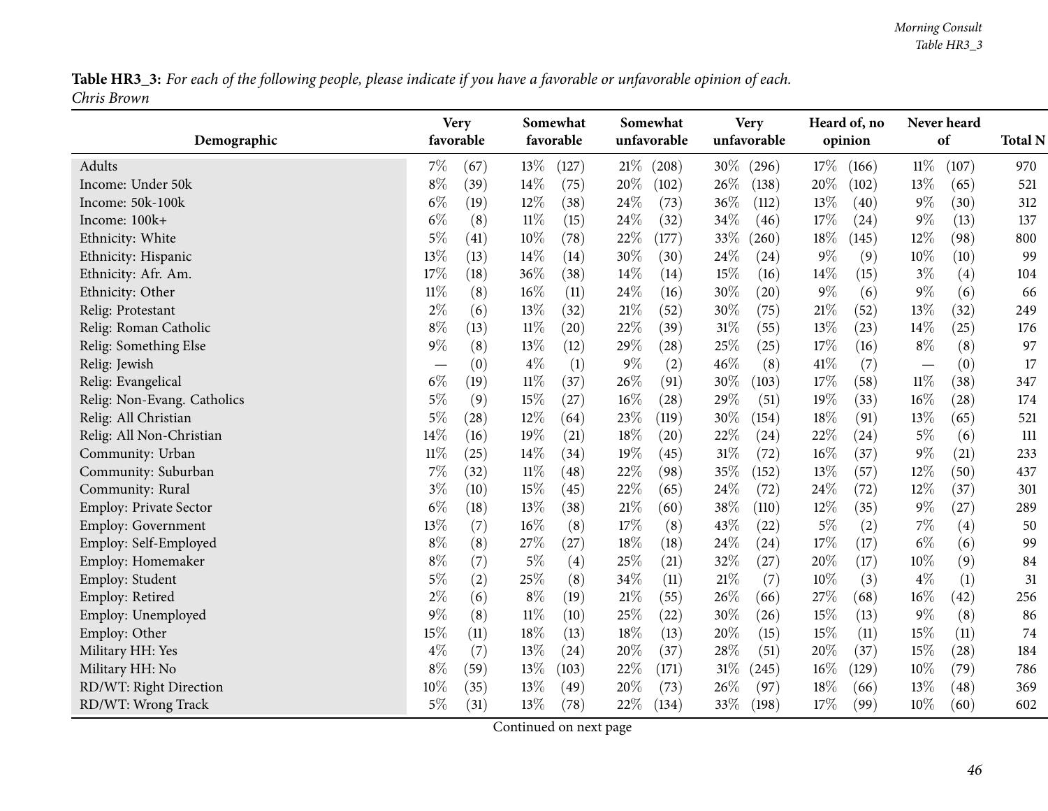**Table HR3_3:** *For each of the following people, please indicate if you have a favorable or unfavorable opinion of each.*
*Chris Brown*

| Demographic | Very favorable | | Somewhat favorable | | Somewhat unfavorable | | Very unfavorable | | Heard of, no opinion | | Never heard of | | Total N |
|---|---|---|---|---|---|---|---|---|---|---|---|---|---|
| Adults | 7% | (67) | 13% | (127) | 21% | (208) | 30% | (296) | 17% | (166) | 11% | (107) | 970 |
| Income: Under 50k | 8% | (39) | 14% | (75) | 20% | (102) | 26% | (138) | 20% | (102) | 13% | (65) | 521 |
| Income: 50k-100k | 6% | (19) | 12% | (38) | 24% | (73) | 36% | (112) | 13% | (40) | 9% | (30) | 312 |
| Income: 100k+ | 6% | (8) | 11% | (15) | 24% | (32) | 34% | (46) | 17% | (24) | 9% | (13) | 137 |
| Ethnicity: White | 5% | (41) | 10% | (78) | 22% | (177) | 33% | (260) | 18% | (145) | 12% | (98) | 800 |
| Ethnicity: Hispanic | 13% | (13) | 14% | (14) | 30% | (30) | 24% | (24) | 9% | (9) | 10% | (10) | 99 |
| Ethnicity: Afr. Am. | 17% | (18) | 36% | (38) | 14% | (14) | 15% | (16) | 14% | (15) | 3% | (4) | 104 |
| Ethnicity: Other | 11% | (8) | 16% | (11) | 24% | (16) | 30% | (20) | 9% | (6) | 9% | (6) | 66 |
| Relig: Protestant | 2% | (6) | 13% | (32) | 21% | (52) | 30% | (75) | 21% | (52) | 13% | (32) | 249 |
| Relig: Roman Catholic | 8% | (13) | 11% | (20) | 22% | (39) | 31% | (55) | 13% | (23) | 14% | (25) | 176 |
| Relig: Something Else | 9% | (8) | 13% | (12) | 29% | (28) | 25% | (25) | 17% | (16) | 8% | (8) | 97 |
| Relig: Jewish | — | (0) | 4% | (1) | 9% | (2) | 46% | (8) | 41% | (7) | — | (0) | 17 |
| Relig: Evangelical | 6% | (19) | 11% | (37) | 26% | (91) | 30% | (103) | 17% | (58) | 11% | (38) | 347 |
| Relig: Non-Evang. Catholics | 5% | (9) | 15% | (27) | 16% | (28) | 29% | (51) | 19% | (33) | 16% | (28) | 174 |
| Relig: All Christian | 5% | (28) | 12% | (64) | 23% | (119) | 30% | (154) | 18% | (91) | 13% | (65) | 521 |
| Relig: All Non-Christian | 14% | (16) | 19% | (21) | 18% | (20) | 22% | (24) | 22% | (24) | 5% | (6) | 111 |
| Community: Urban | 11% | (25) | 14% | (34) | 19% | (45) | 31% | (72) | 16% | (37) | 9% | (21) | 233 |
| Community: Suburban | 7% | (32) | 11% | (48) | 22% | (98) | 35% | (152) | 13% | (57) | 12% | (50) | 437 |
| Community: Rural | 3% | (10) | 15% | (45) | 22% | (65) | 24% | (72) | 24% | (72) | 12% | (37) | 301 |
| Employ: Private Sector | 6% | (18) | 13% | (38) | 21% | (60) | 38% | (110) | 12% | (35) | 9% | (27) | 289 |
| Employ: Government | 13% | (7) | 16% | (8) | 17% | (8) | 43% | (22) | 5% | (2) | 7% | (4) | 50 |
| Employ: Self-Employed | 8% | (8) | 27% | (27) | 18% | (18) | 24% | (24) | 17% | (17) | 6% | (6) | 99 |
| Employ: Homemaker | 8% | (7) | 5% | (4) | 25% | (21) | 32% | (27) | 20% | (17) | 10% | (9) | 84 |
| Employ: Student | 5% | (2) | 25% | (8) | 34% | (11) | 21% | (7) | 10% | (3) | 4% | (1) | 31 |
| Employ: Retired | 2% | (6) | 8% | (19) | 21% | (55) | 26% | (66) | 27% | (68) | 16% | (42) | 256 |
| Employ: Unemployed | 9% | (8) | 11% | (10) | 25% | (22) | 30% | (26) | 15% | (13) | 9% | (8) | 86 |
| Employ: Other | 15% | (11) | 18% | (13) | 18% | (13) | 20% | (15) | 15% | (11) | 15% | (11) | 74 |
| Military HH: Yes | 4% | (7) | 13% | (24) | 20% | (37) | 28% | (51) | 20% | (37) | 15% | (28) | 184 |
| Military HH: No | 8% | (59) | 13% | (103) | 22% | (171) | 31% | (245) | 16% | (129) | 10% | (79) | 786 |
| RD/WT: Right Direction | 10% | (35) | 13% | (49) | 20% | (73) | 26% | (97) | 18% | (66) | 13% | (48) | 369 |
| RD/WT: Wrong Track | 5% | (31) | 13% | (78) | 22% | (134) | 33% | (198) | 17% | (99) | 10% | (60) | 602 |

Continued on next page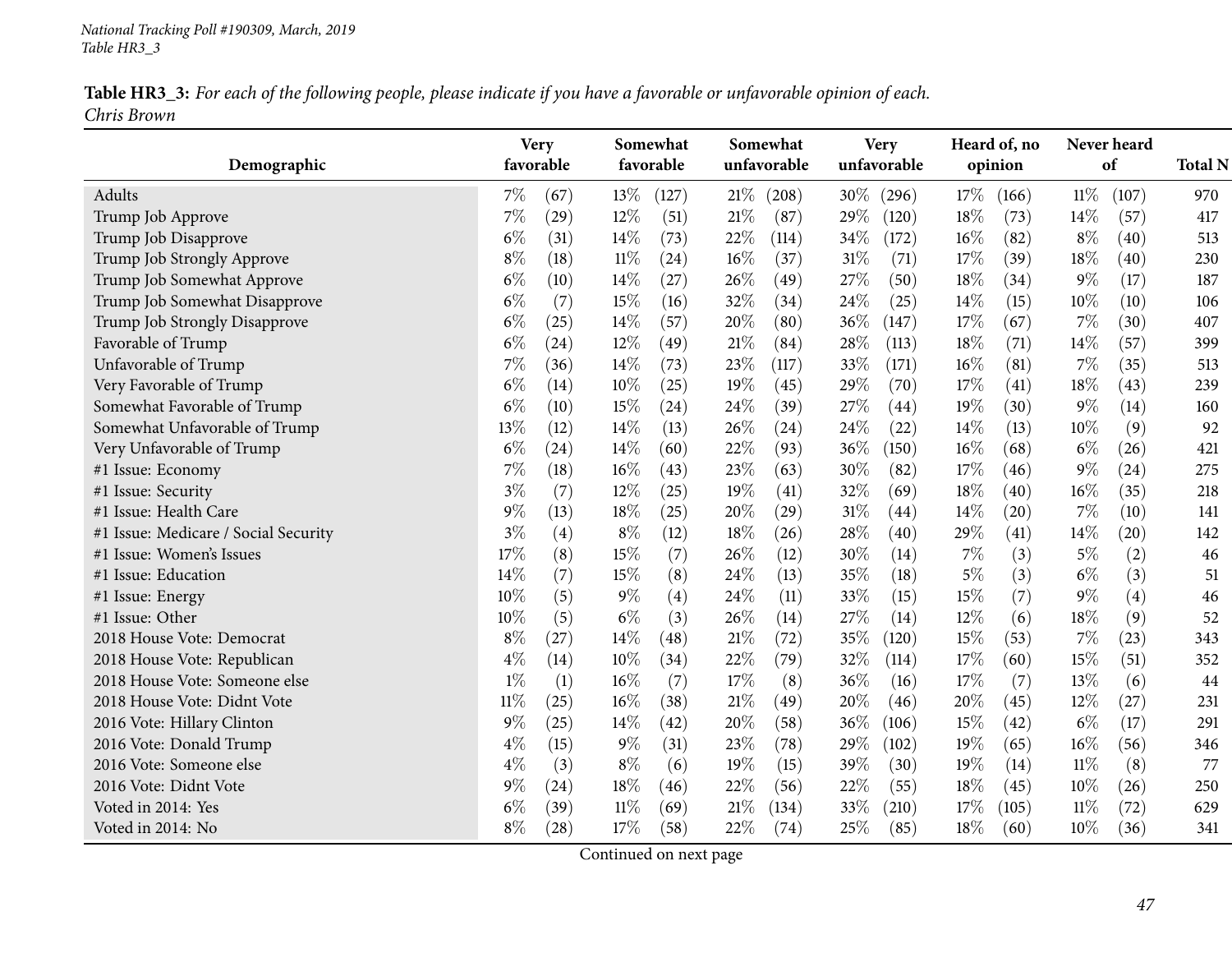**Table HR3_3:** *For each of the following people, please indicate if you have a favorable or unfavorable opinion of each.*
*Chris Brown*

| Demographic | Very favorable | | Somewhat favorable | | Somewhat unfavorable | | Very unfavorable | | Heard of, no opinion | | Never heard of | | Total N |
|---|---|---|---|---|---|---|---|---|---|---|---|---|---|
| Adults | 7% | (67) | 13% | (127) | 21% | (208) | 30% | (296) | 17% | (166) | 11% | (107) | 970 |
| Trump Job Approve | 7% | (29) | 12% | (51) | 21% | (87) | 29% | (120) | 18% | (73) | 14% | (57) | 417 |
| Trump Job Disapprove | 6% | (31) | 14% | (73) | 22% | (114) | 34% | (172) | 16% | (82) | 8% | (40) | 513 |
| Trump Job Strongly Approve | 8% | (18) | 11% | (24) | 16% | (37) | 31% | (71) | 17% | (39) | 18% | (40) | 230 |
| Trump Job Somewhat Approve | 6% | (10) | 14% | (27) | 26% | (49) | 27% | (50) | 18% | (34) | 9% | (17) | 187 |
| Trump Job Somewhat Disapprove | 6% | (7) | 15% | (16) | 32% | (34) | 24% | (25) | 14% | (15) | 10% | (10) | 106 |
| Trump Job Strongly Disapprove | 6% | (25) | 14% | (57) | 20% | (80) | 36% | (147) | 17% | (67) | 7% | (30) | 407 |
| Favorable of Trump | 6% | (24) | 12% | (49) | 21% | (84) | 28% | (113) | 18% | (71) | 14% | (57) | 399 |
| Unfavorable of Trump | 7% | (36) | 14% | (73) | 23% | (117) | 33% | (171) | 16% | (81) | 7% | (35) | 513 |
| Very Favorable of Trump | 6% | (14) | 10% | (25) | 19% | (45) | 29% | (70) | 17% | (41) | 18% | (43) | 239 |
| Somewhat Favorable of Trump | 6% | (10) | 15% | (24) | 24% | (39) | 27% | (44) | 19% | (30) | 9% | (14) | 160 |
| Somewhat Unfavorable of Trump | 13% | (12) | 14% | (13) | 26% | (24) | 24% | (22) | 14% | (13) | 10% | (9) | 92 |
| Very Unfavorable of Trump | 6% | (24) | 14% | (60) | 22% | (93) | 36% | (150) | 16% | (68) | 6% | (26) | 421 |
| #1 Issue: Economy | 7% | (18) | 16% | (43) | 23% | (63) | 30% | (82) | 17% | (46) | 9% | (24) | 275 |
| #1 Issue: Security | 3% | (7) | 12% | (25) | 19% | (41) | 32% | (69) | 18% | (40) | 16% | (35) | 218 |
| #1 Issue: Health Care | 9% | (13) | 18% | (25) | 20% | (29) | 31% | (44) | 14% | (20) | 7% | (10) | 141 |
| #1 Issue: Medicare / Social Security | 3% | (4) | 8% | (12) | 18% | (26) | 28% | (40) | 29% | (41) | 14% | (20) | 142 |
| #1 Issue: Women's Issues | 17% | (8) | 15% | (7) | 26% | (12) | 30% | (14) | 7% | (3) | 5% | (2) | 46 |
| #1 Issue: Education | 14% | (7) | 15% | (8) | 24% | (13) | 35% | (18) | 5% | (3) | 6% | (3) | 51 |
| #1 Issue: Energy | 10% | (5) | 9% | (4) | 24% | (11) | 33% | (15) | 15% | (7) | 9% | (4) | 46 |
| #1 Issue: Other | 10% | (5) | 6% | (3) | 26% | (14) | 27% | (14) | 12% | (6) | 18% | (9) | 52 |
| 2018 House Vote: Democrat | 8% | (27) | 14% | (48) | 21% | (72) | 35% | (120) | 15% | (53) | 7% | (23) | 343 |
| 2018 House Vote: Republican | 4% | (14) | 10% | (34) | 22% | (79) | 32% | (114) | 17% | (60) | 15% | (51) | 352 |
| 2018 House Vote: Someone else | 1% | (1) | 16% | (7) | 17% | (8) | 36% | (16) | 17% | (7) | 13% | (6) | 44 |
| 2018 House Vote: Didnt Vote | 11% | (25) | 16% | (38) | 21% | (49) | 20% | (46) | 20% | (45) | 12% | (27) | 231 |
| 2016 Vote: Hillary Clinton | 9% | (25) | 14% | (42) | 20% | (58) | 36% | (106) | 15% | (42) | 6% | (17) | 291 |
| 2016 Vote: Donald Trump | 4% | (15) | 9% | (31) | 23% | (78) | 29% | (102) | 19% | (65) | 16% | (56) | 346 |
| 2016 Vote: Someone else | 4% | (3) | 8% | (6) | 19% | (15) | 39% | (30) | 19% | (14) | 11% | (8) | 77 |
| 2016 Vote: Didnt Vote | 9% | (24) | 18% | (46) | 22% | (56) | 22% | (55) | 18% | (45) | 10% | (26) | 250 |
| Voted in 2014: Yes | 6% | (39) | 11% | (69) | 21% | (134) | 33% | (210) | 17% | (105) | 11% | (72) | 629 |
| Voted in 2014: No | 8% | (28) | 17% | (58) | 22% | (74) | 25% | (85) | 18% | (60) | 10% | (36) | 341 |

Continued on next page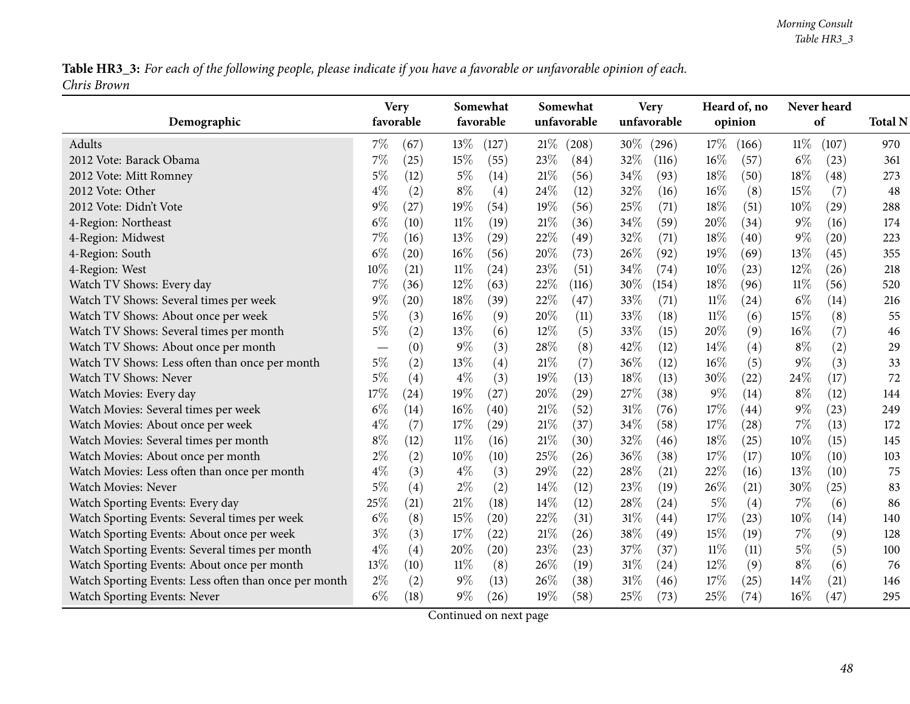**Table HR3_3:** *For each of the following people, please indicate if you have a favorable or unfavorable opinion of each.*
*Chris Brown*

| Demographic | Very favorable | | Somewhat favorable | | Somewhat unfavorable | | Very unfavorable | | Heard of, no opinion | | Never heard of | | Total N |
|---|---|---|---|---|---|---|---|---|---|---|---|---|---|
| Adults | 7% | (67) | 13% | (127) | 21% | (208) | 30% | (296) | 17% | (166) | 11% | (107) | 970 |
| 2012 Vote: Barack Obama | 7% | (25) | 15% | (55) | 23% | (84) | 32% | (116) | 16% | (57) | 6% | (23) | 361 |
| 2012 Vote: Mitt Romney | 5% | (12) | 5% | (14) | 21% | (56) | 34% | (93) | 18% | (50) | 18% | (48) | 273 |
| 2012 Vote: Other | 4% | (2) | 8% | (4) | 24% | (12) | 32% | (16) | 16% | (8) | 15% | (7) | 48 |
| 2012 Vote: Didn't Vote | 9% | (27) | 19% | (54) | 19% | (56) | 25% | (71) | 18% | (51) | 10% | (29) | 288 |
| 4-Region: Northeast | 6% | (10) | 11% | (19) | 21% | (36) | 34% | (59) | 20% | (34) | 9% | (16) | 174 |
| 4-Region: Midwest | 7% | (16) | 13% | (29) | 22% | (49) | 32% | (71) | 18% | (40) | 9% | (20) | 223 |
| 4-Region: South | 6% | (20) | 16% | (56) | 20% | (73) | 26% | (92) | 19% | (69) | 13% | (45) | 355 |
| 4-Region: West | 10% | (21) | 11% | (24) | 23% | (51) | 34% | (74) | 10% | (23) | 12% | (26) | 218 |
| Watch TV Shows: Every day | 7% | (36) | 12% | (63) | 22% | (116) | 30% | (154) | 18% | (96) | 11% | (56) | 520 |
| Watch TV Shows: Several times per week | 9% | (20) | 18% | (39) | 22% | (47) | 33% | (71) | 11% | (24) | 6% | (14) | 216 |
| Watch TV Shows: About once per week | 5% | (3) | 16% | (9) | 20% | (11) | 33% | (18) | 11% | (6) | 15% | (8) | 55 |
| Watch TV Shows: Several times per month | 5% | (2) | 13% | (6) | 12% | (5) | 33% | (15) | 20% | (9) | 16% | (7) | 46 |
| Watch TV Shows: About once per month | — | (0) | 9% | (3) | 28% | (8) | 42% | (12) | 14% | (4) | 8% | (2) | 29 |
| Watch TV Shows: Less often than once per month | 5% | (2) | 13% | (4) | 21% | (7) | 36% | (12) | 16% | (5) | 9% | (3) | 33 |
| Watch TV Shows: Never | 5% | (4) | 4% | (3) | 19% | (13) | 18% | (13) | 30% | (22) | 24% | (17) | 72 |
| Watch Movies: Every day | 17% | (24) | 19% | (27) | 20% | (29) | 27% | (38) | 9% | (14) | 8% | (12) | 144 |
| Watch Movies: Several times per week | 6% | (14) | 16% | (40) | 21% | (52) | 31% | (76) | 17% | (44) | 9% | (23) | 249 |
| Watch Movies: About once per week | 4% | (7) | 17% | (29) | 21% | (37) | 34% | (58) | 17% | (28) | 7% | (13) | 172 |
| Watch Movies: Several times per month | 8% | (12) | 11% | (16) | 21% | (30) | 32% | (46) | 18% | (25) | 10% | (15) | 145 |
| Watch Movies: About once per month | 2% | (2) | 10% | (10) | 25% | (26) | 36% | (38) | 17% | (17) | 10% | (10) | 103 |
| Watch Movies: Less often than once per month | 4% | (3) | 4% | (3) | 29% | (22) | 28% | (21) | 22% | (16) | 13% | (10) | 75 |
| Watch Movies: Never | 5% | (4) | 2% | (2) | 14% | (12) | 23% | (19) | 26% | (21) | 30% | (25) | 83 |
| Watch Sporting Events: Every day | 25% | (21) | 21% | (18) | 14% | (12) | 28% | (24) | 5% | (4) | 7% | (6) | 86 |
| Watch Sporting Events: Several times per week | 6% | (8) | 15% | (20) | 22% | (31) | 31% | (44) | 17% | (23) | 10% | (14) | 140 |
| Watch Sporting Events: About once per week | 3% | (3) | 17% | (22) | 21% | (26) | 38% | (49) | 15% | (19) | 7% | (9) | 128 |
| Watch Sporting Events: Several times per month | 4% | (4) | 20% | (20) | 23% | (23) | 37% | (37) | 11% | (11) | 5% | (5) | 100 |
| Watch Sporting Events: About once per month | 13% | (10) | 11% | (8) | 26% | (19) | 31% | (24) | 12% | (9) | 8% | (6) | 76 |
| Watch Sporting Events: Less often than once per month | 2% | (2) | 9% | (13) | 26% | (38) | 31% | (46) | 17% | (25) | 14% | (21) | 146 |
| Watch Sporting Events: Never | 6% | (18) | 9% | (26) | 19% | (58) | 25% | (73) | 25% | (74) | 16% | (47) | 295 |

Continued on next page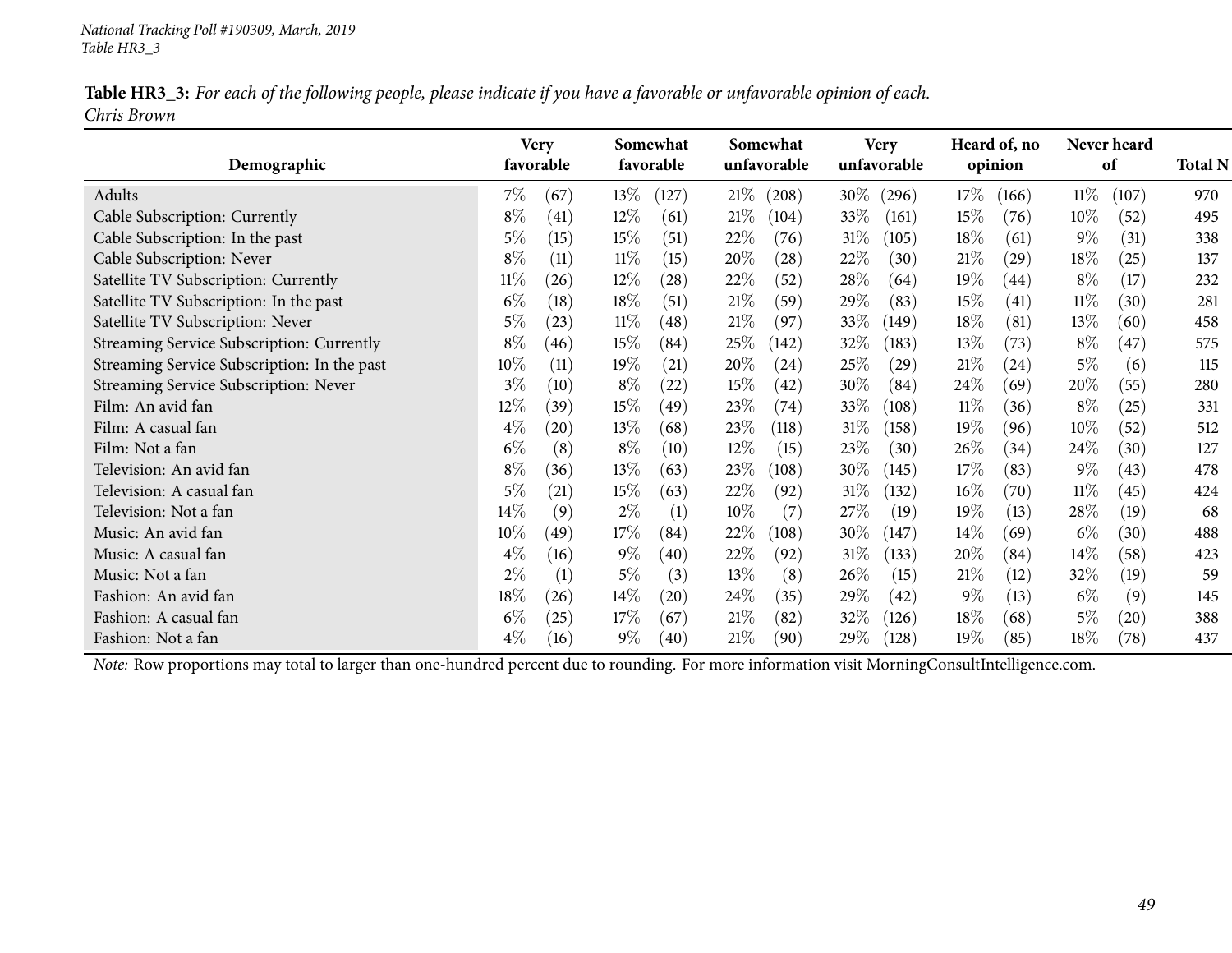**Table HR3_3:** *For each of the following people, please indicate if you have a favorable or unfavorable opinion of each.*
*Chris Brown*

| Demographic | Very favorable | | Somewhat favorable | | Somewhat unfavorable | | Very unfavorable | | Heard of, no opinion | | Never heard of | | Total N |
|---|---|---|---|---|---|---|---|---|---|---|---|---|---|
| Adults | 7% | (67) | 13% | (127) | 21% | (208) | 30% | (296) | 17% | (166) | 11% | (107) | 970 |
| Cable Subscription: Currently | 8% | (41) | 12% | (61) | 21% | (104) | 33% | (161) | 15% | (76) | 10% | (52) | 495 |
| Cable Subscription: In the past | 5% | (15) | 15% | (51) | 22% | (76) | 31% | (105) | 18% | (61) | 9% | (31) | 338 |
| Cable Subscription: Never | 8% | (11) | 11% | (15) | 20% | (28) | 22% | (30) | 21% | (29) | 18% | (25) | 137 |
| Satellite TV Subscription: Currently | 11% | (26) | 12% | (28) | 22% | (52) | 28% | (64) | 19% | (44) | 8% | (17) | 232 |
| Satellite TV Subscription: In the past | 6% | (18) | 18% | (51) | 21% | (59) | 29% | (83) | 15% | (41) | 11% | (30) | 281 |
| Satellite TV Subscription: Never | 5% | (23) | 11% | (48) | 21% | (97) | 33% | (149) | 18% | (81) | 13% | (60) | 458 |
| Streaming Service Subscription: Currently | 8% | (46) | 15% | (84) | 25% | (142) | 32% | (183) | 13% | (73) | 8% | (47) | 575 |
| Streaming Service Subscription: In the past | 10% | (11) | 19% | (21) | 20% | (24) | 25% | (29) | 21% | (24) | 5% | (6) | 115 |
| Streaming Service Subscription: Never | 3% | (10) | 8% | (22) | 15% | (42) | 30% | (84) | 24% | (69) | 20% | (55) | 280 |
| Film: An avid fan | 12% | (39) | 15% | (49) | 23% | (74) | 33% | (108) | 11% | (36) | 8% | (25) | 331 |
| Film: A casual fan | 4% | (20) | 13% | (68) | 23% | (118) | 31% | (158) | 19% | (96) | 10% | (52) | 512 |
| Film: Not a fan | 6% | (8) | 8% | (10) | 12% | (15) | 23% | (30) | 26% | (34) | 24% | (30) | 127 |
| Television: An avid fan | 8% | (36) | 13% | (63) | 23% | (108) | 30% | (145) | 17% | (83) | 9% | (43) | 478 |
| Television: A casual fan | 5% | (21) | 15% | (63) | 22% | (92) | 31% | (132) | 16% | (70) | 11% | (45) | 424 |
| Television: Not a fan | 14% | (9) | 2% | (1) | 10% | (7) | 27% | (19) | 19% | (13) | 28% | (19) | 68 |
| Music: An avid fan | 10% | (49) | 17% | (84) | 22% | (108) | 30% | (147) | 14% | (69) | 6% | (30) | 488 |
| Music: A casual fan | 4% | (16) | 9% | (40) | 22% | (92) | 31% | (133) | 20% | (84) | 14% | (58) | 423 |
| Music: Not a fan | 2% | (1) | 5% | (3) | 13% | (8) | 26% | (15) | 21% | (12) | 32% | (19) | 59 |
| Fashion: An avid fan | 18% | (26) | 14% | (20) | 24% | (35) | 29% | (42) | 9% | (13) | 6% | (9) | 145 |
| Fashion: A casual fan | 6% | (25) | 17% | (67) | 21% | (82) | 32% | (126) | 18% | (68) | 5% | (20) | 388 |
| Fashion: Not a fan | 4% | (16) | 9% | (40) | 21% | (90) | 29% | (128) | 19% | (85) | 18% | (78) | 437 |

*Note:* Row proportions may total to larger than one-hundred percent due to rounding. For more information visit MorningConsultIntelligence.com.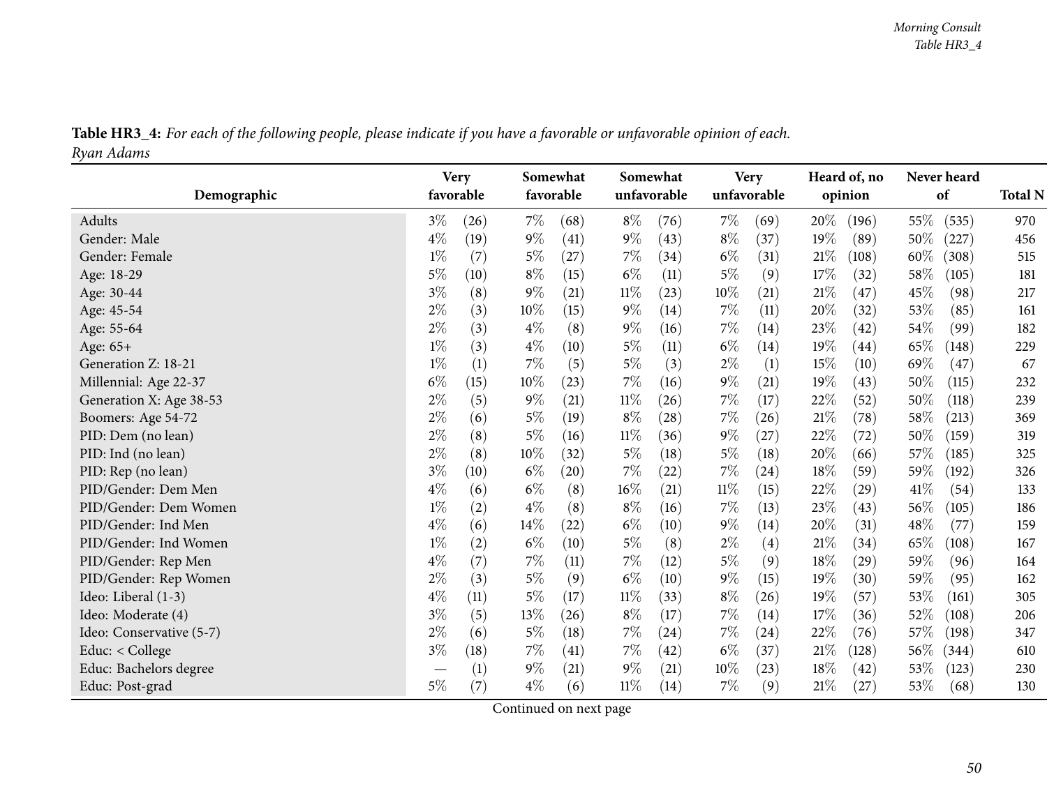**Table HR3_4:** *For each of the following people, please indicate if you have a favorable or unfavorable opinion of each.*
*Ryan Adams*

| Demographic | Very favorable | | Somewhat favorable | | Somewhat unfavorable | | Very unfavorable | | Heard of, no opinion | | Never heard of | | Total N |
|---|---|---|---|---|---|---|---|---|---|---|---|---|---|
| Adults | 3% | (26) | 7% | (68) | 8% | (76) | 7% | (69) | 20% | (196) | 55% | (535) | 970 |
| Gender: Male | 4% | (19) | 9% | (41) | 9% | (43) | 8% | (37) | 19% | (89) | 50% | (227) | 456 |
| Gender: Female | 1% | (7) | 5% | (27) | 7% | (34) | 6% | (31) | 21% | (108) | 60% | (308) | 515 |
| Age: 18-29 | 5% | (10) | 8% | (15) | 6% | (11) | 5% | (9) | 17% | (32) | 58% | (105) | 181 |
| Age: 30-44 | 3% | (8) | 9% | (21) | 11% | (23) | 10% | (21) | 21% | (47) | 45% | (98) | 217 |
| Age: 45-54 | 2% | (3) | 10% | (15) | 9% | (14) | 7% | (11) | 20% | (32) | 53% | (85) | 161 |
| Age: 55-64 | 2% | (3) | 4% | (8) | 9% | (16) | 7% | (14) | 23% | (42) | 54% | (99) | 182 |
| Age: 65+ | 1% | (3) | 4% | (10) | 5% | (11) | 6% | (14) | 19% | (44) | 65% | (148) | 229 |
| Generation Z: 18-21 | 1% | (1) | 7% | (5) | 5% | (3) | 2% | (1) | 15% | (10) | 69% | (47) | 67 |
| Millennial: Age 22-37 | 6% | (15) | 10% | (23) | 7% | (16) | 9% | (21) | 19% | (43) | 50% | (115) | 232 |
| Generation X: Age 38-53 | 2% | (5) | 9% | (21) | 11% | (26) | 7% | (17) | 22% | (52) | 50% | (118) | 239 |
| Boomers: Age 54-72 | 2% | (6) | 5% | (19) | 8% | (28) | 7% | (26) | 21% | (78) | 58% | (213) | 369 |
| PID: Dem (no lean) | 2% | (8) | 5% | (16) | 11% | (36) | 9% | (27) | 22% | (72) | 50% | (159) | 319 |
| PID: Ind (no lean) | 2% | (8) | 10% | (32) | 5% | (18) | 5% | (18) | 20% | (66) | 57% | (185) | 325 |
| PID: Rep (no lean) | 3% | (10) | 6% | (20) | 7% | (22) | 7% | (24) | 18% | (59) | 59% | (192) | 326 |
| PID/Gender: Dem Men | 4% | (6) | 6% | (8) | 16% | (21) | 11% | (15) | 22% | (29) | 41% | (54) | 133 |
| PID/Gender: Dem Women | 1% | (2) | 4% | (8) | 8% | (16) | 7% | (13) | 23% | (43) | 56% | (105) | 186 |
| PID/Gender: Ind Men | 4% | (6) | 14% | (22) | 6% | (10) | 9% | (14) | 20% | (31) | 48% | (77) | 159 |
| PID/Gender: Ind Women | 1% | (2) | 6% | (10) | 5% | (8) | 2% | (4) | 21% | (34) | 65% | (108) | 167 |
| PID/Gender: Rep Men | 4% | (7) | 7% | (11) | 7% | (12) | 5% | (9) | 18% | (29) | 59% | (96) | 164 |
| PID/Gender: Rep Women | 2% | (3) | 5% | (9) | 6% | (10) | 9% | (15) | 19% | (30) | 59% | (95) | 162 |
| Ideo: Liberal (1-3) | 4% | (11) | 5% | (17) | 11% | (33) | 8% | (26) | 19% | (57) | 53% | (161) | 305 |
| Ideo: Moderate (4) | 3% | (5) | 13% | (26) | 8% | (17) | 7% | (14) | 17% | (36) | 52% | (108) | 206 |
| Ideo: Conservative (5-7) | 2% | (6) | 5% | (18) | 7% | (24) | 7% | (24) | 22% | (76) | 57% | (198) | 347 |
| Educ: < College | 3% | (18) | 7% | (41) | 7% | (42) | 6% | (37) | 21% | (128) | 56% | (344) | 610 |
| Educ: Bachelors degree | — | (1) | 9% | (21) | 9% | (21) | 10% | (23) | 18% | (42) | 53% | (123) | 230 |
| Educ: Post-grad | 5% | (7) | 4% | (6) | 11% | (14) | 7% | (9) | 21% | (27) | 53% | (68) | 130 |

Continued on next page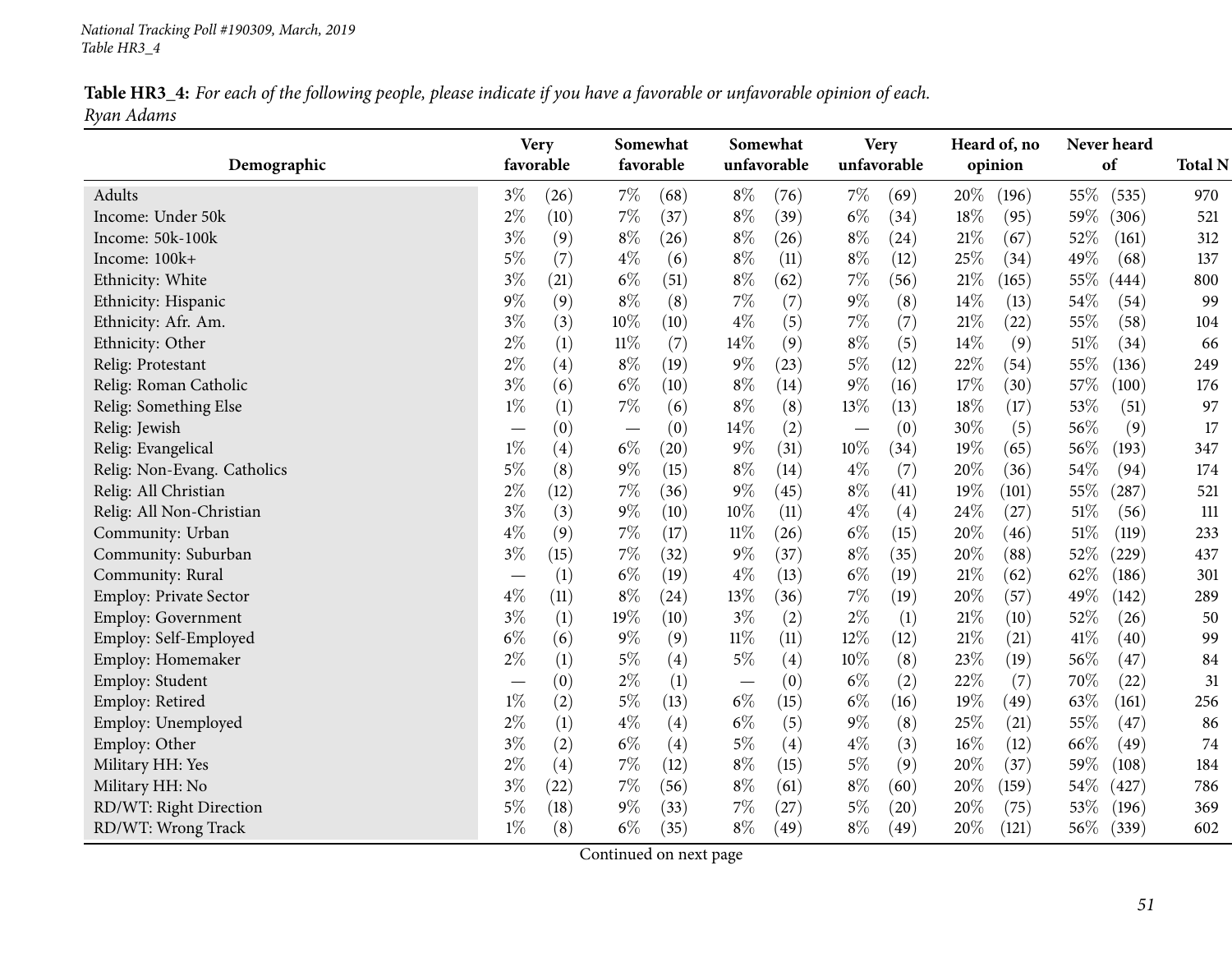National Tracking Poll #190309, March, 2019
Table HR3_4

**Table HR3_4:** *For each of the following people, please indicate if you have a favorable or unfavorable opinion of each.*
*Ryan Adams*

| Demographic | Very favorable | | Somewhat favorable | | Somewhat unfavorable | | Very unfavorable | | Heard of, no opinion | | Never heard of | | Total N |
|---|---|---|---|---|---|---|---|---|---|---|---|---|---|
| Adults | 3% | (26) | 7% | (68) | 8% | (76) | 7% | (69) | 20% | (196) | 55% | (535) | 970 |
| Income: Under 50k | 2% | (10) | 7% | (37) | 8% | (39) | 6% | (34) | 18% | (95) | 59% | (306) | 521 |
| Income: 50k-100k | 3% | (9) | 8% | (26) | 8% | (26) | 8% | (24) | 21% | (67) | 52% | (161) | 312 |
| Income: 100k+ | 5% | (7) | 4% | (6) | 8% | (11) | 8% | (12) | 25% | (34) | 49% | (68) | 137 |
| Ethnicity: White | 3% | (21) | 6% | (51) | 8% | (62) | 7% | (56) | 21% | (165) | 55% | (444) | 800 |
| Ethnicity: Hispanic | 9% | (9) | 8% | (8) | 7% | (7) | 9% | (8) | 14% | (13) | 54% | (54) | 99 |
| Ethnicity: Afr. Am. | 3% | (3) | 10% | (10) | 4% | (5) | 7% | (7) | 21% | (22) | 55% | (58) | 104 |
| Ethnicity: Other | 2% | (1) | 11% | (7) | 14% | (9) | 8% | (5) | 14% | (9) | 51% | (34) | 66 |
| Relig: Protestant | 2% | (4) | 8% | (19) | 9% | (23) | 5% | (12) | 22% | (54) | 55% | (136) | 249 |
| Relig: Roman Catholic | 3% | (6) | 6% | (10) | 8% | (14) | 9% | (16) | 17% | (30) | 57% | (100) | 176 |
| Relig: Something Else | 1% | (1) | 7% | (6) | 8% | (8) | 13% | (13) | 18% | (17) | 53% | (51) | 97 |
| Relig: Jewish | — | (0) | — | (0) | 14% | (2) | — | (0) | 30% | (5) | 56% | (9) | 17 |
| Relig: Evangelical | 1% | (4) | 6% | (20) | 9% | (31) | 10% | (34) | 19% | (65) | 56% | (193) | 347 |
| Relig: Non-Evang. Catholics | 5% | (8) | 9% | (15) | 8% | (14) | 4% | (7) | 20% | (36) | 54% | (94) | 174 |
| Relig: All Christian | 2% | (12) | 7% | (36) | 9% | (45) | 8% | (41) | 19% | (101) | 55% | (287) | 521 |
| Relig: All Non-Christian | 3% | (3) | 9% | (10) | 10% | (11) | 4% | (4) | 24% | (27) | 51% | (56) | 111 |
| Community: Urban | 4% | (9) | 7% | (17) | 11% | (26) | 6% | (15) | 20% | (46) | 51% | (119) | 233 |
| Community: Suburban | 3% | (15) | 7% | (32) | 9% | (37) | 8% | (35) | 20% | (88) | 52% | (229) | 437 |
| Community: Rural | — | (1) | 6% | (19) | 4% | (13) | 6% | (19) | 21% | (62) | 62% | (186) | 301 |
| Employ: Private Sector | 4% | (11) | 8% | (24) | 13% | (36) | 7% | (19) | 20% | (57) | 49% | (142) | 289 |
| Employ: Government | 3% | (1) | 19% | (10) | 3% | (2) | 2% | (1) | 21% | (10) | 52% | (26) | 50 |
| Employ: Self-Employed | 6% | (6) | 9% | (9) | 11% | (11) | 12% | (12) | 21% | (21) | 41% | (40) | 99 |
| Employ: Homemaker | 2% | (1) | 5% | (4) | 5% | (4) | 10% | (8) | 23% | (19) | 56% | (47) | 84 |
| Employ: Student | — | (0) | 2% | (1) | — | (0) | 6% | (2) | 22% | (7) | 70% | (22) | 31 |
| Employ: Retired | 1% | (2) | 5% | (13) | 6% | (15) | 6% | (16) | 19% | (49) | 63% | (161) | 256 |
| Employ: Unemployed | 2% | (1) | 4% | (4) | 6% | (5) | 9% | (8) | 25% | (21) | 55% | (47) | 86 |
| Employ: Other | 3% | (2) | 6% | (4) | 5% | (4) | 4% | (3) | 16% | (12) | 66% | (49) | 74 |
| Military HH: Yes | 2% | (4) | 7% | (12) | 8% | (15) | 5% | (9) | 20% | (37) | 59% | (108) | 184 |
| Military HH: No | 3% | (22) | 7% | (56) | 8% | (61) | 8% | (60) | 20% | (159) | 54% | (427) | 786 |
| RD/WT: Right Direction | 5% | (18) | 9% | (33) | 7% | (27) | 5% | (20) | 20% | (75) | 53% | (196) | 369 |
| RD/WT: Wrong Track | 1% | (8) | 6% | (35) | 8% | (49) | 8% | (49) | 20% | (121) | 56% | (339) | 602 |

Continued on next page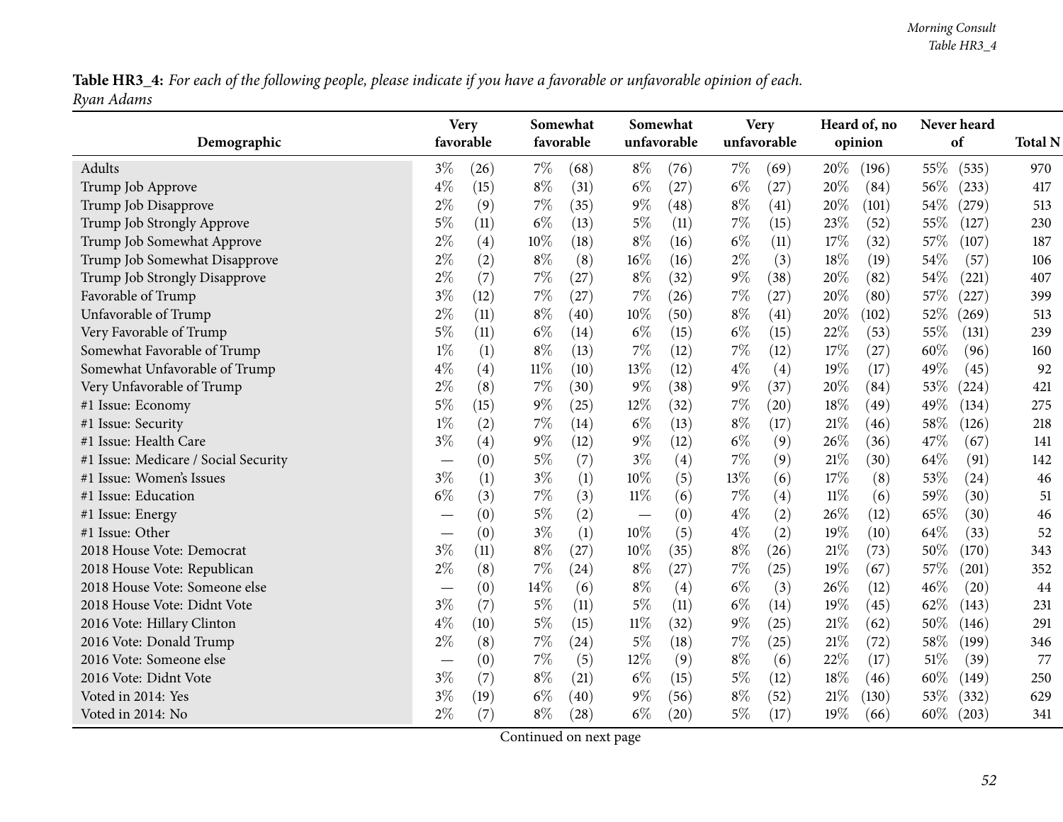**Table HR3_4:** *For each of the following people, please indicate if you have a favorable or unfavorable opinion of each.*
*Ryan Adams*

| Demographic | Very favorable | | Somewhat favorable | | Somewhat unfavorable | | Very unfavorable | | Heard of, no opinion | | Never heard of | | Total N |
|---|---|---|---|---|---|---|---|---|---|---|---|---|---|
| Adults | 3% | (26) | 7% | (68) | 8% | (76) | 7% | (69) | 20% | (196) | 55% | (535) | 970 |
| Trump Job Approve | 4% | (15) | 8% | (31) | 6% | (27) | 6% | (27) | 20% | (84) | 56% | (233) | 417 |
| Trump Job Disapprove | 2% | (9) | 7% | (35) | 9% | (48) | 8% | (41) | 20% | (101) | 54% | (279) | 513 |
| Trump Job Strongly Approve | 5% | (11) | 6% | (13) | 5% | (11) | 7% | (15) | 23% | (52) | 55% | (127) | 230 |
| Trump Job Somewhat Approve | 2% | (4) | 10% | (18) | 8% | (16) | 6% | (11) | 17% | (32) | 57% | (107) | 187 |
| Trump Job Somewhat Disapprove | 2% | (2) | 8% | (8) | 16% | (16) | 2% | (3) | 18% | (19) | 54% | (57) | 106 |
| Trump Job Strongly Disapprove | 2% | (7) | 7% | (27) | 8% | (32) | 9% | (38) | 20% | (82) | 54% | (221) | 407 |
| Favorable of Trump | 3% | (12) | 7% | (27) | 7% | (26) | 7% | (27) | 20% | (80) | 57% | (227) | 399 |
| Unfavorable of Trump | 2% | (11) | 8% | (40) | 10% | (50) | 8% | (41) | 20% | (102) | 52% | (269) | 513 |
| Very Favorable of Trump | 5% | (11) | 6% | (14) | 6% | (15) | 6% | (15) | 22% | (53) | 55% | (131) | 239 |
| Somewhat Favorable of Trump | 1% | (1) | 8% | (13) | 7% | (12) | 7% | (12) | 17% | (27) | 60% | (96) | 160 |
| Somewhat Unfavorable of Trump | 4% | (4) | 11% | (10) | 13% | (12) | 4% | (4) | 19% | (17) | 49% | (45) | 92 |
| Very Unfavorable of Trump | 2% | (8) | 7% | (30) | 9% | (38) | 9% | (37) | 20% | (84) | 53% | (224) | 421 |
| #1 Issue: Economy | 5% | (15) | 9% | (25) | 12% | (32) | 7% | (20) | 18% | (49) | 49% | (134) | 275 |
| #1 Issue: Security | 1% | (2) | 7% | (14) | 6% | (13) | 8% | (17) | 21% | (46) | 58% | (126) | 218 |
| #1 Issue: Health Care | 3% | (4) | 9% | (12) | 9% | (12) | 6% | (9) | 26% | (36) | 47% | (67) | 141 |
| #1 Issue: Medicare / Social Security | — | (0) | 5% | (7) | 3% | (4) | 7% | (9) | 21% | (30) | 64% | (91) | 142 |
| #1 Issue: Women's Issues | 3% | (1) | 3% | (1) | 10% | (5) | 13% | (6) | 17% | (8) | 53% | (24) | 46 |
| #1 Issue: Education | 6% | (3) | 7% | (3) | 11% | (6) | 7% | (4) | 11% | (6) | 59% | (30) | 51 |
| #1 Issue: Energy | — | (0) | 5% | (2) | — | (0) | 4% | (2) | 26% | (12) | 65% | (30) | 46 |
| #1 Issue: Other | — | (0) | 3% | (1) | 10% | (5) | 4% | (2) | 19% | (10) | 64% | (33) | 52 |
| 2018 House Vote: Democrat | 3% | (11) | 8% | (27) | 10% | (35) | 8% | (26) | 21% | (73) | 50% | (170) | 343 |
| 2018 House Vote: Republican | 2% | (8) | 7% | (24) | 8% | (27) | 7% | (25) | 19% | (67) | 57% | (201) | 352 |
| 2018 House Vote: Someone else | — | (0) | 14% | (6) | 8% | (4) | 6% | (3) | 26% | (12) | 46% | (20) | 44 |
| 2018 House Vote: Didnt Vote | 3% | (7) | 5% | (11) | 5% | (11) | 6% | (14) | 19% | (45) | 62% | (143) | 231 |
| 2016 Vote: Hillary Clinton | 4% | (10) | 5% | (15) | 11% | (32) | 9% | (25) | 21% | (62) | 50% | (146) | 291 |
| 2016 Vote: Donald Trump | 2% | (8) | 7% | (24) | 5% | (18) | 7% | (25) | 21% | (72) | 58% | (199) | 346 |
| 2016 Vote: Someone else | — | (0) | 7% | (5) | 12% | (9) | 8% | (6) | 22% | (17) | 51% | (39) | 77 |
| 2016 Vote: Didnt Vote | 3% | (7) | 8% | (21) | 6% | (15) | 5% | (12) | 18% | (46) | 60% | (149) | 250 |
| Voted in 2014: Yes | 3% | (19) | 6% | (40) | 9% | (56) | 8% | (52) | 21% | (130) | 53% | (332) | 629 |
| Voted in 2014: No | 2% | (7) | 8% | (28) | 6% | (20) | 5% | (17) | 19% | (66) | 60% | (203) | 341 |

Continued on next page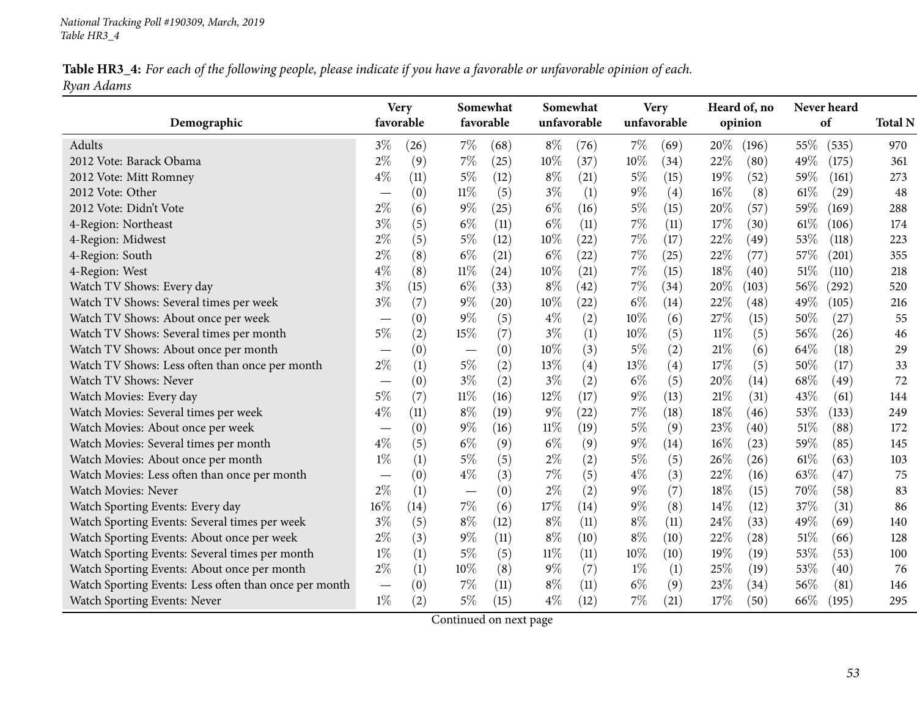**Table HR3_4:** *For each of the following people, please indicate if you have a favorable or unfavorable opinion of each.*
*Ryan Adams*

| Demographic | Very favorable | | Somewhat favorable | | Somewhat unfavorable | | Very unfavorable | | Heard of, no opinion | | Never heard of | | Total N |
|---|---|---|---|---|---|---|---|---|---|---|---|---|---|
| Adults | 3% | (26) | 7% | (68) | 8% | (76) | 7% | (69) | 20% | (196) | 55% | (535) | 970 |
| 2012 Vote: Barack Obama | 2% | (9) | 7% | (25) | 10% | (37) | 10% | (34) | 22% | (80) | 49% | (175) | 361 |
| 2012 Vote: Mitt Romney | 4% | (11) | 5% | (12) | 8% | (21) | 5% | (15) | 19% | (52) | 59% | (161) | 273 |
| 2012 Vote: Other | — | (0) | 11% | (5) | 3% | (1) | 9% | (4) | 16% | (8) | 61% | (29) | 48 |
| 2012 Vote: Didn't Vote | 2% | (6) | 9% | (25) | 6% | (16) | 5% | (15) | 20% | (57) | 59% | (169) | 288 |
| 4-Region: Northeast | 3% | (5) | 6% | (11) | 6% | (11) | 7% | (11) | 17% | (30) | 61% | (106) | 174 |
| 4-Region: Midwest | 2% | (5) | 5% | (12) | 10% | (22) | 7% | (17) | 22% | (49) | 53% | (118) | 223 |
| 4-Region: South | 2% | (8) | 6% | (21) | 6% | (22) | 7% | (25) | 22% | (77) | 57% | (201) | 355 |
| 4-Region: West | 4% | (8) | 11% | (24) | 10% | (21) | 7% | (15) | 18% | (40) | 51% | (110) | 218 |
| Watch TV Shows: Every day | 3% | (15) | 6% | (33) | 8% | (42) | 7% | (34) | 20% | (103) | 56% | (292) | 520 |
| Watch TV Shows: Several times per week | 3% | (7) | 9% | (20) | 10% | (22) | 6% | (14) | 22% | (48) | 49% | (105) | 216 |
| Watch TV Shows: About once per week | — | (0) | 9% | (5) | 4% | (2) | 10% | (6) | 27% | (15) | 50% | (27) | 55 |
| Watch TV Shows: Several times per month | 5% | (2) | 15% | (7) | 3% | (1) | 10% | (5) | 11% | (5) | 56% | (26) | 46 |
| Watch TV Shows: About once per month | — | (0) | — | (0) | 10% | (3) | 5% | (2) | 21% | (6) | 64% | (18) | 29 |
| Watch TV Shows: Less often than once per month | 2% | (1) | 5% | (2) | 13% | (4) | 13% | (4) | 17% | (5) | 50% | (17) | 33 |
| Watch TV Shows: Never | — | (0) | 3% | (2) | 3% | (2) | 6% | (5) | 20% | (14) | 68% | (49) | 72 |
| Watch Movies: Every day | 5% | (7) | 11% | (16) | 12% | (17) | 9% | (13) | 21% | (31) | 43% | (61) | 144 |
| Watch Movies: Several times per week | 4% | (11) | 8% | (19) | 9% | (22) | 7% | (18) | 18% | (46) | 53% | (133) | 249 |
| Watch Movies: About once per week | — | (0) | 9% | (16) | 11% | (19) | 5% | (9) | 23% | (40) | 51% | (88) | 172 |
| Watch Movies: Several times per month | 4% | (5) | 6% | (9) | 6% | (9) | 9% | (14) | 16% | (23) | 59% | (85) | 145 |
| Watch Movies: About once per month | 1% | (1) | 5% | (5) | 2% | (2) | 5% | (5) | 26% | (26) | 61% | (63) | 103 |
| Watch Movies: Less often than once per month | — | (0) | 4% | (3) | 7% | (5) | 4% | (3) | 22% | (16) | 63% | (47) | 75 |
| Watch Movies: Never | 2% | (1) | — | (0) | 2% | (2) | 9% | (7) | 18% | (15) | 70% | (58) | 83 |
| Watch Sporting Events: Every day | 16% | (14) | 7% | (6) | 17% | (14) | 9% | (8) | 14% | (12) | 37% | (31) | 86 |
| Watch Sporting Events: Several times per week | 3% | (5) | 8% | (12) | 8% | (11) | 8% | (11) | 24% | (33) | 49% | (69) | 140 |
| Watch Sporting Events: About once per week | 2% | (3) | 9% | (11) | 8% | (10) | 8% | (10) | 22% | (28) | 51% | (66) | 128 |
| Watch Sporting Events: Several times per month | 1% | (1) | 5% | (5) | 11% | (11) | 10% | (10) | 19% | (19) | 53% | (53) | 100 |
| Watch Sporting Events: About once per month | 2% | (1) | 10% | (8) | 9% | (7) | 1% | (1) | 25% | (19) | 53% | (40) | 76 |
| Watch Sporting Events: Less often than once per month | — | (0) | 7% | (11) | 8% | (11) | 6% | (9) | 23% | (34) | 56% | (81) | 146 |
| Watch Sporting Events: Never | 1% | (2) | 5% | (15) | 4% | (12) | 7% | (21) | 17% | (50) | 66% | (195) | 295 |

Continued on next page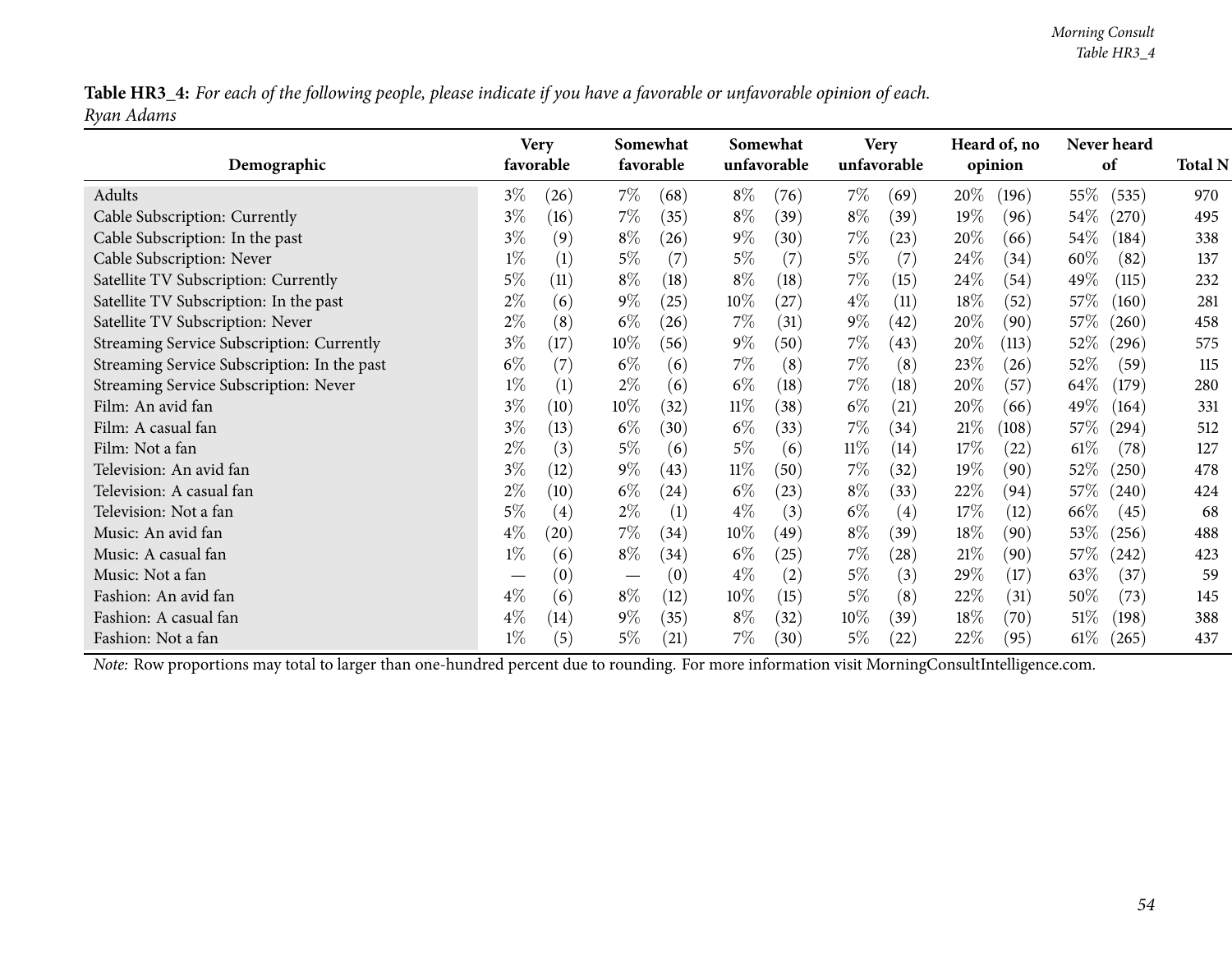**Table HR3_4:** *For each of the following people, please indicate if you have a favorable or unfavorable opinion of each.*
*Ryan Adams*

| Demographic | Very favorable | | Somewhat favorable | | Somewhat unfavorable | | Very unfavorable | | Heard of, no opinion | | Never heard of | | Total N |
|---|---|---|---|---|---|---|---|---|---|---|---|---|---|
| Adults | 3% | (26) | 7% | (68) | 8% | (76) | 7% | (69) | 20% | (196) | 55% | (535) | 970 |
| Cable Subscription: Currently | 3% | (16) | 7% | (35) | 8% | (39) | 8% | (39) | 19% | (96) | 54% | (270) | 495 |
| Cable Subscription: In the past | 3% | (9) | 8% | (26) | 9% | (30) | 7% | (23) | 20% | (66) | 54% | (184) | 338 |
| Cable Subscription: Never | 1% | (1) | 5% | (7) | 5% | (7) | 5% | (7) | 24% | (34) | 60% | (82) | 137 |
| Satellite TV Subscription: Currently | 5% | (11) | 8% | (18) | 8% | (18) | 7% | (15) | 24% | (54) | 49% | (115) | 232 |
| Satellite TV Subscription: In the past | 2% | (6) | 9% | (25) | 10% | (27) | 4% | (11) | 18% | (52) | 57% | (160) | 281 |
| Satellite TV Subscription: Never | 2% | (8) | 6% | (26) | 7% | (31) | 9% | (42) | 20% | (90) | 57% | (260) | 458 |
| Streaming Service Subscription: Currently | 3% | (17) | 10% | (56) | 9% | (50) | 7% | (43) | 20% | (113) | 52% | (296) | 575 |
| Streaming Service Subscription: In the past | 6% | (7) | 6% | (6) | 7% | (8) | 7% | (8) | 23% | (26) | 52% | (59) | 115 |
| Streaming Service Subscription: Never | 1% | (1) | 2% | (6) | 6% | (18) | 7% | (18) | 20% | (57) | 64% | (179) | 280 |
| Film: An avid fan | 3% | (10) | 10% | (32) | 11% | (38) | 6% | (21) | 20% | (66) | 49% | (164) | 331 |
| Film: A casual fan | 3% | (13) | 6% | (30) | 6% | (33) | 7% | (34) | 21% | (108) | 57% | (294) | 512 |
| Film: Not a fan | 2% | (3) | 5% | (6) | 5% | (6) | 11% | (14) | 17% | (22) | 61% | (78) | 127 |
| Television: An avid fan | 3% | (12) | 9% | (43) | 11% | (50) | 7% | (32) | 19% | (90) | 52% | (250) | 478 |
| Television: A casual fan | 2% | (10) | 6% | (24) | 6% | (23) | 8% | (33) | 22% | (94) | 57% | (240) | 424 |
| Television: Not a fan | 5% | (4) | 2% | (1) | 4% | (3) | 6% | (4) | 17% | (12) | 66% | (45) | 68 |
| Music: An avid fan | 4% | (20) | 7% | (34) | 10% | (49) | 8% | (39) | 18% | (90) | 53% | (256) | 488 |
| Music: A casual fan | 1% | (6) | 8% | (34) | 6% | (25) | 7% | (28) | 21% | (90) | 57% | (242) | 423 |
| Music: Not a fan | — | (0) | — | (0) | 4% | (2) | 5% | (3) | 29% | (17) | 63% | (37) | 59 |
| Fashion: An avid fan | 4% | (6) | 8% | (12) | 10% | (15) | 5% | (8) | 22% | (31) | 50% | (73) | 145 |
| Fashion: A casual fan | 4% | (14) | 9% | (35) | 8% | (32) | 10% | (39) | 18% | (70) | 51% | (198) | 388 |
| Fashion: Not a fan | 1% | (5) | 5% | (21) | 7% | (30) | 5% | (22) | 22% | (95) | 61% | (265) | 437 |

*Note:* Row proportions may total to larger than one-hundred percent due to rounding. For more information visit MorningConsultIntelligence.com.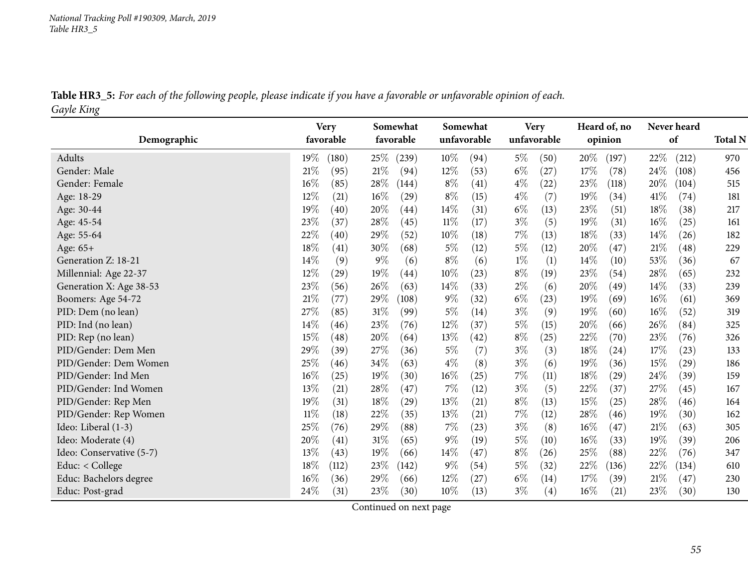**Table HR3_5:** *For each of the following people, please indicate if you have a favorable or unfavorable opinion of each.*
*Gayle King*

| Demographic | Very favorable | | Somewhat favorable | | Somewhat unfavorable | | Very unfavorable | | Heard of, no opinion | | Never heard of | | Total N |
|---|---|---|---|---|---|---|---|---|---|---|---|---|---|
| Adults | 19% | (180) | 25% | (239) | 10% | (94) | 5% | (50) | 20% | (197) | 22% | (212) | 970 |
| Gender: Male | 21% | (95) | 21% | (94) | 12% | (53) | 6% | (27) | 17% | (78) | 24% | (108) | 456 |
| Gender: Female | 16% | (85) | 28% | (144) | 8% | (41) | 4% | (22) | 23% | (118) | 20% | (104) | 515 |
| Age: 18-29 | 12% | (21) | 16% | (29) | 8% | (15) | 4% | (7) | 19% | (34) | 41% | (74) | 181 |
| Age: 30-44 | 19% | (40) | 20% | (44) | 14% | (31) | 6% | (13) | 23% | (51) | 18% | (38) | 217 |
| Age: 45-54 | 23% | (37) | 28% | (45) | 11% | (17) | 3% | (5) | 19% | (31) | 16% | (25) | 161 |
| Age: 55-64 | 22% | (40) | 29% | (52) | 10% | (18) | 7% | (13) | 18% | (33) | 14% | (26) | 182 |
| Age: 65+ | 18% | (41) | 30% | (68) | 5% | (12) | 5% | (12) | 20% | (47) | 21% | (48) | 229 |
| Generation Z: 18-21 | 14% | (9) | 9% | (6) | 8% | (6) | 1% | (1) | 14% | (10) | 53% | (36) | 67 |
| Millennial: Age 22-37 | 12% | (29) | 19% | (44) | 10% | (23) | 8% | (19) | 23% | (54) | 28% | (65) | 232 |
| Generation X: Age 38-53 | 23% | (56) | 26% | (63) | 14% | (33) | 2% | (6) | 20% | (49) | 14% | (33) | 239 |
| Boomers: Age 54-72 | 21% | (77) | 29% | (108) | 9% | (32) | 6% | (23) | 19% | (69) | 16% | (61) | 369 |
| PID: Dem (no lean) | 27% | (85) | 31% | (99) | 5% | (14) | 3% | (9) | 19% | (60) | 16% | (52) | 319 |
| PID: Ind (no lean) | 14% | (46) | 23% | (76) | 12% | (37) | 5% | (15) | 20% | (66) | 26% | (84) | 325 |
| PID: Rep (no lean) | 15% | (48) | 20% | (64) | 13% | (42) | 8% | (25) | 22% | (70) | 23% | (76) | 326 |
| PID/Gender: Dem Men | 29% | (39) | 27% | (36) | 5% | (7) | 3% | (3) | 18% | (24) | 17% | (23) | 133 |
| PID/Gender: Dem Women | 25% | (46) | 34% | (63) | 4% | (8) | 3% | (6) | 19% | (36) | 15% | (29) | 186 |
| PID/Gender: Ind Men | 16% | (25) | 19% | (30) | 16% | (25) | 7% | (11) | 18% | (29) | 24% | (39) | 159 |
| PID/Gender: Ind Women | 13% | (21) | 28% | (47) | 7% | (12) | 3% | (5) | 22% | (37) | 27% | (45) | 167 |
| PID/Gender: Rep Men | 19% | (31) | 18% | (29) | 13% | (21) | 8% | (13) | 15% | (25) | 28% | (46) | 164 |
| PID/Gender: Rep Women | 11% | (18) | 22% | (35) | 13% | (21) | 7% | (12) | 28% | (46) | 19% | (30) | 162 |
| Ideo: Liberal (1-3) | 25% | (76) | 29% | (88) | 7% | (23) | 3% | (8) | 16% | (47) | 21% | (63) | 305 |
| Ideo: Moderate (4) | 20% | (41) | 31% | (65) | 9% | (19) | 5% | (10) | 16% | (33) | 19% | (39) | 206 |
| Ideo: Conservative (5-7) | 13% | (43) | 19% | (66) | 14% | (47) | 8% | (26) | 25% | (88) | 22% | (76) | 347 |
| Educ: < College | 18% | (112) | 23% | (142) | 9% | (54) | 5% | (32) | 22% | (136) | 22% | (134) | 610 |
| Educ: Bachelors degree | 16% | (36) | 29% | (66) | 12% | (27) | 6% | (14) | 17% | (39) | 21% | (47) | 230 |
| Educ: Post-grad | 24% | (31) | 23% | (30) | 10% | (13) | 3% | (4) | 16% | (21) | 23% | (30) | 130 |

Continued on next page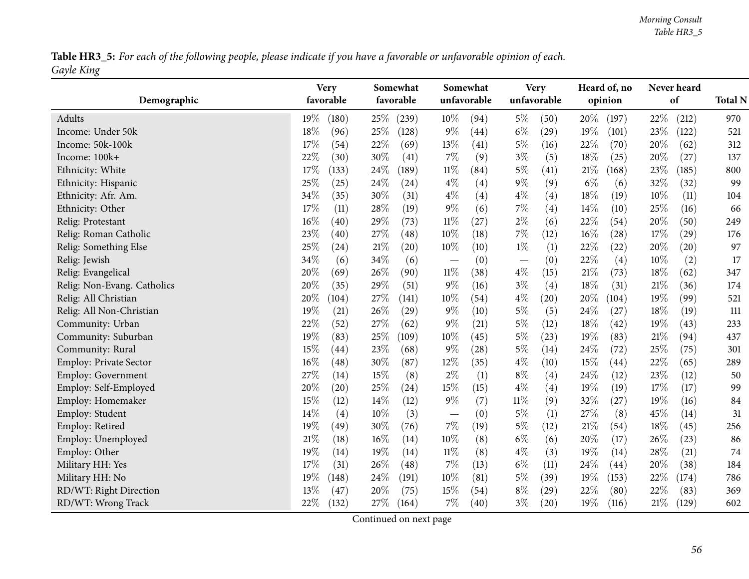**Table HR3_5:** *For each of the following people, please indicate if you have a favorable or unfavorable opinion of each.*
*Gayle King*

| Demographic | Very favorable | | Somewhat favorable | | Somewhat unfavorable | | Very unfavorable | | Heard of, no opinion | | Never heard of | | Total N |
|---|---|---|---|---|---|---|---|---|---|---|---|---|---|
| Adults | 19% | (180) | 25% | (239) | 10% | (94) | 5% | (50) | 20% | (197) | 22% | (212) | 970 |
| Income: Under 50k | 18% | (96) | 25% | (128) | 9% | (44) | 6% | (29) | 19% | (101) | 23% | (122) | 521 |
| Income: 50k-100k | 17% | (54) | 22% | (69) | 13% | (41) | 5% | (16) | 22% | (70) | 20% | (62) | 312 |
| Income: 100k+ | 22% | (30) | 30% | (41) | 7% | (9) | 3% | (5) | 18% | (25) | 20% | (27) | 137 |
| Ethnicity: White | 17% | (133) | 24% | (189) | 11% | (84) | 5% | (41) | 21% | (168) | 23% | (185) | 800 |
| Ethnicity: Hispanic | 25% | (25) | 24% | (24) | 4% | (4) | 9% | (9) | 6% | (6) | 32% | (32) | 99 |
| Ethnicity: Afr. Am. | 34% | (35) | 30% | (31) | 4% | (4) | 4% | (4) | 18% | (19) | 10% | (11) | 104 |
| Ethnicity: Other | 17% | (11) | 28% | (19) | 9% | (6) | 7% | (4) | 14% | (10) | 25% | (16) | 66 |
| Relig: Protestant | 16% | (40) | 29% | (73) | 11% | (27) | 2% | (6) | 22% | (54) | 20% | (50) | 249 |
| Relig: Roman Catholic | 23% | (40) | 27% | (48) | 10% | (18) | 7% | (12) | 16% | (28) | 17% | (29) | 176 |
| Relig: Something Else | 25% | (24) | 21% | (20) | 10% | (10) | 1% | (1) | 22% | (22) | 20% | (20) | 97 |
| Relig: Jewish | 34% | (6) | 34% | (6) | — | (0) | — | (0) | 22% | (4) | 10% | (2) | 17 |
| Relig: Evangelical | 20% | (69) | 26% | (90) | 11% | (38) | 4% | (15) | 21% | (73) | 18% | (62) | 347 |
| Relig: Non-Evang. Catholics | 20% | (35) | 29% | (51) | 9% | (16) | 3% | (4) | 18% | (31) | 21% | (36) | 174 |
| Relig: All Christian | 20% | (104) | 27% | (141) | 10% | (54) | 4% | (20) | 20% | (104) | 19% | (99) | 521 |
| Relig: All Non-Christian | 19% | (21) | 26% | (29) | 9% | (10) | 5% | (5) | 24% | (27) | 18% | (19) | 111 |
| Community: Urban | 22% | (52) | 27% | (62) | 9% | (21) | 5% | (12) | 18% | (42) | 19% | (43) | 233 |
| Community: Suburban | 19% | (83) | 25% | (109) | 10% | (45) | 5% | (23) | 19% | (83) | 21% | (94) | 437 |
| Community: Rural | 15% | (44) | 23% | (68) | 9% | (28) | 5% | (14) | 24% | (72) | 25% | (75) | 301 |
| Employ: Private Sector | 16% | (48) | 30% | (87) | 12% | (35) | 4% | (10) | 15% | (44) | 22% | (65) | 289 |
| Employ: Government | 27% | (14) | 15% | (8) | 2% | (1) | 8% | (4) | 24% | (12) | 23% | (12) | 50 |
| Employ: Self-Employed | 20% | (20) | 25% | (24) | 15% | (15) | 4% | (4) | 19% | (19) | 17% | (17) | 99 |
| Employ: Homemaker | 15% | (12) | 14% | (12) | 9% | (7) | 11% | (9) | 32% | (27) | 19% | (16) | 84 |
| Employ: Student | 14% | (4) | 10% | (3) | — | (0) | 5% | (1) | 27% | (8) | 45% | (14) | 31 |
| Employ: Retired | 19% | (49) | 30% | (76) | 7% | (19) | 5% | (12) | 21% | (54) | 18% | (45) | 256 |
| Employ: Unemployed | 21% | (18) | 16% | (14) | 10% | (8) | 6% | (6) | 20% | (17) | 26% | (23) | 86 |
| Employ: Other | 19% | (14) | 19% | (14) | 11% | (8) | 4% | (3) | 19% | (14) | 28% | (21) | 74 |
| Military HH: Yes | 17% | (31) | 26% | (48) | 7% | (13) | 6% | (11) | 24% | (44) | 20% | (38) | 184 |
| Military HH: No | 19% | (148) | 24% | (191) | 10% | (81) | 5% | (39) | 19% | (153) | 22% | (174) | 786 |
| RD/WT: Right Direction | 13% | (47) | 20% | (75) | 15% | (54) | 8% | (29) | 22% | (80) | 22% | (83) | 369 |
| RD/WT: Wrong Track | 22% | (132) | 27% | (164) | 7% | (40) | 3% | (20) | 19% | (116) | 21% | (129) | 602 |

Continued on next page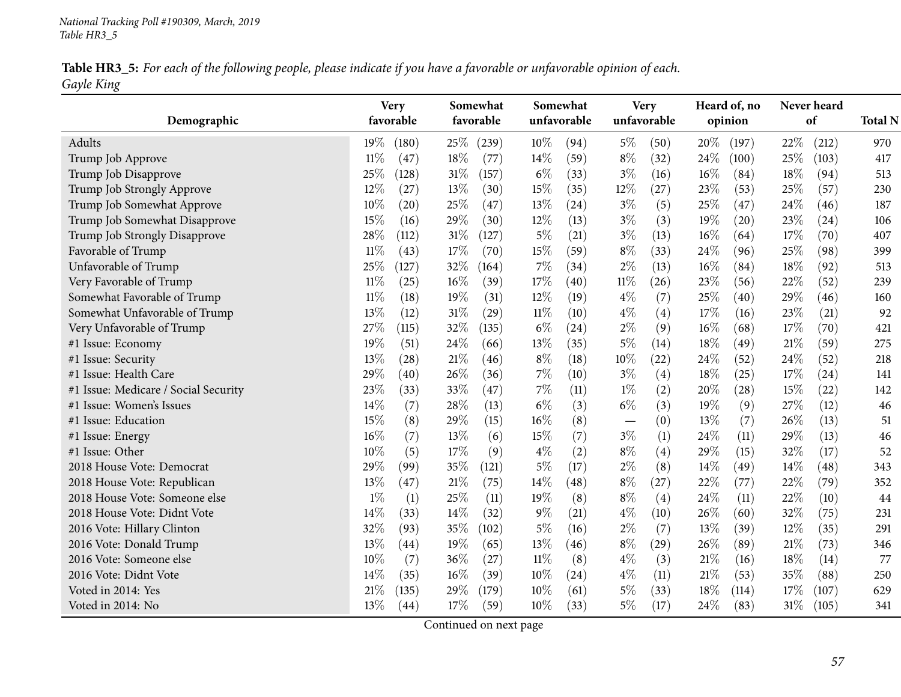**Table HR3_5:** *For each of the following people, please indicate if you have a favorable or unfavorable opinion of each.*
*Gayle King*

| Demographic | Very favorable | | Somewhat favorable | | Somewhat unfavorable | | Very unfavorable | | Heard of, no opinion | | Never heard of | | Total N |
|---|---|---|---|---|---|---|---|---|---|---|---|---|---|
| Adults | 19% | (180) | 25% | (239) | 10% | (94) | 5% | (50) | 20% | (197) | 22% | (212) | 970 |
| Trump Job Approve | 11% | (47) | 18% | (77) | 14% | (59) | 8% | (32) | 24% | (100) | 25% | (103) | 417 |
| Trump Job Disapprove | 25% | (128) | 31% | (157) | 6% | (33) | 3% | (16) | 16% | (84) | 18% | (94) | 513 |
| Trump Job Strongly Approve | 12% | (27) | 13% | (30) | 15% | (35) | 12% | (27) | 23% | (53) | 25% | (57) | 230 |
| Trump Job Somewhat Approve | 10% | (20) | 25% | (47) | 13% | (24) | 3% | (5) | 25% | (47) | 24% | (46) | 187 |
| Trump Job Somewhat Disapprove | 15% | (16) | 29% | (30) | 12% | (13) | 3% | (3) | 19% | (20) | 23% | (24) | 106 |
| Trump Job Strongly Disapprove | 28% | (112) | 31% | (127) | 5% | (21) | 3% | (13) | 16% | (64) | 17% | (70) | 407 |
| Favorable of Trump | 11% | (43) | 17% | (70) | 15% | (59) | 8% | (33) | 24% | (96) | 25% | (98) | 399 |
| Unfavorable of Trump | 25% | (127) | 32% | (164) | 7% | (34) | 2% | (13) | 16% | (84) | 18% | (92) | 513 |
| Very Favorable of Trump | 11% | (25) | 16% | (39) | 17% | (40) | 11% | (26) | 23% | (56) | 22% | (52) | 239 |
| Somewhat Favorable of Trump | 11% | (18) | 19% | (31) | 12% | (19) | 4% | (7) | 25% | (40) | 29% | (46) | 160 |
| Somewhat Unfavorable of Trump | 13% | (12) | 31% | (29) | 11% | (10) | 4% | (4) | 17% | (16) | 23% | (21) | 92 |
| Very Unfavorable of Trump | 27% | (115) | 32% | (135) | 6% | (24) | 2% | (9) | 16% | (68) | 17% | (70) | 421 |
| #1 Issue: Economy | 19% | (51) | 24% | (66) | 13% | (35) | 5% | (14) | 18% | (49) | 21% | (59) | 275 |
| #1 Issue: Security | 13% | (28) | 21% | (46) | 8% | (18) | 10% | (22) | 24% | (52) | 24% | (52) | 218 |
| #1 Issue: Health Care | 29% | (40) | 26% | (36) | 7% | (10) | 3% | (4) | 18% | (25) | 17% | (24) | 141 |
| #1 Issue: Medicare / Social Security | 23% | (33) | 33% | (47) | 7% | (11) | 1% | (2) | 20% | (28) | 15% | (22) | 142 |
| #1 Issue: Women's Issues | 14% | (7) | 28% | (13) | 6% | (3) | 6% | (3) | 19% | (9) | 27% | (12) | 46 |
| #1 Issue: Education | 15% | (8) | 29% | (15) | 16% | (8) | — | (0) | 13% | (7) | 26% | (13) | 51 |
| #1 Issue: Energy | 16% | (7) | 13% | (6) | 15% | (7) | 3% | (1) | 24% | (11) | 29% | (13) | 46 |
| #1 Issue: Other | 10% | (5) | 17% | (9) | 4% | (2) | 8% | (4) | 29% | (15) | 32% | (17) | 52 |
| 2018 House Vote: Democrat | 29% | (99) | 35% | (121) | 5% | (17) | 2% | (8) | 14% | (49) | 14% | (48) | 343 |
| 2018 House Vote: Republican | 13% | (47) | 21% | (75) | 14% | (48) | 8% | (27) | 22% | (77) | 22% | (79) | 352 |
| 2018 House Vote: Someone else | 1% | (1) | 25% | (11) | 19% | (8) | 8% | (4) | 24% | (11) | 22% | (10) | 44 |
| 2018 House Vote: Didnt Vote | 14% | (33) | 14% | (32) | 9% | (21) | 4% | (10) | 26% | (60) | 32% | (75) | 231 |
| 2016 Vote: Hillary Clinton | 32% | (93) | 35% | (102) | 5% | (16) | 2% | (7) | 13% | (39) | 12% | (35) | 291 |
| 2016 Vote: Donald Trump | 13% | (44) | 19% | (65) | 13% | (46) | 8% | (29) | 26% | (89) | 21% | (73) | 346 |
| 2016 Vote: Someone else | 10% | (7) | 36% | (27) | 11% | (8) | 4% | (3) | 21% | (16) | 18% | (14) | 77 |
| 2016 Vote: Didnt Vote | 14% | (35) | 16% | (39) | 10% | (24) | 4% | (11) | 21% | (53) | 35% | (88) | 250 |
| Voted in 2014: Yes | 21% | (135) | 29% | (179) | 10% | (61) | 5% | (33) | 18% | (114) | 17% | (107) | 629 |
| Voted in 2014: No | 13% | (44) | 17% | (59) | 10% | (33) | 5% | (17) | 24% | (83) | 31% | (105) | 341 |

Continued on next page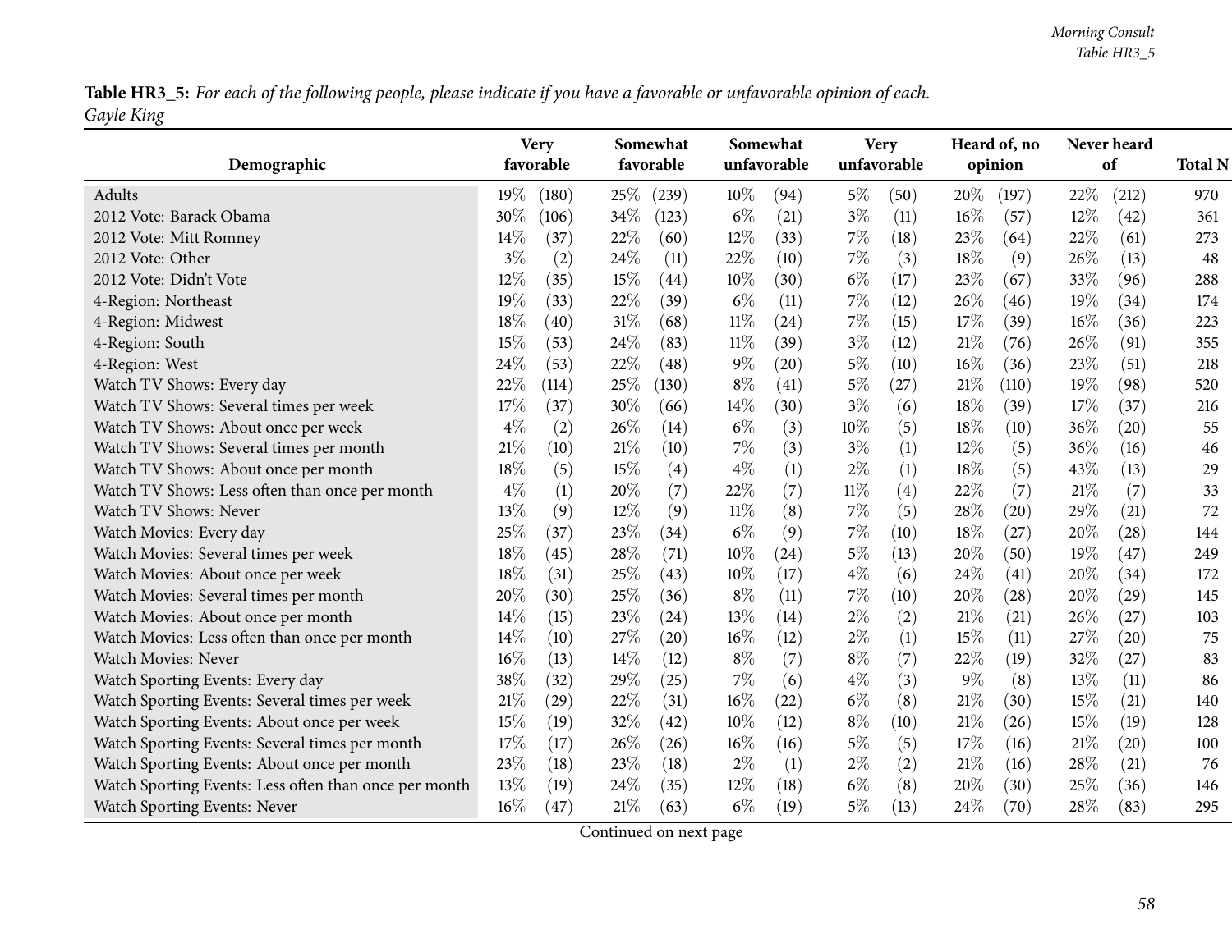**Table HR3_5:** *For each of the following people, please indicate if you have a favorable or unfavorable opinion of each.*
*Gayle King*

| Demographic | Very favorable | | Somewhat favorable | | Somewhat unfavorable | | Very unfavorable | | Heard of, no opinion | | Never heard of | | Total N |
|---|---|---|---|---|---|---|---|---|---|---|---|---|---|
| Adults | 19% | (180) | 25% | (239) | 10% | (94) | 5% | (50) | 20% | (197) | 22% | (212) | 970 |
| 2012 Vote: Barack Obama | 30% | (106) | 34% | (123) | 6% | (21) | 3% | (11) | 16% | (57) | 12% | (42) | 361 |
| 2012 Vote: Mitt Romney | 14% | (37) | 22% | (60) | 12% | (33) | 7% | (18) | 23% | (64) | 22% | (61) | 273 |
| 2012 Vote: Other | 3% | (2) | 24% | (11) | 22% | (10) | 7% | (3) | 18% | (9) | 26% | (13) | 48 |
| 2012 Vote: Didn't Vote | 12% | (35) | 15% | (44) | 10% | (30) | 6% | (17) | 23% | (67) | 33% | (96) | 288 |
| 4-Region: Northeast | 19% | (33) | 22% | (39) | 6% | (11) | 7% | (12) | 26% | (46) | 19% | (34) | 174 |
| 4-Region: Midwest | 18% | (40) | 31% | (68) | 11% | (24) | 7% | (15) | 17% | (39) | 16% | (36) | 223 |
| 4-Region: South | 15% | (53) | 24% | (83) | 11% | (39) | 3% | (12) | 21% | (76) | 26% | (91) | 355 |
| 4-Region: West | 24% | (53) | 22% | (48) | 9% | (20) | 5% | (10) | 16% | (36) | 23% | (51) | 218 |
| Watch TV Shows: Every day | 22% | (114) | 25% | (130) | 8% | (41) | 5% | (27) | 21% | (110) | 19% | (98) | 520 |
| Watch TV Shows: Several times per week | 17% | (37) | 30% | (66) | 14% | (30) | 3% | (6) | 18% | (39) | 17% | (37) | 216 |
| Watch TV Shows: About once per week | 4% | (2) | 26% | (14) | 6% | (3) | 10% | (5) | 18% | (10) | 36% | (20) | 55 |
| Watch TV Shows: Several times per month | 21% | (10) | 21% | (10) | 7% | (3) | 3% | (1) | 12% | (5) | 36% | (16) | 46 |
| Watch TV Shows: About once per month | 18% | (5) | 15% | (4) | 4% | (1) | 2% | (1) | 18% | (5) | 43% | (13) | 29 |
| Watch TV Shows: Less often than once per month | 4% | (1) | 20% | (7) | 22% | (7) | 11% | (4) | 22% | (7) | 21% | (7) | 33 |
| Watch TV Shows: Never | 13% | (9) | 12% | (9) | 11% | (8) | 7% | (5) | 28% | (20) | 29% | (21) | 72 |
| Watch Movies: Every day | 25% | (37) | 23% | (34) | 6% | (9) | 7% | (10) | 18% | (27) | 20% | (28) | 144 |
| Watch Movies: Several times per week | 18% | (45) | 28% | (71) | 10% | (24) | 5% | (13) | 20% | (50) | 19% | (47) | 249 |
| Watch Movies: About once per week | 18% | (31) | 25% | (43) | 10% | (17) | 4% | (6) | 24% | (41) | 20% | (34) | 172 |
| Watch Movies: Several times per month | 20% | (30) | 25% | (36) | 8% | (11) | 7% | (10) | 20% | (28) | 20% | (29) | 145 |
| Watch Movies: About once per month | 14% | (15) | 23% | (24) | 13% | (14) | 2% | (2) | 21% | (21) | 26% | (27) | 103 |
| Watch Movies: Less often than once per month | 14% | (10) | 27% | (20) | 16% | (12) | 2% | (1) | 15% | (11) | 27% | (20) | 75 |
| Watch Movies: Never | 16% | (13) | 14% | (12) | 8% | (7) | 8% | (7) | 22% | (19) | 32% | (27) | 83 |
| Watch Sporting Events: Every day | 38% | (32) | 29% | (25) | 7% | (6) | 4% | (3) | 9% | (8) | 13% | (11) | 86 |
| Watch Sporting Events: Several times per week | 21% | (29) | 22% | (31) | 16% | (22) | 6% | (8) | 21% | (30) | 15% | (21) | 140 |
| Watch Sporting Events: About once per week | 15% | (19) | 32% | (42) | 10% | (12) | 8% | (10) | 21% | (26) | 15% | (19) | 128 |
| Watch Sporting Events: Several times per month | 17% | (17) | 26% | (26) | 16% | (16) | 5% | (5) | 17% | (16) | 21% | (20) | 100 |
| Watch Sporting Events: About once per month | 23% | (18) | 23% | (18) | 2% | (1) | 2% | (2) | 21% | (16) | 28% | (21) | 76 |
| Watch Sporting Events: Less often than once per month | 13% | (19) | 24% | (35) | 12% | (18) | 6% | (8) | 20% | (30) | 25% | (36) | 146 |
| Watch Sporting Events: Never | 16% | (47) | 21% | (63) | 6% | (19) | 5% | (13) | 24% | (70) | 28% | (83) | 295 |

Continued on next page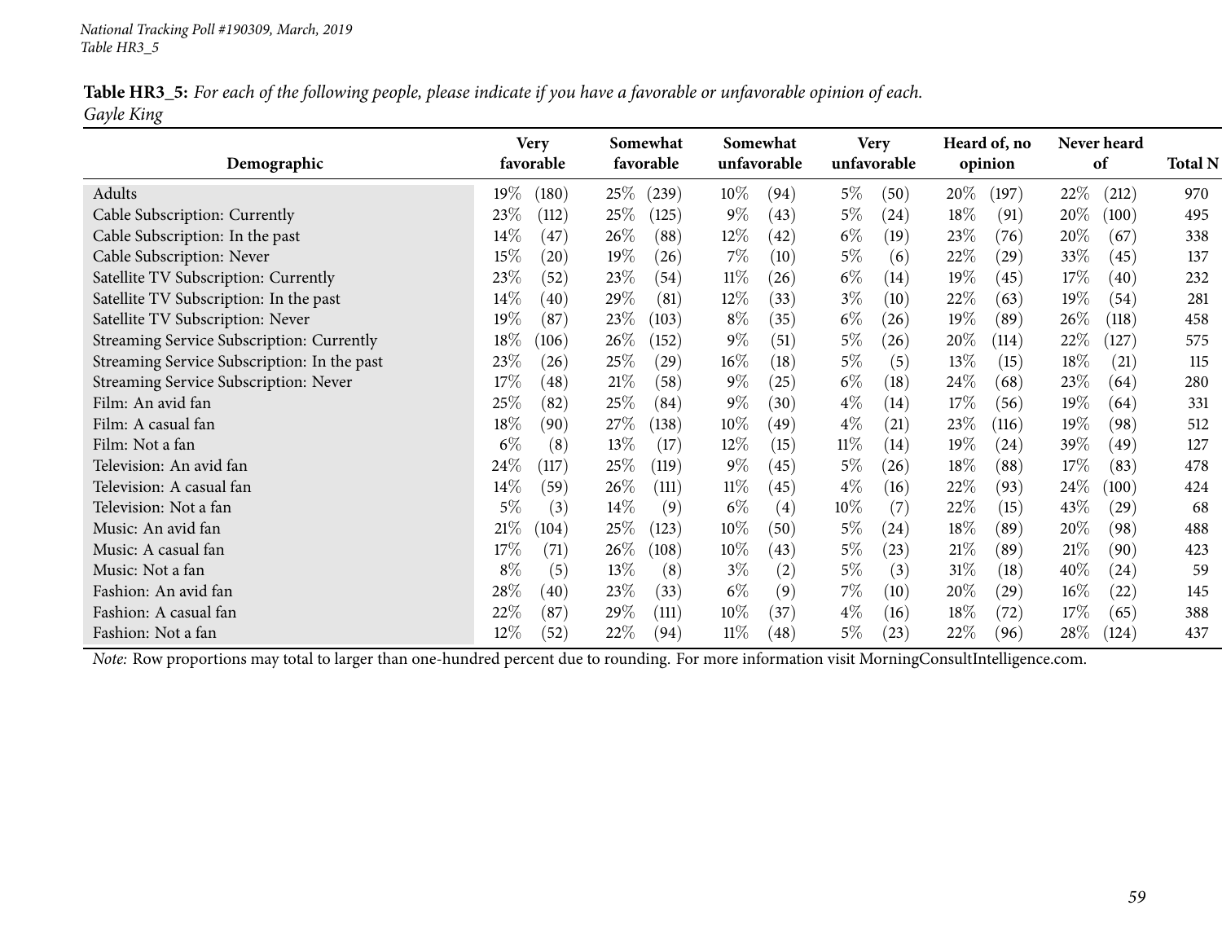**Table HR3_5:** *For each of the following people, please indicate if you have a favorable or unfavorable opinion of each.*
*Gayle King*

| Demographic | Very favorable | | Somewhat favorable | | Somewhat unfavorable | | Very unfavorable | | Heard of, no opinion | | Never heard of | | Total N |
|---|---|---|---|---|---|---|---|---|---|---|---|---|---|
| Adults | 19% | (180) | 25% | (239) | 10% | (94) | 5% | (50) | 20% | (197) | 22% | (212) | 970 |
| Cable Subscription: Currently | 23% | (112) | 25% | (125) | 9% | (43) | 5% | (24) | 18% | (91) | 20% | (100) | 495 |
| Cable Subscription: In the past | 14% | (47) | 26% | (88) | 12% | (42) | 6% | (19) | 23% | (76) | 20% | (67) | 338 |
| Cable Subscription: Never | 15% | (20) | 19% | (26) | 7% | (10) | 5% | (6) | 22% | (29) | 33% | (45) | 137 |
| Satellite TV Subscription: Currently | 23% | (52) | 23% | (54) | 11% | (26) | 6% | (14) | 19% | (45) | 17% | (40) | 232 |
| Satellite TV Subscription: In the past | 14% | (40) | 29% | (81) | 12% | (33) | 3% | (10) | 22% | (63) | 19% | (54) | 281 |
| Satellite TV Subscription: Never | 19% | (87) | 23% | (103) | 8% | (35) | 6% | (26) | 19% | (89) | 26% | (118) | 458 |
| Streaming Service Subscription: Currently | 18% | (106) | 26% | (152) | 9% | (51) | 5% | (26) | 20% | (114) | 22% | (127) | 575 |
| Streaming Service Subscription: In the past | 23% | (26) | 25% | (29) | 16% | (18) | 5% | (5) | 13% | (15) | 18% | (21) | 115 |
| Streaming Service Subscription: Never | 17% | (48) | 21% | (58) | 9% | (25) | 6% | (18) | 24% | (68) | 23% | (64) | 280 |
| Film: An avid fan | 25% | (82) | 25% | (84) | 9% | (30) | 4% | (14) | 17% | (56) | 19% | (64) | 331 |
| Film: A casual fan | 18% | (90) | 27% | (138) | 10% | (49) | 4% | (21) | 23% | (116) | 19% | (98) | 512 |
| Film: Not a fan | 6% | (8) | 13% | (17) | 12% | (15) | 11% | (14) | 19% | (24) | 39% | (49) | 127 |
| Television: An avid fan | 24% | (117) | 25% | (119) | 9% | (45) | 5% | (26) | 18% | (88) | 17% | (83) | 478 |
| Television: A casual fan | 14% | (59) | 26% | (111) | 11% | (45) | 4% | (16) | 22% | (93) | 24% | (100) | 424 |
| Television: Not a fan | 5% | (3) | 14% | (9) | 6% | (4) | 10% | (7) | 22% | (15) | 43% | (29) | 68 |
| Music: An avid fan | 21% | (104) | 25% | (123) | 10% | (50) | 5% | (24) | 18% | (89) | 20% | (98) | 488 |
| Music: A casual fan | 17% | (71) | 26% | (108) | 10% | (43) | 5% | (23) | 21% | (89) | 21% | (90) | 423 |
| Music: Not a fan | 8% | (5) | 13% | (8) | 3% | (2) | 5% | (3) | 31% | (18) | 40% | (24) | 59 |
| Fashion: An avid fan | 28% | (40) | 23% | (33) | 6% | (9) | 7% | (10) | 20% | (29) | 16% | (22) | 145 |
| Fashion: A casual fan | 22% | (87) | 29% | (111) | 10% | (37) | 4% | (16) | 18% | (72) | 17% | (65) | 388 |
| Fashion: Not a fan | 12% | (52) | 22% | (94) | 11% | (48) | 5% | (23) | 22% | (96) | 28% | (124) | 437 |

*Note:* Row proportions may total to larger than one-hundred percent due to rounding. For more information visit MorningConsultIntelligence.com.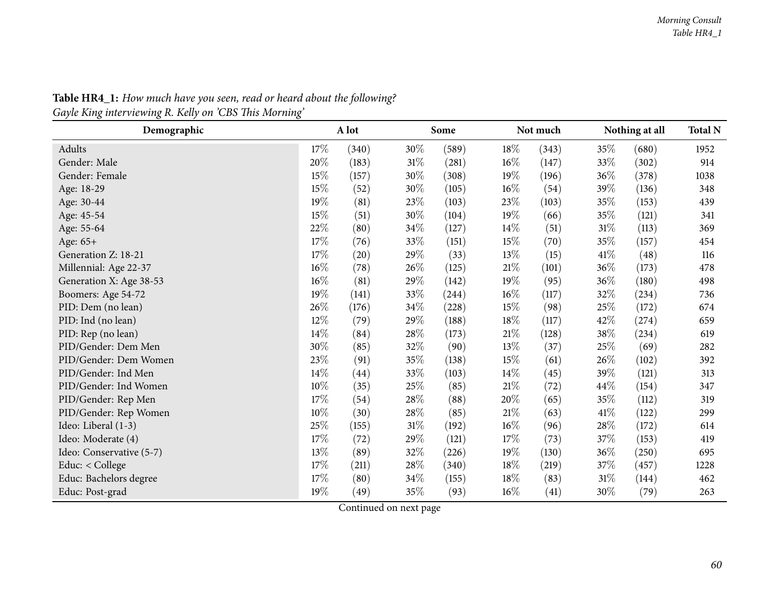**Table HR4_1:** *How much have you seen, read or heard about the following?*
*Gayle King interviewing R. Kelly on 'CBS This Morning'*

| Demographic | A lot | | Some | | Not much | | Nothing at all | | Total N |
|---|---|---|---|---|---|---|---|---|---|
| Adults | 17% | (340) | 30% | (589) | 18% | (343) | 35% | (680) | 1952 |
| Gender: Male | 20% | (183) | 31% | (281) | 16% | (147) | 33% | (302) | 914 |
| Gender: Female | 15% | (157) | 30% | (308) | 19% | (196) | 36% | (378) | 1038 |
| Age: 18-29 | 15% | (52) | 30% | (105) | 16% | (54) | 39% | (136) | 348 |
| Age: 30-44 | 19% | (81) | 23% | (103) | 23% | (103) | 35% | (153) | 439 |
| Age: 45-54 | 15% | (51) | 30% | (104) | 19% | (66) | 35% | (121) | 341 |
| Age: 55-64 | 22% | (80) | 34% | (127) | 14% | (51) | 31% | (113) | 369 |
| Age: 65+ | 17% | (76) | 33% | (151) | 15% | (70) | 35% | (157) | 454 |
| Generation Z: 18-21 | 17% | (20) | 29% | (33) | 13% | (15) | 41% | (48) | 116 |
| Millennial: Age 22-37 | 16% | (78) | 26% | (125) | 21% | (101) | 36% | (173) | 478 |
| Generation X: Age 38-53 | 16% | (81) | 29% | (142) | 19% | (95) | 36% | (180) | 498 |
| Boomers: Age 54-72 | 19% | (141) | 33% | (244) | 16% | (117) | 32% | (234) | 736 |
| PID: Dem (no lean) | 26% | (176) | 34% | (228) | 15% | (98) | 25% | (172) | 674 |
| PID: Ind (no lean) | 12% | (79) | 29% | (188) | 18% | (117) | 42% | (274) | 659 |
| PID: Rep (no lean) | 14% | (84) | 28% | (173) | 21% | (128) | 38% | (234) | 619 |
| PID/Gender: Dem Men | 30% | (85) | 32% | (90) | 13% | (37) | 25% | (69) | 282 |
| PID/Gender: Dem Women | 23% | (91) | 35% | (138) | 15% | (61) | 26% | (102) | 392 |
| PID/Gender: Ind Men | 14% | (44) | 33% | (103) | 14% | (45) | 39% | (121) | 313 |
| PID/Gender: Ind Women | 10% | (35) | 25% | (85) | 21% | (72) | 44% | (154) | 347 |
| PID/Gender: Rep Men | 17% | (54) | 28% | (88) | 20% | (65) | 35% | (112) | 319 |
| PID/Gender: Rep Women | 10% | (30) | 28% | (85) | 21% | (63) | 41% | (122) | 299 |
| Ideo: Liberal (1-3) | 25% | (155) | 31% | (192) | 16% | (96) | 28% | (172) | 614 |
| Ideo: Moderate (4) | 17% | (72) | 29% | (121) | 17% | (73) | 37% | (153) | 419 |
| Ideo: Conservative (5-7) | 13% | (89) | 32% | (226) | 19% | (130) | 36% | (250) | 695 |
| Educ: < College | 17% | (211) | 28% | (340) | 18% | (219) | 37% | (457) | 1228 |
| Educ: Bachelors degree | 17% | (80) | 34% | (155) | 18% | (83) | 31% | (144) | 462 |
| Educ: Post-grad | 19% | (49) | 35% | (93) | 16% | (41) | 30% | (79) | 263 |

Continued on next page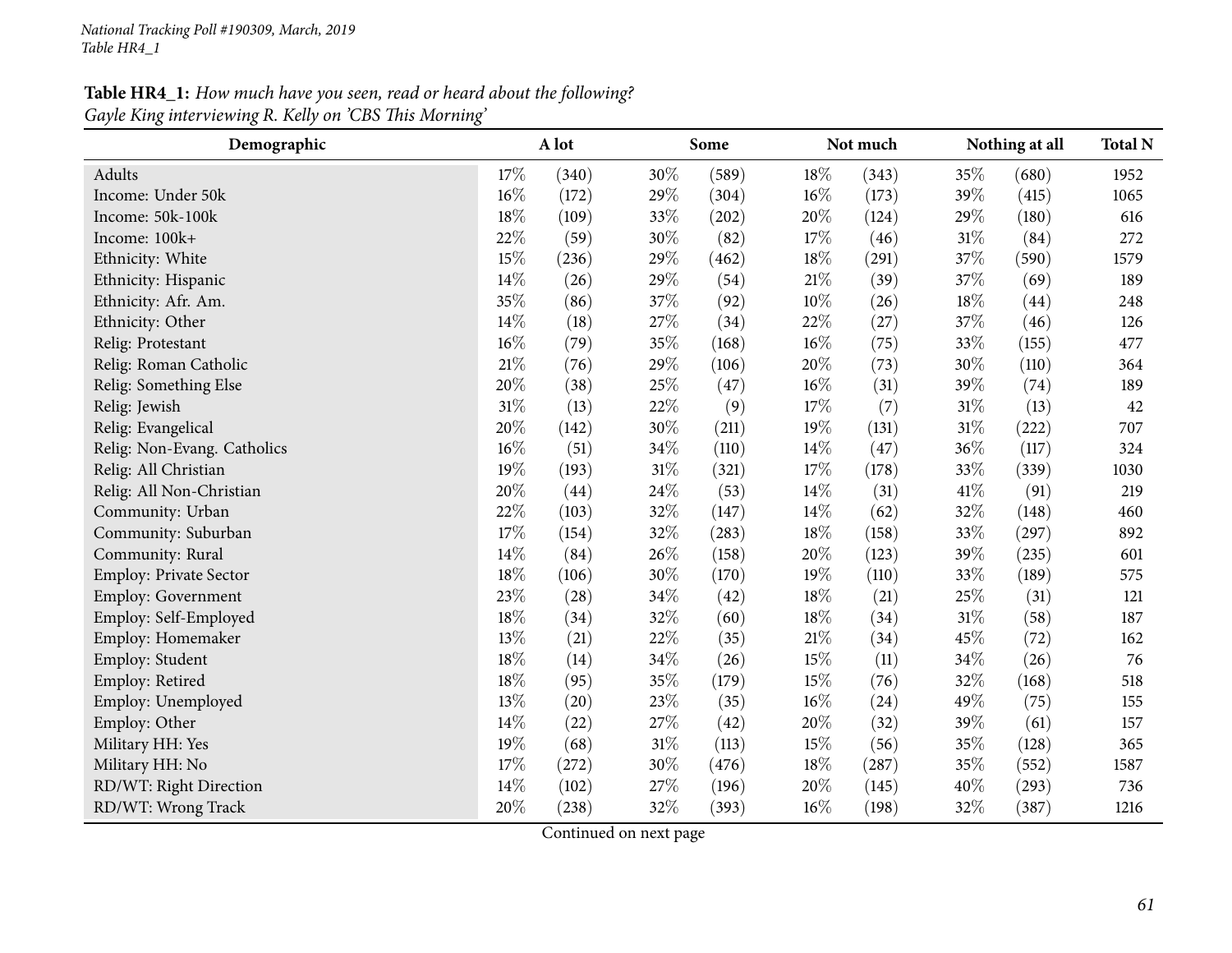**Table HR4_1:** *How much have you seen, read or heard about the following?*
*Gayle King interviewing R. Kelly on 'CBS This Morning'*

| Demographic | A lot | | Some | | Not much | | Nothing at all | | Total N |
|---|---|---|---|---|---|---|---|---|---|
| Adults | 17% | (340) | 30% | (589) | 18% | (343) | 35% | (680) | 1952 |
| Income: Under 50k | 16% | (172) | 29% | (304) | 16% | (173) | 39% | (415) | 1065 |
| Income: 50k-100k | 18% | (109) | 33% | (202) | 20% | (124) | 29% | (180) | 616 |
| Income: 100k+ | 22% | (59) | 30% | (82) | 17% | (46) | 31% | (84) | 272 |
| Ethnicity: White | 15% | (236) | 29% | (462) | 18% | (291) | 37% | (590) | 1579 |
| Ethnicity: Hispanic | 14% | (26) | 29% | (54) | 21% | (39) | 37% | (69) | 189 |
| Ethnicity: Afr. Am. | 35% | (86) | 37% | (92) | 10% | (26) | 18% | (44) | 248 |
| Ethnicity: Other | 14% | (18) | 27% | (34) | 22% | (27) | 37% | (46) | 126 |
| Relig: Protestant | 16% | (79) | 35% | (168) | 16% | (75) | 33% | (155) | 477 |
| Relig: Roman Catholic | 21% | (76) | 29% | (106) | 20% | (73) | 30% | (110) | 364 |
| Relig: Something Else | 20% | (38) | 25% | (47) | 16% | (31) | 39% | (74) | 189 |
| Relig: Jewish | 31% | (13) | 22% | (9) | 17% | (7) | 31% | (13) | 42 |
| Relig: Evangelical | 20% | (142) | 30% | (211) | 19% | (131) | 31% | (222) | 707 |
| Relig: Non-Evang. Catholics | 16% | (51) | 34% | (110) | 14% | (47) | 36% | (117) | 324 |
| Relig: All Christian | 19% | (193) | 31% | (321) | 17% | (178) | 33% | (339) | 1030 |
| Relig: All Non-Christian | 20% | (44) | 24% | (53) | 14% | (31) | 41% | (91) | 219 |
| Community: Urban | 22% | (103) | 32% | (147) | 14% | (62) | 32% | (148) | 460 |
| Community: Suburban | 17% | (154) | 32% | (283) | 18% | (158) | 33% | (297) | 892 |
| Community: Rural | 14% | (84) | 26% | (158) | 20% | (123) | 39% | (235) | 601 |
| Employ: Private Sector | 18% | (106) | 30% | (170) | 19% | (110) | 33% | (189) | 575 |
| Employ: Government | 23% | (28) | 34% | (42) | 18% | (21) | 25% | (31) | 121 |
| Employ: Self-Employed | 18% | (34) | 32% | (60) | 18% | (34) | 31% | (58) | 187 |
| Employ: Homemaker | 13% | (21) | 22% | (35) | 21% | (34) | 45% | (72) | 162 |
| Employ: Student | 18% | (14) | 34% | (26) | 15% | (11) | 34% | (26) | 76 |
| Employ: Retired | 18% | (95) | 35% | (179) | 15% | (76) | 32% | (168) | 518 |
| Employ: Unemployed | 13% | (20) | 23% | (35) | 16% | (24) | 49% | (75) | 155 |
| Employ: Other | 14% | (22) | 27% | (42) | 20% | (32) | 39% | (61) | 157 |
| Military HH: Yes | 19% | (68) | 31% | (113) | 15% | (56) | 35% | (128) | 365 |
| Military HH: No | 17% | (272) | 30% | (476) | 18% | (287) | 35% | (552) | 1587 |
| RD/WT: Right Direction | 14% | (102) | 27% | (196) | 20% | (145) | 40% | (293) | 736 |
| RD/WT: Wrong Track | 20% | (238) | 32% | (393) | 16% | (198) | 32% | (387) | 1216 |

Continued on next page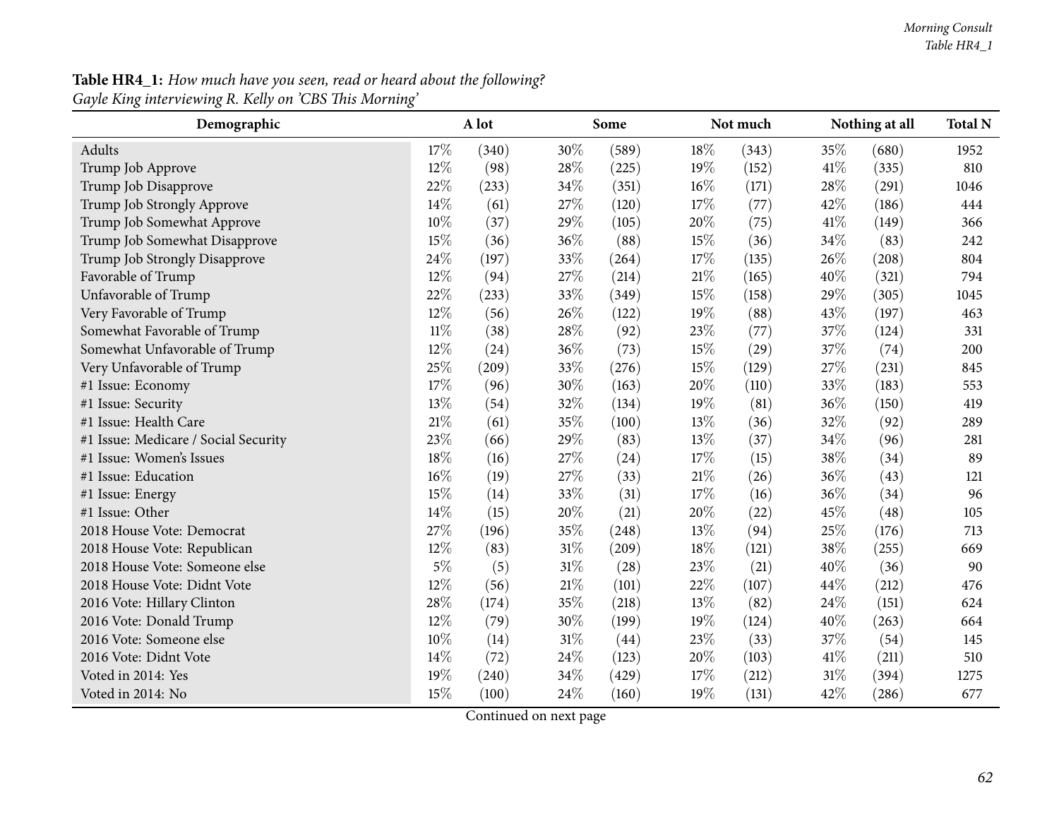**Table HR4_1:** *How much have you seen, read or heard about the following?*
*Gayle King interviewing R. Kelly on 'CBS This Morning'*

| Demographic | A lot | | Some | | Not much | | Nothing at all | | Total N |
|---|---|---|---|---|---|---|---|---|---|
| Adults | 17% | (340) | 30% | (589) | 18% | (343) | 35% | (680) | 1952 |
| Trump Job Approve | 12% | (98) | 28% | (225) | 19% | (152) | 41% | (335) | 810 |
| Trump Job Disapprove | 22% | (233) | 34% | (351) | 16% | (171) | 28% | (291) | 1046 |
| Trump Job Strongly Approve | 14% | (61) | 27% | (120) | 17% | (77) | 42% | (186) | 444 |
| Trump Job Somewhat Approve | 10% | (37) | 29% | (105) | 20% | (75) | 41% | (149) | 366 |
| Trump Job Somewhat Disapprove | 15% | (36) | 36% | (88) | 15% | (36) | 34% | (83) | 242 |
| Trump Job Strongly Disapprove | 24% | (197) | 33% | (264) | 17% | (135) | 26% | (208) | 804 |
| Favorable of Trump | 12% | (94) | 27% | (214) | 21% | (165) | 40% | (321) | 794 |
| Unfavorable of Trump | 22% | (233) | 33% | (349) | 15% | (158) | 29% | (305) | 1045 |
| Very Favorable of Trump | 12% | (56) | 26% | (122) | 19% | (88) | 43% | (197) | 463 |
| Somewhat Favorable of Trump | 11% | (38) | 28% | (92) | 23% | (77) | 37% | (124) | 331 |
| Somewhat Unfavorable of Trump | 12% | (24) | 36% | (73) | 15% | (29) | 37% | (74) | 200 |
| Very Unfavorable of Trump | 25% | (209) | 33% | (276) | 15% | (129) | 27% | (231) | 845 |
| #1 Issue: Economy | 17% | (96) | 30% | (163) | 20% | (110) | 33% | (183) | 553 |
| #1 Issue: Security | 13% | (54) | 32% | (134) | 19% | (81) | 36% | (150) | 419 |
| #1 Issue: Health Care | 21% | (61) | 35% | (100) | 13% | (36) | 32% | (92) | 289 |
| #1 Issue: Medicare / Social Security | 23% | (66) | 29% | (83) | 13% | (37) | 34% | (96) | 281 |
| #1 Issue: Women's Issues | 18% | (16) | 27% | (24) | 17% | (15) | 38% | (34) | 89 |
| #1 Issue: Education | 16% | (19) | 27% | (33) | 21% | (26) | 36% | (43) | 121 |
| #1 Issue: Energy | 15% | (14) | 33% | (31) | 17% | (16) | 36% | (34) | 96 |
| #1 Issue: Other | 14% | (15) | 20% | (21) | 20% | (22) | 45% | (48) | 105 |
| 2018 House Vote: Democrat | 27% | (196) | 35% | (248) | 13% | (94) | 25% | (176) | 713 |
| 2018 House Vote: Republican | 12% | (83) | 31% | (209) | 18% | (121) | 38% | (255) | 669 |
| 2018 House Vote: Someone else | 5% | (5) | 31% | (28) | 23% | (21) | 40% | (36) | 90 |
| 2018 House Vote: Didnt Vote | 12% | (56) | 21% | (101) | 22% | (107) | 44% | (212) | 476 |
| 2016 Vote: Hillary Clinton | 28% | (174) | 35% | (218) | 13% | (82) | 24% | (151) | 624 |
| 2016 Vote: Donald Trump | 12% | (79) | 30% | (199) | 19% | (124) | 40% | (263) | 664 |
| 2016 Vote: Someone else | 10% | (14) | 31% | (44) | 23% | (33) | 37% | (54) | 145 |
| 2016 Vote: Didnt Vote | 14% | (72) | 24% | (123) | 20% | (103) | 41% | (211) | 510 |
| Voted in 2014: Yes | 19% | (240) | 34% | (429) | 17% | (212) | 31% | (394) | 1275 |
| Voted in 2014: No | 15% | (100) | 24% | (160) | 19% | (131) | 42% | (286) | 677 |

Continued on next page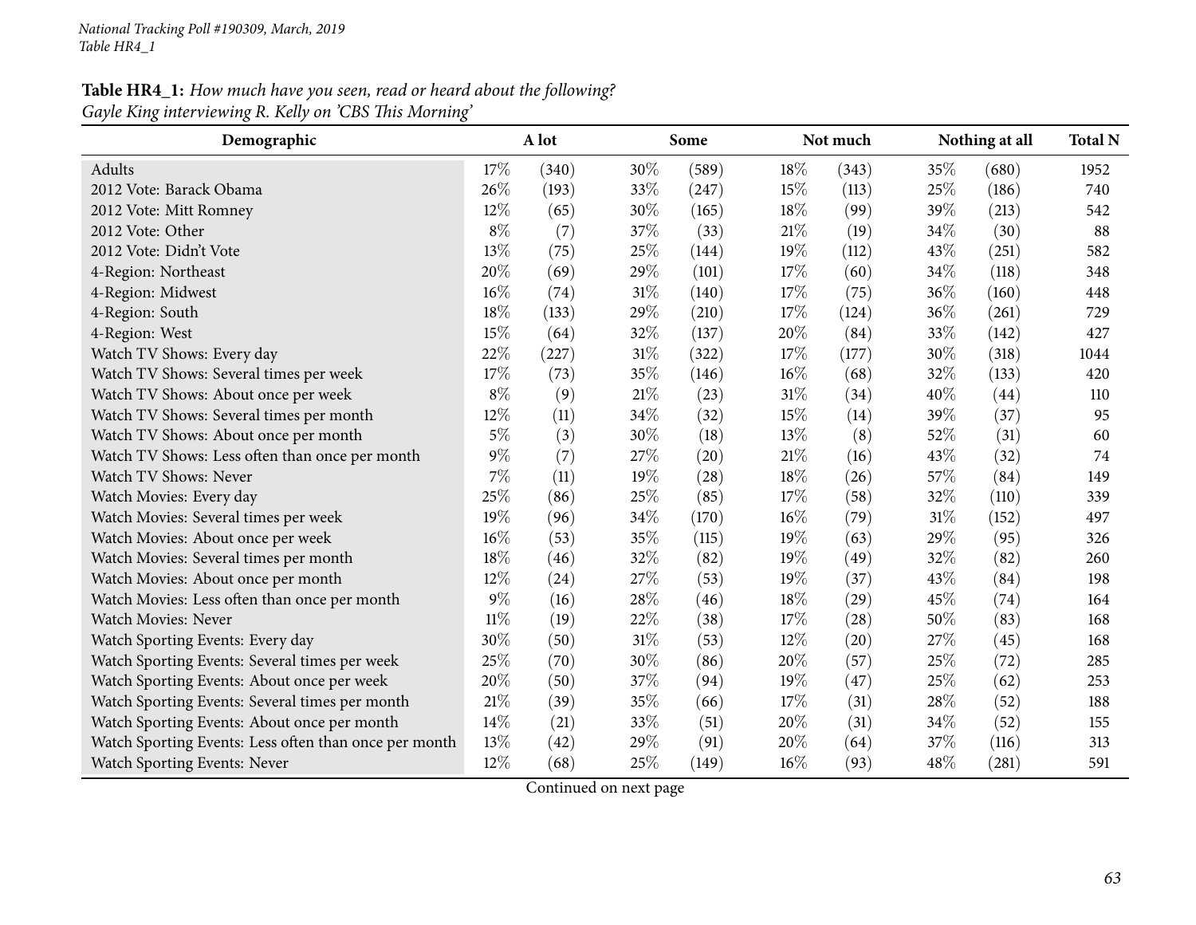**Table HR4_1:** *How much have you seen, read or heard about the following?*
*Gayle King interviewing R. Kelly on 'CBS This Morning'*

| Demographic | A lot | | Some | | Not much | | Nothing at all | | Total N |
|---|---|---|---|---|---|---|---|---|---|
| Adults | 17% | (340) | 30% | (589) | 18% | (343) | 35% | (680) | 1952 |
| 2012 Vote: Barack Obama | 26% | (193) | 33% | (247) | 15% | (113) | 25% | (186) | 740 |
| 2012 Vote: Mitt Romney | 12% | (65) | 30% | (165) | 18% | (99) | 39% | (213) | 542 |
| 2012 Vote: Other | 8% | (7) | 37% | (33) | 21% | (19) | 34% | (30) | 88 |
| 2012 Vote: Didn't Vote | 13% | (75) | 25% | (144) | 19% | (112) | 43% | (251) | 582 |
| 4-Region: Northeast | 20% | (69) | 29% | (101) | 17% | (60) | 34% | (118) | 348 |
| 4-Region: Midwest | 16% | (74) | 31% | (140) | 17% | (75) | 36% | (160) | 448 |
| 4-Region: South | 18% | (133) | 29% | (210) | 17% | (124) | 36% | (261) | 729 |
| 4-Region: West | 15% | (64) | 32% | (137) | 20% | (84) | 33% | (142) | 427 |
| Watch TV Shows: Every day | 22% | (227) | 31% | (322) | 17% | (177) | 30% | (318) | 1044 |
| Watch TV Shows: Several times per week | 17% | (73) | 35% | (146) | 16% | (68) | 32% | (133) | 420 |
| Watch TV Shows: About once per week | 8% | (9) | 21% | (23) | 31% | (34) | 40% | (44) | 110 |
| Watch TV Shows: Several times per month | 12% | (11) | 34% | (32) | 15% | (14) | 39% | (37) | 95 |
| Watch TV Shows: About once per month | 5% | (3) | 30% | (18) | 13% | (8) | 52% | (31) | 60 |
| Watch TV Shows: Less often than once per month | 9% | (7) | 27% | (20) | 21% | (16) | 43% | (32) | 74 |
| Watch TV Shows: Never | 7% | (11) | 19% | (28) | 18% | (26) | 57% | (84) | 149 |
| Watch Movies: Every day | 25% | (86) | 25% | (85) | 17% | (58) | 32% | (110) | 339 |
| Watch Movies: Several times per week | 19% | (96) | 34% | (170) | 16% | (79) | 31% | (152) | 497 |
| Watch Movies: About once per week | 16% | (53) | 35% | (115) | 19% | (63) | 29% | (95) | 326 |
| Watch Movies: Several times per month | 18% | (46) | 32% | (82) | 19% | (49) | 32% | (82) | 260 |
| Watch Movies: About once per month | 12% | (24) | 27% | (53) | 19% | (37) | 43% | (84) | 198 |
| Watch Movies: Less often than once per month | 9% | (16) | 28% | (46) | 18% | (29) | 45% | (74) | 164 |
| Watch Movies: Never | 11% | (19) | 22% | (38) | 17% | (28) | 50% | (83) | 168 |
| Watch Sporting Events: Every day | 30% | (50) | 31% | (53) | 12% | (20) | 27% | (45) | 168 |
| Watch Sporting Events: Several times per week | 25% | (70) | 30% | (86) | 20% | (57) | 25% | (72) | 285 |
| Watch Sporting Events: About once per week | 20% | (50) | 37% | (94) | 19% | (47) | 25% | (62) | 253 |
| Watch Sporting Events: Several times per month | 21% | (39) | 35% | (66) | 17% | (31) | 28% | (52) | 188 |
| Watch Sporting Events: About once per month | 14% | (21) | 33% | (51) | 20% | (31) | 34% | (52) | 155 |
| Watch Sporting Events: Less often than once per month | 13% | (42) | 29% | (91) | 20% | (64) | 37% | (116) | 313 |
| Watch Sporting Events: Never | 12% | (68) | 25% | (149) | 16% | (93) | 48% | (281) | 591 |

Continued on next page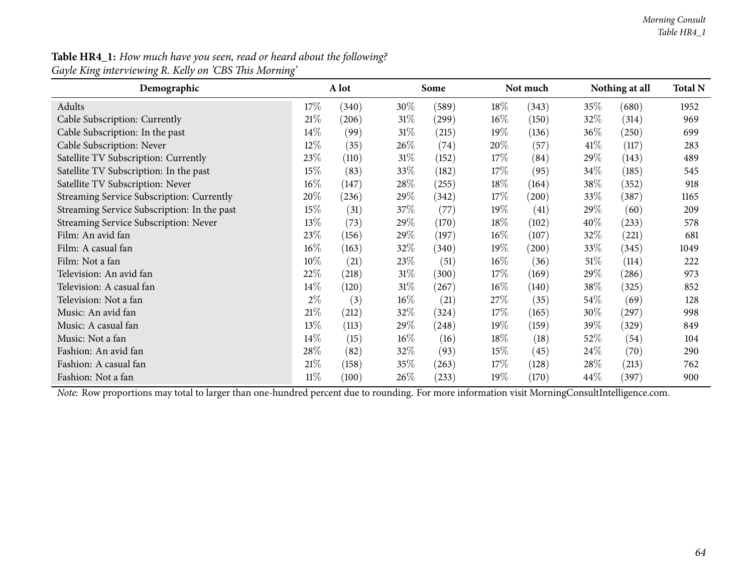**Table HR4_1:** *How much have you seen, read or heard about the following?*
*Gayle King interviewing R. Kelly on 'CBS This Morning'*

| Demographic | A lot | | Some | | Not much | | Nothing at all | | Total N |
|---|---|---|---|---|---|---|---|---|---|
| Adults | 17% | (340) | 30% | (589) | 18% | (343) | 35% | (680) | 1952 |
| Cable Subscription: Currently | 21% | (206) | 31% | (299) | 16% | (150) | 32% | (314) | 969 |
| Cable Subscription: In the past | 14% | (99) | 31% | (215) | 19% | (136) | 36% | (250) | 699 |
| Cable Subscription: Never | 12% | (35) | 26% | (74) | 20% | (57) | 41% | (117) | 283 |
| Satellite TV Subscription: Currently | 23% | (110) | 31% | (152) | 17% | (84) | 29% | (143) | 489 |
| Satellite TV Subscription: In the past | 15% | (83) | 33% | (182) | 17% | (95) | 34% | (185) | 545 |
| Satellite TV Subscription: Never | 16% | (147) | 28% | (255) | 18% | (164) | 38% | (352) | 918 |
| Streaming Service Subscription: Currently | 20% | (236) | 29% | (342) | 17% | (200) | 33% | (387) | 1165 |
| Streaming Service Subscription: In the past | 15% | (31) | 37% | (77) | 19% | (41) | 29% | (60) | 209 |
| Streaming Service Subscription: Never | 13% | (73) | 29% | (170) | 18% | (102) | 40% | (233) | 578 |
| Film: An avid fan | 23% | (156) | 29% | (197) | 16% | (107) | 32% | (221) | 681 |
| Film: A casual fan | 16% | (163) | 32% | (340) | 19% | (200) | 33% | (345) | 1049 |
| Film: Not a fan | 10% | (21) | 23% | (51) | 16% | (36) | 51% | (114) | 222 |
| Television: An avid fan | 22% | (218) | 31% | (300) | 17% | (169) | 29% | (286) | 973 |
| Television: A casual fan | 14% | (120) | 31% | (267) | 16% | (140) | 38% | (325) | 852 |
| Television: Not a fan | 2% | (3) | 16% | (21) | 27% | (35) | 54% | (69) | 128 |
| Music: An avid fan | 21% | (212) | 32% | (324) | 17% | (165) | 30% | (297) | 998 |
| Music: A casual fan | 13% | (113) | 29% | (248) | 19% | (159) | 39% | (329) | 849 |
| Music: Not a fan | 14% | (15) | 16% | (16) | 18% | (18) | 52% | (54) | 104 |
| Fashion: An avid fan | 28% | (82) | 32% | (93) | 15% | (45) | 24% | (70) | 290 |
| Fashion: A casual fan | 21% | (158) | 35% | (263) | 17% | (128) | 28% | (213) | 762 |
| Fashion: Not a fan | 11% | (100) | 26% | (233) | 19% | (170) | 44% | (397) | 900 |

*Note:* Row proportions may total to larger than one-hundred percent due to rounding. For more information visit MorningConsultIntelligence.com.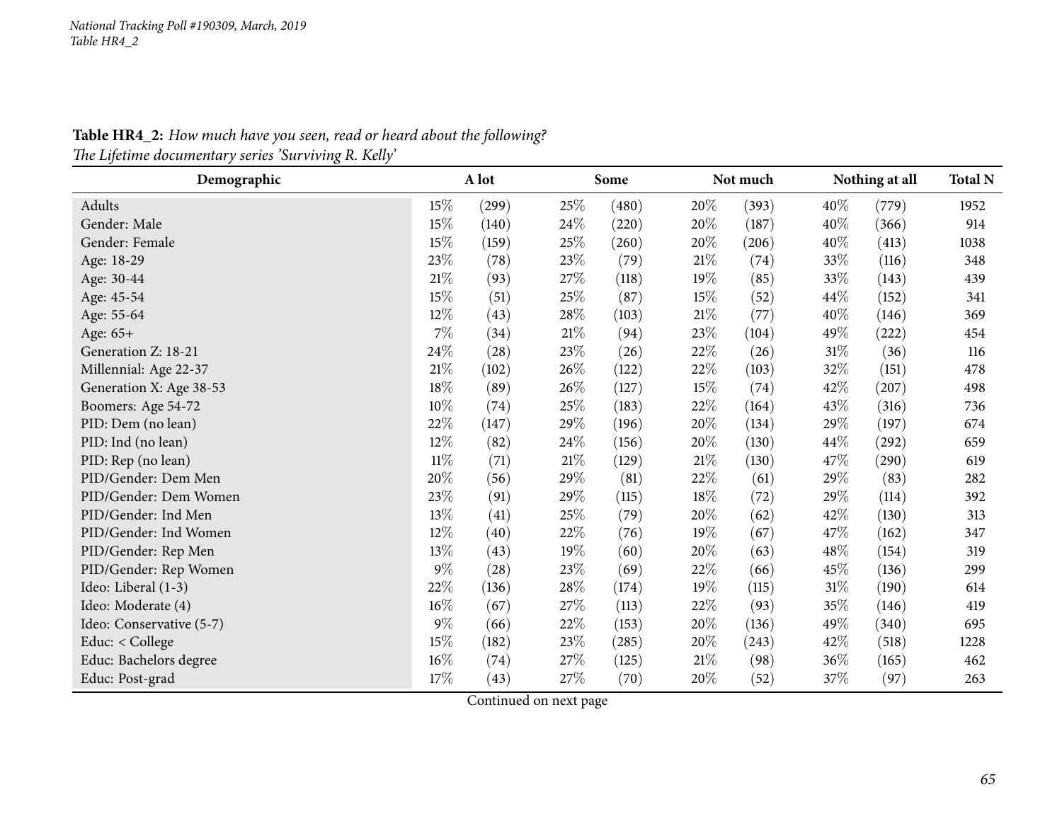**Table HR4_2:** *How much have you seen, read or heard about the following?*
*The Lifetime documentary series 'Surviving R. Kelly'*

| Demographic | A lot | | Some | | Not much | | Nothing at all | | Total N |
|---|---|---|---|---|---|---|---|---|---|
| Adults | 15% | (299) | 25% | (480) | 20% | (393) | 40% | (779) | 1952 |
| Gender: Male | 15% | (140) | 24% | (220) | 20% | (187) | 40% | (366) | 914 |
| Gender: Female | 15% | (159) | 25% | (260) | 20% | (206) | 40% | (413) | 1038 |
| Age: 18-29 | 23% | (78) | 23% | (79) | 21% | (74) | 33% | (116) | 348 |
| Age: 30-44 | 21% | (93) | 27% | (118) | 19% | (85) | 33% | (143) | 439 |
| Age: 45-54 | 15% | (51) | 25% | (87) | 15% | (52) | 44% | (152) | 341 |
| Age: 55-64 | 12% | (43) | 28% | (103) | 21% | (77) | 40% | (146) | 369 |
| Age: 65+ | 7% | (34) | 21% | (94) | 23% | (104) | 49% | (222) | 454 |
| Generation Z: 18-21 | 24% | (28) | 23% | (26) | 22% | (26) | 31% | (36) | 116 |
| Millennial: Age 22-37 | 21% | (102) | 26% | (122) | 22% | (103) | 32% | (151) | 478 |
| Generation X: Age 38-53 | 18% | (89) | 26% | (127) | 15% | (74) | 42% | (207) | 498 |
| Boomers: Age 54-72 | 10% | (74) | 25% | (183) | 22% | (164) | 43% | (316) | 736 |
| PID: Dem (no lean) | 22% | (147) | 29% | (196) | 20% | (134) | 29% | (197) | 674 |
| PID: Ind (no lean) | 12% | (82) | 24% | (156) | 20% | (130) | 44% | (292) | 659 |
| PID: Rep (no lean) | 11% | (71) | 21% | (129) | 21% | (130) | 47% | (290) | 619 |
| PID/Gender: Dem Men | 20% | (56) | 29% | (81) | 22% | (61) | 29% | (83) | 282 |
| PID/Gender: Dem Women | 23% | (91) | 29% | (115) | 18% | (72) | 29% | (114) | 392 |
| PID/Gender: Ind Men | 13% | (41) | 25% | (79) | 20% | (62) | 42% | (130) | 313 |
| PID/Gender: Ind Women | 12% | (40) | 22% | (76) | 19% | (67) | 47% | (162) | 347 |
| PID/Gender: Rep Men | 13% | (43) | 19% | (60) | 20% | (63) | 48% | (154) | 319 |
| PID/Gender: Rep Women | 9% | (28) | 23% | (69) | 22% | (66) | 45% | (136) | 299 |
| Ideo: Liberal (1-3) | 22% | (136) | 28% | (174) | 19% | (115) | 31% | (190) | 614 |
| Ideo: Moderate (4) | 16% | (67) | 27% | (113) | 22% | (93) | 35% | (146) | 419 |
| Ideo: Conservative (5-7) | 9% | (66) | 22% | (153) | 20% | (136) | 49% | (340) | 695 |
| Educ: < College | 15% | (182) | 23% | (285) | 20% | (243) | 42% | (518) | 1228 |
| Educ: Bachelors degree | 16% | (74) | 27% | (125) | 21% | (98) | 36% | (165) | 462 |
| Educ: Post-grad | 17% | (43) | 27% | (70) | 20% | (52) | 37% | (97) | 263 |

Continued on next page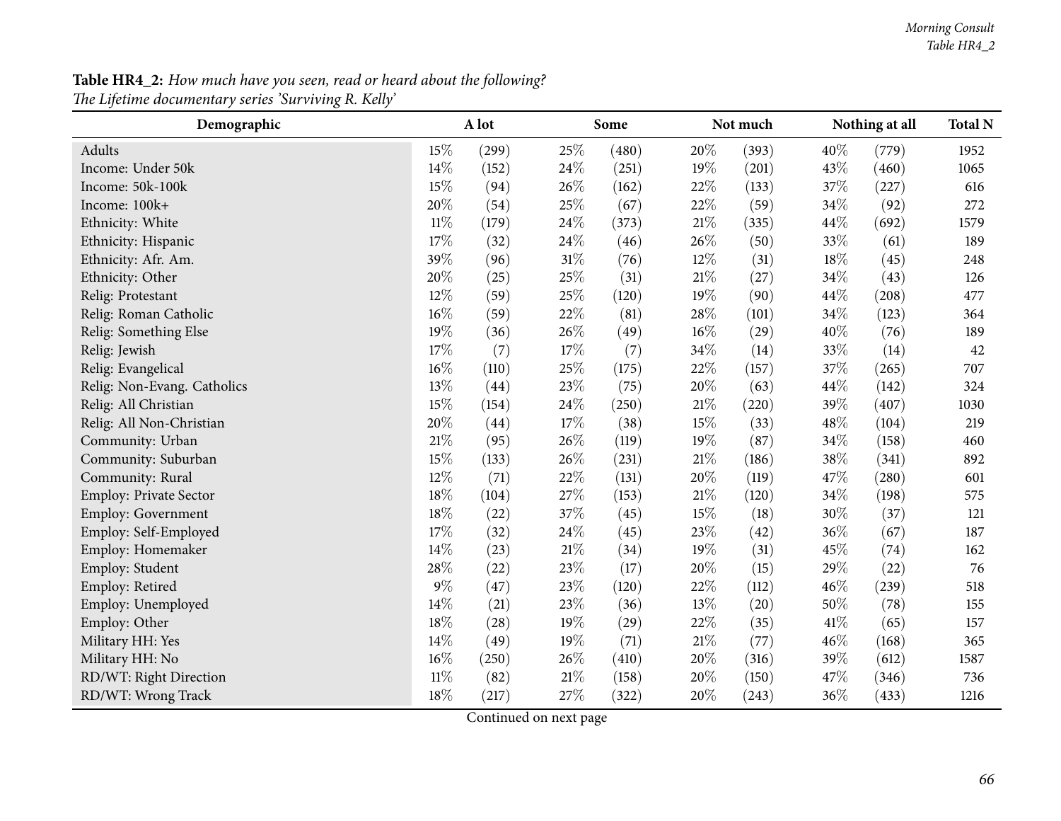**Table HR4_2:** *How much have you seen, read or heard about the following?*
*The Lifetime documentary series 'Surviving R. Kelly'*

| Demographic | A lot | | Some | | Not much | | Nothing at all | | Total N |
|---|---|---|---|---|---|---|---|---|---|
| Adults | 15% | (299) | 25% | (480) | 20% | (393) | 40% | (779) | 1952 |
| Income: Under 50k | 14% | (152) | 24% | (251) | 19% | (201) | 43% | (460) | 1065 |
| Income: 50k-100k | 15% | (94) | 26% | (162) | 22% | (133) | 37% | (227) | 616 |
| Income: 100k+ | 20% | (54) | 25% | (67) | 22% | (59) | 34% | (92) | 272 |
| Ethnicity: White | 11% | (179) | 24% | (373) | 21% | (335) | 44% | (692) | 1579 |
| Ethnicity: Hispanic | 17% | (32) | 24% | (46) | 26% | (50) | 33% | (61) | 189 |
| Ethnicity: Afr. Am. | 39% | (96) | 31% | (76) | 12% | (31) | 18% | (45) | 248 |
| Ethnicity: Other | 20% | (25) | 25% | (31) | 21% | (27) | 34% | (43) | 126 |
| Relig: Protestant | 12% | (59) | 25% | (120) | 19% | (90) | 44% | (208) | 477 |
| Relig: Roman Catholic | 16% | (59) | 22% | (81) | 28% | (101) | 34% | (123) | 364 |
| Relig: Something Else | 19% | (36) | 26% | (49) | 16% | (29) | 40% | (76) | 189 |
| Relig: Jewish | 17% | (7) | 17% | (7) | 34% | (14) | 33% | (14) | 42 |
| Relig: Evangelical | 16% | (110) | 25% | (175) | 22% | (157) | 37% | (265) | 707 |
| Relig: Non-Evang. Catholics | 13% | (44) | 23% | (75) | 20% | (63) | 44% | (142) | 324 |
| Relig: All Christian | 15% | (154) | 24% | (250) | 21% | (220) | 39% | (407) | 1030 |
| Relig: All Non-Christian | 20% | (44) | 17% | (38) | 15% | (33) | 48% | (104) | 219 |
| Community: Urban | 21% | (95) | 26% | (119) | 19% | (87) | 34% | (158) | 460 |
| Community: Suburban | 15% | (133) | 26% | (231) | 21% | (186) | 38% | (341) | 892 |
| Community: Rural | 12% | (71) | 22% | (131) | 20% | (119) | 47% | (280) | 601 |
| Employ: Private Sector | 18% | (104) | 27% | (153) | 21% | (120) | 34% | (198) | 575 |
| Employ: Government | 18% | (22) | 37% | (45) | 15% | (18) | 30% | (37) | 121 |
| Employ: Self-Employed | 17% | (32) | 24% | (45) | 23% | (42) | 36% | (67) | 187 |
| Employ: Homemaker | 14% | (23) | 21% | (34) | 19% | (31) | 45% | (74) | 162 |
| Employ: Student | 28% | (22) | 23% | (17) | 20% | (15) | 29% | (22) | 76 |
| Employ: Retired | 9% | (47) | 23% | (120) | 22% | (112) | 46% | (239) | 518 |
| Employ: Unemployed | 14% | (21) | 23% | (36) | 13% | (20) | 50% | (78) | 155 |
| Employ: Other | 18% | (28) | 19% | (29) | 22% | (35) | 41% | (65) | 157 |
| Military HH: Yes | 14% | (49) | 19% | (71) | 21% | (77) | 46% | (168) | 365 |
| Military HH: No | 16% | (250) | 26% | (410) | 20% | (316) | 39% | (612) | 1587 |
| RD/WT: Right Direction | 11% | (82) | 21% | (158) | 20% | (150) | 47% | (346) | 736 |
| RD/WT: Wrong Track | 18% | (217) | 27% | (322) | 20% | (243) | 36% | (433) | 1216 |

Continued on next page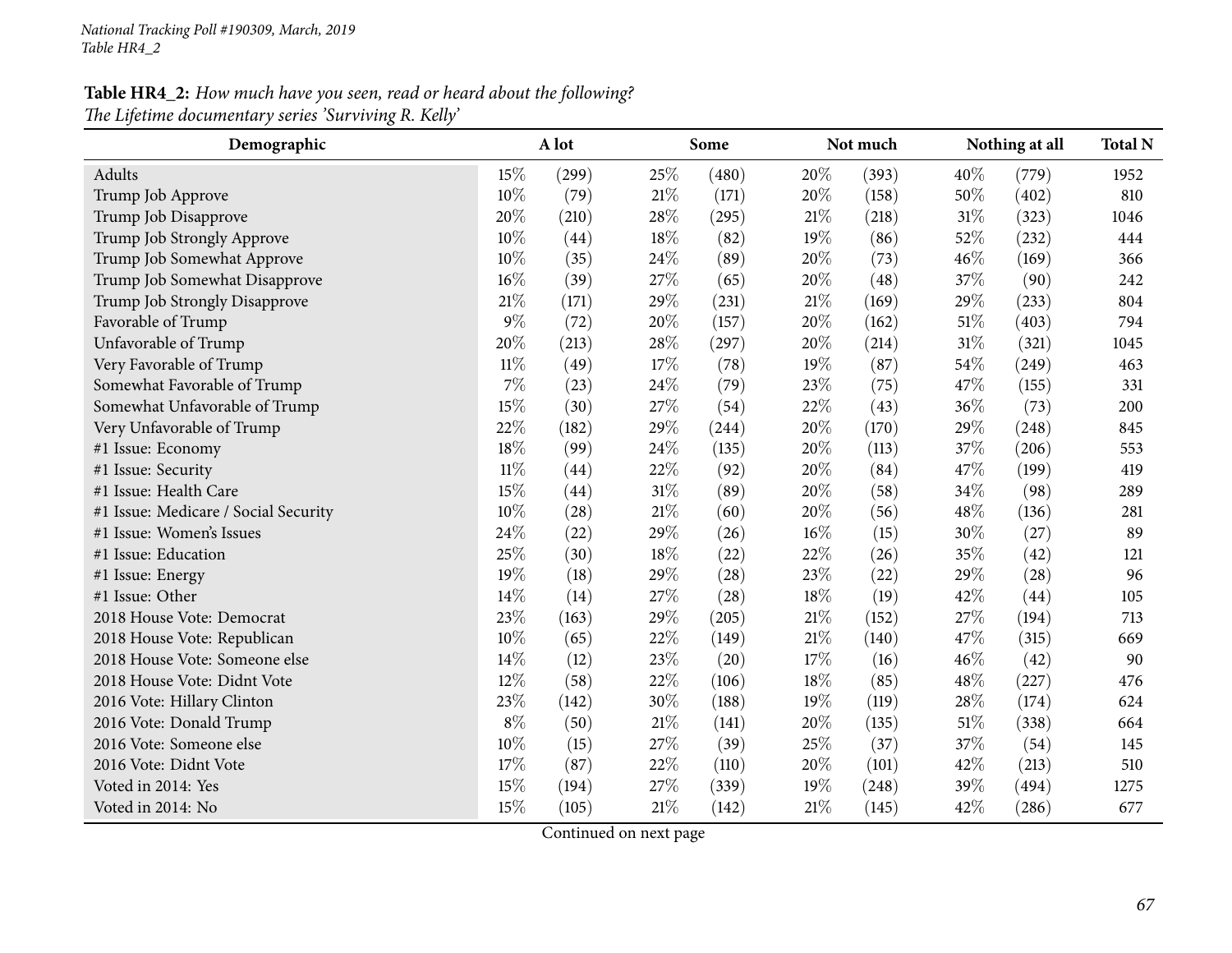**Table HR4_2:** *How much have you seen, read or heard about the following?*
*The Lifetime documentary series 'Surviving R. Kelly'*

| Demographic | A lot | | Some | | Not much | | Nothing at all | | Total N |
|---|---|---|---|---|---|---|---|---|---|
| Adults | 15% | (299) | 25% | (480) | 20% | (393) | 40% | (779) | 1952 |
| Trump Job Approve | 10% | (79) | 21% | (171) | 20% | (158) | 50% | (402) | 810 |
| Trump Job Disapprove | 20% | (210) | 28% | (295) | 21% | (218) | 31% | (323) | 1046 |
| Trump Job Strongly Approve | 10% | (44) | 18% | (82) | 19% | (86) | 52% | (232) | 444 |
| Trump Job Somewhat Approve | 10% | (35) | 24% | (89) | 20% | (73) | 46% | (169) | 366 |
| Trump Job Somewhat Disapprove | 16% | (39) | 27% | (65) | 20% | (48) | 37% | (90) | 242 |
| Trump Job Strongly Disapprove | 21% | (171) | 29% | (231) | 21% | (169) | 29% | (233) | 804 |
| Favorable of Trump | 9% | (72) | 20% | (157) | 20% | (162) | 51% | (403) | 794 |
| Unfavorable of Trump | 20% | (213) | 28% | (297) | 20% | (214) | 31% | (321) | 1045 |
| Very Favorable of Trump | 11% | (49) | 17% | (78) | 19% | (87) | 54% | (249) | 463 |
| Somewhat Favorable of Trump | 7% | (23) | 24% | (79) | 23% | (75) | 47% | (155) | 331 |
| Somewhat Unfavorable of Trump | 15% | (30) | 27% | (54) | 22% | (43) | 36% | (73) | 200 |
| Very Unfavorable of Trump | 22% | (182) | 29% | (244) | 20% | (170) | 29% | (248) | 845 |
| #1 Issue: Economy | 18% | (99) | 24% | (135) | 20% | (113) | 37% | (206) | 553 |
| #1 Issue: Security | 11% | (44) | 22% | (92) | 20% | (84) | 47% | (199) | 419 |
| #1 Issue: Health Care | 15% | (44) | 31% | (89) | 20% | (58) | 34% | (98) | 289 |
| #1 Issue: Medicare / Social Security | 10% | (28) | 21% | (60) | 20% | (56) | 48% | (136) | 281 |
| #1 Issue: Women's Issues | 24% | (22) | 29% | (26) | 16% | (15) | 30% | (27) | 89 |
| #1 Issue: Education | 25% | (30) | 18% | (22) | 22% | (26) | 35% | (42) | 121 |
| #1 Issue: Energy | 19% | (18) | 29% | (28) | 23% | (22) | 29% | (28) | 96 |
| #1 Issue: Other | 14% | (14) | 27% | (28) | 18% | (19) | 42% | (44) | 105 |
| 2018 House Vote: Democrat | 23% | (163) | 29% | (205) | 21% | (152) | 27% | (194) | 713 |
| 2018 House Vote: Republican | 10% | (65) | 22% | (149) | 21% | (140) | 47% | (315) | 669 |
| 2018 House Vote: Someone else | 14% | (12) | 23% | (20) | 17% | (16) | 46% | (42) | 90 |
| 2018 House Vote: Didnt Vote | 12% | (58) | 22% | (106) | 18% | (85) | 48% | (227) | 476 |
| 2016 Vote: Hillary Clinton | 23% | (142) | 30% | (188) | 19% | (119) | 28% | (174) | 624 |
| 2016 Vote: Donald Trump | 8% | (50) | 21% | (141) | 20% | (135) | 51% | (338) | 664 |
| 2016 Vote: Someone else | 10% | (15) | 27% | (39) | 25% | (37) | 37% | (54) | 145 |
| 2016 Vote: Didnt Vote | 17% | (87) | 22% | (110) | 20% | (101) | 42% | (213) | 510 |
| Voted in 2014: Yes | 15% | (194) | 27% | (339) | 19% | (248) | 39% | (494) | 1275 |
| Voted in 2014: No | 15% | (105) | 21% | (142) | 21% | (145) | 42% | (286) | 677 |

Continued on next page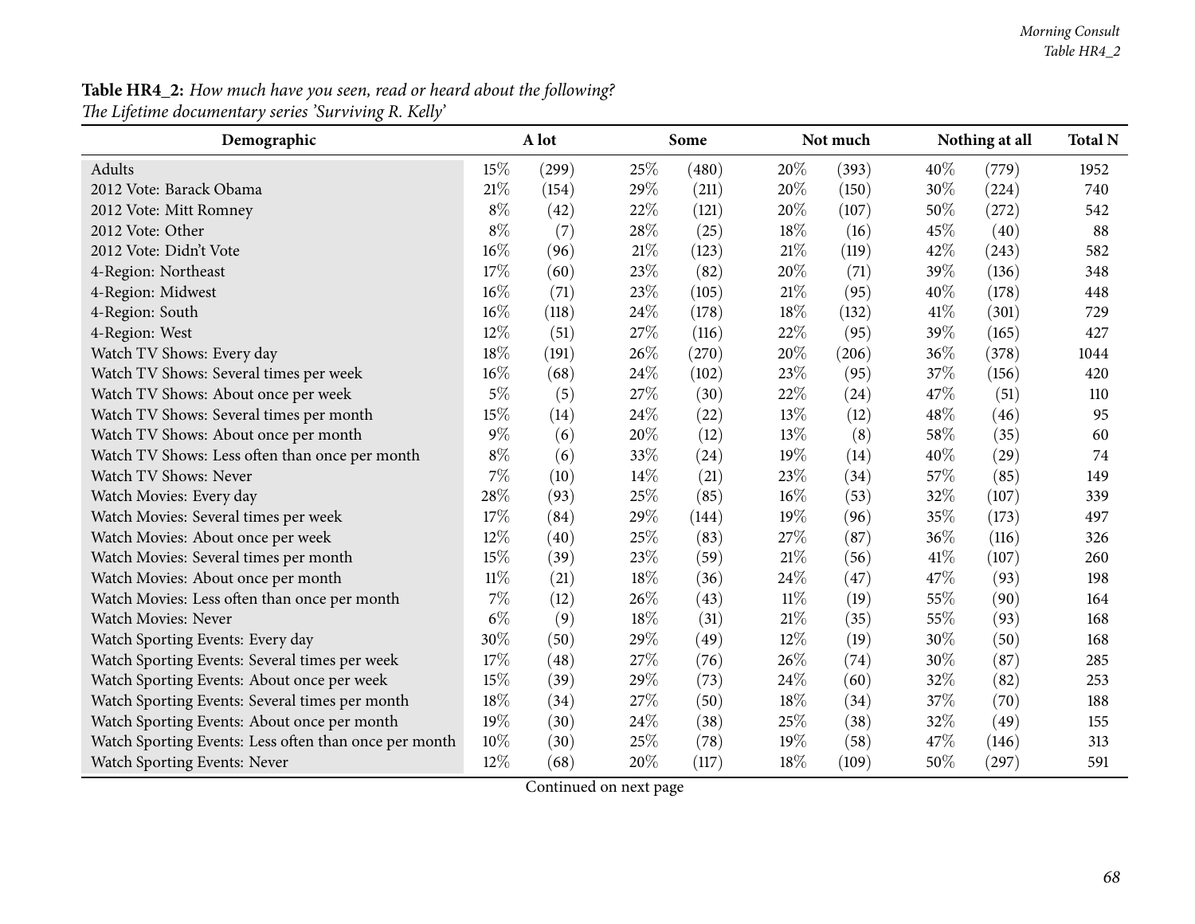**Table HR4_2:** *How much have you seen, read or heard about the following?*
*The Lifetime documentary series 'Surviving R. Kelly'*

| Demographic | A lot | | Some | | Not much | | Nothing at all | | Total N |
|---|---|---|---|---|---|---|---|---|---|
| Adults | 15% | (299) | 25% | (480) | 20% | (393) | 40% | (779) | 1952 |
| 2012 Vote: Barack Obama | 21% | (154) | 29% | (211) | 20% | (150) | 30% | (224) | 740 |
| 2012 Vote: Mitt Romney | 8% | (42) | 22% | (121) | 20% | (107) | 50% | (272) | 542 |
| 2012 Vote: Other | 8% | (7) | 28% | (25) | 18% | (16) | 45% | (40) | 88 |
| 2012 Vote: Didn't Vote | 16% | (96) | 21% | (123) | 21% | (119) | 42% | (243) | 582 |
| 4-Region: Northeast | 17% | (60) | 23% | (82) | 20% | (71) | 39% | (136) | 348 |
| 4-Region: Midwest | 16% | (71) | 23% | (105) | 21% | (95) | 40% | (178) | 448 |
| 4-Region: South | 16% | (118) | 24% | (178) | 18% | (132) | 41% | (301) | 729 |
| 4-Region: West | 12% | (51) | 27% | (116) | 22% | (95) | 39% | (165) | 427 |
| Watch TV Shows: Every day | 18% | (191) | 26% | (270) | 20% | (206) | 36% | (378) | 1044 |
| Watch TV Shows: Several times per week | 16% | (68) | 24% | (102) | 23% | (95) | 37% | (156) | 420 |
| Watch TV Shows: About once per week | 5% | (5) | 27% | (30) | 22% | (24) | 47% | (51) | 110 |
| Watch TV Shows: Several times per month | 15% | (14) | 24% | (22) | 13% | (12) | 48% | (46) | 95 |
| Watch TV Shows: About once per month | 9% | (6) | 20% | (12) | 13% | (8) | 58% | (35) | 60 |
| Watch TV Shows: Less often than once per month | 8% | (6) | 33% | (24) | 19% | (14) | 40% | (29) | 74 |
| Watch TV Shows: Never | 7% | (10) | 14% | (21) | 23% | (34) | 57% | (85) | 149 |
| Watch Movies: Every day | 28% | (93) | 25% | (85) | 16% | (53) | 32% | (107) | 339 |
| Watch Movies: Several times per week | 17% | (84) | 29% | (144) | 19% | (96) | 35% | (173) | 497 |
| Watch Movies: About once per week | 12% | (40) | 25% | (83) | 27% | (87) | 36% | (116) | 326 |
| Watch Movies: Several times per month | 15% | (39) | 23% | (59) | 21% | (56) | 41% | (107) | 260 |
| Watch Movies: About once per month | 11% | (21) | 18% | (36) | 24% | (47) | 47% | (93) | 198 |
| Watch Movies: Less often than once per month | 7% | (12) | 26% | (43) | 11% | (19) | 55% | (90) | 164 |
| Watch Movies: Never | 6% | (9) | 18% | (31) | 21% | (35) | 55% | (93) | 168 |
| Watch Sporting Events: Every day | 30% | (50) | 29% | (49) | 12% | (19) | 30% | (50) | 168 |
| Watch Sporting Events: Several times per week | 17% | (48) | 27% | (76) | 26% | (74) | 30% | (87) | 285 |
| Watch Sporting Events: About once per week | 15% | (39) | 29% | (73) | 24% | (60) | 32% | (82) | 253 |
| Watch Sporting Events: Several times per month | 18% | (34) | 27% | (50) | 18% | (34) | 37% | (70) | 188 |
| Watch Sporting Events: About once per month | 19% | (30) | 24% | (38) | 25% | (38) | 32% | (49) | 155 |
| Watch Sporting Events: Less often than once per month | 10% | (30) | 25% | (78) | 19% | (58) | 47% | (146) | 313 |
| Watch Sporting Events: Never | 12% | (68) | 20% | (117) | 18% | (109) | 50% | (297) | 591 |

Continued on next page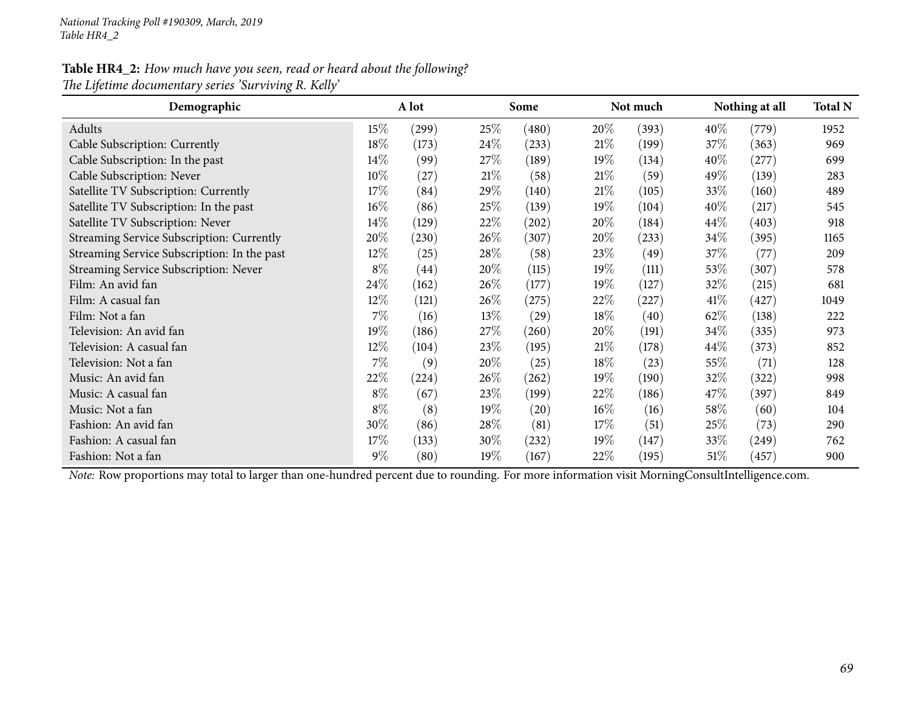**Table HR4_2:** *How much have you seen, read or heard about the following?*
*The Lifetime documentary series 'Surviving R. Kelly'*

| Demographic | A lot | | Some | | Not much | | Nothing at all | | Total N |
|---|---|---|---|---|---|---|---|---|---|
| Adults | 15% | (299) | 25% | (480) | 20% | (393) | 40% | (779) | 1952 |
| Cable Subscription: Currently | 18% | (173) | 24% | (233) | 21% | (199) | 37% | (363) | 969 |
| Cable Subscription: In the past | 14% | (99) | 27% | (189) | 19% | (134) | 40% | (277) | 699 |
| Cable Subscription: Never | 10% | (27) | 21% | (58) | 21% | (59) | 49% | (139) | 283 |
| Satellite TV Subscription: Currently | 17% | (84) | 29% | (140) | 21% | (105) | 33% | (160) | 489 |
| Satellite TV Subscription: In the past | 16% | (86) | 25% | (139) | 19% | (104) | 40% | (217) | 545 |
| Satellite TV Subscription: Never | 14% | (129) | 22% | (202) | 20% | (184) | 44% | (403) | 918 |
| Streaming Service Subscription: Currently | 20% | (230) | 26% | (307) | 20% | (233) | 34% | (395) | 1165 |
| Streaming Service Subscription: In the past | 12% | (25) | 28% | (58) | 23% | (49) | 37% | (77) | 209 |
| Streaming Service Subscription: Never | 8% | (44) | 20% | (115) | 19% | (111) | 53% | (307) | 578 |
| Film: An avid fan | 24% | (162) | 26% | (177) | 19% | (127) | 32% | (215) | 681 |
| Film: A casual fan | 12% | (121) | 26% | (275) | 22% | (227) | 41% | (427) | 1049 |
| Film: Not a fan | 7% | (16) | 13% | (29) | 18% | (40) | 62% | (138) | 222 |
| Television: An avid fan | 19% | (186) | 27% | (260) | 20% | (191) | 34% | (335) | 973 |
| Television: A casual fan | 12% | (104) | 23% | (195) | 21% | (178) | 44% | (373) | 852 |
| Television: Not a fan | 7% | (9) | 20% | (25) | 18% | (23) | 55% | (71) | 128 |
| Music: An avid fan | 22% | (224) | 26% | (262) | 19% | (190) | 32% | (322) | 998 |
| Music: A casual fan | 8% | (67) | 23% | (199) | 22% | (186) | 47% | (397) | 849 |
| Music: Not a fan | 8% | (8) | 19% | (20) | 16% | (16) | 58% | (60) | 104 |
| Fashion: An avid fan | 30% | (86) | 28% | (81) | 17% | (51) | 25% | (73) | 290 |
| Fashion: A casual fan | 17% | (133) | 30% | (232) | 19% | (147) | 33% | (249) | 762 |
| Fashion: Not a fan | 9% | (80) | 19% | (167) | 22% | (195) | 51% | (457) | 900 |

*Note:* Row proportions may total to larger than one-hundred percent due to rounding. For more information visit MorningConsultIntelligence.com.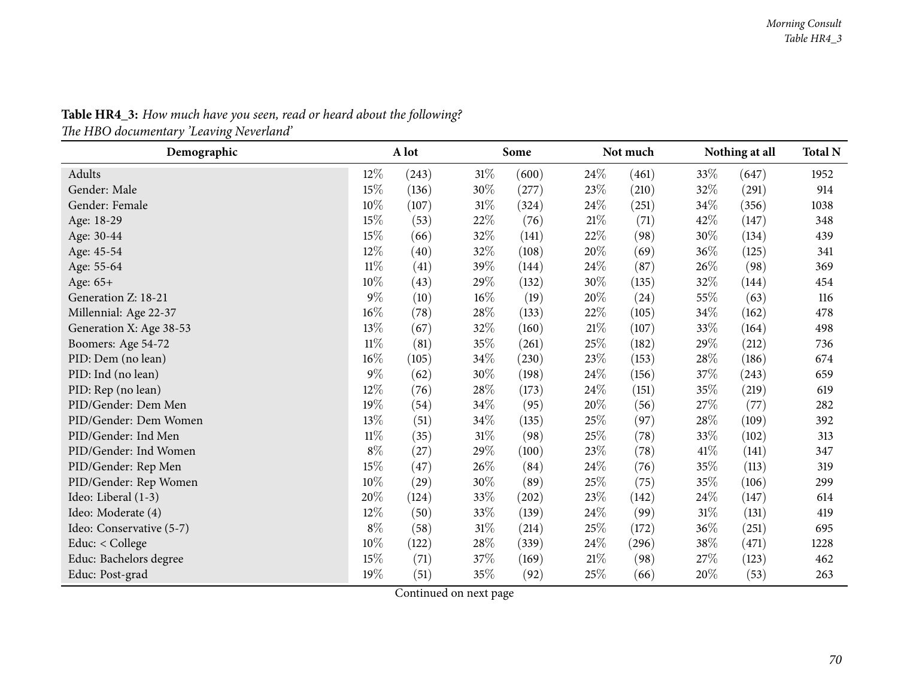**Table HR4_3:** *How much have you seen, read or heard about the following?*
*The HBO documentary 'Leaving Neverland'*

| Demographic | A lot | | Some | | Not much | | Nothing at all | | Total N |
|---|---|---|---|---|---|---|---|---|---|
| Adults | 12% | (243) | 31% | (600) | 24% | (461) | 33% | (647) | 1952 |
| Gender: Male | 15% | (136) | 30% | (277) | 23% | (210) | 32% | (291) | 914 |
| Gender: Female | 10% | (107) | 31% | (324) | 24% | (251) | 34% | (356) | 1038 |
| Age: 18-29 | 15% | (53) | 22% | (76) | 21% | (71) | 42% | (147) | 348 |
| Age: 30-44 | 15% | (66) | 32% | (141) | 22% | (98) | 30% | (134) | 439 |
| Age: 45-54 | 12% | (40) | 32% | (108) | 20% | (69) | 36% | (125) | 341 |
| Age: 55-64 | 11% | (41) | 39% | (144) | 24% | (87) | 26% | (98) | 369 |
| Age: 65+ | 10% | (43) | 29% | (132) | 30% | (135) | 32% | (144) | 454 |
| Generation Z: 18-21 | 9% | (10) | 16% | (19) | 20% | (24) | 55% | (63) | 116 |
| Millennial: Age 22-37 | 16% | (78) | 28% | (133) | 22% | (105) | 34% | (162) | 478 |
| Generation X: Age 38-53 | 13% | (67) | 32% | (160) | 21% | (107) | 33% | (164) | 498 |
| Boomers: Age 54-72 | 11% | (81) | 35% | (261) | 25% | (182) | 29% | (212) | 736 |
| PID: Dem (no lean) | 16% | (105) | 34% | (230) | 23% | (153) | 28% | (186) | 674 |
| PID: Ind (no lean) | 9% | (62) | 30% | (198) | 24% | (156) | 37% | (243) | 659 |
| PID: Rep (no lean) | 12% | (76) | 28% | (173) | 24% | (151) | 35% | (219) | 619 |
| PID/Gender: Dem Men | 19% | (54) | 34% | (95) | 20% | (56) | 27% | (77) | 282 |
| PID/Gender: Dem Women | 13% | (51) | 34% | (135) | 25% | (97) | 28% | (109) | 392 |
| PID/Gender: Ind Men | 11% | (35) | 31% | (98) | 25% | (78) | 33% | (102) | 313 |
| PID/Gender: Ind Women | 8% | (27) | 29% | (100) | 23% | (78) | 41% | (141) | 347 |
| PID/Gender: Rep Men | 15% | (47) | 26% | (84) | 24% | (76) | 35% | (113) | 319 |
| PID/Gender: Rep Women | 10% | (29) | 30% | (89) | 25% | (75) | 35% | (106) | 299 |
| Ideo: Liberal (1-3) | 20% | (124) | 33% | (202) | 23% | (142) | 24% | (147) | 614 |
| Ideo: Moderate (4) | 12% | (50) | 33% | (139) | 24% | (99) | 31% | (131) | 419 |
| Ideo: Conservative (5-7) | 8% | (58) | 31% | (214) | 25% | (172) | 36% | (251) | 695 |
| Educ: < College | 10% | (122) | 28% | (339) | 24% | (296) | 38% | (471) | 1228 |
| Educ: Bachelors degree | 15% | (71) | 37% | (169) | 21% | (98) | 27% | (123) | 462 |
| Educ: Post-grad | 19% | (51) | 35% | (92) | 25% | (66) | 20% | (53) | 263 |

Continued on next page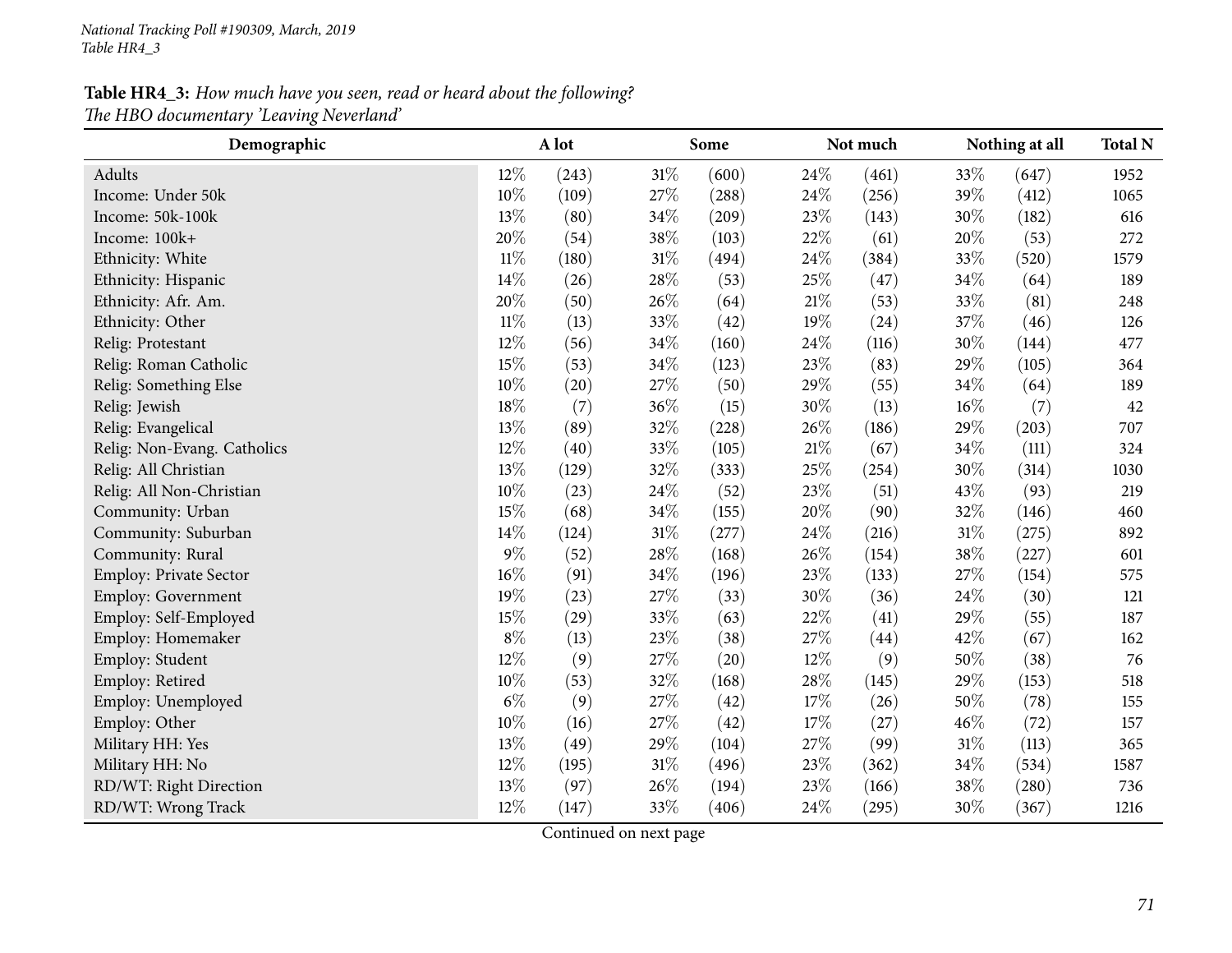**Table HR4_3:** *How much have you seen, read or heard about the following?*
*The HBO documentary 'Leaving Neverland'*

| Demographic | A lot | | Some | | Not much | | Nothing at all | | Total N |
|---|---|---|---|---|---|---|---|---|---|
| Adults | 12% | (243) | 31% | (600) | 24% | (461) | 33% | (647) | 1952 |
| Income: Under 50k | 10% | (109) | 27% | (288) | 24% | (256) | 39% | (412) | 1065 |
| Income: 50k-100k | 13% | (80) | 34% | (209) | 23% | (143) | 30% | (182) | 616 |
| Income: 100k+ | 20% | (54) | 38% | (103) | 22% | (61) | 20% | (53) | 272 |
| Ethnicity: White | 11% | (180) | 31% | (494) | 24% | (384) | 33% | (520) | 1579 |
| Ethnicity: Hispanic | 14% | (26) | 28% | (53) | 25% | (47) | 34% | (64) | 189 |
| Ethnicity: Afr. Am. | 20% | (50) | 26% | (64) | 21% | (53) | 33% | (81) | 248 |
| Ethnicity: Other | 11% | (13) | 33% | (42) | 19% | (24) | 37% | (46) | 126 |
| Relig: Protestant | 12% | (56) | 34% | (160) | 24% | (116) | 30% | (144) | 477 |
| Relig: Roman Catholic | 15% | (53) | 34% | (123) | 23% | (83) | 29% | (105) | 364 |
| Relig: Something Else | 10% | (20) | 27% | (50) | 29% | (55) | 34% | (64) | 189 |
| Relig: Jewish | 18% | (7) | 36% | (15) | 30% | (13) | 16% | (7) | 42 |
| Relig: Evangelical | 13% | (89) | 32% | (228) | 26% | (186) | 29% | (203) | 707 |
| Relig: Non-Evang. Catholics | 12% | (40) | 33% | (105) | 21% | (67) | 34% | (111) | 324 |
| Relig: All Christian | 13% | (129) | 32% | (333) | 25% | (254) | 30% | (314) | 1030 |
| Relig: All Non-Christian | 10% | (23) | 24% | (52) | 23% | (51) | 43% | (93) | 219 |
| Community: Urban | 15% | (68) | 34% | (155) | 20% | (90) | 32% | (146) | 460 |
| Community: Suburban | 14% | (124) | 31% | (277) | 24% | (216) | 31% | (275) | 892 |
| Community: Rural | 9% | (52) | 28% | (168) | 26% | (154) | 38% | (227) | 601 |
| Employ: Private Sector | 16% | (91) | 34% | (196) | 23% | (133) | 27% | (154) | 575 |
| Employ: Government | 19% | (23) | 27% | (33) | 30% | (36) | 24% | (30) | 121 |
| Employ: Self-Employed | 15% | (29) | 33% | (63) | 22% | (41) | 29% | (55) | 187 |
| Employ: Homemaker | 8% | (13) | 23% | (38) | 27% | (44) | 42% | (67) | 162 |
| Employ: Student | 12% | (9) | 27% | (20) | 12% | (9) | 50% | (38) | 76 |
| Employ: Retired | 10% | (53) | 32% | (168) | 28% | (145) | 29% | (153) | 518 |
| Employ: Unemployed | 6% | (9) | 27% | (42) | 17% | (26) | 50% | (78) | 155 |
| Employ: Other | 10% | (16) | 27% | (42) | 17% | (27) | 46% | (72) | 157 |
| Military HH: Yes | 13% | (49) | 29% | (104) | 27% | (99) | 31% | (113) | 365 |
| Military HH: No | 12% | (195) | 31% | (496) | 23% | (362) | 34% | (534) | 1587 |
| RD/WT: Right Direction | 13% | (97) | 26% | (194) | 23% | (166) | 38% | (280) | 736 |
| RD/WT: Wrong Track | 12% | (147) | 33% | (406) | 24% | (295) | 30% | (367) | 1216 |

Continued on next page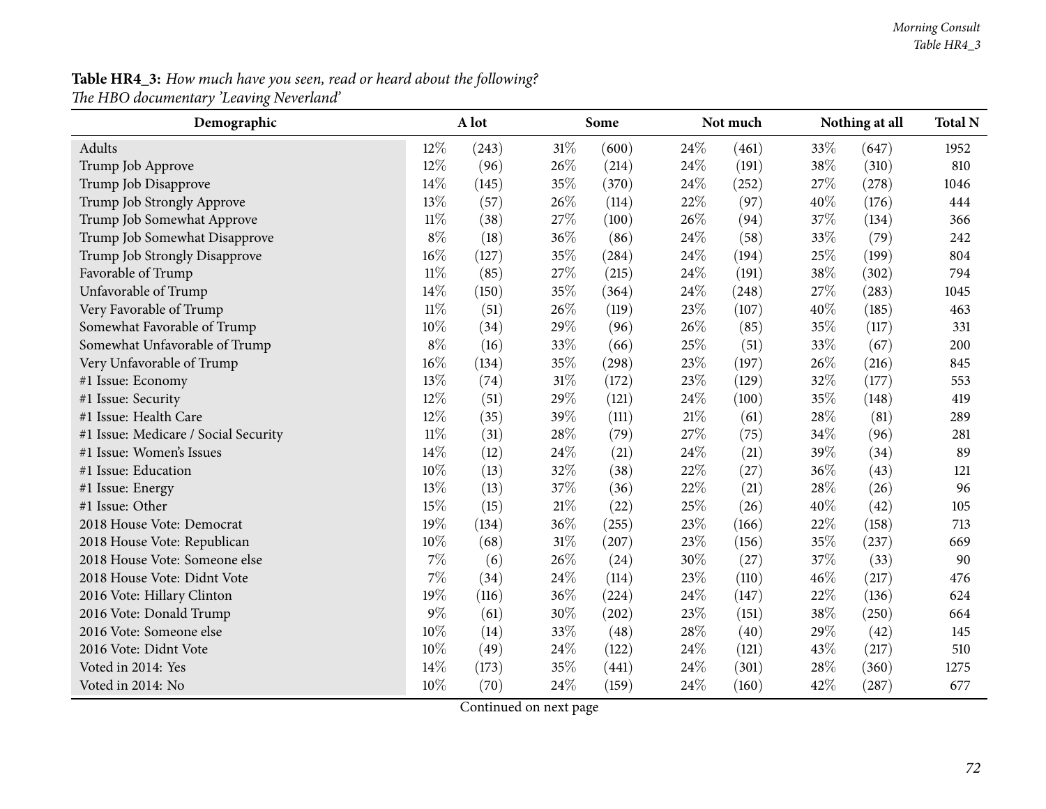**Table HR4_3:** *How much have you seen, read or heard about the following?*
*The HBO documentary 'Leaving Neverland'*

| Demographic | A lot | | Some | | Not much | | Nothing at all | | Total N |
|---|---|---|---|---|---|---|---|---|---|
| Adults | 12% | (243) | 31% | (600) | 24% | (461) | 33% | (647) | 1952 |
| Trump Job Approve | 12% | (96) | 26% | (214) | 24% | (191) | 38% | (310) | 810 |
| Trump Job Disapprove | 14% | (145) | 35% | (370) | 24% | (252) | 27% | (278) | 1046 |
| Trump Job Strongly Approve | 13% | (57) | 26% | (114) | 22% | (97) | 40% | (176) | 444 |
| Trump Job Somewhat Approve | 11% | (38) | 27% | (100) | 26% | (94) | 37% | (134) | 366 |
| Trump Job Somewhat Disapprove | 8% | (18) | 36% | (86) | 24% | (58) | 33% | (79) | 242 |
| Trump Job Strongly Disapprove | 16% | (127) | 35% | (284) | 24% | (194) | 25% | (199) | 804 |
| Favorable of Trump | 11% | (85) | 27% | (215) | 24% | (191) | 38% | (302) | 794 |
| Unfavorable of Trump | 14% | (150) | 35% | (364) | 24% | (248) | 27% | (283) | 1045 |
| Very Favorable of Trump | 11% | (51) | 26% | (119) | 23% | (107) | 40% | (185) | 463 |
| Somewhat Favorable of Trump | 10% | (34) | 29% | (96) | 26% | (85) | 35% | (117) | 331 |
| Somewhat Unfavorable of Trump | 8% | (16) | 33% | (66) | 25% | (51) | 33% | (67) | 200 |
| Very Unfavorable of Trump | 16% | (134) | 35% | (298) | 23% | (197) | 26% | (216) | 845 |
| #1 Issue: Economy | 13% | (74) | 31% | (172) | 23% | (129) | 32% | (177) | 553 |
| #1 Issue: Security | 12% | (51) | 29% | (121) | 24% | (100) | 35% | (148) | 419 |
| #1 Issue: Health Care | 12% | (35) | 39% | (111) | 21% | (61) | 28% | (81) | 289 |
| #1 Issue: Medicare / Social Security | 11% | (31) | 28% | (79) | 27% | (75) | 34% | (96) | 281 |
| #1 Issue: Women's Issues | 14% | (12) | 24% | (21) | 24% | (21) | 39% | (34) | 89 |
| #1 Issue: Education | 10% | (13) | 32% | (38) | 22% | (27) | 36% | (43) | 121 |
| #1 Issue: Energy | 13% | (13) | 37% | (36) | 22% | (21) | 28% | (26) | 96 |
| #1 Issue: Other | 15% | (15) | 21% | (22) | 25% | (26) | 40% | (42) | 105 |
| 2018 House Vote: Democrat | 19% | (134) | 36% | (255) | 23% | (166) | 22% | (158) | 713 |
| 2018 House Vote: Republican | 10% | (68) | 31% | (207) | 23% | (156) | 35% | (237) | 669 |
| 2018 House Vote: Someone else | 7% | (6) | 26% | (24) | 30% | (27) | 37% | (33) | 90 |
| 2018 House Vote: Didnt Vote | 7% | (34) | 24% | (114) | 23% | (110) | 46% | (217) | 476 |
| 2016 Vote: Hillary Clinton | 19% | (116) | 36% | (224) | 24% | (147) | 22% | (136) | 624 |
| 2016 Vote: Donald Trump | 9% | (61) | 30% | (202) | 23% | (151) | 38% | (250) | 664 |
| 2016 Vote: Someone else | 10% | (14) | 33% | (48) | 28% | (40) | 29% | (42) | 145 |
| 2016 Vote: Didnt Vote | 10% | (49) | 24% | (122) | 24% | (121) | 43% | (217) | 510 |
| Voted in 2014: Yes | 14% | (173) | 35% | (441) | 24% | (301) | 28% | (360) | 1275 |
| Voted in 2014: No | 10% | (70) | 24% | (159) | 24% | (160) | 42% | (287) | 677 |

Continued on next page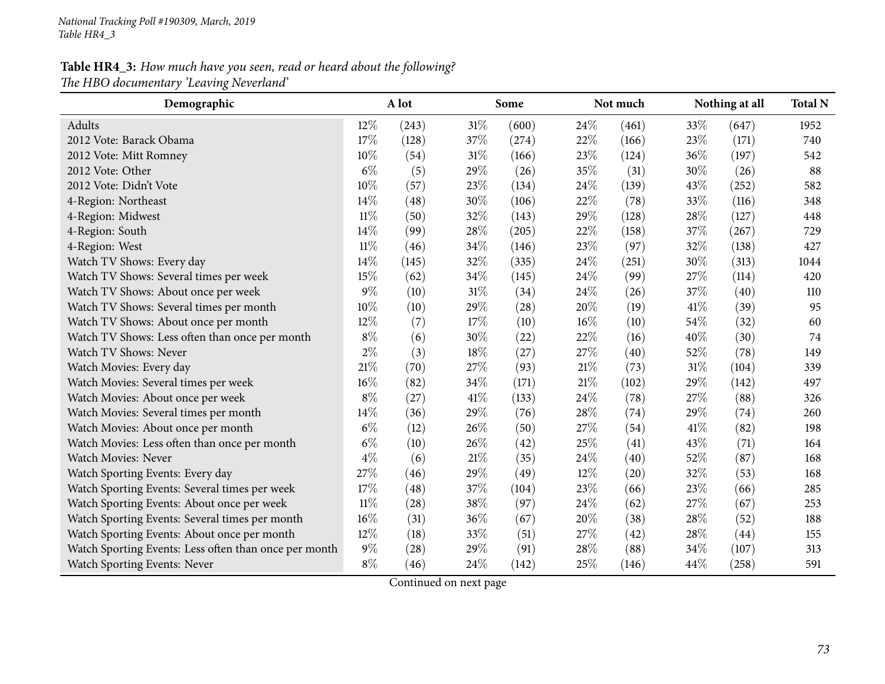**Table HR4_3:** *How much have you seen, read or heard about the following?*
*The HBO documentary 'Leaving Neverland'*

| Demographic | A lot | | Some | | Not much | | Nothing at all | | Total N |
|---|---|---|---|---|---|---|---|---|---|
| Adults | 12% | (243) | 31% | (600) | 24% | (461) | 33% | (647) | 1952 |
| 2012 Vote: Barack Obama | 17% | (128) | 37% | (274) | 22% | (166) | 23% | (171) | 740 |
| 2012 Vote: Mitt Romney | 10% | (54) | 31% | (166) | 23% | (124) | 36% | (197) | 542 |
| 2012 Vote: Other | 6% | (5) | 29% | (26) | 35% | (31) | 30% | (26) | 88 |
| 2012 Vote: Didn't Vote | 10% | (57) | 23% | (134) | 24% | (139) | 43% | (252) | 582 |
| 4-Region: Northeast | 14% | (48) | 30% | (106) | 22% | (78) | 33% | (116) | 348 |
| 4-Region: Midwest | 11% | (50) | 32% | (143) | 29% | (128) | 28% | (127) | 448 |
| 4-Region: South | 14% | (99) | 28% | (205) | 22% | (158) | 37% | (267) | 729 |
| 4-Region: West | 11% | (46) | 34% | (146) | 23% | (97) | 32% | (138) | 427 |
| Watch TV Shows: Every day | 14% | (145) | 32% | (335) | 24% | (251) | 30% | (313) | 1044 |
| Watch TV Shows: Several times per week | 15% | (62) | 34% | (145) | 24% | (99) | 27% | (114) | 420 |
| Watch TV Shows: About once per week | 9% | (10) | 31% | (34) | 24% | (26) | 37% | (40) | 110 |
| Watch TV Shows: Several times per month | 10% | (10) | 29% | (28) | 20% | (19) | 41% | (39) | 95 |
| Watch TV Shows: About once per month | 12% | (7) | 17% | (10) | 16% | (10) | 54% | (32) | 60 |
| Watch TV Shows: Less often than once per month | 8% | (6) | 30% | (22) | 22% | (16) | 40% | (30) | 74 |
| Watch TV Shows: Never | 2% | (3) | 18% | (27) | 27% | (40) | 52% | (78) | 149 |
| Watch Movies: Every day | 21% | (70) | 27% | (93) | 21% | (73) | 31% | (104) | 339 |
| Watch Movies: Several times per week | 16% | (82) | 34% | (171) | 21% | (102) | 29% | (142) | 497 |
| Watch Movies: About once per week | 8% | (27) | 41% | (133) | 24% | (78) | 27% | (88) | 326 |
| Watch Movies: Several times per month | 14% | (36) | 29% | (76) | 28% | (74) | 29% | (74) | 260 |
| Watch Movies: About once per month | 6% | (12) | 26% | (50) | 27% | (54) | 41% | (82) | 198 |
| Watch Movies: Less often than once per month | 6% | (10) | 26% | (42) | 25% | (41) | 43% | (71) | 164 |
| Watch Movies: Never | 4% | (6) | 21% | (35) | 24% | (40) | 52% | (87) | 168 |
| Watch Sporting Events: Every day | 27% | (46) | 29% | (49) | 12% | (20) | 32% | (53) | 168 |
| Watch Sporting Events: Several times per week | 17% | (48) | 37% | (104) | 23% | (66) | 23% | (66) | 285 |
| Watch Sporting Events: About once per week | 11% | (28) | 38% | (97) | 24% | (62) | 27% | (67) | 253 |
| Watch Sporting Events: Several times per month | 16% | (31) | 36% | (67) | 20% | (38) | 28% | (52) | 188 |
| Watch Sporting Events: About once per month | 12% | (18) | 33% | (51) | 27% | (42) | 28% | (44) | 155 |
| Watch Sporting Events: Less often than once per month | 9% | (28) | 29% | (91) | 28% | (88) | 34% | (107) | 313 |
| Watch Sporting Events: Never | 8% | (46) | 24% | (142) | 25% | (146) | 44% | (258) | 591 |

Continued on next page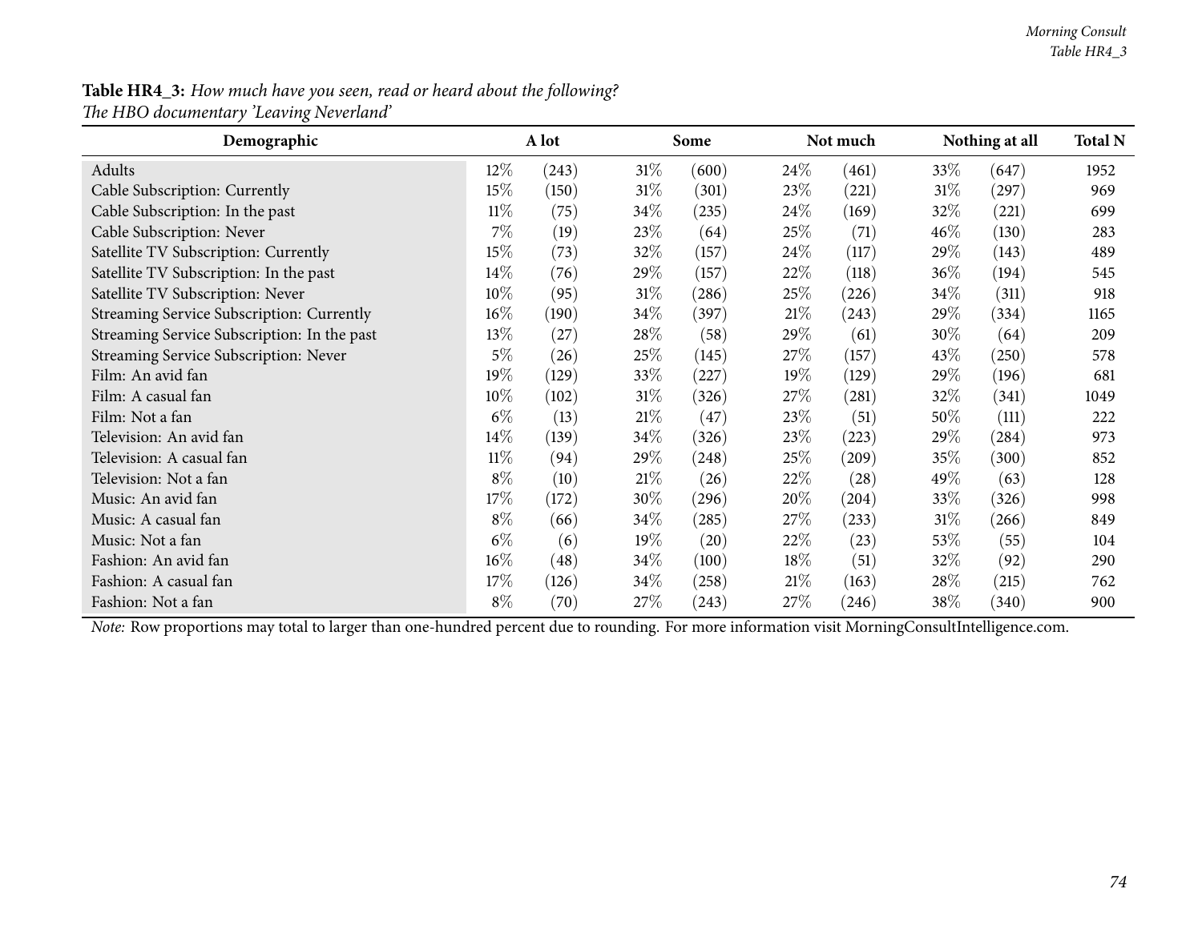**Table HR4_3:** *How much have you seen, read or heard about the following?*
*The HBO documentary 'Leaving Neverland'*

| Demographic | A lot | | Some | | Not much | | Nothing at all | | Total N |
|---|---|---|---|---|---|---|---|---|---|
| Adults | 12% | (243) | 31% | (600) | 24% | (461) | 33% | (647) | 1952 |
| Cable Subscription: Currently | 15% | (150) | 31% | (301) | 23% | (221) | 31% | (297) | 969 |
| Cable Subscription: In the past | 11% | (75) | 34% | (235) | 24% | (169) | 32% | (221) | 699 |
| Cable Subscription: Never | 7% | (19) | 23% | (64) | 25% | (71) | 46% | (130) | 283 |
| Satellite TV Subscription: Currently | 15% | (73) | 32% | (157) | 24% | (117) | 29% | (143) | 489 |
| Satellite TV Subscription: In the past | 14% | (76) | 29% | (157) | 22% | (118) | 36% | (194) | 545 |
| Satellite TV Subscription: Never | 10% | (95) | 31% | (286) | 25% | (226) | 34% | (311) | 918 |
| Streaming Service Subscription: Currently | 16% | (190) | 34% | (397) | 21% | (243) | 29% | (334) | 1165 |
| Streaming Service Subscription: In the past | 13% | (27) | 28% | (58) | 29% | (61) | 30% | (64) | 209 |
| Streaming Service Subscription: Never | 5% | (26) | 25% | (145) | 27% | (157) | 43% | (250) | 578 |
| Film: An avid fan | 19% | (129) | 33% | (227) | 19% | (129) | 29% | (196) | 681 |
| Film: A casual fan | 10% | (102) | 31% | (326) | 27% | (281) | 32% | (341) | 1049 |
| Film: Not a fan | 6% | (13) | 21% | (47) | 23% | (51) | 50% | (111) | 222 |
| Television: An avid fan | 14% | (139) | 34% | (326) | 23% | (223) | 29% | (284) | 973 |
| Television: A casual fan | 11% | (94) | 29% | (248) | 25% | (209) | 35% | (300) | 852 |
| Television: Not a fan | 8% | (10) | 21% | (26) | 22% | (28) | 49% | (63) | 128 |
| Music: An avid fan | 17% | (172) | 30% | (296) | 20% | (204) | 33% | (326) | 998 |
| Music: A casual fan | 8% | (66) | 34% | (285) | 27% | (233) | 31% | (266) | 849 |
| Music: Not a fan | 6% | (6) | 19% | (20) | 22% | (23) | 53% | (55) | 104 |
| Fashion: An avid fan | 16% | (48) | 34% | (100) | 18% | (51) | 32% | (92) | 290 |
| Fashion: A casual fan | 17% | (126) | 34% | (258) | 21% | (163) | 28% | (215) | 762 |
| Fashion: Not a fan | 8% | (70) | 27% | (243) | 27% | (246) | 38% | (340) | 900 |

*Note:* Row proportions may total to larger than one-hundred percent due to rounding. For more information visit MorningConsultIntelligence.com.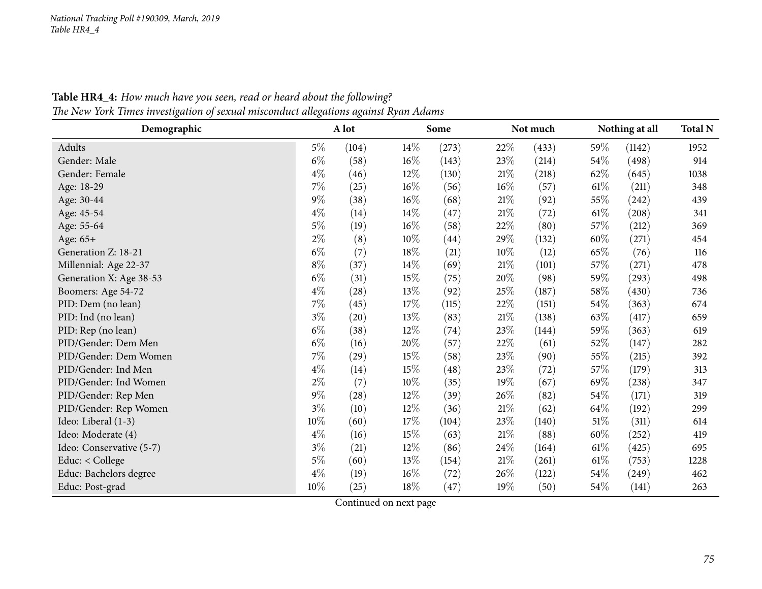**Table HR4_4:** *How much have you seen, read or heard about the following?*
*The New York Times investigation of sexual misconduct allegations against Ryan Adams*

| Demographic | A lot | | Some | | Not much | | Nothing at all | | Total N |
|---|---|---|---|---|---|---|---|---|---|
| Adults | 5% | (104) | 14% | (273) | 22% | (433) | 59% | (1142) | 1952 |
| Gender: Male | 6% | (58) | 16% | (143) | 23% | (214) | 54% | (498) | 914 |
| Gender: Female | 4% | (46) | 12% | (130) | 21% | (218) | 62% | (645) | 1038 |
| Age: 18-29 | 7% | (25) | 16% | (56) | 16% | (57) | 61% | (211) | 348 |
| Age: 30-44 | 9% | (38) | 16% | (68) | 21% | (92) | 55% | (242) | 439 |
| Age: 45-54 | 4% | (14) | 14% | (47) | 21% | (72) | 61% | (208) | 341 |
| Age: 55-64 | 5% | (19) | 16% | (58) | 22% | (80) | 57% | (212) | 369 |
| Age: 65+ | 2% | (8) | 10% | (44) | 29% | (132) | 60% | (271) | 454 |
| Generation Z: 18-21 | 6% | (7) | 18% | (21) | 10% | (12) | 65% | (76) | 116 |
| Millennial: Age 22-37 | 8% | (37) | 14% | (69) | 21% | (101) | 57% | (271) | 478 |
| Generation X: Age 38-53 | 6% | (31) | 15% | (75) | 20% | (98) | 59% | (293) | 498 |
| Boomers: Age 54-72 | 4% | (28) | 13% | (92) | 25% | (187) | 58% | (430) | 736 |
| PID: Dem (no lean) | 7% | (45) | 17% | (115) | 22% | (151) | 54% | (363) | 674 |
| PID: Ind (no lean) | 3% | (20) | 13% | (83) | 21% | (138) | 63% | (417) | 659 |
| PID: Rep (no lean) | 6% | (38) | 12% | (74) | 23% | (144) | 59% | (363) | 619 |
| PID/Gender: Dem Men | 6% | (16) | 20% | (57) | 22% | (61) | 52% | (147) | 282 |
| PID/Gender: Dem Women | 7% | (29) | 15% | (58) | 23% | (90) | 55% | (215) | 392 |
| PID/Gender: Ind Men | 4% | (14) | 15% | (48) | 23% | (72) | 57% | (179) | 313 |
| PID/Gender: Ind Women | 2% | (7) | 10% | (35) | 19% | (67) | 69% | (238) | 347 |
| PID/Gender: Rep Men | 9% | (28) | 12% | (39) | 26% | (82) | 54% | (171) | 319 |
| PID/Gender: Rep Women | 3% | (10) | 12% | (36) | 21% | (62) | 64% | (192) | 299 |
| Ideo: Liberal (1-3) | 10% | (60) | 17% | (104) | 23% | (140) | 51% | (311) | 614 |
| Ideo: Moderate (4) | 4% | (16) | 15% | (63) | 21% | (88) | 60% | (252) | 419 |
| Ideo: Conservative (5-7) | 3% | (21) | 12% | (86) | 24% | (164) | 61% | (425) | 695 |
| Educ: < College | 5% | (60) | 13% | (154) | 21% | (261) | 61% | (753) | 1228 |
| Educ: Bachelors degree | 4% | (19) | 16% | (72) | 26% | (122) | 54% | (249) | 462 |
| Educ: Post-grad | 10% | (25) | 18% | (47) | 19% | (50) | 54% | (141) | 263 |

Continued on next page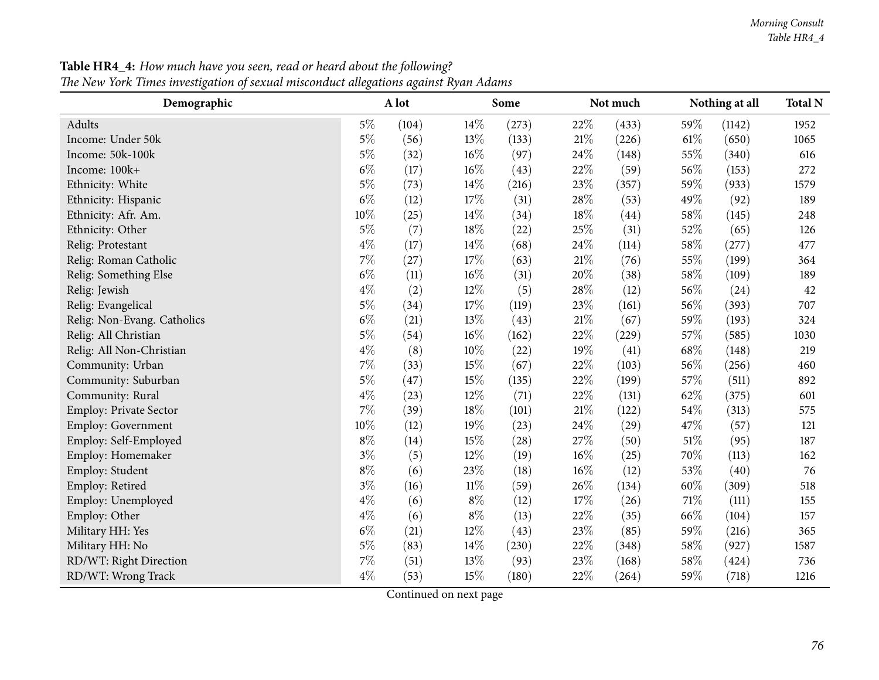**Table HR4_4:** *How much have you seen, read or heard about the following?*
*The New York Times investigation of sexual misconduct allegations against Ryan Adams*

| Demographic | A lot | | Some | | Not much | | Nothing at all | | Total N |
|---|---|---|---|---|---|---|---|---|---|
| Adults | 5% | (104) | 14% | (273) | 22% | (433) | 59% | (1142) | 1952 |
| Income: Under 50k | 5% | (56) | 13% | (133) | 21% | (226) | 61% | (650) | 1065 |
| Income: 50k-100k | 5% | (32) | 16% | (97) | 24% | (148) | 55% | (340) | 616 |
| Income: 100k+ | 6% | (17) | 16% | (43) | 22% | (59) | 56% | (153) | 272 |
| Ethnicity: White | 5% | (73) | 14% | (216) | 23% | (357) | 59% | (933) | 1579 |
| Ethnicity: Hispanic | 6% | (12) | 17% | (31) | 28% | (53) | 49% | (92) | 189 |
| Ethnicity: Afr. Am. | 10% | (25) | 14% | (34) | 18% | (44) | 58% | (145) | 248 |
| Ethnicity: Other | 5% | (7) | 18% | (22) | 25% | (31) | 52% | (65) | 126 |
| Relig: Protestant | 4% | (17) | 14% | (68) | 24% | (114) | 58% | (277) | 477 |
| Relig: Roman Catholic | 7% | (27) | 17% | (63) | 21% | (76) | 55% | (199) | 364 |
| Relig: Something Else | 6% | (11) | 16% | (31) | 20% | (38) | 58% | (109) | 189 |
| Relig: Jewish | 4% | (2) | 12% | (5) | 28% | (12) | 56% | (24) | 42 |
| Relig: Evangelical | 5% | (34) | 17% | (119) | 23% | (161) | 56% | (393) | 707 |
| Relig: Non-Evang. Catholics | 6% | (21) | 13% | (43) | 21% | (67) | 59% | (193) | 324 |
| Relig: All Christian | 5% | (54) | 16% | (162) | 22% | (229) | 57% | (585) | 1030 |
| Relig: All Non-Christian | 4% | (8) | 10% | (22) | 19% | (41) | 68% | (148) | 219 |
| Community: Urban | 7% | (33) | 15% | (67) | 22% | (103) | 56% | (256) | 460 |
| Community: Suburban | 5% | (47) | 15% | (135) | 22% | (199) | 57% | (511) | 892 |
| Community: Rural | 4% | (23) | 12% | (71) | 22% | (131) | 62% | (375) | 601 |
| Employ: Private Sector | 7% | (39) | 18% | (101) | 21% | (122) | 54% | (313) | 575 |
| Employ: Government | 10% | (12) | 19% | (23) | 24% | (29) | 47% | (57) | 121 |
| Employ: Self-Employed | 8% | (14) | 15% | (28) | 27% | (50) | 51% | (95) | 187 |
| Employ: Homemaker | 3% | (5) | 12% | (19) | 16% | (25) | 70% | (113) | 162 |
| Employ: Student | 8% | (6) | 23% | (18) | 16% | (12) | 53% | (40) | 76 |
| Employ: Retired | 3% | (16) | 11% | (59) | 26% | (134) | 60% | (309) | 518 |
| Employ: Unemployed | 4% | (6) | 8% | (12) | 17% | (26) | 71% | (111) | 155 |
| Employ: Other | 4% | (6) | 8% | (13) | 22% | (35) | 66% | (104) | 157 |
| Military HH: Yes | 6% | (21) | 12% | (43) | 23% | (85) | 59% | (216) | 365 |
| Military HH: No | 5% | (83) | 14% | (230) | 22% | (348) | 58% | (927) | 1587 |
| RD/WT: Right Direction | 7% | (51) | 13% | (93) | 23% | (168) | 58% | (424) | 736 |
| RD/WT: Wrong Track | 4% | (53) | 15% | (180) | 22% | (264) | 59% | (718) | 1216 |

Continued on next page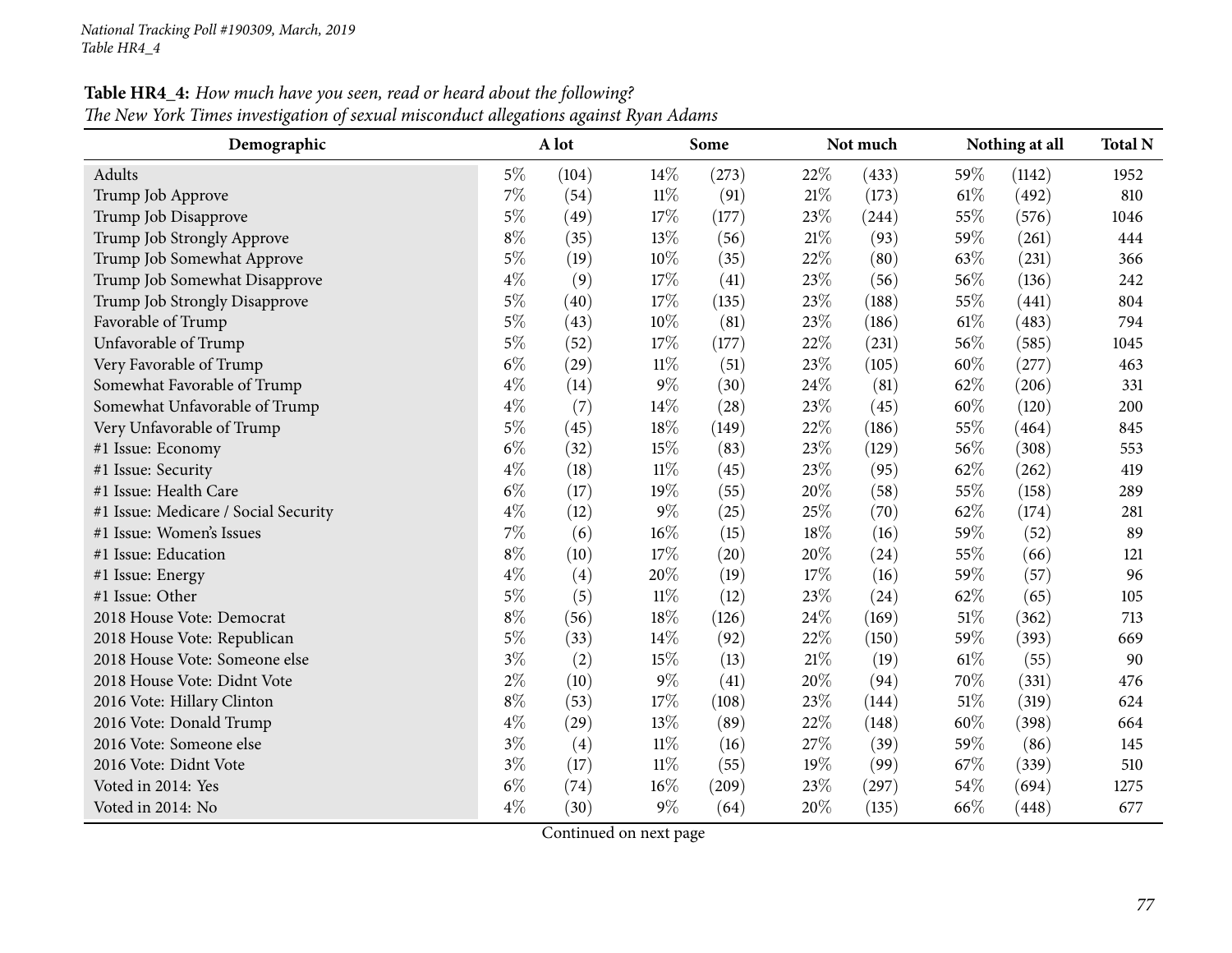**Table HR4_4:** *How much have you seen, read or heard about the following?*
*The New York Times investigation of sexual misconduct allegations against Ryan Adams*

| Demographic | A lot | | Some | | Not much | | Nothing at all | | Total N |
|---|---|---|---|---|---|---|---|---|---|
| Adults | 5% | (104) | 14% | (273) | 22% | (433) | 59% | (1142) | 1952 |
| Trump Job Approve | 7% | (54) | 11% | (91) | 21% | (173) | 61% | (492) | 810 |
| Trump Job Disapprove | 5% | (49) | 17% | (177) | 23% | (244) | 55% | (576) | 1046 |
| Trump Job Strongly Approve | 8% | (35) | 13% | (56) | 21% | (93) | 59% | (261) | 444 |
| Trump Job Somewhat Approve | 5% | (19) | 10% | (35) | 22% | (80) | 63% | (231) | 366 |
| Trump Job Somewhat Disapprove | 4% | (9) | 17% | (41) | 23% | (56) | 56% | (136) | 242 |
| Trump Job Strongly Disapprove | 5% | (40) | 17% | (135) | 23% | (188) | 55% | (441) | 804 |
| Favorable of Trump | 5% | (43) | 10% | (81) | 23% | (186) | 61% | (483) | 794 |
| Unfavorable of Trump | 5% | (52) | 17% | (177) | 22% | (231) | 56% | (585) | 1045 |
| Very Favorable of Trump | 6% | (29) | 11% | (51) | 23% | (105) | 60% | (277) | 463 |
| Somewhat Favorable of Trump | 4% | (14) | 9% | (30) | 24% | (81) | 62% | (206) | 331 |
| Somewhat Unfavorable of Trump | 4% | (7) | 14% | (28) | 23% | (45) | 60% | (120) | 200 |
| Very Unfavorable of Trump | 5% | (45) | 18% | (149) | 22% | (186) | 55% | (464) | 845 |
| #1 Issue: Economy | 6% | (32) | 15% | (83) | 23% | (129) | 56% | (308) | 553 |
| #1 Issue: Security | 4% | (18) | 11% | (45) | 23% | (95) | 62% | (262) | 419 |
| #1 Issue: Health Care | 6% | (17) | 19% | (55) | 20% | (58) | 55% | (158) | 289 |
| #1 Issue: Medicare / Social Security | 4% | (12) | 9% | (25) | 25% | (70) | 62% | (174) | 281 |
| #1 Issue: Women's Issues | 7% | (6) | 16% | (15) | 18% | (16) | 59% | (52) | 89 |
| #1 Issue: Education | 8% | (10) | 17% | (20) | 20% | (24) | 55% | (66) | 121 |
| #1 Issue: Energy | 4% | (4) | 20% | (19) | 17% | (16) | 59% | (57) | 96 |
| #1 Issue: Other | 5% | (5) | 11% | (12) | 23% | (24) | 62% | (65) | 105 |
| 2018 House Vote: Democrat | 8% | (56) | 18% | (126) | 24% | (169) | 51% | (362) | 713 |
| 2018 House Vote: Republican | 5% | (33) | 14% | (92) | 22% | (150) | 59% | (393) | 669 |
| 2018 House Vote: Someone else | 3% | (2) | 15% | (13) | 21% | (19) | 61% | (55) | 90 |
| 2018 House Vote: Didnt Vote | 2% | (10) | 9% | (41) | 20% | (94) | 70% | (331) | 476 |
| 2016 Vote: Hillary Clinton | 8% | (53) | 17% | (108) | 23% | (144) | 51% | (319) | 624 |
| 2016 Vote: Donald Trump | 4% | (29) | 13% | (89) | 22% | (148) | 60% | (398) | 664 |
| 2016 Vote: Someone else | 3% | (4) | 11% | (16) | 27% | (39) | 59% | (86) | 145 |
| 2016 Vote: Didnt Vote | 3% | (17) | 11% | (55) | 19% | (99) | 67% | (339) | 510 |
| Voted in 2014: Yes | 6% | (74) | 16% | (209) | 23% | (297) | 54% | (694) | 1275 |
| Voted in 2014: No | 4% | (30) | 9% | (64) | 20% | (135) | 66% | (448) | 677 |

Continued on next page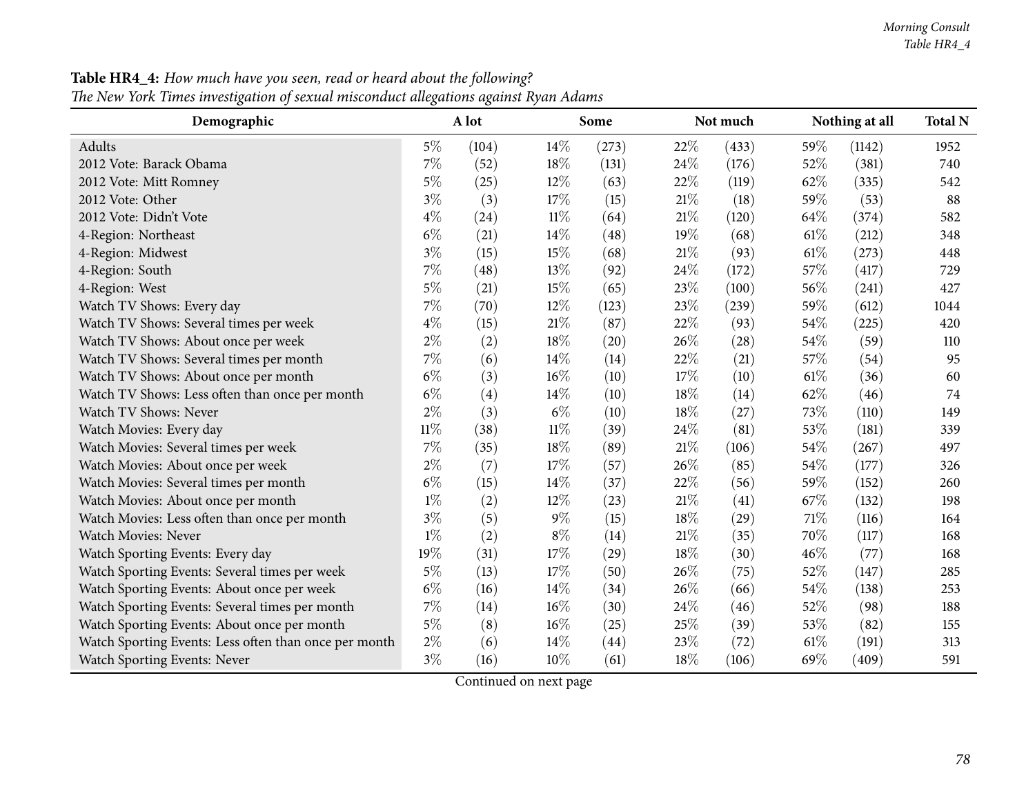**Table HR4_4:** *How much have you seen, read or heard about the following?*
*The New York Times investigation of sexual misconduct allegations against Ryan Adams*

| Demographic | A lot | | Some | | Not much | | Nothing at all | | Total N |
|---|---|---|---|---|---|---|---|---|---|
| Adults | 5% | (104) | 14% | (273) | 22% | (433) | 59% | (1142) | 1952 |
| 2012 Vote: Barack Obama | 7% | (52) | 18% | (131) | 24% | (176) | 52% | (381) | 740 |
| 2012 Vote: Mitt Romney | 5% | (25) | 12% | (63) | 22% | (119) | 62% | (335) | 542 |
| 2012 Vote: Other | 3% | (3) | 17% | (15) | 21% | (18) | 59% | (53) | 88 |
| 2012 Vote: Didn't Vote | 4% | (24) | 11% | (64) | 21% | (120) | 64% | (374) | 582 |
| 4-Region: Northeast | 6% | (21) | 14% | (48) | 19% | (68) | 61% | (212) | 348 |
| 4-Region: Midwest | 3% | (15) | 15% | (68) | 21% | (93) | 61% | (273) | 448 |
| 4-Region: South | 7% | (48) | 13% | (92) | 24% | (172) | 57% | (417) | 729 |
| 4-Region: West | 5% | (21) | 15% | (65) | 23% | (100) | 56% | (241) | 427 |
| Watch TV Shows: Every day | 7% | (70) | 12% | (123) | 23% | (239) | 59% | (612) | 1044 |
| Watch TV Shows: Several times per week | 4% | (15) | 21% | (87) | 22% | (93) | 54% | (225) | 420 |
| Watch TV Shows: About once per week | 2% | (2) | 18% | (20) | 26% | (28) | 54% | (59) | 110 |
| Watch TV Shows: Several times per month | 7% | (6) | 14% | (14) | 22% | (21) | 57% | (54) | 95 |
| Watch TV Shows: About once per month | 6% | (3) | 16% | (10) | 17% | (10) | 61% | (36) | 60 |
| Watch TV Shows: Less often than once per month | 6% | (4) | 14% | (10) | 18% | (14) | 62% | (46) | 74 |
| Watch TV Shows: Never | 2% | (3) | 6% | (10) | 18% | (27) | 73% | (110) | 149 |
| Watch Movies: Every day | 11% | (38) | 11% | (39) | 24% | (81) | 53% | (181) | 339 |
| Watch Movies: Several times per week | 7% | (35) | 18% | (89) | 21% | (106) | 54% | (267) | 497 |
| Watch Movies: About once per week | 2% | (7) | 17% | (57) | 26% | (85) | 54% | (177) | 326 |
| Watch Movies: Several times per month | 6% | (15) | 14% | (37) | 22% | (56) | 59% | (152) | 260 |
| Watch Movies: About once per month | 1% | (2) | 12% | (23) | 21% | (41) | 67% | (132) | 198 |
| Watch Movies: Less often than once per month | 3% | (5) | 9% | (15) | 18% | (29) | 71% | (116) | 164 |
| Watch Movies: Never | 1% | (2) | 8% | (14) | 21% | (35) | 70% | (117) | 168 |
| Watch Sporting Events: Every day | 19% | (31) | 17% | (29) | 18% | (30) | 46% | (77) | 168 |
| Watch Sporting Events: Several times per week | 5% | (13) | 17% | (50) | 26% | (75) | 52% | (147) | 285 |
| Watch Sporting Events: About once per week | 6% | (16) | 14% | (34) | 26% | (66) | 54% | (138) | 253 |
| Watch Sporting Events: Several times per month | 7% | (14) | 16% | (30) | 24% | (46) | 52% | (98) | 188 |
| Watch Sporting Events: About once per month | 5% | (8) | 16% | (25) | 25% | (39) | 53% | (82) | 155 |
| Watch Sporting Events: Less often than once per month | 2% | (6) | 14% | (44) | 23% | (72) | 61% | (191) | 313 |
| Watch Sporting Events: Never | 3% | (16) | 10% | (61) | 18% | (106) | 69% | (409) | 591 |

Continued on next page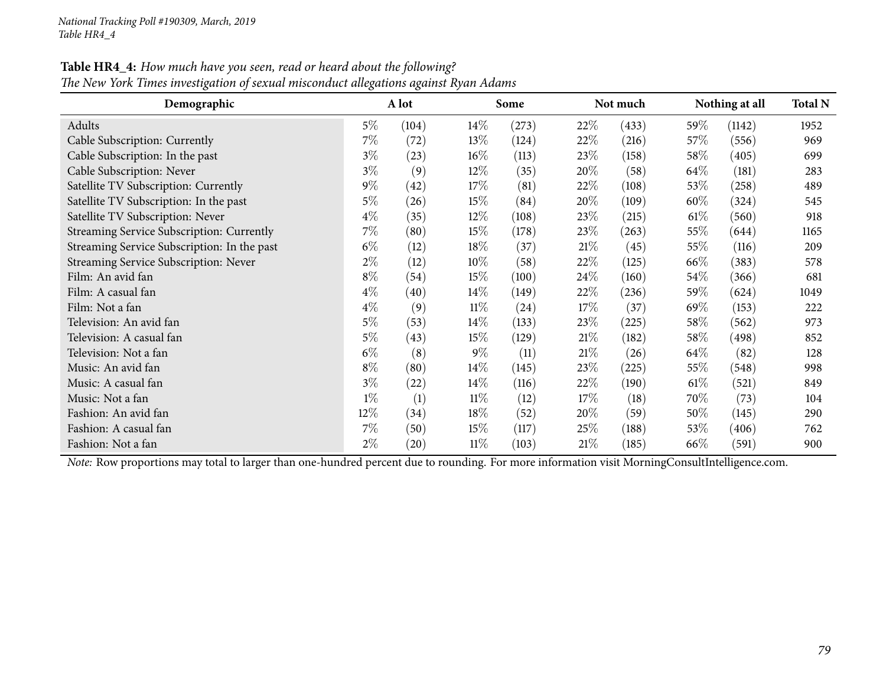**Table HR4_4:** *How much have you seen, read or heard about the following?*
*The New York Times investigation of sexual misconduct allegations against Ryan Adams*

| Demographic | A lot | | Some | | Not much | | Nothing at all | | Total N |
|---|---|---|---|---|---|---|---|---|---|
| Adults | 5% | (104) | 14% | (273) | 22% | (433) | 59% | (1142) | 1952 |
| Cable Subscription: Currently | 7% | (72) | 13% | (124) | 22% | (216) | 57% | (556) | 969 |
| Cable Subscription: In the past | 3% | (23) | 16% | (113) | 23% | (158) | 58% | (405) | 699 |
| Cable Subscription: Never | 3% | (9) | 12% | (35) | 20% | (58) | 64% | (181) | 283 |
| Satellite TV Subscription: Currently | 9% | (42) | 17% | (81) | 22% | (108) | 53% | (258) | 489 |
| Satellite TV Subscription: In the past | 5% | (26) | 15% | (84) | 20% | (109) | 60% | (324) | 545 |
| Satellite TV Subscription: Never | 4% | (35) | 12% | (108) | 23% | (215) | 61% | (560) | 918 |
| Streaming Service Subscription: Currently | 7% | (80) | 15% | (178) | 23% | (263) | 55% | (644) | 1165 |
| Streaming Service Subscription: In the past | 6% | (12) | 18% | (37) | 21% | (45) | 55% | (116) | 209 |
| Streaming Service Subscription: Never | 2% | (12) | 10% | (58) | 22% | (125) | 66% | (383) | 578 |
| Film: An avid fan | 8% | (54) | 15% | (100) | 24% | (160) | 54% | (366) | 681 |
| Film: A casual fan | 4% | (40) | 14% | (149) | 22% | (236) | 59% | (624) | 1049 |
| Film: Not a fan | 4% | (9) | 11% | (24) | 17% | (37) | 69% | (153) | 222 |
| Television: An avid fan | 5% | (53) | 14% | (133) | 23% | (225) | 58% | (562) | 973 |
| Television: A casual fan | 5% | (43) | 15% | (129) | 21% | (182) | 58% | (498) | 852 |
| Television: Not a fan | 6% | (8) | 9% | (11) | 21% | (26) | 64% | (82) | 128 |
| Music: An avid fan | 8% | (80) | 14% | (145) | 23% | (225) | 55% | (548) | 998 |
| Music: A casual fan | 3% | (22) | 14% | (116) | 22% | (190) | 61% | (521) | 849 |
| Music: Not a fan | 1% | (1) | 11% | (12) | 17% | (18) | 70% | (73) | 104 |
| Fashion: An avid fan | 12% | (34) | 18% | (52) | 20% | (59) | 50% | (145) | 290 |
| Fashion: A casual fan | 7% | (50) | 15% | (117) | 25% | (188) | 53% | (406) | 762 |
| Fashion: Not a fan | 2% | (20) | 11% | (103) | 21% | (185) | 66% | (591) | 900 |

*Note:* Row proportions may total to larger than one-hundred percent due to rounding. For more information visit MorningConsultIntelligence.com.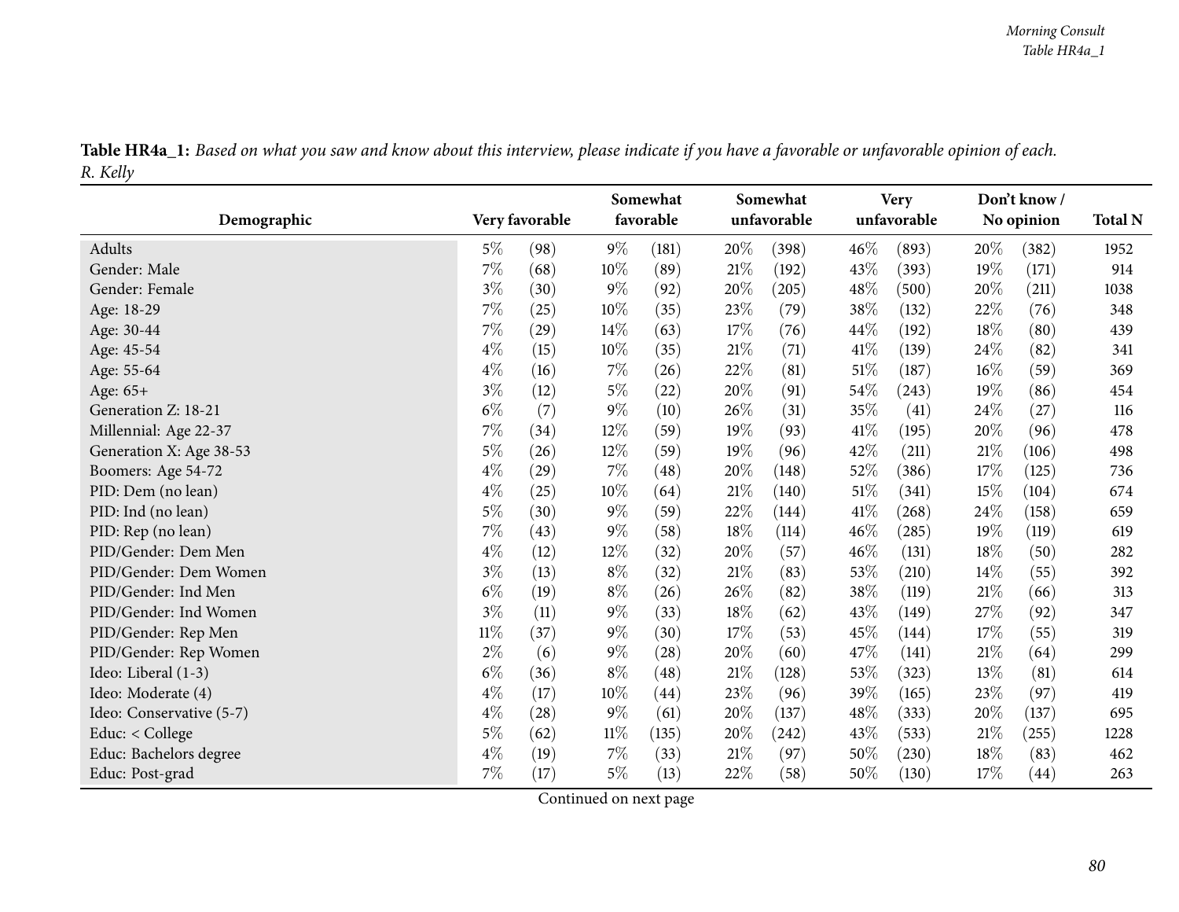**Table HR4a_1:** *Based on what you saw and know about this interview, please indicate if you have a favorable or unfavorable opinion of each.*
*R. Kelly*

| Demographic | Very favorable | | Somewhat favorable | | Somewhat unfavorable | | Very unfavorable | | Don't know / No opinion | | Total N |
|---|---|---|---|---|---|---|---|---|---|---|---|
| Adults | 5% | (98) | 9% | (181) | 20% | (398) | 46% | (893) | 20% | (382) | 1952 |
| Gender: Male | 7% | (68) | 10% | (89) | 21% | (192) | 43% | (393) | 19% | (171) | 914 |
| Gender: Female | 3% | (30) | 9% | (92) | 20% | (205) | 48% | (500) | 20% | (211) | 1038 |
| Age: 18-29 | 7% | (25) | 10% | (35) | 23% | (79) | 38% | (132) | 22% | (76) | 348 |
| Age: 30-44 | 7% | (29) | 14% | (63) | 17% | (76) | 44% | (192) | 18% | (80) | 439 |
| Age: 45-54 | 4% | (15) | 10% | (35) | 21% | (71) | 41% | (139) | 24% | (82) | 341 |
| Age: 55-64 | 4% | (16) | 7% | (26) | 22% | (81) | 51% | (187) | 16% | (59) | 369 |
| Age: 65+ | 3% | (12) | 5% | (22) | 20% | (91) | 54% | (243) | 19% | (86) | 454 |
| Generation Z: 18-21 | 6% | (7) | 9% | (10) | 26% | (31) | 35% | (41) | 24% | (27) | 116 |
| Millennial: Age 22-37 | 7% | (34) | 12% | (59) | 19% | (93) | 41% | (195) | 20% | (96) | 478 |
| Generation X: Age 38-53 | 5% | (26) | 12% | (59) | 19% | (96) | 42% | (211) | 21% | (106) | 498 |
| Boomers: Age 54-72 | 4% | (29) | 7% | (48) | 20% | (148) | 52% | (386) | 17% | (125) | 736 |
| PID: Dem (no lean) | 4% | (25) | 10% | (64) | 21% | (140) | 51% | (341) | 15% | (104) | 674 |
| PID: Ind (no lean) | 5% | (30) | 9% | (59) | 22% | (144) | 41% | (268) | 24% | (158) | 659 |
| PID: Rep (no lean) | 7% | (43) | 9% | (58) | 18% | (114) | 46% | (285) | 19% | (119) | 619 |
| PID/Gender: Dem Men | 4% | (12) | 12% | (32) | 20% | (57) | 46% | (131) | 18% | (50) | 282 |
| PID/Gender: Dem Women | 3% | (13) | 8% | (32) | 21% | (83) | 53% | (210) | 14% | (55) | 392 |
| PID/Gender: Ind Men | 6% | (19) | 8% | (26) | 26% | (82) | 38% | (119) | 21% | (66) | 313 |
| PID/Gender: Ind Women | 3% | (11) | 9% | (33) | 18% | (62) | 43% | (149) | 27% | (92) | 347 |
| PID/Gender: Rep Men | 11% | (37) | 9% | (30) | 17% | (53) | 45% | (144) | 17% | (55) | 319 |
| PID/Gender: Rep Women | 2% | (6) | 9% | (28) | 20% | (60) | 47% | (141) | 21% | (64) | 299 |
| Ideo: Liberal (1-3) | 6% | (36) | 8% | (48) | 21% | (128) | 53% | (323) | 13% | (81) | 614 |
| Ideo: Moderate (4) | 4% | (17) | 10% | (44) | 23% | (96) | 39% | (165) | 23% | (97) | 419 |
| Ideo: Conservative (5-7) | 4% | (28) | 9% | (61) | 20% | (137) | 48% | (333) | 20% | (137) | 695 |
| Educ: < College | 5% | (62) | 11% | (135) | 20% | (242) | 43% | (533) | 21% | (255) | 1228 |
| Educ: Bachelors degree | 4% | (19) | 7% | (33) | 21% | (97) | 50% | (230) | 18% | (83) | 462 |
| Educ: Post-grad | 7% | (17) | 5% | (13) | 22% | (58) | 50% | (130) | 17% | (44) | 263 |

Continued on next page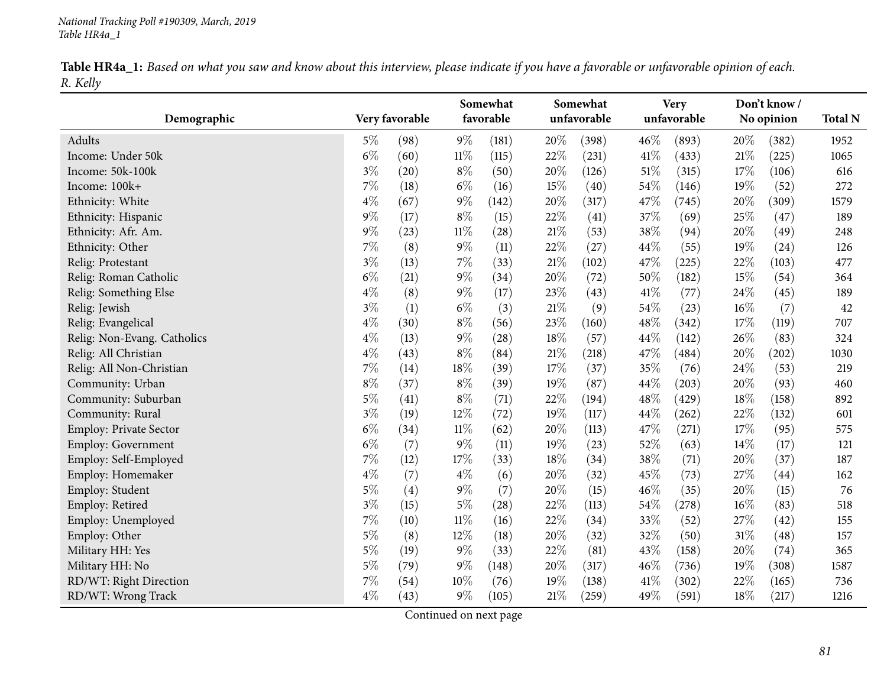**Table HR4a_1:** *Based on what you saw and know about this interview, please indicate if you have a favorable or unfavorable opinion of each. R. Kelly*

| Demographic | Very favorable | | Somewhat favorable | | Somewhat unfavorable | | Very unfavorable | | Don't know / No opinion | | Total N |
|---|---|---|---|---|---|---|---|---|---|---|---|
| Adults | 5% | (98) | 9% | (181) | 20% | (398) | 46% | (893) | 20% | (382) | 1952 |
| Income: Under 50k | 6% | (60) | 11% | (115) | 22% | (231) | 41% | (433) | 21% | (225) | 1065 |
| Income: 50k-100k | 3% | (20) | 8% | (50) | 20% | (126) | 51% | (315) | 17% | (106) | 616 |
| Income: 100k+ | 7% | (18) | 6% | (16) | 15% | (40) | 54% | (146) | 19% | (52) | 272 |
| Ethnicity: White | 4% | (67) | 9% | (142) | 20% | (317) | 47% | (745) | 20% | (309) | 1579 |
| Ethnicity: Hispanic | 9% | (17) | 8% | (15) | 22% | (41) | 37% | (69) | 25% | (47) | 189 |
| Ethnicity: Afr. Am. | 9% | (23) | 11% | (28) | 21% | (53) | 38% | (94) | 20% | (49) | 248 |
| Ethnicity: Other | 7% | (8) | 9% | (11) | 22% | (27) | 44% | (55) | 19% | (24) | 126 |
| Relig: Protestant | 3% | (13) | 7% | (33) | 21% | (102) | 47% | (225) | 22% | (103) | 477 |
| Relig: Roman Catholic | 6% | (21) | 9% | (34) | 20% | (72) | 50% | (182) | 15% | (54) | 364 |
| Relig: Something Else | 4% | (8) | 9% | (17) | 23% | (43) | 41% | (77) | 24% | (45) | 189 |
| Relig: Jewish | 3% | (1) | 6% | (3) | 21% | (9) | 54% | (23) | 16% | (7) | 42 |
| Relig: Evangelical | 4% | (30) | 8% | (56) | 23% | (160) | 48% | (342) | 17% | (119) | 707 |
| Relig: Non-Evang. Catholics | 4% | (13) | 9% | (28) | 18% | (57) | 44% | (142) | 26% | (83) | 324 |
| Relig: All Christian | 4% | (43) | 8% | (84) | 21% | (218) | 47% | (484) | 20% | (202) | 1030 |
| Relig: All Non-Christian | 7% | (14) | 18% | (39) | 17% | (37) | 35% | (76) | 24% | (53) | 219 |
| Community: Urban | 8% | (37) | 8% | (39) | 19% | (87) | 44% | (203) | 20% | (93) | 460 |
| Community: Suburban | 5% | (41) | 8% | (71) | 22% | (194) | 48% | (429) | 18% | (158) | 892 |
| Community: Rural | 3% | (19) | 12% | (72) | 19% | (117) | 44% | (262) | 22% | (132) | 601 |
| Employ: Private Sector | 6% | (34) | 11% | (62) | 20% | (113) | 47% | (271) | 17% | (95) | 575 |
| Employ: Government | 6% | (7) | 9% | (11) | 19% | (23) | 52% | (63) | 14% | (17) | 121 |
| Employ: Self-Employed | 7% | (12) | 17% | (33) | 18% | (34) | 38% | (71) | 20% | (37) | 187 |
| Employ: Homemaker | 4% | (7) | 4% | (6) | 20% | (32) | 45% | (73) | 27% | (44) | 162 |
| Employ: Student | 5% | (4) | 9% | (7) | 20% | (15) | 46% | (35) | 20% | (15) | 76 |
| Employ: Retired | 3% | (15) | 5% | (28) | 22% | (113) | 54% | (278) | 16% | (83) | 518 |
| Employ: Unemployed | 7% | (10) | 11% | (16) | 22% | (34) | 33% | (52) | 27% | (42) | 155 |
| Employ: Other | 5% | (8) | 12% | (18) | 20% | (32) | 32% | (50) | 31% | (48) | 157 |
| Military HH: Yes | 5% | (19) | 9% | (33) | 22% | (81) | 43% | (158) | 20% | (74) | 365 |
| Military HH: No | 5% | (79) | 9% | (148) | 20% | (317) | 46% | (736) | 19% | (308) | 1587 |
| RD/WT: Right Direction | 7% | (54) | 10% | (76) | 19% | (138) | 41% | (302) | 22% | (165) | 736 |
| RD/WT: Wrong Track | 4% | (43) | 9% | (105) | 21% | (259) | 49% | (591) | 18% | (217) | 1216 |

Continued on next page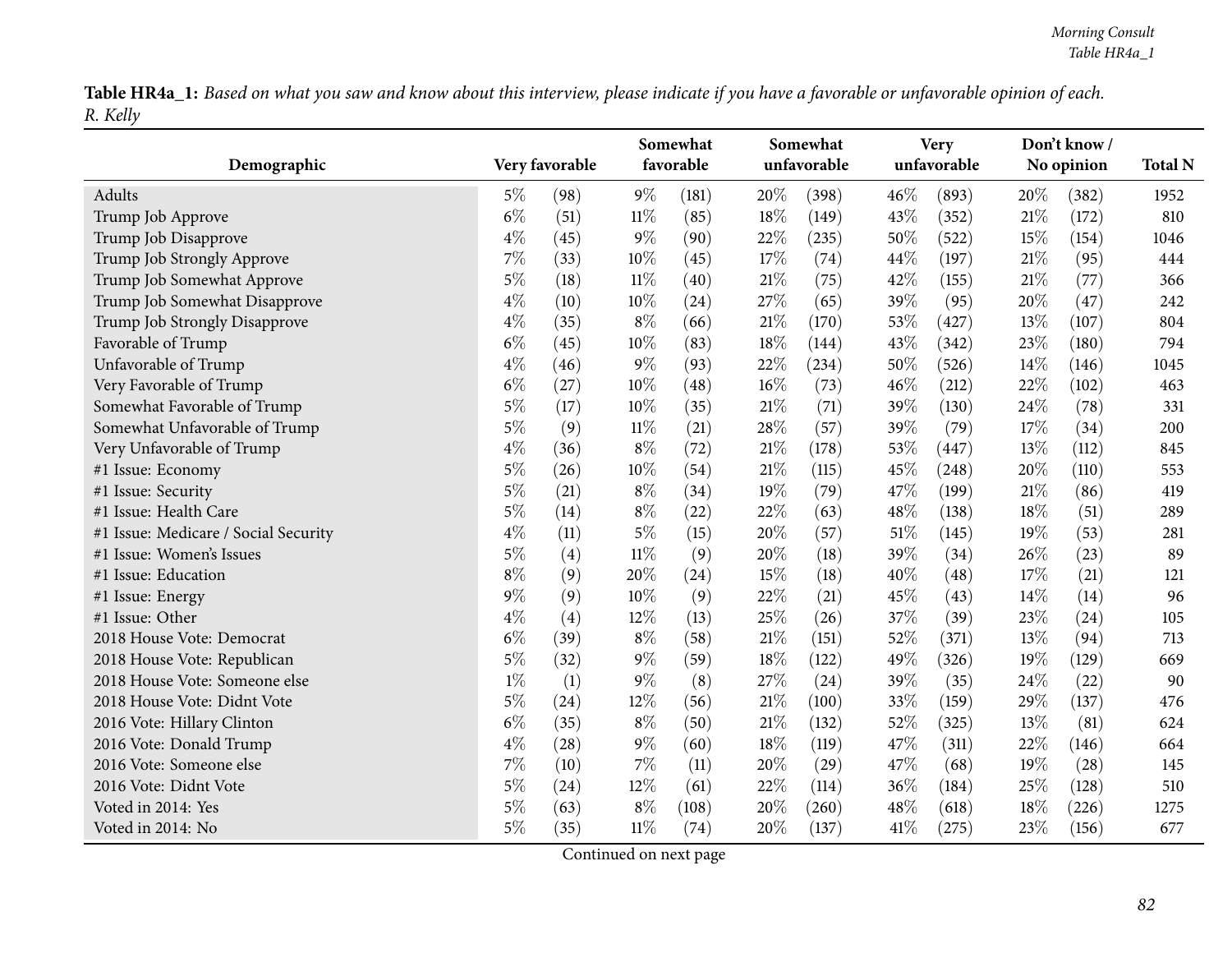**Table HR4a_1:** *Based on what you saw and know about this interview, please indicate if you have a favorable or unfavorable opinion of each. R. Kelly*

| Demographic | Very favorable | | Somewhat favorable | | Somewhat unfavorable | | Very unfavorable | | Don't know / No opinion | | Total N |
|---|---|---|---|---|---|---|---|---|---|---|---|
| Adults | 5% | (98) | 9% | (181) | 20% | (398) | 46% | (893) | 20% | (382) | 1952 |
| Trump Job Approve | 6% | (51) | 11% | (85) | 18% | (149) | 43% | (352) | 21% | (172) | 810 |
| Trump Job Disapprove | 4% | (45) | 9% | (90) | 22% | (235) | 50% | (522) | 15% | (154) | 1046 |
| Trump Job Strongly Approve | 7% | (33) | 10% | (45) | 17% | (74) | 44% | (197) | 21% | (95) | 444 |
| Trump Job Somewhat Approve | 5% | (18) | 11% | (40) | 21% | (75) | 42% | (155) | 21% | (77) | 366 |
| Trump Job Somewhat Disapprove | 4% | (10) | 10% | (24) | 27% | (65) | 39% | (95) | 20% | (47) | 242 |
| Trump Job Strongly Disapprove | 4% | (35) | 8% | (66) | 21% | (170) | 53% | (427) | 13% | (107) | 804 |
| Favorable of Trump | 6% | (45) | 10% | (83) | 18% | (144) | 43% | (342) | 23% | (180) | 794 |
| Unfavorable of Trump | 4% | (46) | 9% | (93) | 22% | (234) | 50% | (526) | 14% | (146) | 1045 |
| Very Favorable of Trump | 6% | (27) | 10% | (48) | 16% | (73) | 46% | (212) | 22% | (102) | 463 |
| Somewhat Favorable of Trump | 5% | (17) | 10% | (35) | 21% | (71) | 39% | (130) | 24% | (78) | 331 |
| Somewhat Unfavorable of Trump | 5% | (9) | 11% | (21) | 28% | (57) | 39% | (79) | 17% | (34) | 200 |
| Very Unfavorable of Trump | 4% | (36) | 8% | (72) | 21% | (178) | 53% | (447) | 13% | (112) | 845 |
| #1 Issue: Economy | 5% | (26) | 10% | (54) | 21% | (115) | 45% | (248) | 20% | (110) | 553 |
| #1 Issue: Security | 5% | (21) | 8% | (34) | 19% | (79) | 47% | (199) | 21% | (86) | 419 |
| #1 Issue: Health Care | 5% | (14) | 8% | (22) | 22% | (63) | 48% | (138) | 18% | (51) | 289 |
| #1 Issue: Medicare / Social Security | 4% | (11) | 5% | (15) | 20% | (57) | 51% | (145) | 19% | (53) | 281 |
| #1 Issue: Women's Issues | 5% | (4) | 11% | (9) | 20% | (18) | 39% | (34) | 26% | (23) | 89 |
| #1 Issue: Education | 8% | (9) | 20% | (24) | 15% | (18) | 40% | (48) | 17% | (21) | 121 |
| #1 Issue: Energy | 9% | (9) | 10% | (9) | 22% | (21) | 45% | (43) | 14% | (14) | 96 |
| #1 Issue: Other | 4% | (4) | 12% | (13) | 25% | (26) | 37% | (39) | 23% | (24) | 105 |
| 2018 House Vote: Democrat | 6% | (39) | 8% | (58) | 21% | (151) | 52% | (371) | 13% | (94) | 713 |
| 2018 House Vote: Republican | 5% | (32) | 9% | (59) | 18% | (122) | 49% | (326) | 19% | (129) | 669 |
| 2018 House Vote: Someone else | 1% | (1) | 9% | (8) | 27% | (24) | 39% | (35) | 24% | (22) | 90 |
| 2018 House Vote: Didnt Vote | 5% | (24) | 12% | (56) | 21% | (100) | 33% | (159) | 29% | (137) | 476 |
| 2016 Vote: Hillary Clinton | 6% | (35) | 8% | (50) | 21% | (132) | 52% | (325) | 13% | (81) | 624 |
| 2016 Vote: Donald Trump | 4% | (28) | 9% | (60) | 18% | (119) | 47% | (311) | 22% | (146) | 664 |
| 2016 Vote: Someone else | 7% | (10) | 7% | (11) | 20% | (29) | 47% | (68) | 19% | (28) | 145 |
| 2016 Vote: Didnt Vote | 5% | (24) | 12% | (61) | 22% | (114) | 36% | (184) | 25% | (128) | 510 |
| Voted in 2014: Yes | 5% | (63) | 8% | (108) | 20% | (260) | 48% | (618) | 18% | (226) | 1275 |
| Voted in 2014: No | 5% | (35) | 11% | (74) | 20% | (137) | 41% | (275) | 23% | (156) | 677 |

Continued on next page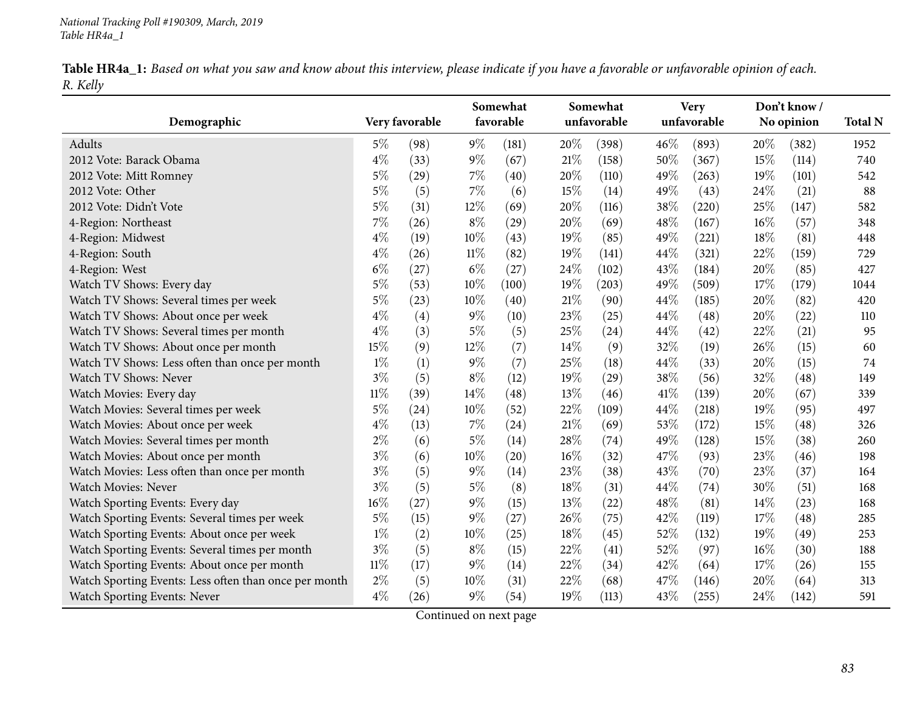**Table HR4a_1:** *Based on what you saw and know about this interview, please indicate if you have a favorable or unfavorable opinion of each. R. Kelly*

| Demographic | Very favorable | | Somewhat favorable | | Somewhat unfavorable | | Very unfavorable | | Don't know / No opinion | | Total N |
|---|---|---|---|---|---|---|---|---|---|---|---|
| Adults | 5% | (98) | 9% | (181) | 20% | (398) | 46% | (893) | 20% | (382) | 1952 |
| 2012 Vote: Barack Obama | 4% | (33) | 9% | (67) | 21% | (158) | 50% | (367) | 15% | (114) | 740 |
| 2012 Vote: Mitt Romney | 5% | (29) | 7% | (40) | 20% | (110) | 49% | (263) | 19% | (101) | 542 |
| 2012 Vote: Other | 5% | (5) | 7% | (6) | 15% | (14) | 49% | (43) | 24% | (21) | 88 |
| 2012 Vote: Didn't Vote | 5% | (31) | 12% | (69) | 20% | (116) | 38% | (220) | 25% | (147) | 582 |
| 4-Region: Northeast | 7% | (26) | 8% | (29) | 20% | (69) | 48% | (167) | 16% | (57) | 348 |
| 4-Region: Midwest | 4% | (19) | 10% | (43) | 19% | (85) | 49% | (221) | 18% | (81) | 448 |
| 4-Region: South | 4% | (26) | 11% | (82) | 19% | (141) | 44% | (321) | 22% | (159) | 729 |
| 4-Region: West | 6% | (27) | 6% | (27) | 24% | (102) | 43% | (184) | 20% | (85) | 427 |
| Watch TV Shows: Every day | 5% | (53) | 10% | (100) | 19% | (203) | 49% | (509) | 17% | (179) | 1044 |
| Watch TV Shows: Several times per week | 5% | (23) | 10% | (40) | 21% | (90) | 44% | (185) | 20% | (82) | 420 |
| Watch TV Shows: About once per week | 4% | (4) | 9% | (10) | 23% | (25) | 44% | (48) | 20% | (22) | 110 |
| Watch TV Shows: Several times per month | 4% | (3) | 5% | (5) | 25% | (24) | 44% | (42) | 22% | (21) | 95 |
| Watch TV Shows: About once per month | 15% | (9) | 12% | (7) | 14% | (9) | 32% | (19) | 26% | (15) | 60 |
| Watch TV Shows: Less often than once per month | 1% | (1) | 9% | (7) | 25% | (18) | 44% | (33) | 20% | (15) | 74 |
| Watch TV Shows: Never | 3% | (5) | 8% | (12) | 19% | (29) | 38% | (56) | 32% | (48) | 149 |
| Watch Movies: Every day | 11% | (39) | 14% | (48) | 13% | (46) | 41% | (139) | 20% | (67) | 339 |
| Watch Movies: Several times per week | 5% | (24) | 10% | (52) | 22% | (109) | 44% | (218) | 19% | (95) | 497 |
| Watch Movies: About once per week | 4% | (13) | 7% | (24) | 21% | (69) | 53% | (172) | 15% | (48) | 326 |
| Watch Movies: Several times per month | 2% | (6) | 5% | (14) | 28% | (74) | 49% | (128) | 15% | (38) | 260 |
| Watch Movies: About once per month | 3% | (6) | 10% | (20) | 16% | (32) | 47% | (93) | 23% | (46) | 198 |
| Watch Movies: Less often than once per month | 3% | (5) | 9% | (14) | 23% | (38) | 43% | (70) | 23% | (37) | 164 |
| Watch Movies: Never | 3% | (5) | 5% | (8) | 18% | (31) | 44% | (74) | 30% | (51) | 168 |
| Watch Sporting Events: Every day | 16% | (27) | 9% | (15) | 13% | (22) | 48% | (81) | 14% | (23) | 168 |
| Watch Sporting Events: Several times per week | 5% | (15) | 9% | (27) | 26% | (75) | 42% | (119) | 17% | (48) | 285 |
| Watch Sporting Events: About once per week | 1% | (2) | 10% | (25) | 18% | (45) | 52% | (132) | 19% | (49) | 253 |
| Watch Sporting Events: Several times per month | 3% | (5) | 8% | (15) | 22% | (41) | 52% | (97) | 16% | (30) | 188 |
| Watch Sporting Events: About once per month | 11% | (17) | 9% | (14) | 22% | (34) | 42% | (64) | 17% | (26) | 155 |
| Watch Sporting Events: Less often than once per month | 2% | (5) | 10% | (31) | 22% | (68) | 47% | (146) | 20% | (64) | 313 |
| Watch Sporting Events: Never | 4% | (26) | 9% | (54) | 19% | (113) | 43% | (255) | 24% | (142) | 591 |

Continued on next page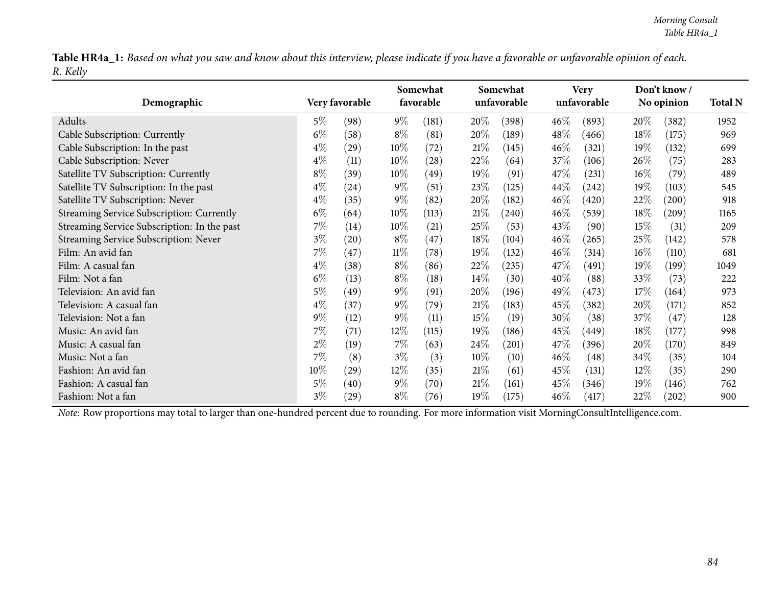**Table HR4a_1:** *Based on what you saw and know about this interview, please indicate if you have a favorable or unfavorable opinion of each. R. Kelly*

| Demographic | Very favorable | | Somewhat favorable | | Somewhat unfavorable | | Very unfavorable | | Don't know / No opinion | | Total N |
|---|---|---|---|---|---|---|---|---|---|---|---|
| Adults | 5% | (98) | 9% | (181) | 20% | (398) | 46% | (893) | 20% | (382) | 1952 |
| Cable Subscription: Currently | 6% | (58) | 8% | (81) | 20% | (189) | 48% | (466) | 18% | (175) | 969 |
| Cable Subscription: In the past | 4% | (29) | 10% | (72) | 21% | (145) | 46% | (321) | 19% | (132) | 699 |
| Cable Subscription: Never | 4% | (11) | 10% | (28) | 22% | (64) | 37% | (106) | 26% | (75) | 283 |
| Satellite TV Subscription: Currently | 8% | (39) | 10% | (49) | 19% | (91) | 47% | (231) | 16% | (79) | 489 |
| Satellite TV Subscription: In the past | 4% | (24) | 9% | (51) | 23% | (125) | 44% | (242) | 19% | (103) | 545 |
| Satellite TV Subscription: Never | 4% | (35) | 9% | (82) | 20% | (182) | 46% | (420) | 22% | (200) | 918 |
| Streaming Service Subscription: Currently | 6% | (64) | 10% | (113) | 21% | (240) | 46% | (539) | 18% | (209) | 1165 |
| Streaming Service Subscription: In the past | 7% | (14) | 10% | (21) | 25% | (53) | 43% | (90) | 15% | (31) | 209 |
| Streaming Service Subscription: Never | 3% | (20) | 8% | (47) | 18% | (104) | 46% | (265) | 25% | (142) | 578 |
| Film: An avid fan | 7% | (47) | 11% | (78) | 19% | (132) | 46% | (314) | 16% | (110) | 681 |
| Film: A casual fan | 4% | (38) | 8% | (86) | 22% | (235) | 47% | (491) | 19% | (199) | 1049 |
| Film: Not a fan | 6% | (13) | 8% | (18) | 14% | (30) | 40% | (88) | 33% | (73) | 222 |
| Television: An avid fan | 5% | (49) | 9% | (91) | 20% | (196) | 49% | (473) | 17% | (164) | 973 |
| Television: A casual fan | 4% | (37) | 9% | (79) | 21% | (183) | 45% | (382) | 20% | (171) | 852 |
| Television: Not a fan | 9% | (12) | 9% | (11) | 15% | (19) | 30% | (38) | 37% | (47) | 128 |
| Music: An avid fan | 7% | (71) | 12% | (115) | 19% | (186) | 45% | (449) | 18% | (177) | 998 |
| Music: A casual fan | 2% | (19) | 7% | (63) | 24% | (201) | 47% | (396) | 20% | (170) | 849 |
| Music: Not a fan | 7% | (8) | 3% | (3) | 10% | (10) | 46% | (48) | 34% | (35) | 104 |
| Fashion: An avid fan | 10% | (29) | 12% | (35) | 21% | (61) | 45% | (131) | 12% | (35) | 290 |
| Fashion: A casual fan | 5% | (40) | 9% | (70) | 21% | (161) | 45% | (346) | 19% | (146) | 762 |
| Fashion: Not a fan | 3% | (29) | 8% | (76) | 19% | (175) | 46% | (417) | 22% | (202) | 900 |

*Note:* Row proportions may total to larger than one-hundred percent due to rounding. For more information visit MorningConsultIntelligence.com.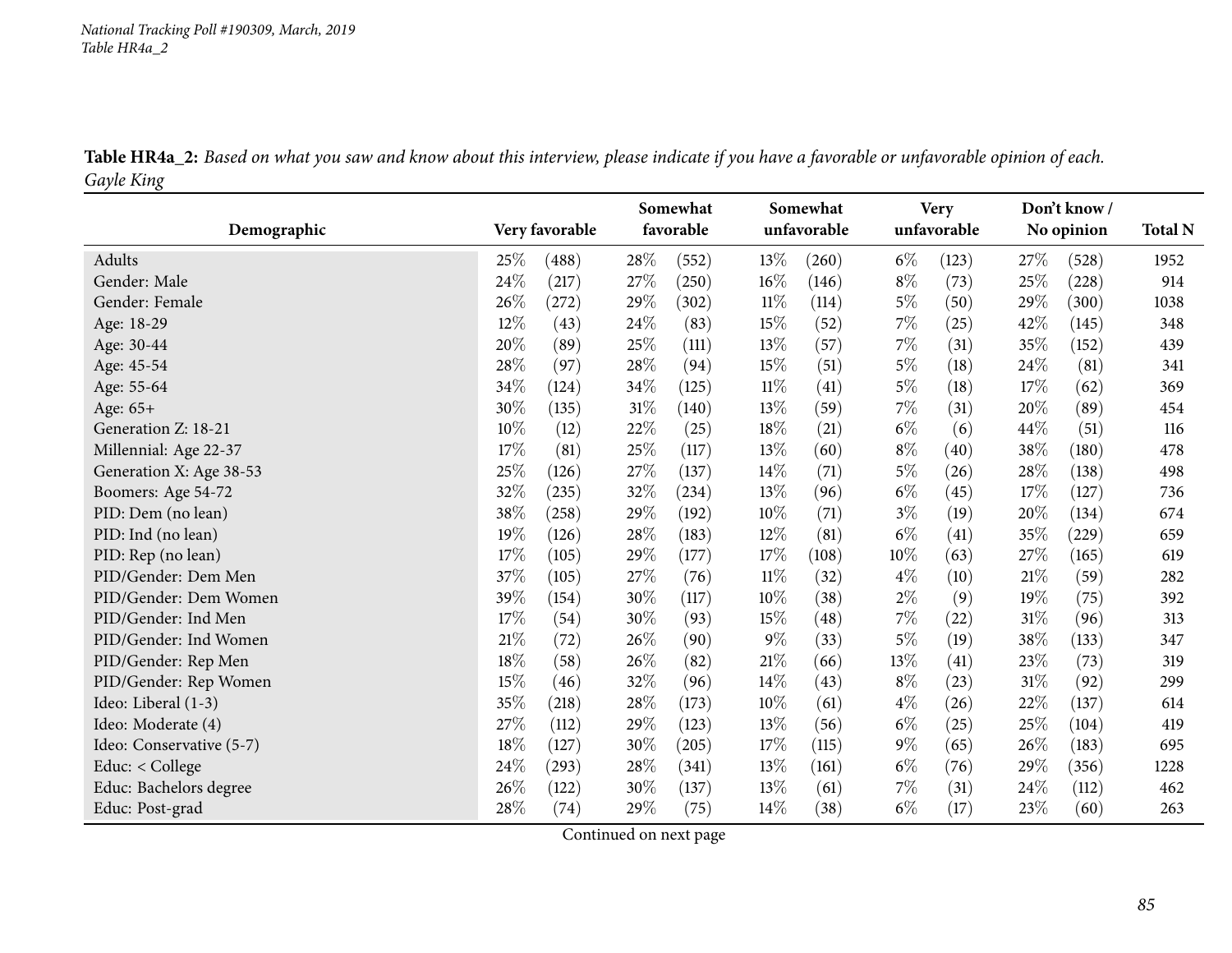**Table HR4a_2:** *Based on what you saw and know about this interview, please indicate if you have a favorable or unfavorable opinion of each.*
*Gayle King*

| Demographic | Very favorable | | Somewhat favorable | | Somewhat unfavorable | | Very unfavorable | | Don't know / No opinion | | Total N |
|---|---|---|---|---|---|---|---|---|---|---|---|
| Adults | 25% | (488) | 28% | (552) | 13% | (260) | 6% | (123) | 27% | (528) | 1952 |
| Gender: Male | 24% | (217) | 27% | (250) | 16% | (146) | 8% | (73) | 25% | (228) | 914 |
| Gender: Female | 26% | (272) | 29% | (302) | 11% | (114) | 5% | (50) | 29% | (300) | 1038 |
| Age: 18-29 | 12% | (43) | 24% | (83) | 15% | (52) | 7% | (25) | 42% | (145) | 348 |
| Age: 30-44 | 20% | (89) | 25% | (111) | 13% | (57) | 7% | (31) | 35% | (152) | 439 |
| Age: 45-54 | 28% | (97) | 28% | (94) | 15% | (51) | 5% | (18) | 24% | (81) | 341 |
| Age: 55-64 | 34% | (124) | 34% | (125) | 11% | (41) | 5% | (18) | 17% | (62) | 369 |
| Age: 65+ | 30% | (135) | 31% | (140) | 13% | (59) | 7% | (31) | 20% | (89) | 454 |
| Generation Z: 18-21 | 10% | (12) | 22% | (25) | 18% | (21) | 6% | (6) | 44% | (51) | 116 |
| Millennial: Age 22-37 | 17% | (81) | 25% | (117) | 13% | (60) | 8% | (40) | 38% | (180) | 478 |
| Generation X: Age 38-53 | 25% | (126) | 27% | (137) | 14% | (71) | 5% | (26) | 28% | (138) | 498 |
| Boomers: Age 54-72 | 32% | (235) | 32% | (234) | 13% | (96) | 6% | (45) | 17% | (127) | 736 |
| PID: Dem (no lean) | 38% | (258) | 29% | (192) | 10% | (71) | 3% | (19) | 20% | (134) | 674 |
| PID: Ind (no lean) | 19% | (126) | 28% | (183) | 12% | (81) | 6% | (41) | 35% | (229) | 659 |
| PID: Rep (no lean) | 17% | (105) | 29% | (177) | 17% | (108) | 10% | (63) | 27% | (165) | 619 |
| PID/Gender: Dem Men | 37% | (105) | 27% | (76) | 11% | (32) | 4% | (10) | 21% | (59) | 282 |
| PID/Gender: Dem Women | 39% | (154) | 30% | (117) | 10% | (38) | 2% | (9) | 19% | (75) | 392 |
| PID/Gender: Ind Men | 17% | (54) | 30% | (93) | 15% | (48) | 7% | (22) | 31% | (96) | 313 |
| PID/Gender: Ind Women | 21% | (72) | 26% | (90) | 9% | (33) | 5% | (19) | 38% | (133) | 347 |
| PID/Gender: Rep Men | 18% | (58) | 26% | (82) | 21% | (66) | 13% | (41) | 23% | (73) | 319 |
| PID/Gender: Rep Women | 15% | (46) | 32% | (96) | 14% | (43) | 8% | (23) | 31% | (92) | 299 |
| Ideo: Liberal (1-3) | 35% | (218) | 28% | (173) | 10% | (61) | 4% | (26) | 22% | (137) | 614 |
| Ideo: Moderate (4) | 27% | (112) | 29% | (123) | 13% | (56) | 6% | (25) | 25% | (104) | 419 |
| Ideo: Conservative (5-7) | 18% | (127) | 30% | (205) | 17% | (115) | 9% | (65) | 26% | (183) | 695 |
| Educ: < College | 24% | (293) | 28% | (341) | 13% | (161) | 6% | (76) | 29% | (356) | 1228 |
| Educ: Bachelors degree | 26% | (122) | 30% | (137) | 13% | (61) | 7% | (31) | 24% | (112) | 462 |
| Educ: Post-grad | 28% | (74) | 29% | (75) | 14% | (38) | 6% | (17) | 23% | (60) | 263 |

Continued on next page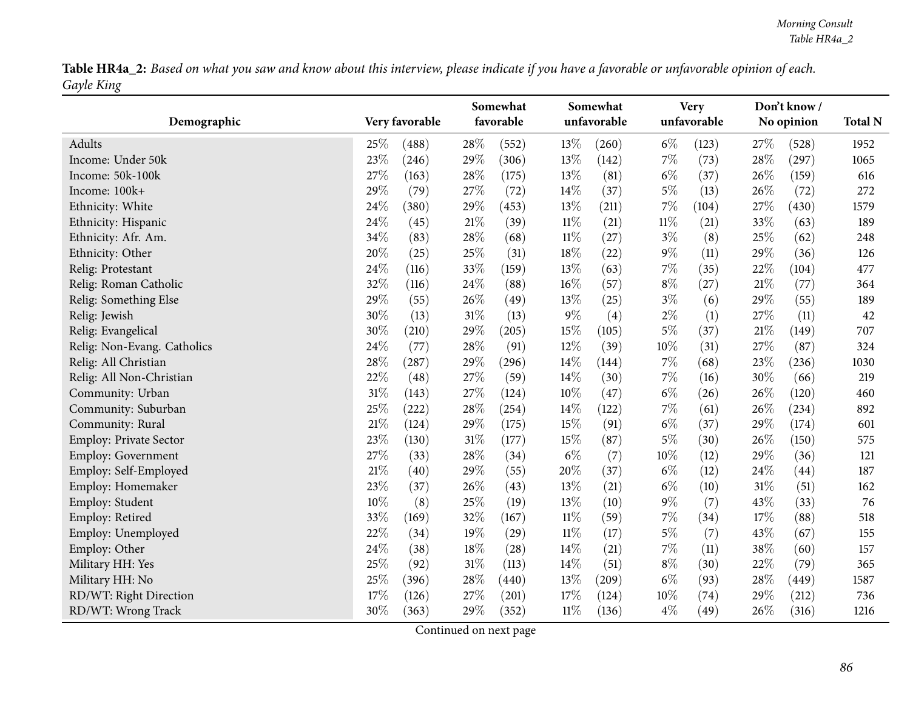**Table HR4a_2:** *Based on what you saw and know about this interview, please indicate if you have a favorable or unfavorable opinion of each. Gayle King*

| Demographic | Very favorable | | Somewhat favorable | | Somewhat unfavorable | | Very unfavorable | | Don't know / No opinion | | Total N |
|---|---|---|---|---|---|---|---|---|---|---|---|
| Adults | 25% | (488) | 28% | (552) | 13% | (260) | 6% | (123) | 27% | (528) | 1952 |
| Income: Under 50k | 23% | (246) | 29% | (306) | 13% | (142) | 7% | (73) | 28% | (297) | 1065 |
| Income: 50k-100k | 27% | (163) | 28% | (175) | 13% | (81) | 6% | (37) | 26% | (159) | 616 |
| Income: 100k+ | 29% | (79) | 27% | (72) | 14% | (37) | 5% | (13) | 26% | (72) | 272 |
| Ethnicity: White | 24% | (380) | 29% | (453) | 13% | (211) | 7% | (104) | 27% | (430) | 1579 |
| Ethnicity: Hispanic | 24% | (45) | 21% | (39) | 11% | (21) | 11% | (21) | 33% | (63) | 189 |
| Ethnicity: Afr. Am. | 34% | (83) | 28% | (68) | 11% | (27) | 3% | (8) | 25% | (62) | 248 |
| Ethnicity: Other | 20% | (25) | 25% | (31) | 18% | (22) | 9% | (11) | 29% | (36) | 126 |
| Relig: Protestant | 24% | (116) | 33% | (159) | 13% | (63) | 7% | (35) | 22% | (104) | 477 |
| Relig: Roman Catholic | 32% | (116) | 24% | (88) | 16% | (57) | 8% | (27) | 21% | (77) | 364 |
| Relig: Something Else | 29% | (55) | 26% | (49) | 13% | (25) | 3% | (6) | 29% | (55) | 189 |
| Relig: Jewish | 30% | (13) | 31% | (13) | 9% | (4) | 2% | (1) | 27% | (11) | 42 |
| Relig: Evangelical | 30% | (210) | 29% | (205) | 15% | (105) | 5% | (37) | 21% | (149) | 707 |
| Relig: Non-Evang. Catholics | 24% | (77) | 28% | (91) | 12% | (39) | 10% | (31) | 27% | (87) | 324 |
| Relig: All Christian | 28% | (287) | 29% | (296) | 14% | (144) | 7% | (68) | 23% | (236) | 1030 |
| Relig: All Non-Christian | 22% | (48) | 27% | (59) | 14% | (30) | 7% | (16) | 30% | (66) | 219 |
| Community: Urban | 31% | (143) | 27% | (124) | 10% | (47) | 6% | (26) | 26% | (120) | 460 |
| Community: Suburban | 25% | (222) | 28% | (254) | 14% | (122) | 7% | (61) | 26% | (234) | 892 |
| Community: Rural | 21% | (124) | 29% | (175) | 15% | (91) | 6% | (37) | 29% | (174) | 601 |
| Employ: Private Sector | 23% | (130) | 31% | (177) | 15% | (87) | 5% | (30) | 26% | (150) | 575 |
| Employ: Government | 27% | (33) | 28% | (34) | 6% | (7) | 10% | (12) | 29% | (36) | 121 |
| Employ: Self-Employed | 21% | (40) | 29% | (55) | 20% | (37) | 6% | (12) | 24% | (44) | 187 |
| Employ: Homemaker | 23% | (37) | 26% | (43) | 13% | (21) | 6% | (10) | 31% | (51) | 162 |
| Employ: Student | 10% | (8) | 25% | (19) | 13% | (10) | 9% | (7) | 43% | (33) | 76 |
| Employ: Retired | 33% | (169) | 32% | (167) | 11% | (59) | 7% | (34) | 17% | (88) | 518 |
| Employ: Unemployed | 22% | (34) | 19% | (29) | 11% | (17) | 5% | (7) | 43% | (67) | 155 |
| Employ: Other | 24% | (38) | 18% | (28) | 14% | (21) | 7% | (11) | 38% | (60) | 157 |
| Military HH: Yes | 25% | (92) | 31% | (113) | 14% | (51) | 8% | (30) | 22% | (79) | 365 |
| Military HH: No | 25% | (396) | 28% | (440) | 13% | (209) | 6% | (93) | 28% | (449) | 1587 |
| RD/WT: Right Direction | 17% | (126) | 27% | (201) | 17% | (124) | 10% | (74) | 29% | (212) | 736 |
| RD/WT: Wrong Track | 30% | (363) | 29% | (352) | 11% | (136) | 4% | (49) | 26% | (316) | 1216 |

Continued on next page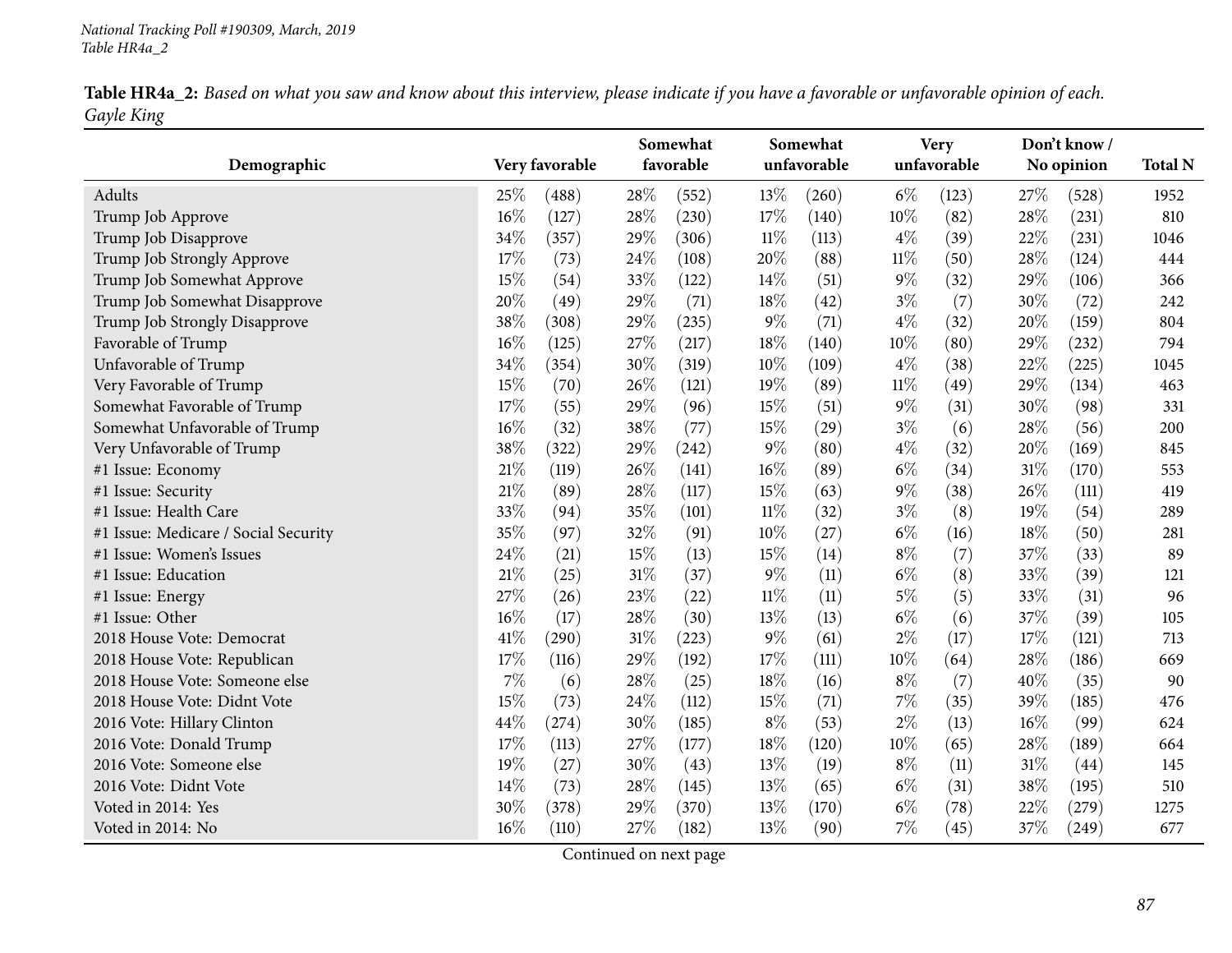**Table HR4a_2:** *Based on what you saw and know about this interview, please indicate if you have a favorable or unfavorable opinion of each. Gayle King*

| Demographic | Very favorable | | Somewhat favorable | | Somewhat unfavorable | | Very unfavorable | | Don't know / No opinion | | Total N |
|---|---|---|---|---|---|---|---|---|---|---|---|
| Adults | 25% | (488) | 28% | (552) | 13% | (260) | 6% | (123) | 27% | (528) | 1952 |
| Trump Job Approve | 16% | (127) | 28% | (230) | 17% | (140) | 10% | (82) | 28% | (231) | 810 |
| Trump Job Disapprove | 34% | (357) | 29% | (306) | 11% | (113) | 4% | (39) | 22% | (231) | 1046 |
| Trump Job Strongly Approve | 17% | (73) | 24% | (108) | 20% | (88) | 11% | (50) | 28% | (124) | 444 |
| Trump Job Somewhat Approve | 15% | (54) | 33% | (122) | 14% | (51) | 9% | (32) | 29% | (106) | 366 |
| Trump Job Somewhat Disapprove | 20% | (49) | 29% | (71) | 18% | (42) | 3% | (7) | 30% | (72) | 242 |
| Trump Job Strongly Disapprove | 38% | (308) | 29% | (235) | 9% | (71) | 4% | (32) | 20% | (159) | 804 |
| Favorable of Trump | 16% | (125) | 27% | (217) | 18% | (140) | 10% | (80) | 29% | (232) | 794 |
| Unfavorable of Trump | 34% | (354) | 30% | (319) | 10% | (109) | 4% | (38) | 22% | (225) | 1045 |
| Very Favorable of Trump | 15% | (70) | 26% | (121) | 19% | (89) | 11% | (49) | 29% | (134) | 463 |
| Somewhat Favorable of Trump | 17% | (55) | 29% | (96) | 15% | (51) | 9% | (31) | 30% | (98) | 331 |
| Somewhat Unfavorable of Trump | 16% | (32) | 38% | (77) | 15% | (29) | 3% | (6) | 28% | (56) | 200 |
| Very Unfavorable of Trump | 38% | (322) | 29% | (242) | 9% | (80) | 4% | (32) | 20% | (169) | 845 |
| #1 Issue: Economy | 21% | (119) | 26% | (141) | 16% | (89) | 6% | (34) | 31% | (170) | 553 |
| #1 Issue: Security | 21% | (89) | 28% | (117) | 15% | (63) | 9% | (38) | 26% | (111) | 419 |
| #1 Issue: Health Care | 33% | (94) | 35% | (101) | 11% | (32) | 3% | (8) | 19% | (54) | 289 |
| #1 Issue: Medicare / Social Security | 35% | (97) | 32% | (91) | 10% | (27) | 6% | (16) | 18% | (50) | 281 |
| #1 Issue: Women's Issues | 24% | (21) | 15% | (13) | 15% | (14) | 8% | (7) | 37% | (33) | 89 |
| #1 Issue: Education | 21% | (25) | 31% | (37) | 9% | (11) | 6% | (8) | 33% | (39) | 121 |
| #1 Issue: Energy | 27% | (26) | 23% | (22) | 11% | (11) | 5% | (5) | 33% | (31) | 96 |
| #1 Issue: Other | 16% | (17) | 28% | (30) | 13% | (13) | 6% | (6) | 37% | (39) | 105 |
| 2018 House Vote: Democrat | 41% | (290) | 31% | (223) | 9% | (61) | 2% | (17) | 17% | (121) | 713 |
| 2018 House Vote: Republican | 17% | (116) | 29% | (192) | 17% | (111) | 10% | (64) | 28% | (186) | 669 |
| 2018 House Vote: Someone else | 7% | (6) | 28% | (25) | 18% | (16) | 8% | (7) | 40% | (35) | 90 |
| 2018 House Vote: Didnt Vote | 15% | (73) | 24% | (112) | 15% | (71) | 7% | (35) | 39% | (185) | 476 |
| 2016 Vote: Hillary Clinton | 44% | (274) | 30% | (185) | 8% | (53) | 2% | (13) | 16% | (99) | 624 |
| 2016 Vote: Donald Trump | 17% | (113) | 27% | (177) | 18% | (120) | 10% | (65) | 28% | (189) | 664 |
| 2016 Vote: Someone else | 19% | (27) | 30% | (43) | 13% | (19) | 8% | (11) | 31% | (44) | 145 |
| 2016 Vote: Didnt Vote | 14% | (73) | 28% | (145) | 13% | (65) | 6% | (31) | 38% | (195) | 510 |
| Voted in 2014: Yes | 30% | (378) | 29% | (370) | 13% | (170) | 6% | (78) | 22% | (279) | 1275 |
| Voted in 2014: No | 16% | (110) | 27% | (182) | 13% | (90) | 7% | (45) | 37% | (249) | 677 |

Continued on next page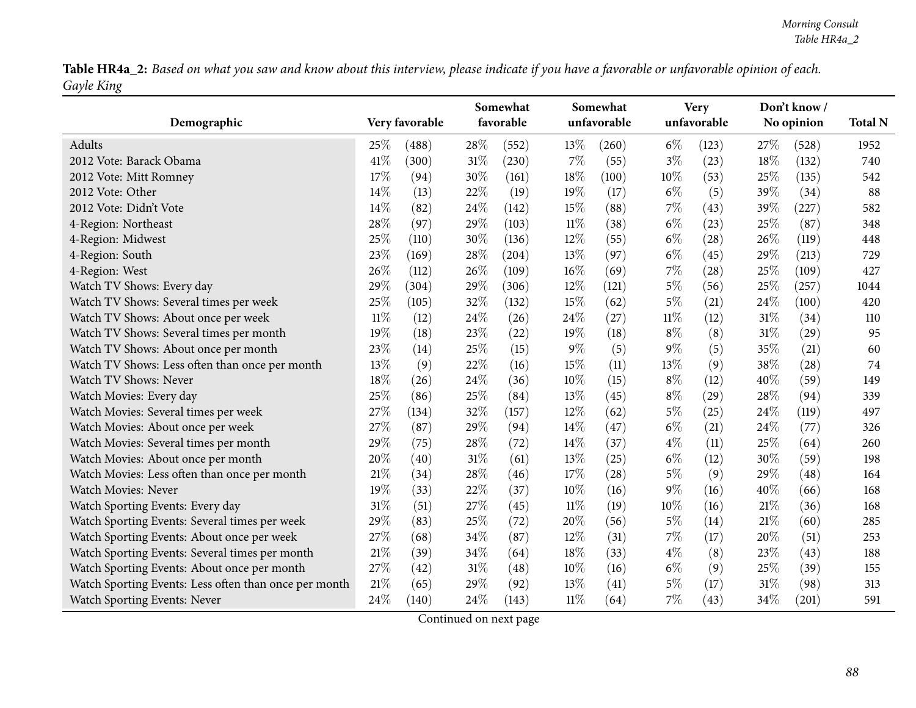**Table HR4a_2:** *Based on what you saw and know about this interview, please indicate if you have a favorable or unfavorable opinion of each. Gayle King*

| Demographic | Very favorable | | Somewhat favorable | | Somewhat unfavorable | | Very unfavorable | | Don't know / No opinion | | Total N |
|---|---|---|---|---|---|---|---|---|---|---|---|
| Adults | 25% | (488) | 28% | (552) | 13% | (260) | 6% | (123) | 27% | (528) | 1952 |
| 2012 Vote: Barack Obama | 41% | (300) | 31% | (230) | 7% | (55) | 3% | (23) | 18% | (132) | 740 |
| 2012 Vote: Mitt Romney | 17% | (94) | 30% | (161) | 18% | (100) | 10% | (53) | 25% | (135) | 542 |
| 2012 Vote: Other | 14% | (13) | 22% | (19) | 19% | (17) | 6% | (5) | 39% | (34) | 88 |
| 2012 Vote: Didn't Vote | 14% | (82) | 24% | (142) | 15% | (88) | 7% | (43) | 39% | (227) | 582 |
| 4-Region: Northeast | 28% | (97) | 29% | (103) | 11% | (38) | 6% | (23) | 25% | (87) | 348 |
| 4-Region: Midwest | 25% | (110) | 30% | (136) | 12% | (55) | 6% | (28) | 26% | (119) | 448 |
| 4-Region: South | 23% | (169) | 28% | (204) | 13% | (97) | 6% | (45) | 29% | (213) | 729 |
| 4-Region: West | 26% | (112) | 26% | (109) | 16% | (69) | 7% | (28) | 25% | (109) | 427 |
| Watch TV Shows: Every day | 29% | (304) | 29% | (306) | 12% | (121) | 5% | (56) | 25% | (257) | 1044 |
| Watch TV Shows: Several times per week | 25% | (105) | 32% | (132) | 15% | (62) | 5% | (21) | 24% | (100) | 420 |
| Watch TV Shows: About once per week | 11% | (12) | 24% | (26) | 24% | (27) | 11% | (12) | 31% | (34) | 110 |
| Watch TV Shows: Several times per month | 19% | (18) | 23% | (22) | 19% | (18) | 8% | (8) | 31% | (29) | 95 |
| Watch TV Shows: About once per month | 23% | (14) | 25% | (15) | 9% | (5) | 9% | (5) | 35% | (21) | 60 |
| Watch TV Shows: Less often than once per month | 13% | (9) | 22% | (16) | 15% | (11) | 13% | (9) | 38% | (28) | 74 |
| Watch TV Shows: Never | 18% | (26) | 24% | (36) | 10% | (15) | 8% | (12) | 40% | (59) | 149 |
| Watch Movies: Every day | 25% | (86) | 25% | (84) | 13% | (45) | 8% | (29) | 28% | (94) | 339 |
| Watch Movies: Several times per week | 27% | (134) | 32% | (157) | 12% | (62) | 5% | (25) | 24% | (119) | 497 |
| Watch Movies: About once per week | 27% | (87) | 29% | (94) | 14% | (47) | 6% | (21) | 24% | (77) | 326 |
| Watch Movies: Several times per month | 29% | (75) | 28% | (72) | 14% | (37) | 4% | (11) | 25% | (64) | 260 |
| Watch Movies: About once per month | 20% | (40) | 31% | (61) | 13% | (25) | 6% | (12) | 30% | (59) | 198 |
| Watch Movies: Less often than once per month | 21% | (34) | 28% | (46) | 17% | (28) | 5% | (9) | 29% | (48) | 164 |
| Watch Movies: Never | 19% | (33) | 22% | (37) | 10% | (16) | 9% | (16) | 40% | (66) | 168 |
| Watch Sporting Events: Every day | 31% | (51) | 27% | (45) | 11% | (19) | 10% | (16) | 21% | (36) | 168 |
| Watch Sporting Events: Several times per week | 29% | (83) | 25% | (72) | 20% | (56) | 5% | (14) | 21% | (60) | 285 |
| Watch Sporting Events: About once per week | 27% | (68) | 34% | (87) | 12% | (31) | 7% | (17) | 20% | (51) | 253 |
| Watch Sporting Events: Several times per month | 21% | (39) | 34% | (64) | 18% | (33) | 4% | (8) | 23% | (43) | 188 |
| Watch Sporting Events: About once per month | 27% | (42) | 31% | (48) | 10% | (16) | 6% | (9) | 25% | (39) | 155 |
| Watch Sporting Events: Less often than once per month | 21% | (65) | 29% | (92) | 13% | (41) | 5% | (17) | 31% | (98) | 313 |
| Watch Sporting Events: Never | 24% | (140) | 24% | (143) | 11% | (64) | 7% | (43) | 34% | (201) | 591 |

Continued on next page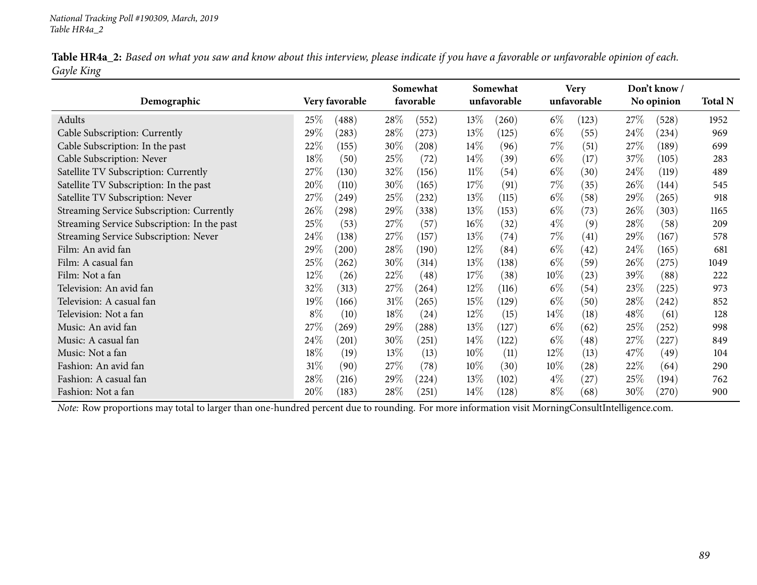National Tracking Poll #190309, March, 2019
Table HR4a_2

**Table HR4a_2:** *Based on what you saw and know about this interview, please indicate if you have a favorable or unfavorable opinion of each. Gayle King*

| Demographic | Very favorable | | Somewhat favorable | | Somewhat unfavorable | | Very unfavorable | | Don't know / No opinion | | Total N |
|---|---|---|---|---|---|---|---|---|---|---|---|
| Adults | 25% | (488) | 28% | (552) | 13% | (260) | 6% | (123) | 27% | (528) | 1952 |
| Cable Subscription: Currently | 29% | (283) | 28% | (273) | 13% | (125) | 6% | (55) | 24% | (234) | 969 |
| Cable Subscription: In the past | 22% | (155) | 30% | (208) | 14% | (96) | 7% | (51) | 27% | (189) | 699 |
| Cable Subscription: Never | 18% | (50) | 25% | (72) | 14% | (39) | 6% | (17) | 37% | (105) | 283 |
| Satellite TV Subscription: Currently | 27% | (130) | 32% | (156) | 11% | (54) | 6% | (30) | 24% | (119) | 489 |
| Satellite TV Subscription: In the past | 20% | (110) | 30% | (165) | 17% | (91) | 7% | (35) | 26% | (144) | 545 |
| Satellite TV Subscription: Never | 27% | (249) | 25% | (232) | 13% | (115) | 6% | (58) | 29% | (265) | 918 |
| Streaming Service Subscription: Currently | 26% | (298) | 29% | (338) | 13% | (153) | 6% | (73) | 26% | (303) | 1165 |
| Streaming Service Subscription: In the past | 25% | (53) | 27% | (57) | 16% | (32) | 4% | (9) | 28% | (58) | 209 |
| Streaming Service Subscription: Never | 24% | (138) | 27% | (157) | 13% | (74) | 7% | (41) | 29% | (167) | 578 |
| Film: An avid fan | 29% | (200) | 28% | (190) | 12% | (84) | 6% | (42) | 24% | (165) | 681 |
| Film: A casual fan | 25% | (262) | 30% | (314) | 13% | (138) | 6% | (59) | 26% | (275) | 1049 |
| Film: Not a fan | 12% | (26) | 22% | (48) | 17% | (38) | 10% | (23) | 39% | (88) | 222 |
| Television: An avid fan | 32% | (313) | 27% | (264) | 12% | (116) | 6% | (54) | 23% | (225) | 973 |
| Television: A casual fan | 19% | (166) | 31% | (265) | 15% | (129) | 6% | (50) | 28% | (242) | 852 |
| Television: Not a fan | 8% | (10) | 18% | (24) | 12% | (15) | 14% | (18) | 48% | (61) | 128 |
| Music: An avid fan | 27% | (269) | 29% | (288) | 13% | (127) | 6% | (62) | 25% | (252) | 998 |
| Music: A casual fan | 24% | (201) | 30% | (251) | 14% | (122) | 6% | (48) | 27% | (227) | 849 |
| Music: Not a fan | 18% | (19) | 13% | (13) | 10% | (11) | 12% | (13) | 47% | (49) | 104 |
| Fashion: An avid fan | 31% | (90) | 27% | (78) | 10% | (30) | 10% | (28) | 22% | (64) | 290 |
| Fashion: A casual fan | 28% | (216) | 29% | (224) | 13% | (102) | 4% | (27) | 25% | (194) | 762 |
| Fashion: Not a fan | 20% | (183) | 28% | (251) | 14% | (128) | 8% | (68) | 30% | (270) | 900 |

*Note:* Row proportions may total to larger than one-hundred percent due to rounding. For more information visit MorningConsultIntelligence.com.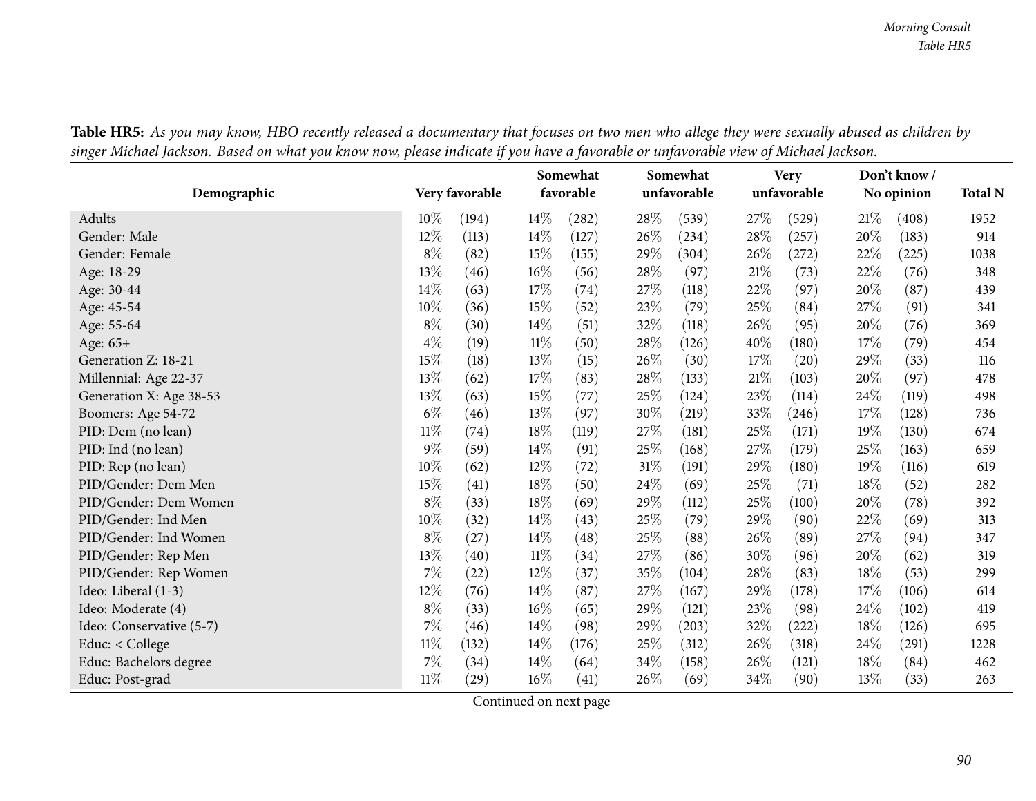**Table HR5:** *As you may know, HBO recently released a documentary that focuses on two men who allege they were sexually abused as children by singer Michael Jackson. Based on what you know now, please indicate if you have a favorable or unfavorable view of Michael Jackson.*

| Demographic | Very favorable | | Somewhat favorable | | Somewhat unfavorable | | Very unfavorable | | Don't know / No opinion | | Total N |
|---|---|---|---|---|---|---|---|---|---|---|---|
| Adults | 10% | (194) | 14% | (282) | 28% | (539) | 27% | (529) | 21% | (408) | 1952 |
| Gender: Male | 12% | (113) | 14% | (127) | 26% | (234) | 28% | (257) | 20% | (183) | 914 |
| Gender: Female | 8% | (82) | 15% | (155) | 29% | (304) | 26% | (272) | 22% | (225) | 1038 |
| Age: 18-29 | 13% | (46) | 16% | (56) | 28% | (97) | 21% | (73) | 22% | (76) | 348 |
| Age: 30-44 | 14% | (63) | 17% | (74) | 27% | (118) | 22% | (97) | 20% | (87) | 439 |
| Age: 45-54 | 10% | (36) | 15% | (52) | 23% | (79) | 25% | (84) | 27% | (91) | 341 |
| Age: 55-64 | 8% | (30) | 14% | (51) | 32% | (118) | 26% | (95) | 20% | (76) | 369 |
| Age: 65+ | 4% | (19) | 11% | (50) | 28% | (126) | 40% | (180) | 17% | (79) | 454 |
| Generation Z: 18-21 | 15% | (18) | 13% | (15) | 26% | (30) | 17% | (20) | 29% | (33) | 116 |
| Millennial: Age 22-37 | 13% | (62) | 17% | (83) | 28% | (133) | 21% | (103) | 20% | (97) | 478 |
| Generation X: Age 38-53 | 13% | (63) | 15% | (77) | 25% | (124) | 23% | (114) | 24% | (119) | 498 |
| Boomers: Age 54-72 | 6% | (46) | 13% | (97) | 30% | (219) | 33% | (246) | 17% | (128) | 736 |
| PID: Dem (no lean) | 11% | (74) | 18% | (119) | 27% | (181) | 25% | (171) | 19% | (130) | 674 |
| PID: Ind (no lean) | 9% | (59) | 14% | (91) | 25% | (168) | 27% | (179) | 25% | (163) | 659 |
| PID: Rep (no lean) | 10% | (62) | 12% | (72) | 31% | (191) | 29% | (180) | 19% | (116) | 619 |
| PID/Gender: Dem Men | 15% | (41) | 18% | (50) | 24% | (69) | 25% | (71) | 18% | (52) | 282 |
| PID/Gender: Dem Women | 8% | (33) | 18% | (69) | 29% | (112) | 25% | (100) | 20% | (78) | 392 |
| PID/Gender: Ind Men | 10% | (32) | 14% | (43) | 25% | (79) | 29% | (90) | 22% | (69) | 313 |
| PID/Gender: Ind Women | 8% | (27) | 14% | (48) | 25% | (88) | 26% | (89) | 27% | (94) | 347 |
| PID/Gender: Rep Men | 13% | (40) | 11% | (34) | 27% | (86) | 30% | (96) | 20% | (62) | 319 |
| PID/Gender: Rep Women | 7% | (22) | 12% | (37) | 35% | (104) | 28% | (83) | 18% | (53) | 299 |
| Ideo: Liberal (1-3) | 12% | (76) | 14% | (87) | 27% | (167) | 29% | (178) | 17% | (106) | 614 |
| Ideo: Moderate (4) | 8% | (33) | 16% | (65) | 29% | (121) | 23% | (98) | 24% | (102) | 419 |
| Ideo: Conservative (5-7) | 7% | (46) | 14% | (98) | 29% | (203) | 32% | (222) | 18% | (126) | 695 |
| Educ: < College | 11% | (132) | 14% | (176) | 25% | (312) | 26% | (318) | 24% | (291) | 1228 |
| Educ: Bachelors degree | 7% | (34) | 14% | (64) | 34% | (158) | 26% | (121) | 18% | (84) | 462 |
| Educ: Post-grad | 11% | (29) | 16% | (41) | 26% | (69) | 34% | (90) | 13% | (33) | 263 |

Continued on next page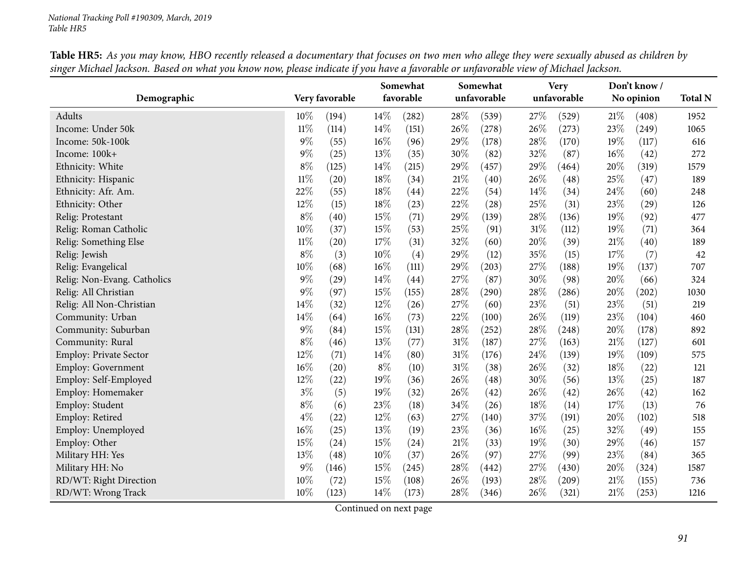*National Tracking Poll #190309, March, 2019*
*Table HR5*

**Table HR5:** *As you may know, HBO recently released a documentary that focuses on two men who allege they were sexually abused as children by singer Michael Jackson. Based on what you know now, please indicate if you have a favorable or unfavorable view of Michael Jackson.*

| Demographic | Very favorable | | Somewhat favorable | | Somewhat unfavorable | | Very unfavorable | | Don't know / No opinion | | Total N |
|---|---|---|---|---|---|---|---|---|---|---|---|
| Adults | 10% | (194) | 14% | (282) | 28% | (539) | 27% | (529) | 21% | (408) | 1952 |
| Income: Under 50k | 11% | (114) | 14% | (151) | 26% | (278) | 26% | (273) | 23% | (249) | 1065 |
| Income: 50k-100k | 9% | (55) | 16% | (96) | 29% | (178) | 28% | (170) | 19% | (117) | 616 |
| Income: 100k+ | 9% | (25) | 13% | (35) | 30% | (82) | 32% | (87) | 16% | (42) | 272 |
| Ethnicity: White | 8% | (125) | 14% | (215) | 29% | (457) | 29% | (464) | 20% | (319) | 1579 |
| Ethnicity: Hispanic | 11% | (20) | 18% | (34) | 21% | (40) | 26% | (48) | 25% | (47) | 189 |
| Ethnicity: Afr. Am. | 22% | (55) | 18% | (44) | 22% | (54) | 14% | (34) | 24% | (60) | 248 |
| Ethnicity: Other | 12% | (15) | 18% | (23) | 22% | (28) | 25% | (31) | 23% | (29) | 126 |
| Relig: Protestant | 8% | (40) | 15% | (71) | 29% | (139) | 28% | (136) | 19% | (92) | 477 |
| Relig: Roman Catholic | 10% | (37) | 15% | (53) | 25% | (91) | 31% | (112) | 19% | (71) | 364 |
| Relig: Something Else | 11% | (20) | 17% | (31) | 32% | (60) | 20% | (39) | 21% | (40) | 189 |
| Relig: Jewish | 8% | (3) | 10% | (4) | 29% | (12) | 35% | (15) | 17% | (7) | 42 |
| Relig: Evangelical | 10% | (68) | 16% | (111) | 29% | (203) | 27% | (188) | 19% | (137) | 707 |
| Relig: Non-Evang. Catholics | 9% | (29) | 14% | (44) | 27% | (87) | 30% | (98) | 20% | (66) | 324 |
| Relig: All Christian | 9% | (97) | 15% | (155) | 28% | (290) | 28% | (286) | 20% | (202) | 1030 |
| Relig: All Non-Christian | 14% | (32) | 12% | (26) | 27% | (60) | 23% | (51) | 23% | (51) | 219 |
| Community: Urban | 14% | (64) | 16% | (73) | 22% | (100) | 26% | (119) | 23% | (104) | 460 |
| Community: Suburban | 9% | (84) | 15% | (131) | 28% | (252) | 28% | (248) | 20% | (178) | 892 |
| Community: Rural | 8% | (46) | 13% | (77) | 31% | (187) | 27% | (163) | 21% | (127) | 601 |
| Employ: Private Sector | 12% | (71) | 14% | (80) | 31% | (176) | 24% | (139) | 19% | (109) | 575 |
| Employ: Government | 16% | (20) | 8% | (10) | 31% | (38) | 26% | (32) | 18% | (22) | 121 |
| Employ: Self-Employed | 12% | (22) | 19% | (36) | 26% | (48) | 30% | (56) | 13% | (25) | 187 |
| Employ: Homemaker | 3% | (5) | 19% | (32) | 26% | (42) | 26% | (42) | 26% | (42) | 162 |
| Employ: Student | 8% | (6) | 23% | (18) | 34% | (26) | 18% | (14) | 17% | (13) | 76 |
| Employ: Retired | 4% | (22) | 12% | (63) | 27% | (140) | 37% | (191) | 20% | (102) | 518 |
| Employ: Unemployed | 16% | (25) | 13% | (19) | 23% | (36) | 16% | (25) | 32% | (49) | 155 |
| Employ: Other | 15% | (24) | 15% | (24) | 21% | (33) | 19% | (30) | 29% | (46) | 157 |
| Military HH: Yes | 13% | (48) | 10% | (37) | 26% | (97) | 27% | (99) | 23% | (84) | 365 |
| Military HH: No | 9% | (146) | 15% | (245) | 28% | (442) | 27% | (430) | 20% | (324) | 1587 |
| RD/WT: Right Direction | 10% | (72) | 15% | (108) | 26% | (193) | 28% | (209) | 21% | (155) | 736 |
| RD/WT: Wrong Track | 10% | (123) | 14% | (173) | 28% | (346) | 26% | (321) | 21% | (253) | 1216 |

Continued on next page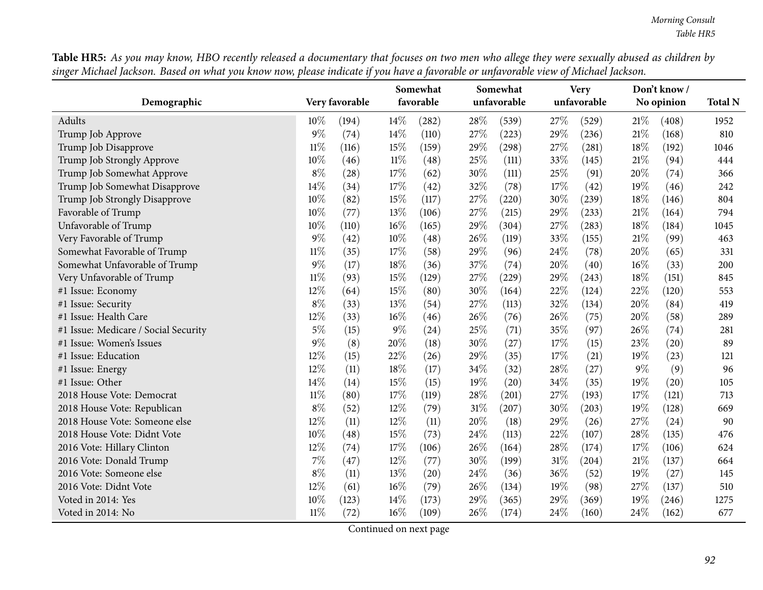**Table HR5:** *As you may know, HBO recently released a documentary that focuses on two men who allege they were sexually abused as children by singer Michael Jackson. Based on what you know now, please indicate if you have a favorable or unfavorable view of Michael Jackson.*

| Demographic | Very favorable | | Somewhat favorable | | Somewhat unfavorable | | Very unfavorable | | Don't know / No opinion | | Total N |
|---|---|---|---|---|---|---|---|---|---|---|---|
| Adults | 10% | (194) | 14% | (282) | 28% | (539) | 27% | (529) | 21% | (408) | 1952 |
| Trump Job Approve | 9% | (74) | 14% | (110) | 27% | (223) | 29% | (236) | 21% | (168) | 810 |
| Trump Job Disapprove | 11% | (116) | 15% | (159) | 29% | (298) | 27% | (281) | 18% | (192) | 1046 |
| Trump Job Strongly Approve | 10% | (46) | 11% | (48) | 25% | (111) | 33% | (145) | 21% | (94) | 444 |
| Trump Job Somewhat Approve | 8% | (28) | 17% | (62) | 30% | (111) | 25% | (91) | 20% | (74) | 366 |
| Trump Job Somewhat Disapprove | 14% | (34) | 17% | (42) | 32% | (78) | 17% | (42) | 19% | (46) | 242 |
| Trump Job Strongly Disapprove | 10% | (82) | 15% | (117) | 27% | (220) | 30% | (239) | 18% | (146) | 804 |
| Favorable of Trump | 10% | (77) | 13% | (106) | 27% | (215) | 29% | (233) | 21% | (164) | 794 |
| Unfavorable of Trump | 10% | (110) | 16% | (165) | 29% | (304) | 27% | (283) | 18% | (184) | 1045 |
| Very Favorable of Trump | 9% | (42) | 10% | (48) | 26% | (119) | 33% | (155) | 21% | (99) | 463 |
| Somewhat Favorable of Trump | 11% | (35) | 17% | (58) | 29% | (96) | 24% | (78) | 20% | (65) | 331 |
| Somewhat Unfavorable of Trump | 9% | (17) | 18% | (36) | 37% | (74) | 20% | (40) | 16% | (33) | 200 |
| Very Unfavorable of Trump | 11% | (93) | 15% | (129) | 27% | (229) | 29% | (243) | 18% | (151) | 845 |
| #1 Issue: Economy | 12% | (64) | 15% | (80) | 30% | (164) | 22% | (124) | 22% | (120) | 553 |
| #1 Issue: Security | 8% | (33) | 13% | (54) | 27% | (113) | 32% | (134) | 20% | (84) | 419 |
| #1 Issue: Health Care | 12% | (33) | 16% | (46) | 26% | (76) | 26% | (75) | 20% | (58) | 289 |
| #1 Issue: Medicare / Social Security | 5% | (15) | 9% | (24) | 25% | (71) | 35% | (97) | 26% | (74) | 281 |
| #1 Issue: Women's Issues | 9% | (8) | 20% | (18) | 30% | (27) | 17% | (15) | 23% | (20) | 89 |
| #1 Issue: Education | 12% | (15) | 22% | (26) | 29% | (35) | 17% | (21) | 19% | (23) | 121 |
| #1 Issue: Energy | 12% | (11) | 18% | (17) | 34% | (32) | 28% | (27) | 9% | (9) | 96 |
| #1 Issue: Other | 14% | (14) | 15% | (15) | 19% | (20) | 34% | (35) | 19% | (20) | 105 |
| 2018 House Vote: Democrat | 11% | (80) | 17% | (119) | 28% | (201) | 27% | (193) | 17% | (121) | 713 |
| 2018 House Vote: Republican | 8% | (52) | 12% | (79) | 31% | (207) | 30% | (203) | 19% | (128) | 669 |
| 2018 House Vote: Someone else | 12% | (11) | 12% | (11) | 20% | (18) | 29% | (26) | 27% | (24) | 90 |
| 2018 House Vote: Didnt Vote | 10% | (48) | 15% | (73) | 24% | (113) | 22% | (107) | 28% | (135) | 476 |
| 2016 Vote: Hillary Clinton | 12% | (74) | 17% | (106) | 26% | (164) | 28% | (174) | 17% | (106) | 624 |
| 2016 Vote: Donald Trump | 7% | (47) | 12% | (77) | 30% | (199) | 31% | (204) | 21% | (137) | 664 |
| 2016 Vote: Someone else | 8% | (11) | 13% | (20) | 24% | (36) | 36% | (52) | 19% | (27) | 145 |
| 2016 Vote: Didnt Vote | 12% | (61) | 16% | (79) | 26% | (134) | 19% | (98) | 27% | (137) | 510 |
| Voted in 2014: Yes | 10% | (123) | 14% | (173) | 29% | (365) | 29% | (369) | 19% | (246) | 1275 |
| Voted in 2014: No | 11% | (72) | 16% | (109) | 26% | (174) | 24% | (160) | 24% | (162) | 677 |

Continued on next page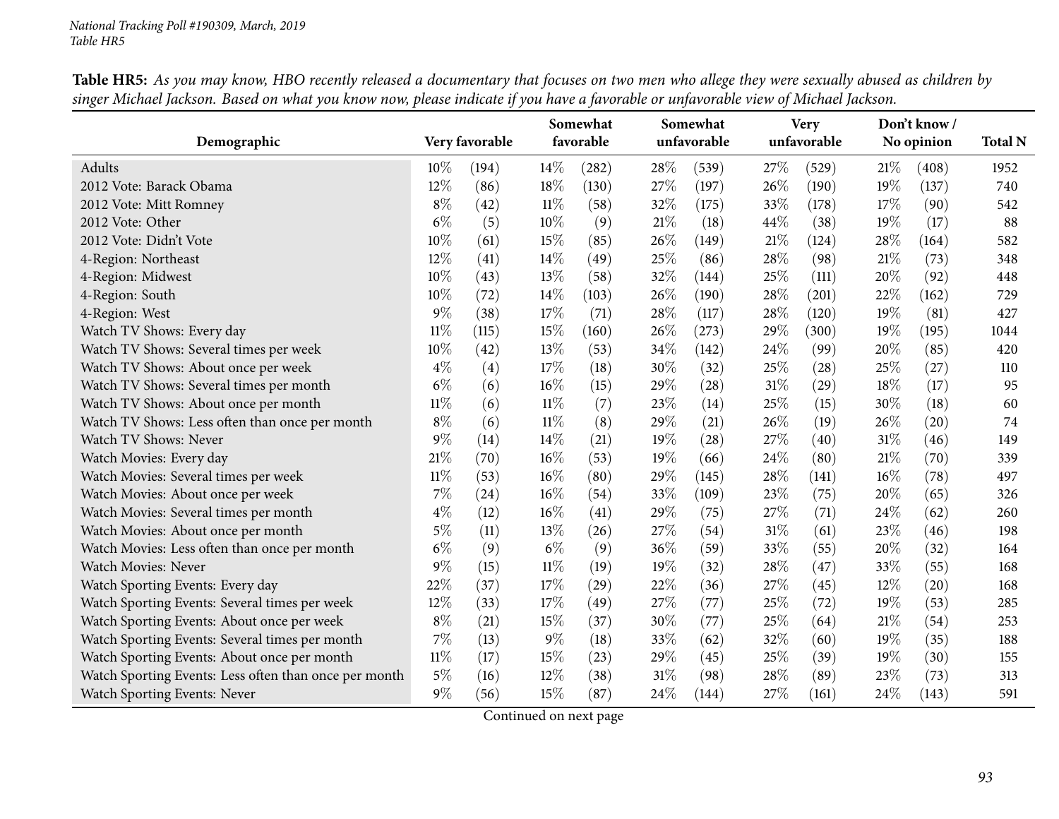*National Tracking Poll #190309, March, 2019*
*Table HR5*

**Table HR5:** *As you may know, HBO recently released a documentary that focuses on two men who allege they were sexually abused as children by singer Michael Jackson. Based on what you know now, please indicate if you have a favorable or unfavorable view of Michael Jackson.*

| Demographic | Very favorable | | Somewhat favorable | | Somewhat unfavorable | | Very unfavorable | | Don't know / No opinion | | Total N |
|---|---|---|---|---|---|---|---|---|---|---|---|
| Adults | 10% | (194) | 14% | (282) | 28% | (539) | 27% | (529) | 21% | (408) | 1952 |
| 2012 Vote: Barack Obama | 12% | (86) | 18% | (130) | 27% | (197) | 26% | (190) | 19% | (137) | 740 |
| 2012 Vote: Mitt Romney | 8% | (42) | 11% | (58) | 32% | (175) | 33% | (178) | 17% | (90) | 542 |
| 2012 Vote: Other | 6% | (5) | 10% | (9) | 21% | (18) | 44% | (38) | 19% | (17) | 88 |
| 2012 Vote: Didn't Vote | 10% | (61) | 15% | (85) | 26% | (149) | 21% | (124) | 28% | (164) | 582 |
| 4-Region: Northeast | 12% | (41) | 14% | (49) | 25% | (86) | 28% | (98) | 21% | (73) | 348 |
| 4-Region: Midwest | 10% | (43) | 13% | (58) | 32% | (144) | 25% | (111) | 20% | (92) | 448 |
| 4-Region: South | 10% | (72) | 14% | (103) | 26% | (190) | 28% | (201) | 22% | (162) | 729 |
| 4-Region: West | 9% | (38) | 17% | (71) | 28% | (117) | 28% | (120) | 19% | (81) | 427 |
| Watch TV Shows: Every day | 11% | (115) | 15% | (160) | 26% | (273) | 29% | (300) | 19% | (195) | 1044 |
| Watch TV Shows: Several times per week | 10% | (42) | 13% | (53) | 34% | (142) | 24% | (99) | 20% | (85) | 420 |
| Watch TV Shows: About once per week | 4% | (4) | 17% | (18) | 30% | (32) | 25% | (28) | 25% | (27) | 110 |
| Watch TV Shows: Several times per month | 6% | (6) | 16% | (15) | 29% | (28) | 31% | (29) | 18% | (17) | 95 |
| Watch TV Shows: About once per month | 11% | (6) | 11% | (7) | 23% | (14) | 25% | (15) | 30% | (18) | 60 |
| Watch TV Shows: Less often than once per month | 8% | (6) | 11% | (8) | 29% | (21) | 26% | (19) | 26% | (20) | 74 |
| Watch TV Shows: Never | 9% | (14) | 14% | (21) | 19% | (28) | 27% | (40) | 31% | (46) | 149 |
| Watch Movies: Every day | 21% | (70) | 16% | (53) | 19% | (66) | 24% | (80) | 21% | (70) | 339 |
| Watch Movies: Several times per week | 11% | (53) | 16% | (80) | 29% | (145) | 28% | (141) | 16% | (78) | 497 |
| Watch Movies: About once per week | 7% | (24) | 16% | (54) | 33% | (109) | 23% | (75) | 20% | (65) | 326 |
| Watch Movies: Several times per month | 4% | (12) | 16% | (41) | 29% | (75) | 27% | (71) | 24% | (62) | 260 |
| Watch Movies: About once per month | 5% | (11) | 13% | (26) | 27% | (54) | 31% | (61) | 23% | (46) | 198 |
| Watch Movies: Less often than once per month | 6% | (9) | 6% | (9) | 36% | (59) | 33% | (55) | 20% | (32) | 164 |
| Watch Movies: Never | 9% | (15) | 11% | (19) | 19% | (32) | 28% | (47) | 33% | (55) | 168 |
| Watch Sporting Events: Every day | 22% | (37) | 17% | (29) | 22% | (36) | 27% | (45) | 12% | (20) | 168 |
| Watch Sporting Events: Several times per week | 12% | (33) | 17% | (49) | 27% | (77) | 25% | (72) | 19% | (53) | 285 |
| Watch Sporting Events: About once per week | 8% | (21) | 15% | (37) | 30% | (77) | 25% | (64) | 21% | (54) | 253 |
| Watch Sporting Events: Several times per month | 7% | (13) | 9% | (18) | 33% | (62) | 32% | (60) | 19% | (35) | 188 |
| Watch Sporting Events: About once per month | 11% | (17) | 15% | (23) | 29% | (45) | 25% | (39) | 19% | (30) | 155 |
| Watch Sporting Events: Less often than once per month | 5% | (16) | 12% | (38) | 31% | (98) | 28% | (89) | 23% | (73) | 313 |
| Watch Sporting Events: Never | 9% | (56) | 15% | (87) | 24% | (144) | 27% | (161) | 24% | (143) | 591 |

Continued on next page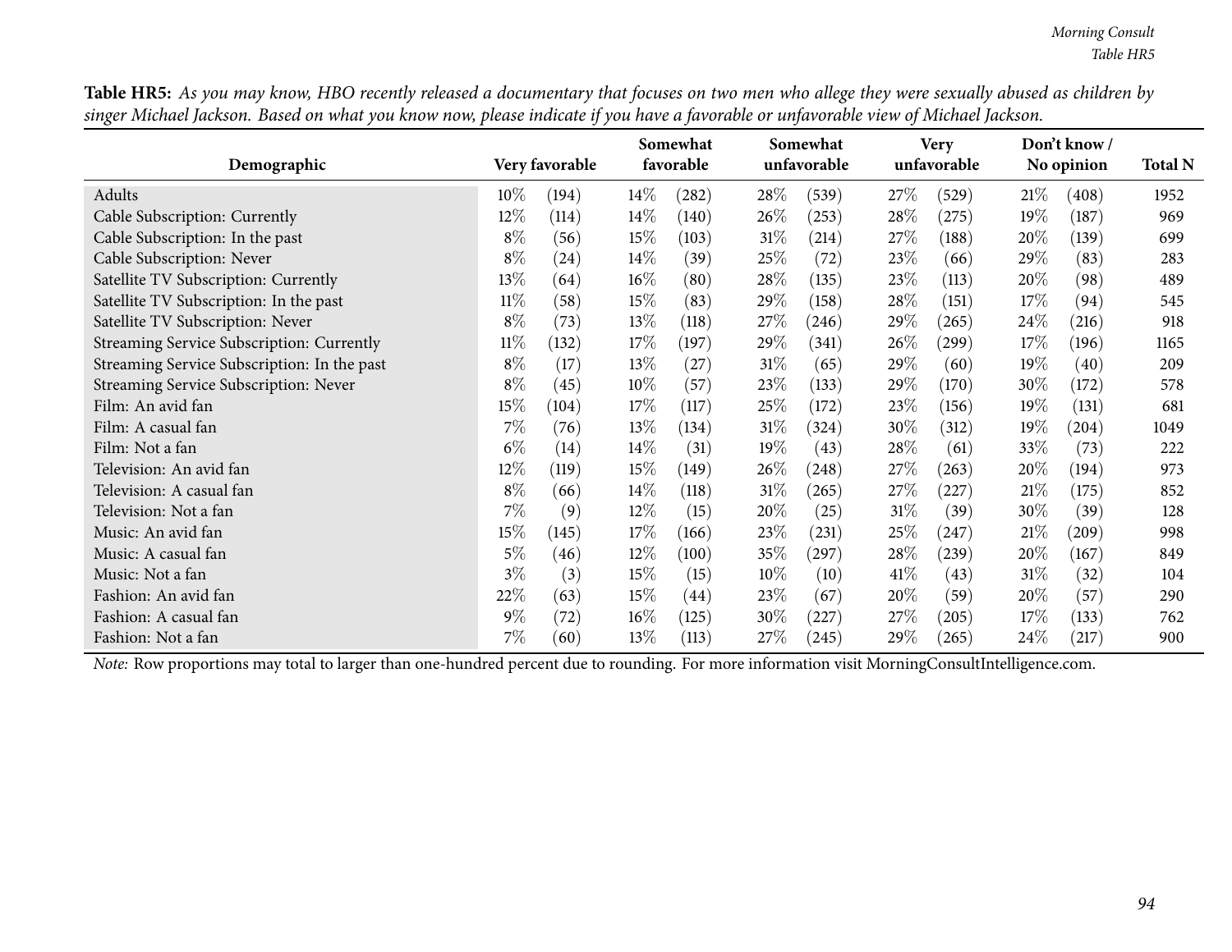**Table HR5:** *As you may know, HBO recently released a documentary that focuses on two men who allege they were sexually abused as children by singer Michael Jackson. Based on what you know now, please indicate if you have a favorable or unfavorable view of Michael Jackson.*

| Demographic | Very favorable | | Somewhat favorable | | Somewhat unfavorable | | Very unfavorable | | Don't know / No opinion | | Total N |
|---|---|---|---|---|---|---|---|---|---|---|---|
| Adults | 10% | (194) | 14% | (282) | 28% | (539) | 27% | (529) | 21% | (408) | 1952 |
| Cable Subscription: Currently | 12% | (114) | 14% | (140) | 26% | (253) | 28% | (275) | 19% | (187) | 969 |
| Cable Subscription: In the past | 8% | (56) | 15% | (103) | 31% | (214) | 27% | (188) | 20% | (139) | 699 |
| Cable Subscription: Never | 8% | (24) | 14% | (39) | 25% | (72) | 23% | (66) | 29% | (83) | 283 |
| Satellite TV Subscription: Currently | 13% | (64) | 16% | (80) | 28% | (135) | 23% | (113) | 20% | (98) | 489 |
| Satellite TV Subscription: In the past | 11% | (58) | 15% | (83) | 29% | (158) | 28% | (151) | 17% | (94) | 545 |
| Satellite TV Subscription: Never | 8% | (73) | 13% | (118) | 27% | (246) | 29% | (265) | 24% | (216) | 918 |
| Streaming Service Subscription: Currently | 11% | (132) | 17% | (197) | 29% | (341) | 26% | (299) | 17% | (196) | 1165 |
| Streaming Service Subscription: In the past | 8% | (17) | 13% | (27) | 31% | (65) | 29% | (60) | 19% | (40) | 209 |
| Streaming Service Subscription: Never | 8% | (45) | 10% | (57) | 23% | (133) | 29% | (170) | 30% | (172) | 578 |
| Film: An avid fan | 15% | (104) | 17% | (117) | 25% | (172) | 23% | (156) | 19% | (131) | 681 |
| Film: A casual fan | 7% | (76) | 13% | (134) | 31% | (324) | 30% | (312) | 19% | (204) | 1049 |
| Film: Not a fan | 6% | (14) | 14% | (31) | 19% | (43) | 28% | (61) | 33% | (73) | 222 |
| Television: An avid fan | 12% | (119) | 15% | (149) | 26% | (248) | 27% | (263) | 20% | (194) | 973 |
| Television: A casual fan | 8% | (66) | 14% | (118) | 31% | (265) | 27% | (227) | 21% | (175) | 852 |
| Television: Not a fan | 7% | (9) | 12% | (15) | 20% | (25) | 31% | (39) | 30% | (39) | 128 |
| Music: An avid fan | 15% | (145) | 17% | (166) | 23% | (231) | 25% | (247) | 21% | (209) | 998 |
| Music: A casual fan | 5% | (46) | 12% | (100) | 35% | (297) | 28% | (239) | 20% | (167) | 849 |
| Music: Not a fan | 3% | (3) | 15% | (15) | 10% | (10) | 41% | (43) | 31% | (32) | 104 |
| Fashion: An avid fan | 22% | (63) | 15% | (44) | 23% | (67) | 20% | (59) | 20% | (57) | 290 |
| Fashion: A casual fan | 9% | (72) | 16% | (125) | 30% | (227) | 27% | (205) | 17% | (133) | 762 |
| Fashion: Not a fan | 7% | (60) | 13% | (113) | 27% | (245) | 29% | (265) | 24% | (217) | 900 |

*Note:* Row proportions may total to larger than one-hundred percent due to rounding. For more information visit MorningConsultIntelligence.com.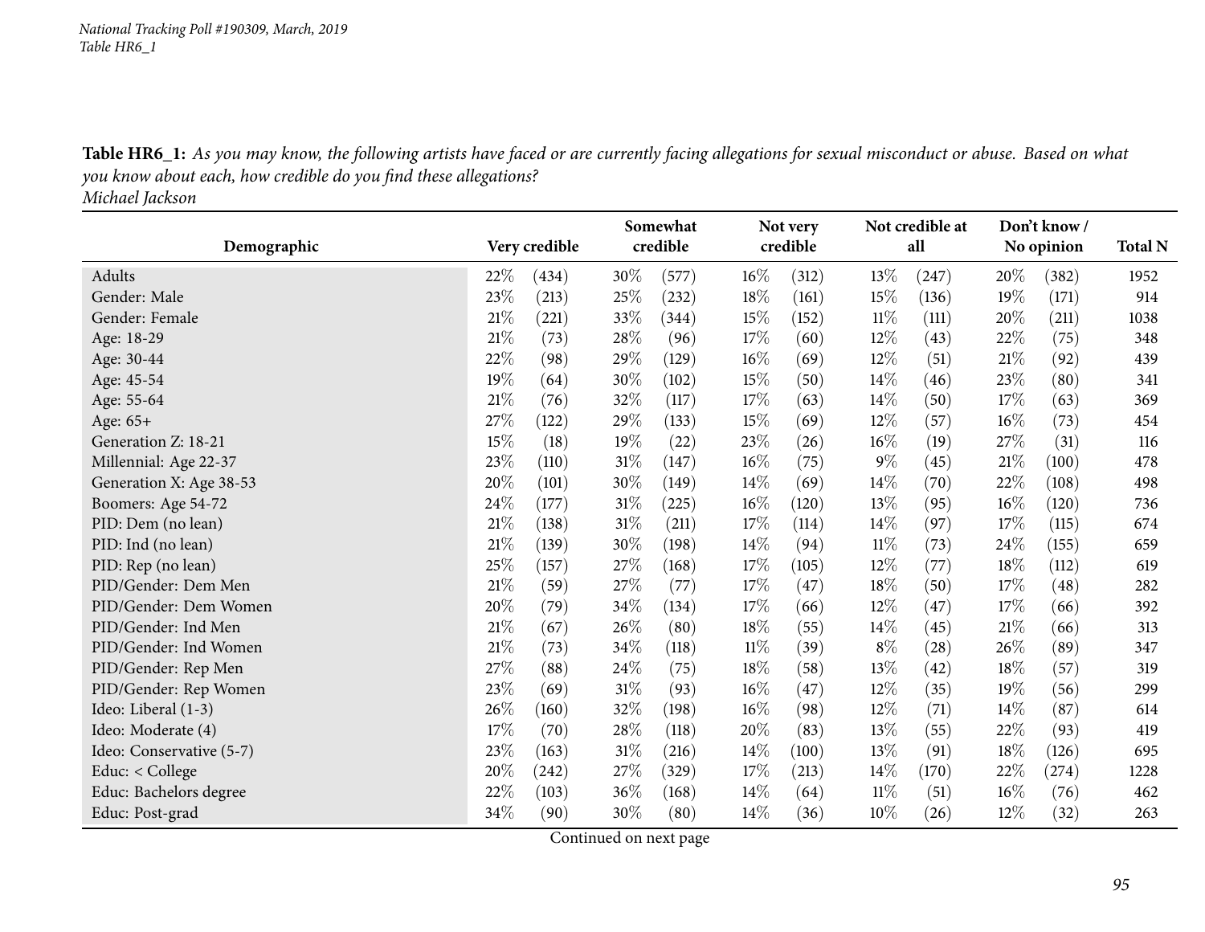**Table HR6_1:** *As you may know, the following artists have faced or are currently facing allegations for sexual misconduct or abuse. Based on what you know about each, how credible do you find these allegations?*
*Michael Jackson*

| Demographic | Very credible | | Somewhat credible | | Not very credible | | Not credible at all | | Don't know / No opinion | | Total N |
|---|---|---|---|---|---|---|---|---|---|---|---|
| Adults | 22% | (434) | 30% | (577) | 16% | (312) | 13% | (247) | 20% | (382) | 1952 |
| Gender: Male | 23% | (213) | 25% | (232) | 18% | (161) | 15% | (136) | 19% | (171) | 914 |
| Gender: Female | 21% | (221) | 33% | (344) | 15% | (152) | 11% | (111) | 20% | (211) | 1038 |
| Age: 18-29 | 21% | (73) | 28% | (96) | 17% | (60) | 12% | (43) | 22% | (75) | 348 |
| Age: 30-44 | 22% | (98) | 29% | (129) | 16% | (69) | 12% | (51) | 21% | (92) | 439 |
| Age: 45-54 | 19% | (64) | 30% | (102) | 15% | (50) | 14% | (46) | 23% | (80) | 341 |
| Age: 55-64 | 21% | (76) | 32% | (117) | 17% | (63) | 14% | (50) | 17% | (63) | 369 |
| Age: 65+ | 27% | (122) | 29% | (133) | 15% | (69) | 12% | (57) | 16% | (73) | 454 |
| Generation Z: 18-21 | 15% | (18) | 19% | (22) | 23% | (26) | 16% | (19) | 27% | (31) | 116 |
| Millennial: Age 22-37 | 23% | (110) | 31% | (147) | 16% | (75) | 9% | (45) | 21% | (100) | 478 |
| Generation X: Age 38-53 | 20% | (101) | 30% | (149) | 14% | (69) | 14% | (70) | 22% | (108) | 498 |
| Boomers: Age 54-72 | 24% | (177) | 31% | (225) | 16% | (120) | 13% | (95) | 16% | (120) | 736 |
| PID: Dem (no lean) | 21% | (138) | 31% | (211) | 17% | (114) | 14% | (97) | 17% | (115) | 674 |
| PID: Ind (no lean) | 21% | (139) | 30% | (198) | 14% | (94) | 11% | (73) | 24% | (155) | 659 |
| PID: Rep (no lean) | 25% | (157) | 27% | (168) | 17% | (105) | 12% | (77) | 18% | (112) | 619 |
| PID/Gender: Dem Men | 21% | (59) | 27% | (77) | 17% | (47) | 18% | (50) | 17% | (48) | 282 |
| PID/Gender: Dem Women | 20% | (79) | 34% | (134) | 17% | (66) | 12% | (47) | 17% | (66) | 392 |
| PID/Gender: Ind Men | 21% | (67) | 26% | (80) | 18% | (55) | 14% | (45) | 21% | (66) | 313 |
| PID/Gender: Ind Women | 21% | (73) | 34% | (118) | 11% | (39) | 8% | (28) | 26% | (89) | 347 |
| PID/Gender: Rep Men | 27% | (88) | 24% | (75) | 18% | (58) | 13% | (42) | 18% | (57) | 319 |
| PID/Gender: Rep Women | 23% | (69) | 31% | (93) | 16% | (47) | 12% | (35) | 19% | (56) | 299 |
| Ideo: Liberal (1-3) | 26% | (160) | 32% | (198) | 16% | (98) | 12% | (71) | 14% | (87) | 614 |
| Ideo: Moderate (4) | 17% | (70) | 28% | (118) | 20% | (83) | 13% | (55) | 22% | (93) | 419 |
| Ideo: Conservative (5-7) | 23% | (163) | 31% | (216) | 14% | (100) | 13% | (91) | 18% | (126) | 695 |
| Educ: < College | 20% | (242) | 27% | (329) | 17% | (213) | 14% | (170) | 22% | (274) | 1228 |
| Educ: Bachelors degree | 22% | (103) | 36% | (168) | 14% | (64) | 11% | (51) | 16% | (76) | 462 |
| Educ: Post-grad | 34% | (90) | 30% | (80) | 14% | (36) | 10% | (26) | 12% | (32) | 263 |

Continued on next page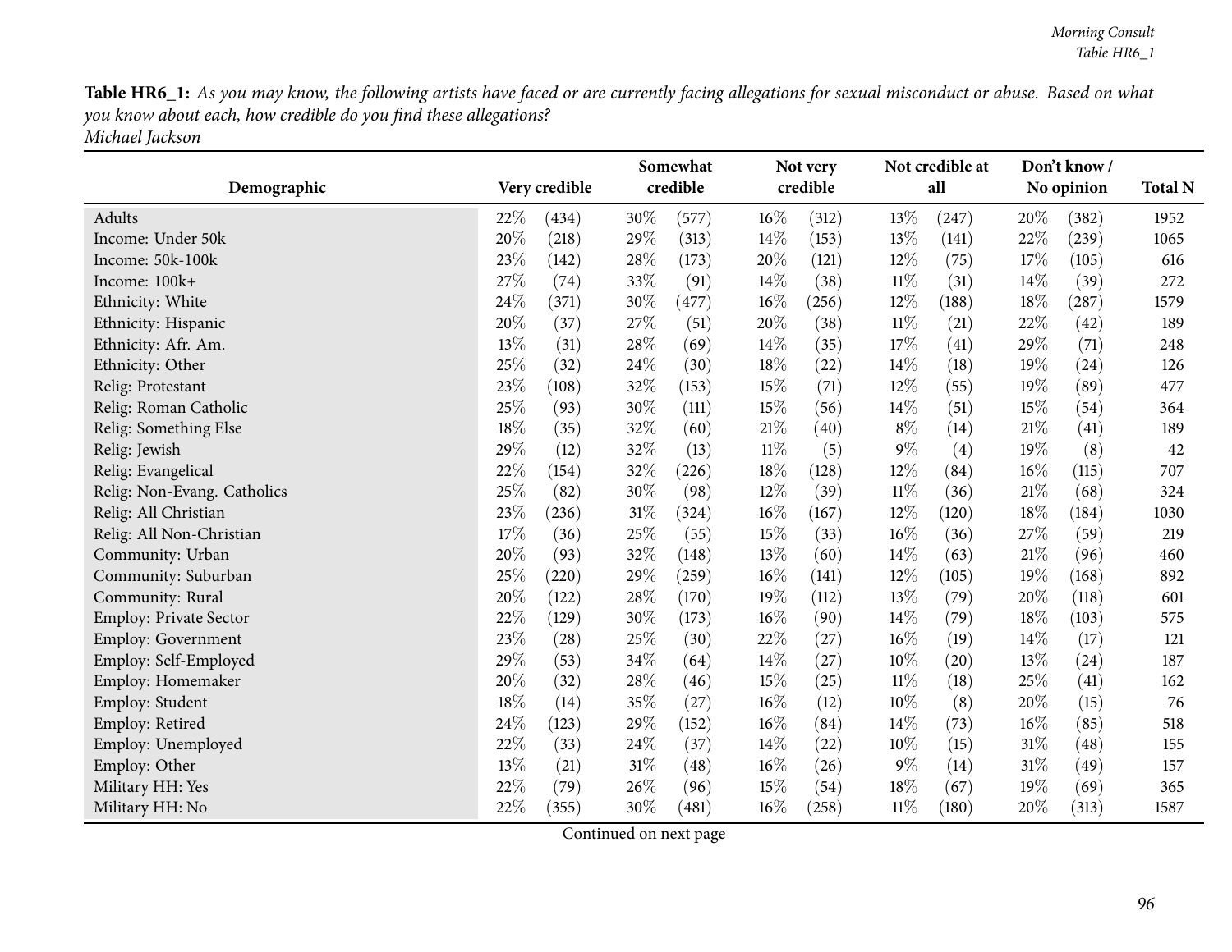**Table HR6_1:** *As you may know, the following artists have faced or are currently facing allegations for sexual misconduct or abuse. Based on what you know about each, how credible do you find these allegations?*
*Michael Jackson*

| Demographic | Very credible | | Somewhat credible | | Not very credible | | Not credible at all | | Don't know / No opinion | | Total N |
|---|---|---|---|---|---|---|---|---|---|---|---|
| Adults | 22% | (434) | 30% | (577) | 16% | (312) | 13% | (247) | 20% | (382) | 1952 |
| Income: Under 50k | 20% | (218) | 29% | (313) | 14% | (153) | 13% | (141) | 22% | (239) | 1065 |
| Income: 50k-100k | 23% | (142) | 28% | (173) | 20% | (121) | 12% | (75) | 17% | (105) | 616 |
| Income: 100k+ | 27% | (74) | 33% | (91) | 14% | (38) | 11% | (31) | 14% | (39) | 272 |
| Ethnicity: White | 24% | (371) | 30% | (477) | 16% | (256) | 12% | (188) | 18% | (287) | 1579 |
| Ethnicity: Hispanic | 20% | (37) | 27% | (51) | 20% | (38) | 11% | (21) | 22% | (42) | 189 |
| Ethnicity: Afr. Am. | 13% | (31) | 28% | (69) | 14% | (35) | 17% | (41) | 29% | (71) | 248 |
| Ethnicity: Other | 25% | (32) | 24% | (30) | 18% | (22) | 14% | (18) | 19% | (24) | 126 |
| Relig: Protestant | 23% | (108) | 32% | (153) | 15% | (71) | 12% | (55) | 19% | (89) | 477 |
| Relig: Roman Catholic | 25% | (93) | 30% | (111) | 15% | (56) | 14% | (51) | 15% | (54) | 364 |
| Relig: Something Else | 18% | (35) | 32% | (60) | 21% | (40) | 8% | (14) | 21% | (41) | 189 |
| Relig: Jewish | 29% | (12) | 32% | (13) | 11% | (5) | 9% | (4) | 19% | (8) | 42 |
| Relig: Evangelical | 22% | (154) | 32% | (226) | 18% | (128) | 12% | (84) | 16% | (115) | 707 |
| Relig: Non-Evang. Catholics | 25% | (82) | 30% | (98) | 12% | (39) | 11% | (36) | 21% | (68) | 324 |
| Relig: All Christian | 23% | (236) | 31% | (324) | 16% | (167) | 12% | (120) | 18% | (184) | 1030 |
| Relig: All Non-Christian | 17% | (36) | 25% | (55) | 15% | (33) | 16% | (36) | 27% | (59) | 219 |
| Community: Urban | 20% | (93) | 32% | (148) | 13% | (60) | 14% | (63) | 21% | (96) | 460 |
| Community: Suburban | 25% | (220) | 29% | (259) | 16% | (141) | 12% | (105) | 19% | (168) | 892 |
| Community: Rural | 20% | (122) | 28% | (170) | 19% | (112) | 13% | (79) | 20% | (118) | 601 |
| Employ: Private Sector | 22% | (129) | 30% | (173) | 16% | (90) | 14% | (79) | 18% | (103) | 575 |
| Employ: Government | 23% | (28) | 25% | (30) | 22% | (27) | 16% | (19) | 14% | (17) | 121 |
| Employ: Self-Employed | 29% | (53) | 34% | (64) | 14% | (27) | 10% | (20) | 13% | (24) | 187 |
| Employ: Homemaker | 20% | (32) | 28% | (46) | 15% | (25) | 11% | (18) | 25% | (41) | 162 |
| Employ: Student | 18% | (14) | 35% | (27) | 16% | (12) | 10% | (8) | 20% | (15) | 76 |
| Employ: Retired | 24% | (123) | 29% | (152) | 16% | (84) | 14% | (73) | 16% | (85) | 518 |
| Employ: Unemployed | 22% | (33) | 24% | (37) | 14% | (22) | 10% | (15) | 31% | (48) | 155 |
| Employ: Other | 13% | (21) | 31% | (48) | 16% | (26) | 9% | (14) | 31% | (49) | 157 |
| Military HH: Yes | 22% | (79) | 26% | (96) | 15% | (54) | 18% | (67) | 19% | (69) | 365 |
| Military HH: No | 22% | (355) | 30% | (481) | 16% | (258) | 11% | (180) | 20% | (313) | 1587 |

Continued on next page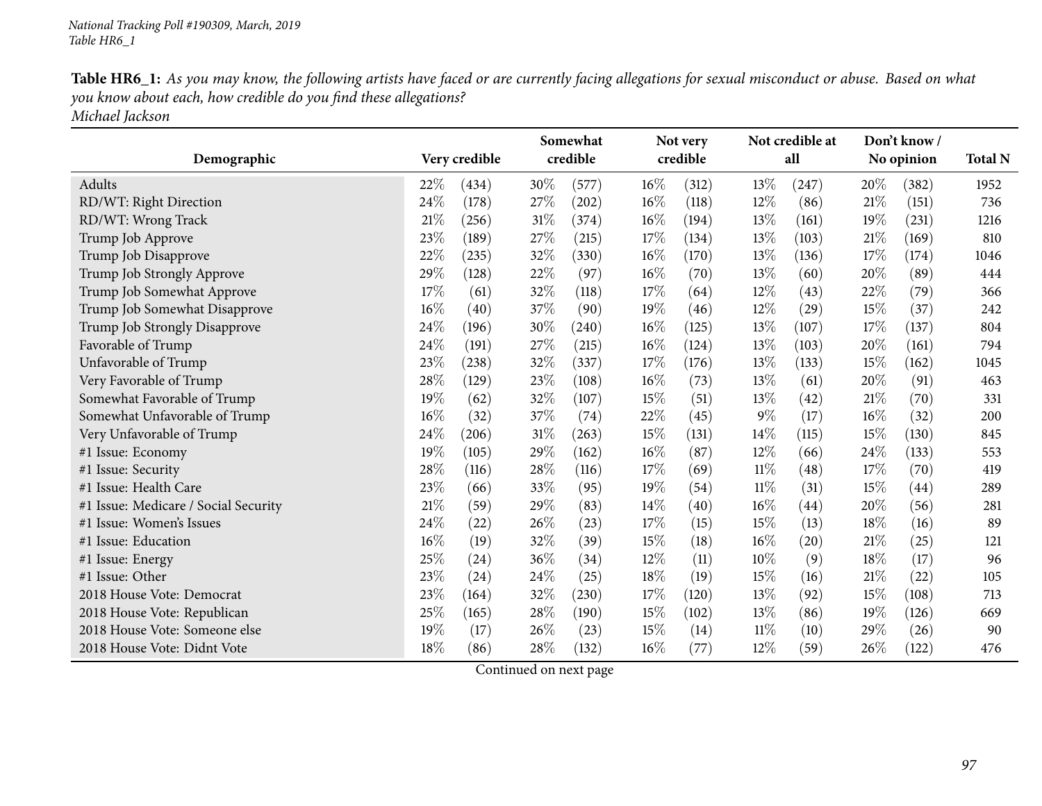National Tracking Poll #190309, March, 2019
Table HR6_1

**Table HR6_1:** *As you may know, the following artists have faced or are currently facing allegations for sexual misconduct or abuse. Based on what you know about each, how credible do you find these allegations?*
*Michael Jackson*

| Demographic | Very credible | | Somewhat credible | | Not very credible | | Not credible at all | | Don't know / No opinion | | Total N |
|---|---|---|---|---|---|---|---|---|---|---|---|
| Adults | 22% | (434) | 30% | (577) | 16% | (312) | 13% | (247) | 20% | (382) | 1952 |
| RD/WT: Right Direction | 24% | (178) | 27% | (202) | 16% | (118) | 12% | (86) | 21% | (151) | 736 |
| RD/WT: Wrong Track | 21% | (256) | 31% | (374) | 16% | (194) | 13% | (161) | 19% | (231) | 1216 |
| Trump Job Approve | 23% | (189) | 27% | (215) | 17% | (134) | 13% | (103) | 21% | (169) | 810 |
| Trump Job Disapprove | 22% | (235) | 32% | (330) | 16% | (170) | 13% | (136) | 17% | (174) | 1046 |
| Trump Job Strongly Approve | 29% | (128) | 22% | (97) | 16% | (70) | 13% | (60) | 20% | (89) | 444 |
| Trump Job Somewhat Approve | 17% | (61) | 32% | (118) | 17% | (64) | 12% | (43) | 22% | (79) | 366 |
| Trump Job Somewhat Disapprove | 16% | (40) | 37% | (90) | 19% | (46) | 12% | (29) | 15% | (37) | 242 |
| Trump Job Strongly Disapprove | 24% | (196) | 30% | (240) | 16% | (125) | 13% | (107) | 17% | (137) | 804 |
| Favorable of Trump | 24% | (191) | 27% | (215) | 16% | (124) | 13% | (103) | 20% | (161) | 794 |
| Unfavorable of Trump | 23% | (238) | 32% | (337) | 17% | (176) | 13% | (133) | 15% | (162) | 1045 |
| Very Favorable of Trump | 28% | (129) | 23% | (108) | 16% | (73) | 13% | (61) | 20% | (91) | 463 |
| Somewhat Favorable of Trump | 19% | (62) | 32% | (107) | 15% | (51) | 13% | (42) | 21% | (70) | 331 |
| Somewhat Unfavorable of Trump | 16% | (32) | 37% | (74) | 22% | (45) | 9% | (17) | 16% | (32) | 200 |
| Very Unfavorable of Trump | 24% | (206) | 31% | (263) | 15% | (131) | 14% | (115) | 15% | (130) | 845 |
| #1 Issue: Economy | 19% | (105) | 29% | (162) | 16% | (87) | 12% | (66) | 24% | (133) | 553 |
| #1 Issue: Security | 28% | (116) | 28% | (116) | 17% | (69) | 11% | (48) | 17% | (70) | 419 |
| #1 Issue: Health Care | 23% | (66) | 33% | (95) | 19% | (54) | 11% | (31) | 15% | (44) | 289 |
| #1 Issue: Medicare / Social Security | 21% | (59) | 29% | (83) | 14% | (40) | 16% | (44) | 20% | (56) | 281 |
| #1 Issue: Women's Issues | 24% | (22) | 26% | (23) | 17% | (15) | 15% | (13) | 18% | (16) | 89 |
| #1 Issue: Education | 16% | (19) | 32% | (39) | 15% | (18) | 16% | (20) | 21% | (25) | 121 |
| #1 Issue: Energy | 25% | (24) | 36% | (34) | 12% | (11) | 10% | (9) | 18% | (17) | 96 |
| #1 Issue: Other | 23% | (24) | 24% | (25) | 18% | (19) | 15% | (16) | 21% | (22) | 105 |
| 2018 House Vote: Democrat | 23% | (164) | 32% | (230) | 17% | (120) | 13% | (92) | 15% | (108) | 713 |
| 2018 House Vote: Republican | 25% | (165) | 28% | (190) | 15% | (102) | 13% | (86) | 19% | (126) | 669 |
| 2018 House Vote: Someone else | 19% | (17) | 26% | (23) | 15% | (14) | 11% | (10) | 29% | (26) | 90 |
| 2018 House Vote: Didnt Vote | 18% | (86) | 28% | (132) | 16% | (77) | 12% | (59) | 26% | (122) | 476 |

Continued on next page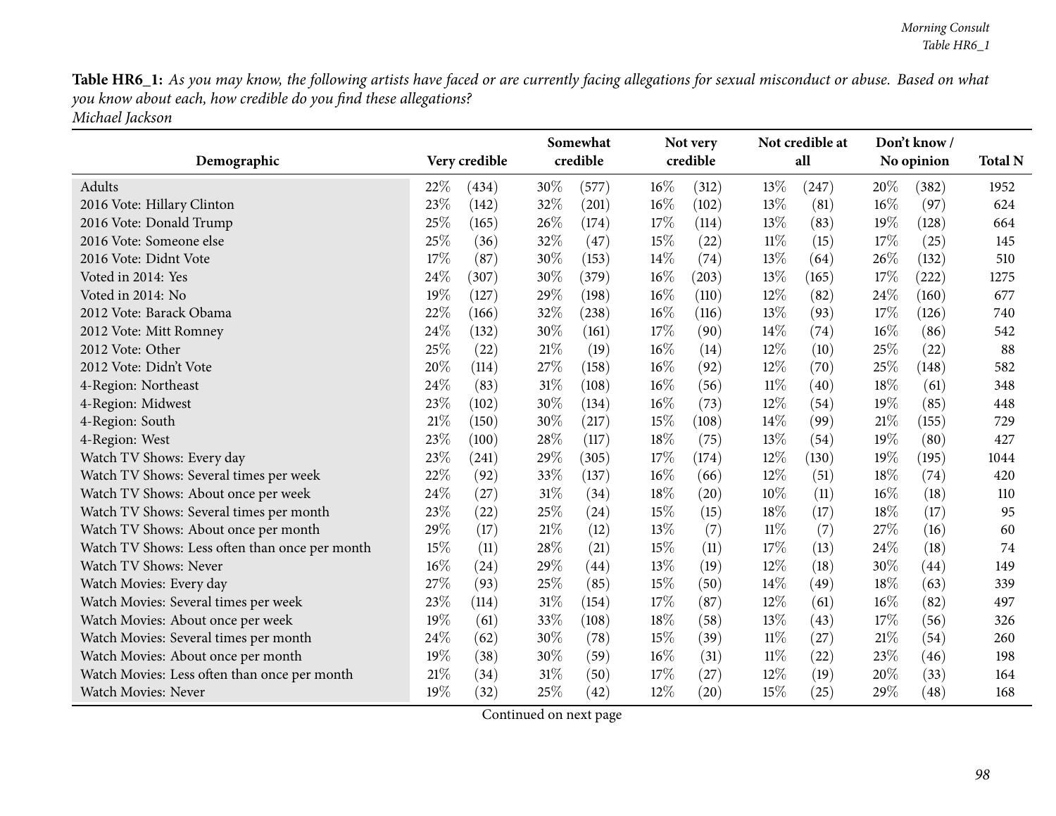**Table HR6_1:** *As you may know, the following artists have faced or are currently facing allegations for sexual misconduct or abuse. Based on what you know about each, how credible do you find these allegations?*
*Michael Jackson*

| Demographic | Very credible | | Somewhat credible | | Not very credible | | Not credible at all | | Don't know / No opinion | | Total N |
|---|---|---|---|---|---|---|---|---|---|---|---|
| Adults | 22% | (434) | 30% | (577) | 16% | (312) | 13% | (247) | 20% | (382) | 1952 |
| 2016 Vote: Hillary Clinton | 23% | (142) | 32% | (201) | 16% | (102) | 13% | (81) | 16% | (97) | 624 |
| 2016 Vote: Donald Trump | 25% | (165) | 26% | (174) | 17% | (114) | 13% | (83) | 19% | (128) | 664 |
| 2016 Vote: Someone else | 25% | (36) | 32% | (47) | 15% | (22) | 11% | (15) | 17% | (25) | 145 |
| 2016 Vote: Didnt Vote | 17% | (87) | 30% | (153) | 14% | (74) | 13% | (64) | 26% | (132) | 510 |
| Voted in 2014: Yes | 24% | (307) | 30% | (379) | 16% | (203) | 13% | (165) | 17% | (222) | 1275 |
| Voted in 2014: No | 19% | (127) | 29% | (198) | 16% | (110) | 12% | (82) | 24% | (160) | 677 |
| 2012 Vote: Barack Obama | 22% | (166) | 32% | (238) | 16% | (116) | 13% | (93) | 17% | (126) | 740 |
| 2012 Vote: Mitt Romney | 24% | (132) | 30% | (161) | 17% | (90) | 14% | (74) | 16% | (86) | 542 |
| 2012 Vote: Other | 25% | (22) | 21% | (19) | 16% | (14) | 12% | (10) | 25% | (22) | 88 |
| 2012 Vote: Didn't Vote | 20% | (114) | 27% | (158) | 16% | (92) | 12% | (70) | 25% | (148) | 582 |
| 4-Region: Northeast | 24% | (83) | 31% | (108) | 16% | (56) | 11% | (40) | 18% | (61) | 348 |
| 4-Region: Midwest | 23% | (102) | 30% | (134) | 16% | (73) | 12% | (54) | 19% | (85) | 448 |
| 4-Region: South | 21% | (150) | 30% | (217) | 15% | (108) | 14% | (99) | 21% | (155) | 729 |
| 4-Region: West | 23% | (100) | 28% | (117) | 18% | (75) | 13% | (54) | 19% | (80) | 427 |
| Watch TV Shows: Every day | 23% | (241) | 29% | (305) | 17% | (174) | 12% | (130) | 19% | (195) | 1044 |
| Watch TV Shows: Several times per week | 22% | (92) | 33% | (137) | 16% | (66) | 12% | (51) | 18% | (74) | 420 |
| Watch TV Shows: About once per week | 24% | (27) | 31% | (34) | 18% | (20) | 10% | (11) | 16% | (18) | 110 |
| Watch TV Shows: Several times per month | 23% | (22) | 25% | (24) | 15% | (15) | 18% | (17) | 18% | (17) | 95 |
| Watch TV Shows: About once per month | 29% | (17) | 21% | (12) | 13% | (7) | 11% | (7) | 27% | (16) | 60 |
| Watch TV Shows: Less often than once per month | 15% | (11) | 28% | (21) | 15% | (11) | 17% | (13) | 24% | (18) | 74 |
| Watch TV Shows: Never | 16% | (24) | 29% | (44) | 13% | (19) | 12% | (18) | 30% | (44) | 149 |
| Watch Movies: Every day | 27% | (93) | 25% | (85) | 15% | (50) | 14% | (49) | 18% | (63) | 339 |
| Watch Movies: Several times per week | 23% | (114) | 31% | (154) | 17% | (87) | 12% | (61) | 16% | (82) | 497 |
| Watch Movies: About once per week | 19% | (61) | 33% | (108) | 18% | (58) | 13% | (43) | 17% | (56) | 326 |
| Watch Movies: Several times per month | 24% | (62) | 30% | (78) | 15% | (39) | 11% | (27) | 21% | (54) | 260 |
| Watch Movies: About once per month | 19% | (38) | 30% | (59) | 16% | (31) | 11% | (22) | 23% | (46) | 198 |
| Watch Movies: Less often than once per month | 21% | (34) | 31% | (50) | 17% | (27) | 12% | (19) | 20% | (33) | 164 |
| Watch Movies: Never | 19% | (32) | 25% | (42) | 12% | (20) | 15% | (25) | 29% | (48) | 168 |

Continued on next page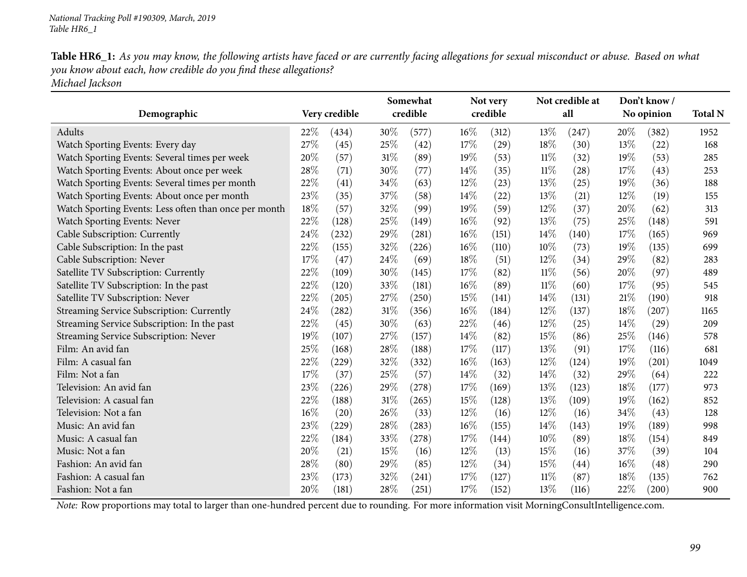**Table HR6_1:** *As you may know, the following artists have faced or are currently facing allegations for sexual misconduct or abuse. Based on what you know about each, how credible do you find these allegations?*
*Michael Jackson*

| Demographic | Very credible | | Somewhat credible | | Not very credible | | Not credible at all | | Don't know / No opinion | | Total N |
|---|---|---|---|---|---|---|---|---|---|---|---|
| Adults | 22% | (434) | 30% | (577) | 16% | (312) | 13% | (247) | 20% | (382) | 1952 |
| Watch Sporting Events: Every day | 27% | (45) | 25% | (42) | 17% | (29) | 18% | (30) | 13% | (22) | 168 |
| Watch Sporting Events: Several times per week | 20% | (57) | 31% | (89) | 19% | (53) | 11% | (32) | 19% | (53) | 285 |
| Watch Sporting Events: About once per week | 28% | (71) | 30% | (77) | 14% | (35) | 11% | (28) | 17% | (43) | 253 |
| Watch Sporting Events: Several times per month | 22% | (41) | 34% | (63) | 12% | (23) | 13% | (25) | 19% | (36) | 188 |
| Watch Sporting Events: About once per month | 23% | (35) | 37% | (58) | 14% | (22) | 13% | (21) | 12% | (19) | 155 |
| Watch Sporting Events: Less often than once per month | 18% | (57) | 32% | (99) | 19% | (59) | 12% | (37) | 20% | (62) | 313 |
| Watch Sporting Events: Never | 22% | (128) | 25% | (149) | 16% | (92) | 13% | (75) | 25% | (148) | 591 |
| Cable Subscription: Currently | 24% | (232) | 29% | (281) | 16% | (151) | 14% | (140) | 17% | (165) | 969 |
| Cable Subscription: In the past | 22% | (155) | 32% | (226) | 16% | (110) | 10% | (73) | 19% | (135) | 699 |
| Cable Subscription: Never | 17% | (47) | 24% | (69) | 18% | (51) | 12% | (34) | 29% | (82) | 283 |
| Satellite TV Subscription: Currently | 22% | (109) | 30% | (145) | 17% | (82) | 11% | (56) | 20% | (97) | 489 |
| Satellite TV Subscription: In the past | 22% | (120) | 33% | (181) | 16% | (89) | 11% | (60) | 17% | (95) | 545 |
| Satellite TV Subscription: Never | 22% | (205) | 27% | (250) | 15% | (141) | 14% | (131) | 21% | (190) | 918 |
| Streaming Service Subscription: Currently | 24% | (282) | 31% | (356) | 16% | (184) | 12% | (137) | 18% | (207) | 1165 |
| Streaming Service Subscription: In the past | 22% | (45) | 30% | (63) | 22% | (46) | 12% | (25) | 14% | (29) | 209 |
| Streaming Service Subscription: Never | 19% | (107) | 27% | (157) | 14% | (82) | 15% | (86) | 25% | (146) | 578 |
| Film: An avid fan | 25% | (168) | 28% | (188) | 17% | (117) | 13% | (91) | 17% | (116) | 681 |
| Film: A casual fan | 22% | (229) | 32% | (332) | 16% | (163) | 12% | (124) | 19% | (201) | 1049 |
| Film: Not a fan | 17% | (37) | 25% | (57) | 14% | (32) | 14% | (32) | 29% | (64) | 222 |
| Television: An avid fan | 23% | (226) | 29% | (278) | 17% | (169) | 13% | (123) | 18% | (177) | 973 |
| Television: A casual fan | 22% | (188) | 31% | (265) | 15% | (128) | 13% | (109) | 19% | (162) | 852 |
| Television: Not a fan | 16% | (20) | 26% | (33) | 12% | (16) | 12% | (16) | 34% | (43) | 128 |
| Music: An avid fan | 23% | (229) | 28% | (283) | 16% | (155) | 14% | (143) | 19% | (189) | 998 |
| Music: A casual fan | 22% | (184) | 33% | (278) | 17% | (144) | 10% | (89) | 18% | (154) | 849 |
| Music: Not a fan | 20% | (21) | 15% | (16) | 12% | (13) | 15% | (16) | 37% | (39) | 104 |
| Fashion: An avid fan | 28% | (80) | 29% | (85) | 12% | (34) | 15% | (44) | 16% | (48) | 290 |
| Fashion: A casual fan | 23% | (173) | 32% | (241) | 17% | (127) | 11% | (87) | 18% | (135) | 762 |
| Fashion: Not a fan | 20% | (181) | 28% | (251) | 17% | (152) | 13% | (116) | 22% | (200) | 900 |

*Note:* Row proportions may total to larger than one-hundred percent due to rounding. For more information visit MorningConsultIntelligence.com.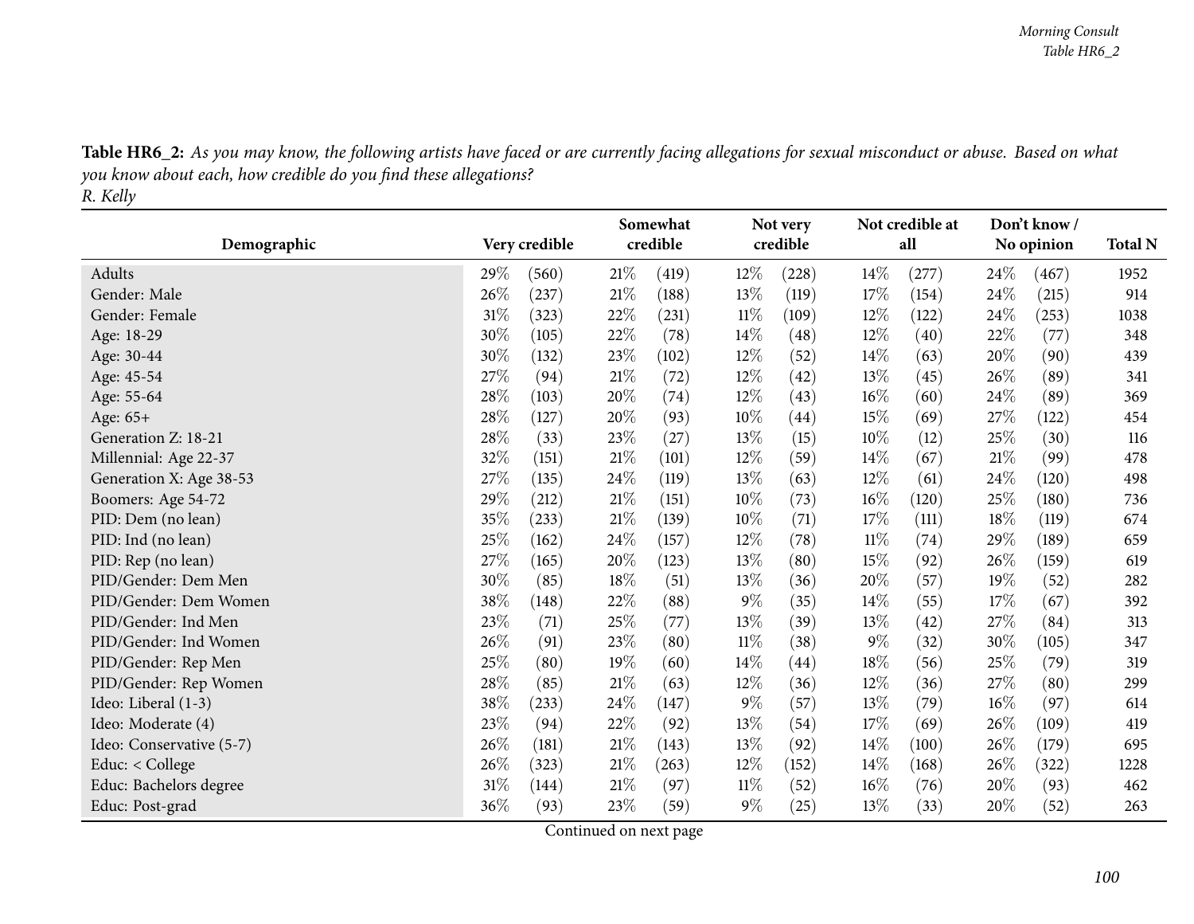**Table HR6_2:** *As you may know, the following artists have faced or are currently facing allegations for sexual misconduct or abuse. Based on what you know about each, how credible do you find these allegations?*
*R. Kelly*

| Demographic | Very credible | | Somewhat credible | | Not very credible | | Not credible at all | | Don't know / No opinion | | Total N |
|---|---|---|---|---|---|---|---|---|---|---|---|
| Adults | 29% | (560) | 21% | (419) | 12% | (228) | 14% | (277) | 24% | (467) | 1952 |
| Gender: Male | 26% | (237) | 21% | (188) | 13% | (119) | 17% | (154) | 24% | (215) | 914 |
| Gender: Female | 31% | (323) | 22% | (231) | 11% | (109) | 12% | (122) | 24% | (253) | 1038 |
| Age: 18-29 | 30% | (105) | 22% | (78) | 14% | (48) | 12% | (40) | 22% | (77) | 348 |
| Age: 30-44 | 30% | (132) | 23% | (102) | 12% | (52) | 14% | (63) | 20% | (90) | 439 |
| Age: 45-54 | 27% | (94) | 21% | (72) | 12% | (42) | 13% | (45) | 26% | (89) | 341 |
| Age: 55-64 | 28% | (103) | 20% | (74) | 12% | (43) | 16% | (60) | 24% | (89) | 369 |
| Age: 65+ | 28% | (127) | 20% | (93) | 10% | (44) | 15% | (69) | 27% | (122) | 454 |
| Generation Z: 18-21 | 28% | (33) | 23% | (27) | 13% | (15) | 10% | (12) | 25% | (30) | 116 |
| Millennial: Age 22-37 | 32% | (151) | 21% | (101) | 12% | (59) | 14% | (67) | 21% | (99) | 478 |
| Generation X: Age 38-53 | 27% | (135) | 24% | (119) | 13% | (63) | 12% | (61) | 24% | (120) | 498 |
| Boomers: Age 54-72 | 29% | (212) | 21% | (151) | 10% | (73) | 16% | (120) | 25% | (180) | 736 |
| PID: Dem (no lean) | 35% | (233) | 21% | (139) | 10% | (71) | 17% | (111) | 18% | (119) | 674 |
| PID: Ind (no lean) | 25% | (162) | 24% | (157) | 12% | (78) | 11% | (74) | 29% | (189) | 659 |
| PID: Rep (no lean) | 27% | (165) | 20% | (123) | 13% | (80) | 15% | (92) | 26% | (159) | 619 |
| PID/Gender: Dem Men | 30% | (85) | 18% | (51) | 13% | (36) | 20% | (57) | 19% | (52) | 282 |
| PID/Gender: Dem Women | 38% | (148) | 22% | (88) | 9% | (35) | 14% | (55) | 17% | (67) | 392 |
| PID/Gender: Ind Men | 23% | (71) | 25% | (77) | 13% | (39) | 13% | (42) | 27% | (84) | 313 |
| PID/Gender: Ind Women | 26% | (91) | 23% | (80) | 11% | (38) | 9% | (32) | 30% | (105) | 347 |
| PID/Gender: Rep Men | 25% | (80) | 19% | (60) | 14% | (44) | 18% | (56) | 25% | (79) | 319 |
| PID/Gender: Rep Women | 28% | (85) | 21% | (63) | 12% | (36) | 12% | (36) | 27% | (80) | 299 |
| Ideo: Liberal (1-3) | 38% | (233) | 24% | (147) | 9% | (57) | 13% | (79) | 16% | (97) | 614 |
| Ideo: Moderate (4) | 23% | (94) | 22% | (92) | 13% | (54) | 17% | (69) | 26% | (109) | 419 |
| Ideo: Conservative (5-7) | 26% | (181) | 21% | (143) | 13% | (92) | 14% | (100) | 26% | (179) | 695 |
| Educ: < College | 26% | (323) | 21% | (263) | 12% | (152) | 14% | (168) | 26% | (322) | 1228 |
| Educ: Bachelors degree | 31% | (144) | 21% | (97) | 11% | (52) | 16% | (76) | 20% | (93) | 462 |
| Educ: Post-grad | 36% | (93) | 23% | (59) | 9% | (25) | 13% | (33) | 20% | (52) | 263 |

Continued on next page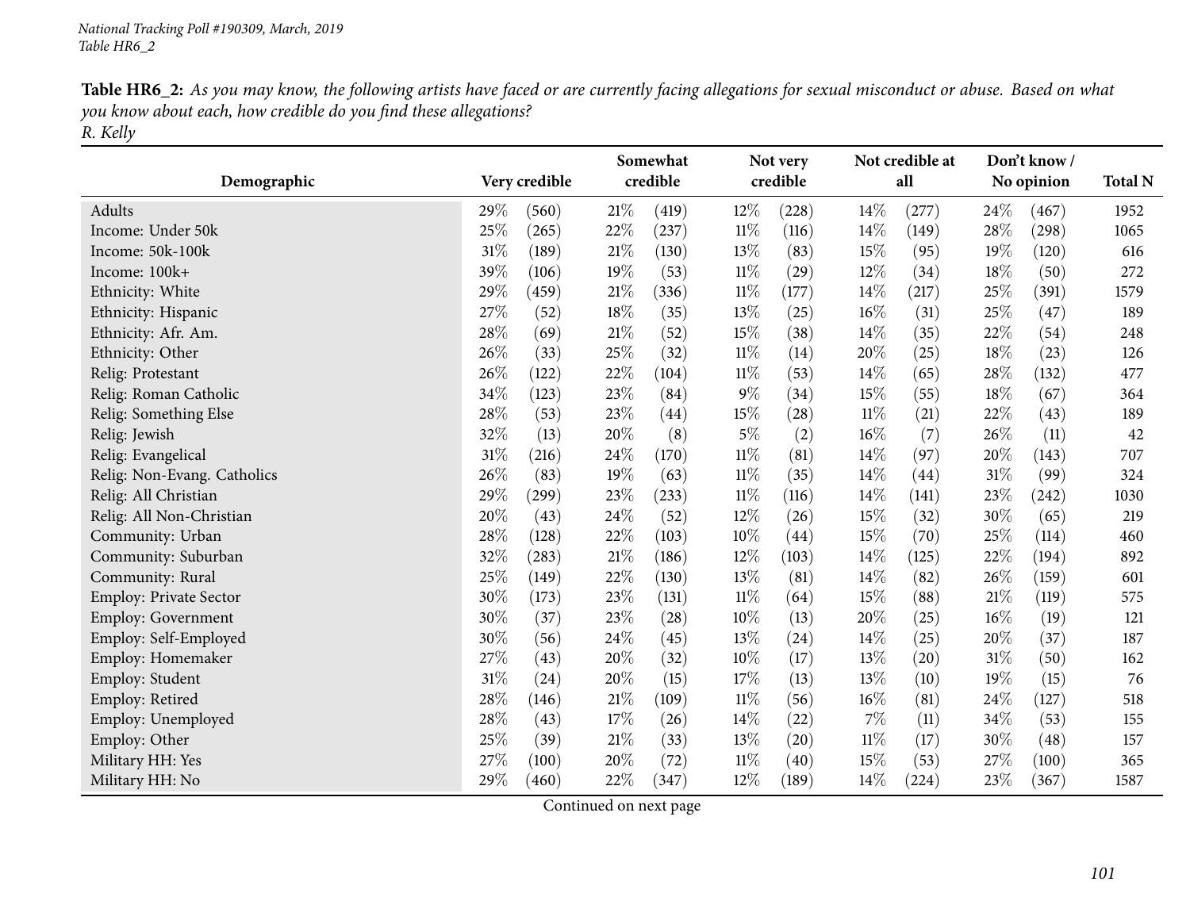**Table HR6_2:** *As you may know, the following artists have faced or are currently facing allegations for sexual misconduct or abuse. Based on what you know about each, how credible do you find these allegations?*
*R. Kelly*

| Demographic | Very credible | | Somewhat credible | | Not very credible | | Not credible at all | | Don't know / No opinion | | Total N |
|---|---|---|---|---|---|---|---|---|---|---|---|
| Adults | 29% | (560) | 21% | (419) | 12% | (228) | 14% | (277) | 24% | (467) | 1952 |
| Income: Under 50k | 25% | (265) | 22% | (237) | 11% | (116) | 14% | (149) | 28% | (298) | 1065 |
| Income: 50k-100k | 31% | (189) | 21% | (130) | 13% | (83) | 15% | (95) | 19% | (120) | 616 |
| Income: 100k+ | 39% | (106) | 19% | (53) | 11% | (29) | 12% | (34) | 18% | (50) | 272 |
| Ethnicity: White | 29% | (459) | 21% | (336) | 11% | (177) | 14% | (217) | 25% | (391) | 1579 |
| Ethnicity: Hispanic | 27% | (52) | 18% | (35) | 13% | (25) | 16% | (31) | 25% | (47) | 189 |
| Ethnicity: Afr. Am. | 28% | (69) | 21% | (52) | 15% | (38) | 14% | (35) | 22% | (54) | 248 |
| Ethnicity: Other | 26% | (33) | 25% | (32) | 11% | (14) | 20% | (25) | 18% | (23) | 126 |
| Relig: Protestant | 26% | (122) | 22% | (104) | 11% | (53) | 14% | (65) | 28% | (132) | 477 |
| Relig: Roman Catholic | 34% | (123) | 23% | (84) | 9% | (34) | 15% | (55) | 18% | (67) | 364 |
| Relig: Something Else | 28% | (53) | 23% | (44) | 15% | (28) | 11% | (21) | 22% | (43) | 189 |
| Relig: Jewish | 32% | (13) | 20% | (8) | 5% | (2) | 16% | (7) | 26% | (11) | 42 |
| Relig: Evangelical | 31% | (216) | 24% | (170) | 11% | (81) | 14% | (97) | 20% | (143) | 707 |
| Relig: Non-Evang. Catholics | 26% | (83) | 19% | (63) | 11% | (35) | 14% | (44) | 31% | (99) | 324 |
| Relig: All Christian | 29% | (299) | 23% | (233) | 11% | (116) | 14% | (141) | 23% | (242) | 1030 |
| Relig: All Non-Christian | 20% | (43) | 24% | (52) | 12% | (26) | 15% | (32) | 30% | (65) | 219 |
| Community: Urban | 28% | (128) | 22% | (103) | 10% | (44) | 15% | (70) | 25% | (114) | 460 |
| Community: Suburban | 32% | (283) | 21% | (186) | 12% | (103) | 14% | (125) | 22% | (194) | 892 |
| Community: Rural | 25% | (149) | 22% | (130) | 13% | (81) | 14% | (82) | 26% | (159) | 601 |
| Employ: Private Sector | 30% | (173) | 23% | (131) | 11% | (64) | 15% | (88) | 21% | (119) | 575 |
| Employ: Government | 30% | (37) | 23% | (28) | 10% | (13) | 20% | (25) | 16% | (19) | 121 |
| Employ: Self-Employed | 30% | (56) | 24% | (45) | 13% | (24) | 14% | (25) | 20% | (37) | 187 |
| Employ: Homemaker | 27% | (43) | 20% | (32) | 10% | (17) | 13% | (20) | 31% | (50) | 162 |
| Employ: Student | 31% | (24) | 20% | (15) | 17% | (13) | 13% | (10) | 19% | (15) | 76 |
| Employ: Retired | 28% | (146) | 21% | (109) | 11% | (56) | 16% | (81) | 24% | (127) | 518 |
| Employ: Unemployed | 28% | (43) | 17% | (26) | 14% | (22) | 7% | (11) | 34% | (53) | 155 |
| Employ: Other | 25% | (39) | 21% | (33) | 13% | (20) | 11% | (17) | 30% | (48) | 157 |
| Military HH: Yes | 27% | (100) | 20% | (72) | 11% | (40) | 15% | (53) | 27% | (100) | 365 |
| Military HH: No | 29% | (460) | 22% | (347) | 12% | (189) | 14% | (224) | 23% | (367) | 1587 |

Continued on next page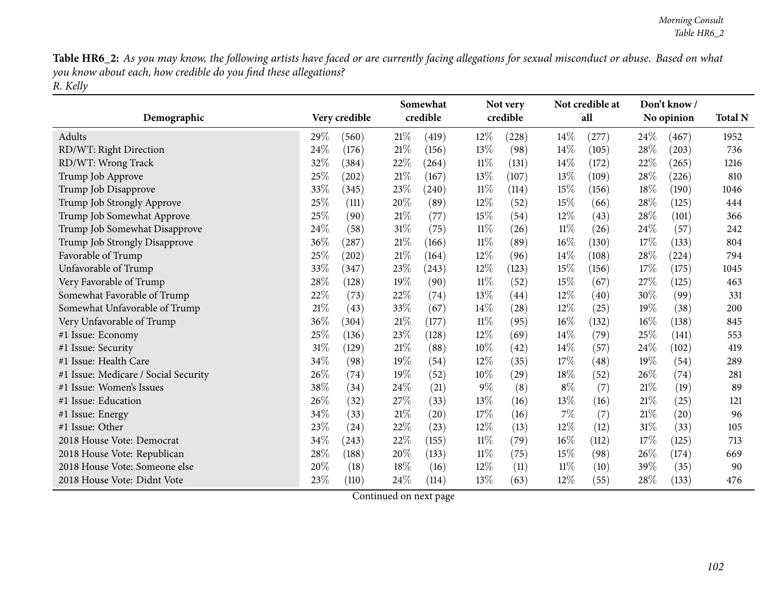**Table HR6_2:** *As you may know, the following artists have faced or are currently facing allegations for sexual misconduct or abuse. Based on what you know about each, how credible do you find these allegations?*
*R. Kelly*

| Demographic | Very credible | | Somewhat credible | | Not very credible | | Not credible at all | | Don't know / No opinion | | Total N |
|---|---|---|---|---|---|---|---|---|---|---|---|
| Adults | 29% | (560) | 21% | (419) | 12% | (228) | 14% | (277) | 24% | (467) | 1952 |
| RD/WT: Right Direction | 24% | (176) | 21% | (156) | 13% | (98) | 14% | (105) | 28% | (203) | 736 |
| RD/WT: Wrong Track | 32% | (384) | 22% | (264) | 11% | (131) | 14% | (172) | 22% | (265) | 1216 |
| Trump Job Approve | 25% | (202) | 21% | (167) | 13% | (107) | 13% | (109) | 28% | (226) | 810 |
| Trump Job Disapprove | 33% | (345) | 23% | (240) | 11% | (114) | 15% | (156) | 18% | (190) | 1046 |
| Trump Job Strongly Approve | 25% | (111) | 20% | (89) | 12% | (52) | 15% | (66) | 28% | (125) | 444 |
| Trump Job Somewhat Approve | 25% | (90) | 21% | (77) | 15% | (54) | 12% | (43) | 28% | (101) | 366 |
| Trump Job Somewhat Disapprove | 24% | (58) | 31% | (75) | 11% | (26) | 11% | (26) | 24% | (57) | 242 |
| Trump Job Strongly Disapprove | 36% | (287) | 21% | (166) | 11% | (89) | 16% | (130) | 17% | (133) | 804 |
| Favorable of Trump | 25% | (202) | 21% | (164) | 12% | (96) | 14% | (108) | 28% | (224) | 794 |
| Unfavorable of Trump | 33% | (347) | 23% | (243) | 12% | (123) | 15% | (156) | 17% | (175) | 1045 |
| Very Favorable of Trump | 28% | (128) | 19% | (90) | 11% | (52) | 15% | (67) | 27% | (125) | 463 |
| Somewhat Favorable of Trump | 22% | (73) | 22% | (74) | 13% | (44) | 12% | (40) | 30% | (99) | 331 |
| Somewhat Unfavorable of Trump | 21% | (43) | 33% | (67) | 14% | (28) | 12% | (25) | 19% | (38) | 200 |
| Very Unfavorable of Trump | 36% | (304) | 21% | (177) | 11% | (95) | 16% | (132) | 16% | (138) | 845 |
| #1 Issue: Economy | 25% | (136) | 23% | (128) | 12% | (69) | 14% | (79) | 25% | (141) | 553 |
| #1 Issue: Security | 31% | (129) | 21% | (88) | 10% | (42) | 14% | (57) | 24% | (102) | 419 |
| #1 Issue: Health Care | 34% | (98) | 19% | (54) | 12% | (35) | 17% | (48) | 19% | (54) | 289 |
| #1 Issue: Medicare / Social Security | 26% | (74) | 19% | (52) | 10% | (29) | 18% | (52) | 26% | (74) | 281 |
| #1 Issue: Women's Issues | 38% | (34) | 24% | (21) | 9% | (8) | 8% | (7) | 21% | (19) | 89 |
| #1 Issue: Education | 26% | (32) | 27% | (33) | 13% | (16) | 13% | (16) | 21% | (25) | 121 |
| #1 Issue: Energy | 34% | (33) | 21% | (20) | 17% | (16) | 7% | (7) | 21% | (20) | 96 |
| #1 Issue: Other | 23% | (24) | 22% | (23) | 12% | (13) | 12% | (12) | 31% | (33) | 105 |
| 2018 House Vote: Democrat | 34% | (243) | 22% | (155) | 11% | (79) | 16% | (112) | 17% | (125) | 713 |
| 2018 House Vote: Republican | 28% | (188) | 20% | (133) | 11% | (75) | 15% | (98) | 26% | (174) | 669 |
| 2018 House Vote: Someone else | 20% | (18) | 18% | (16) | 12% | (11) | 11% | (10) | 39% | (35) | 90 |
| 2018 House Vote: Didnt Vote | 23% | (110) | 24% | (114) | 13% | (63) | 12% | (55) | 28% | (133) | 476 |

Continued on next page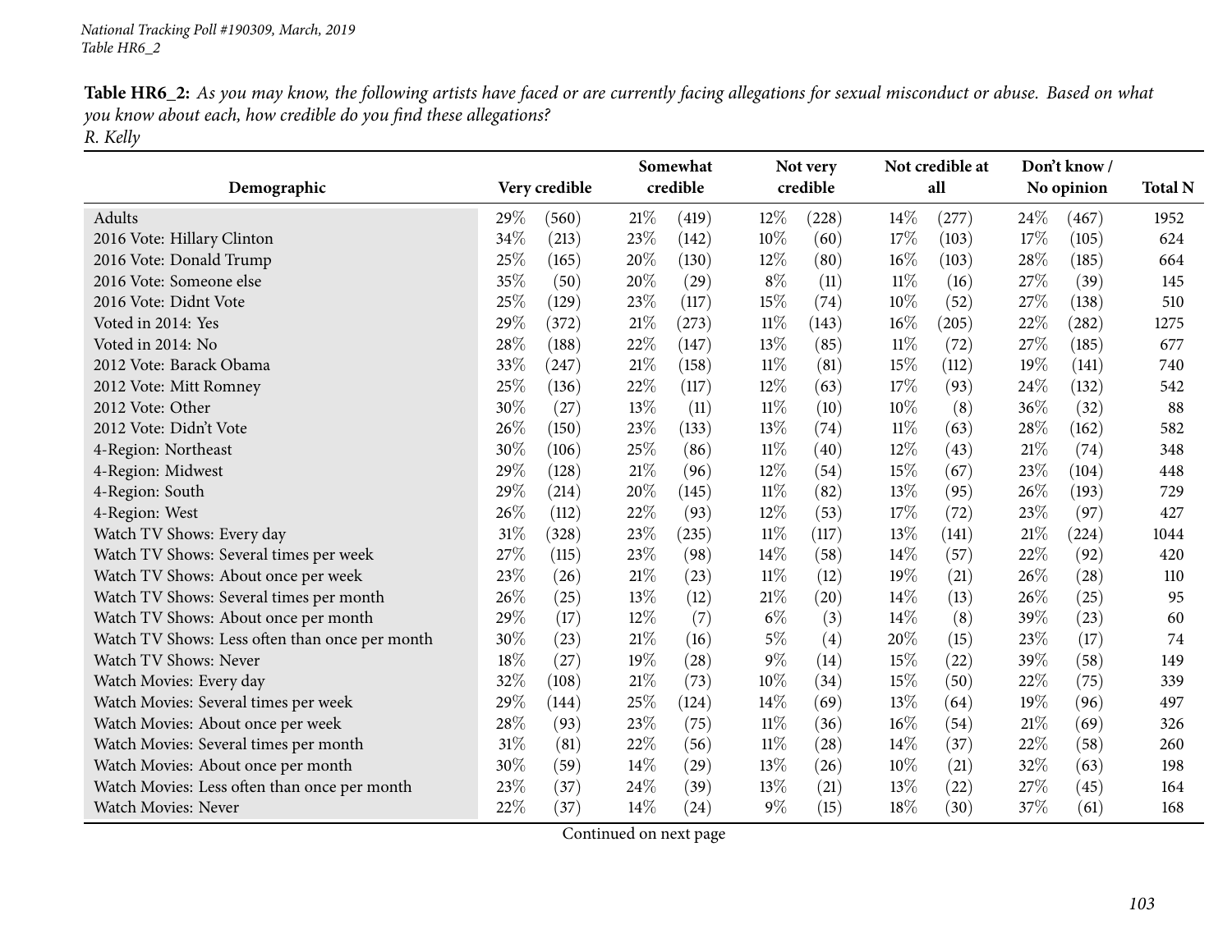**Table HR6_2:** *As you may know, the following artists have faced or are currently facing allegations for sexual misconduct or abuse. Based on what you know about each, how credible do you find these allegations?*
*R. Kelly*

| Demographic | Very credible | | Somewhat credible | | Not very credible | | Not credible at all | | Don't know / No opinion | | Total N |
|---|---|---|---|---|---|---|---|---|---|---|---|
| Adults | 29% | (560) | 21% | (419) | 12% | (228) | 14% | (277) | 24% | (467) | 1952 |
| 2016 Vote: Hillary Clinton | 34% | (213) | 23% | (142) | 10% | (60) | 17% | (103) | 17% | (105) | 624 |
| 2016 Vote: Donald Trump | 25% | (165) | 20% | (130) | 12% | (80) | 16% | (103) | 28% | (185) | 664 |
| 2016 Vote: Someone else | 35% | (50) | 20% | (29) | 8% | (11) | 11% | (16) | 27% | (39) | 145 |
| 2016 Vote: Didnt Vote | 25% | (129) | 23% | (117) | 15% | (74) | 10% | (52) | 27% | (138) | 510 |
| Voted in 2014: Yes | 29% | (372) | 21% | (273) | 11% | (143) | 16% | (205) | 22% | (282) | 1275 |
| Voted in 2014: No | 28% | (188) | 22% | (147) | 13% | (85) | 11% | (72) | 27% | (185) | 677 |
| 2012 Vote: Barack Obama | 33% | (247) | 21% | (158) | 11% | (81) | 15% | (112) | 19% | (141) | 740 |
| 2012 Vote: Mitt Romney | 25% | (136) | 22% | (117) | 12% | (63) | 17% | (93) | 24% | (132) | 542 |
| 2012 Vote: Other | 30% | (27) | 13% | (11) | 11% | (10) | 10% | (8) | 36% | (32) | 88 |
| 2012 Vote: Didn't Vote | 26% | (150) | 23% | (133) | 13% | (74) | 11% | (63) | 28% | (162) | 582 |
| 4-Region: Northeast | 30% | (106) | 25% | (86) | 11% | (40) | 12% | (43) | 21% | (74) | 348 |
| 4-Region: Midwest | 29% | (128) | 21% | (96) | 12% | (54) | 15% | (67) | 23% | (104) | 448 |
| 4-Region: South | 29% | (214) | 20% | (145) | 11% | (82) | 13% | (95) | 26% | (193) | 729 |
| 4-Region: West | 26% | (112) | 22% | (93) | 12% | (53) | 17% | (72) | 23% | (97) | 427 |
| Watch TV Shows: Every day | 31% | (328) | 23% | (235) | 11% | (117) | 13% | (141) | 21% | (224) | 1044 |
| Watch TV Shows: Several times per week | 27% | (115) | 23% | (98) | 14% | (58) | 14% | (57) | 22% | (92) | 420 |
| Watch TV Shows: About once per week | 23% | (26) | 21% | (23) | 11% | (12) | 19% | (21) | 26% | (28) | 110 |
| Watch TV Shows: Several times per month | 26% | (25) | 13% | (12) | 21% | (20) | 14% | (13) | 26% | (25) | 95 |
| Watch TV Shows: About once per month | 29% | (17) | 12% | (7) | 6% | (3) | 14% | (8) | 39% | (23) | 60 |
| Watch TV Shows: Less often than once per month | 30% | (23) | 21% | (16) | 5% | (4) | 20% | (15) | 23% | (17) | 74 |
| Watch TV Shows: Never | 18% | (27) | 19% | (28) | 9% | (14) | 15% | (22) | 39% | (58) | 149 |
| Watch Movies: Every day | 32% | (108) | 21% | (73) | 10% | (34) | 15% | (50) | 22% | (75) | 339 |
| Watch Movies: Several times per week | 29% | (144) | 25% | (124) | 14% | (69) | 13% | (64) | 19% | (96) | 497 |
| Watch Movies: About once per week | 28% | (93) | 23% | (75) | 11% | (36) | 16% | (54) | 21% | (69) | 326 |
| Watch Movies: Several times per month | 31% | (81) | 22% | (56) | 11% | (28) | 14% | (37) | 22% | (58) | 260 |
| Watch Movies: About once per month | 30% | (59) | 14% | (29) | 13% | (26) | 10% | (21) | 32% | (63) | 198 |
| Watch Movies: Less often than once per month | 23% | (37) | 24% | (39) | 13% | (21) | 13% | (22) | 27% | (45) | 164 |
| Watch Movies: Never | 22% | (37) | 14% | (24) | 9% | (15) | 18% | (30) | 37% | (61) | 168 |

Continued on next page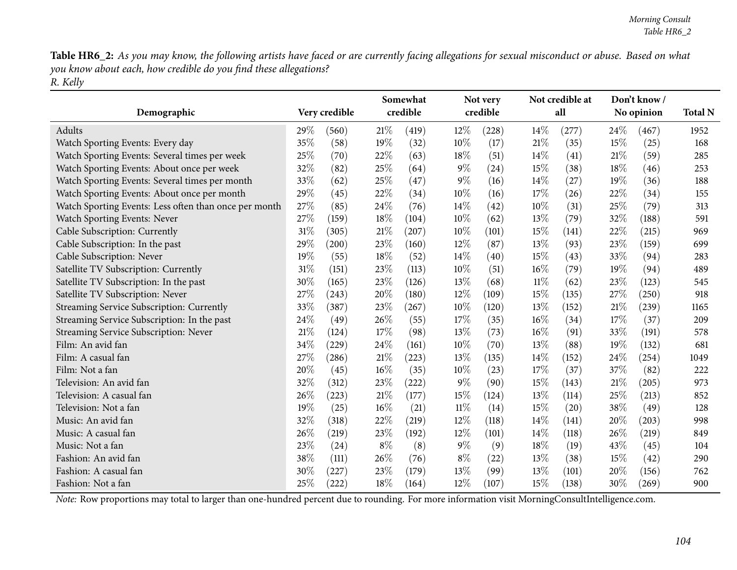**Table HR6_2:** *As you may know, the following artists have faced or are currently facing allegations for sexual misconduct or abuse. Based on what you know about each, how credible do you find these allegations?*
*R. Kelly*

| Demographic | Very credible | | Somewhat credible | | Not very credible | | Not credible at all | | Don't know / No opinion | | Total N |
|---|---|---|---|---|---|---|---|---|---|---|---|
| Adults | 29% | (560) | 21% | (419) | 12% | (228) | 14% | (277) | 24% | (467) | 1952 |
| Watch Sporting Events: Every day | 35% | (58) | 19% | (32) | 10% | (17) | 21% | (35) | 15% | (25) | 168 |
| Watch Sporting Events: Several times per week | 25% | (70) | 22% | (63) | 18% | (51) | 14% | (41) | 21% | (59) | 285 |
| Watch Sporting Events: About once per week | 32% | (82) | 25% | (64) | 9% | (24) | 15% | (38) | 18% | (46) | 253 |
| Watch Sporting Events: Several times per month | 33% | (62) | 25% | (47) | 9% | (16) | 14% | (27) | 19% | (36) | 188 |
| Watch Sporting Events: About once per month | 29% | (45) | 22% | (34) | 10% | (16) | 17% | (26) | 22% | (34) | 155 |
| Watch Sporting Events: Less often than once per month | 27% | (85) | 24% | (76) | 14% | (42) | 10% | (31) | 25% | (79) | 313 |
| Watch Sporting Events: Never | 27% | (159) | 18% | (104) | 10% | (62) | 13% | (79) | 32% | (188) | 591 |
| Cable Subscription: Currently | 31% | (305) | 21% | (207) | 10% | (101) | 15% | (141) | 22% | (215) | 969 |
| Cable Subscription: In the past | 29% | (200) | 23% | (160) | 12% | (87) | 13% | (93) | 23% | (159) | 699 |
| Cable Subscription: Never | 19% | (55) | 18% | (52) | 14% | (40) | 15% | (43) | 33% | (94) | 283 |
| Satellite TV Subscription: Currently | 31% | (151) | 23% | (113) | 10% | (51) | 16% | (79) | 19% | (94) | 489 |
| Satellite TV Subscription: In the past | 30% | (165) | 23% | (126) | 13% | (68) | 11% | (62) | 23% | (123) | 545 |
| Satellite TV Subscription: Never | 27% | (243) | 20% | (180) | 12% | (109) | 15% | (135) | 27% | (250) | 918 |
| Streaming Service Subscription: Currently | 33% | (387) | 23% | (267) | 10% | (120) | 13% | (152) | 21% | (239) | 1165 |
| Streaming Service Subscription: In the past | 24% | (49) | 26% | (55) | 17% | (35) | 16% | (34) | 17% | (37) | 209 |
| Streaming Service Subscription: Never | 21% | (124) | 17% | (98) | 13% | (73) | 16% | (91) | 33% | (191) | 578 |
| Film: An avid fan | 34% | (229) | 24% | (161) | 10% | (70) | 13% | (88) | 19% | (132) | 681 |
| Film: A casual fan | 27% | (286) | 21% | (223) | 13% | (135) | 14% | (152) | 24% | (254) | 1049 |
| Film: Not a fan | 20% | (45) | 16% | (35) | 10% | (23) | 17% | (37) | 37% | (82) | 222 |
| Television: An avid fan | 32% | (312) | 23% | (222) | 9% | (90) | 15% | (143) | 21% | (205) | 973 |
| Television: A casual fan | 26% | (223) | 21% | (177) | 15% | (124) | 13% | (114) | 25% | (213) | 852 |
| Television: Not a fan | 19% | (25) | 16% | (21) | 11% | (14) | 15% | (20) | 38% | (49) | 128 |
| Music: An avid fan | 32% | (318) | 22% | (219) | 12% | (118) | 14% | (141) | 20% | (203) | 998 |
| Music: A casual fan | 26% | (219) | 23% | (192) | 12% | (101) | 14% | (118) | 26% | (219) | 849 |
| Music: Not a fan | 23% | (24) | 8% | (8) | 9% | (9) | 18% | (19) | 43% | (45) | 104 |
| Fashion: An avid fan | 38% | (111) | 26% | (76) | 8% | (22) | 13% | (38) | 15% | (42) | 290 |
| Fashion: A casual fan | 30% | (227) | 23% | (179) | 13% | (99) | 13% | (101) | 20% | (156) | 762 |
| Fashion: Not a fan | 25% | (222) | 18% | (164) | 12% | (107) | 15% | (138) | 30% | (269) | 900 |

*Note:* Row proportions may total to larger than one-hundred percent due to rounding. For more information visit MorningConsultIntelligence.com.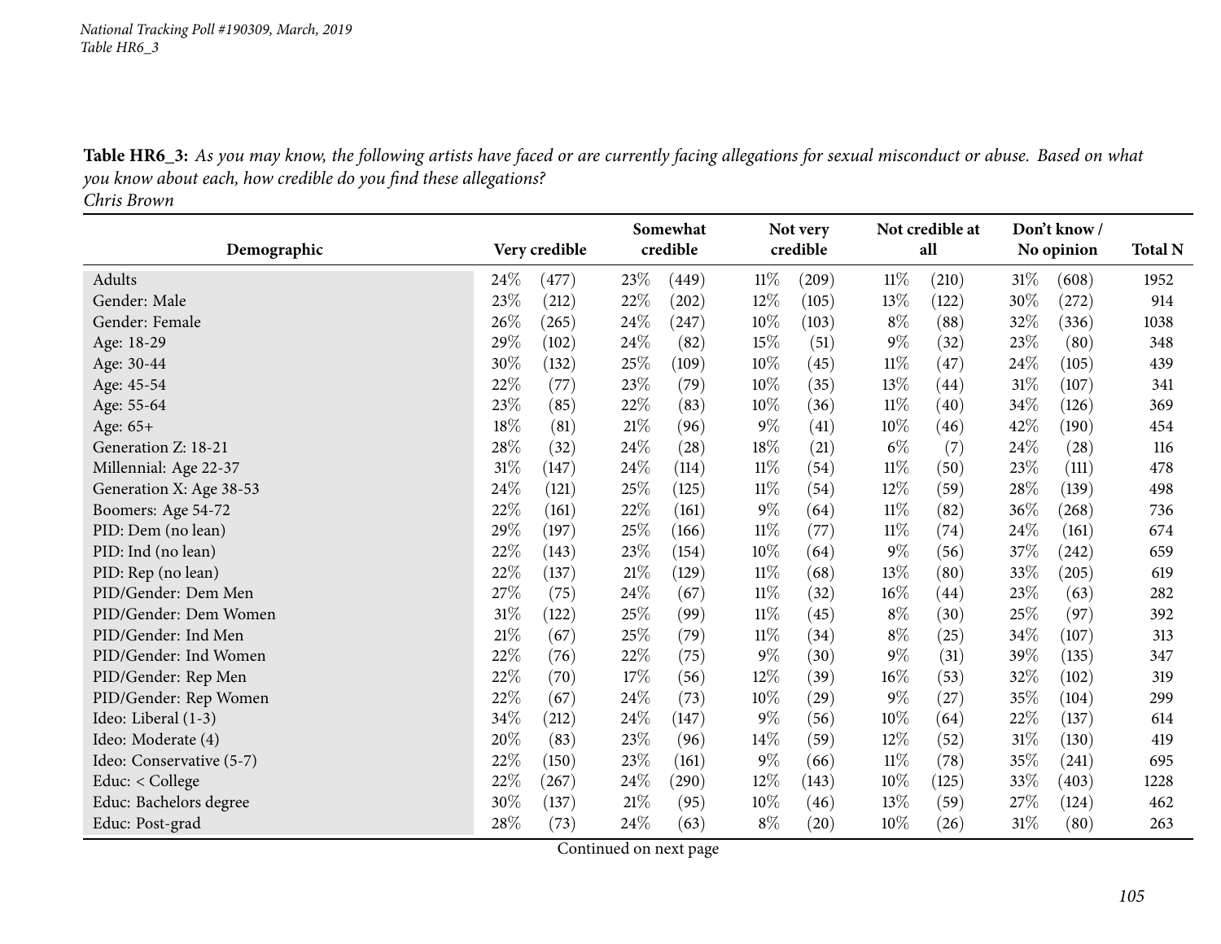**Table HR6_3:** *As you may know, the following artists have faced or are currently facing allegations for sexual misconduct or abuse. Based on what you know about each, how credible do you find these allegations?*
*Chris Brown*

| Demographic | Very credible | | Somewhat credible | | Not very credible | | Not credible at all | | Don't know / No opinion | | Total N |
|---|---|---|---|---|---|---|---|---|---|---|---|
| Adults | 24% | (477) | 23% | (449) | 11% | (209) | 11% | (210) | 31% | (608) | 1952 |
| Gender: Male | 23% | (212) | 22% | (202) | 12% | (105) | 13% | (122) | 30% | (272) | 914 |
| Gender: Female | 26% | (265) | 24% | (247) | 10% | (103) | 8% | (88) | 32% | (336) | 1038 |
| Age: 18-29 | 29% | (102) | 24% | (82) | 15% | (51) | 9% | (32) | 23% | (80) | 348 |
| Age: 30-44 | 30% | (132) | 25% | (109) | 10% | (45) | 11% | (47) | 24% | (105) | 439 |
| Age: 45-54 | 22% | (77) | 23% | (79) | 10% | (35) | 13% | (44) | 31% | (107) | 341 |
| Age: 55-64 | 23% | (85) | 22% | (83) | 10% | (36) | 11% | (40) | 34% | (126) | 369 |
| Age: 65+ | 18% | (81) | 21% | (96) | 9% | (41) | 10% | (46) | 42% | (190) | 454 |
| Generation Z: 18-21 | 28% | (32) | 24% | (28) | 18% | (21) | 6% | (7) | 24% | (28) | 116 |
| Millennial: Age 22-37 | 31% | (147) | 24% | (114) | 11% | (54) | 11% | (50) | 23% | (111) | 478 |
| Generation X: Age 38-53 | 24% | (121) | 25% | (125) | 11% | (54) | 12% | (59) | 28% | (139) | 498 |
| Boomers: Age 54-72 | 22% | (161) | 22% | (161) | 9% | (64) | 11% | (82) | 36% | (268) | 736 |
| PID: Dem (no lean) | 29% | (197) | 25% | (166) | 11% | (77) | 11% | (74) | 24% | (161) | 674 |
| PID: Ind (no lean) | 22% | (143) | 23% | (154) | 10% | (64) | 9% | (56) | 37% | (242) | 659 |
| PID: Rep (no lean) | 22% | (137) | 21% | (129) | 11% | (68) | 13% | (80) | 33% | (205) | 619 |
| PID/Gender: Dem Men | 27% | (75) | 24% | (67) | 11% | (32) | 16% | (44) | 23% | (63) | 282 |
| PID/Gender: Dem Women | 31% | (122) | 25% | (99) | 11% | (45) | 8% | (30) | 25% | (97) | 392 |
| PID/Gender: Ind Men | 21% | (67) | 25% | (79) | 11% | (34) | 8% | (25) | 34% | (107) | 313 |
| PID/Gender: Ind Women | 22% | (76) | 22% | (75) | 9% | (30) | 9% | (31) | 39% | (135) | 347 |
| PID/Gender: Rep Men | 22% | (70) | 17% | (56) | 12% | (39) | 16% | (53) | 32% | (102) | 319 |
| PID/Gender: Rep Women | 22% | (67) | 24% | (73) | 10% | (29) | 9% | (27) | 35% | (104) | 299 |
| Ideo: Liberal (1-3) | 34% | (212) | 24% | (147) | 9% | (56) | 10% | (64) | 22% | (137) | 614 |
| Ideo: Moderate (4) | 20% | (83) | 23% | (96) | 14% | (59) | 12% | (52) | 31% | (130) | 419 |
| Ideo: Conservative (5-7) | 22% | (150) | 23% | (161) | 9% | (66) | 11% | (78) | 35% | (241) | 695 |
| Educ: < College | 22% | (267) | 24% | (290) | 12% | (143) | 10% | (125) | 33% | (403) | 1228 |
| Educ: Bachelors degree | 30% | (137) | 21% | (95) | 10% | (46) | 13% | (59) | 27% | (124) | 462 |
| Educ: Post-grad | 28% | (73) | 24% | (63) | 8% | (20) | 10% | (26) | 31% | (80) | 263 |

Continued on next page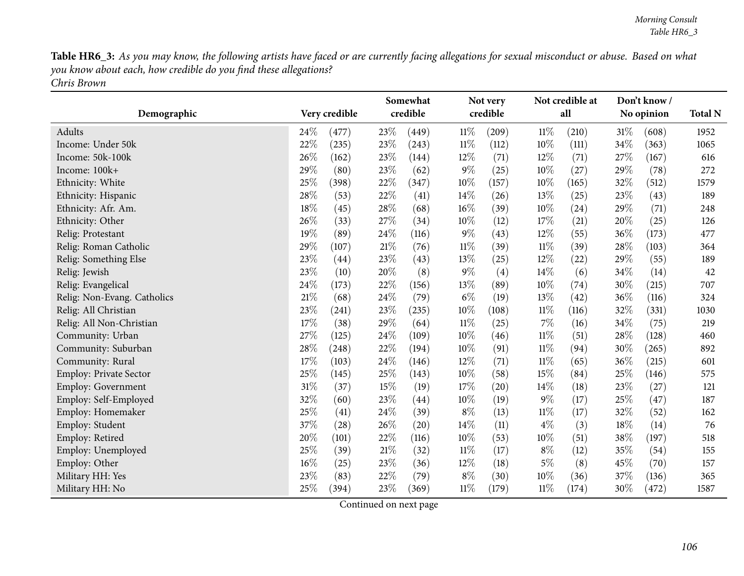**Table HR6_3:** *As you may know, the following artists have faced or are currently facing allegations for sexual misconduct or abuse. Based on what you know about each, how credible do you find these allegations?*
*Chris Brown*

| Demographic | Very credible | | Somewhat credible | | Not very credible | | Not credible at all | | Don't know / No opinion | | Total N |
|---|---|---|---|---|---|---|---|---|---|---|---|
| Adults | 24% | (477) | 23% | (449) | 11% | (209) | 11% | (210) | 31% | (608) | 1952 |
| Income: Under 50k | 22% | (235) | 23% | (243) | 11% | (112) | 10% | (111) | 34% | (363) | 1065 |
| Income: 50k-100k | 26% | (162) | 23% | (144) | 12% | (71) | 12% | (71) | 27% | (167) | 616 |
| Income: 100k+ | 29% | (80) | 23% | (62) | 9% | (25) | 10% | (27) | 29% | (78) | 272 |
| Ethnicity: White | 25% | (398) | 22% | (347) | 10% | (157) | 10% | (165) | 32% | (512) | 1579 |
| Ethnicity: Hispanic | 28% | (53) | 22% | (41) | 14% | (26) | 13% | (25) | 23% | (43) | 189 |
| Ethnicity: Afr. Am. | 18% | (45) | 28% | (68) | 16% | (39) | 10% | (24) | 29% | (71) | 248 |
| Ethnicity: Other | 26% | (33) | 27% | (34) | 10% | (12) | 17% | (21) | 20% | (25) | 126 |
| Relig: Protestant | 19% | (89) | 24% | (116) | 9% | (43) | 12% | (55) | 36% | (173) | 477 |
| Relig: Roman Catholic | 29% | (107) | 21% | (76) | 11% | (39) | 11% | (39) | 28% | (103) | 364 |
| Relig: Something Else | 23% | (44) | 23% | (43) | 13% | (25) | 12% | (22) | 29% | (55) | 189 |
| Relig: Jewish | 23% | (10) | 20% | (8) | 9% | (4) | 14% | (6) | 34% | (14) | 42 |
| Relig: Evangelical | 24% | (173) | 22% | (156) | 13% | (89) | 10% | (74) | 30% | (215) | 707 |
| Relig: Non-Evang. Catholics | 21% | (68) | 24% | (79) | 6% | (19) | 13% | (42) | 36% | (116) | 324 |
| Relig: All Christian | 23% | (241) | 23% | (235) | 10% | (108) | 11% | (116) | 32% | (331) | 1030 |
| Relig: All Non-Christian | 17% | (38) | 29% | (64) | 11% | (25) | 7% | (16) | 34% | (75) | 219 |
| Community: Urban | 27% | (125) | 24% | (109) | 10% | (46) | 11% | (51) | 28% | (128) | 460 |
| Community: Suburban | 28% | (248) | 22% | (194) | 10% | (91) | 11% | (94) | 30% | (265) | 892 |
| Community: Rural | 17% | (103) | 24% | (146) | 12% | (71) | 11% | (65) | 36% | (215) | 601 |
| Employ: Private Sector | 25% | (145) | 25% | (143) | 10% | (58) | 15% | (84) | 25% | (146) | 575 |
| Employ: Government | 31% | (37) | 15% | (19) | 17% | (20) | 14% | (18) | 23% | (27) | 121 |
| Employ: Self-Employed | 32% | (60) | 23% | (44) | 10% | (19) | 9% | (17) | 25% | (47) | 187 |
| Employ: Homemaker | 25% | (41) | 24% | (39) | 8% | (13) | 11% | (17) | 32% | (52) | 162 |
| Employ: Student | 37% | (28) | 26% | (20) | 14% | (11) | 4% | (3) | 18% | (14) | 76 |
| Employ: Retired | 20% | (101) | 22% | (116) | 10% | (53) | 10% | (51) | 38% | (197) | 518 |
| Employ: Unemployed | 25% | (39) | 21% | (32) | 11% | (17) | 8% | (12) | 35% | (54) | 155 |
| Employ: Other | 16% | (25) | 23% | (36) | 12% | (18) | 5% | (8) | 45% | (70) | 157 |
| Military HH: Yes | 23% | (83) | 22% | (79) | 8% | (30) | 10% | (36) | 37% | (136) | 365 |
| Military HH: No | 25% | (394) | 23% | (369) | 11% | (179) | 11% | (174) | 30% | (472) | 1587 |

Continued on next page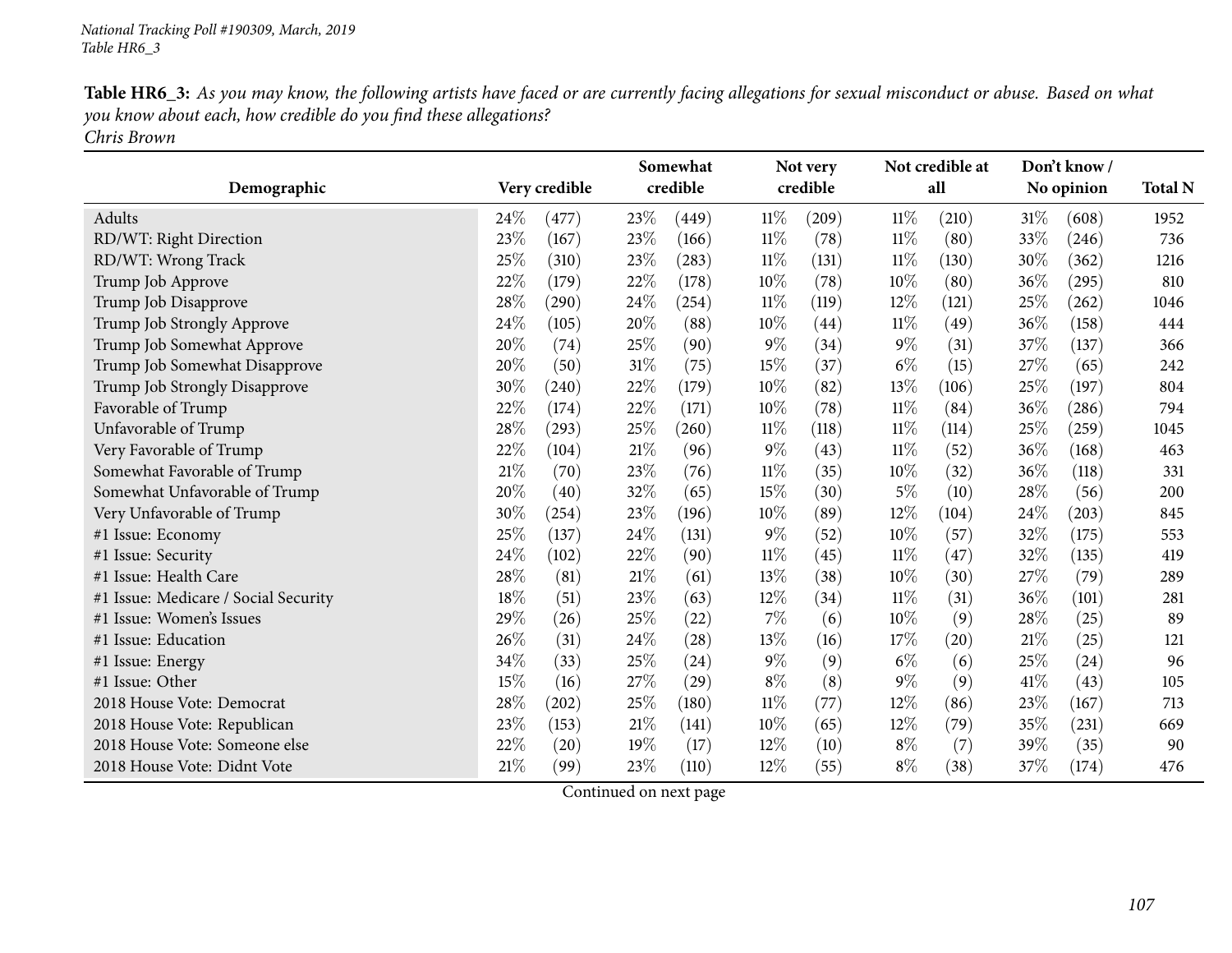*National Tracking Poll #190309, March, 2019*
*Table HR6_3*

**Table HR6_3:** *As you may know, the following artists have faced or are currently facing allegations for sexual misconduct or abuse. Based on what you know about each, how credible do you find these allegations?*
*Chris Brown*

| Demographic | Very credible | | Somewhat credible | | Not very credible | | Not credible at all | | Don't know / No opinion | | Total N |
|---|---|---|---|---|---|---|---|---|---|---|---|
| Adults | 24% | (477) | 23% | (449) | 11% | (209) | 11% | (210) | 31% | (608) | 1952 |
| RD/WT: Right Direction | 23% | (167) | 23% | (166) | 11% | (78) | 11% | (80) | 33% | (246) | 736 |
| RD/WT: Wrong Track | 25% | (310) | 23% | (283) | 11% | (131) | 11% | (130) | 30% | (362) | 1216 |
| Trump Job Approve | 22% | (179) | 22% | (178) | 10% | (78) | 10% | (80) | 36% | (295) | 810 |
| Trump Job Disapprove | 28% | (290) | 24% | (254) | 11% | (119) | 12% | (121) | 25% | (262) | 1046 |
| Trump Job Strongly Approve | 24% | (105) | 20% | (88) | 10% | (44) | 11% | (49) | 36% | (158) | 444 |
| Trump Job Somewhat Approve | 20% | (74) | 25% | (90) | 9% | (34) | 9% | (31) | 37% | (137) | 366 |
| Trump Job Somewhat Disapprove | 20% | (50) | 31% | (75) | 15% | (37) | 6% | (15) | 27% | (65) | 242 |
| Trump Job Strongly Disapprove | 30% | (240) | 22% | (179) | 10% | (82) | 13% | (106) | 25% | (197) | 804 |
| Favorable of Trump | 22% | (174) | 22% | (171) | 10% | (78) | 11% | (84) | 36% | (286) | 794 |
| Unfavorable of Trump | 28% | (293) | 25% | (260) | 11% | (118) | 11% | (114) | 25% | (259) | 1045 |
| Very Favorable of Trump | 22% | (104) | 21% | (96) | 9% | (43) | 11% | (52) | 36% | (168) | 463 |
| Somewhat Favorable of Trump | 21% | (70) | 23% | (76) | 11% | (35) | 10% | (32) | 36% | (118) | 331 |
| Somewhat Unfavorable of Trump | 20% | (40) | 32% | (65) | 15% | (30) | 5% | (10) | 28% | (56) | 200 |
| Very Unfavorable of Trump | 30% | (254) | 23% | (196) | 10% | (89) | 12% | (104) | 24% | (203) | 845 |
| #1 Issue: Economy | 25% | (137) | 24% | (131) | 9% | (52) | 10% | (57) | 32% | (175) | 553 |
| #1 Issue: Security | 24% | (102) | 22% | (90) | 11% | (45) | 11% | (47) | 32% | (135) | 419 |
| #1 Issue: Health Care | 28% | (81) | 21% | (61) | 13% | (38) | 10% | (30) | 27% | (79) | 289 |
| #1 Issue: Medicare / Social Security | 18% | (51) | 23% | (63) | 12% | (34) | 11% | (31) | 36% | (101) | 281 |
| #1 Issue: Women's Issues | 29% | (26) | 25% | (22) | 7% | (6) | 10% | (9) | 28% | (25) | 89 |
| #1 Issue: Education | 26% | (31) | 24% | (28) | 13% | (16) | 17% | (20) | 21% | (25) | 121 |
| #1 Issue: Energy | 34% | (33) | 25% | (24) | 9% | (9) | 6% | (6) | 25% | (24) | 96 |
| #1 Issue: Other | 15% | (16) | 27% | (29) | 8% | (8) | 9% | (9) | 41% | (43) | 105 |
| 2018 House Vote: Democrat | 28% | (202) | 25% | (180) | 11% | (77) | 12% | (86) | 23% | (167) | 713 |
| 2018 House Vote: Republican | 23% | (153) | 21% | (141) | 10% | (65) | 12% | (79) | 35% | (231) | 669 |
| 2018 House Vote: Someone else | 22% | (20) | 19% | (17) | 12% | (10) | 8% | (7) | 39% | (35) | 90 |
| 2018 House Vote: Didnt Vote | 21% | (99) | 23% | (110) | 12% | (55) | 8% | (38) | 37% | (174) | 476 |

Continued on next page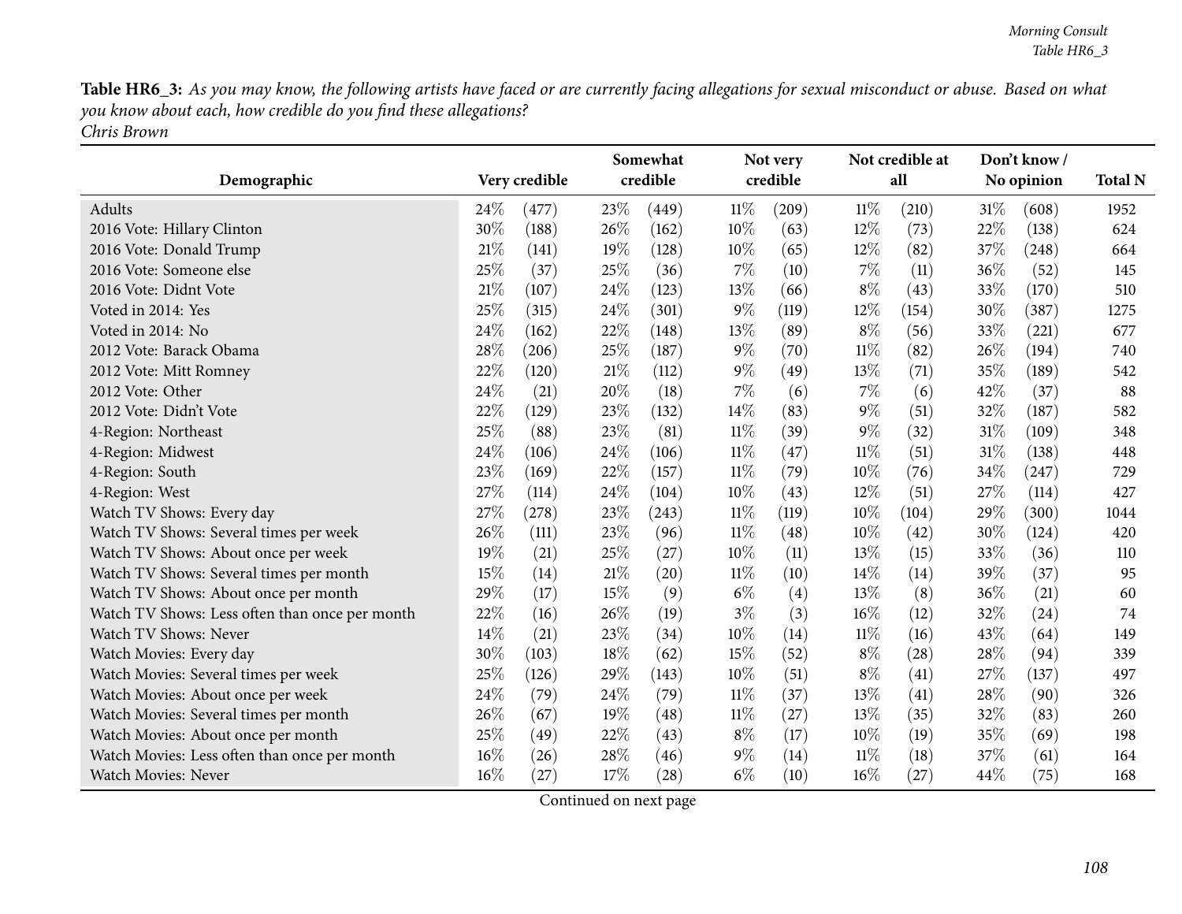**Table HR6_3:** *As you may know, the following artists have faced or are currently facing allegations for sexual misconduct or abuse. Based on what you know about each, how credible do you find these allegations?*
*Chris Brown*

| Demographic | Very credible | | Somewhat credible | | Not very credible | | Not credible at all | | Don't know / No opinion | | Total N |
|---|---|---|---|---|---|---|---|---|---|---|---|
| Adults | 24% | (477) | 23% | (449) | 11% | (209) | 11% | (210) | 31% | (608) | 1952 |
| 2016 Vote: Hillary Clinton | 30% | (188) | 26% | (162) | 10% | (63) | 12% | (73) | 22% | (138) | 624 |
| 2016 Vote: Donald Trump | 21% | (141) | 19% | (128) | 10% | (65) | 12% | (82) | 37% | (248) | 664 |
| 2016 Vote: Someone else | 25% | (37) | 25% | (36) | 7% | (10) | 7% | (11) | 36% | (52) | 145 |
| 2016 Vote: Didnt Vote | 21% | (107) | 24% | (123) | 13% | (66) | 8% | (43) | 33% | (170) | 510 |
| Voted in 2014: Yes | 25% | (315) | 24% | (301) | 9% | (119) | 12% | (154) | 30% | (387) | 1275 |
| Voted in 2014: No | 24% | (162) | 22% | (148) | 13% | (89) | 8% | (56) | 33% | (221) | 677 |
| 2012 Vote: Barack Obama | 28% | (206) | 25% | (187) | 9% | (70) | 11% | (82) | 26% | (194) | 740 |
| 2012 Vote: Mitt Romney | 22% | (120) | 21% | (112) | 9% | (49) | 13% | (71) | 35% | (189) | 542 |
| 2012 Vote: Other | 24% | (21) | 20% | (18) | 7% | (6) | 7% | (6) | 42% | (37) | 88 |
| 2012 Vote: Didn't Vote | 22% | (129) | 23% | (132) | 14% | (83) | 9% | (51) | 32% | (187) | 582 |
| 4-Region: Northeast | 25% | (88) | 23% | (81) | 11% | (39) | 9% | (32) | 31% | (109) | 348 |
| 4-Region: Midwest | 24% | (106) | 24% | (106) | 11% | (47) | 11% | (51) | 31% | (138) | 448 |
| 4-Region: South | 23% | (169) | 22% | (157) | 11% | (79) | 10% | (76) | 34% | (247) | 729 |
| 4-Region: West | 27% | (114) | 24% | (104) | 10% | (43) | 12% | (51) | 27% | (114) | 427 |
| Watch TV Shows: Every day | 27% | (278) | 23% | (243) | 11% | (119) | 10% | (104) | 29% | (300) | 1044 |
| Watch TV Shows: Several times per week | 26% | (111) | 23% | (96) | 11% | (48) | 10% | (42) | 30% | (124) | 420 |
| Watch TV Shows: About once per week | 19% | (21) | 25% | (27) | 10% | (11) | 13% | (15) | 33% | (36) | 110 |
| Watch TV Shows: Several times per month | 15% | (14) | 21% | (20) | 11% | (10) | 14% | (14) | 39% | (37) | 95 |
| Watch TV Shows: About once per month | 29% | (17) | 15% | (9) | 6% | (4) | 13% | (8) | 36% | (21) | 60 |
| Watch TV Shows: Less often than once per month | 22% | (16) | 26% | (19) | 3% | (3) | 16% | (12) | 32% | (24) | 74 |
| Watch TV Shows: Never | 14% | (21) | 23% | (34) | 10% | (14) | 11% | (16) | 43% | (64) | 149 |
| Watch Movies: Every day | 30% | (103) | 18% | (62) | 15% | (52) | 8% | (28) | 28% | (94) | 339 |
| Watch Movies: Several times per week | 25% | (126) | 29% | (143) | 10% | (51) | 8% | (41) | 27% | (137) | 497 |
| Watch Movies: About once per week | 24% | (79) | 24% | (79) | 11% | (37) | 13% | (41) | 28% | (90) | 326 |
| Watch Movies: Several times per month | 26% | (67) | 19% | (48) | 11% | (27) | 13% | (35) | 32% | (83) | 260 |
| Watch Movies: About once per month | 25% | (49) | 22% | (43) | 8% | (17) | 10% | (19) | 35% | (69) | 198 |
| Watch Movies: Less often than once per month | 16% | (26) | 28% | (46) | 9% | (14) | 11% | (18) | 37% | (61) | 164 |
| Watch Movies: Never | 16% | (27) | 17% | (28) | 6% | (10) | 16% | (27) | 44% | (75) | 168 |

Continued on next page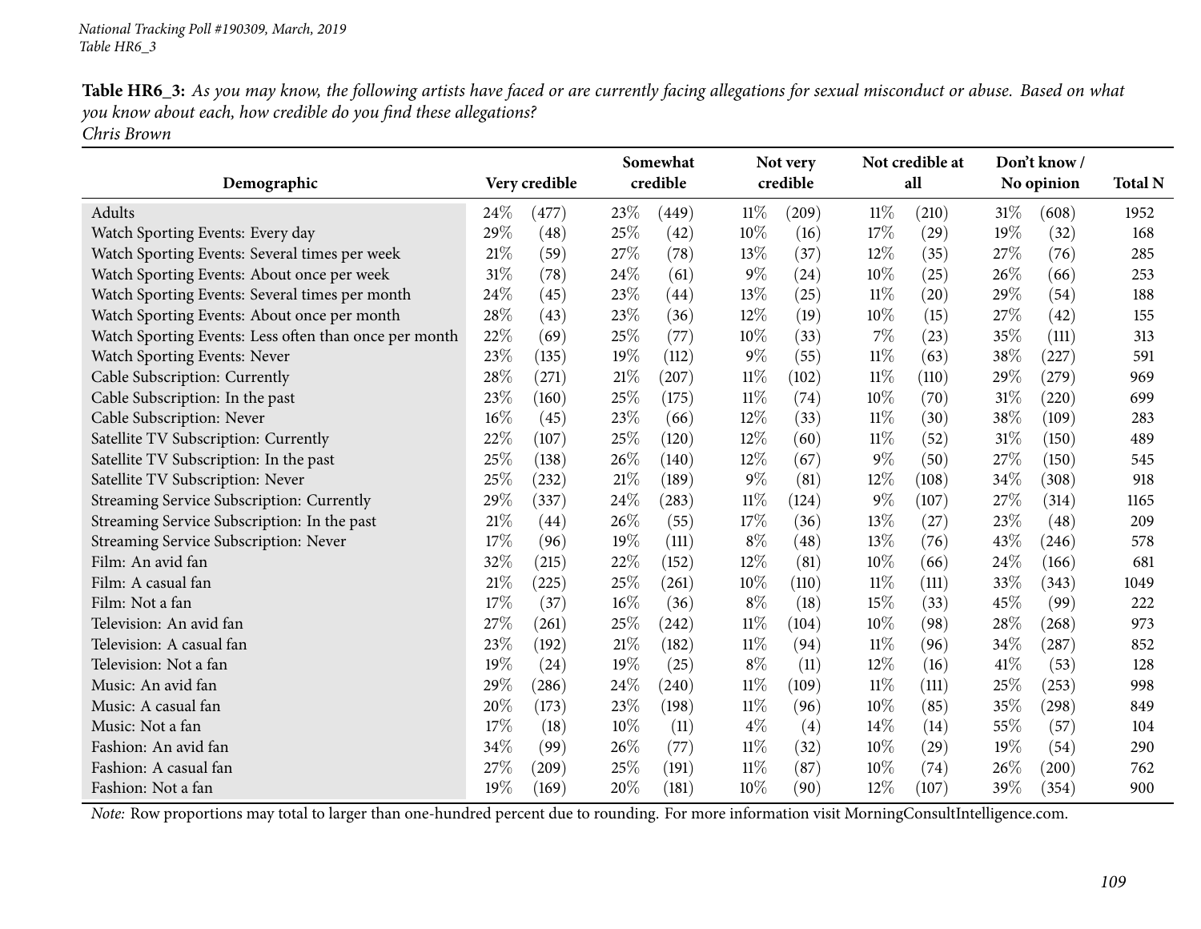*National Tracking Poll #190309, March, 2019*
*Table HR6_3*

**Table HR6_3:** *As you may know, the following artists have faced or are currently facing allegations for sexual misconduct or abuse. Based on what you know about each, how credible do you find these allegations?*
*Chris Brown*

| Demographic | Very credible | | Somewhat credible | | Not very credible | | Not credible at all | | Don't know / No opinion | | Total N |
|---|---|---|---|---|---|---|---|---|---|---|---|
| Adults | 24% | (477) | 23% | (449) | 11% | (209) | 11% | (210) | 31% | (608) | 1952 |
| Watch Sporting Events: Every day | 29% | (48) | 25% | (42) | 10% | (16) | 17% | (29) | 19% | (32) | 168 |
| Watch Sporting Events: Several times per week | 21% | (59) | 27% | (78) | 13% | (37) | 12% | (35) | 27% | (76) | 285 |
| Watch Sporting Events: About once per week | 31% | (78) | 24% | (61) | 9% | (24) | 10% | (25) | 26% | (66) | 253 |
| Watch Sporting Events: Several times per month | 24% | (45) | 23% | (44) | 13% | (25) | 11% | (20) | 29% | (54) | 188 |
| Watch Sporting Events: About once per month | 28% | (43) | 23% | (36) | 12% | (19) | 10% | (15) | 27% | (42) | 155 |
| Watch Sporting Events: Less often than once per month | 22% | (69) | 25% | (77) | 10% | (33) | 7% | (23) | 35% | (111) | 313 |
| Watch Sporting Events: Never | 23% | (135) | 19% | (112) | 9% | (55) | 11% | (63) | 38% | (227) | 591 |
| Cable Subscription: Currently | 28% | (271) | 21% | (207) | 11% | (102) | 11% | (110) | 29% | (279) | 969 |
| Cable Subscription: In the past | 23% | (160) | 25% | (175) | 11% | (74) | 10% | (70) | 31% | (220) | 699 |
| Cable Subscription: Never | 16% | (45) | 23% | (66) | 12% | (33) | 11% | (30) | 38% | (109) | 283 |
| Satellite TV Subscription: Currently | 22% | (107) | 25% | (120) | 12% | (60) | 11% | (52) | 31% | (150) | 489 |
| Satellite TV Subscription: In the past | 25% | (138) | 26% | (140) | 12% | (67) | 9% | (50) | 27% | (150) | 545 |
| Satellite TV Subscription: Never | 25% | (232) | 21% | (189) | 9% | (81) | 12% | (108) | 34% | (308) | 918 |
| Streaming Service Subscription: Currently | 29% | (337) | 24% | (283) | 11% | (124) | 9% | (107) | 27% | (314) | 1165 |
| Streaming Service Subscription: In the past | 21% | (44) | 26% | (55) | 17% | (36) | 13% | (27) | 23% | (48) | 209 |
| Streaming Service Subscription: Never | 17% | (96) | 19% | (111) | 8% | (48) | 13% | (76) | 43% | (246) | 578 |
| Film: An avid fan | 32% | (215) | 22% | (152) | 12% | (81) | 10% | (66) | 24% | (166) | 681 |
| Film: A casual fan | 21% | (225) | 25% | (261) | 10% | (110) | 11% | (111) | 33% | (343) | 1049 |
| Film: Not a fan | 17% | (37) | 16% | (36) | 8% | (18) | 15% | (33) | 45% | (99) | 222 |
| Television: An avid fan | 27% | (261) | 25% | (242) | 11% | (104) | 10% | (98) | 28% | (268) | 973 |
| Television: A casual fan | 23% | (192) | 21% | (182) | 11% | (94) | 11% | (96) | 34% | (287) | 852 |
| Television: Not a fan | 19% | (24) | 19% | (25) | 8% | (11) | 12% | (16) | 41% | (53) | 128 |
| Music: An avid fan | 29% | (286) | 24% | (240) | 11% | (109) | 11% | (111) | 25% | (253) | 998 |
| Music: A casual fan | 20% | (173) | 23% | (198) | 11% | (96) | 10% | (85) | 35% | (298) | 849 |
| Music: Not a fan | 17% | (18) | 10% | (11) | 4% | (4) | 14% | (14) | 55% | (57) | 104 |
| Fashion: An avid fan | 34% | (99) | 26% | (77) | 11% | (32) | 10% | (29) | 19% | (54) | 290 |
| Fashion: A casual fan | 27% | (209) | 25% | (191) | 11% | (87) | 10% | (74) | 26% | (200) | 762 |
| Fashion: Not a fan | 19% | (169) | 20% | (181) | 10% | (90) | 12% | (107) | 39% | (354) | 900 |

*Note:* Row proportions may total to larger than one-hundred percent due to rounding. For more information visit MorningConsultIntelligence.com.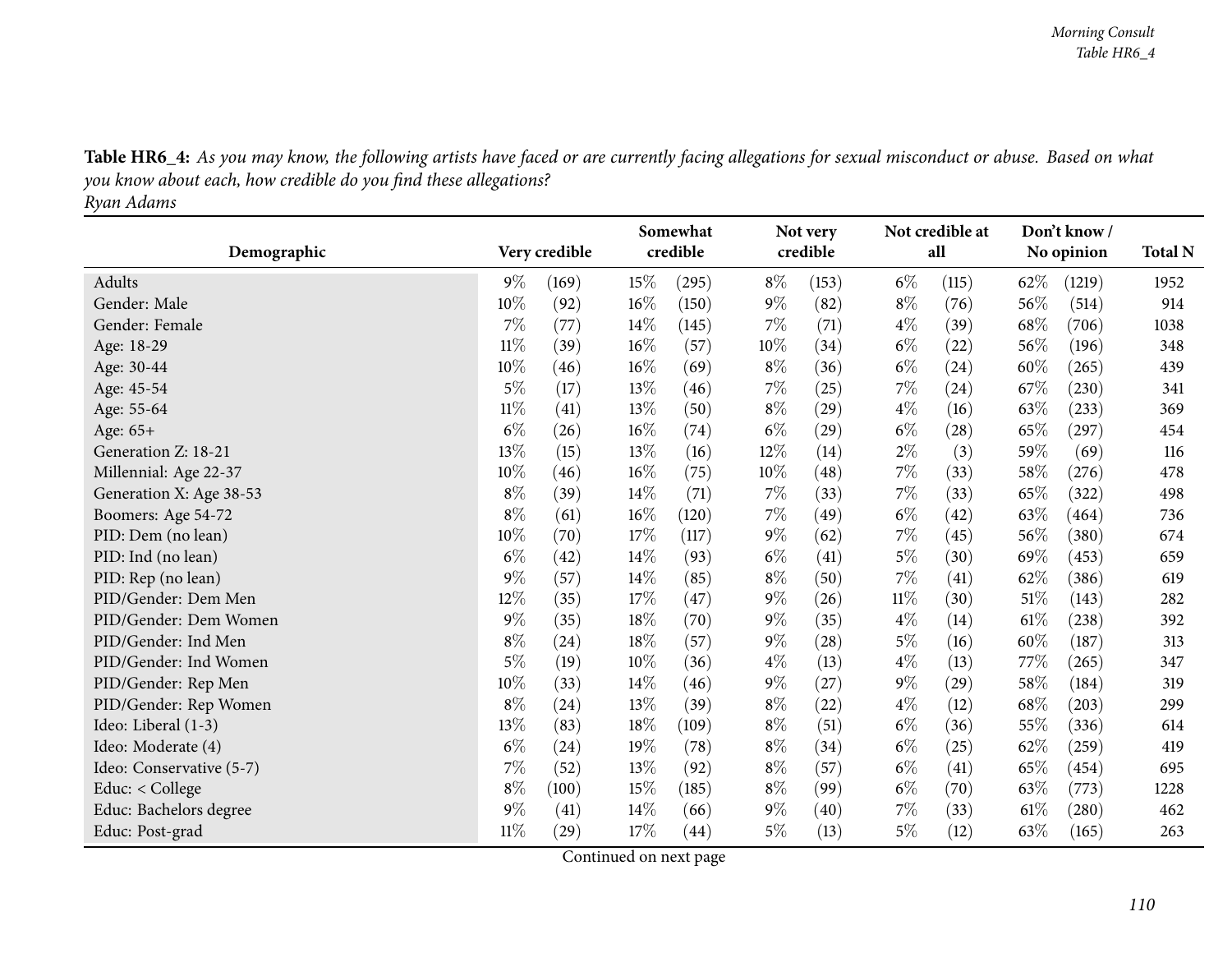**Table HR6_4:** *As you may know, the following artists have faced or are currently facing allegations for sexual misconduct or abuse. Based on what you know about each, how credible do you find these allegations?*
*Ryan Adams*

| Demographic | Very credible | | Somewhat credible | | Not very credible | | Not credible at all | | Don't know / No opinion | | Total N |
|---|---|---|---|---|---|---|---|---|---|---|---|
| Adults | 9% | (169) | 15% | (295) | 8% | (153) | 6% | (115) | 62% | (1219) | 1952 |
| Gender: Male | 10% | (92) | 16% | (150) | 9% | (82) | 8% | (76) | 56% | (514) | 914 |
| Gender: Female | 7% | (77) | 14% | (145) | 7% | (71) | 4% | (39) | 68% | (706) | 1038 |
| Age: 18-29 | 11% | (39) | 16% | (57) | 10% | (34) | 6% | (22) | 56% | (196) | 348 |
| Age: 30-44 | 10% | (46) | 16% | (69) | 8% | (36) | 6% | (24) | 60% | (265) | 439 |
| Age: 45-54 | 5% | (17) | 13% | (46) | 7% | (25) | 7% | (24) | 67% | (230) | 341 |
| Age: 55-64 | 11% | (41) | 13% | (50) | 8% | (29) | 4% | (16) | 63% | (233) | 369 |
| Age: 65+ | 6% | (26) | 16% | (74) | 6% | (29) | 6% | (28) | 65% | (297) | 454 |
| Generation Z: 18-21 | 13% | (15) | 13% | (16) | 12% | (14) | 2% | (3) | 59% | (69) | 116 |
| Millennial: Age 22-37 | 10% | (46) | 16% | (75) | 10% | (48) | 7% | (33) | 58% | (276) | 478 |
| Generation X: Age 38-53 | 8% | (39) | 14% | (71) | 7% | (33) | 7% | (33) | 65% | (322) | 498 |
| Boomers: Age 54-72 | 8% | (61) | 16% | (120) | 7% | (49) | 6% | (42) | 63% | (464) | 736 |
| PID: Dem (no lean) | 10% | (70) | 17% | (117) | 9% | (62) | 7% | (45) | 56% | (380) | 674 |
| PID: Ind (no lean) | 6% | (42) | 14% | (93) | 6% | (41) | 5% | (30) | 69% | (453) | 659 |
| PID: Rep (no lean) | 9% | (57) | 14% | (85) | 8% | (50) | 7% | (41) | 62% | (386) | 619 |
| PID/Gender: Dem Men | 12% | (35) | 17% | (47) | 9% | (26) | 11% | (30) | 51% | (143) | 282 |
| PID/Gender: Dem Women | 9% | (35) | 18% | (70) | 9% | (35) | 4% | (14) | 61% | (238) | 392 |
| PID/Gender: Ind Men | 8% | (24) | 18% | (57) | 9% | (28) | 5% | (16) | 60% | (187) | 313 |
| PID/Gender: Ind Women | 5% | (19) | 10% | (36) | 4% | (13) | 4% | (13) | 77% | (265) | 347 |
| PID/Gender: Rep Men | 10% | (33) | 14% | (46) | 9% | (27) | 9% | (29) | 58% | (184) | 319 |
| PID/Gender: Rep Women | 8% | (24) | 13% | (39) | 8% | (22) | 4% | (12) | 68% | (203) | 299 |
| Ideo: Liberal (1-3) | 13% | (83) | 18% | (109) | 8% | (51) | 6% | (36) | 55% | (336) | 614 |
| Ideo: Moderate (4) | 6% | (24) | 19% | (78) | 8% | (34) | 6% | (25) | 62% | (259) | 419 |
| Ideo: Conservative (5-7) | 7% | (52) | 13% | (92) | 8% | (57) | 6% | (41) | 65% | (454) | 695 |
| Educ: < College | 8% | (100) | 15% | (185) | 8% | (99) | 6% | (70) | 63% | (773) | 1228 |
| Educ: Bachelors degree | 9% | (41) | 14% | (66) | 9% | (40) | 7% | (33) | 61% | (280) | 462 |
| Educ: Post-grad | 11% | (29) | 17% | (44) | 5% | (13) | 5% | (12) | 63% | (165) | 263 |

Continued on next page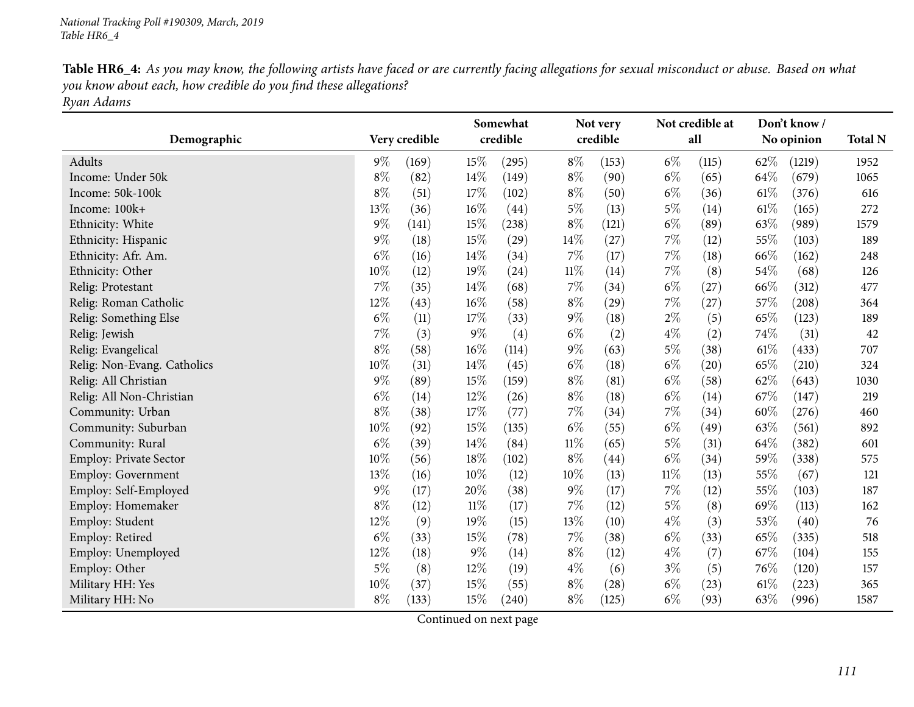*National Tracking Poll #190309, March, 2019*
*Table HR6_4*

**Table HR6_4:** *As you may know, the following artists have faced or are currently facing allegations for sexual misconduct or abuse. Based on what you know about each, how credible do you find these allegations?*
*Ryan Adams*

| Demographic | Very credible | | Somewhat credible | | Not very credible | | Not credible at all | | Don't know / No opinion | | Total N |
|---|---|---|---|---|---|---|---|---|---|---|---|
| Adults | 9% | (169) | 15% | (295) | 8% | (153) | 6% | (115) | 62% | (1219) | 1952 |
| Income: Under 50k | 8% | (82) | 14% | (149) | 8% | (90) | 6% | (65) | 64% | (679) | 1065 |
| Income: 50k-100k | 8% | (51) | 17% | (102) | 8% | (50) | 6% | (36) | 61% | (376) | 616 |
| Income: 100k+ | 13% | (36) | 16% | (44) | 5% | (13) | 5% | (14) | 61% | (165) | 272 |
| Ethnicity: White | 9% | (141) | 15% | (238) | 8% | (121) | 6% | (89) | 63% | (989) | 1579 |
| Ethnicity: Hispanic | 9% | (18) | 15% | (29) | 14% | (27) | 7% | (12) | 55% | (103) | 189 |
| Ethnicity: Afr. Am. | 6% | (16) | 14% | (34) | 7% | (17) | 7% | (18) | 66% | (162) | 248 |
| Ethnicity: Other | 10% | (12) | 19% | (24) | 11% | (14) | 7% | (8) | 54% | (68) | 126 |
| Relig: Protestant | 7% | (35) | 14% | (68) | 7% | (34) | 6% | (27) | 66% | (312) | 477 |
| Relig: Roman Catholic | 12% | (43) | 16% | (58) | 8% | (29) | 7% | (27) | 57% | (208) | 364 |
| Relig: Something Else | 6% | (11) | 17% | (33) | 9% | (18) | 2% | (5) | 65% | (123) | 189 |
| Relig: Jewish | 7% | (3) | 9% | (4) | 6% | (2) | 4% | (2) | 74% | (31) | 42 |
| Relig: Evangelical | 8% | (58) | 16% | (114) | 9% | (63) | 5% | (38) | 61% | (433) | 707 |
| Relig: Non-Evang. Catholics | 10% | (31) | 14% | (45) | 6% | (18) | 6% | (20) | 65% | (210) | 324 |
| Relig: All Christian | 9% | (89) | 15% | (159) | 8% | (81) | 6% | (58) | 62% | (643) | 1030 |
| Relig: All Non-Christian | 6% | (14) | 12% | (26) | 8% | (18) | 6% | (14) | 67% | (147) | 219 |
| Community: Urban | 8% | (38) | 17% | (77) | 7% | (34) | 7% | (34) | 60% | (276) | 460 |
| Community: Suburban | 10% | (92) | 15% | (135) | 6% | (55) | 6% | (49) | 63% | (561) | 892 |
| Community: Rural | 6% | (39) | 14% | (84) | 11% | (65) | 5% | (31) | 64% | (382) | 601 |
| Employ: Private Sector | 10% | (56) | 18% | (102) | 8% | (44) | 6% | (34) | 59% | (338) | 575 |
| Employ: Government | 13% | (16) | 10% | (12) | 10% | (13) | 11% | (13) | 55% | (67) | 121 |
| Employ: Self-Employed | 9% | (17) | 20% | (38) | 9% | (17) | 7% | (12) | 55% | (103) | 187 |
| Employ: Homemaker | 8% | (12) | 11% | (17) | 7% | (12) | 5% | (8) | 69% | (113) | 162 |
| Employ: Student | 12% | (9) | 19% | (15) | 13% | (10) | 4% | (3) | 53% | (40) | 76 |
| Employ: Retired | 6% | (33) | 15% | (78) | 7% | (38) | 6% | (33) | 65% | (335) | 518 |
| Employ: Unemployed | 12% | (18) | 9% | (14) | 8% | (12) | 4% | (7) | 67% | (104) | 155 |
| Employ: Other | 5% | (8) | 12% | (19) | 4% | (6) | 3% | (5) | 76% | (120) | 157 |
| Military HH: Yes | 10% | (37) | 15% | (55) | 8% | (28) | 6% | (23) | 61% | (223) | 365 |
| Military HH: No | 8% | (133) | 15% | (240) | 8% | (125) | 6% | (93) | 63% | (996) | 1587 |

Continued on next page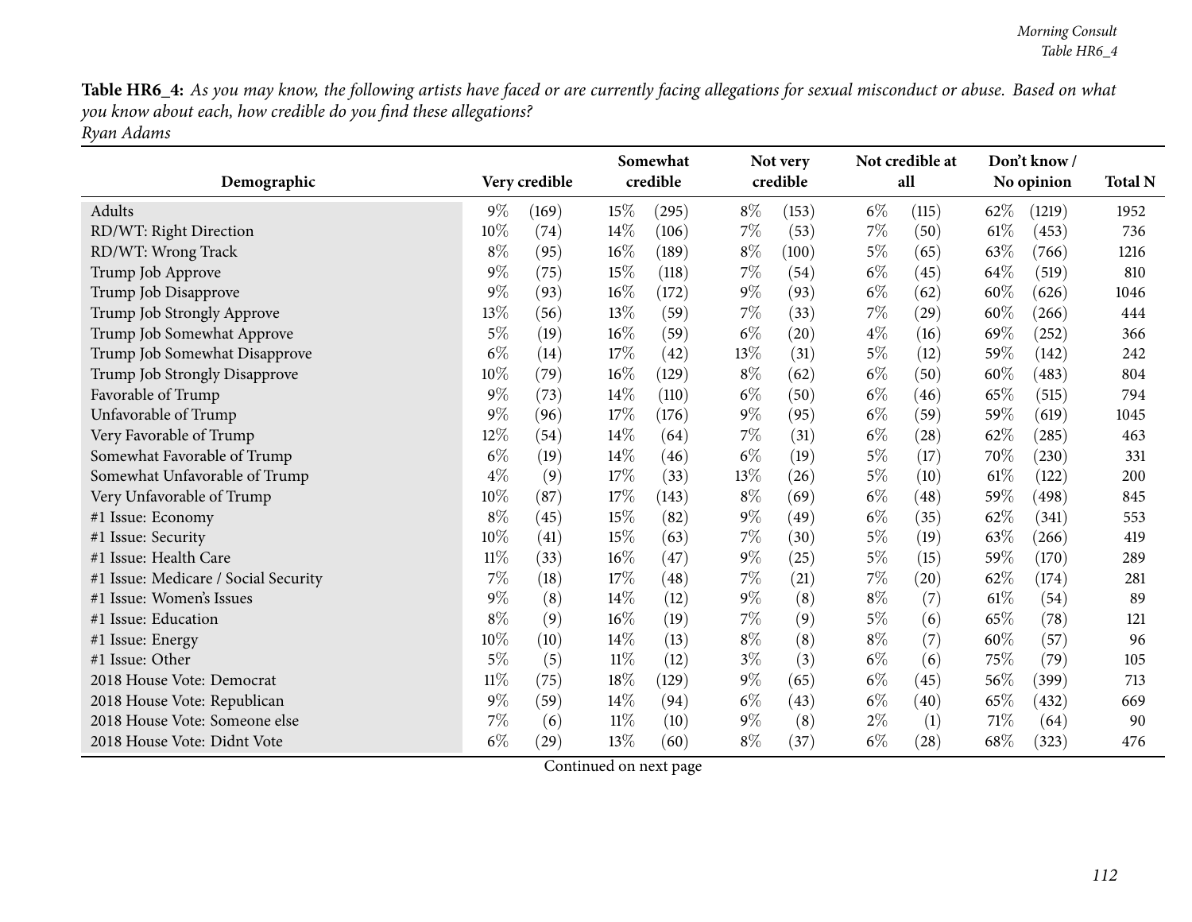**Table HR6_4:** *As you may know, the following artists have faced or are currently facing allegations for sexual misconduct or abuse. Based on what you know about each, how credible do you find these allegations?*
*Ryan Adams*

| Demographic | Very credible | | Somewhat credible | | Not very credible | | Not credible at all | | Don't know / No opinion | | Total N |
|---|---|---|---|---|---|---|---|---|---|---|---|
| Adults | 9% | (169) | 15% | (295) | 8% | (153) | 6% | (115) | 62% | (1219) | 1952 |
| RD/WT: Right Direction | 10% | (74) | 14% | (106) | 7% | (53) | 7% | (50) | 61% | (453) | 736 |
| RD/WT: Wrong Track | 8% | (95) | 16% | (189) | 8% | (100) | 5% | (65) | 63% | (766) | 1216 |
| Trump Job Approve | 9% | (75) | 15% | (118) | 7% | (54) | 6% | (45) | 64% | (519) | 810 |
| Trump Job Disapprove | 9% | (93) | 16% | (172) | 9% | (93) | 6% | (62) | 60% | (626) | 1046 |
| Trump Job Strongly Approve | 13% | (56) | 13% | (59) | 7% | (33) | 7% | (29) | 60% | (266) | 444 |
| Trump Job Somewhat Approve | 5% | (19) | 16% | (59) | 6% | (20) | 4% | (16) | 69% | (252) | 366 |
| Trump Job Somewhat Disapprove | 6% | (14) | 17% | (42) | 13% | (31) | 5% | (12) | 59% | (142) | 242 |
| Trump Job Strongly Disapprove | 10% | (79) | 16% | (129) | 8% | (62) | 6% | (50) | 60% | (483) | 804 |
| Favorable of Trump | 9% | (73) | 14% | (110) | 6% | (50) | 6% | (46) | 65% | (515) | 794 |
| Unfavorable of Trump | 9% | (96) | 17% | (176) | 9% | (95) | 6% | (59) | 59% | (619) | 1045 |
| Very Favorable of Trump | 12% | (54) | 14% | (64) | 7% | (31) | 6% | (28) | 62% | (285) | 463 |
| Somewhat Favorable of Trump | 6% | (19) | 14% | (46) | 6% | (19) | 5% | (17) | 70% | (230) | 331 |
| Somewhat Unfavorable of Trump | 4% | (9) | 17% | (33) | 13% | (26) | 5% | (10) | 61% | (122) | 200 |
| Very Unfavorable of Trump | 10% | (87) | 17% | (143) | 8% | (69) | 6% | (48) | 59% | (498) | 845 |
| #1 Issue: Economy | 8% | (45) | 15% | (82) | 9% | (49) | 6% | (35) | 62% | (341) | 553 |
| #1 Issue: Security | 10% | (41) | 15% | (63) | 7% | (30) | 5% | (19) | 63% | (266) | 419 |
| #1 Issue: Health Care | 11% | (33) | 16% | (47) | 9% | (25) | 5% | (15) | 59% | (170) | 289 |
| #1 Issue: Medicare / Social Security | 7% | (18) | 17% | (48) | 7% | (21) | 7% | (20) | 62% | (174) | 281 |
| #1 Issue: Women's Issues | 9% | (8) | 14% | (12) | 9% | (8) | 8% | (7) | 61% | (54) | 89 |
| #1 Issue: Education | 8% | (9) | 16% | (19) | 7% | (9) | 5% | (6) | 65% | (78) | 121 |
| #1 Issue: Energy | 10% | (10) | 14% | (13) | 8% | (8) | 8% | (7) | 60% | (57) | 96 |
| #1 Issue: Other | 5% | (5) | 11% | (12) | 3% | (3) | 6% | (6) | 75% | (79) | 105 |
| 2018 House Vote: Democrat | 11% | (75) | 18% | (129) | 9% | (65) | 6% | (45) | 56% | (399) | 713 |
| 2018 House Vote: Republican | 9% | (59) | 14% | (94) | 6% | (43) | 6% | (40) | 65% | (432) | 669 |
| 2018 House Vote: Someone else | 7% | (6) | 11% | (10) | 9% | (8) | 2% | (1) | 71% | (64) | 90 |
| 2018 House Vote: Didnt Vote | 6% | (29) | 13% | (60) | 8% | (37) | 6% | (28) | 68% | (323) | 476 |

Continued on next page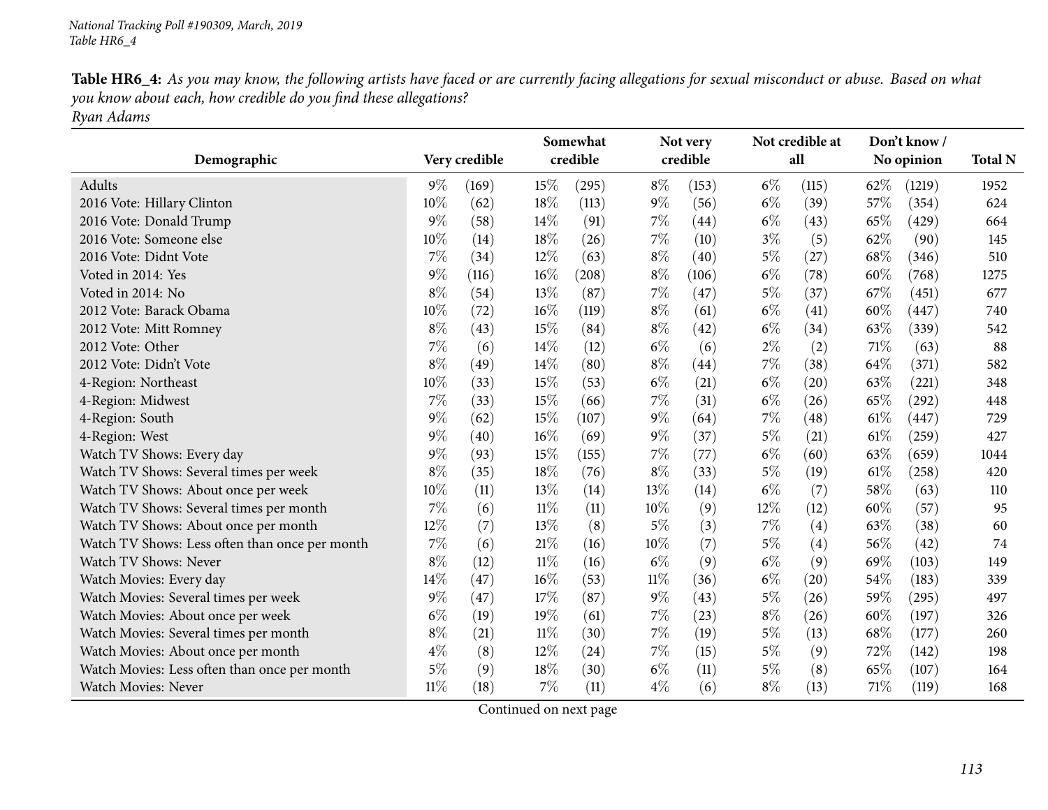*National Tracking Poll #190309, March, 2019*
*Table HR6_4*

**Table HR6_4:** *As you may know, the following artists have faced or are currently facing allegations for sexual misconduct or abuse. Based on what you know about each, how credible do you find these allegations?*
*Ryan Adams*

| Demographic | Very credible | | Somewhat credible | | Not very credible | | Not credible at all | | Don't know / No opinion | | Total N |
|---|---|---|---|---|---|---|---|---|---|---|---|
| Adults | 9% | (169) | 15% | (295) | 8% | (153) | 6% | (115) | 62% | (1219) | 1952 |
| 2016 Vote: Hillary Clinton | 10% | (62) | 18% | (113) | 9% | (56) | 6% | (39) | 57% | (354) | 624 |
| 2016 Vote: Donald Trump | 9% | (58) | 14% | (91) | 7% | (44) | 6% | (43) | 65% | (429) | 664 |
| 2016 Vote: Someone else | 10% | (14) | 18% | (26) | 7% | (10) | 3% | (5) | 62% | (90) | 145 |
| 2016 Vote: Didnt Vote | 7% | (34) | 12% | (63) | 8% | (40) | 5% | (27) | 68% | (346) | 510 |
| Voted in 2014: Yes | 9% | (116) | 16% | (208) | 8% | (106) | 6% | (78) | 60% | (768) | 1275 |
| Voted in 2014: No | 8% | (54) | 13% | (87) | 7% | (47) | 5% | (37) | 67% | (451) | 677 |
| 2012 Vote: Barack Obama | 10% | (72) | 16% | (119) | 8% | (61) | 6% | (41) | 60% | (447) | 740 |
| 2012 Vote: Mitt Romney | 8% | (43) | 15% | (84) | 8% | (42) | 6% | (34) | 63% | (339) | 542 |
| 2012 Vote: Other | 7% | (6) | 14% | (12) | 6% | (6) | 2% | (2) | 71% | (63) | 88 |
| 2012 Vote: Didn't Vote | 8% | (49) | 14% | (80) | 8% | (44) | 7% | (38) | 64% | (371) | 582 |
| 4-Region: Northeast | 10% | (33) | 15% | (53) | 6% | (21) | 6% | (20) | 63% | (221) | 348 |
| 4-Region: Midwest | 7% | (33) | 15% | (66) | 7% | (31) | 6% | (26) | 65% | (292) | 448 |
| 4-Region: South | 9% | (62) | 15% | (107) | 9% | (64) | 7% | (48) | 61% | (447) | 729 |
| 4-Region: West | 9% | (40) | 16% | (69) | 9% | (37) | 5% | (21) | 61% | (259) | 427 |
| Watch TV Shows: Every day | 9% | (93) | 15% | (155) | 7% | (77) | 6% | (60) | 63% | (659) | 1044 |
| Watch TV Shows: Several times per week | 8% | (35) | 18% | (76) | 8% | (33) | 5% | (19) | 61% | (258) | 420 |
| Watch TV Shows: About once per week | 10% | (11) | 13% | (14) | 13% | (14) | 6% | (7) | 58% | (63) | 110 |
| Watch TV Shows: Several times per month | 7% | (6) | 11% | (11) | 10% | (9) | 12% | (12) | 60% | (57) | 95 |
| Watch TV Shows: About once per month | 12% | (7) | 13% | (8) | 5% | (3) | 7% | (4) | 63% | (38) | 60 |
| Watch TV Shows: Less often than once per month | 7% | (6) | 21% | (16) | 10% | (7) | 5% | (4) | 56% | (42) | 74 |
| Watch TV Shows: Never | 8% | (12) | 11% | (16) | 6% | (9) | 6% | (9) | 69% | (103) | 149 |
| Watch Movies: Every day | 14% | (47) | 16% | (53) | 11% | (36) | 6% | (20) | 54% | (183) | 339 |
| Watch Movies: Several times per week | 9% | (47) | 17% | (87) | 9% | (43) | 5% | (26) | 59% | (295) | 497 |
| Watch Movies: About once per week | 6% | (19) | 19% | (61) | 7% | (23) | 8% | (26) | 60% | (197) | 326 |
| Watch Movies: Several times per month | 8% | (21) | 11% | (30) | 7% | (19) | 5% | (13) | 68% | (177) | 260 |
| Watch Movies: About once per month | 4% | (8) | 12% | (24) | 7% | (15) | 5% | (9) | 72% | (142) | 198 |
| Watch Movies: Less often than once per month | 5% | (9) | 18% | (30) | 6% | (11) | 5% | (8) | 65% | (107) | 164 |
| Watch Movies: Never | 11% | (18) | 7% | (11) | 4% | (6) | 8% | (13) | 71% | (119) | 168 |

Continued on next page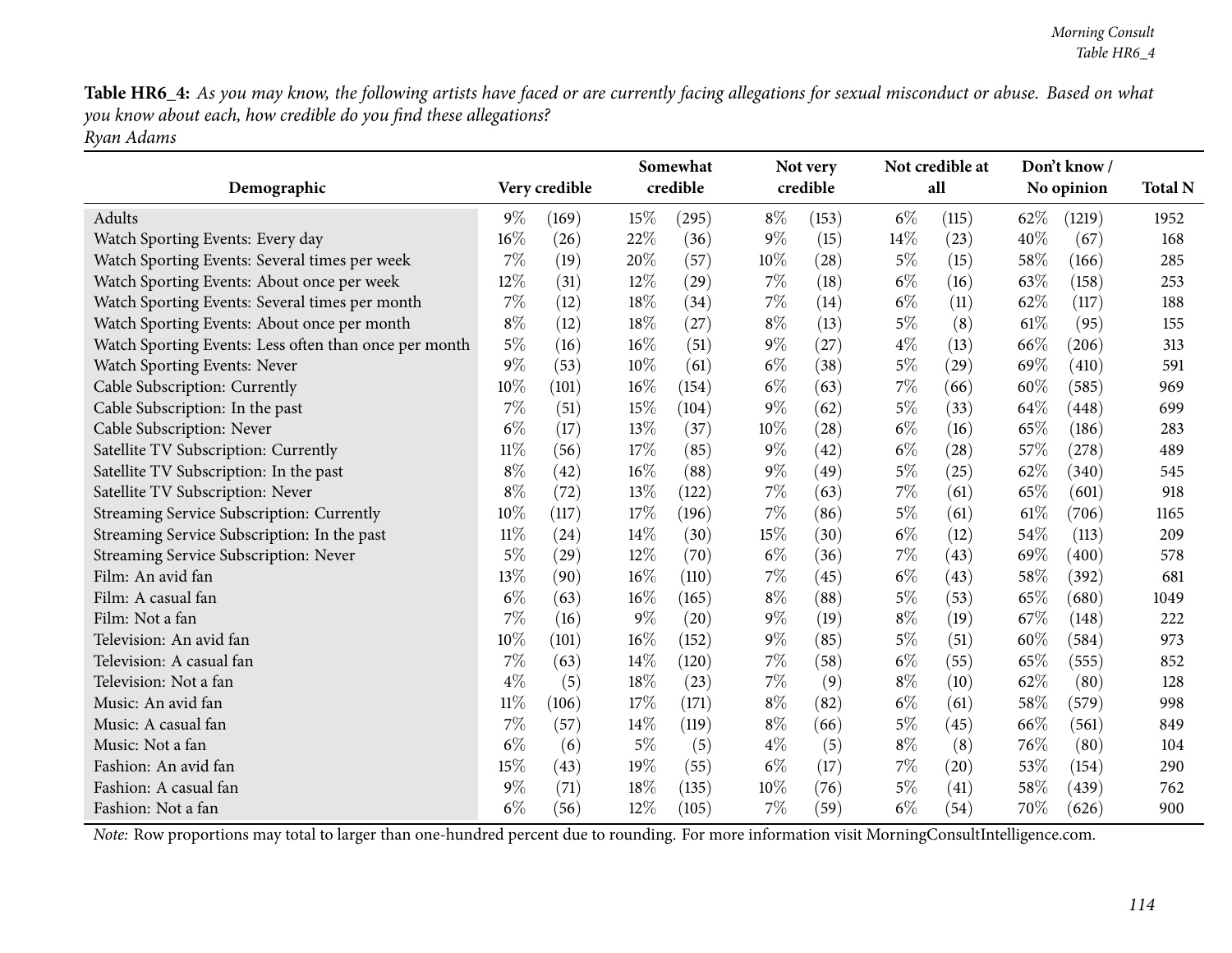**Table HR6_4:** *As you may know, the following artists have faced or are currently facing allegations for sexual misconduct or abuse. Based on what you know about each, how credible do you find these allegations?*
*Ryan Adams*

| Demographic | Very credible | | Somewhat credible | | Not very credible | | Not credible at all | | Don't know / No opinion | | Total N |
|---|---|---|---|---|---|---|---|---|---|---|---|
| Adults | 9% | (169) | 15% | (295) | 8% | (153) | 6% | (115) | 62% | (1219) | 1952 |
| Watch Sporting Events: Every day | 16% | (26) | 22% | (36) | 9% | (15) | 14% | (23) | 40% | (67) | 168 |
| Watch Sporting Events: Several times per week | 7% | (19) | 20% | (57) | 10% | (28) | 5% | (15) | 58% | (166) | 285 |
| Watch Sporting Events: About once per week | 12% | (31) | 12% | (29) | 7% | (18) | 6% | (16) | 63% | (158) | 253 |
| Watch Sporting Events: Several times per month | 7% | (12) | 18% | (34) | 7% | (14) | 6% | (11) | 62% | (117) | 188 |
| Watch Sporting Events: About once per month | 8% | (12) | 18% | (27) | 8% | (13) | 5% | (8) | 61% | (95) | 155 |
| Watch Sporting Events: Less often than once per month | 5% | (16) | 16% | (51) | 9% | (27) | 4% | (13) | 66% | (206) | 313 |
| Watch Sporting Events: Never | 9% | (53) | 10% | (61) | 6% | (38) | 5% | (29) | 69% | (410) | 591 |
| Cable Subscription: Currently | 10% | (101) | 16% | (154) | 6% | (63) | 7% | (66) | 60% | (585) | 969 |
| Cable Subscription: In the past | 7% | (51) | 15% | (104) | 9% | (62) | 5% | (33) | 64% | (448) | 699 |
| Cable Subscription: Never | 6% | (17) | 13% | (37) | 10% | (28) | 6% | (16) | 65% | (186) | 283 |
| Satellite TV Subscription: Currently | 11% | (56) | 17% | (85) | 9% | (42) | 6% | (28) | 57% | (278) | 489 |
| Satellite TV Subscription: In the past | 8% | (42) | 16% | (88) | 9% | (49) | 5% | (25) | 62% | (340) | 545 |
| Satellite TV Subscription: Never | 8% | (72) | 13% | (122) | 7% | (63) | 7% | (61) | 65% | (601) | 918 |
| Streaming Service Subscription: Currently | 10% | (117) | 17% | (196) | 7% | (86) | 5% | (61) | 61% | (706) | 1165 |
| Streaming Service Subscription: In the past | 11% | (24) | 14% | (30) | 15% | (30) | 6% | (12) | 54% | (113) | 209 |
| Streaming Service Subscription: Never | 5% | (29) | 12% | (70) | 6% | (36) | 7% | (43) | 69% | (400) | 578 |
| Film: An avid fan | 13% | (90) | 16% | (110) | 7% | (45) | 6% | (43) | 58% | (392) | 681 |
| Film: A casual fan | 6% | (63) | 16% | (165) | 8% | (88) | 5% | (53) | 65% | (680) | 1049 |
| Film: Not a fan | 7% | (16) | 9% | (20) | 9% | (19) | 8% | (19) | 67% | (148) | 222 |
| Television: An avid fan | 10% | (101) | 16% | (152) | 9% | (85) | 5% | (51) | 60% | (584) | 973 |
| Television: A casual fan | 7% | (63) | 14% | (120) | 7% | (58) | 6% | (55) | 65% | (555) | 852 |
| Television: Not a fan | 4% | (5) | 18% | (23) | 7% | (9) | 8% | (10) | 62% | (80) | 128 |
| Music: An avid fan | 11% | (106) | 17% | (171) | 8% | (82) | 6% | (61) | 58% | (579) | 998 |
| Music: A casual fan | 7% | (57) | 14% | (119) | 8% | (66) | 5% | (45) | 66% | (561) | 849 |
| Music: Not a fan | 6% | (6) | 5% | (5) | 4% | (5) | 8% | (8) | 76% | (80) | 104 |
| Fashion: An avid fan | 15% | (43) | 19% | (55) | 6% | (17) | 7% | (20) | 53% | (154) | 290 |
| Fashion: A casual fan | 9% | (71) | 18% | (135) | 10% | (76) | 5% | (41) | 58% | (439) | 762 |
| Fashion: Not a fan | 6% | (56) | 12% | (105) | 7% | (59) | 6% | (54) | 70% | (626) | 900 |

*Note:* Row proportions may total to larger than one-hundred percent due to rounding. For more information visit MorningConsultIntelligence.com.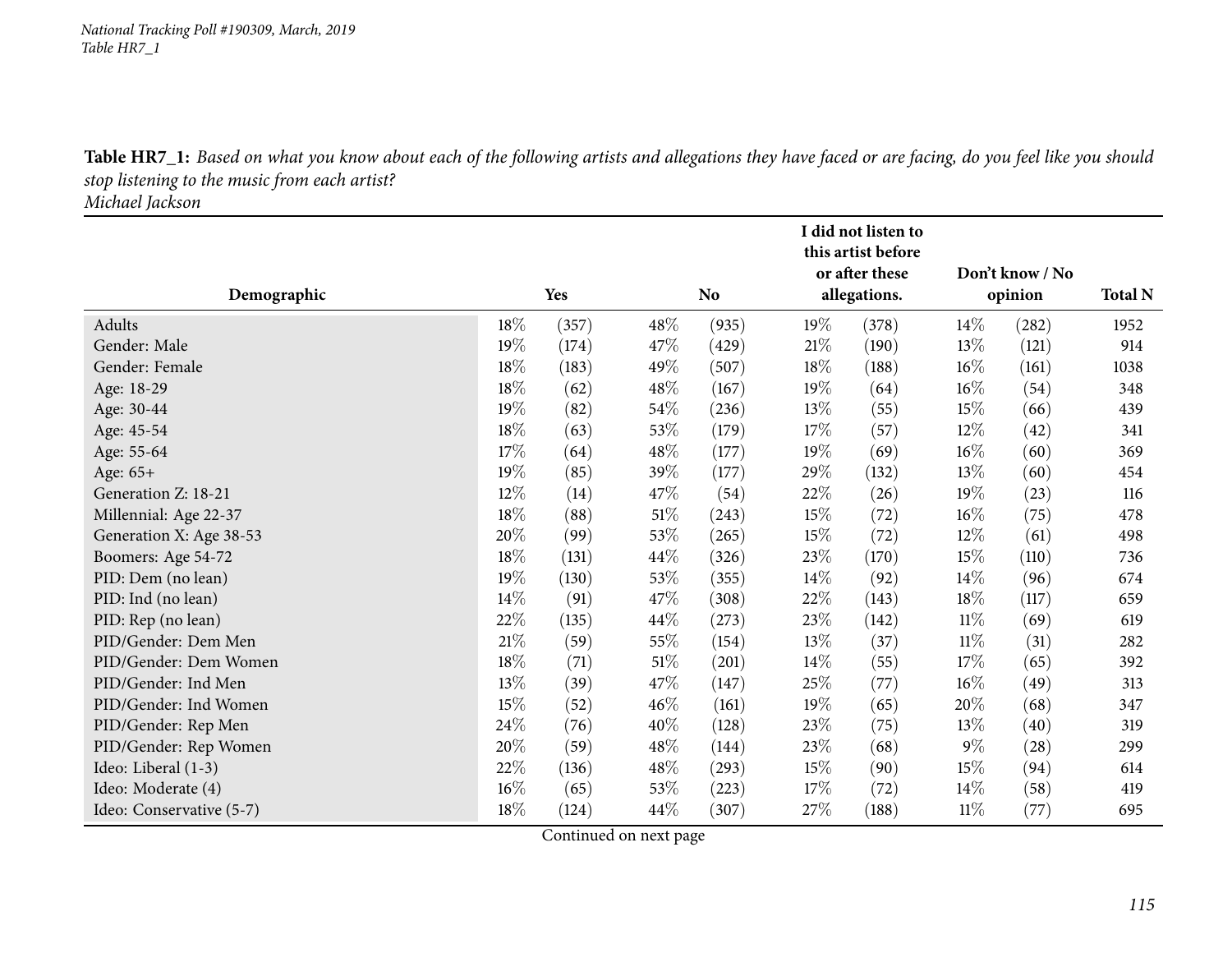**Table HR7_1:** *Based on what you know about each of the following artists and allegations they have faced or are facing, do you feel like you should stop listening to the music from each artist?*
*Michael Jackson*

| Demographic | Yes | | No | | I did not listen to this artist before or after these allegations. | | Don't know / No opinion | | Total N |
|---|---|---|---|---|---|---|---|---|---|
| Adults | 18% | (357) | 48% | (935) | 19% | (378) | 14% | (282) | 1952 |
| Gender: Male | 19% | (174) | 47% | (429) | 21% | (190) | 13% | (121) | 914 |
| Gender: Female | 18% | (183) | 49% | (507) | 18% | (188) | 16% | (161) | 1038 |
| Age: 18-29 | 18% | (62) | 48% | (167) | 19% | (64) | 16% | (54) | 348 |
| Age: 30-44 | 19% | (82) | 54% | (236) | 13% | (55) | 15% | (66) | 439 |
| Age: 45-54 | 18% | (63) | 53% | (179) | 17% | (57) | 12% | (42) | 341 |
| Age: 55-64 | 17% | (64) | 48% | (177) | 19% | (69) | 16% | (60) | 369 |
| Age: 65+ | 19% | (85) | 39% | (177) | 29% | (132) | 13% | (60) | 454 |
| Generation Z: 18-21 | 12% | (14) | 47% | (54) | 22% | (26) | 19% | (23) | 116 |
| Millennial: Age 22-37 | 18% | (88) | 51% | (243) | 15% | (72) | 16% | (75) | 478 |
| Generation X: Age 38-53 | 20% | (99) | 53% | (265) | 15% | (72) | 12% | (61) | 498 |
| Boomers: Age 54-72 | 18% | (131) | 44% | (326) | 23% | (170) | 15% | (110) | 736 |
| PID: Dem (no lean) | 19% | (130) | 53% | (355) | 14% | (92) | 14% | (96) | 674 |
| PID: Ind (no lean) | 14% | (91) | 47% | (308) | 22% | (143) | 18% | (117) | 659 |
| PID: Rep (no lean) | 22% | (135) | 44% | (273) | 23% | (142) | 11% | (69) | 619 |
| PID/Gender: Dem Men | 21% | (59) | 55% | (154) | 13% | (37) | 11% | (31) | 282 |
| PID/Gender: Dem Women | 18% | (71) | 51% | (201) | 14% | (55) | 17% | (65) | 392 |
| PID/Gender: Ind Men | 13% | (39) | 47% | (147) | 25% | (77) | 16% | (49) | 313 |
| PID/Gender: Ind Women | 15% | (52) | 46% | (161) | 19% | (65) | 20% | (68) | 347 |
| PID/Gender: Rep Men | 24% | (76) | 40% | (128) | 23% | (75) | 13% | (40) | 319 |
| PID/Gender: Rep Women | 20% | (59) | 48% | (144) | 23% | (68) | 9% | (28) | 299 |
| Ideo: Liberal (1-3) | 22% | (136) | 48% | (293) | 15% | (90) | 15% | (94) | 614 |
| Ideo: Moderate (4) | 16% | (65) | 53% | (223) | 17% | (72) | 14% | (58) | 419 |
| Ideo: Conservative (5-7) | 18% | (124) | 44% | (307) | 27% | (188) | 11% | (77) | 695 |

Continued on next page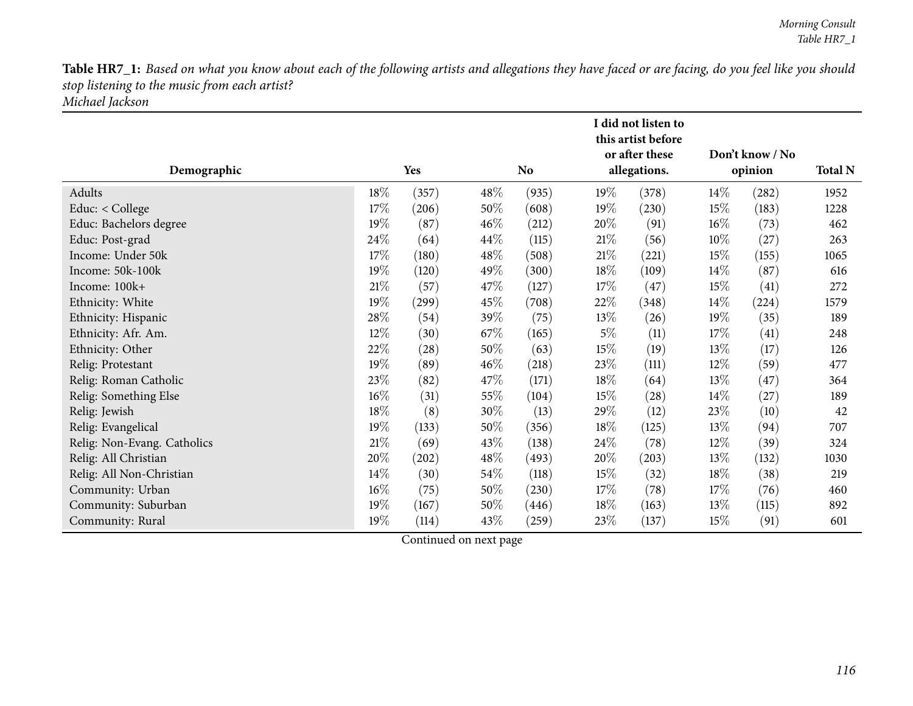**Table HR7_1:** *Based on what you know about each of the following artists and allegations they have faced or are facing, do you feel like you should stop listening to the music from each artist?*
*Michael Jackson*

| Demographic | Yes | | No | | I did not listen to this artist before or after these allegations. | | Don't know / No opinion | | Total N |
|---|---|---|---|---|---|---|---|---|---|
| Adults | 18% | (357) | 48% | (935) | 19% | (378) | 14% | (282) | 1952 |
| Educ: < College | 17% | (206) | 50% | (608) | 19% | (230) | 15% | (183) | 1228 |
| Educ: Bachelors degree | 19% | (87) | 46% | (212) | 20% | (91) | 16% | (73) | 462 |
| Educ: Post-grad | 24% | (64) | 44% | (115) | 21% | (56) | 10% | (27) | 263 |
| Income: Under 50k | 17% | (180) | 48% | (508) | 21% | (221) | 15% | (155) | 1065 |
| Income: 50k-100k | 19% | (120) | 49% | (300) | 18% | (109) | 14% | (87) | 616 |
| Income: 100k+ | 21% | (57) | 47% | (127) | 17% | (47) | 15% | (41) | 272 |
| Ethnicity: White | 19% | (299) | 45% | (708) | 22% | (348) | 14% | (224) | 1579 |
| Ethnicity: Hispanic | 28% | (54) | 39% | (75) | 13% | (26) | 19% | (35) | 189 |
| Ethnicity: Afr. Am. | 12% | (30) | 67% | (165) | 5% | (11) | 17% | (41) | 248 |
| Ethnicity: Other | 22% | (28) | 50% | (63) | 15% | (19) | 13% | (17) | 126 |
| Relig: Protestant | 19% | (89) | 46% | (218) | 23% | (111) | 12% | (59) | 477 |
| Relig: Roman Catholic | 23% | (82) | 47% | (171) | 18% | (64) | 13% | (47) | 364 |
| Relig: Something Else | 16% | (31) | 55% | (104) | 15% | (28) | 14% | (27) | 189 |
| Relig: Jewish | 18% | (8) | 30% | (13) | 29% | (12) | 23% | (10) | 42 |
| Relig: Evangelical | 19% | (133) | 50% | (356) | 18% | (125) | 13% | (94) | 707 |
| Relig: Non-Evang. Catholics | 21% | (69) | 43% | (138) | 24% | (78) | 12% | (39) | 324 |
| Relig: All Christian | 20% | (202) | 48% | (493) | 20% | (203) | 13% | (132) | 1030 |
| Relig: All Non-Christian | 14% | (30) | 54% | (118) | 15% | (32) | 18% | (38) | 219 |
| Community: Urban | 16% | (75) | 50% | (230) | 17% | (78) | 17% | (76) | 460 |
| Community: Suburban | 19% | (167) | 50% | (446) | 18% | (163) | 13% | (115) | 892 |
| Community: Rural | 19% | (114) | 43% | (259) | 23% | (137) | 15% | (91) | 601 |

Continued on next page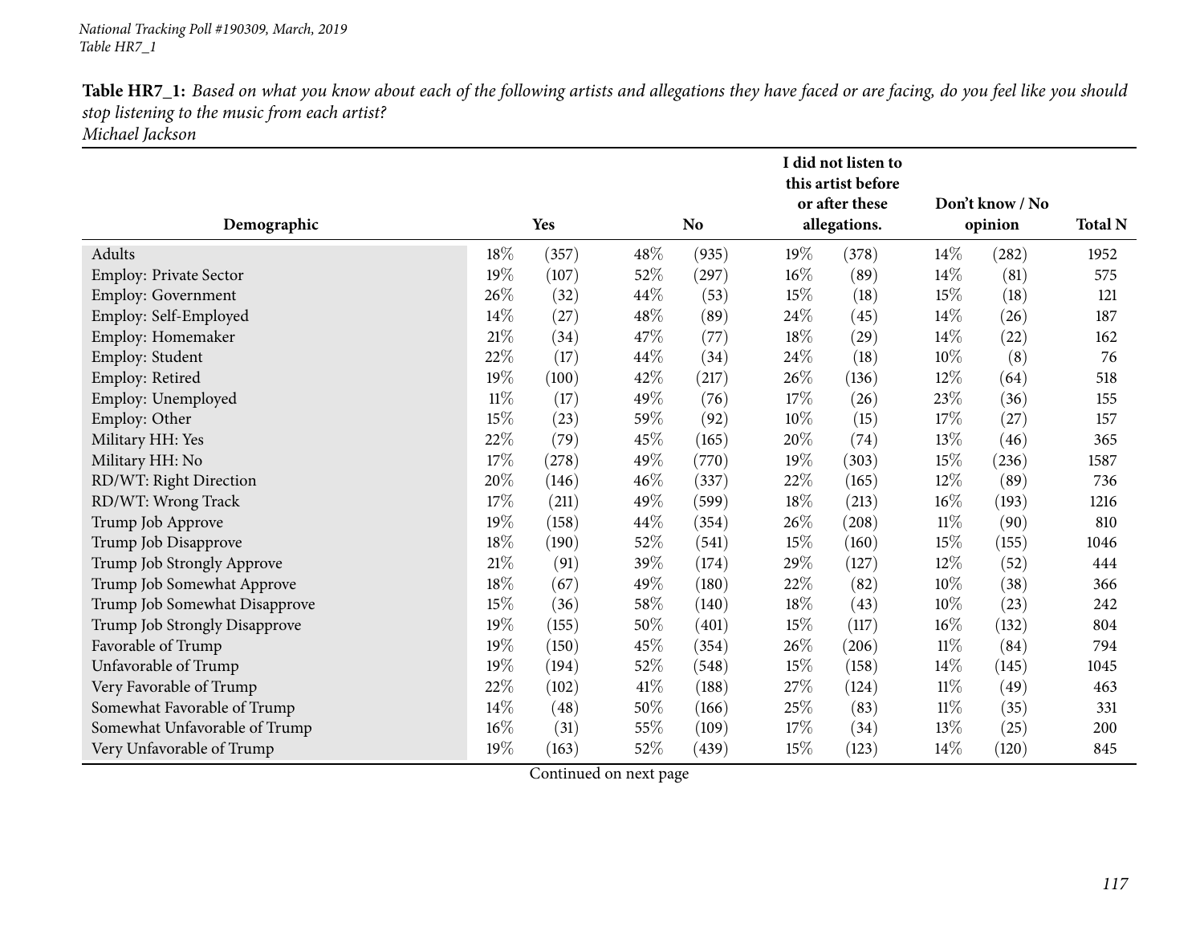**Table HR7_1:** *Based on what you know about each of the following artists and allegations they have faced or are facing, do you feel like you should stop listening to the music from each artist?*
*Michael Jackson*

| Demographic | Yes | | No | | I did not listen to this artist before or after these allegations. | | Don't know / No opinion | | Total N |
|---|---|---|---|---|---|---|---|---|---|
| Adults | 18% | (357) | 48% | (935) | 19% | (378) | 14% | (282) | 1952 |
| Employ: Private Sector | 19% | (107) | 52% | (297) | 16% | (89) | 14% | (81) | 575 |
| Employ: Government | 26% | (32) | 44% | (53) | 15% | (18) | 15% | (18) | 121 |
| Employ: Self-Employed | 14% | (27) | 48% | (89) | 24% | (45) | 14% | (26) | 187 |
| Employ: Homemaker | 21% | (34) | 47% | (77) | 18% | (29) | 14% | (22) | 162 |
| Employ: Student | 22% | (17) | 44% | (34) | 24% | (18) | 10% | (8) | 76 |
| Employ: Retired | 19% | (100) | 42% | (217) | 26% | (136) | 12% | (64) | 518 |
| Employ: Unemployed | 11% | (17) | 49% | (76) | 17% | (26) | 23% | (36) | 155 |
| Employ: Other | 15% | (23) | 59% | (92) | 10% | (15) | 17% | (27) | 157 |
| Military HH: Yes | 22% | (79) | 45% | (165) | 20% | (74) | 13% | (46) | 365 |
| Military HH: No | 17% | (278) | 49% | (770) | 19% | (303) | 15% | (236) | 1587 |
| RD/WT: Right Direction | 20% | (146) | 46% | (337) | 22% | (165) | 12% | (89) | 736 |
| RD/WT: Wrong Track | 17% | (211) | 49% | (599) | 18% | (213) | 16% | (193) | 1216 |
| Trump Job Approve | 19% | (158) | 44% | (354) | 26% | (208) | 11% | (90) | 810 |
| Trump Job Disapprove | 18% | (190) | 52% | (541) | 15% | (160) | 15% | (155) | 1046 |
| Trump Job Strongly Approve | 21% | (91) | 39% | (174) | 29% | (127) | 12% | (52) | 444 |
| Trump Job Somewhat Approve | 18% | (67) | 49% | (180) | 22% | (82) | 10% | (38) | 366 |
| Trump Job Somewhat Disapprove | 15% | (36) | 58% | (140) | 18% | (43) | 10% | (23) | 242 |
| Trump Job Strongly Disapprove | 19% | (155) | 50% | (401) | 15% | (117) | 16% | (132) | 804 |
| Favorable of Trump | 19% | (150) | 45% | (354) | 26% | (206) | 11% | (84) | 794 |
| Unfavorable of Trump | 19% | (194) | 52% | (548) | 15% | (158) | 14% | (145) | 1045 |
| Very Favorable of Trump | 22% | (102) | 41% | (188) | 27% | (124) | 11% | (49) | 463 |
| Somewhat Favorable of Trump | 14% | (48) | 50% | (166) | 25% | (83) | 11% | (35) | 331 |
| Somewhat Unfavorable of Trump | 16% | (31) | 55% | (109) | 17% | (34) | 13% | (25) | 200 |
| Very Unfavorable of Trump | 19% | (163) | 52% | (439) | 15% | (123) | 14% | (120) | 845 |

Continued on next page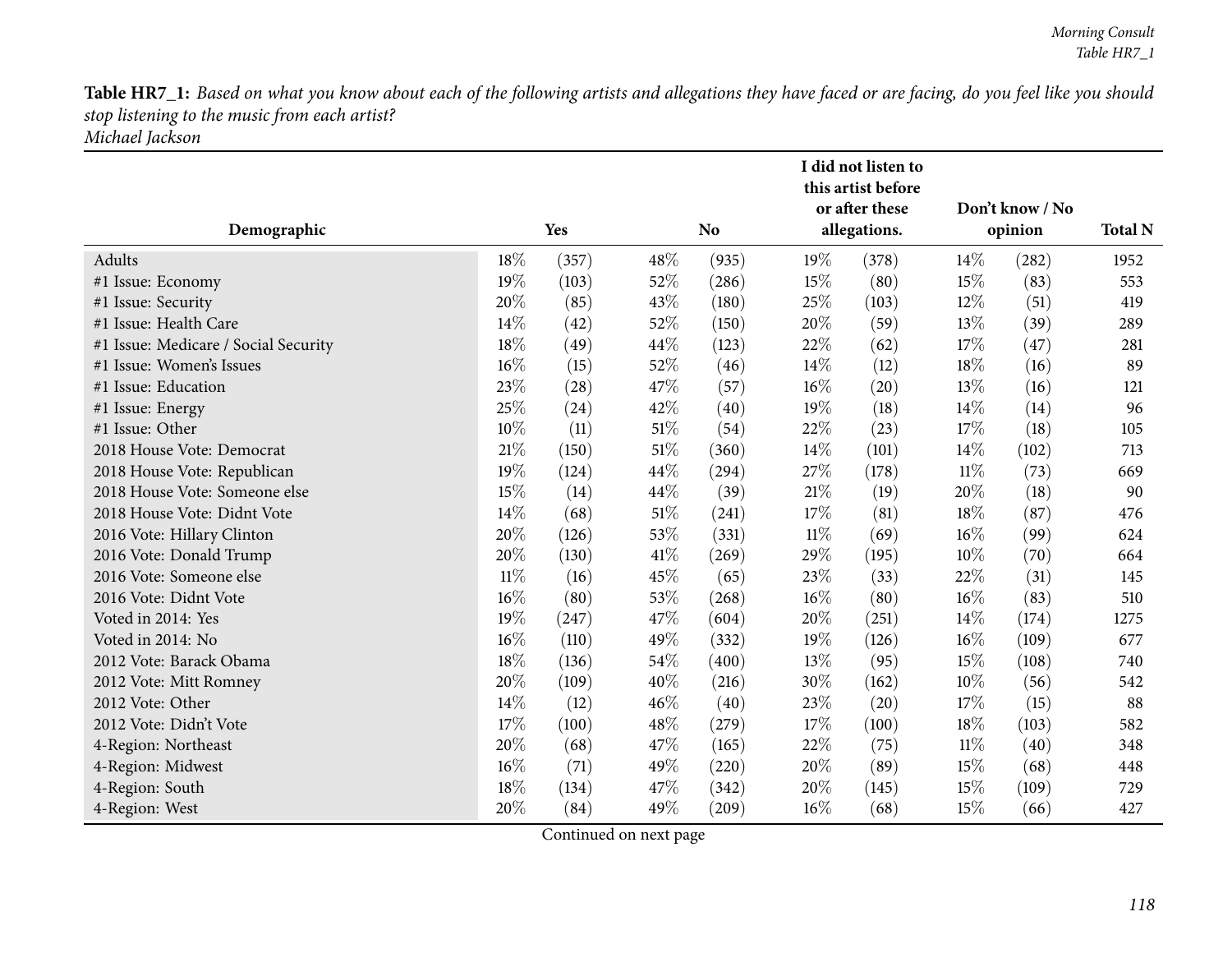**Table HR7_1:** *Based on what you know about each of the following artists and allegations they have faced or are facing, do you feel like you should stop listening to the music from each artist?*
*Michael Jackson*

| Demographic | Yes | | No | | I did not listen to this artist before or after these allegations. | | Don't know / No opinion | | Total N |
|---|---|---|---|---|---|---|---|---|---|
| Adults | 18% | (357) | 48% | (935) | 19% | (378) | 14% | (282) | 1952 |
| #1 Issue: Economy | 19% | (103) | 52% | (286) | 15% | (80) | 15% | (83) | 553 |
| #1 Issue: Security | 20% | (85) | 43% | (180) | 25% | (103) | 12% | (51) | 419 |
| #1 Issue: Health Care | 14% | (42) | 52% | (150) | 20% | (59) | 13% | (39) | 289 |
| #1 Issue: Medicare / Social Security | 18% | (49) | 44% | (123) | 22% | (62) | 17% | (47) | 281 |
| #1 Issue: Women's Issues | 16% | (15) | 52% | (46) | 14% | (12) | 18% | (16) | 89 |
| #1 Issue: Education | 23% | (28) | 47% | (57) | 16% | (20) | 13% | (16) | 121 |
| #1 Issue: Energy | 25% | (24) | 42% | (40) | 19% | (18) | 14% | (14) | 96 |
| #1 Issue: Other | 10% | (11) | 51% | (54) | 22% | (23) | 17% | (18) | 105 |
| 2018 House Vote: Democrat | 21% | (150) | 51% | (360) | 14% | (101) | 14% | (102) | 713 |
| 2018 House Vote: Republican | 19% | (124) | 44% | (294) | 27% | (178) | 11% | (73) | 669 |
| 2018 House Vote: Someone else | 15% | (14) | 44% | (39) | 21% | (19) | 20% | (18) | 90 |
| 2018 House Vote: Didnt Vote | 14% | (68) | 51% | (241) | 17% | (81) | 18% | (87) | 476 |
| 2016 Vote: Hillary Clinton | 20% | (126) | 53% | (331) | 11% | (69) | 16% | (99) | 624 |
| 2016 Vote: Donald Trump | 20% | (130) | 41% | (269) | 29% | (195) | 10% | (70) | 664 |
| 2016 Vote: Someone else | 11% | (16) | 45% | (65) | 23% | (33) | 22% | (31) | 145 |
| 2016 Vote: Didnt Vote | 16% | (80) | 53% | (268) | 16% | (80) | 16% | (83) | 510 |
| Voted in 2014: Yes | 19% | (247) | 47% | (604) | 20% | (251) | 14% | (174) | 1275 |
| Voted in 2014: No | 16% | (110) | 49% | (332) | 19% | (126) | 16% | (109) | 677 |
| 2012 Vote: Barack Obama | 18% | (136) | 54% | (400) | 13% | (95) | 15% | (108) | 740 |
| 2012 Vote: Mitt Romney | 20% | (109) | 40% | (216) | 30% | (162) | 10% | (56) | 542 |
| 2012 Vote: Other | 14% | (12) | 46% | (40) | 23% | (20) | 17% | (15) | 88 |
| 2012 Vote: Didn't Vote | 17% | (100) | 48% | (279) | 17% | (100) | 18% | (103) | 582 |
| 4-Region: Northeast | 20% | (68) | 47% | (165) | 22% | (75) | 11% | (40) | 348 |
| 4-Region: Midwest | 16% | (71) | 49% | (220) | 20% | (89) | 15% | (68) | 448 |
| 4-Region: South | 18% | (134) | 47% | (342) | 20% | (145) | 15% | (109) | 729 |
| 4-Region: West | 20% | (84) | 49% | (209) | 16% | (68) | 15% | (66) | 427 |

Continued on next page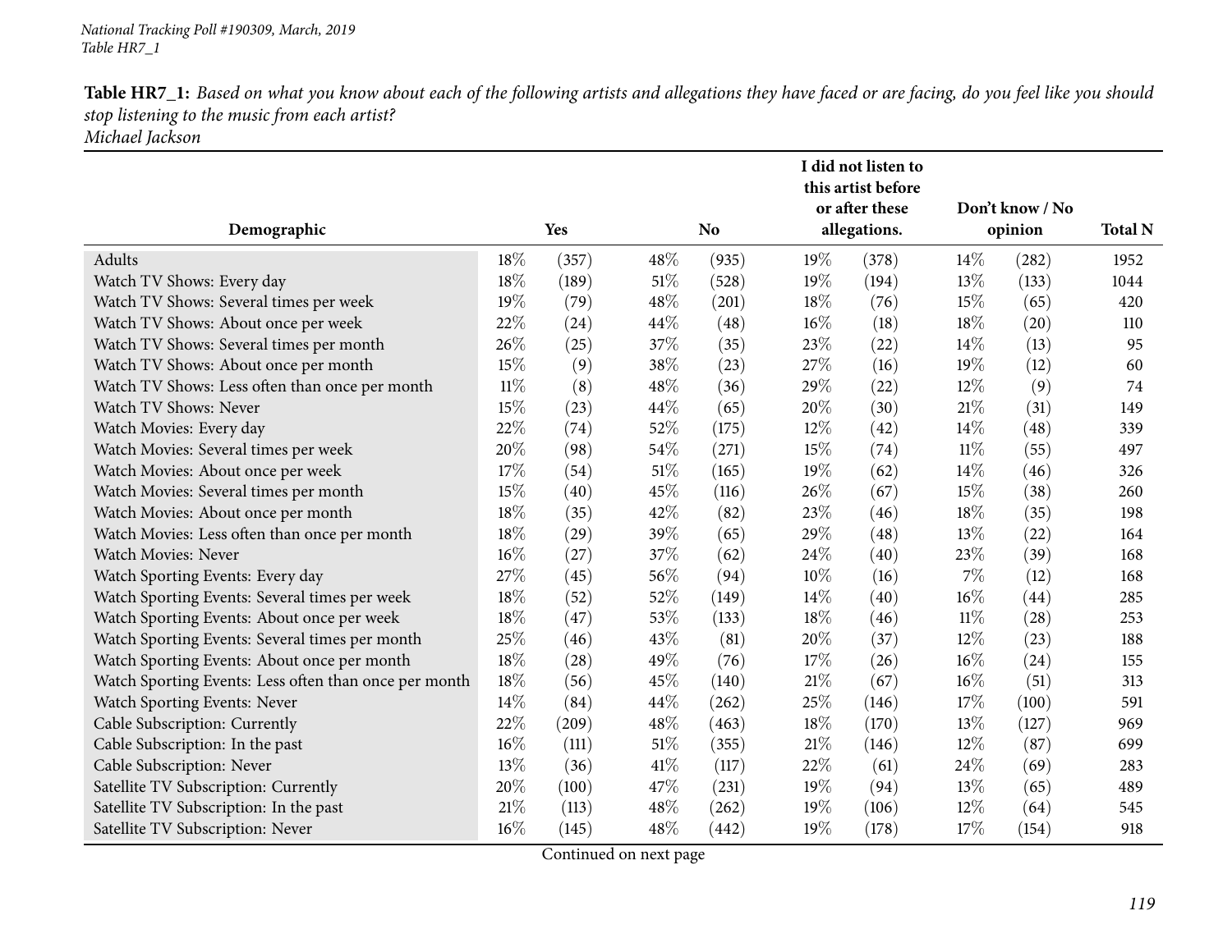**Table HR7_1:** *Based on what you know about each of the following artists and allegations they have faced or are facing, do you feel like you should stop listening to the music from each artist?*
*Michael Jackson*

| Demographic | Yes | | No | | I did not listen to this artist before or after these allegations. | | Don't know / No opinion | | Total N |
|---|---|---|---|---|---|---|---|---|---|
| Adults | 18% | (357) | 48% | (935) | 19% | (378) | 14% | (282) | 1952 |
| Watch TV Shows: Every day | 18% | (189) | 51% | (528) | 19% | (194) | 13% | (133) | 1044 |
| Watch TV Shows: Several times per week | 19% | (79) | 48% | (201) | 18% | (76) | 15% | (65) | 420 |
| Watch TV Shows: About once per week | 22% | (24) | 44% | (48) | 16% | (18) | 18% | (20) | 110 |
| Watch TV Shows: Several times per month | 26% | (25) | 37% | (35) | 23% | (22) | 14% | (13) | 95 |
| Watch TV Shows: About once per month | 15% | (9) | 38% | (23) | 27% | (16) | 19% | (12) | 60 |
| Watch TV Shows: Less often than once per month | 11% | (8) | 48% | (36) | 29% | (22) | 12% | (9) | 74 |
| Watch TV Shows: Never | 15% | (23) | 44% | (65) | 20% | (30) | 21% | (31) | 149 |
| Watch Movies: Every day | 22% | (74) | 52% | (175) | 12% | (42) | 14% | (48) | 339 |
| Watch Movies: Several times per week | 20% | (98) | 54% | (271) | 15% | (74) | 11% | (55) | 497 |
| Watch Movies: About once per week | 17% | (54) | 51% | (165) | 19% | (62) | 14% | (46) | 326 |
| Watch Movies: Several times per month | 15% | (40) | 45% | (116) | 26% | (67) | 15% | (38) | 260 |
| Watch Movies: About once per month | 18% | (35) | 42% | (82) | 23% | (46) | 18% | (35) | 198 |
| Watch Movies: Less often than once per month | 18% | (29) | 39% | (65) | 29% | (48) | 13% | (22) | 164 |
| Watch Movies: Never | 16% | (27) | 37% | (62) | 24% | (40) | 23% | (39) | 168 |
| Watch Sporting Events: Every day | 27% | (45) | 56% | (94) | 10% | (16) | 7% | (12) | 168 |
| Watch Sporting Events: Several times per week | 18% | (52) | 52% | (149) | 14% | (40) | 16% | (44) | 285 |
| Watch Sporting Events: About once per week | 18% | (47) | 53% | (133) | 18% | (46) | 11% | (28) | 253 |
| Watch Sporting Events: Several times per month | 25% | (46) | 43% | (81) | 20% | (37) | 12% | (23) | 188 |
| Watch Sporting Events: About once per month | 18% | (28) | 49% | (76) | 17% | (26) | 16% | (24) | 155 |
| Watch Sporting Events: Less often than once per month | 18% | (56) | 45% | (140) | 21% | (67) | 16% | (51) | 313 |
| Watch Sporting Events: Never | 14% | (84) | 44% | (262) | 25% | (146) | 17% | (100) | 591 |
| Cable Subscription: Currently | 22% | (209) | 48% | (463) | 18% | (170) | 13% | (127) | 969 |
| Cable Subscription: In the past | 16% | (111) | 51% | (355) | 21% | (146) | 12% | (87) | 699 |
| Cable Subscription: Never | 13% | (36) | 41% | (117) | 22% | (61) | 24% | (69) | 283 |
| Satellite TV Subscription: Currently | 20% | (100) | 47% | (231) | 19% | (94) | 13% | (65) | 489 |
| Satellite TV Subscription: In the past | 21% | (113) | 48% | (262) | 19% | (106) | 12% | (64) | 545 |
| Satellite TV Subscription: Never | 16% | (145) | 48% | (442) | 19% | (178) | 17% | (154) | 918 |

Continued on next page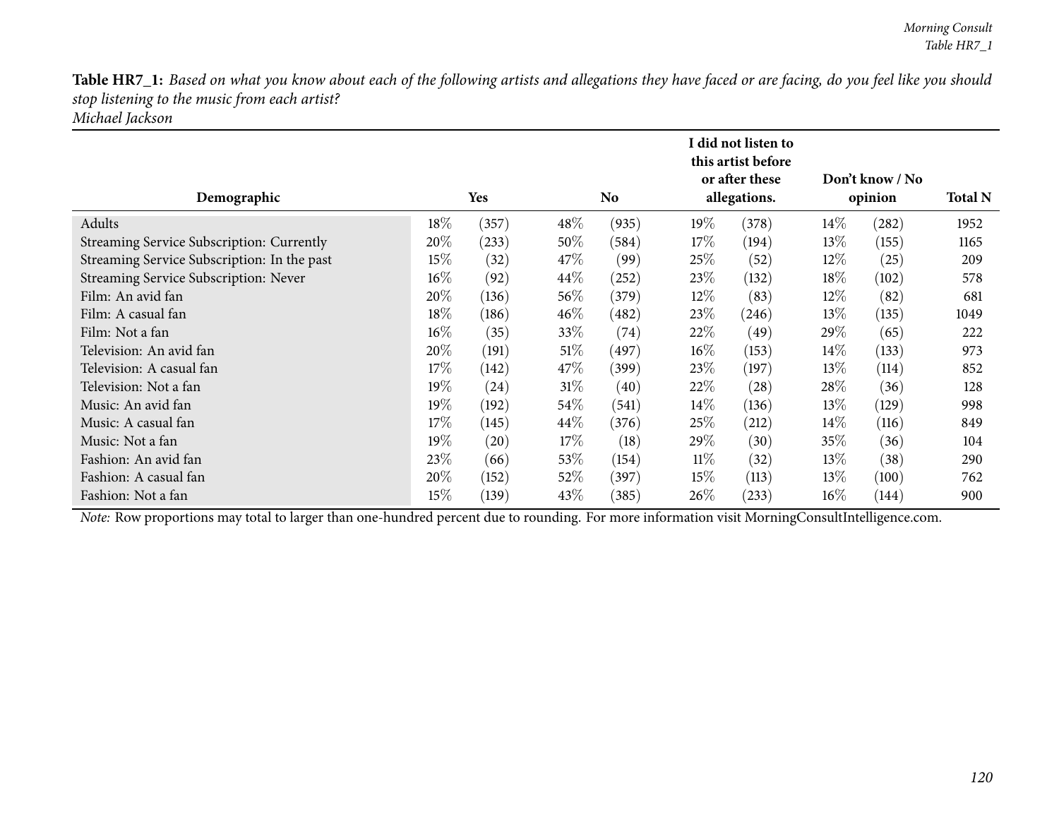**Table HR7_1:** *Based on what you know about each of the following artists and allegations they have faced or are facing, do you feel like you should stop listening to the music from each artist?*
*Michael Jackson*

| Demographic | Yes | | No | | I did not listen to this artist before or after these allegations. | | Don't know / No opinion | | Total N |
|---|---|---|---|---|---|---|---|---|---|
| Adults | 18% | (357) | 48% | (935) | 19% | (378) | 14% | (282) | 1952 |
| Streaming Service Subscription: Currently | 20% | (233) | 50% | (584) | 17% | (194) | 13% | (155) | 1165 |
| Streaming Service Subscription: In the past | 15% | (32) | 47% | (99) | 25% | (52) | 12% | (25) | 209 |
| Streaming Service Subscription: Never | 16% | (92) | 44% | (252) | 23% | (132) | 18% | (102) | 578 |
| Film: An avid fan | 20% | (136) | 56% | (379) | 12% | (83) | 12% | (82) | 681 |
| Film: A casual fan | 18% | (186) | 46% | (482) | 23% | (246) | 13% | (135) | 1049 |
| Film: Not a fan | 16% | (35) | 33% | (74) | 22% | (49) | 29% | (65) | 222 |
| Television: An avid fan | 20% | (191) | 51% | (497) | 16% | (153) | 14% | (133) | 973 |
| Television: A casual fan | 17% | (142) | 47% | (399) | 23% | (197) | 13% | (114) | 852 |
| Television: Not a fan | 19% | (24) | 31% | (40) | 22% | (28) | 28% | (36) | 128 |
| Music: An avid fan | 19% | (192) | 54% | (541) | 14% | (136) | 13% | (129) | 998 |
| Music: A casual fan | 17% | (145) | 44% | (376) | 25% | (212) | 14% | (116) | 849 |
| Music: Not a fan | 19% | (20) | 17% | (18) | 29% | (30) | 35% | (36) | 104 |
| Fashion: An avid fan | 23% | (66) | 53% | (154) | 11% | (32) | 13% | (38) | 290 |
| Fashion: A casual fan | 20% | (152) | 52% | (397) | 15% | (113) | 13% | (100) | 762 |
| Fashion: Not a fan | 15% | (139) | 43% | (385) | 26% | (233) | 16% | (144) | 900 |

*Note:* Row proportions may total to larger than one-hundred percent due to rounding. For more information visit MorningConsultIntelligence.com.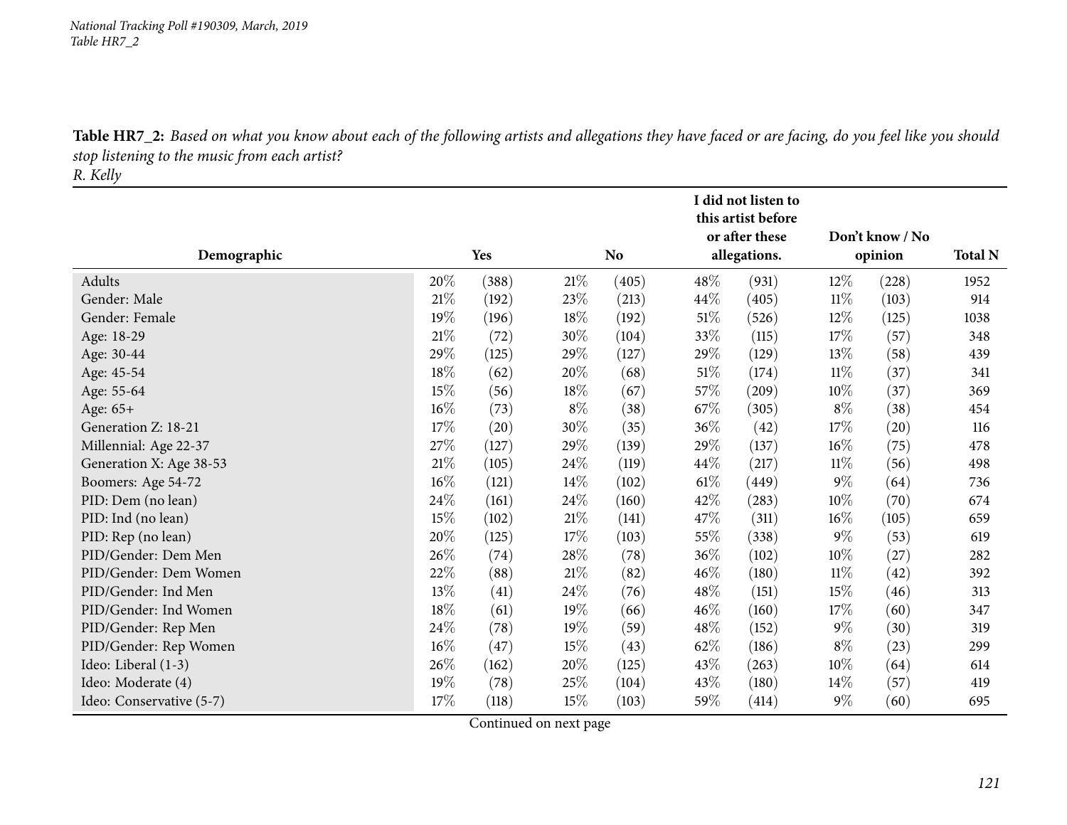**Table HR7_2:** *Based on what you know about each of the following artists and allegations they have faced or are facing, do you feel like you should stop listening to the music from each artist?*
*R. Kelly*

| Demographic | Yes | | No | | I did not listen to this artist before or after these allegations. | | Don't know / No opinion | | Total N |
|---|---|---|---|---|---|---|---|---|---|
| Adults | 20% | (388) | 21% | (405) | 48% | (931) | 12% | (228) | 1952 |
| Gender: Male | 21% | (192) | 23% | (213) | 44% | (405) | 11% | (103) | 914 |
| Gender: Female | 19% | (196) | 18% | (192) | 51% | (526) | 12% | (125) | 1038 |
| Age: 18-29 | 21% | (72) | 30% | (104) | 33% | (115) | 17% | (57) | 348 |
| Age: 30-44 | 29% | (125) | 29% | (127) | 29% | (129) | 13% | (58) | 439 |
| Age: 45-54 | 18% | (62) | 20% | (68) | 51% | (174) | 11% | (37) | 341 |
| Age: 55-64 | 15% | (56) | 18% | (67) | 57% | (209) | 10% | (37) | 369 |
| Age: 65+ | 16% | (73) | 8% | (38) | 67% | (305) | 8% | (38) | 454 |
| Generation Z: 18-21 | 17% | (20) | 30% | (35) | 36% | (42) | 17% | (20) | 116 |
| Millennial: Age 22-37 | 27% | (127) | 29% | (139) | 29% | (137) | 16% | (75) | 478 |
| Generation X: Age 38-53 | 21% | (105) | 24% | (119) | 44% | (217) | 11% | (56) | 498 |
| Boomers: Age 54-72 | 16% | (121) | 14% | (102) | 61% | (449) | 9% | (64) | 736 |
| PID: Dem (no lean) | 24% | (161) | 24% | (160) | 42% | (283) | 10% | (70) | 674 |
| PID: Ind (no lean) | 15% | (102) | 21% | (141) | 47% | (311) | 16% | (105) | 659 |
| PID: Rep (no lean) | 20% | (125) | 17% | (103) | 55% | (338) | 9% | (53) | 619 |
| PID/Gender: Dem Men | 26% | (74) | 28% | (78) | 36% | (102) | 10% | (27) | 282 |
| PID/Gender: Dem Women | 22% | (88) | 21% | (82) | 46% | (180) | 11% | (42) | 392 |
| PID/Gender: Ind Men | 13% | (41) | 24% | (76) | 48% | (151) | 15% | (46) | 313 |
| PID/Gender: Ind Women | 18% | (61) | 19% | (66) | 46% | (160) | 17% | (60) | 347 |
| PID/Gender: Rep Men | 24% | (78) | 19% | (59) | 48% | (152) | 9% | (30) | 319 |
| PID/Gender: Rep Women | 16% | (47) | 15% | (43) | 62% | (186) | 8% | (23) | 299 |
| Ideo: Liberal (1-3) | 26% | (162) | 20% | (125) | 43% | (263) | 10% | (64) | 614 |
| Ideo: Moderate (4) | 19% | (78) | 25% | (104) | 43% | (180) | 14% | (57) | 419 |
| Ideo: Conservative (5-7) | 17% | (118) | 15% | (103) | 59% | (414) | 9% | (60) | 695 |

Continued on next page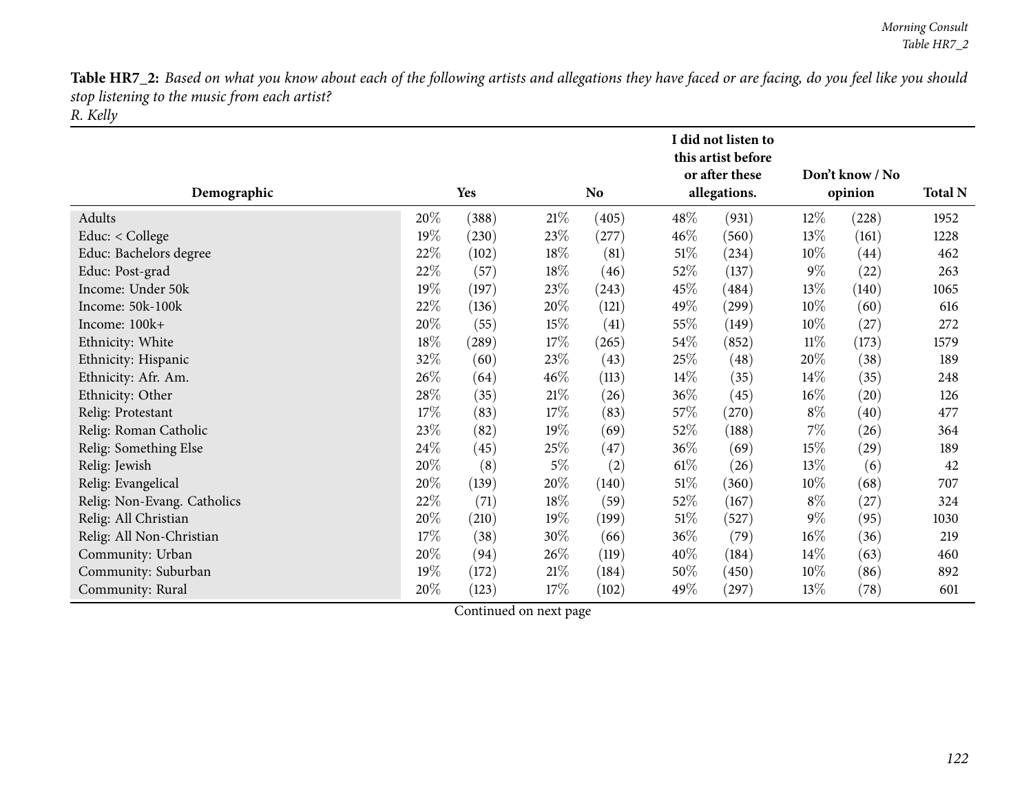**Table HR7_2:** *Based on what you know about each of the following artists and allegations they have faced or are facing, do you feel like you should stop listening to the music from each artist?*
*R. Kelly*

| Demographic | Yes | | No | | I did not listen to this artist before or after these allegations. | | Don't know / No opinion | | Total N |
|---|---|---|---|---|---|---|---|---|---|
| Adults | 20% | (388) | 21% | (405) | 48% | (931) | 12% | (228) | 1952 |
| Educ: < College | 19% | (230) | 23% | (277) | 46% | (560) | 13% | (161) | 1228 |
| Educ: Bachelors degree | 22% | (102) | 18% | (81) | 51% | (234) | 10% | (44) | 462 |
| Educ: Post-grad | 22% | (57) | 18% | (46) | 52% | (137) | 9% | (22) | 263 |
| Income: Under 50k | 19% | (197) | 23% | (243) | 45% | (484) | 13% | (140) | 1065 |
| Income: 50k-100k | 22% | (136) | 20% | (121) | 49% | (299) | 10% | (60) | 616 |
| Income: 100k+ | 20% | (55) | 15% | (41) | 55% | (149) | 10% | (27) | 272 |
| Ethnicity: White | 18% | (289) | 17% | (265) | 54% | (852) | 11% | (173) | 1579 |
| Ethnicity: Hispanic | 32% | (60) | 23% | (43) | 25% | (48) | 20% | (38) | 189 |
| Ethnicity: Afr. Am. | 26% | (64) | 46% | (113) | 14% | (35) | 14% | (35) | 248 |
| Ethnicity: Other | 28% | (35) | 21% | (26) | 36% | (45) | 16% | (20) | 126 |
| Relig: Protestant | 17% | (83) | 17% | (83) | 57% | (270) | 8% | (40) | 477 |
| Relig: Roman Catholic | 23% | (82) | 19% | (69) | 52% | (188) | 7% | (26) | 364 |
| Relig: Something Else | 24% | (45) | 25% | (47) | 36% | (69) | 15% | (29) | 189 |
| Relig: Jewish | 20% | (8) | 5% | (2) | 61% | (26) | 13% | (6) | 42 |
| Relig: Evangelical | 20% | (139) | 20% | (140) | 51% | (360) | 10% | (68) | 707 |
| Relig: Non-Evang. Catholics | 22% | (71) | 18% | (59) | 52% | (167) | 8% | (27) | 324 |
| Relig: All Christian | 20% | (210) | 19% | (199) | 51% | (527) | 9% | (95) | 1030 |
| Relig: All Non-Christian | 17% | (38) | 30% | (66) | 36% | (79) | 16% | (36) | 219 |
| Community: Urban | 20% | (94) | 26% | (119) | 40% | (184) | 14% | (63) | 460 |
| Community: Suburban | 19% | (172) | 21% | (184) | 50% | (450) | 10% | (86) | 892 |
| Community: Rural | 20% | (123) | 17% | (102) | 49% | (297) | 13% | (78) | 601 |

Continued on next page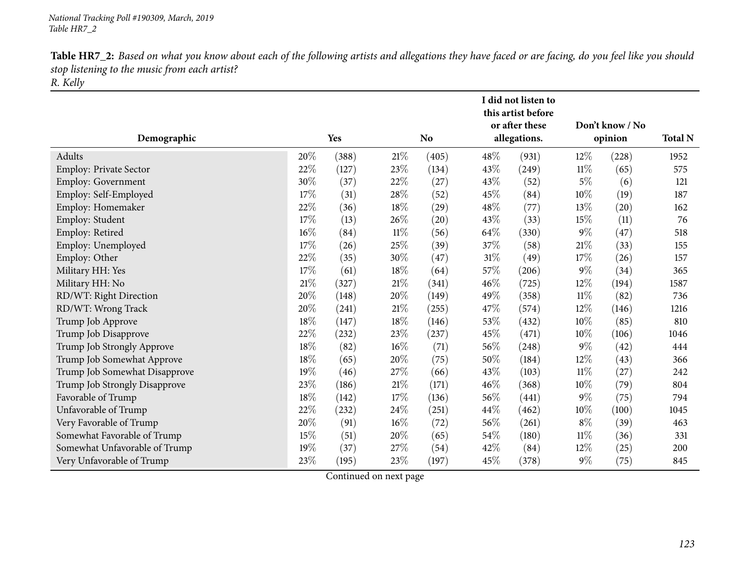**Table HR7_2:** *Based on what you know about each of the following artists and allegations they have faced or are facing, do you feel like you should stop listening to the music from each artist?*
*R. Kelly*

| Demographic | Yes | | No | | I did not listen to this artist before or after these allegations. | | Don't know / No opinion | | Total N |
|---|---|---|---|---|---|---|---|---|---|
| Adults | 20% | (388) | 21% | (405) | 48% | (931) | 12% | (228) | 1952 |
| Employ: Private Sector | 22% | (127) | 23% | (134) | 43% | (249) | 11% | (65) | 575 |
| Employ: Government | 30% | (37) | 22% | (27) | 43% | (52) | 5% | (6) | 121 |
| Employ: Self-Employed | 17% | (31) | 28% | (52) | 45% | (84) | 10% | (19) | 187 |
| Employ: Homemaker | 22% | (36) | 18% | (29) | 48% | (77) | 13% | (20) | 162 |
| Employ: Student | 17% | (13) | 26% | (20) | 43% | (33) | 15% | (11) | 76 |
| Employ: Retired | 16% | (84) | 11% | (56) | 64% | (330) | 9% | (47) | 518 |
| Employ: Unemployed | 17% | (26) | 25% | (39) | 37% | (58) | 21% | (33) | 155 |
| Employ: Other | 22% | (35) | 30% | (47) | 31% | (49) | 17% | (26) | 157 |
| Military HH: Yes | 17% | (61) | 18% | (64) | 57% | (206) | 9% | (34) | 365 |
| Military HH: No | 21% | (327) | 21% | (341) | 46% | (725) | 12% | (194) | 1587 |
| RD/WT: Right Direction | 20% | (148) | 20% | (149) | 49% | (358) | 11% | (82) | 736 |
| RD/WT: Wrong Track | 20% | (241) | 21% | (255) | 47% | (574) | 12% | (146) | 1216 |
| Trump Job Approve | 18% | (147) | 18% | (146) | 53% | (432) | 10% | (85) | 810 |
| Trump Job Disapprove | 22% | (232) | 23% | (237) | 45% | (471) | 10% | (106) | 1046 |
| Trump Job Strongly Approve | 18% | (82) | 16% | (71) | 56% | (248) | 9% | (42) | 444 |
| Trump Job Somewhat Approve | 18% | (65) | 20% | (75) | 50% | (184) | 12% | (43) | 366 |
| Trump Job Somewhat Disapprove | 19% | (46) | 27% | (66) | 43% | (103) | 11% | (27) | 242 |
| Trump Job Strongly Disapprove | 23% | (186) | 21% | (171) | 46% | (368) | 10% | (79) | 804 |
| Favorable of Trump | 18% | (142) | 17% | (136) | 56% | (441) | 9% | (75) | 794 |
| Unfavorable of Trump | 22% | (232) | 24% | (251) | 44% | (462) | 10% | (100) | 1045 |
| Very Favorable of Trump | 20% | (91) | 16% | (72) | 56% | (261) | 8% | (39) | 463 |
| Somewhat Favorable of Trump | 15% | (51) | 20% | (65) | 54% | (180) | 11% | (36) | 331 |
| Somewhat Unfavorable of Trump | 19% | (37) | 27% | (54) | 42% | (84) | 12% | (25) | 200 |
| Very Unfavorable of Trump | 23% | (195) | 23% | (197) | 45% | (378) | 9% | (75) | 845 |

Continued on next page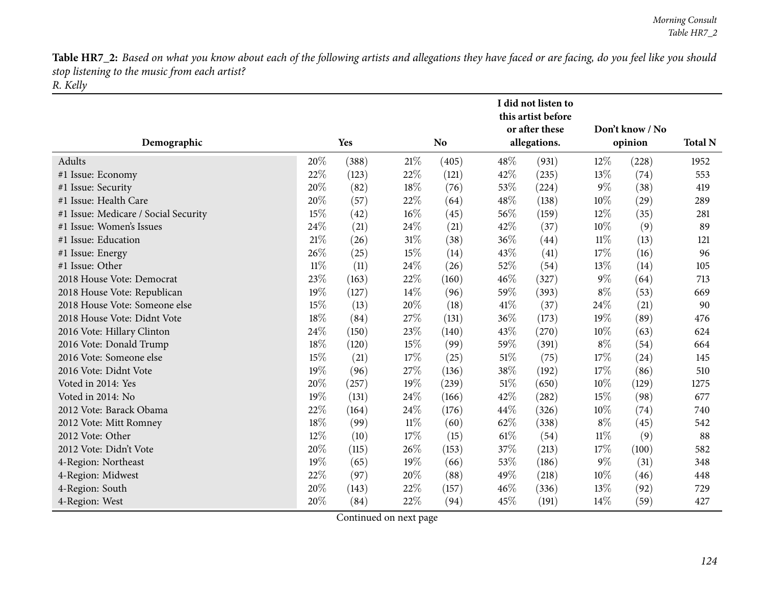**Table HR7_2:** *Based on what you know about each of the following artists and allegations they have faced or are facing, do you feel like you should stop listening to the music from each artist?*
*R. Kelly*

| Demographic | Yes | | No | | I did not listen to this artist before or after these allegations. | | Don't know / No opinion | | Total N |
|---|---|---|---|---|---|---|---|---|---|
| Adults | 20% | (388) | 21% | (405) | 48% | (931) | 12% | (228) | 1952 |
| #1 Issue: Economy | 22% | (123) | 22% | (121) | 42% | (235) | 13% | (74) | 553 |
| #1 Issue: Security | 20% | (82) | 18% | (76) | 53% | (224) | 9% | (38) | 419 |
| #1 Issue: Health Care | 20% | (57) | 22% | (64) | 48% | (138) | 10% | (29) | 289 |
| #1 Issue: Medicare / Social Security | 15% | (42) | 16% | (45) | 56% | (159) | 12% | (35) | 281 |
| #1 Issue: Women's Issues | 24% | (21) | 24% | (21) | 42% | (37) | 10% | (9) | 89 |
| #1 Issue: Education | 21% | (26) | 31% | (38) | 36% | (44) | 11% | (13) | 121 |
| #1 Issue: Energy | 26% | (25) | 15% | (14) | 43% | (41) | 17% | (16) | 96 |
| #1 Issue: Other | 11% | (11) | 24% | (26) | 52% | (54) | 13% | (14) | 105 |
| 2018 House Vote: Democrat | 23% | (163) | 22% | (160) | 46% | (327) | 9% | (64) | 713 |
| 2018 House Vote: Republican | 19% | (127) | 14% | (96) | 59% | (393) | 8% | (53) | 669 |
| 2018 House Vote: Someone else | 15% | (13) | 20% | (18) | 41% | (37) | 24% | (21) | 90 |
| 2018 House Vote: Didnt Vote | 18% | (84) | 27% | (131) | 36% | (173) | 19% | (89) | 476 |
| 2016 Vote: Hillary Clinton | 24% | (150) | 23% | (140) | 43% | (270) | 10% | (63) | 624 |
| 2016 Vote: Donald Trump | 18% | (120) | 15% | (99) | 59% | (391) | 8% | (54) | 664 |
| 2016 Vote: Someone else | 15% | (21) | 17% | (25) | 51% | (75) | 17% | (24) | 145 |
| 2016 Vote: Didnt Vote | 19% | (96) | 27% | (136) | 38% | (192) | 17% | (86) | 510 |
| Voted in 2014: Yes | 20% | (257) | 19% | (239) | 51% | (650) | 10% | (129) | 1275 |
| Voted in 2014: No | 19% | (131) | 24% | (166) | 42% | (282) | 15% | (98) | 677 |
| 2012 Vote: Barack Obama | 22% | (164) | 24% | (176) | 44% | (326) | 10% | (74) | 740 |
| 2012 Vote: Mitt Romney | 18% | (99) | 11% | (60) | 62% | (338) | 8% | (45) | 542 |
| 2012 Vote: Other | 12% | (10) | 17% | (15) | 61% | (54) | 11% | (9) | 88 |
| 2012 Vote: Didn't Vote | 20% | (115) | 26% | (153) | 37% | (213) | 17% | (100) | 582 |
| 4-Region: Northeast | 19% | (65) | 19% | (66) | 53% | (186) | 9% | (31) | 348 |
| 4-Region: Midwest | 22% | (97) | 20% | (88) | 49% | (218) | 10% | (46) | 448 |
| 4-Region: South | 20% | (143) | 22% | (157) | 46% | (336) | 13% | (92) | 729 |
| 4-Region: West | 20% | (84) | 22% | (94) | 45% | (191) | 14% | (59) | 427 |

Continued on next page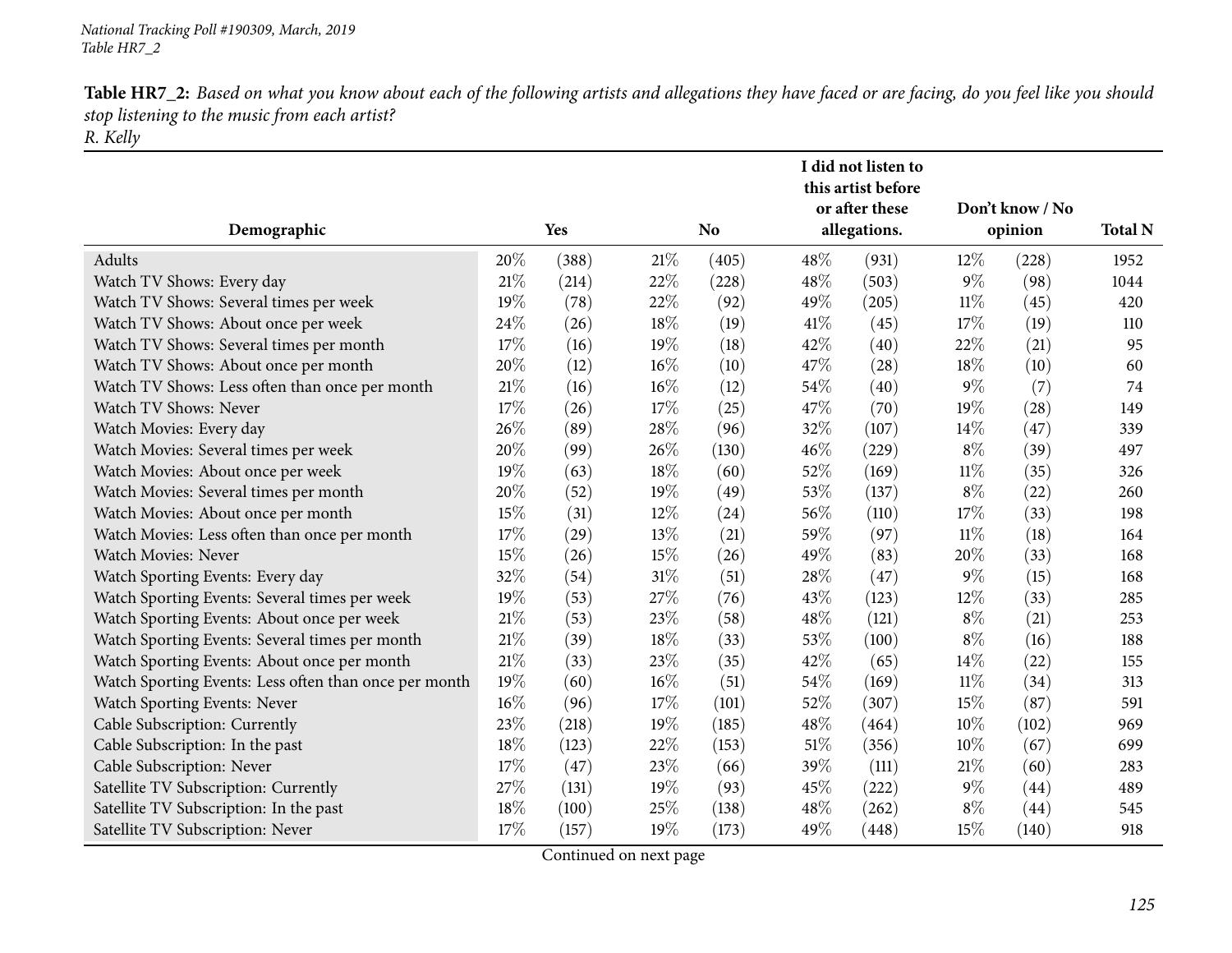**Table HR7_2:** *Based on what you know about each of the following artists and allegations they have faced or are facing, do you feel like you should stop listening to the music from each artist?*
*R. Kelly*

| Demographic | Yes | | No | | I did not listen to this artist before or after these allegations. | | Don't know / No opinion | | Total N |
|---|---|---|---|---|---|---|---|---|---|
| Adults | 20% | (388) | 21% | (405) | 48% | (931) | 12% | (228) | 1952 |
| Watch TV Shows: Every day | 21% | (214) | 22% | (228) | 48% | (503) | 9% | (98) | 1044 |
| Watch TV Shows: Several times per week | 19% | (78) | 22% | (92) | 49% | (205) | 11% | (45) | 420 |
| Watch TV Shows: About once per week | 24% | (26) | 18% | (19) | 41% | (45) | 17% | (19) | 110 |
| Watch TV Shows: Several times per month | 17% | (16) | 19% | (18) | 42% | (40) | 22% | (21) | 95 |
| Watch TV Shows: About once per month | 20% | (12) | 16% | (10) | 47% | (28) | 18% | (10) | 60 |
| Watch TV Shows: Less often than once per month | 21% | (16) | 16% | (12) | 54% | (40) | 9% | (7) | 74 |
| Watch TV Shows: Never | 17% | (26) | 17% | (25) | 47% | (70) | 19% | (28) | 149 |
| Watch Movies: Every day | 26% | (89) | 28% | (96) | 32% | (107) | 14% | (47) | 339 |
| Watch Movies: Several times per week | 20% | (99) | 26% | (130) | 46% | (229) | 8% | (39) | 497 |
| Watch Movies: About once per week | 19% | (63) | 18% | (60) | 52% | (169) | 11% | (35) | 326 |
| Watch Movies: Several times per month | 20% | (52) | 19% | (49) | 53% | (137) | 8% | (22) | 260 |
| Watch Movies: About once per month | 15% | (31) | 12% | (24) | 56% | (110) | 17% | (33) | 198 |
| Watch Movies: Less often than once per month | 17% | (29) | 13% | (21) | 59% | (97) | 11% | (18) | 164 |
| Watch Movies: Never | 15% | (26) | 15% | (26) | 49% | (83) | 20% | (33) | 168 |
| Watch Sporting Events: Every day | 32% | (54) | 31% | (51) | 28% | (47) | 9% | (15) | 168 |
| Watch Sporting Events: Several times per week | 19% | (53) | 27% | (76) | 43% | (123) | 12% | (33) | 285 |
| Watch Sporting Events: About once per week | 21% | (53) | 23% | (58) | 48% | (121) | 8% | (21) | 253 |
| Watch Sporting Events: Several times per month | 21% | (39) | 18% | (33) | 53% | (100) | 8% | (16) | 188 |
| Watch Sporting Events: About once per month | 21% | (33) | 23% | (35) | 42% | (65) | 14% | (22) | 155 |
| Watch Sporting Events: Less often than once per month | 19% | (60) | 16% | (51) | 54% | (169) | 11% | (34) | 313 |
| Watch Sporting Events: Never | 16% | (96) | 17% | (101) | 52% | (307) | 15% | (87) | 591 |
| Cable Subscription: Currently | 23% | (218) | 19% | (185) | 48% | (464) | 10% | (102) | 969 |
| Cable Subscription: In the past | 18% | (123) | 22% | (153) | 51% | (356) | 10% | (67) | 699 |
| Cable Subscription: Never | 17% | (47) | 23% | (66) | 39% | (111) | 21% | (60) | 283 |
| Satellite TV Subscription: Currently | 27% | (131) | 19% | (93) | 45% | (222) | 9% | (44) | 489 |
| Satellite TV Subscription: In the past | 18% | (100) | 25% | (138) | 48% | (262) | 8% | (44) | 545 |
| Satellite TV Subscription: Never | 17% | (157) | 19% | (173) | 49% | (448) | 15% | (140) | 918 |

Continued on next page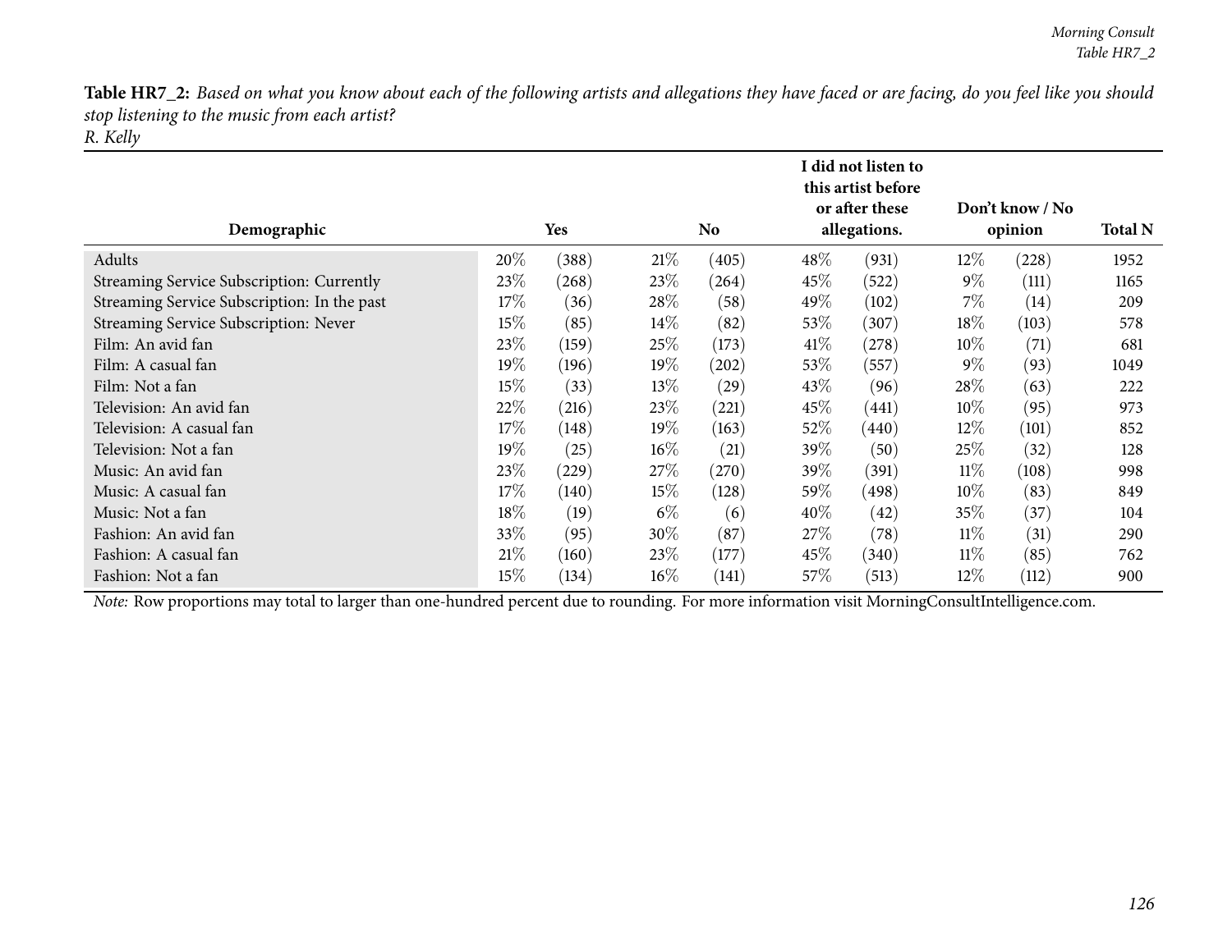**Table HR7_2:** *Based on what you know about each of the following artists and allegations they have faced or are facing, do you feel like you should stop listening to the music from each artist?*
*R. Kelly*

| Demographic | Yes | | No | | I did not listen to this artist before or after these allegations. | | Don't know / No opinion | | Total N |
|---|---|---|---|---|---|---|---|---|---|
| Adults | 20% | (388) | 21% | (405) | 48% | (931) | 12% | (228) | 1952 |
| Streaming Service Subscription: Currently | 23% | (268) | 23% | (264) | 45% | (522) | 9% | (111) | 1165 |
| Streaming Service Subscription: In the past | 17% | (36) | 28% | (58) | 49% | (102) | 7% | (14) | 209 |
| Streaming Service Subscription: Never | 15% | (85) | 14% | (82) | 53% | (307) | 18% | (103) | 578 |
| Film: An avid fan | 23% | (159) | 25% | (173) | 41% | (278) | 10% | (71) | 681 |
| Film: A casual fan | 19% | (196) | 19% | (202) | 53% | (557) | 9% | (93) | 1049 |
| Film: Not a fan | 15% | (33) | 13% | (29) | 43% | (96) | 28% | (63) | 222 |
| Television: An avid fan | 22% | (216) | 23% | (221) | 45% | (441) | 10% | (95) | 973 |
| Television: A casual fan | 17% | (148) | 19% | (163) | 52% | (440) | 12% | (101) | 852 |
| Television: Not a fan | 19% | (25) | 16% | (21) | 39% | (50) | 25% | (32) | 128 |
| Music: An avid fan | 23% | (229) | 27% | (270) | 39% | (391) | 11% | (108) | 998 |
| Music: A casual fan | 17% | (140) | 15% | (128) | 59% | (498) | 10% | (83) | 849 |
| Music: Not a fan | 18% | (19) | 6% | (6) | 40% | (42) | 35% | (37) | 104 |
| Fashion: An avid fan | 33% | (95) | 30% | (87) | 27% | (78) | 11% | (31) | 290 |
| Fashion: A casual fan | 21% | (160) | 23% | (177) | 45% | (340) | 11% | (85) | 762 |
| Fashion: Not a fan | 15% | (134) | 16% | (141) | 57% | (513) | 12% | (112) | 900 |

*Note:* Row proportions may total to larger than one-hundred percent due to rounding. For more information visit MorningConsultIntelligence.com.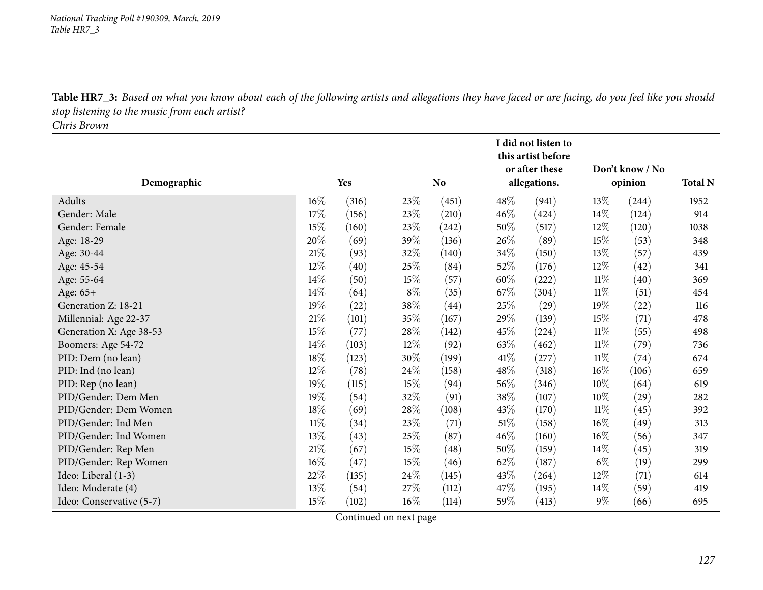**Table HR7_3:** *Based on what you know about each of the following artists and allegations they have faced or are facing, do you feel like you should stop listening to the music from each artist?*
*Chris Brown*

| Demographic | Yes | | No | | I did not listen to this artist before or after these allegations. | | Don't know / No opinion | | Total N |
|---|---|---|---|---|---|---|---|---|---|
| Adults | 16% | (316) | 23% | (451) | 48% | (941) | 13% | (244) | 1952 |
| Gender: Male | 17% | (156) | 23% | (210) | 46% | (424) | 14% | (124) | 914 |
| Gender: Female | 15% | (160) | 23% | (242) | 50% | (517) | 12% | (120) | 1038 |
| Age: 18-29 | 20% | (69) | 39% | (136) | 26% | (89) | 15% | (53) | 348 |
| Age: 30-44 | 21% | (93) | 32% | (140) | 34% | (150) | 13% | (57) | 439 |
| Age: 45-54 | 12% | (40) | 25% | (84) | 52% | (176) | 12% | (42) | 341 |
| Age: 55-64 | 14% | (50) | 15% | (57) | 60% | (222) | 11% | (40) | 369 |
| Age: 65+ | 14% | (64) | 8% | (35) | 67% | (304) | 11% | (51) | 454 |
| Generation Z: 18-21 | 19% | (22) | 38% | (44) | 25% | (29) | 19% | (22) | 116 |
| Millennial: Age 22-37 | 21% | (101) | 35% | (167) | 29% | (139) | 15% | (71) | 478 |
| Generation X: Age 38-53 | 15% | (77) | 28% | (142) | 45% | (224) | 11% | (55) | 498 |
| Boomers: Age 54-72 | 14% | (103) | 12% | (92) | 63% | (462) | 11% | (79) | 736 |
| PID: Dem (no lean) | 18% | (123) | 30% | (199) | 41% | (277) | 11% | (74) | 674 |
| PID: Ind (no lean) | 12% | (78) | 24% | (158) | 48% | (318) | 16% | (106) | 659 |
| PID: Rep (no lean) | 19% | (115) | 15% | (94) | 56% | (346) | 10% | (64) | 619 |
| PID/Gender: Dem Men | 19% | (54) | 32% | (91) | 38% | (107) | 10% | (29) | 282 |
| PID/Gender: Dem Women | 18% | (69) | 28% | (108) | 43% | (170) | 11% | (45) | 392 |
| PID/Gender: Ind Men | 11% | (34) | 23% | (71) | 51% | (158) | 16% | (49) | 313 |
| PID/Gender: Ind Women | 13% | (43) | 25% | (87) | 46% | (160) | 16% | (56) | 347 |
| PID/Gender: Rep Men | 21% | (67) | 15% | (48) | 50% | (159) | 14% | (45) | 319 |
| PID/Gender: Rep Women | 16% | (47) | 15% | (46) | 62% | (187) | 6% | (19) | 299 |
| Ideo: Liberal (1-3) | 22% | (135) | 24% | (145) | 43% | (264) | 12% | (71) | 614 |
| Ideo: Moderate (4) | 13% | (54) | 27% | (112) | 47% | (195) | 14% | (59) | 419 |
| Ideo: Conservative (5-7) | 15% | (102) | 16% | (114) | 59% | (413) | 9% | (66) | 695 |

Continued on next page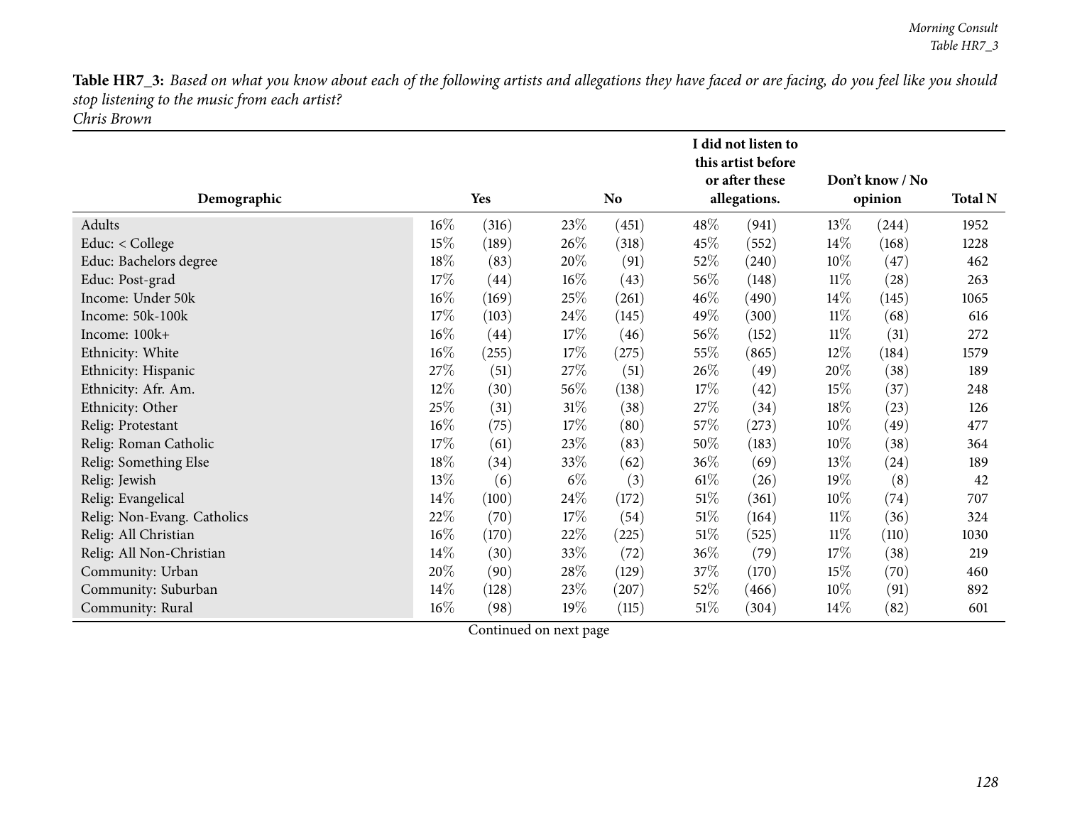**Table HR7_3:** *Based on what you know about each of the following artists and allegations they have faced or are facing, do you feel like you should stop listening to the music from each artist?*
*Chris Brown*

| Demographic | Yes | | No | | I did not listen to this artist before or after these allegations. | | Don't know / No opinion | | Total N |
|---|---|---|---|---|---|---|---|---|---|
| Adults | 16% | (316) | 23% | (451) | 48% | (941) | 13% | (244) | 1952 |
| Educ: < College | 15% | (189) | 26% | (318) | 45% | (552) | 14% | (168) | 1228 |
| Educ: Bachelors degree | 18% | (83) | 20% | (91) | 52% | (240) | 10% | (47) | 462 |
| Educ: Post-grad | 17% | (44) | 16% | (43) | 56% | (148) | 11% | (28) | 263 |
| Income: Under 50k | 16% | (169) | 25% | (261) | 46% | (490) | 14% | (145) | 1065 |
| Income: 50k-100k | 17% | (103) | 24% | (145) | 49% | (300) | 11% | (68) | 616 |
| Income: 100k+ | 16% | (44) | 17% | (46) | 56% | (152) | 11% | (31) | 272 |
| Ethnicity: White | 16% | (255) | 17% | (275) | 55% | (865) | 12% | (184) | 1579 |
| Ethnicity: Hispanic | 27% | (51) | 27% | (51) | 26% | (49) | 20% | (38) | 189 |
| Ethnicity: Afr. Am. | 12% | (30) | 56% | (138) | 17% | (42) | 15% | (37) | 248 |
| Ethnicity: Other | 25% | (31) | 31% | (38) | 27% | (34) | 18% | (23) | 126 |
| Relig: Protestant | 16% | (75) | 17% | (80) | 57% | (273) | 10% | (49) | 477 |
| Relig: Roman Catholic | 17% | (61) | 23% | (83) | 50% | (183) | 10% | (38) | 364 |
| Relig: Something Else | 18% | (34) | 33% | (62) | 36% | (69) | 13% | (24) | 189 |
| Relig: Jewish | 13% | (6) | 6% | (3) | 61% | (26) | 19% | (8) | 42 |
| Relig: Evangelical | 14% | (100) | 24% | (172) | 51% | (361) | 10% | (74) | 707 |
| Relig: Non-Evang. Catholics | 22% | (70) | 17% | (54) | 51% | (164) | 11% | (36) | 324 |
| Relig: All Christian | 16% | (170) | 22% | (225) | 51% | (525) | 11% | (110) | 1030 |
| Relig: All Non-Christian | 14% | (30) | 33% | (72) | 36% | (79) | 17% | (38) | 219 |
| Community: Urban | 20% | (90) | 28% | (129) | 37% | (170) | 15% | (70) | 460 |
| Community: Suburban | 14% | (128) | 23% | (207) | 52% | (466) | 10% | (91) | 892 |
| Community: Rural | 16% | (98) | 19% | (115) | 51% | (304) | 14% | (82) | 601 |

Continued on next page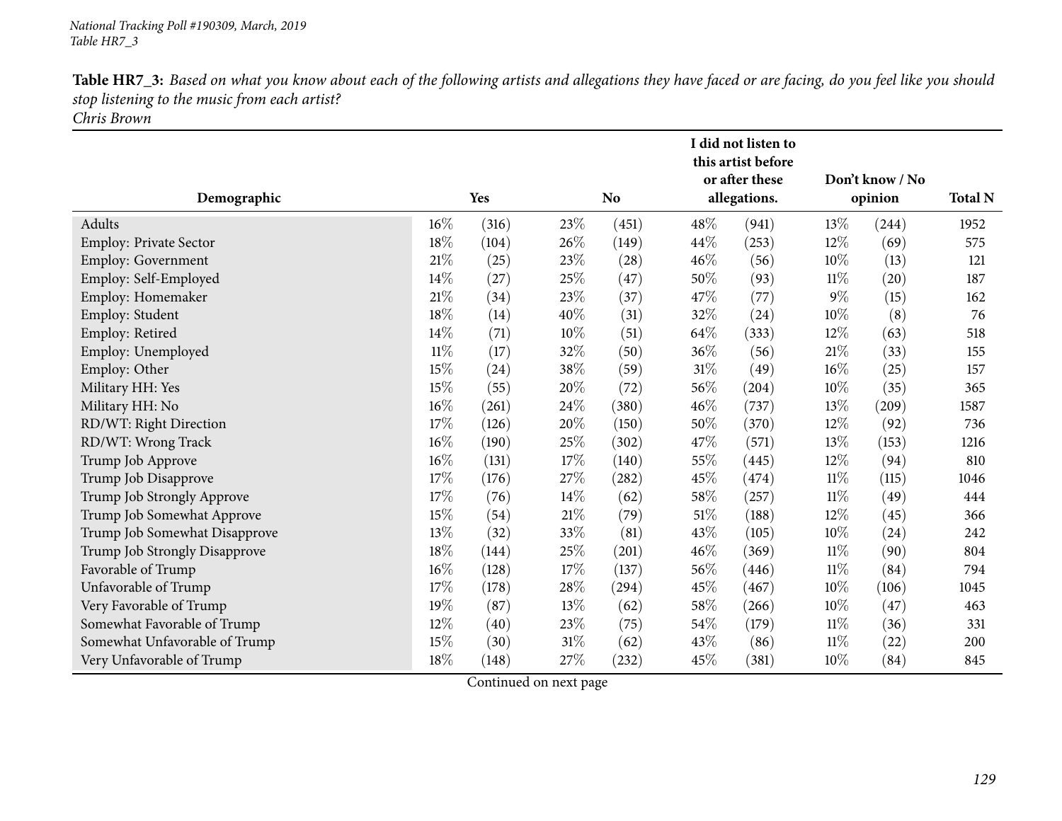**Table HR7_3:** *Based on what you know about each of the following artists and allegations they have faced or are facing, do you feel like you should stop listening to the music from each artist?*
*Chris Brown*

| Demographic | Yes | | No | | I did not listen to this artist before or after these allegations. | | Don't know / No opinion | | Total N |
|---|---|---|---|---|---|---|---|---|---|
| Adults | 16% | (316) | 23% | (451) | 48% | (941) | 13% | (244) | 1952 |
| Employ: Private Sector | 18% | (104) | 26% | (149) | 44% | (253) | 12% | (69) | 575 |
| Employ: Government | 21% | (25) | 23% | (28) | 46% | (56) | 10% | (13) | 121 |
| Employ: Self-Employed | 14% | (27) | 25% | (47) | 50% | (93) | 11% | (20) | 187 |
| Employ: Homemaker | 21% | (34) | 23% | (37) | 47% | (77) | 9% | (15) | 162 |
| Employ: Student | 18% | (14) | 40% | (31) | 32% | (24) | 10% | (8) | 76 |
| Employ: Retired | 14% | (71) | 10% | (51) | 64% | (333) | 12% | (63) | 518 |
| Employ: Unemployed | 11% | (17) | 32% | (50) | 36% | (56) | 21% | (33) | 155 |
| Employ: Other | 15% | (24) | 38% | (59) | 31% | (49) | 16% | (25) | 157 |
| Military HH: Yes | 15% | (55) | 20% | (72) | 56% | (204) | 10% | (35) | 365 |
| Military HH: No | 16% | (261) | 24% | (380) | 46% | (737) | 13% | (209) | 1587 |
| RD/WT: Right Direction | 17% | (126) | 20% | (150) | 50% | (370) | 12% | (92) | 736 |
| RD/WT: Wrong Track | 16% | (190) | 25% | (302) | 47% | (571) | 13% | (153) | 1216 |
| Trump Job Approve | 16% | (131) | 17% | (140) | 55% | (445) | 12% | (94) | 810 |
| Trump Job Disapprove | 17% | (176) | 27% | (282) | 45% | (474) | 11% | (115) | 1046 |
| Trump Job Strongly Approve | 17% | (76) | 14% | (62) | 58% | (257) | 11% | (49) | 444 |
| Trump Job Somewhat Approve | 15% | (54) | 21% | (79) | 51% | (188) | 12% | (45) | 366 |
| Trump Job Somewhat Disapprove | 13% | (32) | 33% | (81) | 43% | (105) | 10% | (24) | 242 |
| Trump Job Strongly Disapprove | 18% | (144) | 25% | (201) | 46% | (369) | 11% | (90) | 804 |
| Favorable of Trump | 16% | (128) | 17% | (137) | 56% | (446) | 11% | (84) | 794 |
| Unfavorable of Trump | 17% | (178) | 28% | (294) | 45% | (467) | 10% | (106) | 1045 |
| Very Favorable of Trump | 19% | (87) | 13% | (62) | 58% | (266) | 10% | (47) | 463 |
| Somewhat Favorable of Trump | 12% | (40) | 23% | (75) | 54% | (179) | 11% | (36) | 331 |
| Somewhat Unfavorable of Trump | 15% | (30) | 31% | (62) | 43% | (86) | 11% | (22) | 200 |
| Very Unfavorable of Trump | 18% | (148) | 27% | (232) | 45% | (381) | 10% | (84) | 845 |

Continued on next page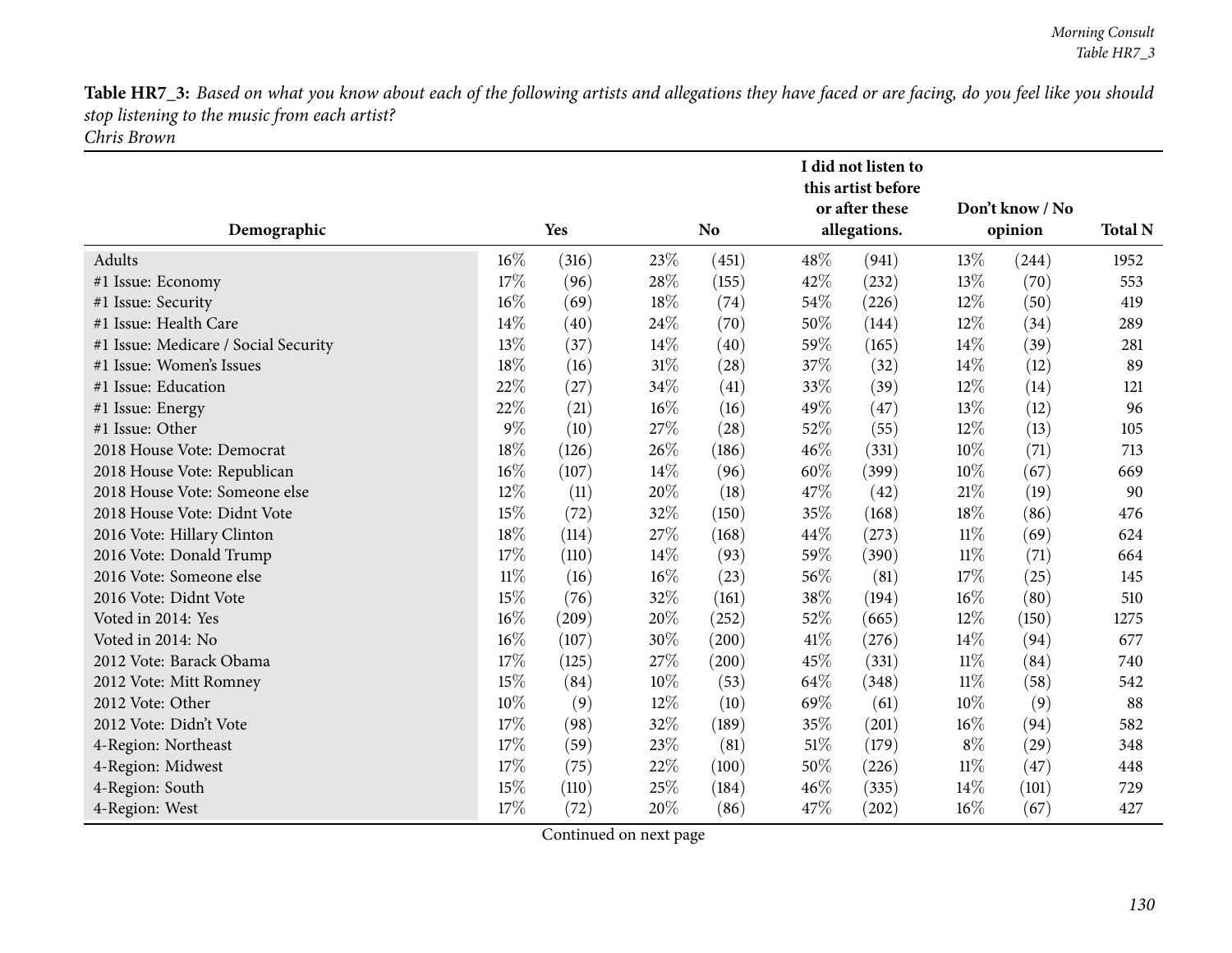**Table HR7_3:** *Based on what you know about each of the following artists and allegations they have faced or are facing, do you feel like you should stop listening to the music from each artist?*
*Chris Brown*

| Demographic | Yes | | No | | I did not listen to this artist before or after these allegations. | | Don't know / No opinion | | Total N |
|---|---|---|---|---|---|---|---|---|---|
| Adults | 16% | (316) | 23% | (451) | 48% | (941) | 13% | (244) | 1952 |
| #1 Issue: Economy | 17% | (96) | 28% | (155) | 42% | (232) | 13% | (70) | 553 |
| #1 Issue: Security | 16% | (69) | 18% | (74) | 54% | (226) | 12% | (50) | 419 |
| #1 Issue: Health Care | 14% | (40) | 24% | (70) | 50% | (144) | 12% | (34) | 289 |
| #1 Issue: Medicare / Social Security | 13% | (37) | 14% | (40) | 59% | (165) | 14% | (39) | 281 |
| #1 Issue: Women's Issues | 18% | (16) | 31% | (28) | 37% | (32) | 14% | (12) | 89 |
| #1 Issue: Education | 22% | (27) | 34% | (41) | 33% | (39) | 12% | (14) | 121 |
| #1 Issue: Energy | 22% | (21) | 16% | (16) | 49% | (47) | 13% | (12) | 96 |
| #1 Issue: Other | 9% | (10) | 27% | (28) | 52% | (55) | 12% | (13) | 105 |
| 2018 House Vote: Democrat | 18% | (126) | 26% | (186) | 46% | (331) | 10% | (71) | 713 |
| 2018 House Vote: Republican | 16% | (107) | 14% | (96) | 60% | (399) | 10% | (67) | 669 |
| 2018 House Vote: Someone else | 12% | (11) | 20% | (18) | 47% | (42) | 21% | (19) | 90 |
| 2018 House Vote: Didnt Vote | 15% | (72) | 32% | (150) | 35% | (168) | 18% | (86) | 476 |
| 2016 Vote: Hillary Clinton | 18% | (114) | 27% | (168) | 44% | (273) | 11% | (69) | 624 |
| 2016 Vote: Donald Trump | 17% | (110) | 14% | (93) | 59% | (390) | 11% | (71) | 664 |
| 2016 Vote: Someone else | 11% | (16) | 16% | (23) | 56% | (81) | 17% | (25) | 145 |
| 2016 Vote: Didnt Vote | 15% | (76) | 32% | (161) | 38% | (194) | 16% | (80) | 510 |
| Voted in 2014: Yes | 16% | (209) | 20% | (252) | 52% | (665) | 12% | (150) | 1275 |
| Voted in 2014: No | 16% | (107) | 30% | (200) | 41% | (276) | 14% | (94) | 677 |
| 2012 Vote: Barack Obama | 17% | (125) | 27% | (200) | 45% | (331) | 11% | (84) | 740 |
| 2012 Vote: Mitt Romney | 15% | (84) | 10% | (53) | 64% | (348) | 11% | (58) | 542 |
| 2012 Vote: Other | 10% | (9) | 12% | (10) | 69% | (61) | 10% | (9) | 88 |
| 2012 Vote: Didn't Vote | 17% | (98) | 32% | (189) | 35% | (201) | 16% | (94) | 582 |
| 4-Region: Northeast | 17% | (59) | 23% | (81) | 51% | (179) | 8% | (29) | 348 |
| 4-Region: Midwest | 17% | (75) | 22% | (100) | 50% | (226) | 11% | (47) | 448 |
| 4-Region: South | 15% | (110) | 25% | (184) | 46% | (335) | 14% | (101) | 729 |
| 4-Region: West | 17% | (72) | 20% | (86) | 47% | (202) | 16% | (67) | 427 |

Continued on next page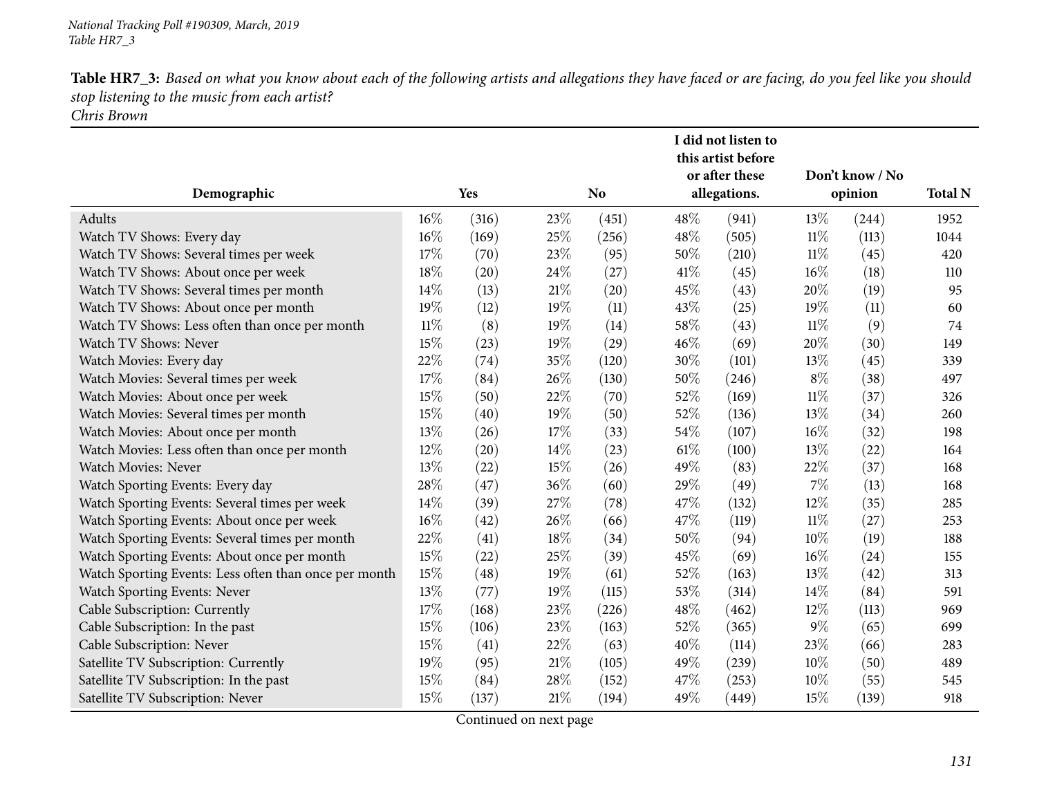**Table HR7_3:** *Based on what you know about each of the following artists and allegations they have faced or are facing, do you feel like you should stop listening to the music from each artist?*
*Chris Brown*

| Demographic | Yes | | No | | I did not listen to this artist before or after these allegations. | | Don't know / No opinion | | Total N |
|---|---|---|---|---|---|---|---|---|---|
| Adults | 16% | (316) | 23% | (451) | 48% | (941) | 13% | (244) | 1952 |
| Watch TV Shows: Every day | 16% | (169) | 25% | (256) | 48% | (505) | 11% | (113) | 1044 |
| Watch TV Shows: Several times per week | 17% | (70) | 23% | (95) | 50% | (210) | 11% | (45) | 420 |
| Watch TV Shows: About once per week | 18% | (20) | 24% | (27) | 41% | (45) | 16% | (18) | 110 |
| Watch TV Shows: Several times per month | 14% | (13) | 21% | (20) | 45% | (43) | 20% | (19) | 95 |
| Watch TV Shows: About once per month | 19% | (12) | 19% | (11) | 43% | (25) | 19% | (11) | 60 |
| Watch TV Shows: Less often than once per month | 11% | (8) | 19% | (14) | 58% | (43) | 11% | (9) | 74 |
| Watch TV Shows: Never | 15% | (23) | 19% | (29) | 46% | (69) | 20% | (30) | 149 |
| Watch Movies: Every day | 22% | (74) | 35% | (120) | 30% | (101) | 13% | (45) | 339 |
| Watch Movies: Several times per week | 17% | (84) | 26% | (130) | 50% | (246) | 8% | (38) | 497 |
| Watch Movies: About once per week | 15% | (50) | 22% | (70) | 52% | (169) | 11% | (37) | 326 |
| Watch Movies: Several times per month | 15% | (40) | 19% | (50) | 52% | (136) | 13% | (34) | 260 |
| Watch Movies: About once per month | 13% | (26) | 17% | (33) | 54% | (107) | 16% | (32) | 198 |
| Watch Movies: Less often than once per month | 12% | (20) | 14% | (23) | 61% | (100) | 13% | (22) | 164 |
| Watch Movies: Never | 13% | (22) | 15% | (26) | 49% | (83) | 22% | (37) | 168 |
| Watch Sporting Events: Every day | 28% | (47) | 36% | (60) | 29% | (49) | 7% | (13) | 168 |
| Watch Sporting Events: Several times per week | 14% | (39) | 27% | (78) | 47% | (132) | 12% | (35) | 285 |
| Watch Sporting Events: About once per week | 16% | (42) | 26% | (66) | 47% | (119) | 11% | (27) | 253 |
| Watch Sporting Events: Several times per month | 22% | (41) | 18% | (34) | 50% | (94) | 10% | (19) | 188 |
| Watch Sporting Events: About once per month | 15% | (22) | 25% | (39) | 45% | (69) | 16% | (24) | 155 |
| Watch Sporting Events: Less often than once per month | 15% | (48) | 19% | (61) | 52% | (163) | 13% | (42) | 313 |
| Watch Sporting Events: Never | 13% | (77) | 19% | (115) | 53% | (314) | 14% | (84) | 591 |
| Cable Subscription: Currently | 17% | (168) | 23% | (226) | 48% | (462) | 12% | (113) | 969 |
| Cable Subscription: In the past | 15% | (106) | 23% | (163) | 52% | (365) | 9% | (65) | 699 |
| Cable Subscription: Never | 15% | (41) | 22% | (63) | 40% | (114) | 23% | (66) | 283 |
| Satellite TV Subscription: Currently | 19% | (95) | 21% | (105) | 49% | (239) | 10% | (50) | 489 |
| Satellite TV Subscription: In the past | 15% | (84) | 28% | (152) | 47% | (253) | 10% | (55) | 545 |
| Satellite TV Subscription: Never | 15% | (137) | 21% | (194) | 49% | (449) | 15% | (139) | 918 |

Continued on next page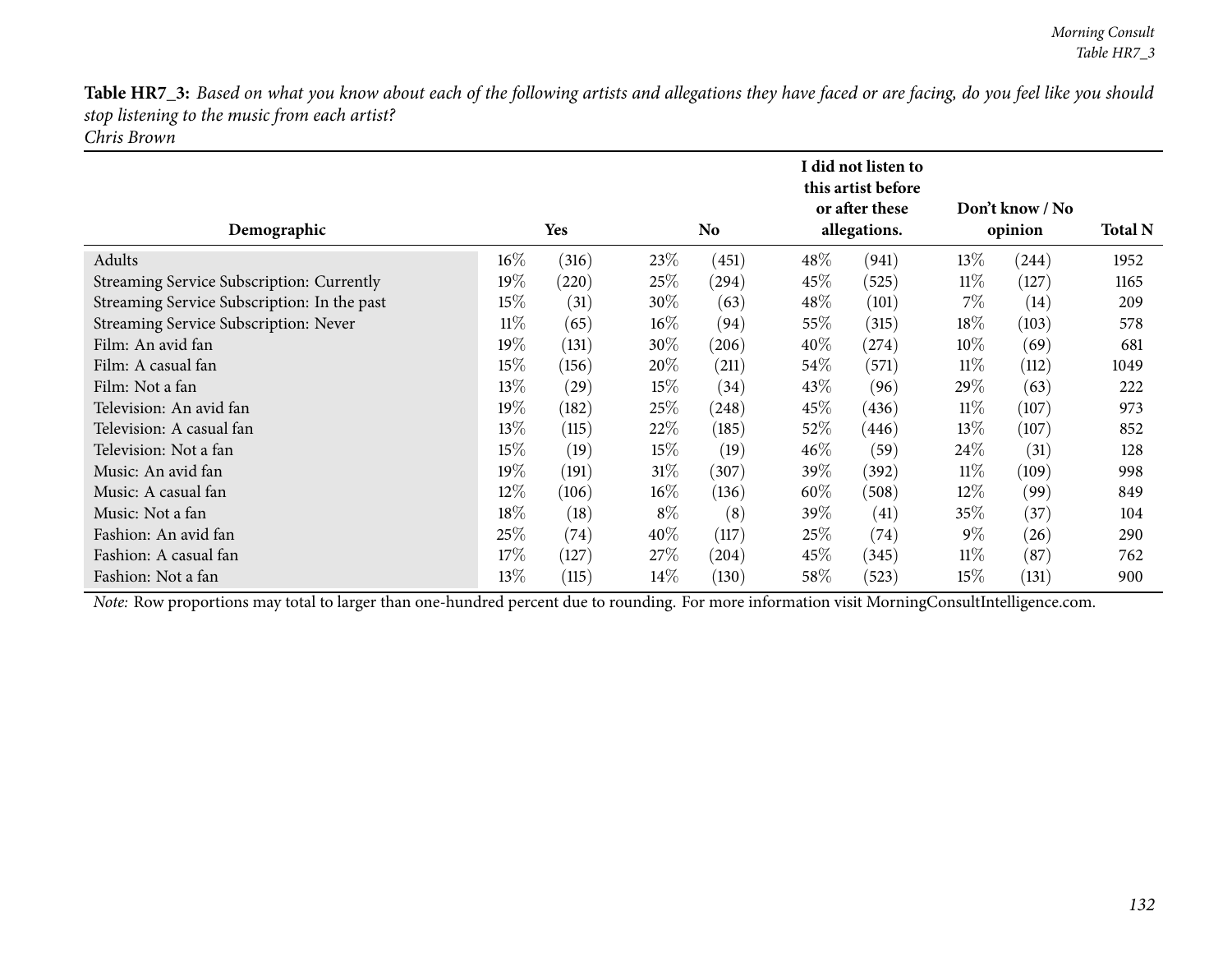**Table HR7_3:** *Based on what you know about each of the following artists and allegations they have faced or are facing, do you feel like you should stop listening to the music from each artist?*
*Chris Brown*

| Demographic | Yes | | No | | I did not listen to this artist before or after these allegations. | | Don't know / No opinion | | Total N |
|---|---|---|---|---|---|---|---|---|---|
| Adults | 16% | (316) | 23% | (451) | 48% | (941) | 13% | (244) | 1952 |
| Streaming Service Subscription: Currently | 19% | (220) | 25% | (294) | 45% | (525) | 11% | (127) | 1165 |
| Streaming Service Subscription: In the past | 15% | (31) | 30% | (63) | 48% | (101) | 7% | (14) | 209 |
| Streaming Service Subscription: Never | 11% | (65) | 16% | (94) | 55% | (315) | 18% | (103) | 578 |
| Film: An avid fan | 19% | (131) | 30% | (206) | 40% | (274) | 10% | (69) | 681 |
| Film: A casual fan | 15% | (156) | 20% | (211) | 54% | (571) | 11% | (112) | 1049 |
| Film: Not a fan | 13% | (29) | 15% | (34) | 43% | (96) | 29% | (63) | 222 |
| Television: An avid fan | 19% | (182) | 25% | (248) | 45% | (436) | 11% | (107) | 973 |
| Television: A casual fan | 13% | (115) | 22% | (185) | 52% | (446) | 13% | (107) | 852 |
| Television: Not a fan | 15% | (19) | 15% | (19) | 46% | (59) | 24% | (31) | 128 |
| Music: An avid fan | 19% | (191) | 31% | (307) | 39% | (392) | 11% | (109) | 998 |
| Music: A casual fan | 12% | (106) | 16% | (136) | 60% | (508) | 12% | (99) | 849 |
| Music: Not a fan | 18% | (18) | 8% | (8) | 39% | (41) | 35% | (37) | 104 |
| Fashion: An avid fan | 25% | (74) | 40% | (117) | 25% | (74) | 9% | (26) | 290 |
| Fashion: A casual fan | 17% | (127) | 27% | (204) | 45% | (345) | 11% | (87) | 762 |
| Fashion: Not a fan | 13% | (115) | 14% | (130) | 58% | (523) | 15% | (131) | 900 |

*Note:* Row proportions may total to larger than one-hundred percent due to rounding. For more information visit MorningConsultIntelligence.com.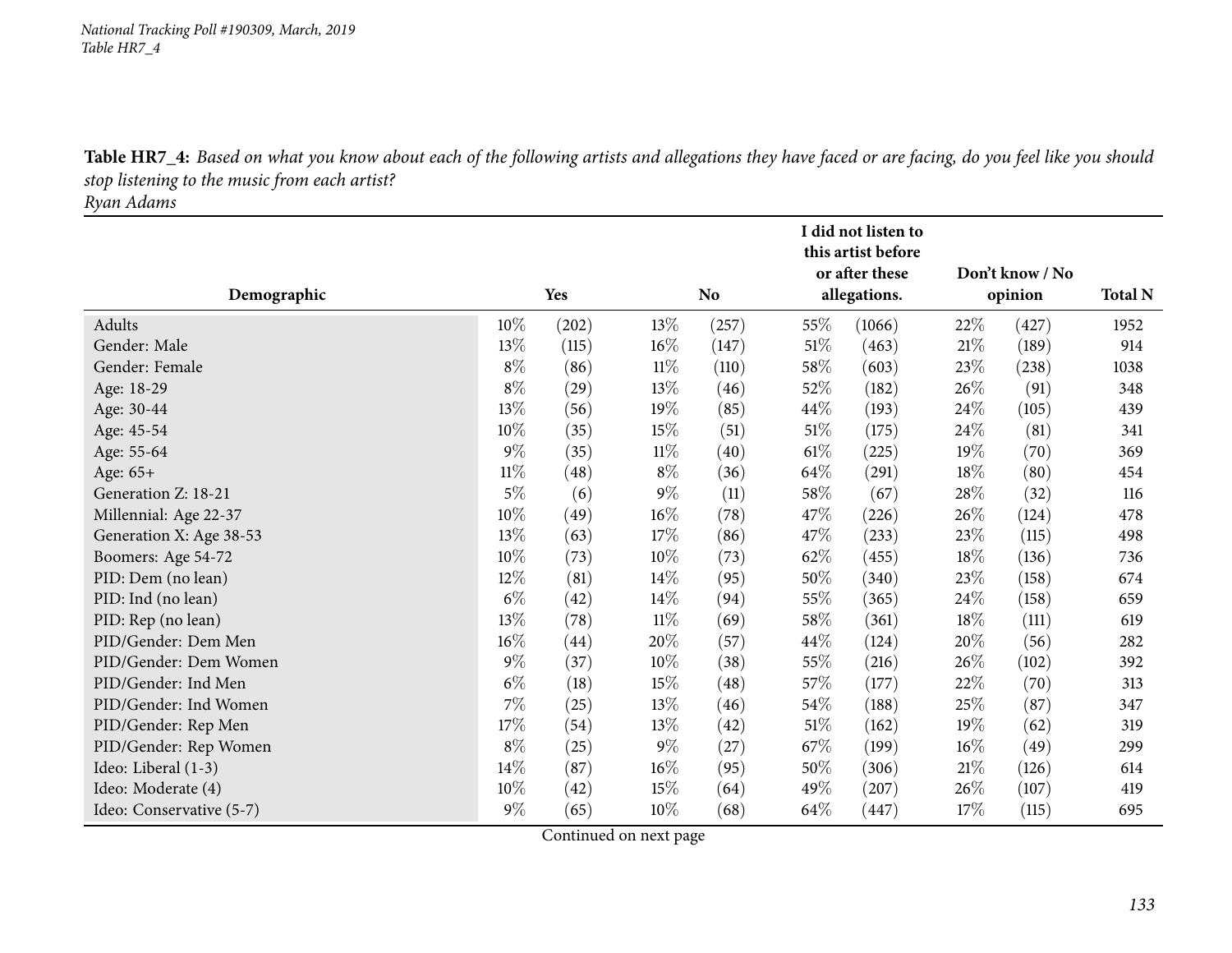**Table HR7_4:** *Based on what you know about each of the following artists and allegations they have faced or are facing, do you feel like you should stop listening to the music from each artist?*
*Ryan Adams*

| Demographic | Yes | | No | | I did not listen to this artist before or after these allegations. | | Don't know / No opinion | | Total N |
|---|---|---|---|---|---|---|---|---|---|
| Adults | 10% | (202) | 13% | (257) | 55% | (1066) | 22% | (427) | 1952 |
| Gender: Male | 13% | (115) | 16% | (147) | 51% | (463) | 21% | (189) | 914 |
| Gender: Female | 8% | (86) | 11% | (110) | 58% | (603) | 23% | (238) | 1038 |
| Age: 18-29 | 8% | (29) | 13% | (46) | 52% | (182) | 26% | (91) | 348 |
| Age: 30-44 | 13% | (56) | 19% | (85) | 44% | (193) | 24% | (105) | 439 |
| Age: 45-54 | 10% | (35) | 15% | (51) | 51% | (175) | 24% | (81) | 341 |
| Age: 55-64 | 9% | (35) | 11% | (40) | 61% | (225) | 19% | (70) | 369 |
| Age: 65+ | 11% | (48) | 8% | (36) | 64% | (291) | 18% | (80) | 454 |
| Generation Z: 18-21 | 5% | (6) | 9% | (11) | 58% | (67) | 28% | (32) | 116 |
| Millennial: Age 22-37 | 10% | (49) | 16% | (78) | 47% | (226) | 26% | (124) | 478 |
| Generation X: Age 38-53 | 13% | (63) | 17% | (86) | 47% | (233) | 23% | (115) | 498 |
| Boomers: Age 54-72 | 10% | (73) | 10% | (73) | 62% | (455) | 18% | (136) | 736 |
| PID: Dem (no lean) | 12% | (81) | 14% | (95) | 50% | (340) | 23% | (158) | 674 |
| PID: Ind (no lean) | 6% | (42) | 14% | (94) | 55% | (365) | 24% | (158) | 659 |
| PID: Rep (no lean) | 13% | (78) | 11% | (69) | 58% | (361) | 18% | (111) | 619 |
| PID/Gender: Dem Men | 16% | (44) | 20% | (57) | 44% | (124) | 20% | (56) | 282 |
| PID/Gender: Dem Women | 9% | (37) | 10% | (38) | 55% | (216) | 26% | (102) | 392 |
| PID/Gender: Ind Men | 6% | (18) | 15% | (48) | 57% | (177) | 22% | (70) | 313 |
| PID/Gender: Ind Women | 7% | (25) | 13% | (46) | 54% | (188) | 25% | (87) | 347 |
| PID/Gender: Rep Men | 17% | (54) | 13% | (42) | 51% | (162) | 19% | (62) | 319 |
| PID/Gender: Rep Women | 8% | (25) | 9% | (27) | 67% | (199) | 16% | (49) | 299 |
| Ideo: Liberal (1-3) | 14% | (87) | 16% | (95) | 50% | (306) | 21% | (126) | 614 |
| Ideo: Moderate (4) | 10% | (42) | 15% | (64) | 49% | (207) | 26% | (107) | 419 |
| Ideo: Conservative (5-7) | 9% | (65) | 10% | (68) | 64% | (447) | 17% | (115) | 695 |

Continued on next page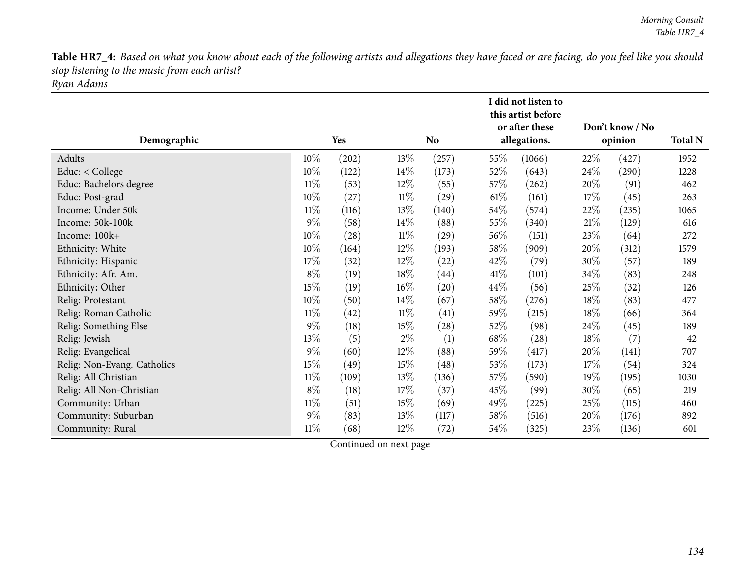**Table HR7_4:** *Based on what you know about each of the following artists and allegations they have faced or are facing, do you feel like you should stop listening to the music from each artist?*
*Ryan Adams*

| Demographic | Yes | | No | | I did not listen to this artist before or after these allegations. | | Don't know / No opinion | | Total N |
|---|---|---|---|---|---|---|---|---|---|
| Adults | 10% | (202) | 13% | (257) | 55% | (1066) | 22% | (427) | 1952 |
| Educ: < College | 10% | (122) | 14% | (173) | 52% | (643) | 24% | (290) | 1228 |
| Educ: Bachelors degree | 11% | (53) | 12% | (55) | 57% | (262) | 20% | (91) | 462 |
| Educ: Post-grad | 10% | (27) | 11% | (29) | 61% | (161) | 17% | (45) | 263 |
| Income: Under 50k | 11% | (116) | 13% | (140) | 54% | (574) | 22% | (235) | 1065 |
| Income: 50k-100k | 9% | (58) | 14% | (88) | 55% | (340) | 21% | (129) | 616 |
| Income: 100k+ | 10% | (28) | 11% | (29) | 56% | (151) | 23% | (64) | 272 |
| Ethnicity: White | 10% | (164) | 12% | (193) | 58% | (909) | 20% | (312) | 1579 |
| Ethnicity: Hispanic | 17% | (32) | 12% | (22) | 42% | (79) | 30% | (57) | 189 |
| Ethnicity: Afr. Am. | 8% | (19) | 18% | (44) | 41% | (101) | 34% | (83) | 248 |
| Ethnicity: Other | 15% | (19) | 16% | (20) | 44% | (56) | 25% | (32) | 126 |
| Relig: Protestant | 10% | (50) | 14% | (67) | 58% | (276) | 18% | (83) | 477 |
| Relig: Roman Catholic | 11% | (42) | 11% | (41) | 59% | (215) | 18% | (66) | 364 |
| Relig: Something Else | 9% | (18) | 15% | (28) | 52% | (98) | 24% | (45) | 189 |
| Relig: Jewish | 13% | (5) | 2% | (1) | 68% | (28) | 18% | (7) | 42 |
| Relig: Evangelical | 9% | (60) | 12% | (88) | 59% | (417) | 20% | (141) | 707 |
| Relig: Non-Evang. Catholics | 15% | (49) | 15% | (48) | 53% | (173) | 17% | (54) | 324 |
| Relig: All Christian | 11% | (109) | 13% | (136) | 57% | (590) | 19% | (195) | 1030 |
| Relig: All Non-Christian | 8% | (18) | 17% | (37) | 45% | (99) | 30% | (65) | 219 |
| Community: Urban | 11% | (51) | 15% | (69) | 49% | (225) | 25% | (115) | 460 |
| Community: Suburban | 9% | (83) | 13% | (117) | 58% | (516) | 20% | (176) | 892 |
| Community: Rural | 11% | (68) | 12% | (72) | 54% | (325) | 23% | (136) | 601 |

Continued on next page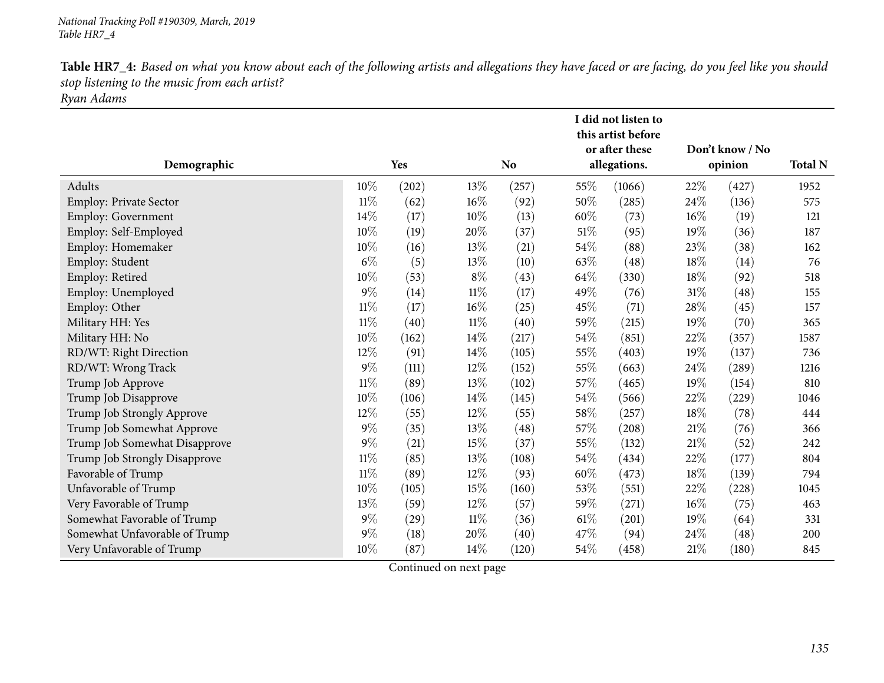**Table HR7_4:** *Based on what you know about each of the following artists and allegations they have faced or are facing, do you feel like you should stop listening to the music from each artist?*
*Ryan Adams*

| Demographic | Yes | | No | | I did not listen to this artist before or after these allegations. | | Don't know / No opinion | | Total N |
|---|---|---|---|---|---|---|---|---|---|
| Adults | 10% | (202) | 13% | (257) | 55% | (1066) | 22% | (427) | 1952 |
| Employ: Private Sector | 11% | (62) | 16% | (92) | 50% | (285) | 24% | (136) | 575 |
| Employ: Government | 14% | (17) | 10% | (13) | 60% | (73) | 16% | (19) | 121 |
| Employ: Self-Employed | 10% | (19) | 20% | (37) | 51% | (95) | 19% | (36) | 187 |
| Employ: Homemaker | 10% | (16) | 13% | (21) | 54% | (88) | 23% | (38) | 162 |
| Employ: Student | 6% | (5) | 13% | (10) | 63% | (48) | 18% | (14) | 76 |
| Employ: Retired | 10% | (53) | 8% | (43) | 64% | (330) | 18% | (92) | 518 |
| Employ: Unemployed | 9% | (14) | 11% | (17) | 49% | (76) | 31% | (48) | 155 |
| Employ: Other | 11% | (17) | 16% | (25) | 45% | (71) | 28% | (45) | 157 |
| Military HH: Yes | 11% | (40) | 11% | (40) | 59% | (215) | 19% | (70) | 365 |
| Military HH: No | 10% | (162) | 14% | (217) | 54% | (851) | 22% | (357) | 1587 |
| RD/WT: Right Direction | 12% | (91) | 14% | (105) | 55% | (403) | 19% | (137) | 736 |
| RD/WT: Wrong Track | 9% | (111) | 12% | (152) | 55% | (663) | 24% | (289) | 1216 |
| Trump Job Approve | 11% | (89) | 13% | (102) | 57% | (465) | 19% | (154) | 810 |
| Trump Job Disapprove | 10% | (106) | 14% | (145) | 54% | (566) | 22% | (229) | 1046 |
| Trump Job Strongly Approve | 12% | (55) | 12% | (55) | 58% | (257) | 18% | (78) | 444 |
| Trump Job Somewhat Approve | 9% | (35) | 13% | (48) | 57% | (208) | 21% | (76) | 366 |
| Trump Job Somewhat Disapprove | 9% | (21) | 15% | (37) | 55% | (132) | 21% | (52) | 242 |
| Trump Job Strongly Disapprove | 11% | (85) | 13% | (108) | 54% | (434) | 22% | (177) | 804 |
| Favorable of Trump | 11% | (89) | 12% | (93) | 60% | (473) | 18% | (139) | 794 |
| Unfavorable of Trump | 10% | (105) | 15% | (160) | 53% | (551) | 22% | (228) | 1045 |
| Very Favorable of Trump | 13% | (59) | 12% | (57) | 59% | (271) | 16% | (75) | 463 |
| Somewhat Favorable of Trump | 9% | (29) | 11% | (36) | 61% | (201) | 19% | (64) | 331 |
| Somewhat Unfavorable of Trump | 9% | (18) | 20% | (40) | 47% | (94) | 24% | (48) | 200 |
| Very Unfavorable of Trump | 10% | (87) | 14% | (120) | 54% | (458) | 21% | (180) | 845 |

Continued on next page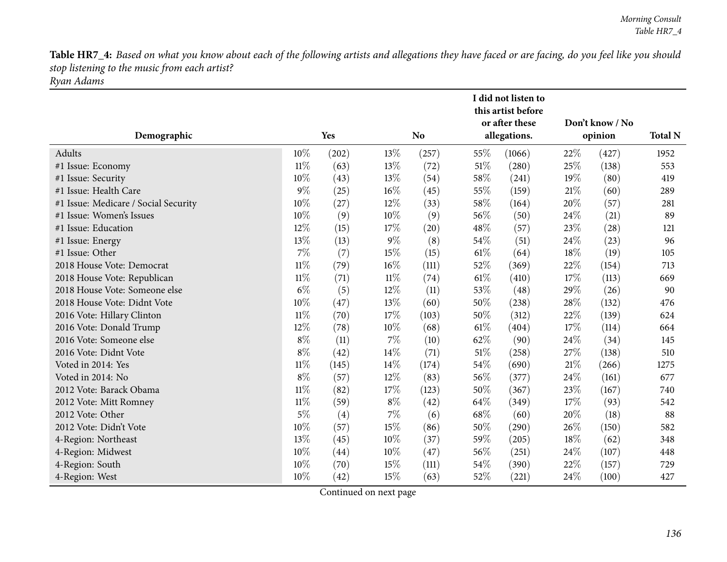**Table HR7_4:** *Based on what you know about each of the following artists and allegations they have faced or are facing, do you feel like you should stop listening to the music from each artist?*
*Ryan Adams*

| Demographic | Yes | | No | | I did not listen to this artist before or after these allegations. | | Don't know / No opinion | | Total N |
|---|---|---|---|---|---|---|---|---|---|
| Adults | 10% | (202) | 13% | (257) | 55% | (1066) | 22% | (427) | 1952 |
| #1 Issue: Economy | 11% | (63) | 13% | (72) | 51% | (280) | 25% | (138) | 553 |
| #1 Issue: Security | 10% | (43) | 13% | (54) | 58% | (241) | 19% | (80) | 419 |
| #1 Issue: Health Care | 9% | (25) | 16% | (45) | 55% | (159) | 21% | (60) | 289 |
| #1 Issue: Medicare / Social Security | 10% | (27) | 12% | (33) | 58% | (164) | 20% | (57) | 281 |
| #1 Issue: Women's Issues | 10% | (9) | 10% | (9) | 56% | (50) | 24% | (21) | 89 |
| #1 Issue: Education | 12% | (15) | 17% | (20) | 48% | (57) | 23% | (28) | 121 |
| #1 Issue: Energy | 13% | (13) | 9% | (8) | 54% | (51) | 24% | (23) | 96 |
| #1 Issue: Other | 7% | (7) | 15% | (15) | 61% | (64) | 18% | (19) | 105 |
| 2018 House Vote: Democrat | 11% | (79) | 16% | (111) | 52% | (369) | 22% | (154) | 713 |
| 2018 House Vote: Republican | 11% | (71) | 11% | (74) | 61% | (410) | 17% | (113) | 669 |
| 2018 House Vote: Someone else | 6% | (5) | 12% | (11) | 53% | (48) | 29% | (26) | 90 |
| 2018 House Vote: Didnt Vote | 10% | (47) | 13% | (60) | 50% | (238) | 28% | (132) | 476 |
| 2016 Vote: Hillary Clinton | 11% | (70) | 17% | (103) | 50% | (312) | 22% | (139) | 624 |
| 2016 Vote: Donald Trump | 12% | (78) | 10% | (68) | 61% | (404) | 17% | (114) | 664 |
| 2016 Vote: Someone else | 8% | (11) | 7% | (10) | 62% | (90) | 24% | (34) | 145 |
| 2016 Vote: Didnt Vote | 8% | (42) | 14% | (71) | 51% | (258) | 27% | (138) | 510 |
| Voted in 2014: Yes | 11% | (145) | 14% | (174) | 54% | (690) | 21% | (266) | 1275 |
| Voted in 2014: No | 8% | (57) | 12% | (83) | 56% | (377) | 24% | (161) | 677 |
| 2012 Vote: Barack Obama | 11% | (82) | 17% | (123) | 50% | (367) | 23% | (167) | 740 |
| 2012 Vote: Mitt Romney | 11% | (59) | 8% | (42) | 64% | (349) | 17% | (93) | 542 |
| 2012 Vote: Other | 5% | (4) | 7% | (6) | 68% | (60) | 20% | (18) | 88 |
| 2012 Vote: Didn't Vote | 10% | (57) | 15% | (86) | 50% | (290) | 26% | (150) | 582 |
| 4-Region: Northeast | 13% | (45) | 10% | (37) | 59% | (205) | 18% | (62) | 348 |
| 4-Region: Midwest | 10% | (44) | 10% | (47) | 56% | (251) | 24% | (107) | 448 |
| 4-Region: South | 10% | (70) | 15% | (111) | 54% | (390) | 22% | (157) | 729 |
| 4-Region: West | 10% | (42) | 15% | (63) | 52% | (221) | 24% | (100) | 427 |

Continued on next page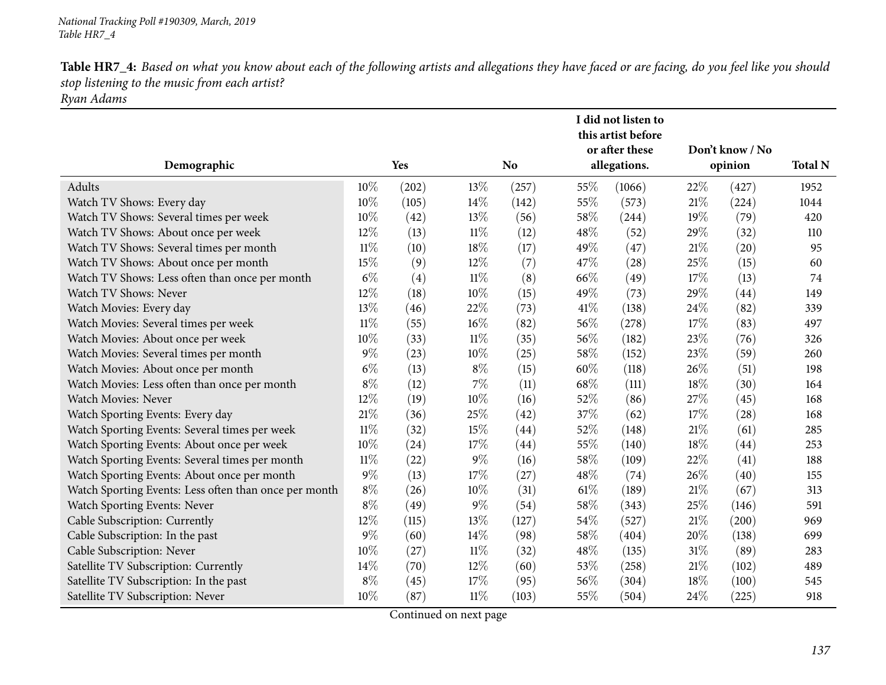**Table HR7_4:** *Based on what you know about each of the following artists and allegations they have faced or are facing, do you feel like you should stop listening to the music from each artist?*
*Ryan Adams*

| Demographic | Yes | | No | | I did not listen to this artist before or after these allegations. | | Don't know / No opinion | | Total N |
|---|---|---|---|---|---|---|---|---|---|
| Adults | 10% | (202) | 13% | (257) | 55% | (1066) | 22% | (427) | 1952 |
| Watch TV Shows: Every day | 10% | (105) | 14% | (142) | 55% | (573) | 21% | (224) | 1044 |
| Watch TV Shows: Several times per week | 10% | (42) | 13% | (56) | 58% | (244) | 19% | (79) | 420 |
| Watch TV Shows: About once per week | 12% | (13) | 11% | (12) | 48% | (52) | 29% | (32) | 110 |
| Watch TV Shows: Several times per month | 11% | (10) | 18% | (17) | 49% | (47) | 21% | (20) | 95 |
| Watch TV Shows: About once per month | 15% | (9) | 12% | (7) | 47% | (28) | 25% | (15) | 60 |
| Watch TV Shows: Less often than once per month | 6% | (4) | 11% | (8) | 66% | (49) | 17% | (13) | 74 |
| Watch TV Shows: Never | 12% | (18) | 10% | (15) | 49% | (73) | 29% | (44) | 149 |
| Watch Movies: Every day | 13% | (46) | 22% | (73) | 41% | (138) | 24% | (82) | 339 |
| Watch Movies: Several times per week | 11% | (55) | 16% | (82) | 56% | (278) | 17% | (83) | 497 |
| Watch Movies: About once per week | 10% | (33) | 11% | (35) | 56% | (182) | 23% | (76) | 326 |
| Watch Movies: Several times per month | 9% | (23) | 10% | (25) | 58% | (152) | 23% | (59) | 260 |
| Watch Movies: About once per month | 6% | (13) | 8% | (15) | 60% | (118) | 26% | (51) | 198 |
| Watch Movies: Less often than once per month | 8% | (12) | 7% | (11) | 68% | (111) | 18% | (30) | 164 |
| Watch Movies: Never | 12% | (19) | 10% | (16) | 52% | (86) | 27% | (45) | 168 |
| Watch Sporting Events: Every day | 21% | (36) | 25% | (42) | 37% | (62) | 17% | (28) | 168 |
| Watch Sporting Events: Several times per week | 11% | (32) | 15% | (44) | 52% | (148) | 21% | (61) | 285 |
| Watch Sporting Events: About once per week | 10% | (24) | 17% | (44) | 55% | (140) | 18% | (44) | 253 |
| Watch Sporting Events: Several times per month | 11% | (22) | 9% | (16) | 58% | (109) | 22% | (41) | 188 |
| Watch Sporting Events: About once per month | 9% | (13) | 17% | (27) | 48% | (74) | 26% | (40) | 155 |
| Watch Sporting Events: Less often than once per month | 8% | (26) | 10% | (31) | 61% | (189) | 21% | (67) | 313 |
| Watch Sporting Events: Never | 8% | (49) | 9% | (54) | 58% | (343) | 25% | (146) | 591 |
| Cable Subscription: Currently | 12% | (115) | 13% | (127) | 54% | (527) | 21% | (200) | 969 |
| Cable Subscription: In the past | 9% | (60) | 14% | (98) | 58% | (404) | 20% | (138) | 699 |
| Cable Subscription: Never | 10% | (27) | 11% | (32) | 48% | (135) | 31% | (89) | 283 |
| Satellite TV Subscription: Currently | 14% | (70) | 12% | (60) | 53% | (258) | 21% | (102) | 489 |
| Satellite TV Subscription: In the past | 8% | (45) | 17% | (95) | 56% | (304) | 18% | (100) | 545 |
| Satellite TV Subscription: Never | 10% | (87) | 11% | (103) | 55% | (504) | 24% | (225) | 918 |

Continued on next page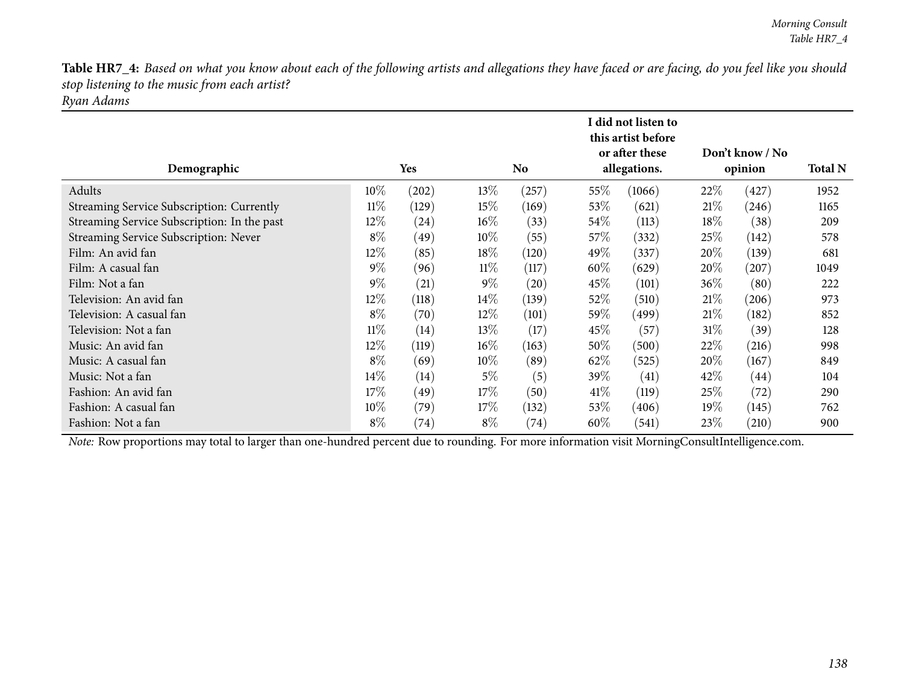**Table HR7_4:** *Based on what you know about each of the following artists and allegations they have faced or are facing, do you feel like you should stop listening to the music from each artist?*
*Ryan Adams*

| Demographic | Yes | | No | | I did not listen to this artist before or after these allegations. | | Don't know / No opinion | | Total N |
|---|---|---|---|---|---|---|---|---|---|
| Adults | 10% | (202) | 13% | (257) | 55% | (1066) | 22% | (427) | 1952 |
| Streaming Service Subscription: Currently | 11% | (129) | 15% | (169) | 53% | (621) | 21% | (246) | 1165 |
| Streaming Service Subscription: In the past | 12% | (24) | 16% | (33) | 54% | (113) | 18% | (38) | 209 |
| Streaming Service Subscription: Never | 8% | (49) | 10% | (55) | 57% | (332) | 25% | (142) | 578 |
| Film: An avid fan | 12% | (85) | 18% | (120) | 49% | (337) | 20% | (139) | 681 |
| Film: A casual fan | 9% | (96) | 11% | (117) | 60% | (629) | 20% | (207) | 1049 |
| Film: Not a fan | 9% | (21) | 9% | (20) | 45% | (101) | 36% | (80) | 222 |
| Television: An avid fan | 12% | (118) | 14% | (139) | 52% | (510) | 21% | (206) | 973 |
| Television: A casual fan | 8% | (70) | 12% | (101) | 59% | (499) | 21% | (182) | 852 |
| Television: Not a fan | 11% | (14) | 13% | (17) | 45% | (57) | 31% | (39) | 128 |
| Music: An avid fan | 12% | (119) | 16% | (163) | 50% | (500) | 22% | (216) | 998 |
| Music: A casual fan | 8% | (69) | 10% | (89) | 62% | (525) | 20% | (167) | 849 |
| Music: Not a fan | 14% | (14) | 5% | (5) | 39% | (41) | 42% | (44) | 104 |
| Fashion: An avid fan | 17% | (49) | 17% | (50) | 41% | (119) | 25% | (72) | 290 |
| Fashion: A casual fan | 10% | (79) | 17% | (132) | 53% | (406) | 19% | (145) | 762 |
| Fashion: Not a fan | 8% | (74) | 8% | (74) | 60% | (541) | 23% | (210) | 900 |

*Note:* Row proportions may total to larger than one-hundred percent due to rounding. For more information visit MorningConsultIntelligence.com.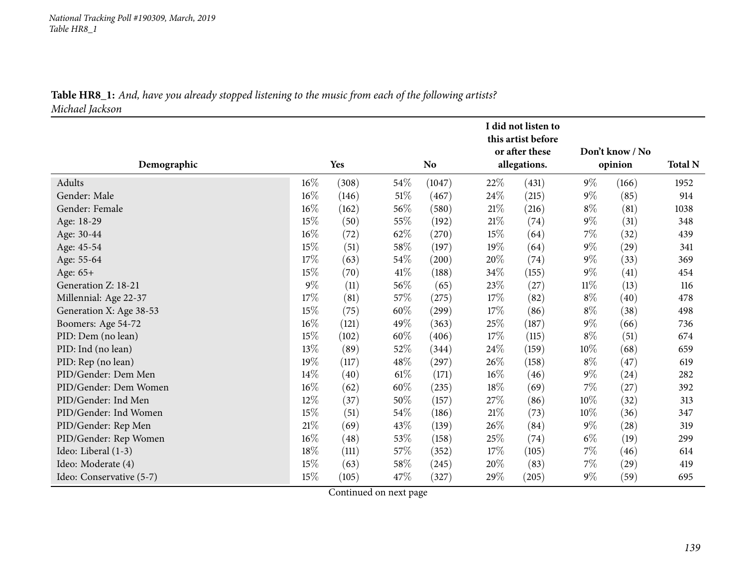**Table HR8_1:** *And, have you already stopped listening to the music from each of the following artists?*
*Michael Jackson*

| Demographic | Yes | | No | | I did not listen to this artist before or after these allegations. | | Don't know / No opinion | | Total N |
|---|---|---|---|---|---|---|---|---|---|
| Adults | 16% | (308) | 54% | (1047) | 22% | (431) | 9% | (166) | 1952 |
| Gender: Male | 16% | (146) | 51% | (467) | 24% | (215) | 9% | (85) | 914 |
| Gender: Female | 16% | (162) | 56% | (580) | 21% | (216) | 8% | (81) | 1038 |
| Age: 18-29 | 15% | (50) | 55% | (192) | 21% | (74) | 9% | (31) | 348 |
| Age: 30-44 | 16% | (72) | 62% | (270) | 15% | (64) | 7% | (32) | 439 |
| Age: 45-54 | 15% | (51) | 58% | (197) | 19% | (64) | 9% | (29) | 341 |
| Age: 55-64 | 17% | (63) | 54% | (200) | 20% | (74) | 9% | (33) | 369 |
| Age: 65+ | 15% | (70) | 41% | (188) | 34% | (155) | 9% | (41) | 454 |
| Generation Z: 18-21 | 9% | (11) | 56% | (65) | 23% | (27) | 11% | (13) | 116 |
| Millennial: Age 22-37 | 17% | (81) | 57% | (275) | 17% | (82) | 8% | (40) | 478 |
| Generation X: Age 38-53 | 15% | (75) | 60% | (299) | 17% | (86) | 8% | (38) | 498 |
| Boomers: Age 54-72 | 16% | (121) | 49% | (363) | 25% | (187) | 9% | (66) | 736 |
| PID: Dem (no lean) | 15% | (102) | 60% | (406) | 17% | (115) | 8% | (51) | 674 |
| PID: Ind (no lean) | 13% | (89) | 52% | (344) | 24% | (159) | 10% | (68) | 659 |
| PID: Rep (no lean) | 19% | (117) | 48% | (297) | 26% | (158) | 8% | (47) | 619 |
| PID/Gender: Dem Men | 14% | (40) | 61% | (171) | 16% | (46) | 9% | (24) | 282 |
| PID/Gender: Dem Women | 16% | (62) | 60% | (235) | 18% | (69) | 7% | (27) | 392 |
| PID/Gender: Ind Men | 12% | (37) | 50% | (157) | 27% | (86) | 10% | (32) | 313 |
| PID/Gender: Ind Women | 15% | (51) | 54% | (186) | 21% | (73) | 10% | (36) | 347 |
| PID/Gender: Rep Men | 21% | (69) | 43% | (139) | 26% | (84) | 9% | (28) | 319 |
| PID/Gender: Rep Women | 16% | (48) | 53% | (158) | 25% | (74) | 6% | (19) | 299 |
| Ideo: Liberal (1-3) | 18% | (111) | 57% | (352) | 17% | (105) | 7% | (46) | 614 |
| Ideo: Moderate (4) | 15% | (63) | 58% | (245) | 20% | (83) | 7% | (29) | 419 |
| Ideo: Conservative (5-7) | 15% | (105) | 47% | (327) | 29% | (205) | 9% | (59) | 695 |

Continued on next page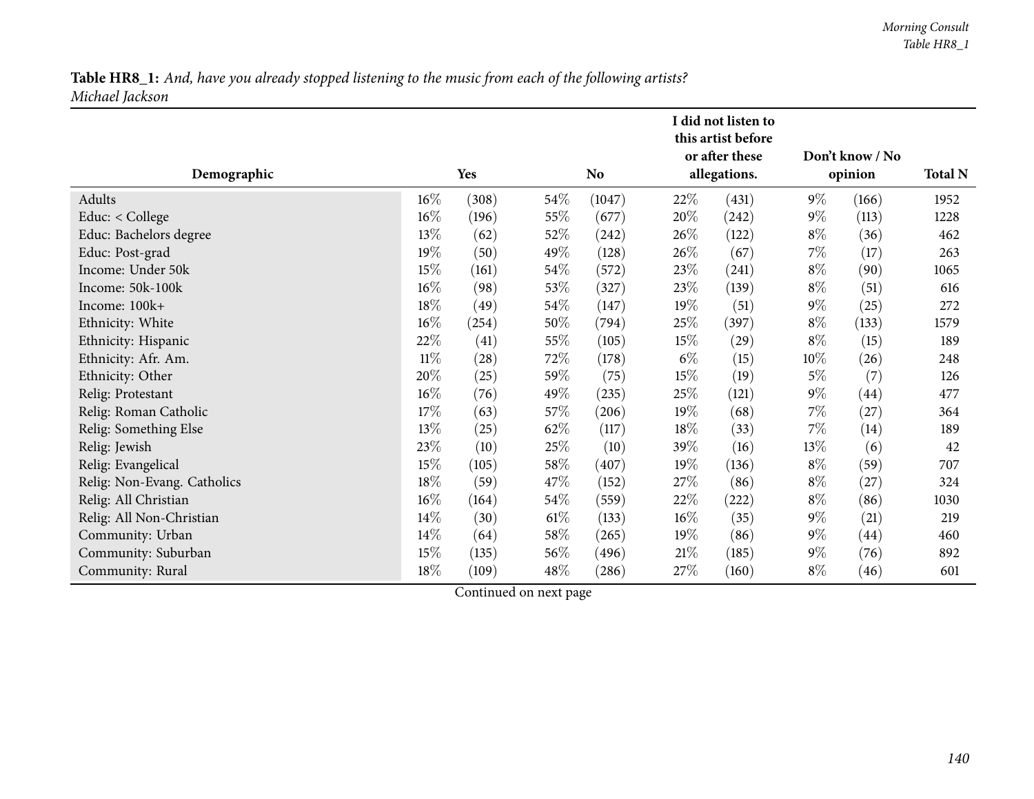**Table HR8_1:** *And, have you already stopped listening to the music from each of the following artists? Michael Jackson*

| Demographic | Yes | | No | | I did not listen to this artist before or after these allegations. | | Don't know / No opinion | | Total N |
|---|---|---|---|---|---|---|---|---|---|
| Adults | 16% | (308) | 54% | (1047) | 22% | (431) | 9% | (166) | 1952 |
| Educ: < College | 16% | (196) | 55% | (677) | 20% | (242) | 9% | (113) | 1228 |
| Educ: Bachelors degree | 13% | (62) | 52% | (242) | 26% | (122) | 8% | (36) | 462 |
| Educ: Post-grad | 19% | (50) | 49% | (128) | 26% | (67) | 7% | (17) | 263 |
| Income: Under 50k | 15% | (161) | 54% | (572) | 23% | (241) | 8% | (90) | 1065 |
| Income: 50k-100k | 16% | (98) | 53% | (327) | 23% | (139) | 8% | (51) | 616 |
| Income: 100k+ | 18% | (49) | 54% | (147) | 19% | (51) | 9% | (25) | 272 |
| Ethnicity: White | 16% | (254) | 50% | (794) | 25% | (397) | 8% | (133) | 1579 |
| Ethnicity: Hispanic | 22% | (41) | 55% | (105) | 15% | (29) | 8% | (15) | 189 |
| Ethnicity: Afr. Am. | 11% | (28) | 72% | (178) | 6% | (15) | 10% | (26) | 248 |
| Ethnicity: Other | 20% | (25) | 59% | (75) | 15% | (19) | 5% | (7) | 126 |
| Relig: Protestant | 16% | (76) | 49% | (235) | 25% | (121) | 9% | (44) | 477 |
| Relig: Roman Catholic | 17% | (63) | 57% | (206) | 19% | (68) | 7% | (27) | 364 |
| Relig: Something Else | 13% | (25) | 62% | (117) | 18% | (33) | 7% | (14) | 189 |
| Relig: Jewish | 23% | (10) | 25% | (10) | 39% | (16) | 13% | (6) | 42 |
| Relig: Evangelical | 15% | (105) | 58% | (407) | 19% | (136) | 8% | (59) | 707 |
| Relig: Non-Evang. Catholics | 18% | (59) | 47% | (152) | 27% | (86) | 8% | (27) | 324 |
| Relig: All Christian | 16% | (164) | 54% | (559) | 22% | (222) | 8% | (86) | 1030 |
| Relig: All Non-Christian | 14% | (30) | 61% | (133) | 16% | (35) | 9% | (21) | 219 |
| Community: Urban | 14% | (64) | 58% | (265) | 19% | (86) | 9% | (44) | 460 |
| Community: Suburban | 15% | (135) | 56% | (496) | 21% | (185) | 9% | (76) | 892 |
| Community: Rural | 18% | (109) | 48% | (286) | 27% | (160) | 8% | (46) | 601 |

Continued on next page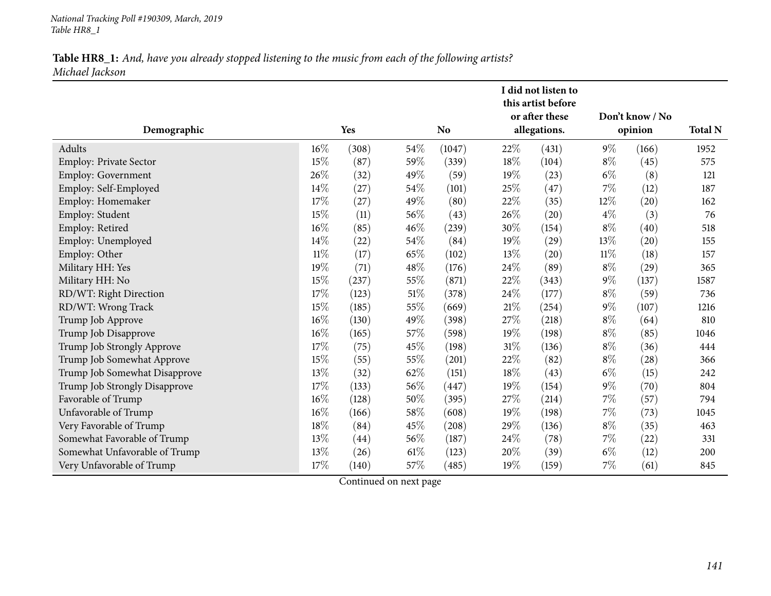**Table HR8_1:** *And, have you already stopped listening to the music from each of the following artists?*
*Michael Jackson*

| Demographic | Yes | | No | | I did not listen to this artist before or after these allegations. | | Don't know / No opinion | | Total N |
|---|---|---|---|---|---|---|---|---|---|
| Adults | 16% | (308) | 54% | (1047) | 22% | (431) | 9% | (166) | 1952 |
| Employ: Private Sector | 15% | (87) | 59% | (339) | 18% | (104) | 8% | (45) | 575 |
| Employ: Government | 26% | (32) | 49% | (59) | 19% | (23) | 6% | (8) | 121 |
| Employ: Self-Employed | 14% | (27) | 54% | (101) | 25% | (47) | 7% | (12) | 187 |
| Employ: Homemaker | 17% | (27) | 49% | (80) | 22% | (35) | 12% | (20) | 162 |
| Employ: Student | 15% | (11) | 56% | (43) | 26% | (20) | 4% | (3) | 76 |
| Employ: Retired | 16% | (85) | 46% | (239) | 30% | (154) | 8% | (40) | 518 |
| Employ: Unemployed | 14% | (22) | 54% | (84) | 19% | (29) | 13% | (20) | 155 |
| Employ: Other | 11% | (17) | 65% | (102) | 13% | (20) | 11% | (18) | 157 |
| Military HH: Yes | 19% | (71) | 48% | (176) | 24% | (89) | 8% | (29) | 365 |
| Military HH: No | 15% | (237) | 55% | (871) | 22% | (343) | 9% | (137) | 1587 |
| RD/WT: Right Direction | 17% | (123) | 51% | (378) | 24% | (177) | 8% | (59) | 736 |
| RD/WT: Wrong Track | 15% | (185) | 55% | (669) | 21% | (254) | 9% | (107) | 1216 |
| Trump Job Approve | 16% | (130) | 49% | (398) | 27% | (218) | 8% | (64) | 810 |
| Trump Job Disapprove | 16% | (165) | 57% | (598) | 19% | (198) | 8% | (85) | 1046 |
| Trump Job Strongly Approve | 17% | (75) | 45% | (198) | 31% | (136) | 8% | (36) | 444 |
| Trump Job Somewhat Approve | 15% | (55) | 55% | (201) | 22% | (82) | 8% | (28) | 366 |
| Trump Job Somewhat Disapprove | 13% | (32) | 62% | (151) | 18% | (43) | 6% | (15) | 242 |
| Trump Job Strongly Disapprove | 17% | (133) | 56% | (447) | 19% | (154) | 9% | (70) | 804 |
| Favorable of Trump | 16% | (128) | 50% | (395) | 27% | (214) | 7% | (57) | 794 |
| Unfavorable of Trump | 16% | (166) | 58% | (608) | 19% | (198) | 7% | (73) | 1045 |
| Very Favorable of Trump | 18% | (84) | 45% | (208) | 29% | (136) | 8% | (35) | 463 |
| Somewhat Favorable of Trump | 13% | (44) | 56% | (187) | 24% | (78) | 7% | (22) | 331 |
| Somewhat Unfavorable of Trump | 13% | (26) | 61% | (123) | 20% | (39) | 6% | (12) | 200 |
| Very Unfavorable of Trump | 17% | (140) | 57% | (485) | 19% | (159) | 7% | (61) | 845 |

Continued on next page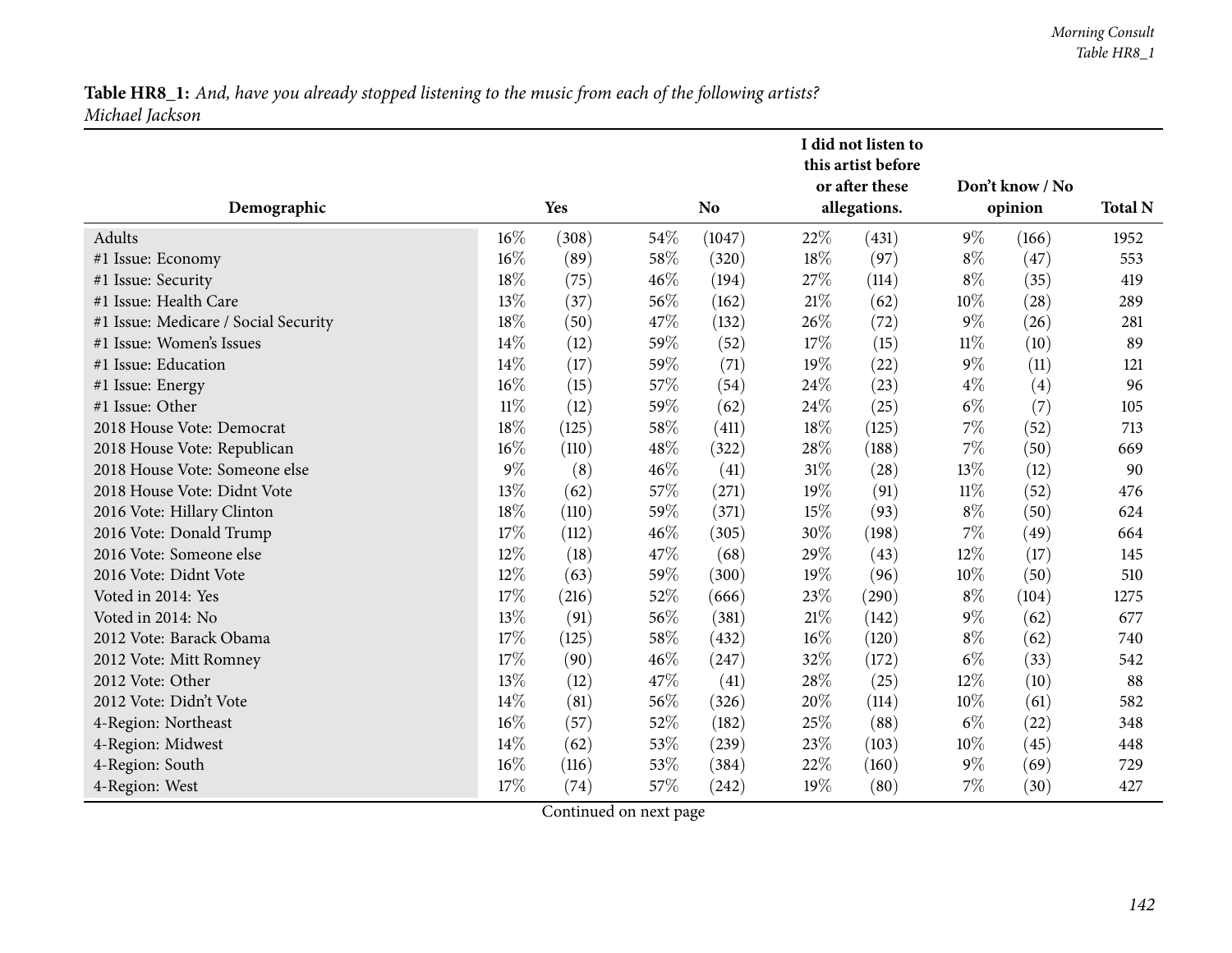**Table HR8_1:** *And, have you already stopped listening to the music from each of the following artists?*
*Michael Jackson*

| Demographic | Yes | | No | | I did not listen to this artist before or after these allegations. | | Don't know / No opinion | | Total N |
|---|---|---|---|---|---|---|---|---|---|
| Adults | 16% | (308) | 54% | (1047) | 22% | (431) | 9% | (166) | 1952 |
| #1 Issue: Economy | 16% | (89) | 58% | (320) | 18% | (97) | 8% | (47) | 553 |
| #1 Issue: Security | 18% | (75) | 46% | (194) | 27% | (114) | 8% | (35) | 419 |
| #1 Issue: Health Care | 13% | (37) | 56% | (162) | 21% | (62) | 10% | (28) | 289 |
| #1 Issue: Medicare / Social Security | 18% | (50) | 47% | (132) | 26% | (72) | 9% | (26) | 281 |
| #1 Issue: Women's Issues | 14% | (12) | 59% | (52) | 17% | (15) | 11% | (10) | 89 |
| #1 Issue: Education | 14% | (17) | 59% | (71) | 19% | (22) | 9% | (11) | 121 |
| #1 Issue: Energy | 16% | (15) | 57% | (54) | 24% | (23) | 4% | (4) | 96 |
| #1 Issue: Other | 11% | (12) | 59% | (62) | 24% | (25) | 6% | (7) | 105 |
| 2018 House Vote: Democrat | 18% | (125) | 58% | (411) | 18% | (125) | 7% | (52) | 713 |
| 2018 House Vote: Republican | 16% | (110) | 48% | (322) | 28% | (188) | 7% | (50) | 669 |
| 2018 House Vote: Someone else | 9% | (8) | 46% | (41) | 31% | (28) | 13% | (12) | 90 |
| 2018 House Vote: Didnt Vote | 13% | (62) | 57% | (271) | 19% | (91) | 11% | (52) | 476 |
| 2016 Vote: Hillary Clinton | 18% | (110) | 59% | (371) | 15% | (93) | 8% | (50) | 624 |
| 2016 Vote: Donald Trump | 17% | (112) | 46% | (305) | 30% | (198) | 7% | (49) | 664 |
| 2016 Vote: Someone else | 12% | (18) | 47% | (68) | 29% | (43) | 12% | (17) | 145 |
| 2016 Vote: Didnt Vote | 12% | (63) | 59% | (300) | 19% | (96) | 10% | (50) | 510 |
| Voted in 2014: Yes | 17% | (216) | 52% | (666) | 23% | (290) | 8% | (104) | 1275 |
| Voted in 2014: No | 13% | (91) | 56% | (381) | 21% | (142) | 9% | (62) | 677 |
| 2012 Vote: Barack Obama | 17% | (125) | 58% | (432) | 16% | (120) | 8% | (62) | 740 |
| 2012 Vote: Mitt Romney | 17% | (90) | 46% | (247) | 32% | (172) | 6% | (33) | 542 |
| 2012 Vote: Other | 13% | (12) | 47% | (41) | 28% | (25) | 12% | (10) | 88 |
| 2012 Vote: Didn't Vote | 14% | (81) | 56% | (326) | 20% | (114) | 10% | (61) | 582 |
| 4-Region: Northeast | 16% | (57) | 52% | (182) | 25% | (88) | 6% | (22) | 348 |
| 4-Region: Midwest | 14% | (62) | 53% | (239) | 23% | (103) | 10% | (45) | 448 |
| 4-Region: South | 16% | (116) | 53% | (384) | 22% | (160) | 9% | (69) | 729 |
| 4-Region: West | 17% | (74) | 57% | (242) | 19% | (80) | 7% | (30) | 427 |

Continued on next page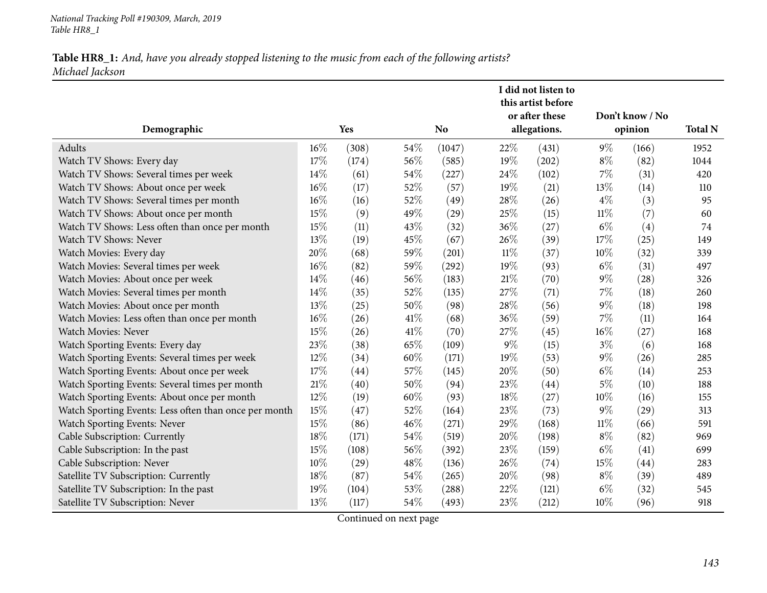**Table HR8_1:** *And, have you already stopped listening to the music from each of the following artists? Michael Jackson*

| Demographic | Yes | | No | | I did not listen to this artist before or after these allegations. | | Don't know / No opinion | | Total N |
|---|---|---|---|---|---|---|---|---|---|
| Adults | 16% | (308) | 54% | (1047) | 22% | (431) | 9% | (166) | 1952 |
| Watch TV Shows: Every day | 17% | (174) | 56% | (585) | 19% | (202) | 8% | (82) | 1044 |
| Watch TV Shows: Several times per week | 14% | (61) | 54% | (227) | 24% | (102) | 7% | (31) | 420 |
| Watch TV Shows: About once per week | 16% | (17) | 52% | (57) | 19% | (21) | 13% | (14) | 110 |
| Watch TV Shows: Several times per month | 16% | (16) | 52% | (49) | 28% | (26) | 4% | (3) | 95 |
| Watch TV Shows: About once per month | 15% | (9) | 49% | (29) | 25% | (15) | 11% | (7) | 60 |
| Watch TV Shows: Less often than once per month | 15% | (11) | 43% | (32) | 36% | (27) | 6% | (4) | 74 |
| Watch TV Shows: Never | 13% | (19) | 45% | (67) | 26% | (39) | 17% | (25) | 149 |
| Watch Movies: Every day | 20% | (68) | 59% | (201) | 11% | (37) | 10% | (32) | 339 |
| Watch Movies: Several times per week | 16% | (82) | 59% | (292) | 19% | (93) | 6% | (31) | 497 |
| Watch Movies: About once per week | 14% | (46) | 56% | (183) | 21% | (70) | 9% | (28) | 326 |
| Watch Movies: Several times per month | 14% | (35) | 52% | (135) | 27% | (71) | 7% | (18) | 260 |
| Watch Movies: About once per month | 13% | (25) | 50% | (98) | 28% | (56) | 9% | (18) | 198 |
| Watch Movies: Less often than once per month | 16% | (26) | 41% | (68) | 36% | (59) | 7% | (11) | 164 |
| Watch Movies: Never | 15% | (26) | 41% | (70) | 27% | (45) | 16% | (27) | 168 |
| Watch Sporting Events: Every day | 23% | (38) | 65% | (109) | 9% | (15) | 3% | (6) | 168 |
| Watch Sporting Events: Several times per week | 12% | (34) | 60% | (171) | 19% | (53) | 9% | (26) | 285 |
| Watch Sporting Events: About once per week | 17% | (44) | 57% | (145) | 20% | (50) | 6% | (14) | 253 |
| Watch Sporting Events: Several times per month | 21% | (40) | 50% | (94) | 23% | (44) | 5% | (10) | 188 |
| Watch Sporting Events: About once per month | 12% | (19) | 60% | (93) | 18% | (27) | 10% | (16) | 155 |
| Watch Sporting Events: Less often than once per month | 15% | (47) | 52% | (164) | 23% | (73) | 9% | (29) | 313 |
| Watch Sporting Events: Never | 15% | (86) | 46% | (271) | 29% | (168) | 11% | (66) | 591 |
| Cable Subscription: Currently | 18% | (171) | 54% | (519) | 20% | (198) | 8% | (82) | 969 |
| Cable Subscription: In the past | 15% | (108) | 56% | (392) | 23% | (159) | 6% | (41) | 699 |
| Cable Subscription: Never | 10% | (29) | 48% | (136) | 26% | (74) | 15% | (44) | 283 |
| Satellite TV Subscription: Currently | 18% | (87) | 54% | (265) | 20% | (98) | 8% | (39) | 489 |
| Satellite TV Subscription: In the past | 19% | (104) | 53% | (288) | 22% | (121) | 6% | (32) | 545 |
| Satellite TV Subscription: Never | 13% | (117) | 54% | (493) | 23% | (212) | 10% | (96) | 918 |

Continued on next page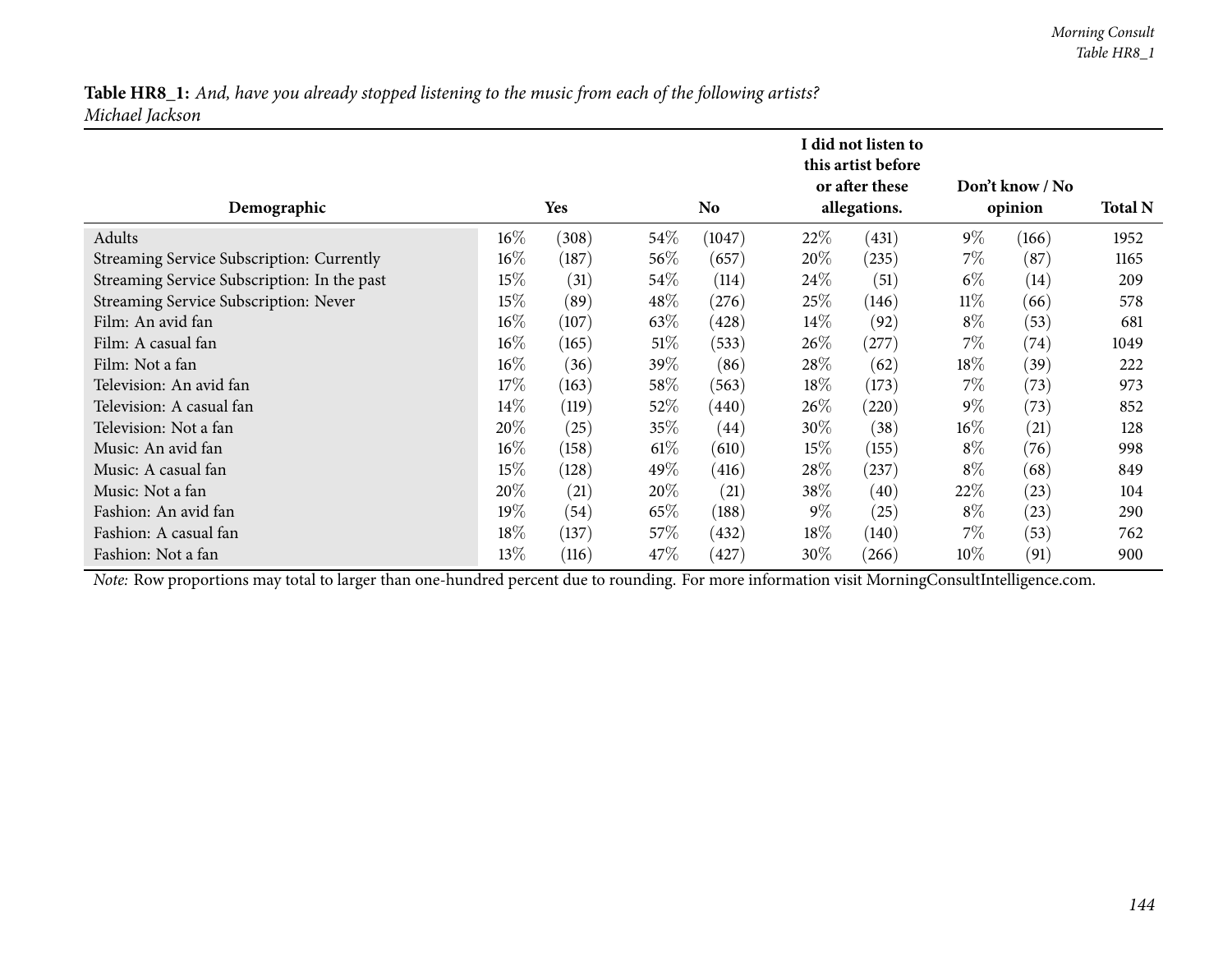**Table HR8_1:** *And, have you already stopped listening to the music from each of the following artists? Michael Jackson*

| Demographic | Yes | | No | | I did not listen to this artist before or after these allegations. | | Don't know / No opinion | | Total N |
|---|---|---|---|---|---|---|---|---|---|
| Adults | 16% | (308) | 54% | (1047) | 22% | (431) | 9% | (166) | 1952 |
| Streaming Service Subscription: Currently | 16% | (187) | 56% | (657) | 20% | (235) | 7% | (87) | 1165 |
| Streaming Service Subscription: In the past | 15% | (31) | 54% | (114) | 24% | (51) | 6% | (14) | 209 |
| Streaming Service Subscription: Never | 15% | (89) | 48% | (276) | 25% | (146) | 11% | (66) | 578 |
| Film: An avid fan | 16% | (107) | 63% | (428) | 14% | (92) | 8% | (53) | 681 |
| Film: A casual fan | 16% | (165) | 51% | (533) | 26% | (277) | 7% | (74) | 1049 |
| Film: Not a fan | 16% | (36) | 39% | (86) | 28% | (62) | 18% | (39) | 222 |
| Television: An avid fan | 17% | (163) | 58% | (563) | 18% | (173) | 7% | (73) | 973 |
| Television: A casual fan | 14% | (119) | 52% | (440) | 26% | (220) | 9% | (73) | 852 |
| Television: Not a fan | 20% | (25) | 35% | (44) | 30% | (38) | 16% | (21) | 128 |
| Music: An avid fan | 16% | (158) | 61% | (610) | 15% | (155) | 8% | (76) | 998 |
| Music: A casual fan | 15% | (128) | 49% | (416) | 28% | (237) | 8% | (68) | 849 |
| Music: Not a fan | 20% | (21) | 20% | (21) | 38% | (40) | 22% | (23) | 104 |
| Fashion: An avid fan | 19% | (54) | 65% | (188) | 9% | (25) | 8% | (23) | 290 |
| Fashion: A casual fan | 18% | (137) | 57% | (432) | 18% | (140) | 7% | (53) | 762 |
| Fashion: Not a fan | 13% | (116) | 47% | (427) | 30% | (266) | 10% | (91) | 900 |

*Note:* Row proportions may total to larger than one-hundred percent due to rounding. For more information visit MorningConsultIntelligence.com.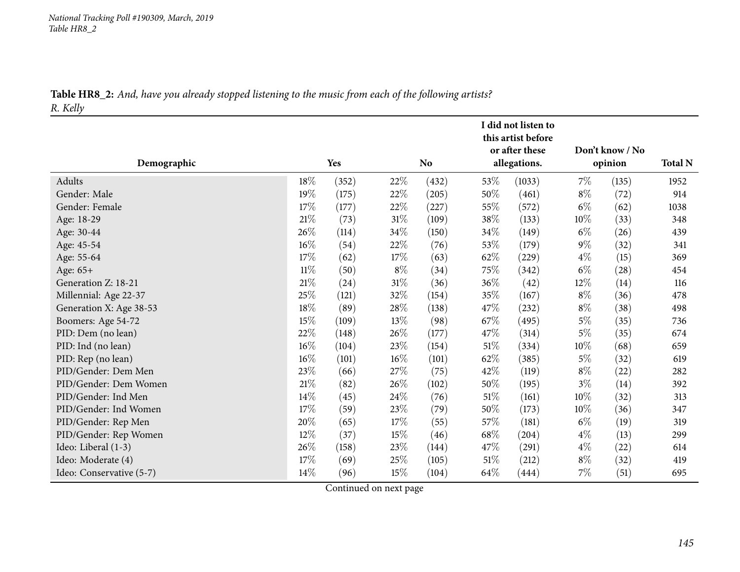**Table HR8_2:** *And, have you already stopped listening to the music from each of the following artists?*
*R. Kelly*

| Demographic | Yes | | No | | I did not listen to this artist before or after these allegations. | | Don't know / No opinion | | Total N |
|---|---|---|---|---|---|---|---|---|---|
| Adults | 18% | (352) | 22% | (432) | 53% | (1033) | 7% | (135) | 1952 |
| Gender: Male | 19% | (175) | 22% | (205) | 50% | (461) | 8% | (72) | 914 |
| Gender: Female | 17% | (177) | 22% | (227) | 55% | (572) | 6% | (62) | 1038 |
| Age: 18-29 | 21% | (73) | 31% | (109) | 38% | (133) | 10% | (33) | 348 |
| Age: 30-44 | 26% | (114) | 34% | (150) | 34% | (149) | 6% | (26) | 439 |
| Age: 45-54 | 16% | (54) | 22% | (76) | 53% | (179) | 9% | (32) | 341 |
| Age: 55-64 | 17% | (62) | 17% | (63) | 62% | (229) | 4% | (15) | 369 |
| Age: 65+ | 11% | (50) | 8% | (34) | 75% | (342) | 6% | (28) | 454 |
| Generation Z: 18-21 | 21% | (24) | 31% | (36) | 36% | (42) | 12% | (14) | 116 |
| Millennial: Age 22-37 | 25% | (121) | 32% | (154) | 35% | (167) | 8% | (36) | 478 |
| Generation X: Age 38-53 | 18% | (89) | 28% | (138) | 47% | (232) | 8% | (38) | 498 |
| Boomers: Age 54-72 | 15% | (109) | 13% | (98) | 67% | (495) | 5% | (35) | 736 |
| PID: Dem (no lean) | 22% | (148) | 26% | (177) | 47% | (314) | 5% | (35) | 674 |
| PID: Ind (no lean) | 16% | (104) | 23% | (154) | 51% | (334) | 10% | (68) | 659 |
| PID: Rep (no lean) | 16% | (101) | 16% | (101) | 62% | (385) | 5% | (32) | 619 |
| PID/Gender: Dem Men | 23% | (66) | 27% | (75) | 42% | (119) | 8% | (22) | 282 |
| PID/Gender: Dem Women | 21% | (82) | 26% | (102) | 50% | (195) | 3% | (14) | 392 |
| PID/Gender: Ind Men | 14% | (45) | 24% | (76) | 51% | (161) | 10% | (32) | 313 |
| PID/Gender: Ind Women | 17% | (59) | 23% | (79) | 50% | (173) | 10% | (36) | 347 |
| PID/Gender: Rep Men | 20% | (65) | 17% | (55) | 57% | (181) | 6% | (19) | 319 |
| PID/Gender: Rep Women | 12% | (37) | 15% | (46) | 68% | (204) | 4% | (13) | 299 |
| Ideo: Liberal (1-3) | 26% | (158) | 23% | (144) | 47% | (291) | 4% | (22) | 614 |
| Ideo: Moderate (4) | 17% | (69) | 25% | (105) | 51% | (212) | 8% | (32) | 419 |
| Ideo: Conservative (5-7) | 14% | (96) | 15% | (104) | 64% | (444) | 7% | (51) | 695 |

Continued on next page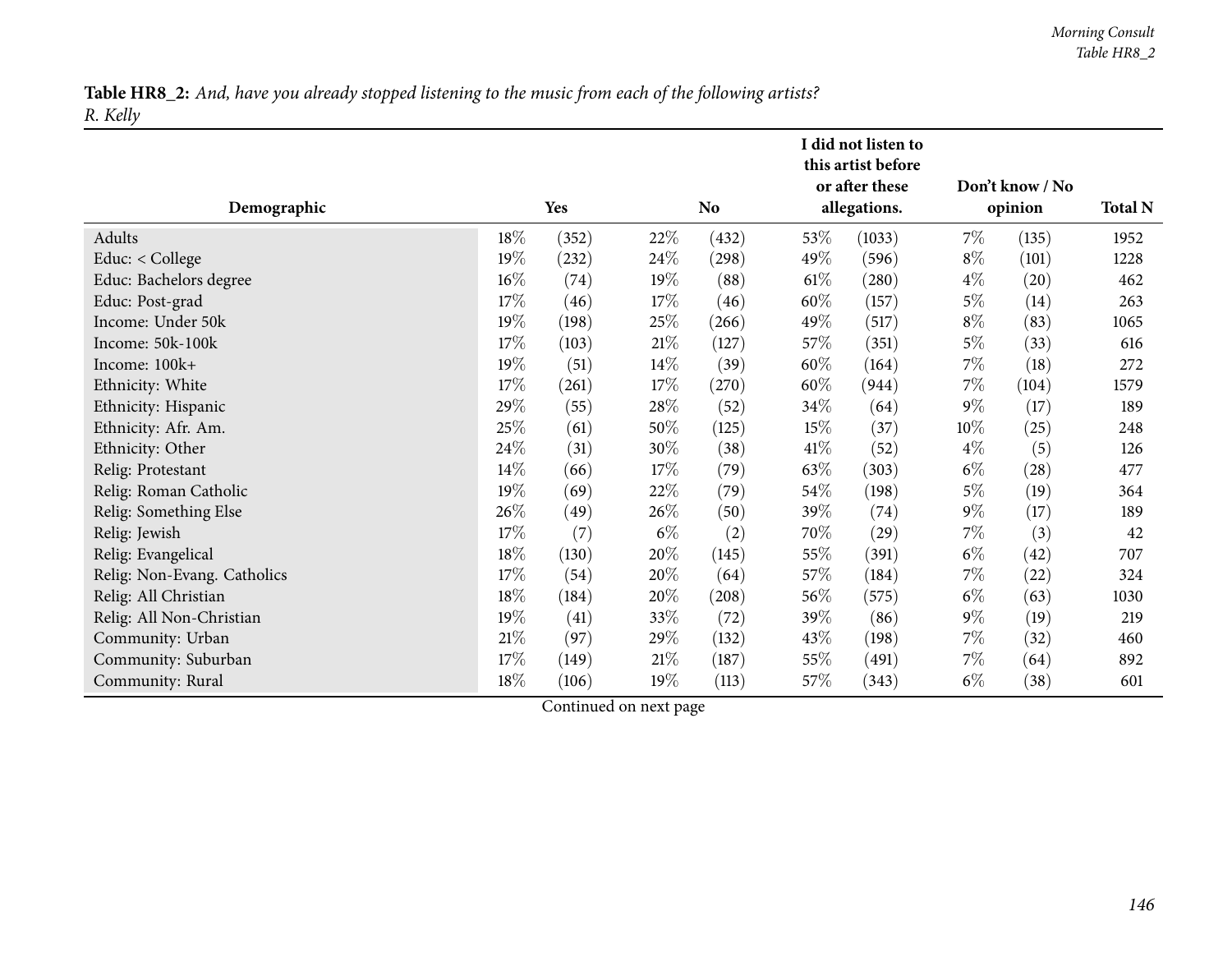**Table HR8_2:** *And, have you already stopped listening to the music from each of the following artists?*
*R. Kelly*

| Demographic | Yes | | No | | I did not listen to this artist before or after these allegations. | | Don't know / No opinion | | Total N |
|---|---|---|---|---|---|---|---|---|---|
| Adults | 18% | (352) | 22% | (432) | 53% | (1033) | 7% | (135) | 1952 |
| Educ: < College | 19% | (232) | 24% | (298) | 49% | (596) | 8% | (101) | 1228 |
| Educ: Bachelors degree | 16% | (74) | 19% | (88) | 61% | (280) | 4% | (20) | 462 |
| Educ: Post-grad | 17% | (46) | 17% | (46) | 60% | (157) | 5% | (14) | 263 |
| Income: Under 50k | 19% | (198) | 25% | (266) | 49% | (517) | 8% | (83) | 1065 |
| Income: 50k-100k | 17% | (103) | 21% | (127) | 57% | (351) | 5% | (33) | 616 |
| Income: 100k+ | 19% | (51) | 14% | (39) | 60% | (164) | 7% | (18) | 272 |
| Ethnicity: White | 17% | (261) | 17% | (270) | 60% | (944) | 7% | (104) | 1579 |
| Ethnicity: Hispanic | 29% | (55) | 28% | (52) | 34% | (64) | 9% | (17) | 189 |
| Ethnicity: Afr. Am. | 25% | (61) | 50% | (125) | 15% | (37) | 10% | (25) | 248 |
| Ethnicity: Other | 24% | (31) | 30% | (38) | 41% | (52) | 4% | (5) | 126 |
| Relig: Protestant | 14% | (66) | 17% | (79) | 63% | (303) | 6% | (28) | 477 |
| Relig: Roman Catholic | 19% | (69) | 22% | (79) | 54% | (198) | 5% | (19) | 364 |
| Relig: Something Else | 26% | (49) | 26% | (50) | 39% | (74) | 9% | (17) | 189 |
| Relig: Jewish | 17% | (7) | 6% | (2) | 70% | (29) | 7% | (3) | 42 |
| Relig: Evangelical | 18% | (130) | 20% | (145) | 55% | (391) | 6% | (42) | 707 |
| Relig: Non-Evang. Catholics | 17% | (54) | 20% | (64) | 57% | (184) | 7% | (22) | 324 |
| Relig: All Christian | 18% | (184) | 20% | (208) | 56% | (575) | 6% | (63) | 1030 |
| Relig: All Non-Christian | 19% | (41) | 33% | (72) | 39% | (86) | 9% | (19) | 219 |
| Community: Urban | 21% | (97) | 29% | (132) | 43% | (198) | 7% | (32) | 460 |
| Community: Suburban | 17% | (149) | 21% | (187) | 55% | (491) | 7% | (64) | 892 |
| Community: Rural | 18% | (106) | 19% | (113) | 57% | (343) | 6% | (38) | 601 |

Continued on next page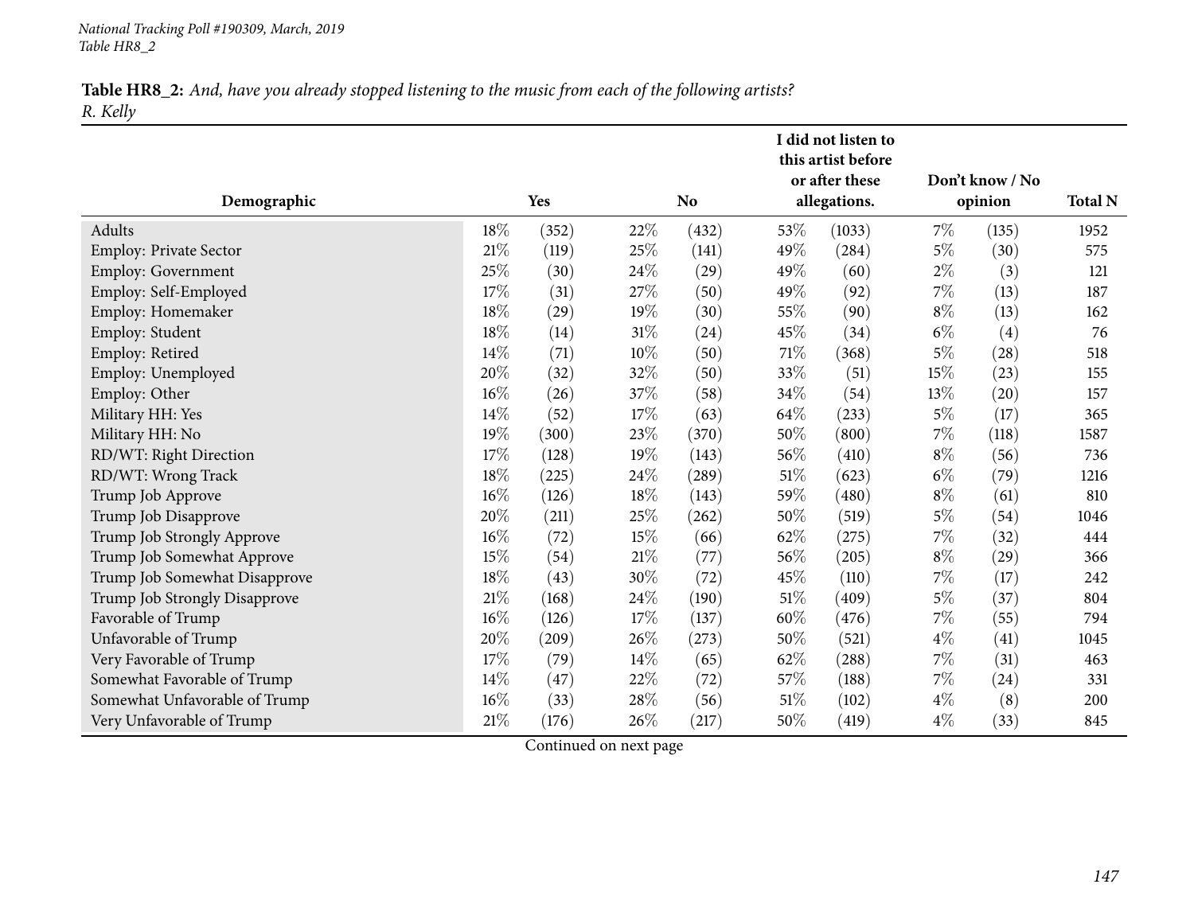**Table HR8_2:** *And, have you already stopped listening to the music from each of the following artists?*
*R. Kelly*

| Demographic | Yes | | No | | I did not listen to this artist before or after these allegations. | | Don't know / No opinion | | Total N |
|---|---|---|---|---|---|---|---|---|---|
| Adults | 18% | (352) | 22% | (432) | 53% | (1033) | 7% | (135) | 1952 |
| Employ: Private Sector | 21% | (119) | 25% | (141) | 49% | (284) | 5% | (30) | 575 |
| Employ: Government | 25% | (30) | 24% | (29) | 49% | (60) | 2% | (3) | 121 |
| Employ: Self-Employed | 17% | (31) | 27% | (50) | 49% | (92) | 7% | (13) | 187 |
| Employ: Homemaker | 18% | (29) | 19% | (30) | 55% | (90) | 8% | (13) | 162 |
| Employ: Student | 18% | (14) | 31% | (24) | 45% | (34) | 6% | (4) | 76 |
| Employ: Retired | 14% | (71) | 10% | (50) | 71% | (368) | 5% | (28) | 518 |
| Employ: Unemployed | 20% | (32) | 32% | (50) | 33% | (51) | 15% | (23) | 155 |
| Employ: Other | 16% | (26) | 37% | (58) | 34% | (54) | 13% | (20) | 157 |
| Military HH: Yes | 14% | (52) | 17% | (63) | 64% | (233) | 5% | (17) | 365 |
| Military HH: No | 19% | (300) | 23% | (370) | 50% | (800) | 7% | (118) | 1587 |
| RD/WT: Right Direction | 17% | (128) | 19% | (143) | 56% | (410) | 8% | (56) | 736 |
| RD/WT: Wrong Track | 18% | (225) | 24% | (289) | 51% | (623) | 6% | (79) | 1216 |
| Trump Job Approve | 16% | (126) | 18% | (143) | 59% | (480) | 8% | (61) | 810 |
| Trump Job Disapprove | 20% | (211) | 25% | (262) | 50% | (519) | 5% | (54) | 1046 |
| Trump Job Strongly Approve | 16% | (72) | 15% | (66) | 62% | (275) | 7% | (32) | 444 |
| Trump Job Somewhat Approve | 15% | (54) | 21% | (77) | 56% | (205) | 8% | (29) | 366 |
| Trump Job Somewhat Disapprove | 18% | (43) | 30% | (72) | 45% | (110) | 7% | (17) | 242 |
| Trump Job Strongly Disapprove | 21% | (168) | 24% | (190) | 51% | (409) | 5% | (37) | 804 |
| Favorable of Trump | 16% | (126) | 17% | (137) | 60% | (476) | 7% | (55) | 794 |
| Unfavorable of Trump | 20% | (209) | 26% | (273) | 50% | (521) | 4% | (41) | 1045 |
| Very Favorable of Trump | 17% | (79) | 14% | (65) | 62% | (288) | 7% | (31) | 463 |
| Somewhat Favorable of Trump | 14% | (47) | 22% | (72) | 57% | (188) | 7% | (24) | 331 |
| Somewhat Unfavorable of Trump | 16% | (33) | 28% | (56) | 51% | (102) | 4% | (8) | 200 |
| Very Unfavorable of Trump | 21% | (176) | 26% | (217) | 50% | (419) | 4% | (33) | 845 |

Continued on next page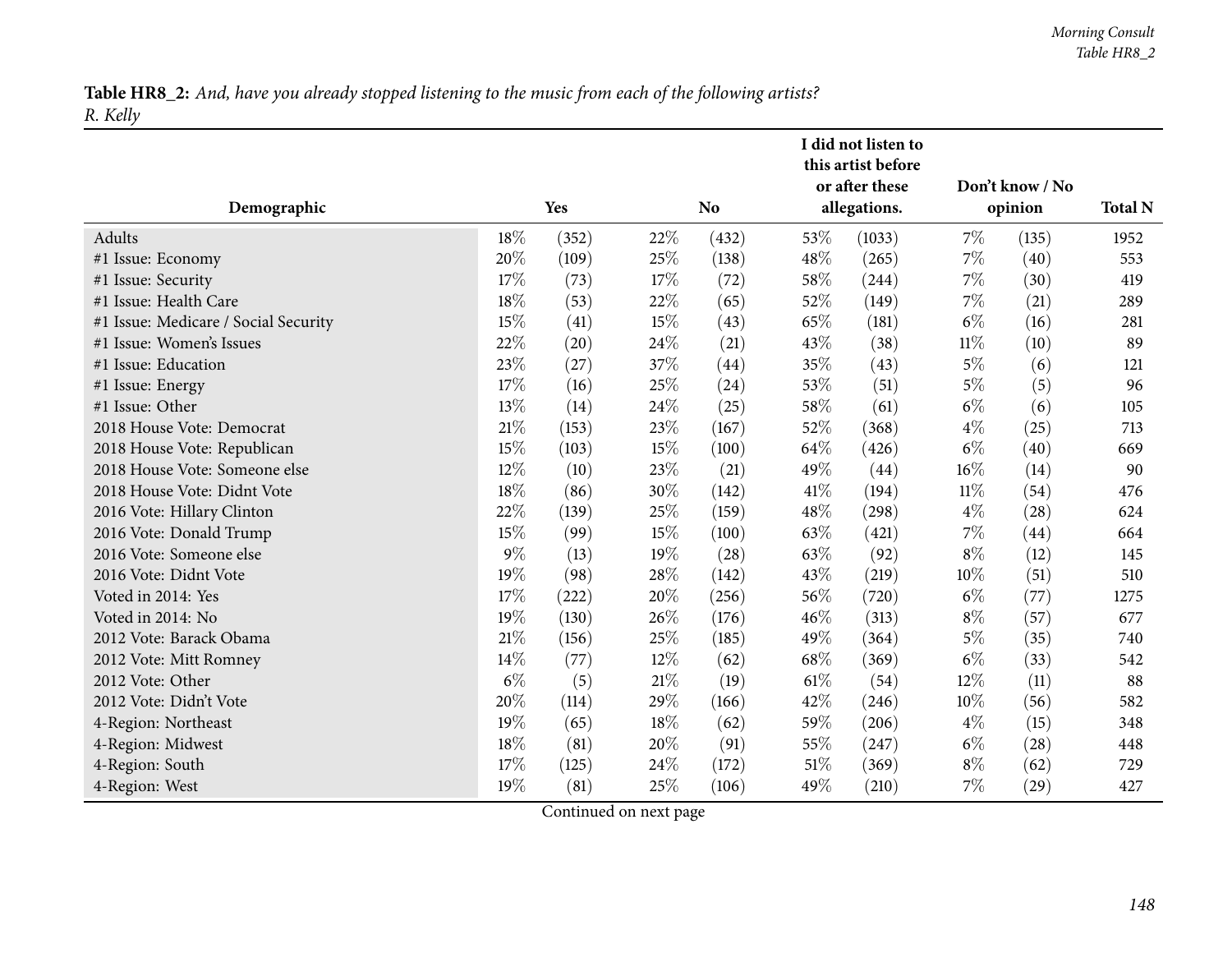**Table HR8_2:** *And, have you already stopped listening to the music from each of the following artists?*
*R. Kelly*

| Demographic | Yes | | No | | I did not listen to this artist before or after these allegations. | | Don't know / No opinion | | Total N |
|---|---|---|---|---|---|---|---|---|---|
| Adults | 18% | (352) | 22% | (432) | 53% | (1033) | 7% | (135) | 1952 |
| #1 Issue: Economy | 20% | (109) | 25% | (138) | 48% | (265) | 7% | (40) | 553 |
| #1 Issue: Security | 17% | (73) | 17% | (72) | 58% | (244) | 7% | (30) | 419 |
| #1 Issue: Health Care | 18% | (53) | 22% | (65) | 52% | (149) | 7% | (21) | 289 |
| #1 Issue: Medicare / Social Security | 15% | (41) | 15% | (43) | 65% | (181) | 6% | (16) | 281 |
| #1 Issue: Women's Issues | 22% | (20) | 24% | (21) | 43% | (38) | 11% | (10) | 89 |
| #1 Issue: Education | 23% | (27) | 37% | (44) | 35% | (43) | 5% | (6) | 121 |
| #1 Issue: Energy | 17% | (16) | 25% | (24) | 53% | (51) | 5% | (5) | 96 |
| #1 Issue: Other | 13% | (14) | 24% | (25) | 58% | (61) | 6% | (6) | 105 |
| 2018 House Vote: Democrat | 21% | (153) | 23% | (167) | 52% | (368) | 4% | (25) | 713 |
| 2018 House Vote: Republican | 15% | (103) | 15% | (100) | 64% | (426) | 6% | (40) | 669 |
| 2018 House Vote: Someone else | 12% | (10) | 23% | (21) | 49% | (44) | 16% | (14) | 90 |
| 2018 House Vote: Didnt Vote | 18% | (86) | 30% | (142) | 41% | (194) | 11% | (54) | 476 |
| 2016 Vote: Hillary Clinton | 22% | (139) | 25% | (159) | 48% | (298) | 4% | (28) | 624 |
| 2016 Vote: Donald Trump | 15% | (99) | 15% | (100) | 63% | (421) | 7% | (44) | 664 |
| 2016 Vote: Someone else | 9% | (13) | 19% | (28) | 63% | (92) | 8% | (12) | 145 |
| 2016 Vote: Didnt Vote | 19% | (98) | 28% | (142) | 43% | (219) | 10% | (51) | 510 |
| Voted in 2014: Yes | 17% | (222) | 20% | (256) | 56% | (720) | 6% | (77) | 1275 |
| Voted in 2014: No | 19% | (130) | 26% | (176) | 46% | (313) | 8% | (57) | 677 |
| 2012 Vote: Barack Obama | 21% | (156) | 25% | (185) | 49% | (364) | 5% | (35) | 740 |
| 2012 Vote: Mitt Romney | 14% | (77) | 12% | (62) | 68% | (369) | 6% | (33) | 542 |
| 2012 Vote: Other | 6% | (5) | 21% | (19) | 61% | (54) | 12% | (11) | 88 |
| 2012 Vote: Didn't Vote | 20% | (114) | 29% | (166) | 42% | (246) | 10% | (56) | 582 |
| 4-Region: Northeast | 19% | (65) | 18% | (62) | 59% | (206) | 4% | (15) | 348 |
| 4-Region: Midwest | 18% | (81) | 20% | (91) | 55% | (247) | 6% | (28) | 448 |
| 4-Region: South | 17% | (125) | 24% | (172) | 51% | (369) | 8% | (62) | 729 |
| 4-Region: West | 19% | (81) | 25% | (106) | 49% | (210) | 7% | (29) | 427 |

Continued on next page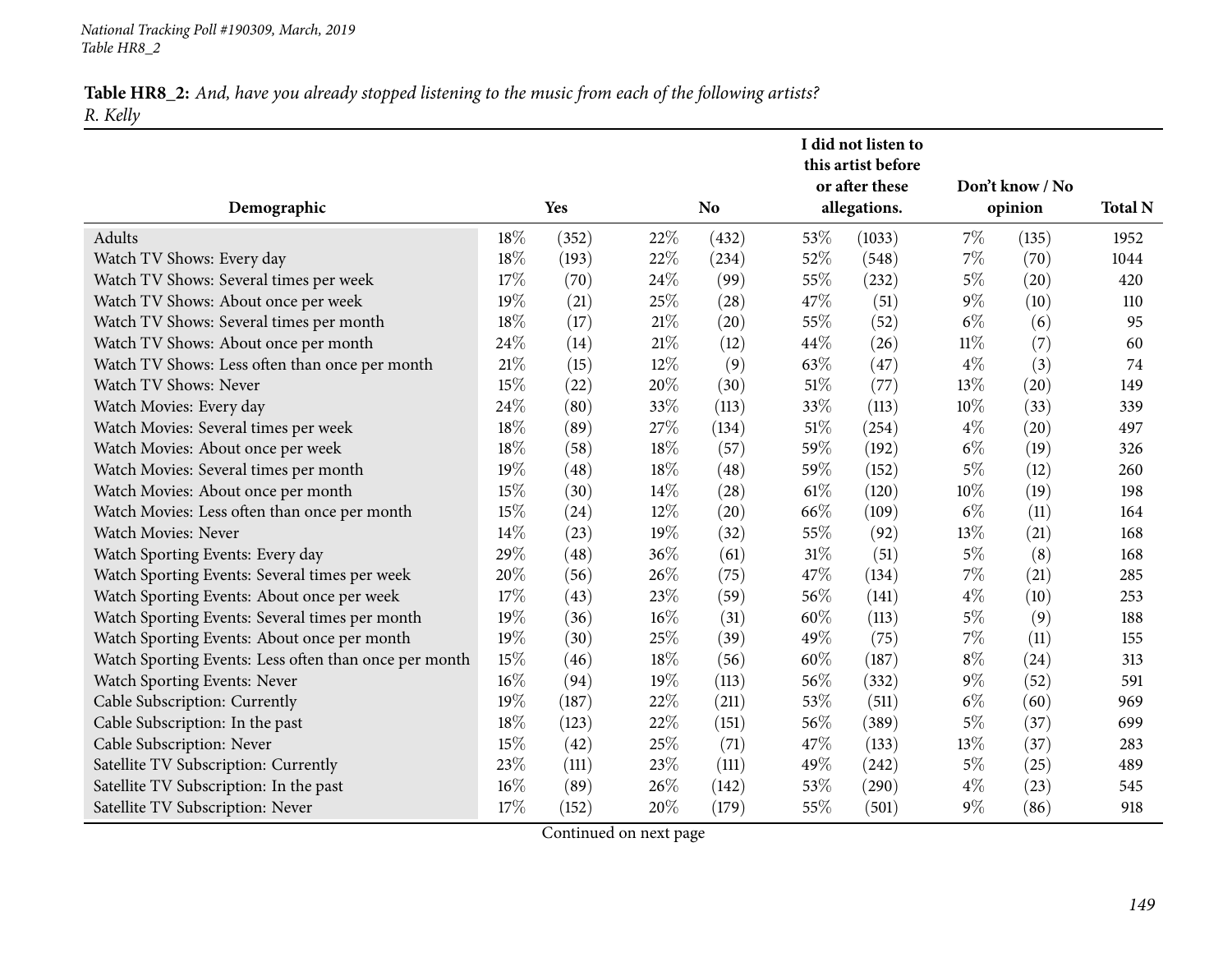National Tracking Poll #190309, March, 2019
Table HR8_2

**Table HR8_2:** *And, have you already stopped listening to the music from each of the following artists?*
*R. Kelly*

| Demographic | Yes | | No | | I did not listen to this artist before or after these allegations. | | Don't know / No opinion | | Total N |
|---|---|---|---|---|---|---|---|---|---|
| Adults | 18% | (352) | 22% | (432) | 53% | (1033) | 7% | (135) | 1952 |
| Watch TV Shows: Every day | 18% | (193) | 22% | (234) | 52% | (548) | 7% | (70) | 1044 |
| Watch TV Shows: Several times per week | 17% | (70) | 24% | (99) | 55% | (232) | 5% | (20) | 420 |
| Watch TV Shows: About once per week | 19% | (21) | 25% | (28) | 47% | (51) | 9% | (10) | 110 |
| Watch TV Shows: Several times per month | 18% | (17) | 21% | (20) | 55% | (52) | 6% | (6) | 95 |
| Watch TV Shows: About once per month | 24% | (14) | 21% | (12) | 44% | (26) | 11% | (7) | 60 |
| Watch TV Shows: Less often than once per month | 21% | (15) | 12% | (9) | 63% | (47) | 4% | (3) | 74 |
| Watch TV Shows: Never | 15% | (22) | 20% | (30) | 51% | (77) | 13% | (20) | 149 |
| Watch Movies: Every day | 24% | (80) | 33% | (113) | 33% | (113) | 10% | (33) | 339 |
| Watch Movies: Several times per week | 18% | (89) | 27% | (134) | 51% | (254) | 4% | (20) | 497 |
| Watch Movies: About once per week | 18% | (58) | 18% | (57) | 59% | (192) | 6% | (19) | 326 |
| Watch Movies: Several times per month | 19% | (48) | 18% | (48) | 59% | (152) | 5% | (12) | 260 |
| Watch Movies: About once per month | 15% | (30) | 14% | (28) | 61% | (120) | 10% | (19) | 198 |
| Watch Movies: Less often than once per month | 15% | (24) | 12% | (20) | 66% | (109) | 6% | (11) | 164 |
| Watch Movies: Never | 14% | (23) | 19% | (32) | 55% | (92) | 13% | (21) | 168 |
| Watch Sporting Events: Every day | 29% | (48) | 36% | (61) | 31% | (51) | 5% | (8) | 168 |
| Watch Sporting Events: Several times per week | 20% | (56) | 26% | (75) | 47% | (134) | 7% | (21) | 285 |
| Watch Sporting Events: About once per week | 17% | (43) | 23% | (59) | 56% | (141) | 4% | (10) | 253 |
| Watch Sporting Events: Several times per month | 19% | (36) | 16% | (31) | 60% | (113) | 5% | (9) | 188 |
| Watch Sporting Events: About once per month | 19% | (30) | 25% | (39) | 49% | (75) | 7% | (11) | 155 |
| Watch Sporting Events: Less often than once per month | 15% | (46) | 18% | (56) | 60% | (187) | 8% | (24) | 313 |
| Watch Sporting Events: Never | 16% | (94) | 19% | (113) | 56% | (332) | 9% | (52) | 591 |
| Cable Subscription: Currently | 19% | (187) | 22% | (211) | 53% | (511) | 6% | (60) | 969 |
| Cable Subscription: In the past | 18% | (123) | 22% | (151) | 56% | (389) | 5% | (37) | 699 |
| Cable Subscription: Never | 15% | (42) | 25% | (71) | 47% | (133) | 13% | (37) | 283 |
| Satellite TV Subscription: Currently | 23% | (111) | 23% | (111) | 49% | (242) | 5% | (25) | 489 |
| Satellite TV Subscription: In the past | 16% | (89) | 26% | (142) | 53% | (290) | 4% | (23) | 545 |
| Satellite TV Subscription: Never | 17% | (152) | 20% | (179) | 55% | (501) | 9% | (86) | 918 |

Continued on next page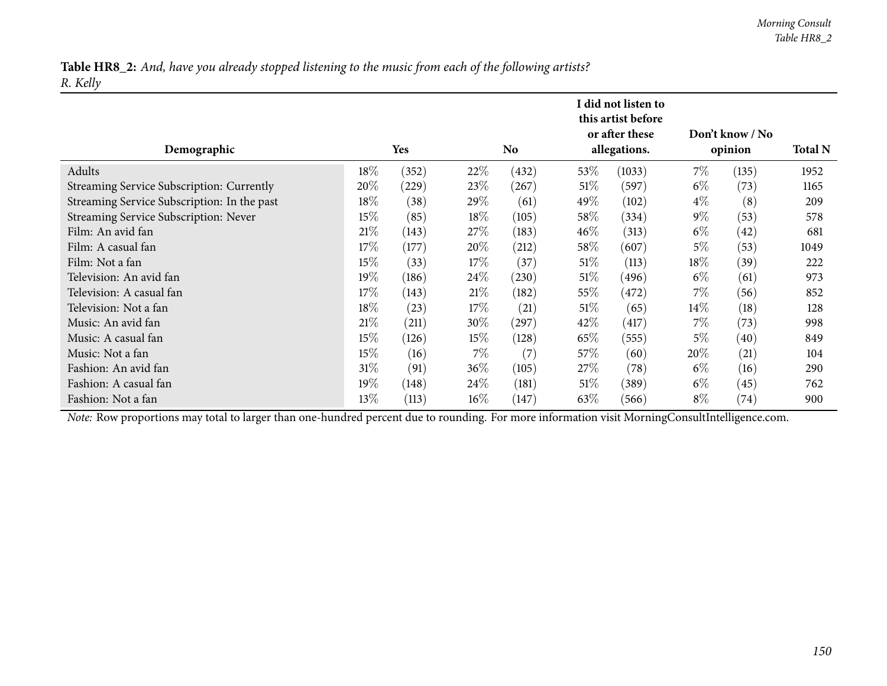**Table HR8_2:** *And, have you already stopped listening to the music from each of the following artists?*
*R. Kelly*

| Demographic | Yes | | No | | I did not listen to this artist before or after these allegations. | | Don't know / No opinion | | Total N |
|---|---|---|---|---|---|---|---|---|---|
| Adults | 18% | (352) | 22% | (432) | 53% | (1033) | 7% | (135) | 1952 |
| Streaming Service Subscription: Currently | 20% | (229) | 23% | (267) | 51% | (597) | 6% | (73) | 1165 |
| Streaming Service Subscription: In the past | 18% | (38) | 29% | (61) | 49% | (102) | 4% | (8) | 209 |
| Streaming Service Subscription: Never | 15% | (85) | 18% | (105) | 58% | (334) | 9% | (53) | 578 |
| Film: An avid fan | 21% | (143) | 27% | (183) | 46% | (313) | 6% | (42) | 681 |
| Film: A casual fan | 17% | (177) | 20% | (212) | 58% | (607) | 5% | (53) | 1049 |
| Film: Not a fan | 15% | (33) | 17% | (37) | 51% | (113) | 18% | (39) | 222 |
| Television: An avid fan | 19% | (186) | 24% | (230) | 51% | (496) | 6% | (61) | 973 |
| Television: A casual fan | 17% | (143) | 21% | (182) | 55% | (472) | 7% | (56) | 852 |
| Television: Not a fan | 18% | (23) | 17% | (21) | 51% | (65) | 14% | (18) | 128 |
| Music: An avid fan | 21% | (211) | 30% | (297) | 42% | (417) | 7% | (73) | 998 |
| Music: A casual fan | 15% | (126) | 15% | (128) | 65% | (555) | 5% | (40) | 849 |
| Music: Not a fan | 15% | (16) | 7% | (7) | 57% | (60) | 20% | (21) | 104 |
| Fashion: An avid fan | 31% | (91) | 36% | (105) | 27% | (78) | 6% | (16) | 290 |
| Fashion: A casual fan | 19% | (148) | 24% | (181) | 51% | (389) | 6% | (45) | 762 |
| Fashion: Not a fan | 13% | (113) | 16% | (147) | 63% | (566) | 8% | (74) | 900 |

*Note:* Row proportions may total to larger than one-hundred percent due to rounding. For more information visit MorningConsultIntelligence.com.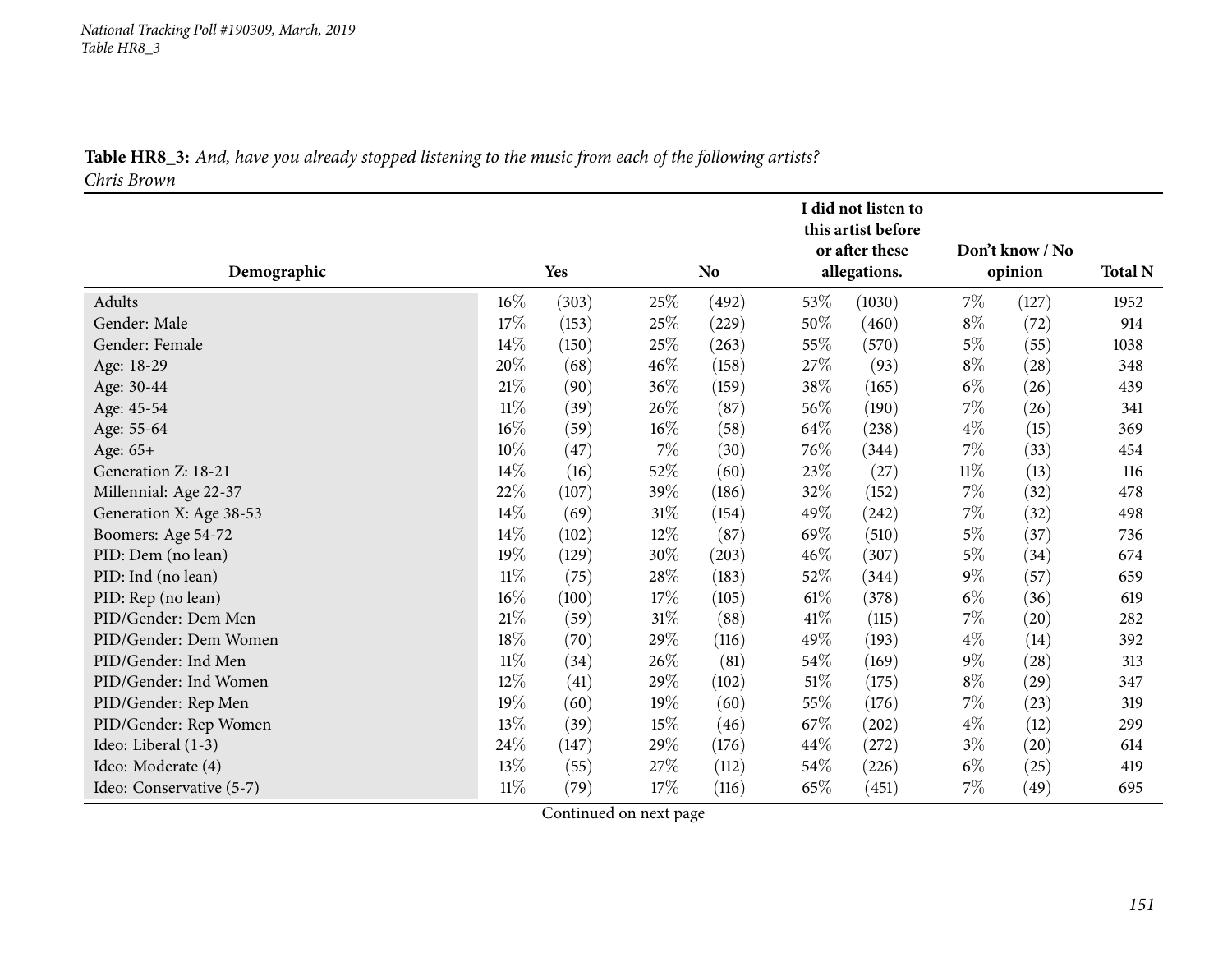**Table HR8_3:** *And, have you already stopped listening to the music from each of the following artists?*
*Chris Brown*

| Demographic | Yes | | No | | I did not listen to this artist before or after these allegations. | | Don't know / No opinion | | Total N |
|---|---|---|---|---|---|---|---|---|---|
| Adults | 16% | (303) | 25% | (492) | 53% | (1030) | 7% | (127) | 1952 |
| Gender: Male | 17% | (153) | 25% | (229) | 50% | (460) | 8% | (72) | 914 |
| Gender: Female | 14% | (150) | 25% | (263) | 55% | (570) | 5% | (55) | 1038 |
| Age: 18-29 | 20% | (68) | 46% | (158) | 27% | (93) | 8% | (28) | 348 |
| Age: 30-44 | 21% | (90) | 36% | (159) | 38% | (165) | 6% | (26) | 439 |
| Age: 45-54 | 11% | (39) | 26% | (87) | 56% | (190) | 7% | (26) | 341 |
| Age: 55-64 | 16% | (59) | 16% | (58) | 64% | (238) | 4% | (15) | 369 |
| Age: 65+ | 10% | (47) | 7% | (30) | 76% | (344) | 7% | (33) | 454 |
| Generation Z: 18-21 | 14% | (16) | 52% | (60) | 23% | (27) | 11% | (13) | 116 |
| Millennial: Age 22-37 | 22% | (107) | 39% | (186) | 32% | (152) | 7% | (32) | 478 |
| Generation X: Age 38-53 | 14% | (69) | 31% | (154) | 49% | (242) | 7% | (32) | 498 |
| Boomers: Age 54-72 | 14% | (102) | 12% | (87) | 69% | (510) | 5% | (37) | 736 |
| PID: Dem (no lean) | 19% | (129) | 30% | (203) | 46% | (307) | 5% | (34) | 674 |
| PID: Ind (no lean) | 11% | (75) | 28% | (183) | 52% | (344) | 9% | (57) | 659 |
| PID: Rep (no lean) | 16% | (100) | 17% | (105) | 61% | (378) | 6% | (36) | 619 |
| PID/Gender: Dem Men | 21% | (59) | 31% | (88) | 41% | (115) | 7% | (20) | 282 |
| PID/Gender: Dem Women | 18% | (70) | 29% | (116) | 49% | (193) | 4% | (14) | 392 |
| PID/Gender: Ind Men | 11% | (34) | 26% | (81) | 54% | (169) | 9% | (28) | 313 |
| PID/Gender: Ind Women | 12% | (41) | 29% | (102) | 51% | (175) | 8% | (29) | 347 |
| PID/Gender: Rep Men | 19% | (60) | 19% | (60) | 55% | (176) | 7% | (23) | 319 |
| PID/Gender: Rep Women | 13% | (39) | 15% | (46) | 67% | (202) | 4% | (12) | 299 |
| Ideo: Liberal (1-3) | 24% | (147) | 29% | (176) | 44% | (272) | 3% | (20) | 614 |
| Ideo: Moderate (4) | 13% | (55) | 27% | (112) | 54% | (226) | 6% | (25) | 419 |
| Ideo: Conservative (5-7) | 11% | (79) | 17% | (116) | 65% | (451) | 7% | (49) | 695 |

Continued on next page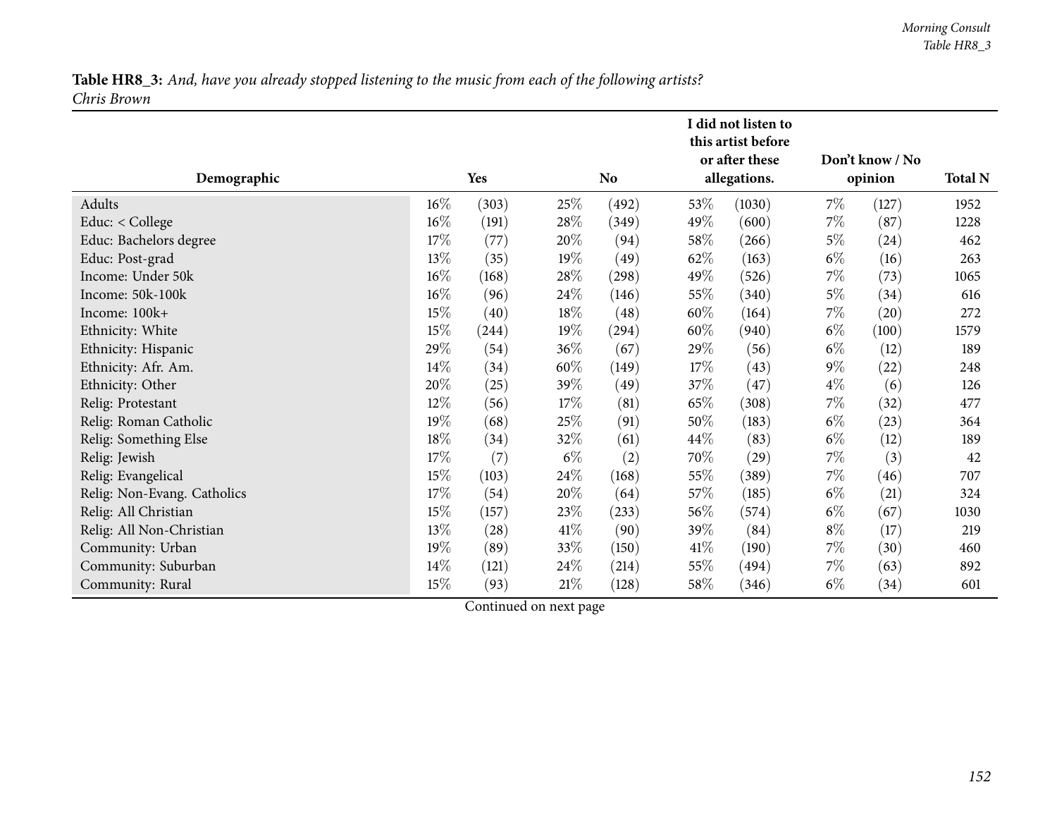**Table HR8_3:** *And, have you already stopped listening to the music from each of the following artists?*
*Chris Brown*

| Demographic | Yes | | No | | I did not listen to this artist before or after these allegations. | | Don't know / No opinion | | Total N |
|---|---|---|---|---|---|---|---|---|---|
| Adults | 16% | (303) | 25% | (492) | 53% | (1030) | 7% | (127) | 1952 |
| Educ: < College | 16% | (191) | 28% | (349) | 49% | (600) | 7% | (87) | 1228 |
| Educ: Bachelors degree | 17% | (77) | 20% | (94) | 58% | (266) | 5% | (24) | 462 |
| Educ: Post-grad | 13% | (35) | 19% | (49) | 62% | (163) | 6% | (16) | 263 |
| Income: Under 50k | 16% | (168) | 28% | (298) | 49% | (526) | 7% | (73) | 1065 |
| Income: 50k-100k | 16% | (96) | 24% | (146) | 55% | (340) | 5% | (34) | 616 |
| Income: 100k+ | 15% | (40) | 18% | (48) | 60% | (164) | 7% | (20) | 272 |
| Ethnicity: White | 15% | (244) | 19% | (294) | 60% | (940) | 6% | (100) | 1579 |
| Ethnicity: Hispanic | 29% | (54) | 36% | (67) | 29% | (56) | 6% | (12) | 189 |
| Ethnicity: Afr. Am. | 14% | (34) | 60% | (149) | 17% | (43) | 9% | (22) | 248 |
| Ethnicity: Other | 20% | (25) | 39% | (49) | 37% | (47) | 4% | (6) | 126 |
| Relig: Protestant | 12% | (56) | 17% | (81) | 65% | (308) | 7% | (32) | 477 |
| Relig: Roman Catholic | 19% | (68) | 25% | (91) | 50% | (183) | 6% | (23) | 364 |
| Relig: Something Else | 18% | (34) | 32% | (61) | 44% | (83) | 6% | (12) | 189 |
| Relig: Jewish | 17% | (7) | 6% | (2) | 70% | (29) | 7% | (3) | 42 |
| Relig: Evangelical | 15% | (103) | 24% | (168) | 55% | (389) | 7% | (46) | 707 |
| Relig: Non-Evang. Catholics | 17% | (54) | 20% | (64) | 57% | (185) | 6% | (21) | 324 |
| Relig: All Christian | 15% | (157) | 23% | (233) | 56% | (574) | 6% | (67) | 1030 |
| Relig: All Non-Christian | 13% | (28) | 41% | (90) | 39% | (84) | 8% | (17) | 219 |
| Community: Urban | 19% | (89) | 33% | (150) | 41% | (190) | 7% | (30) | 460 |
| Community: Suburban | 14% | (121) | 24% | (214) | 55% | (494) | 7% | (63) | 892 |
| Community: Rural | 15% | (93) | 21% | (128) | 58% | (346) | 6% | (34) | 601 |

Continued on next page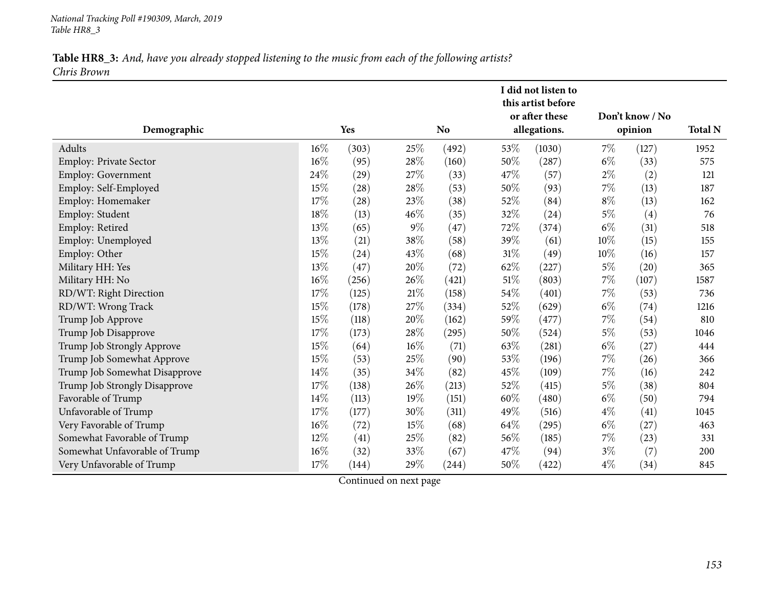**Table HR8_3:** *And, have you already stopped listening to the music from each of the following artists?*
*Chris Brown*

| Demographic | Yes | | No | | I did not listen to this artist before or after these allegations. | | Don't know / No opinion | | Total N |
|---|---|---|---|---|---|---|---|---|---|
| Adults | 16% | (303) | 25% | (492) | 53% | (1030) | 7% | (127) | 1952 |
| Employ: Private Sector | 16% | (95) | 28% | (160) | 50% | (287) | 6% | (33) | 575 |
| Employ: Government | 24% | (29) | 27% | (33) | 47% | (57) | 2% | (2) | 121 |
| Employ: Self-Employed | 15% | (28) | 28% | (53) | 50% | (93) | 7% | (13) | 187 |
| Employ: Homemaker | 17% | (28) | 23% | (38) | 52% | (84) | 8% | (13) | 162 |
| Employ: Student | 18% | (13) | 46% | (35) | 32% | (24) | 5% | (4) | 76 |
| Employ: Retired | 13% | (65) | 9% | (47) | 72% | (374) | 6% | (31) | 518 |
| Employ: Unemployed | 13% | (21) | 38% | (58) | 39% | (61) | 10% | (15) | 155 |
| Employ: Other | 15% | (24) | 43% | (68) | 31% | (49) | 10% | (16) | 157 |
| Military HH: Yes | 13% | (47) | 20% | (72) | 62% | (227) | 5% | (20) | 365 |
| Military HH: No | 16% | (256) | 26% | (421) | 51% | (803) | 7% | (107) | 1587 |
| RD/WT: Right Direction | 17% | (125) | 21% | (158) | 54% | (401) | 7% | (53) | 736 |
| RD/WT: Wrong Track | 15% | (178) | 27% | (334) | 52% | (629) | 6% | (74) | 1216 |
| Trump Job Approve | 15% | (118) | 20% | (162) | 59% | (477) | 7% | (54) | 810 |
| Trump Job Disapprove | 17% | (173) | 28% | (295) | 50% | (524) | 5% | (53) | 1046 |
| Trump Job Strongly Approve | 15% | (64) | 16% | (71) | 63% | (281) | 6% | (27) | 444 |
| Trump Job Somewhat Approve | 15% | (53) | 25% | (90) | 53% | (196) | 7% | (26) | 366 |
| Trump Job Somewhat Disapprove | 14% | (35) | 34% | (82) | 45% | (109) | 7% | (16) | 242 |
| Trump Job Strongly Disapprove | 17% | (138) | 26% | (213) | 52% | (415) | 5% | (38) | 804 |
| Favorable of Trump | 14% | (113) | 19% | (151) | 60% | (480) | 6% | (50) | 794 |
| Unfavorable of Trump | 17% | (177) | 30% | (311) | 49% | (516) | 4% | (41) | 1045 |
| Very Favorable of Trump | 16% | (72) | 15% | (68) | 64% | (295) | 6% | (27) | 463 |
| Somewhat Favorable of Trump | 12% | (41) | 25% | (82) | 56% | (185) | 7% | (23) | 331 |
| Somewhat Unfavorable of Trump | 16% | (32) | 33% | (67) | 47% | (94) | 3% | (7) | 200 |
| Very Unfavorable of Trump | 17% | (144) | 29% | (244) | 50% | (422) | 4% | (34) | 845 |

Continued on next page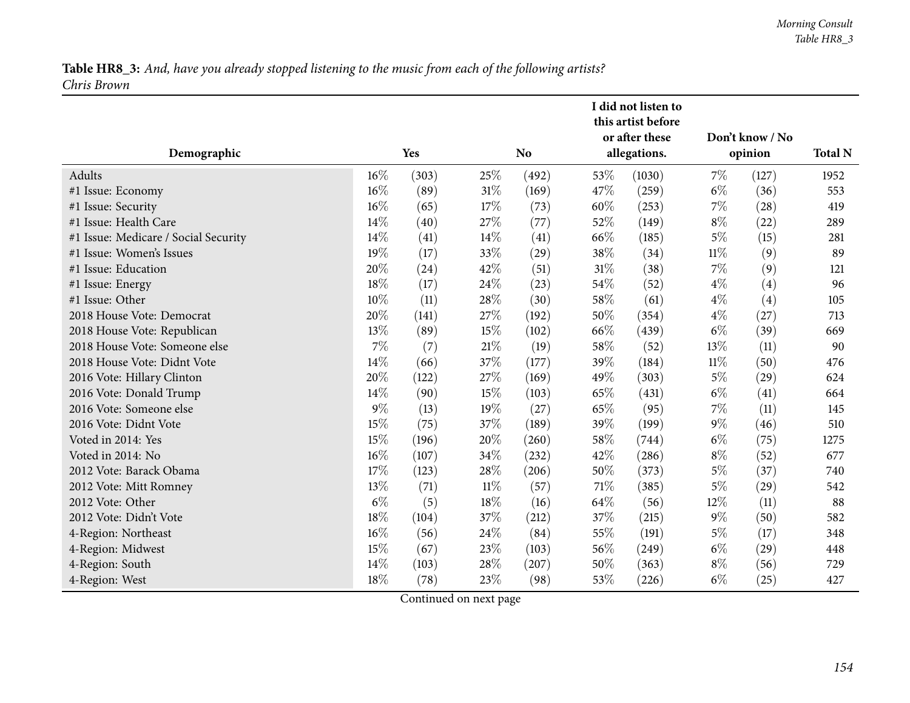**Table HR8_3:** *And, have you already stopped listening to the music from each of the following artists?*
*Chris Brown*

| Demographic | Yes | | No | | I did not listen to this artist before or after these allegations. | | Don't know / No opinion | | Total N |
|---|---|---|---|---|---|---|---|---|---|
| Adults | 16% | (303) | 25% | (492) | 53% | (1030) | 7% | (127) | 1952 |
| #1 Issue: Economy | 16% | (89) | 31% | (169) | 47% | (259) | 6% | (36) | 553 |
| #1 Issue: Security | 16% | (65) | 17% | (73) | 60% | (253) | 7% | (28) | 419 |
| #1 Issue: Health Care | 14% | (40) | 27% | (77) | 52% | (149) | 8% | (22) | 289 |
| #1 Issue: Medicare / Social Security | 14% | (41) | 14% | (41) | 66% | (185) | 5% | (15) | 281 |
| #1 Issue: Women's Issues | 19% | (17) | 33% | (29) | 38% | (34) | 11% | (9) | 89 |
| #1 Issue: Education | 20% | (24) | 42% | (51) | 31% | (38) | 7% | (9) | 121 |
| #1 Issue: Energy | 18% | (17) | 24% | (23) | 54% | (52) | 4% | (4) | 96 |
| #1 Issue: Other | 10% | (11) | 28% | (30) | 58% | (61) | 4% | (4) | 105 |
| 2018 House Vote: Democrat | 20% | (141) | 27% | (192) | 50% | (354) | 4% | (27) | 713 |
| 2018 House Vote: Republican | 13% | (89) | 15% | (102) | 66% | (439) | 6% | (39) | 669 |
| 2018 House Vote: Someone else | 7% | (7) | 21% | (19) | 58% | (52) | 13% | (11) | 90 |
| 2018 House Vote: Didnt Vote | 14% | (66) | 37% | (177) | 39% | (184) | 11% | (50) | 476 |
| 2016 Vote: Hillary Clinton | 20% | (122) | 27% | (169) | 49% | (303) | 5% | (29) | 624 |
| 2016 Vote: Donald Trump | 14% | (90) | 15% | (103) | 65% | (431) | 6% | (41) | 664 |
| 2016 Vote: Someone else | 9% | (13) | 19% | (27) | 65% | (95) | 7% | (11) | 145 |
| 2016 Vote: Didnt Vote | 15% | (75) | 37% | (189) | 39% | (199) | 9% | (46) | 510 |
| Voted in 2014: Yes | 15% | (196) | 20% | (260) | 58% | (744) | 6% | (75) | 1275 |
| Voted in 2014: No | 16% | (107) | 34% | (232) | 42% | (286) | 8% | (52) | 677 |
| 2012 Vote: Barack Obama | 17% | (123) | 28% | (206) | 50% | (373) | 5% | (37) | 740 |
| 2012 Vote: Mitt Romney | 13% | (71) | 11% | (57) | 71% | (385) | 5% | (29) | 542 |
| 2012 Vote: Other | 6% | (5) | 18% | (16) | 64% | (56) | 12% | (11) | 88 |
| 2012 Vote: Didn't Vote | 18% | (104) | 37% | (212) | 37% | (215) | 9% | (50) | 582 |
| 4-Region: Northeast | 16% | (56) | 24% | (84) | 55% | (191) | 5% | (17) | 348 |
| 4-Region: Midwest | 15% | (67) | 23% | (103) | 56% | (249) | 6% | (29) | 448 |
| 4-Region: South | 14% | (103) | 28% | (207) | 50% | (363) | 8% | (56) | 729 |
| 4-Region: West | 18% | (78) | 23% | (98) | 53% | (226) | 6% | (25) | 427 |

Continued on next page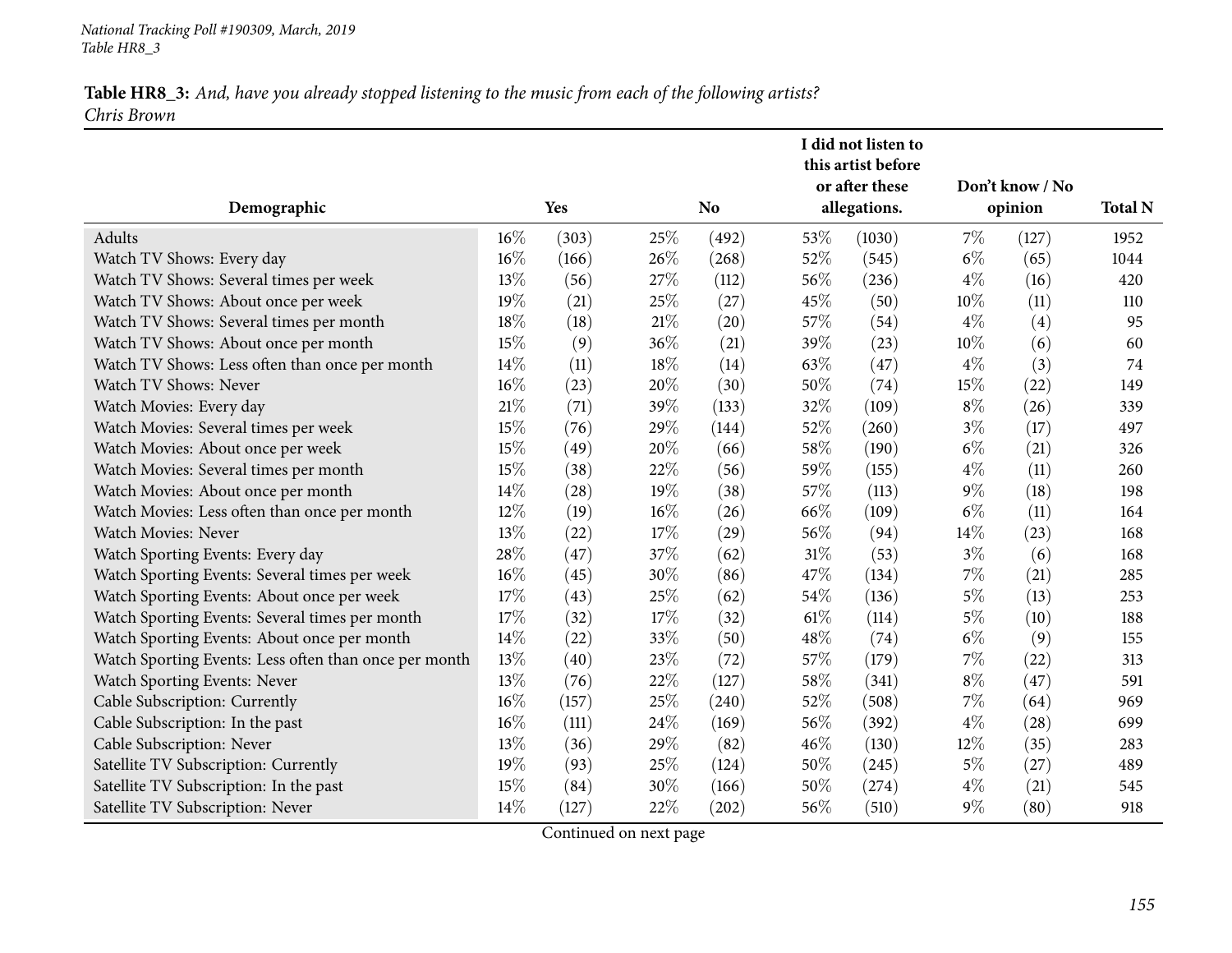**Table HR8_3:** *And, have you already stopped listening to the music from each of the following artists?*
*Chris Brown*

| Demographic | Yes | | No | | I did not listen to this artist before or after these allegations. | | Don't know / No opinion | | Total N |
|---|---|---|---|---|---|---|---|---|---|
| Adults | 16% | (303) | 25% | (492) | 53% | (1030) | 7% | (127) | 1952 |
| Watch TV Shows: Every day | 16% | (166) | 26% | (268) | 52% | (545) | 6% | (65) | 1044 |
| Watch TV Shows: Several times per week | 13% | (56) | 27% | (112) | 56% | (236) | 4% | (16) | 420 |
| Watch TV Shows: About once per week | 19% | (21) | 25% | (27) | 45% | (50) | 10% | (11) | 110 |
| Watch TV Shows: Several times per month | 18% | (18) | 21% | (20) | 57% | (54) | 4% | (4) | 95 |
| Watch TV Shows: About once per month | 15% | (9) | 36% | (21) | 39% | (23) | 10% | (6) | 60 |
| Watch TV Shows: Less often than once per month | 14% | (11) | 18% | (14) | 63% | (47) | 4% | (3) | 74 |
| Watch TV Shows: Never | 16% | (23) | 20% | (30) | 50% | (74) | 15% | (22) | 149 |
| Watch Movies: Every day | 21% | (71) | 39% | (133) | 32% | (109) | 8% | (26) | 339 |
| Watch Movies: Several times per week | 15% | (76) | 29% | (144) | 52% | (260) | 3% | (17) | 497 |
| Watch Movies: About once per week | 15% | (49) | 20% | (66) | 58% | (190) | 6% | (21) | 326 |
| Watch Movies: Several times per month | 15% | (38) | 22% | (56) | 59% | (155) | 4% | (11) | 260 |
| Watch Movies: About once per month | 14% | (28) | 19% | (38) | 57% | (113) | 9% | (18) | 198 |
| Watch Movies: Less often than once per month | 12% | (19) | 16% | (26) | 66% | (109) | 6% | (11) | 164 |
| Watch Movies: Never | 13% | (22) | 17% | (29) | 56% | (94) | 14% | (23) | 168 |
| Watch Sporting Events: Every day | 28% | (47) | 37% | (62) | 31% | (53) | 3% | (6) | 168 |
| Watch Sporting Events: Several times per week | 16% | (45) | 30% | (86) | 47% | (134) | 7% | (21) | 285 |
| Watch Sporting Events: About once per week | 17% | (43) | 25% | (62) | 54% | (136) | 5% | (13) | 253 |
| Watch Sporting Events: Several times per month | 17% | (32) | 17% | (32) | 61% | (114) | 5% | (10) | 188 |
| Watch Sporting Events: About once per month | 14% | (22) | 33% | (50) | 48% | (74) | 6% | (9) | 155 |
| Watch Sporting Events: Less often than once per month | 13% | (40) | 23% | (72) | 57% | (179) | 7% | (22) | 313 |
| Watch Sporting Events: Never | 13% | (76) | 22% | (127) | 58% | (341) | 8% | (47) | 591 |
| Cable Subscription: Currently | 16% | (157) | 25% | (240) | 52% | (508) | 7% | (64) | 969 |
| Cable Subscription: In the past | 16% | (111) | 24% | (169) | 56% | (392) | 4% | (28) | 699 |
| Cable Subscription: Never | 13% | (36) | 29% | (82) | 46% | (130) | 12% | (35) | 283 |
| Satellite TV Subscription: Currently | 19% | (93) | 25% | (124) | 50% | (245) | 5% | (27) | 489 |
| Satellite TV Subscription: In the past | 15% | (84) | 30% | (166) | 50% | (274) | 4% | (21) | 545 |
| Satellite TV Subscription: Never | 14% | (127) | 22% | (202) | 56% | (510) | 9% | (80) | 918 |

Continued on next page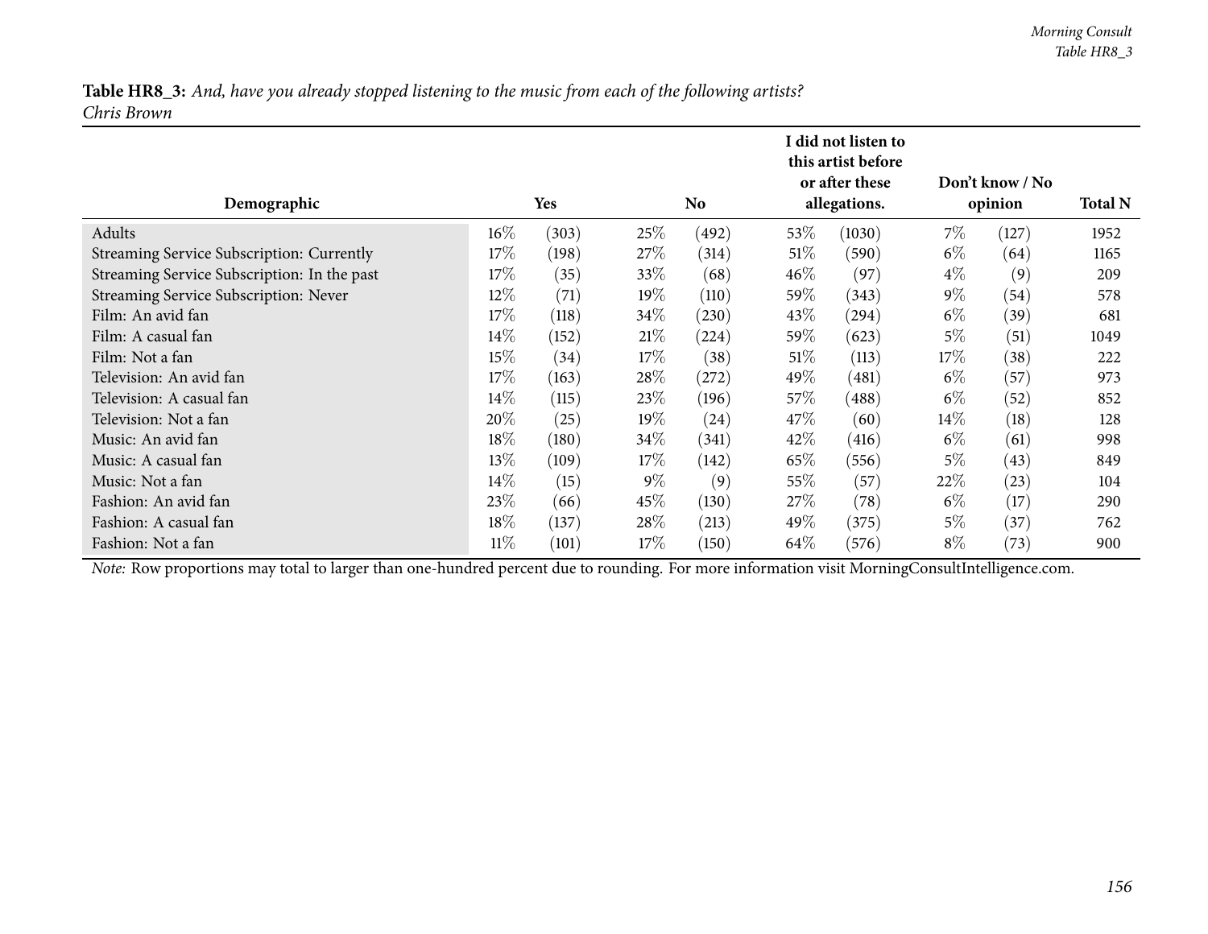**Table HR8_3:** *And, have you already stopped listening to the music from each of the following artists?*
*Chris Brown*

| Demographic | Yes | | No | | I did not listen to this artist before or after these allegations. | | Don't know / No opinion | | Total N |
|---|---|---|---|---|---|---|---|---|---|
| Adults | 16% | (303) | 25% | (492) | 53% | (1030) | 7% | (127) | 1952 |
| Streaming Service Subscription: Currently | 17% | (198) | 27% | (314) | 51% | (590) | 6% | (64) | 1165 |
| Streaming Service Subscription: In the past | 17% | (35) | 33% | (68) | 46% | (97) | 4% | (9) | 209 |
| Streaming Service Subscription: Never | 12% | (71) | 19% | (110) | 59% | (343) | 9% | (54) | 578 |
| Film: An avid fan | 17% | (118) | 34% | (230) | 43% | (294) | 6% | (39) | 681 |
| Film: A casual fan | 14% | (152) | 21% | (224) | 59% | (623) | 5% | (51) | 1049 |
| Film: Not a fan | 15% | (34) | 17% | (38) | 51% | (113) | 17% | (38) | 222 |
| Television: An avid fan | 17% | (163) | 28% | (272) | 49% | (481) | 6% | (57) | 973 |
| Television: A casual fan | 14% | (115) | 23% | (196) | 57% | (488) | 6% | (52) | 852 |
| Television: Not a fan | 20% | (25) | 19% | (24) | 47% | (60) | 14% | (18) | 128 |
| Music: An avid fan | 18% | (180) | 34% | (341) | 42% | (416) | 6% | (61) | 998 |
| Music: A casual fan | 13% | (109) | 17% | (142) | 65% | (556) | 5% | (43) | 849 |
| Music: Not a fan | 14% | (15) | 9% | (9) | 55% | (57) | 22% | (23) | 104 |
| Fashion: An avid fan | 23% | (66) | 45% | (130) | 27% | (78) | 6% | (17) | 290 |
| Fashion: A casual fan | 18% | (137) | 28% | (213) | 49% | (375) | 5% | (37) | 762 |
| Fashion: Not a fan | 11% | (101) | 17% | (150) | 64% | (576) | 8% | (73) | 900 |

*Note:* Row proportions may total to larger than one-hundred percent due to rounding. For more information visit MorningConsultIntelligence.com.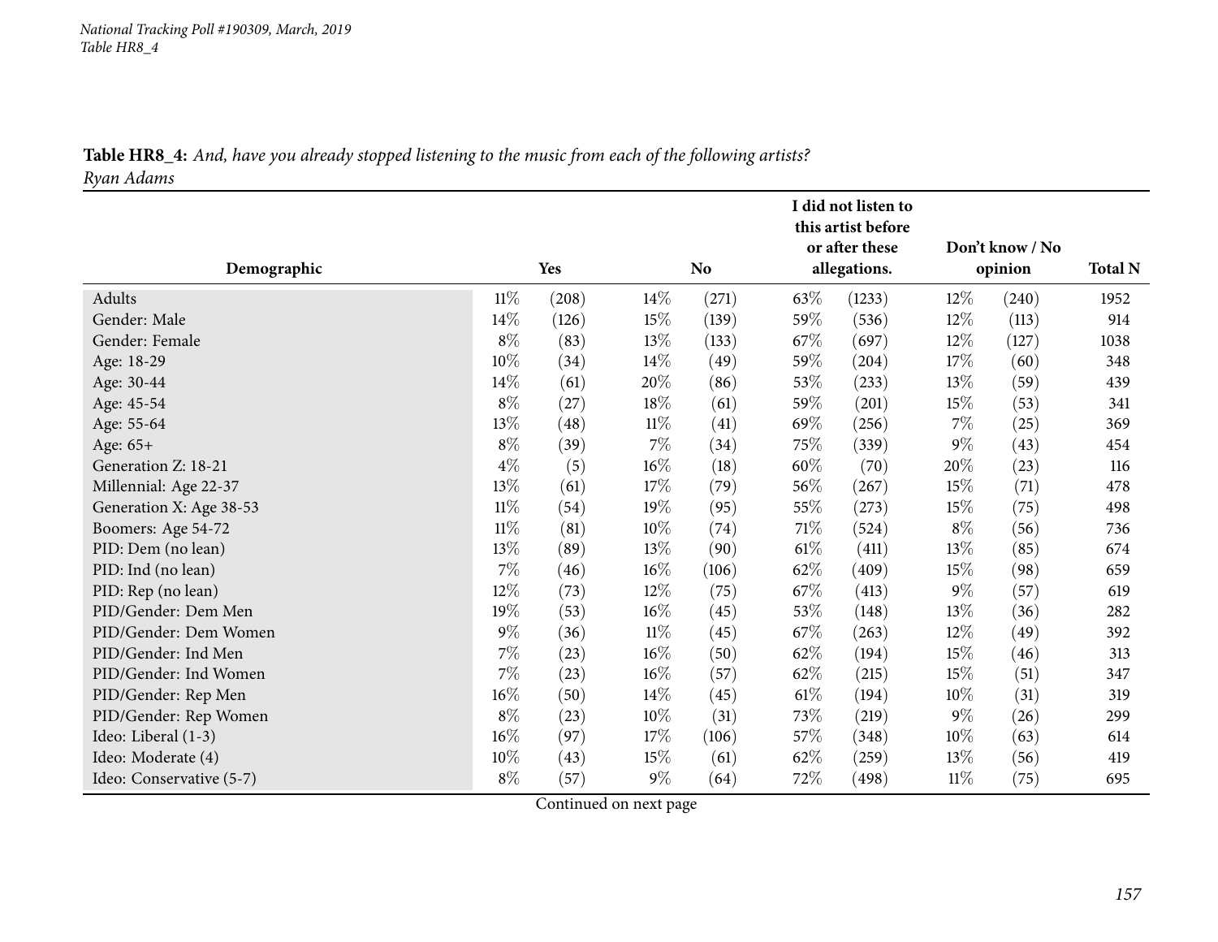**Table HR8_4:** *And, have you already stopped listening to the music from each of the following artists?*
*Ryan Adams*

| Demographic | Yes | | No | | I did not listen to this artist before or after these allegations. | | Don't know / No opinion | | Total N |
|---|---|---|---|---|---|---|---|---|---|
| Adults | 11% | (208) | 14% | (271) | 63% | (1233) | 12% | (240) | 1952 |
| Gender: Male | 14% | (126) | 15% | (139) | 59% | (536) | 12% | (113) | 914 |
| Gender: Female | 8% | (83) | 13% | (133) | 67% | (697) | 12% | (127) | 1038 |
| Age: 18-29 | 10% | (34) | 14% | (49) | 59% | (204) | 17% | (60) | 348 |
| Age: 30-44 | 14% | (61) | 20% | (86) | 53% | (233) | 13% | (59) | 439 |
| Age: 45-54 | 8% | (27) | 18% | (61) | 59% | (201) | 15% | (53) | 341 |
| Age: 55-64 | 13% | (48) | 11% | (41) | 69% | (256) | 7% | (25) | 369 |
| Age: 65+ | 8% | (39) | 7% | (34) | 75% | (339) | 9% | (43) | 454 |
| Generation Z: 18-21 | 4% | (5) | 16% | (18) | 60% | (70) | 20% | (23) | 116 |
| Millennial: Age 22-37 | 13% | (61) | 17% | (79) | 56% | (267) | 15% | (71) | 478 |
| Generation X: Age 38-53 | 11% | (54) | 19% | (95) | 55% | (273) | 15% | (75) | 498 |
| Boomers: Age 54-72 | 11% | (81) | 10% | (74) | 71% | (524) | 8% | (56) | 736 |
| PID: Dem (no lean) | 13% | (89) | 13% | (90) | 61% | (411) | 13% | (85) | 674 |
| PID: Ind (no lean) | 7% | (46) | 16% | (106) | 62% | (409) | 15% | (98) | 659 |
| PID: Rep (no lean) | 12% | (73) | 12% | (75) | 67% | (413) | 9% | (57) | 619 |
| PID/Gender: Dem Men | 19% | (53) | 16% | (45) | 53% | (148) | 13% | (36) | 282 |
| PID/Gender: Dem Women | 9% | (36) | 11% | (45) | 67% | (263) | 12% | (49) | 392 |
| PID/Gender: Ind Men | 7% | (23) | 16% | (50) | 62% | (194) | 15% | (46) | 313 |
| PID/Gender: Ind Women | 7% | (23) | 16% | (57) | 62% | (215) | 15% | (51) | 347 |
| PID/Gender: Rep Men | 16% | (50) | 14% | (45) | 61% | (194) | 10% | (31) | 319 |
| PID/Gender: Rep Women | 8% | (23) | 10% | (31) | 73% | (219) | 9% | (26) | 299 |
| Ideo: Liberal (1-3) | 16% | (97) | 17% | (106) | 57% | (348) | 10% | (63) | 614 |
| Ideo: Moderate (4) | 10% | (43) | 15% | (61) | 62% | (259) | 13% | (56) | 419 |
| Ideo: Conservative (5-7) | 8% | (57) | 9% | (64) | 72% | (498) | 11% | (75) | 695 |

Continued on next page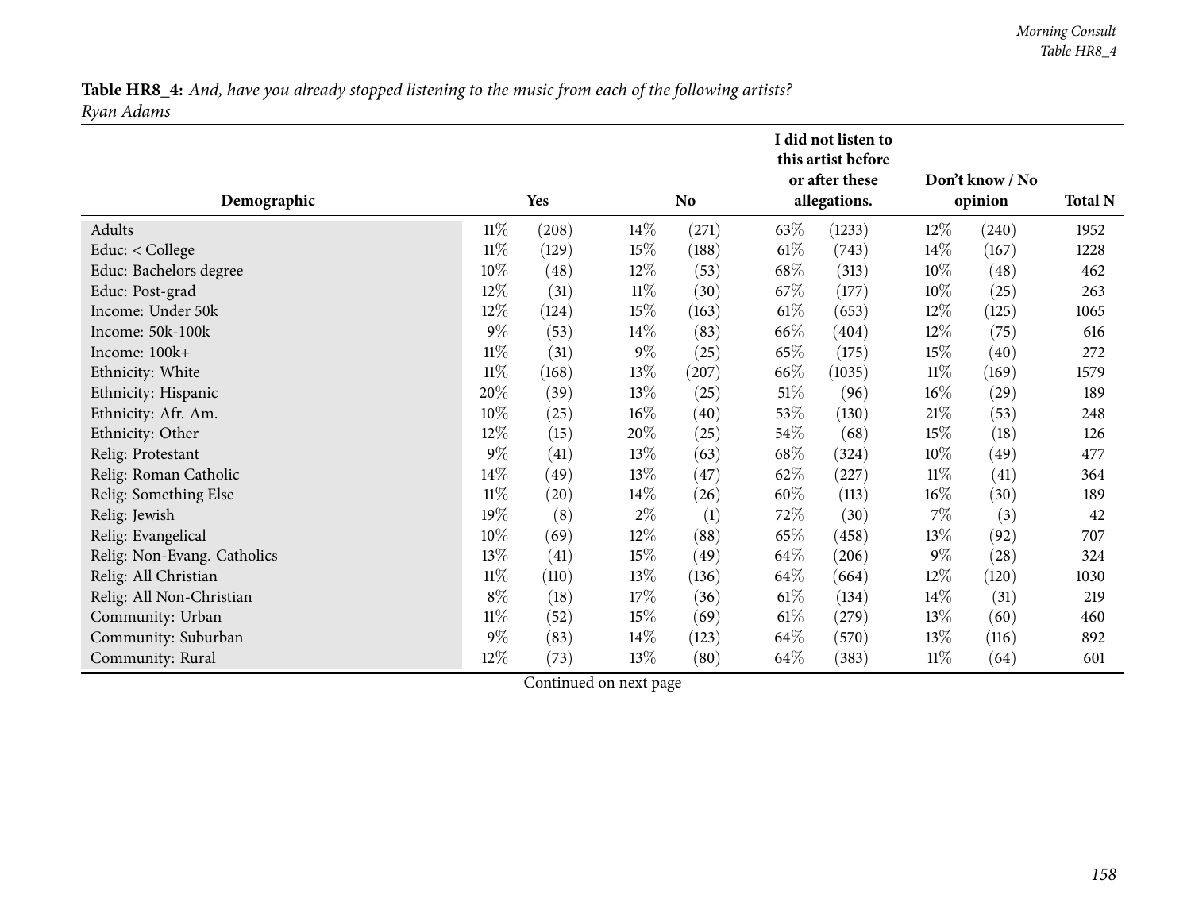**Table HR8_4:** *And, have you already stopped listening to the music from each of the following artists?*
*Ryan Adams*

| Demographic | Yes | | No | | I did not listen to this artist before or after these allegations. | | Don't know / No opinion | | Total N |
|---|---|---|---|---|---|---|---|---|---|
| Adults | 11% | (208) | 14% | (271) | 63% | (1233) | 12% | (240) | 1952 |
| Educ: < College | 11% | (129) | 15% | (188) | 61% | (743) | 14% | (167) | 1228 |
| Educ: Bachelors degree | 10% | (48) | 12% | (53) | 68% | (313) | 10% | (48) | 462 |
| Educ: Post-grad | 12% | (31) | 11% | (30) | 67% | (177) | 10% | (25) | 263 |
| Income: Under 50k | 12% | (124) | 15% | (163) | 61% | (653) | 12% | (125) | 1065 |
| Income: 50k-100k | 9% | (53) | 14% | (83) | 66% | (404) | 12% | (75) | 616 |
| Income: 100k+ | 11% | (31) | 9% | (25) | 65% | (175) | 15% | (40) | 272 |
| Ethnicity: White | 11% | (168) | 13% | (207) | 66% | (1035) | 11% | (169) | 1579 |
| Ethnicity: Hispanic | 20% | (39) | 13% | (25) | 51% | (96) | 16% | (29) | 189 |
| Ethnicity: Afr. Am. | 10% | (25) | 16% | (40) | 53% | (130) | 21% | (53) | 248 |
| Ethnicity: Other | 12% | (15) | 20% | (25) | 54% | (68) | 15% | (18) | 126 |
| Relig: Protestant | 9% | (41) | 13% | (63) | 68% | (324) | 10% | (49) | 477 |
| Relig: Roman Catholic | 14% | (49) | 13% | (47) | 62% | (227) | 11% | (41) | 364 |
| Relig: Something Else | 11% | (20) | 14% | (26) | 60% | (113) | 16% | (30) | 189 |
| Relig: Jewish | 19% | (8) | 2% | (1) | 72% | (30) | 7% | (3) | 42 |
| Relig: Evangelical | 10% | (69) | 12% | (88) | 65% | (458) | 13% | (92) | 707 |
| Relig: Non-Evang. Catholics | 13% | (41) | 15% | (49) | 64% | (206) | 9% | (28) | 324 |
| Relig: All Christian | 11% | (110) | 13% | (136) | 64% | (664) | 12% | (120) | 1030 |
| Relig: All Non-Christian | 8% | (18) | 17% | (36) | 61% | (134) | 14% | (31) | 219 |
| Community: Urban | 11% | (52) | 15% | (69) | 61% | (279) | 13% | (60) | 460 |
| Community: Suburban | 9% | (83) | 14% | (123) | 64% | (570) | 13% | (116) | 892 |
| Community: Rural | 12% | (73) | 13% | (80) | 64% | (383) | 11% | (64) | 601 |

Continued on next page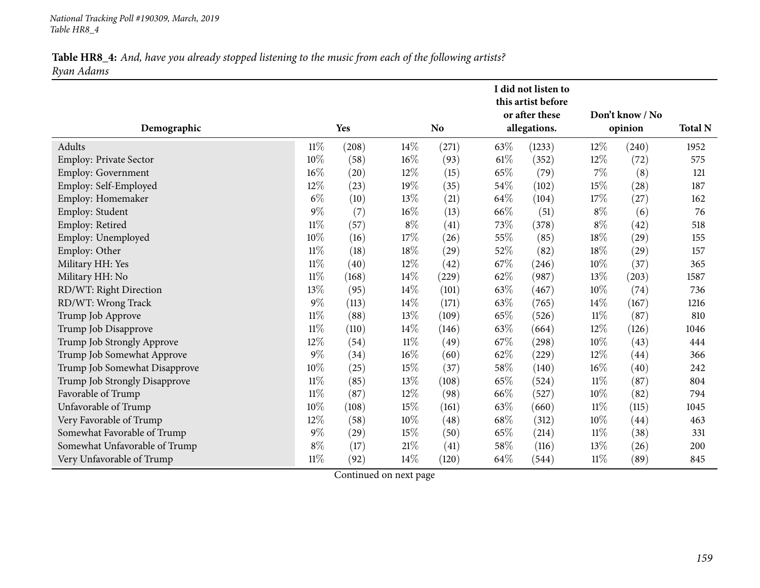National Tracking Poll #190309, March, 2019
Table HR8_4

**Table HR8_4:** *And, have you already stopped listening to the music from each of the following artists?*
*Ryan Adams*

| Demographic | Yes | | No | | I did not listen to this artist before or after these allegations. | | Don't know / No opinion | | Total N |
|---|---|---|---|---|---|---|---|---|---|
| Adults | 11% | (208) | 14% | (271) | 63% | (1233) | 12% | (240) | 1952 |
| Employ: Private Sector | 10% | (58) | 16% | (93) | 61% | (352) | 12% | (72) | 575 |
| Employ: Government | 16% | (20) | 12% | (15) | 65% | (79) | 7% | (8) | 121 |
| Employ: Self-Employed | 12% | (23) | 19% | (35) | 54% | (102) | 15% | (28) | 187 |
| Employ: Homemaker | 6% | (10) | 13% | (21) | 64% | (104) | 17% | (27) | 162 |
| Employ: Student | 9% | (7) | 16% | (13) | 66% | (51) | 8% | (6) | 76 |
| Employ: Retired | 11% | (57) | 8% | (41) | 73% | (378) | 8% | (42) | 518 |
| Employ: Unemployed | 10% | (16) | 17% | (26) | 55% | (85) | 18% | (29) | 155 |
| Employ: Other | 11% | (18) | 18% | (29) | 52% | (82) | 18% | (29) | 157 |
| Military HH: Yes | 11% | (40) | 12% | (42) | 67% | (246) | 10% | (37) | 365 |
| Military HH: No | 11% | (168) | 14% | (229) | 62% | (987) | 13% | (203) | 1587 |
| RD/WT: Right Direction | 13% | (95) | 14% | (101) | 63% | (467) | 10% | (74) | 736 |
| RD/WT: Wrong Track | 9% | (113) | 14% | (171) | 63% | (765) | 14% | (167) | 1216 |
| Trump Job Approve | 11% | (88) | 13% | (109) | 65% | (526) | 11% | (87) | 810 |
| Trump Job Disapprove | 11% | (110) | 14% | (146) | 63% | (664) | 12% | (126) | 1046 |
| Trump Job Strongly Approve | 12% | (54) | 11% | (49) | 67% | (298) | 10% | (43) | 444 |
| Trump Job Somewhat Approve | 9% | (34) | 16% | (60) | 62% | (229) | 12% | (44) | 366 |
| Trump Job Somewhat Disapprove | 10% | (25) | 15% | (37) | 58% | (140) | 16% | (40) | 242 |
| Trump Job Strongly Disapprove | 11% | (85) | 13% | (108) | 65% | (524) | 11% | (87) | 804 |
| Favorable of Trump | 11% | (87) | 12% | (98) | 66% | (527) | 10% | (82) | 794 |
| Unfavorable of Trump | 10% | (108) | 15% | (161) | 63% | (660) | 11% | (115) | 1045 |
| Very Favorable of Trump | 12% | (58) | 10% | (48) | 68% | (312) | 10% | (44) | 463 |
| Somewhat Favorable of Trump | 9% | (29) | 15% | (50) | 65% | (214) | 11% | (38) | 331 |
| Somewhat Unfavorable of Trump | 8% | (17) | 21% | (41) | 58% | (116) | 13% | (26) | 200 |
| Very Unfavorable of Trump | 11% | (92) | 14% | (120) | 64% | (544) | 11% | (89) | 845 |

Continued on next page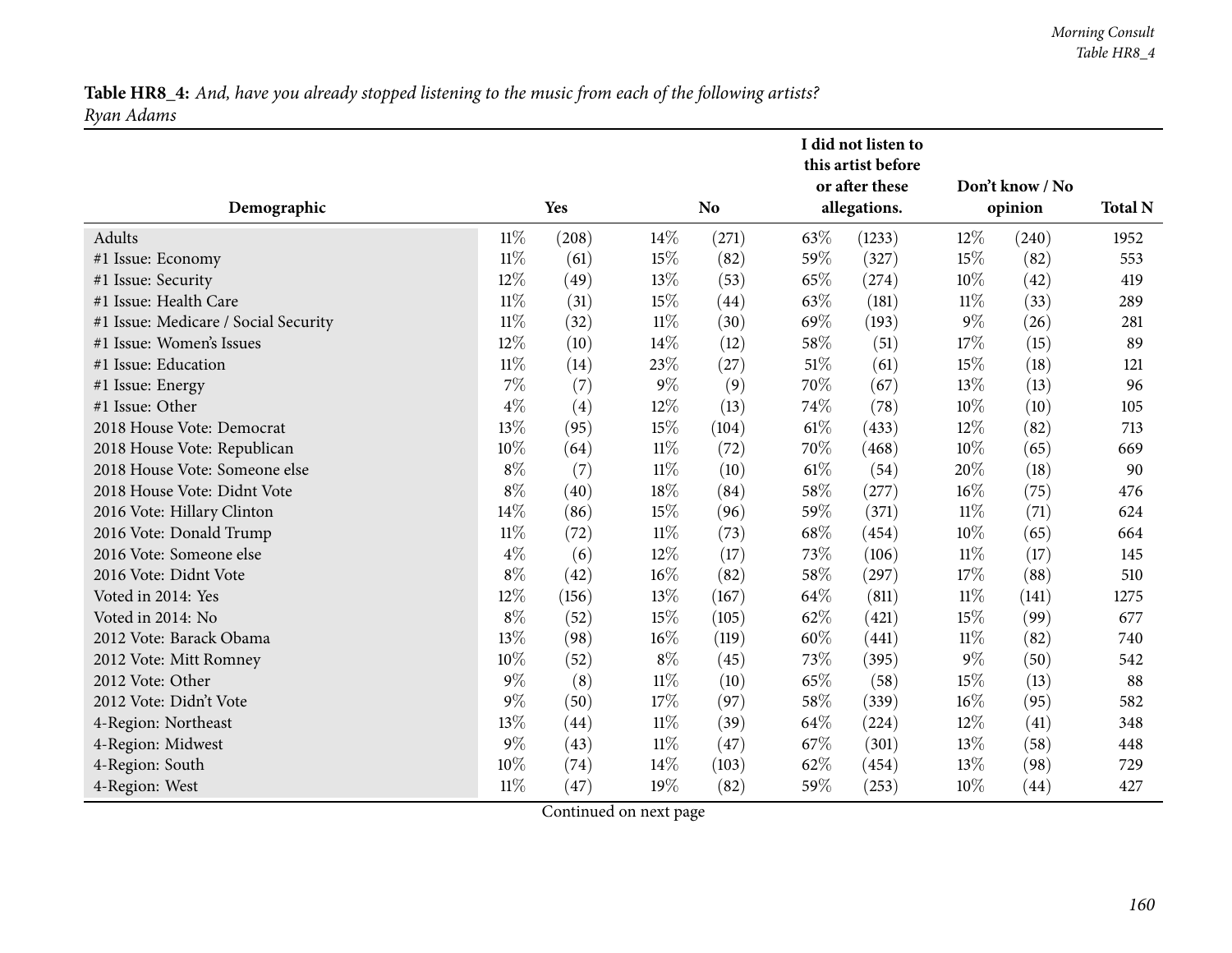**Table HR8_4:** *And, have you already stopped listening to the music from each of the following artists?*
*Ryan Adams*

| Demographic | Yes | | No | | I did not listen to this artist before or after these allegations. | | Don't know / No opinion | | Total N |
|---|---|---|---|---|---|---|---|---|---|
| Adults | 11% | (208) | 14% | (271) | 63% | (1233) | 12% | (240) | 1952 |
| #1 Issue: Economy | 11% | (61) | 15% | (82) | 59% | (327) | 15% | (82) | 553 |
| #1 Issue: Security | 12% | (49) | 13% | (53) | 65% | (274) | 10% | (42) | 419 |
| #1 Issue: Health Care | 11% | (31) | 15% | (44) | 63% | (181) | 11% | (33) | 289 |
| #1 Issue: Medicare / Social Security | 11% | (32) | 11% | (30) | 69% | (193) | 9% | (26) | 281 |
| #1 Issue: Women's Issues | 12% | (10) | 14% | (12) | 58% | (51) | 17% | (15) | 89 |
| #1 Issue: Education | 11% | (14) | 23% | (27) | 51% | (61) | 15% | (18) | 121 |
| #1 Issue: Energy | 7% | (7) | 9% | (9) | 70% | (67) | 13% | (13) | 96 |
| #1 Issue: Other | 4% | (4) | 12% | (13) | 74% | (78) | 10% | (10) | 105 |
| 2018 House Vote: Democrat | 13% | (95) | 15% | (104) | 61% | (433) | 12% | (82) | 713 |
| 2018 House Vote: Republican | 10% | (64) | 11% | (72) | 70% | (468) | 10% | (65) | 669 |
| 2018 House Vote: Someone else | 8% | (7) | 11% | (10) | 61% | (54) | 20% | (18) | 90 |
| 2018 House Vote: Didnt Vote | 8% | (40) | 18% | (84) | 58% | (277) | 16% | (75) | 476 |
| 2016 Vote: Hillary Clinton | 14% | (86) | 15% | (96) | 59% | (371) | 11% | (71) | 624 |
| 2016 Vote: Donald Trump | 11% | (72) | 11% | (73) | 68% | (454) | 10% | (65) | 664 |
| 2016 Vote: Someone else | 4% | (6) | 12% | (17) | 73% | (106) | 11% | (17) | 145 |
| 2016 Vote: Didnt Vote | 8% | (42) | 16% | (82) | 58% | (297) | 17% | (88) | 510 |
| Voted in 2014: Yes | 12% | (156) | 13% | (167) | 64% | (811) | 11% | (141) | 1275 |
| Voted in 2014: No | 8% | (52) | 15% | (105) | 62% | (421) | 15% | (99) | 677 |
| 2012 Vote: Barack Obama | 13% | (98) | 16% | (119) | 60% | (441) | 11% | (82) | 740 |
| 2012 Vote: Mitt Romney | 10% | (52) | 8% | (45) | 73% | (395) | 9% | (50) | 542 |
| 2012 Vote: Other | 9% | (8) | 11% | (10) | 65% | (58) | 15% | (13) | 88 |
| 2012 Vote: Didn't Vote | 9% | (50) | 17% | (97) | 58% | (339) | 16% | (95) | 582 |
| 4-Region: Northeast | 13% | (44) | 11% | (39) | 64% | (224) | 12% | (41) | 348 |
| 4-Region: Midwest | 9% | (43) | 11% | (47) | 67% | (301) | 13% | (58) | 448 |
| 4-Region: South | 10% | (74) | 14% | (103) | 62% | (454) | 13% | (98) | 729 |
| 4-Region: West | 11% | (47) | 19% | (82) | 59% | (253) | 10% | (44) | 427 |

Continued on next page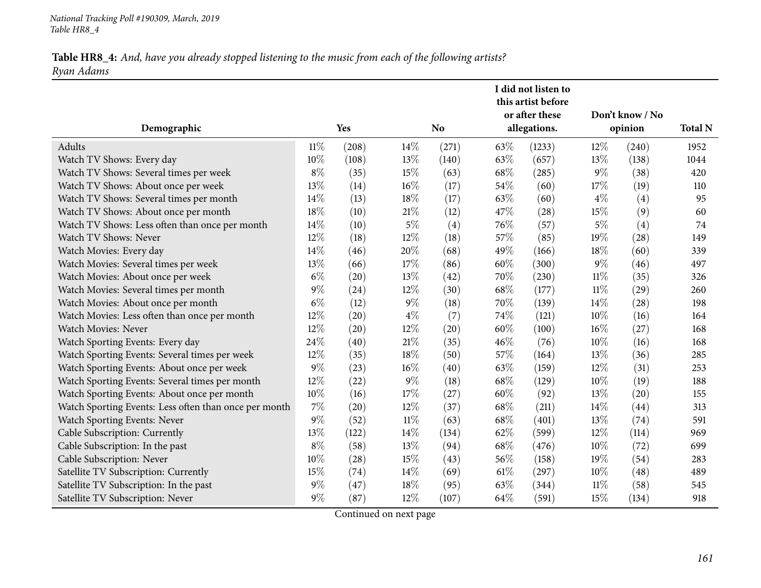**Table HR8_4:** *And, have you already stopped listening to the music from each of the following artists?*
*Ryan Adams*

| Demographic | Yes | | No | | I did not listen to this artist before or after these allegations. | | Don't know / No opinion | | Total N |
|---|---|---|---|---|---|---|---|---|---|
| Adults | 11% | (208) | 14% | (271) | 63% | (1233) | 12% | (240) | 1952 |
| Watch TV Shows: Every day | 10% | (108) | 13% | (140) | 63% | (657) | 13% | (138) | 1044 |
| Watch TV Shows: Several times per week | 8% | (35) | 15% | (63) | 68% | (285) | 9% | (38) | 420 |
| Watch TV Shows: About once per week | 13% | (14) | 16% | (17) | 54% | (60) | 17% | (19) | 110 |
| Watch TV Shows: Several times per month | 14% | (13) | 18% | (17) | 63% | (60) | 4% | (4) | 95 |
| Watch TV Shows: About once per month | 18% | (10) | 21% | (12) | 47% | (28) | 15% | (9) | 60 |
| Watch TV Shows: Less often than once per month | 14% | (10) | 5% | (4) | 76% | (57) | 5% | (4) | 74 |
| Watch TV Shows: Never | 12% | (18) | 12% | (18) | 57% | (85) | 19% | (28) | 149 |
| Watch Movies: Every day | 14% | (46) | 20% | (68) | 49% | (166) | 18% | (60) | 339 |
| Watch Movies: Several times per week | 13% | (66) | 17% | (86) | 60% | (300) | 9% | (46) | 497 |
| Watch Movies: About once per week | 6% | (20) | 13% | (42) | 70% | (230) | 11% | (35) | 326 |
| Watch Movies: Several times per month | 9% | (24) | 12% | (30) | 68% | (177) | 11% | (29) | 260 |
| Watch Movies: About once per month | 6% | (12) | 9% | (18) | 70% | (139) | 14% | (28) | 198 |
| Watch Movies: Less often than once per month | 12% | (20) | 4% | (7) | 74% | (121) | 10% | (16) | 164 |
| Watch Movies: Never | 12% | (20) | 12% | (20) | 60% | (100) | 16% | (27) | 168 |
| Watch Sporting Events: Every day | 24% | (40) | 21% | (35) | 46% | (76) | 10% | (16) | 168 |
| Watch Sporting Events: Several times per week | 12% | (35) | 18% | (50) | 57% | (164) | 13% | (36) | 285 |
| Watch Sporting Events: About once per week | 9% | (23) | 16% | (40) | 63% | (159) | 12% | (31) | 253 |
| Watch Sporting Events: Several times per month | 12% | (22) | 9% | (18) | 68% | (129) | 10% | (19) | 188 |
| Watch Sporting Events: About once per month | 10% | (16) | 17% | (27) | 60% | (92) | 13% | (20) | 155 |
| Watch Sporting Events: Less often than once per month | 7% | (20) | 12% | (37) | 68% | (211) | 14% | (44) | 313 |
| Watch Sporting Events: Never | 9% | (52) | 11% | (63) | 68% | (401) | 13% | (74) | 591 |
| Cable Subscription: Currently | 13% | (122) | 14% | (134) | 62% | (599) | 12% | (114) | 969 |
| Cable Subscription: In the past | 8% | (58) | 13% | (94) | 68% | (476) | 10% | (72) | 699 |
| Cable Subscription: Never | 10% | (28) | 15% | (43) | 56% | (158) | 19% | (54) | 283 |
| Satellite TV Subscription: Currently | 15% | (74) | 14% | (69) | 61% | (297) | 10% | (48) | 489 |
| Satellite TV Subscription: In the past | 9% | (47) | 18% | (95) | 63% | (344) | 11% | (58) | 545 |
| Satellite TV Subscription: Never | 9% | (87) | 12% | (107) | 64% | (591) | 15% | (134) | 918 |

Continued on next page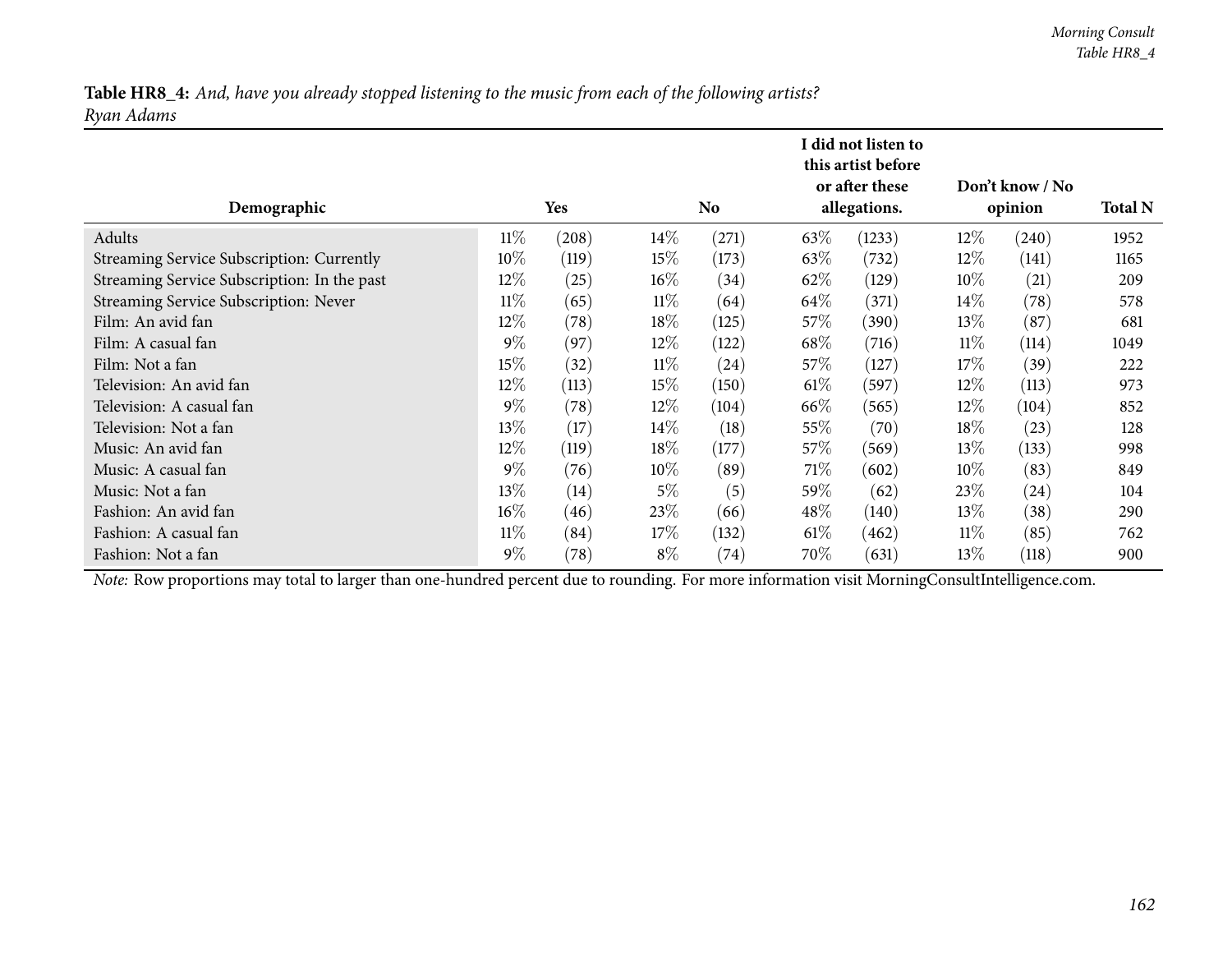**Table HR8_4:** *And, have you already stopped listening to the music from each of the following artists?*
*Ryan Adams*

| Demographic | Yes | | No | | I did not listen to this artist before or after these allegations. | | Don't know / No opinion | | Total N |
|---|---|---|---|---|---|---|---|---|---|
| Adults | 11% | (208) | 14% | (271) | 63% | (1233) | 12% | (240) | 1952 |
| Streaming Service Subscription: Currently | 10% | (119) | 15% | (173) | 63% | (732) | 12% | (141) | 1165 |
| Streaming Service Subscription: In the past | 12% | (25) | 16% | (34) | 62% | (129) | 10% | (21) | 209 |
| Streaming Service Subscription: Never | 11% | (65) | 11% | (64) | 64% | (371) | 14% | (78) | 578 |
| Film: An avid fan | 12% | (78) | 18% | (125) | 57% | (390) | 13% | (87) | 681 |
| Film: A casual fan | 9% | (97) | 12% | (122) | 68% | (716) | 11% | (114) | 1049 |
| Film: Not a fan | 15% | (32) | 11% | (24) | 57% | (127) | 17% | (39) | 222 |
| Television: An avid fan | 12% | (113) | 15% | (150) | 61% | (597) | 12% | (113) | 973 |
| Television: A casual fan | 9% | (78) | 12% | (104) | 66% | (565) | 12% | (104) | 852 |
| Television: Not a fan | 13% | (17) | 14% | (18) | 55% | (70) | 18% | (23) | 128 |
| Music: An avid fan | 12% | (119) | 18% | (177) | 57% | (569) | 13% | (133) | 998 |
| Music: A casual fan | 9% | (76) | 10% | (89) | 71% | (602) | 10% | (83) | 849 |
| Music: Not a fan | 13% | (14) | 5% | (5) | 59% | (62) | 23% | (24) | 104 |
| Fashion: An avid fan | 16% | (46) | 23% | (66) | 48% | (140) | 13% | (38) | 290 |
| Fashion: A casual fan | 11% | (84) | 17% | (132) | 61% | (462) | 11% | (85) | 762 |
| Fashion: Not a fan | 9% | (78) | 8% | (74) | 70% | (631) | 13% | (118) | 900 |

*Note:* Row proportions may total to larger than one-hundred percent due to rounding. For more information visit MorningConsultIntelligence.com.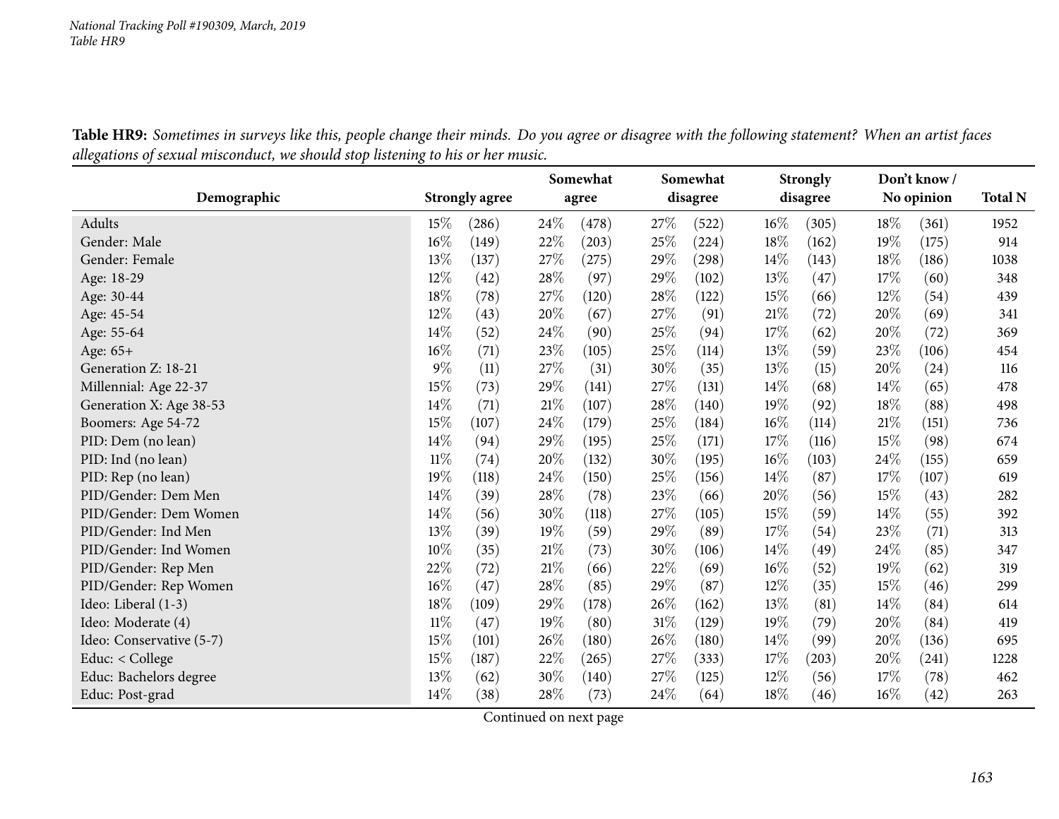**Table HR9:** *Sometimes in surveys like this, people change their minds. Do you agree or disagree with the following statement? When an artist faces allegations of sexual misconduct, we should stop listening to his or her music.*

| Demographic | Strongly agree | | Somewhat agree | | Somewhat disagree | | Strongly disagree | | Don't know / No opinion | | Total N |
|---|---|---|---|---|---|---|---|---|---|---|---|
| Adults | 15% | (286) | 24% | (478) | 27% | (522) | 16% | (305) | 18% | (361) | 1952 |
| Gender: Male | 16% | (149) | 22% | (203) | 25% | (224) | 18% | (162) | 19% | (175) | 914 |
| Gender: Female | 13% | (137) | 27% | (275) | 29% | (298) | 14% | (143) | 18% | (186) | 1038 |
| Age: 18-29 | 12% | (42) | 28% | (97) | 29% | (102) | 13% | (47) | 17% | (60) | 348 |
| Age: 30-44 | 18% | (78) | 27% | (120) | 28% | (122) | 15% | (66) | 12% | (54) | 439 |
| Age: 45-54 | 12% | (43) | 20% | (67) | 27% | (91) | 21% | (72) | 20% | (69) | 341 |
| Age: 55-64 | 14% | (52) | 24% | (90) | 25% | (94) | 17% | (62) | 20% | (72) | 369 |
| Age: 65+ | 16% | (71) | 23% | (105) | 25% | (114) | 13% | (59) | 23% | (106) | 454 |
| Generation Z: 18-21 | 9% | (11) | 27% | (31) | 30% | (35) | 13% | (15) | 20% | (24) | 116 |
| Millennial: Age 22-37 | 15% | (73) | 29% | (141) | 27% | (131) | 14% | (68) | 14% | (65) | 478 |
| Generation X: Age 38-53 | 14% | (71) | 21% | (107) | 28% | (140) | 19% | (92) | 18% | (88) | 498 |
| Boomers: Age 54-72 | 15% | (107) | 24% | (179) | 25% | (184) | 16% | (114) | 21% | (151) | 736 |
| PID: Dem (no lean) | 14% | (94) | 29% | (195) | 25% | (171) | 17% | (116) | 15% | (98) | 674 |
| PID: Ind (no lean) | 11% | (74) | 20% | (132) | 30% | (195) | 16% | (103) | 24% | (155) | 659 |
| PID: Rep (no lean) | 19% | (118) | 24% | (150) | 25% | (156) | 14% | (87) | 17% | (107) | 619 |
| PID/Gender: Dem Men | 14% | (39) | 28% | (78) | 23% | (66) | 20% | (56) | 15% | (43) | 282 |
| PID/Gender: Dem Women | 14% | (56) | 30% | (118) | 27% | (105) | 15% | (59) | 14% | (55) | 392 |
| PID/Gender: Ind Men | 13% | (39) | 19% | (59) | 29% | (89) | 17% | (54) | 23% | (71) | 313 |
| PID/Gender: Ind Women | 10% | (35) | 21% | (73) | 30% | (106) | 14% | (49) | 24% | (85) | 347 |
| PID/Gender: Rep Men | 22% | (72) | 21% | (66) | 22% | (69) | 16% | (52) | 19% | (62) | 319 |
| PID/Gender: Rep Women | 16% | (47) | 28% | (85) | 29% | (87) | 12% | (35) | 15% | (46) | 299 |
| Ideo: Liberal (1-3) | 18% | (109) | 29% | (178) | 26% | (162) | 13% | (81) | 14% | (84) | 614 |
| Ideo: Moderate (4) | 11% | (47) | 19% | (80) | 31% | (129) | 19% | (79) | 20% | (84) | 419 |
| Ideo: Conservative (5-7) | 15% | (101) | 26% | (180) | 26% | (180) | 14% | (99) | 20% | (136) | 695 |
| Educ: < College | 15% | (187) | 22% | (265) | 27% | (333) | 17% | (203) | 20% | (241) | 1228 |
| Educ: Bachelors degree | 13% | (62) | 30% | (140) | 27% | (125) | 12% | (56) | 17% | (78) | 462 |
| Educ: Post-grad | 14% | (38) | 28% | (73) | 24% | (64) | 18% | (46) | 16% | (42) | 263 |

Continued on next page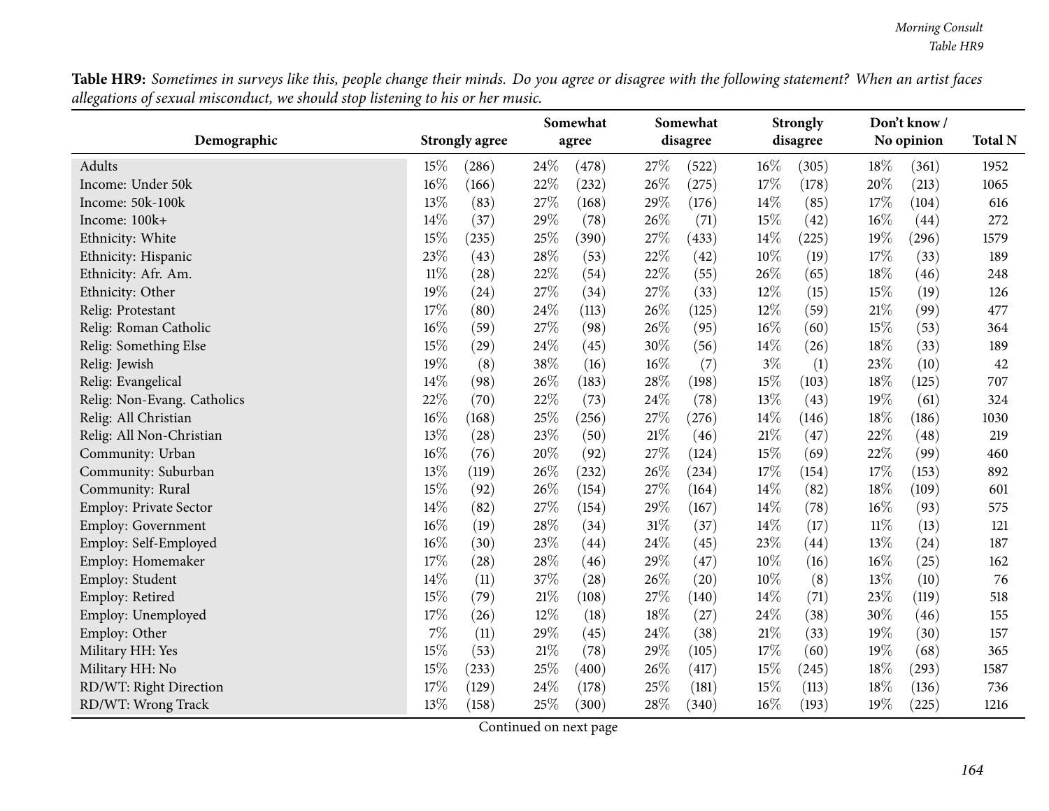**Table HR9:** *Sometimes in surveys like this, people change their minds. Do you agree or disagree with the following statement? When an artist faces allegations of sexual misconduct, we should stop listening to his or her music.*

| Demographic | Strongly agree | | Somewhat agree | | Somewhat disagree | | Strongly disagree | | Don't know / No opinion | | Total N |
|---|---|---|---|---|---|---|---|---|---|---|---|
| Adults | 15% | (286) | 24% | (478) | 27% | (522) | 16% | (305) | 18% | (361) | 1952 |
| Income: Under 50k | 16% | (166) | 22% | (232) | 26% | (275) | 17% | (178) | 20% | (213) | 1065 |
| Income: 50k-100k | 13% | (83) | 27% | (168) | 29% | (176) | 14% | (85) | 17% | (104) | 616 |
| Income: 100k+ | 14% | (37) | 29% | (78) | 26% | (71) | 15% | (42) | 16% | (44) | 272 |
| Ethnicity: White | 15% | (235) | 25% | (390) | 27% | (433) | 14% | (225) | 19% | (296) | 1579 |
| Ethnicity: Hispanic | 23% | (43) | 28% | (53) | 22% | (42) | 10% | (19) | 17% | (33) | 189 |
| Ethnicity: Afr. Am. | 11% | (28) | 22% | (54) | 22% | (55) | 26% | (65) | 18% | (46) | 248 |
| Ethnicity: Other | 19% | (24) | 27% | (34) | 27% | (33) | 12% | (15) | 15% | (19) | 126 |
| Relig: Protestant | 17% | (80) | 24% | (113) | 26% | (125) | 12% | (59) | 21% | (99) | 477 |
| Relig: Roman Catholic | 16% | (59) | 27% | (98) | 26% | (95) | 16% | (60) | 15% | (53) | 364 |
| Relig: Something Else | 15% | (29) | 24% | (45) | 30% | (56) | 14% | (26) | 18% | (33) | 189 |
| Relig: Jewish | 19% | (8) | 38% | (16) | 16% | (7) | 3% | (1) | 23% | (10) | 42 |
| Relig: Evangelical | 14% | (98) | 26% | (183) | 28% | (198) | 15% | (103) | 18% | (125) | 707 |
| Relig: Non-Evang. Catholics | 22% | (70) | 22% | (73) | 24% | (78) | 13% | (43) | 19% | (61) | 324 |
| Relig: All Christian | 16% | (168) | 25% | (256) | 27% | (276) | 14% | (146) | 18% | (186) | 1030 |
| Relig: All Non-Christian | 13% | (28) | 23% | (50) | 21% | (46) | 21% | (47) | 22% | (48) | 219 |
| Community: Urban | 16% | (76) | 20% | (92) | 27% | (124) | 15% | (69) | 22% | (99) | 460 |
| Community: Suburban | 13% | (119) | 26% | (232) | 26% | (234) | 17% | (154) | 17% | (153) | 892 |
| Community: Rural | 15% | (92) | 26% | (154) | 27% | (164) | 14% | (82) | 18% | (109) | 601 |
| Employ: Private Sector | 14% | (82) | 27% | (154) | 29% | (167) | 14% | (78) | 16% | (93) | 575 |
| Employ: Government | 16% | (19) | 28% | (34) | 31% | (37) | 14% | (17) | 11% | (13) | 121 |
| Employ: Self-Employed | 16% | (30) | 23% | (44) | 24% | (45) | 23% | (44) | 13% | (24) | 187 |
| Employ: Homemaker | 17% | (28) | 28% | (46) | 29% | (47) | 10% | (16) | 16% | (25) | 162 |
| Employ: Student | 14% | (11) | 37% | (28) | 26% | (20) | 10% | (8) | 13% | (10) | 76 |
| Employ: Retired | 15% | (79) | 21% | (108) | 27% | (140) | 14% | (71) | 23% | (119) | 518 |
| Employ: Unemployed | 17% | (26) | 12% | (18) | 18% | (27) | 24% | (38) | 30% | (46) | 155 |
| Employ: Other | 7% | (11) | 29% | (45) | 24% | (38) | 21% | (33) | 19% | (30) | 157 |
| Military HH: Yes | 15% | (53) | 21% | (78) | 29% | (105) | 17% | (60) | 19% | (68) | 365 |
| Military HH: No | 15% | (233) | 25% | (400) | 26% | (417) | 15% | (245) | 18% | (293) | 1587 |
| RD/WT: Right Direction | 17% | (129) | 24% | (178) | 25% | (181) | 15% | (113) | 18% | (136) | 736 |
| RD/WT: Wrong Track | 13% | (158) | 25% | (300) | 28% | (340) | 16% | (193) | 19% | (225) | 1216 |

Continued on next page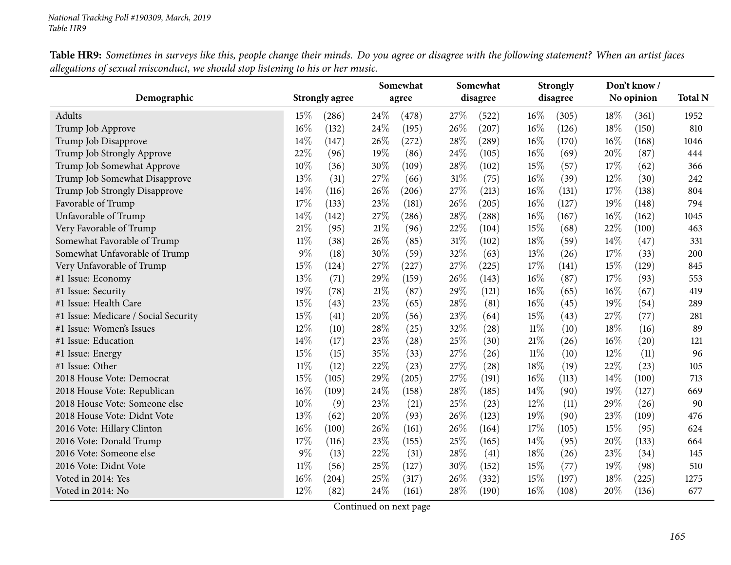**Table HR9:** *Sometimes in surveys like this, people change their minds. Do you agree or disagree with the following statement? When an artist faces allegations of sexual misconduct, we should stop listening to his or her music.*

| Demographic | Strongly agree | | Somewhat agree | | Somewhat disagree | | Strongly disagree | | Don't know / No opinion | | Total N |
|---|---|---|---|---|---|---|---|---|---|---|---|
| Adults | 15% | (286) | 24% | (478) | 27% | (522) | 16% | (305) | 18% | (361) | 1952 |
| Trump Job Approve | 16% | (132) | 24% | (195) | 26% | (207) | 16% | (126) | 18% | (150) | 810 |
| Trump Job Disapprove | 14% | (147) | 26% | (272) | 28% | (289) | 16% | (170) | 16% | (168) | 1046 |
| Trump Job Strongly Approve | 22% | (96) | 19% | (86) | 24% | (105) | 16% | (69) | 20% | (87) | 444 |
| Trump Job Somewhat Approve | 10% | (36) | 30% | (109) | 28% | (102) | 15% | (57) | 17% | (62) | 366 |
| Trump Job Somewhat Disapprove | 13% | (31) | 27% | (66) | 31% | (75) | 16% | (39) | 12% | (30) | 242 |
| Trump Job Strongly Disapprove | 14% | (116) | 26% | (206) | 27% | (213) | 16% | (131) | 17% | (138) | 804 |
| Favorable of Trump | 17% | (133) | 23% | (181) | 26% | (205) | 16% | (127) | 19% | (148) | 794 |
| Unfavorable of Trump | 14% | (142) | 27% | (286) | 28% | (288) | 16% | (167) | 16% | (162) | 1045 |
| Very Favorable of Trump | 21% | (95) | 21% | (96) | 22% | (104) | 15% | (68) | 22% | (100) | 463 |
| Somewhat Favorable of Trump | 11% | (38) | 26% | (85) | 31% | (102) | 18% | (59) | 14% | (47) | 331 |
| Somewhat Unfavorable of Trump | 9% | (18) | 30% | (59) | 32% | (63) | 13% | (26) | 17% | (33) | 200 |
| Very Unfavorable of Trump | 15% | (124) | 27% | (227) | 27% | (225) | 17% | (141) | 15% | (129) | 845 |
| #1 Issue: Economy | 13% | (71) | 29% | (159) | 26% | (143) | 16% | (87) | 17% | (93) | 553 |
| #1 Issue: Security | 19% | (78) | 21% | (87) | 29% | (121) | 16% | (65) | 16% | (67) | 419 |
| #1 Issue: Health Care | 15% | (43) | 23% | (65) | 28% | (81) | 16% | (45) | 19% | (54) | 289 |
| #1 Issue: Medicare / Social Security | 15% | (41) | 20% | (56) | 23% | (64) | 15% | (43) | 27% | (77) | 281 |
| #1 Issue: Women's Issues | 12% | (10) | 28% | (25) | 32% | (28) | 11% | (10) | 18% | (16) | 89 |
| #1 Issue: Education | 14% | (17) | 23% | (28) | 25% | (30) | 21% | (26) | 16% | (20) | 121 |
| #1 Issue: Energy | 15% | (15) | 35% | (33) | 27% | (26) | 11% | (10) | 12% | (11) | 96 |
| #1 Issue: Other | 11% | (12) | 22% | (23) | 27% | (28) | 18% | (19) | 22% | (23) | 105 |
| 2018 House Vote: Democrat | 15% | (105) | 29% | (205) | 27% | (191) | 16% | (113) | 14% | (100) | 713 |
| 2018 House Vote: Republican | 16% | (109) | 24% | (158) | 28% | (185) | 14% | (90) | 19% | (127) | 669 |
| 2018 House Vote: Someone else | 10% | (9) | 23% | (21) | 25% | (23) | 12% | (11) | 29% | (26) | 90 |
| 2018 House Vote: Didnt Vote | 13% | (62) | 20% | (93) | 26% | (123) | 19% | (90) | 23% | (109) | 476 |
| 2016 Vote: Hillary Clinton | 16% | (100) | 26% | (161) | 26% | (164) | 17% | (105) | 15% | (95) | 624 |
| 2016 Vote: Donald Trump | 17% | (116) | 23% | (155) | 25% | (165) | 14% | (95) | 20% | (133) | 664 |
| 2016 Vote: Someone else | 9% | (13) | 22% | (31) | 28% | (41) | 18% | (26) | 23% | (34) | 145 |
| 2016 Vote: Didnt Vote | 11% | (56) | 25% | (127) | 30% | (152) | 15% | (77) | 19% | (98) | 510 |
| Voted in 2014: Yes | 16% | (204) | 25% | (317) | 26% | (332) | 15% | (197) | 18% | (225) | 1275 |
| Voted in 2014: No | 12% | (82) | 24% | (161) | 28% | (190) | 16% | (108) | 20% | (136) | 677 |

Continued on next page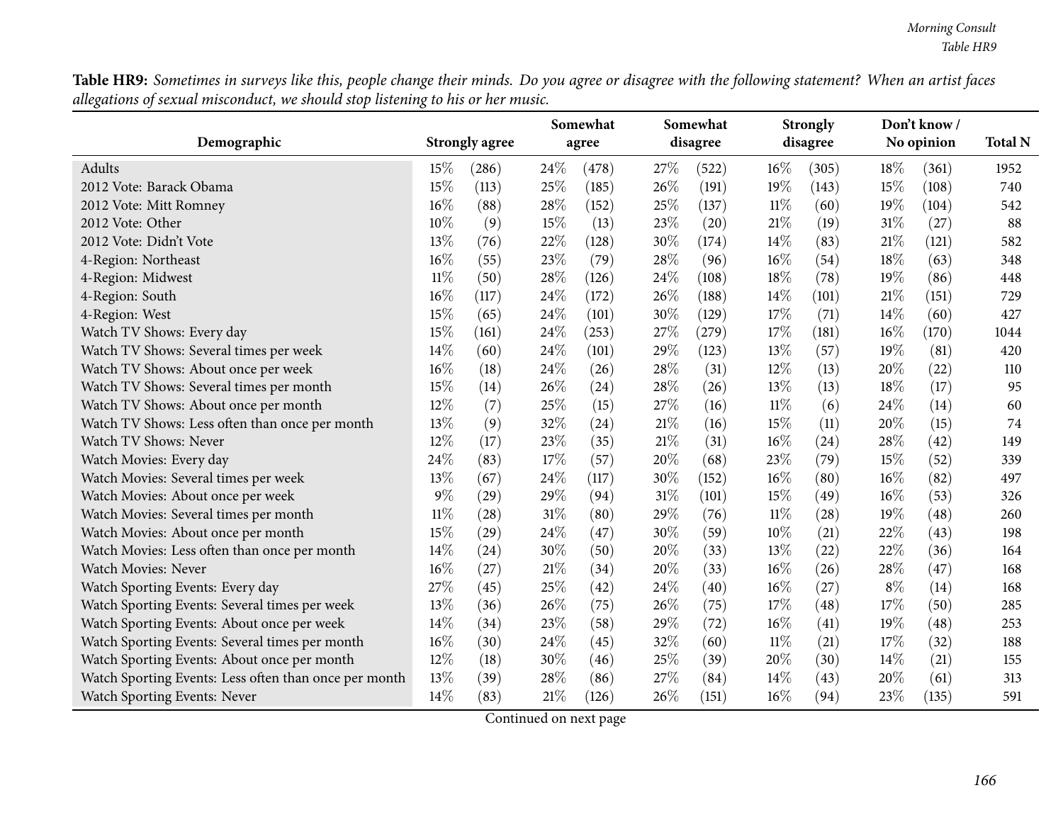**Table HR9:** *Sometimes in surveys like this, people change their minds. Do you agree or disagree with the following statement? When an artist faces allegations of sexual misconduct, we should stop listening to his or her music.*

| Demographic | Strongly agree | | Somewhat agree | | Somewhat disagree | | Strongly disagree | | Don't know / No opinion | | Total N |
|---|---|---|---|---|---|---|---|---|---|---|---|
| Adults | 15% | (286) | 24% | (478) | 27% | (522) | 16% | (305) | 18% | (361) | 1952 |
| 2012 Vote: Barack Obama | 15% | (113) | 25% | (185) | 26% | (191) | 19% | (143) | 15% | (108) | 740 |
| 2012 Vote: Mitt Romney | 16% | (88) | 28% | (152) | 25% | (137) | 11% | (60) | 19% | (104) | 542 |
| 2012 Vote: Other | 10% | (9) | 15% | (13) | 23% | (20) | 21% | (19) | 31% | (27) | 88 |
| 2012 Vote: Didn't Vote | 13% | (76) | 22% | (128) | 30% | (174) | 14% | (83) | 21% | (121) | 582 |
| 4-Region: Northeast | 16% | (55) | 23% | (79) | 28% | (96) | 16% | (54) | 18% | (63) | 348 |
| 4-Region: Midwest | 11% | (50) | 28% | (126) | 24% | (108) | 18% | (78) | 19% | (86) | 448 |
| 4-Region: South | 16% | (117) | 24% | (172) | 26% | (188) | 14% | (101) | 21% | (151) | 729 |
| 4-Region: West | 15% | (65) | 24% | (101) | 30% | (129) | 17% | (71) | 14% | (60) | 427 |
| Watch TV Shows: Every day | 15% | (161) | 24% | (253) | 27% | (279) | 17% | (181) | 16% | (170) | 1044 |
| Watch TV Shows: Several times per week | 14% | (60) | 24% | (101) | 29% | (123) | 13% | (57) | 19% | (81) | 420 |
| Watch TV Shows: About once per week | 16% | (18) | 24% | (26) | 28% | (31) | 12% | (13) | 20% | (22) | 110 |
| Watch TV Shows: Several times per month | 15% | (14) | 26% | (24) | 28% | (26) | 13% | (13) | 18% | (17) | 95 |
| Watch TV Shows: About once per month | 12% | (7) | 25% | (15) | 27% | (16) | 11% | (6) | 24% | (14) | 60 |
| Watch TV Shows: Less often than once per month | 13% | (9) | 32% | (24) | 21% | (16) | 15% | (11) | 20% | (15) | 74 |
| Watch TV Shows: Never | 12% | (17) | 23% | (35) | 21% | (31) | 16% | (24) | 28% | (42) | 149 |
| Watch Movies: Every day | 24% | (83) | 17% | (57) | 20% | (68) | 23% | (79) | 15% | (52) | 339 |
| Watch Movies: Several times per week | 13% | (67) | 24% | (117) | 30% | (152) | 16% | (80) | 16% | (82) | 497 |
| Watch Movies: About once per week | 9% | (29) | 29% | (94) | 31% | (101) | 15% | (49) | 16% | (53) | 326 |
| Watch Movies: Several times per month | 11% | (28) | 31% | (80) | 29% | (76) | 11% | (28) | 19% | (48) | 260 |
| Watch Movies: About once per month | 15% | (29) | 24% | (47) | 30% | (59) | 10% | (21) | 22% | (43) | 198 |
| Watch Movies: Less often than once per month | 14% | (24) | 30% | (50) | 20% | (33) | 13% | (22) | 22% | (36) | 164 |
| Watch Movies: Never | 16% | (27) | 21% | (34) | 20% | (33) | 16% | (26) | 28% | (47) | 168 |
| Watch Sporting Events: Every day | 27% | (45) | 25% | (42) | 24% | (40) | 16% | (27) | 8% | (14) | 168 |
| Watch Sporting Events: Several times per week | 13% | (36) | 26% | (75) | 26% | (75) | 17% | (48) | 17% | (50) | 285 |
| Watch Sporting Events: About once per week | 14% | (34) | 23% | (58) | 29% | (72) | 16% | (41) | 19% | (48) | 253 |
| Watch Sporting Events: Several times per month | 16% | (30) | 24% | (45) | 32% | (60) | 11% | (21) | 17% | (32) | 188 |
| Watch Sporting Events: About once per month | 12% | (18) | 30% | (46) | 25% | (39) | 20% | (30) | 14% | (21) | 155 |
| Watch Sporting Events: Less often than once per month | 13% | (39) | 28% | (86) | 27% | (84) | 14% | (43) | 20% | (61) | 313 |
| Watch Sporting Events: Never | 14% | (83) | 21% | (126) | 26% | (151) | 16% | (94) | 23% | (135) | 591 |

Continued on next page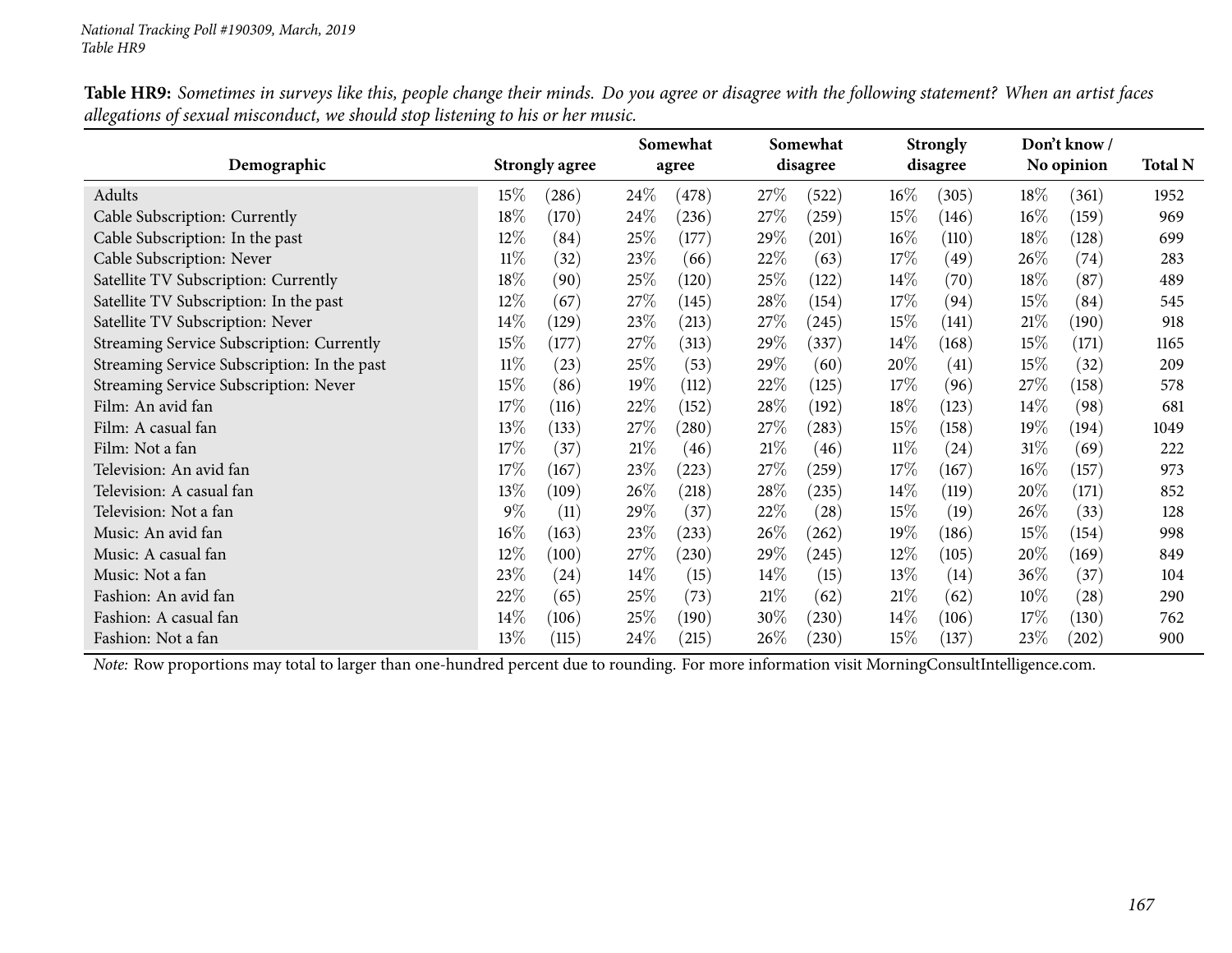**Table HR9:** *Sometimes in surveys like this, people change their minds. Do you agree or disagree with the following statement? When an artist faces allegations of sexual misconduct, we should stop listening to his or her music.*

| Demographic | Strongly agree | | Somewhat agree | | Somewhat disagree | | Strongly disagree | | Don't know / No opinion | | Total N |
|---|---|---|---|---|---|---|---|---|---|---|---|
| Adults | 15% | (286) | 24% | (478) | 27% | (522) | 16% | (305) | 18% | (361) | 1952 |
| Cable Subscription: Currently | 18% | (170) | 24% | (236) | 27% | (259) | 15% | (146) | 16% | (159) | 969 |
| Cable Subscription: In the past | 12% | (84) | 25% | (177) | 29% | (201) | 16% | (110) | 18% | (128) | 699 |
| Cable Subscription: Never | 11% | (32) | 23% | (66) | 22% | (63) | 17% | (49) | 26% | (74) | 283 |
| Satellite TV Subscription: Currently | 18% | (90) | 25% | (120) | 25% | (122) | 14% | (70) | 18% | (87) | 489 |
| Satellite TV Subscription: In the past | 12% | (67) | 27% | (145) | 28% | (154) | 17% | (94) | 15% | (84) | 545 |
| Satellite TV Subscription: Never | 14% | (129) | 23% | (213) | 27% | (245) | 15% | (141) | 21% | (190) | 918 |
| Streaming Service Subscription: Currently | 15% | (177) | 27% | (313) | 29% | (337) | 14% | (168) | 15% | (171) | 1165 |
| Streaming Service Subscription: In the past | 11% | (23) | 25% | (53) | 29% | (60) | 20% | (41) | 15% | (32) | 209 |
| Streaming Service Subscription: Never | 15% | (86) | 19% | (112) | 22% | (125) | 17% | (96) | 27% | (158) | 578 |
| Film: An avid fan | 17% | (116) | 22% | (152) | 28% | (192) | 18% | (123) | 14% | (98) | 681 |
| Film: A casual fan | 13% | (133) | 27% | (280) | 27% | (283) | 15% | (158) | 19% | (194) | 1049 |
| Film: Not a fan | 17% | (37) | 21% | (46) | 21% | (46) | 11% | (24) | 31% | (69) | 222 |
| Television: An avid fan | 17% | (167) | 23% | (223) | 27% | (259) | 17% | (167) | 16% | (157) | 973 |
| Television: A casual fan | 13% | (109) | 26% | (218) | 28% | (235) | 14% | (119) | 20% | (171) | 852 |
| Television: Not a fan | 9% | (11) | 29% | (37) | 22% | (28) | 15% | (19) | 26% | (33) | 128 |
| Music: An avid fan | 16% | (163) | 23% | (233) | 26% | (262) | 19% | (186) | 15% | (154) | 998 |
| Music: A casual fan | 12% | (100) | 27% | (230) | 29% | (245) | 12% | (105) | 20% | (169) | 849 |
| Music: Not a fan | 23% | (24) | 14% | (15) | 14% | (15) | 13% | (14) | 36% | (37) | 104 |
| Fashion: An avid fan | 22% | (65) | 25% | (73) | 21% | (62) | 21% | (62) | 10% | (28) | 290 |
| Fashion: A casual fan | 14% | (106) | 25% | (190) | 30% | (230) | 14% | (106) | 17% | (130) | 762 |
| Fashion: Not a fan | 13% | (115) | 24% | (215) | 26% | (230) | 15% | (137) | 23% | (202) | 900 |

*Note:* Row proportions may total to larger than one-hundred percent due to rounding. For more information visit MorningConsultIntelligence.com.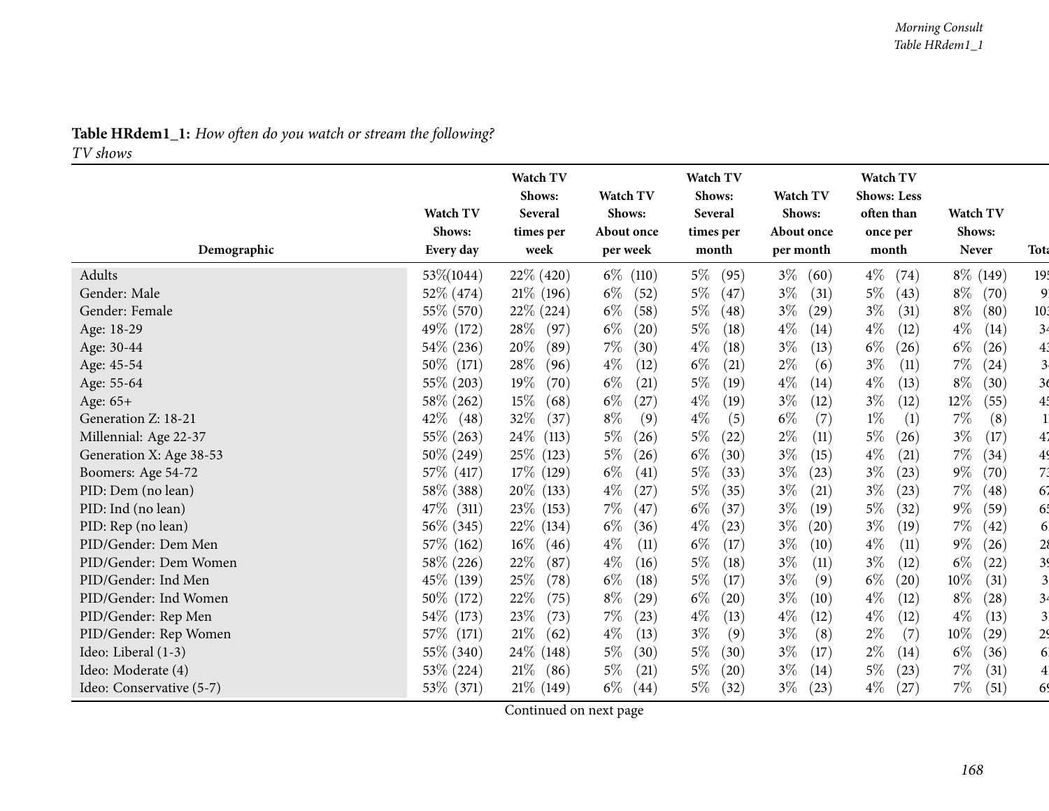**Table HRdem1_1:** *How often do you watch or stream the following?*
*TV shows*

| Demographic | Watch TV Shows: Every day | Watch TV Shows: Several times per week | Watch TV Shows: About once per week | Watch TV Shows: Several times per month | Watch TV Shows: About once per month | Watch TV Shows: Less often than once per month | Watch TV Shows: Never | Tota |
|---|---|---|---|---|---|---|---|---|
| Adults | 53%(1044) | 22% (420) | 6% (110) | 5% (95) | 3% (60) | 4% (74) | 8% (149) | 195 |
| Gender: Male | 52% (474) | 21% (196) | 6% (52) | 5% (47) | 3% (31) | 5% (43) | 8% (70) | 9 |
| Gender: Female | 55% (570) | 22% (224) | 6% (58) | 5% (48) | 3% (29) | 3% (31) | 8% (80) | 10 |
| Age: 18-29 | 49% (172) | 28% (97) | 6% (20) | 5% (18) | 4% (14) | 4% (12) | 4% (14) | 3 |
| Age: 30-44 | 54% (236) | 20% (89) | 7% (30) | 4% (18) | 3% (13) | 6% (26) | 6% (26) | 4 |
| Age: 45-54 | 50% (171) | 28% (96) | 4% (12) | 6% (21) | 2% (6) | 3% (11) | 7% (24) | 3 |
| Age: 55-64 | 55% (203) | 19% (70) | 6% (21) | 5% (19) | 4% (14) | 4% (13) | 8% (30) | 3 |
| Age: 65+ | 58% (262) | 15% (68) | 6% (27) | 4% (19) | 3% (12) | 3% (12) | 12% (55) | 4 |
| Generation Z: 18-21 | 42% (48) | 32% (37) | 8% (9) | 4% (5) | 6% (7) | 1% (1) | 7% (8) | 1 |
| Millennial: Age 22-37 | 55% (263) | 24% (113) | 5% (26) | 5% (22) | 2% (11) | 5% (26) | 3% (17) | 4 |
| Generation X: Age 38-53 | 50% (249) | 25% (123) | 5% (26) | 6% (30) | 3% (15) | 4% (21) | 7% (34) | 4 |
| Boomers: Age 54-72 | 57% (417) | 17% (129) | 6% (41) | 5% (33) | 3% (23) | 3% (23) | 9% (70) | 7 |
| PID: Dem (no lean) | 58% (388) | 20% (133) | 4% (27) | 5% (35) | 3% (21) | 3% (23) | 7% (48) | 6 |
| PID: Ind (no lean) | 47% (311) | 23% (153) | 7% (47) | 6% (37) | 3% (19) | 5% (32) | 9% (59) | 6 |
| PID: Rep (no lean) | 56% (345) | 22% (134) | 6% (36) | 4% (23) | 3% (20) | 3% (19) | 7% (42) | 6 |
| PID/Gender: Dem Men | 57% (162) | 16% (46) | 4% (11) | 6% (17) | 3% (10) | 4% (11) | 9% (26) | 2 |
| PID/Gender: Dem Women | 58% (226) | 22% (87) | 4% (16) | 5% (18) | 3% (11) | 3% (12) | 6% (22) | 3 |
| PID/Gender: Ind Men | 45% (139) | 25% (78) | 6% (18) | 5% (17) | 3% (9) | 6% (20) | 10% (31) | 3 |
| PID/Gender: Ind Women | 50% (172) | 22% (75) | 8% (29) | 6% (20) | 3% (10) | 4% (12) | 8% (28) | 3 |
| PID/Gender: Rep Men | 54% (173) | 23% (73) | 7% (23) | 4% (13) | 4% (12) | 4% (12) | 4% (13) | 3 |
| PID/Gender: Rep Women | 57% (171) | 21% (62) | 4% (13) | 3% (9) | 3% (8) | 2% (7) | 10% (29) | 2 |
| Ideo: Liberal (1-3) | 55% (340) | 24% (148) | 5% (30) | 5% (30) | 3% (17) | 2% (14) | 6% (36) | 6 |
| Ideo: Moderate (4) | 53% (224) | 21% (86) | 5% (21) | 5% (20) | 3% (14) | 5% (23) | 7% (31) | 4 |
| Ideo: Conservative (5-7) | 53% (371) | 21% (149) | 6% (44) | 5% (32) | 3% (23) | 4% (27) | 7% (51) | 6 |

Continued on next page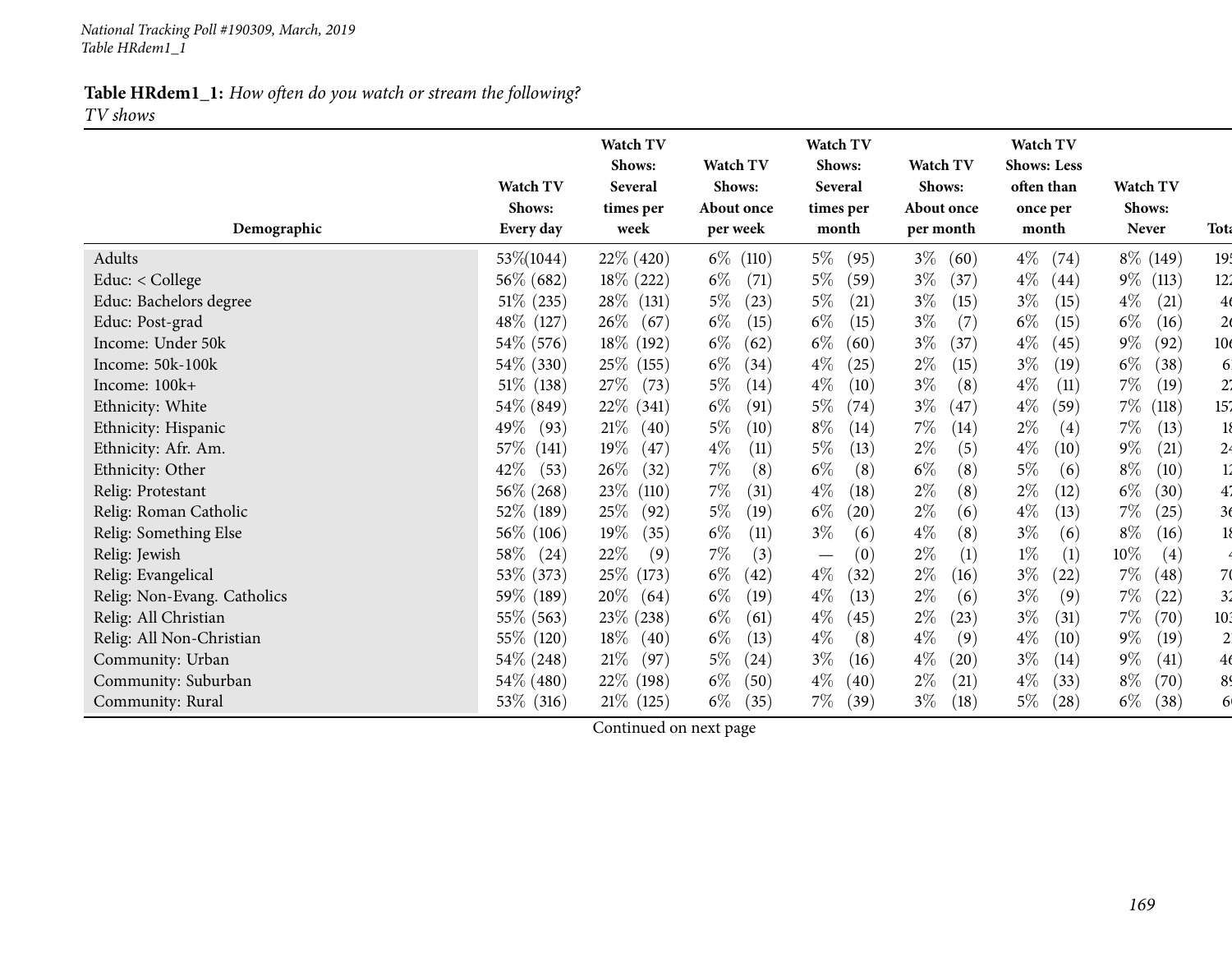**Table HRdem1_1:** *How often do you watch or stream the following?*
*TV shows*

| Demographic | Watch TV Shows: Every day | Watch TV Shows: Several times per week | Watch TV Shows: About once per week | Watch TV Shows: Several times per month | Watch TV Shows: About once per month | Watch TV Shows: Less often than once per month | Watch TV Shows: Never | Tota |
|---|---|---|---|---|---|---|---|---|
| Adults | 53%(1044) | 22% (420) | 6% (110) | 5% (95) | 3% (60) | 4% (74) | 8% (149) | 19 |
| Educ: < College | 56% (682) | 18% (222) | 6% (71) | 5% (59) | 3% (37) | 4% (44) | 9% (113) | 12 |
| Educ: Bachelors degree | 51% (235) | 28% (131) | 5% (23) | 5% (21) | 3% (15) | 3% (15) | 4% (21) | 4 |
| Educ: Post-grad | 48% (127) | 26% (67) | 6% (15) | 6% (15) | 3% (7) | 6% (15) | 6% (16) | 2 |
| Income: Under 50k | 54% (576) | 18% (192) | 6% (62) | 6% (60) | 3% (37) | 4% (45) | 9% (92) | 10 |
| Income: 50k-100k | 54% (330) | 25% (155) | 6% (34) | 4% (25) | 2% (15) | 3% (19) | 6% (38) | 6 |
| Income: 100k+ | 51% (138) | 27% (73) | 5% (14) | 4% (10) | 3% (8) | 4% (11) | 7% (19) | 2 |
| Ethnicity: White | 54% (849) | 22% (341) | 6% (91) | 5% (74) | 3% (47) | 4% (59) | 7% (118) | 15 |
| Ethnicity: Hispanic | 49% (93) | 21% (40) | 5% (10) | 8% (14) | 7% (14) | 2% (4) | 7% (13) | 1 |
| Ethnicity: Afr. Am. | 57% (141) | 19% (47) | 4% (11) | 5% (13) | 2% (5) | 4% (10) | 9% (21) | 2 |
| Ethnicity: Other | 42% (53) | 26% (32) | 7% (8) | 6% (8) | 6% (8) | 5% (6) | 8% (10) | 1 |
| Relig: Protestant | 56% (268) | 23% (110) | 7% (31) | 4% (18) | 2% (8) | 2% (12) | 6% (30) | 4 |
| Relig: Roman Catholic | 52% (189) | 25% (92) | 5% (19) | 6% (20) | 2% (6) | 4% (13) | 7% (25) | 3 |
| Relig: Something Else | 56% (106) | 19% (35) | 6% (11) | 3% (6) | 4% (8) | 3% (6) | 8% (16) | 1 |
| Relig: Jewish | 58% (24) | 22% (9) | 7% (3) | — (0) | 2% (1) | 1% (1) | 10% (4) | |
| Relig: Evangelical | 53% (373) | 25% (173) | 6% (42) | 4% (32) | 2% (16) | 3% (22) | 7% (48) | 7 |
| Relig: Non-Evang. Catholics | 59% (189) | 20% (64) | 6% (19) | 4% (13) | 2% (6) | 3% (9) | 7% (22) | 3 |
| Relig: All Christian | 55% (563) | 23% (238) | 6% (61) | 4% (45) | 2% (23) | 3% (31) | 7% (70) | 10 |
| Relig: All Non-Christian | 55% (120) | 18% (40) | 6% (13) | 4% (8) | 4% (9) | 4% (10) | 9% (19) | 2 |
| Community: Urban | 54% (248) | 21% (97) | 5% (24) | 3% (16) | 4% (20) | 3% (14) | 9% (41) | 4 |
| Community: Suburban | 54% (480) | 22% (198) | 6% (50) | 4% (40) | 2% (21) | 4% (33) | 8% (70) | 8 |
| Community: Rural | 53% (316) | 21% (125) | 6% (35) | 7% (39) | 3% (18) | 5% (28) | 6% (38) | 6 |

Continued on next page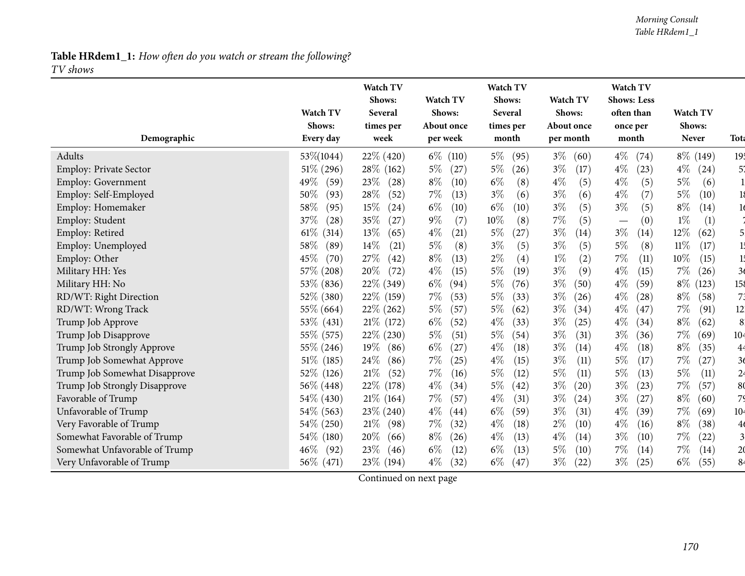**Table HRdem1_1:** *How often do you watch or stream the following?*
*TV shows*

| Demographic | Watch TV Shows: Every day | Watch TV Shows: Several times per week | Watch TV Shows: About once per week | Watch TV Shows: Several times per month | Watch TV Shows: About once per month | Watch TV Shows: Less often than once per month | Watch TV Shows: Never | Tota |
|---|---|---|---|---|---|---|---|---|
| Adults | 53%(1044) | 22% (420) | 6% (110) | 5% (95) | 3% (60) | 4% (74) | 8% (149) | 195 |
| Employ: Private Sector | 51% (296) | 28% (162) | 5% (27) | 5% (26) | 3% (17) | 4% (23) | 4% (24) | 57 |
| Employ: Government | 49% (59) | 23% (28) | 8% (10) | 6% (8) | 4% (5) | 4% (5) | 5% (6) | 1 |
| Employ: Self-Employed | 50% (93) | 28% (52) | 7% (13) | 3% (6) | 3% (6) | 4% (7) | 5% (10) | 18 |
| Employ: Homemaker | 58% (95) | 15% (24) | 6% (10) | 6% (10) | 3% (5) | 3% (5) | 8% (14) | 16 |
| Employ: Student | 37% (28) | 35% (27) | 9% (7) | 10% (8) | 7% (5) | — (0) | 1% (1) | 7 |
| Employ: Retired | 61% (314) | 13% (65) | 4% (21) | 5% (27) | 3% (14) | 3% (14) | 12% (62) | 5 |
| Employ: Unemployed | 58% (89) | 14% (21) | 5% (8) | 3% (5) | 3% (5) | 5% (8) | 11% (17) | 15 |
| Employ: Other | 45% (70) | 27% (42) | 8% (13) | 2% (4) | 1% (2) | 7% (11) | 10% (15) | 15 |
| Military HH: Yes | 57% (208) | 20% (72) | 4% (15) | 5% (19) | 3% (9) | 4% (15) | 7% (26) | 36 |
| Military HH: No | 53% (836) | 22% (349) | 6% (94) | 5% (76) | 3% (50) | 4% (59) | 8% (123) | 158 |
| RD/WT: Right Direction | 52% (380) | 22% (159) | 7% (53) | 5% (33) | 3% (26) | 4% (28) | 8% (58) | 73 |
| RD/WT: Wrong Track | 55% (664) | 22% (262) | 5% (57) | 5% (62) | 3% (34) | 4% (47) | 7% (91) | 12 |
| Trump Job Approve | 53% (431) | 21% (172) | 6% (52) | 4% (33) | 3% (25) | 4% (34) | 8% (62) | 8 |
| Trump Job Disapprove | 55% (575) | 22% (230) | 5% (51) | 5% (54) | 3% (31) | 3% (36) | 7% (69) | 104 |
| Trump Job Strongly Approve | 55% (246) | 19% (86) | 6% (27) | 4% (18) | 3% (14) | 4% (18) | 8% (35) | 44 |
| Trump Job Somewhat Approve | 51% (185) | 24% (86) | 7% (25) | 4% (15) | 3% (11) | 5% (17) | 7% (27) | 36 |
| Trump Job Somewhat Disapprove | 52% (126) | 21% (52) | 7% (16) | 5% (12) | 5% (11) | 5% (13) | 5% (11) | 24 |
| Trump Job Strongly Disapprove | 56% (448) | 22% (178) | 4% (34) | 5% (42) | 3% (20) | 3% (23) | 7% (57) | 80 |
| Favorable of Trump | 54% (430) | 21% (164) | 7% (57) | 4% (31) | 3% (24) | 3% (27) | 8% (60) | 79 |
| Unfavorable of Trump | 54% (563) | 23% (240) | 4% (44) | 6% (59) | 3% (31) | 4% (39) | 7% (69) | 104 |
| Very Favorable of Trump | 54% (250) | 21% (98) | 7% (32) | 4% (18) | 2% (10) | 4% (16) | 8% (38) | 46 |
| Somewhat Favorable of Trump | 54% (180) | 20% (66) | 8% (26) | 4% (13) | 4% (14) | 3% (10) | 7% (22) | 3 |
| Somewhat Unfavorable of Trump | 46% (92) | 23% (46) | 6% (12) | 6% (13) | 5% (10) | 7% (14) | 7% (14) | 20 |
| Very Unfavorable of Trump | 56% (471) | 23% (194) | 4% (32) | 6% (47) | 3% (22) | 3% (25) | 6% (55) | 84 |

Continued on next page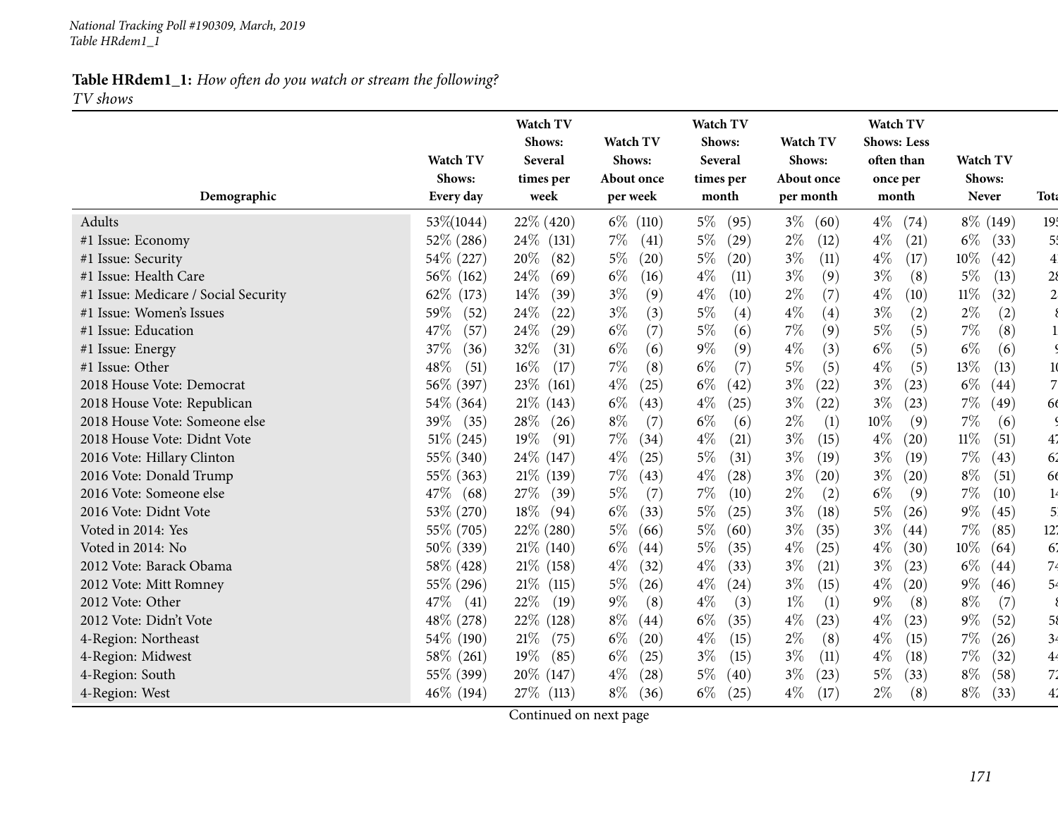National Tracking Poll #190309, March, 2019
Table HRdem1_1

**Table HRdem1_1:** *How often do you watch or stream the following?*
*TV shows*

| Demographic | Watch TV Shows: Every day | Watch TV Shows: Several times per week | Watch TV Shows: About once per week | Watch TV Shows: Several times per month | Watch TV Shows: About once per month | Watch TV Shows: Less often than once per month | Watch TV Shows: Never | Tota |
|---|---|---|---|---|---|---|---|---|
| Adults | 53%(1044) | 22% (420) | 6% (110) | 5% (95) | 3% (60) | 4% (74) | 8% (149) | 19 |
| #1 Issue: Economy | 52% (286) | 24% (131) | 7% (41) | 5% (29) | 2% (12) | 4% (21) | 6% (33) | 5 |
| #1 Issue: Security | 54% (227) | 20% (82) | 5% (20) | 5% (20) | 3% (11) | 4% (17) | 10% (42) | 4 |
| #1 Issue: Health Care | 56% (162) | 24% (69) | 6% (16) | 4% (11) | 3% (9) | 3% (8) | 5% (13) | 2 |
| #1 Issue: Medicare / Social Security | 62% (173) | 14% (39) | 3% (9) | 4% (10) | 2% (7) | 4% (10) | 11% (32) | 2 |
| #1 Issue: Women's Issues | 59% (52) | 24% (22) | 3% (3) | 5% (4) | 4% (4) | 3% (2) | 2% (2) | |
| #1 Issue: Education | 47% (57) | 24% (29) | 6% (7) | 5% (6) | 7% (9) | 5% (5) | 7% (8) | 1 |
| #1 Issue: Energy | 37% (36) | 32% (31) | 6% (6) | 9% (9) | 4% (3) | 6% (5) | 6% (6) | |
| #1 Issue: Other | 48% (51) | 16% (17) | 7% (8) | 6% (7) | 5% (5) | 4% (5) | 13% (13) | 1 |
| 2018 House Vote: Democrat | 56% (397) | 23% (161) | 4% (25) | 6% (42) | 3% (22) | 3% (23) | 6% (44) | 7 |
| 2018 House Vote: Republican | 54% (364) | 21% (143) | 6% (43) | 4% (25) | 3% (22) | 3% (23) | 7% (49) | 6 |
| 2018 House Vote: Someone else | 39% (35) | 28% (26) | 8% (7) | 6% (6) | 2% (1) | 10% (9) | 7% (6) | |
| 2018 House Vote: Didnt Vote | 51% (245) | 19% (91) | 7% (34) | 4% (21) | 3% (15) | 4% (20) | 11% (51) | 4 |
| 2016 Vote: Hillary Clinton | 55% (340) | 24% (147) | 4% (25) | 5% (31) | 3% (19) | 3% (19) | 7% (43) | 6 |
| 2016 Vote: Donald Trump | 55% (363) | 21% (139) | 7% (43) | 4% (28) | 3% (20) | 3% (20) | 8% (51) | 6 |
| 2016 Vote: Someone else | 47% (68) | 27% (39) | 5% (7) | 7% (10) | 2% (2) | 6% (9) | 7% (10) | 1 |
| 2016 Vote: Didnt Vote | 53% (270) | 18% (94) | 6% (33) | 5% (25) | 3% (18) | 5% (26) | 9% (45) | 5 |
| Voted in 2014: Yes | 55% (705) | 22% (280) | 5% (66) | 5% (60) | 3% (35) | 3% (44) | 7% (85) | 12 |
| Voted in 2014: No | 50% (339) | 21% (140) | 6% (44) | 5% (35) | 4% (25) | 4% (30) | 10% (64) | 6 |
| 2012 Vote: Barack Obama | 58% (428) | 21% (158) | 4% (32) | 4% (33) | 3% (21) | 3% (23) | 6% (44) | 7 |
| 2012 Vote: Mitt Romney | 55% (296) | 21% (115) | 5% (26) | 4% (24) | 3% (15) | 4% (20) | 9% (46) | 5 |
| 2012 Vote: Other | 47% (41) | 22% (19) | 9% (8) | 4% (3) | 1% (1) | 9% (8) | 8% (7) | |
| 2012 Vote: Didn't Vote | 48% (278) | 22% (128) | 8% (44) | 6% (35) | 4% (23) | 4% (23) | 9% (52) | 5 |
| 4-Region: Northeast | 54% (190) | 21% (75) | 6% (20) | 4% (15) | 2% (8) | 4% (15) | 7% (26) | 3 |
| 4-Region: Midwest | 58% (261) | 19% (85) | 6% (25) | 3% (15) | 3% (11) | 4% (18) | 7% (32) | 4 |
| 4-Region: South | 55% (399) | 20% (147) | 4% (28) | 5% (40) | 3% (23) | 5% (33) | 8% (58) | 7 |
| 4-Region: West | 46% (194) | 27% (113) | 8% (36) | 6% (25) | 4% (17) | 2% (8) | 8% (33) | 4 |

Continued on next page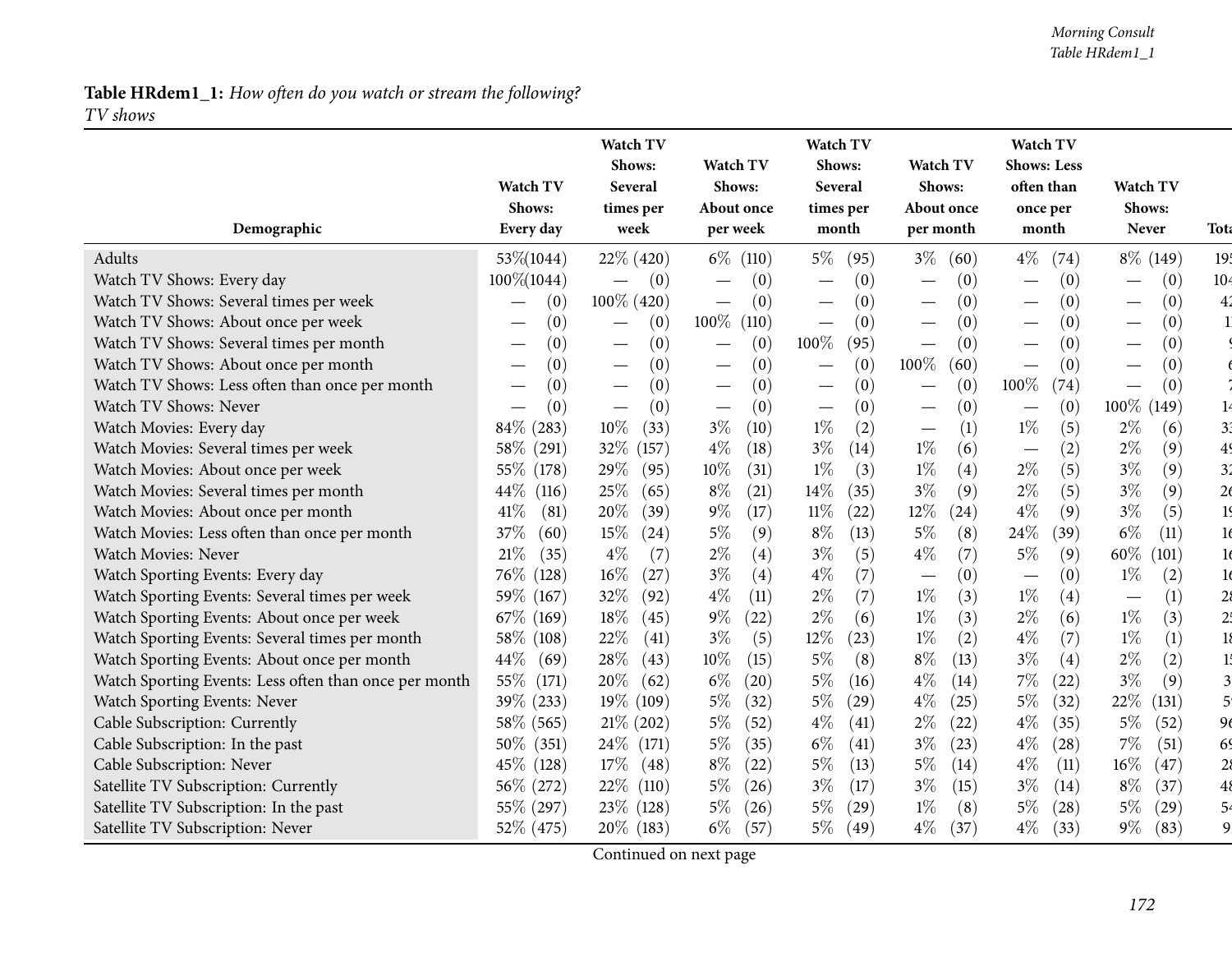**Table HRdem1_1:** *How often do you watch or stream the following?*
*TV shows*

| Demographic | Watch TV Shows: Every day | Watch TV Shows: Several times per week | Watch TV Shows: About once per week | Watch TV Shows: Several times per month | Watch TV Shows: About once per month | Watch TV Shows: Less often than once per month | Watch TV Shows: Never | Tota |
|---|---|---|---|---|---|---|---|---|
| Adults | 53%(1044) | 22% (420) | 6% (110) | 5% (95) | 3% (60) | 4% (74) | 8% (149) | 19 |
| Watch TV Shows: Every day | 100%(1044) | — (0) | — (0) | — (0) | — (0) | — (0) | — (0) | 104 |
| Watch TV Shows: Several times per week | — (0) | 100% (420) | — (0) | — (0) | — (0) | — (0) | — (0) | 42 |
| Watch TV Shows: About once per week | — (0) | — (0) | 100% (110) | — (0) | — (0) | — (0) | — (0) | 1 |
| Watch TV Shows: Several times per month | — (0) | — (0) | — (0) | 100% (95) | — (0) | — (0) | — (0) | |
| Watch TV Shows: About once per month | — (0) | — (0) | — (0) | — (0) | 100% (60) | — (0) | — (0) | |
| Watch TV Shows: Less often than once per month | — (0) | — (0) | — (0) | — (0) | — (0) | 100% (74) | — (0) | |
| Watch TV Shows: Never | — (0) | — (0) | — (0) | — (0) | — (0) | — (0) | 100% (149) | 14 |
| Watch Movies: Every day | 84% (283) | 10% (33) | 3% (10) | 1% (2) | — (1) | 1% (5) | 2% (6) | 3 |
| Watch Movies: Several times per week | 58% (291) | 32% (157) | 4% (18) | 3% (14) | 1% (6) | — (2) | 2% (9) | 4 |
| Watch Movies: About once per week | 55% (178) | 29% (95) | 10% (31) | 1% (3) | 1% (4) | 2% (5) | 3% (9) | 3 |
| Watch Movies: Several times per month | 44% (116) | 25% (65) | 8% (21) | 14% (35) | 3% (9) | 2% (5) | 3% (9) | 2 |
| Watch Movies: About once per month | 41% (81) | 20% (39) | 9% (17) | 11% (22) | 12% (24) | 4% (9) | 3% (5) | 1 |
| Watch Movies: Less often than once per month | 37% (60) | 15% (24) | 5% (9) | 8% (13) | 5% (8) | 24% (39) | 6% (11) | 1 |
| Watch Movies: Never | 21% (35) | 4% (7) | 2% (4) | 3% (5) | 4% (7) | 5% (9) | 60% (101) | 1 |
| Watch Sporting Events: Every day | 76% (128) | 16% (27) | 3% (4) | 4% (7) | — (0) | — (0) | 1% (2) | 1 |
| Watch Sporting Events: Several times per week | 59% (167) | 32% (92) | 4% (11) | 2% (7) | 1% (3) | 1% (4) | — (1) | 2 |
| Watch Sporting Events: About once per week | 67% (169) | 18% (45) | 9% (22) | 2% (6) | 1% (3) | 2% (6) | 1% (3) | 2 |
| Watch Sporting Events: Several times per month | 58% (108) | 22% (41) | 3% (5) | 12% (23) | 1% (2) | 4% (7) | 1% (1) | 1 |
| Watch Sporting Events: About once per month | 44% (69) | 28% (43) | 10% (15) | 5% (8) | 8% (13) | 3% (4) | 2% (2) | 1 |
| Watch Sporting Events: Less often than once per month | 55% (171) | 20% (62) | 6% (20) | 5% (16) | 4% (14) | 7% (22) | 3% (9) | 3 |
| Watch Sporting Events: Never | 39% (233) | 19% (109) | 5% (32) | 5% (29) | 4% (25) | 5% (32) | 22% (131) | 5 |
| Cable Subscription: Currently | 58% (565) | 21% (202) | 5% (52) | 4% (41) | 2% (22) | 4% (35) | 5% (52) | 9 |
| Cable Subscription: In the past | 50% (351) | 24% (171) | 5% (35) | 6% (41) | 3% (23) | 4% (28) | 7% (51) | 6 |
| Cable Subscription: Never | 45% (128) | 17% (48) | 8% (22) | 5% (13) | 5% (14) | 4% (11) | 16% (47) | 2 |
| Satellite TV Subscription: Currently | 56% (272) | 22% (110) | 5% (26) | 3% (17) | 3% (15) | 3% (14) | 8% (37) | 4 |
| Satellite TV Subscription: In the past | 55% (297) | 23% (128) | 5% (26) | 5% (29) | 1% (8) | 5% (28) | 5% (29) | 5 |
| Satellite TV Subscription: Never | 52% (475) | 20% (183) | 6% (57) | 5% (49) | 4% (37) | 4% (33) | 9% (83) | 9 |

Continued on next page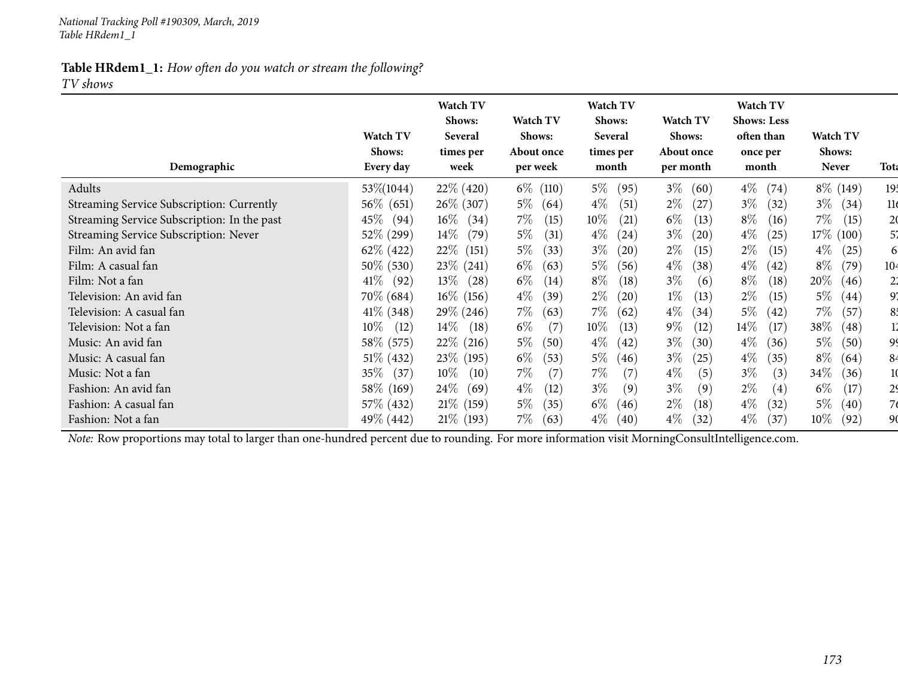**Table HRdem1_1:** *How often do you watch or stream the following?*
*TV shows*

| Demographic | Watch TV Shows: Every day | Watch TV Shows: Several times per week | Watch TV Shows: About once per week | Watch TV Shows: Several times per month | Watch TV Shows: About once per month | Watch TV Shows: Less often than once per month | Watch TV Shows: Never | Tota |
|---|---|---|---|---|---|---|---|---|
| Adults | 53%(1044) | 22% (420) | 6% (110) | 5% (95) | 3% (60) | 4% (74) | 8% (149) | 19 |
| Streaming Service Subscription: Currently | 56% (651) | 26% (307) | 5% (64) | 4% (51) | 2% (27) | 3% (32) | 3% (34) | 11 |
| Streaming Service Subscription: In the past | 45% (94) | 16% (34) | 7% (15) | 10% (21) | 6% (13) | 8% (16) | 7% (15) | 2 |
| Streaming Service Subscription: Never | 52% (299) | 14% (79) | 5% (31) | 4% (24) | 3% (20) | 4% (25) | 17% (100) | 5 |
| Film: An avid fan | 62% (422) | 22% (151) | 5% (33) | 3% (20) | 2% (15) | 2% (15) | 4% (25) | 6 |
| Film: A casual fan | 50% (530) | 23% (241) | 6% (63) | 5% (56) | 4% (38) | 4% (42) | 8% (79) | 10 |
| Film: Not a fan | 41% (92) | 13% (28) | 6% (14) | 8% (18) | 3% (6) | 8% (18) | 20% (46) | 2 |
| Television: An avid fan | 70% (684) | 16% (156) | 4% (39) | 2% (20) | 1% (13) | 2% (15) | 5% (44) | 9 |
| Television: A casual fan | 41% (348) | 29% (246) | 7% (63) | 7% (62) | 4% (34) | 5% (42) | 7% (57) | 8 |
| Television: Not a fan | 10% (12) | 14% (18) | 6% (7) | 10% (13) | 9% (12) | 14% (17) | 38% (48) | 1 |
| Music: An avid fan | 58% (575) | 22% (216) | 5% (50) | 4% (42) | 3% (30) | 4% (36) | 5% (50) | 9 |
| Music: A casual fan | 51% (432) | 23% (195) | 6% (53) | 5% (46) | 3% (25) | 4% (35) | 8% (64) | 8 |
| Music: Not a fan | 35% (37) | 10% (10) | 7% (7) | 7% (7) | 4% (5) | 3% (3) | 34% (36) | 1 |
| Fashion: An avid fan | 58% (169) | 24% (69) | 4% (12) | 3% (9) | 3% (9) | 2% (4) | 6% (17) | 2 |
| Fashion: A casual fan | 57% (432) | 21% (159) | 5% (35) | 6% (46) | 2% (18) | 4% (32) | 5% (40) | 7 |
| Fashion: Not a fan | 49% (442) | 21% (193) | 7% (63) | 4% (40) | 4% (32) | 4% (37) | 10% (92) | 9 |

*Note:* Row proportions may total to larger than one-hundred percent due to rounding. For more information visit MorningConsultIntelligence.com.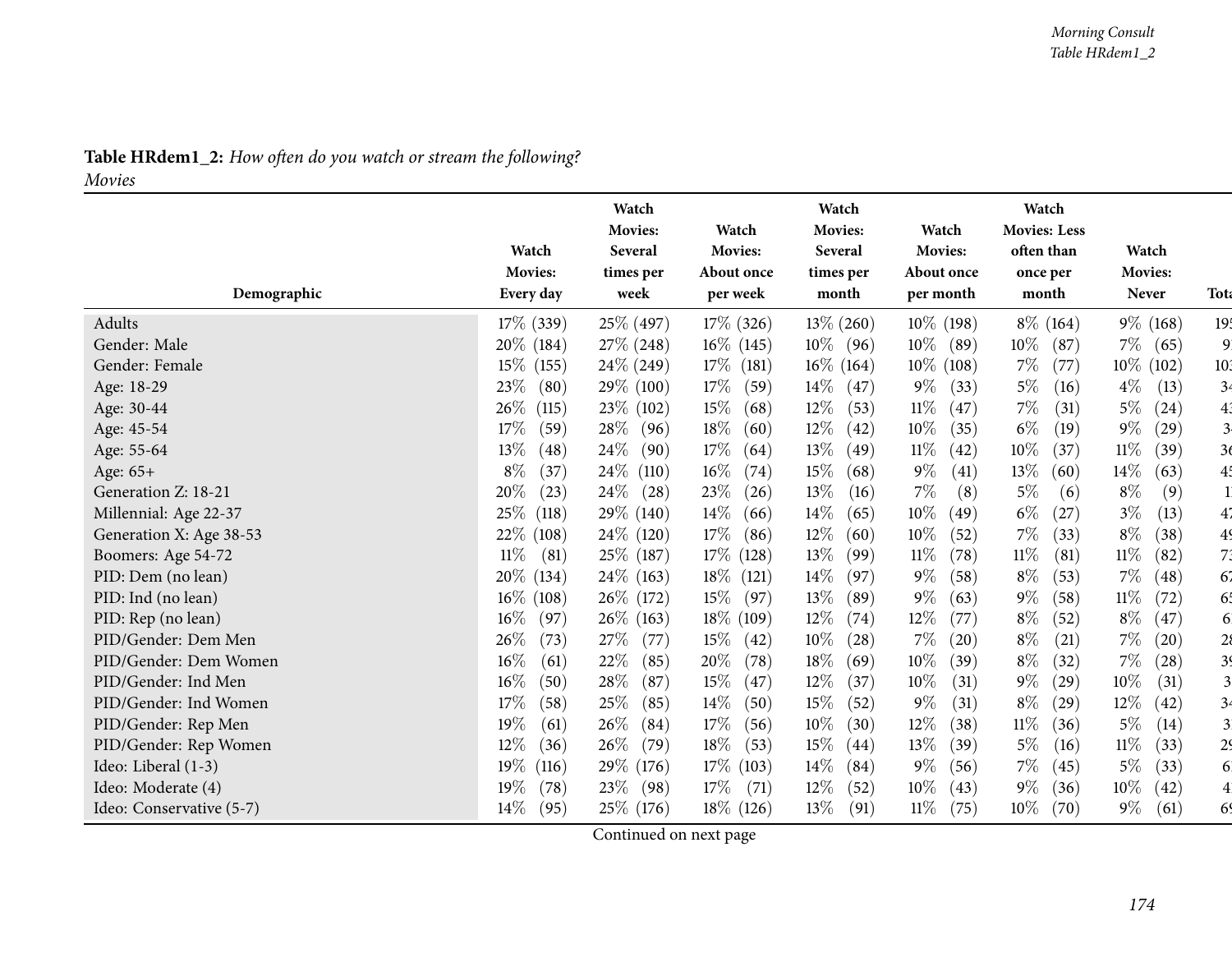**Table HRdem1_2:** *How often do you watch or stream the following?*
*Movies*

| Demographic | Watch Movies: Every day | Watch Movies: Several times per week | Watch Movies: About once per week | Watch Movies: Several times per month | Watch Movies: About once per month | Watch Movies: Less often than once per month | Watch Movies: Never | Tota |
|---|---|---|---|---|---|---|---|---|
| Adults | 17% (339) | 25% (497) | 17% (326) | 13% (260) | 10% (198) | 8% (164) | 9% (168) | 195 |
| Gender: Male | 20% (184) | 27% (248) | 16% (145) | 10% (96) | 10% (89) | 10% (87) | 7% (65) | 9 |
| Gender: Female | 15% (155) | 24% (249) | 17% (181) | 16% (164) | 10% (108) | 7% (77) | 10% (102) | 10 |
| Age: 18-29 | 23% (80) | 29% (100) | 17% (59) | 14% (47) | 9% (33) | 5% (16) | 4% (13) | 3 |
| Age: 30-44 | 26% (115) | 23% (102) | 15% (68) | 12% (53) | 11% (47) | 7% (31) | 5% (24) | 4 |
| Age: 45-54 | 17% (59) | 28% (96) | 18% (60) | 12% (42) | 10% (35) | 6% (19) | 9% (29) | 3 |
| Age: 55-64 | 13% (48) | 24% (90) | 17% (64) | 13% (49) | 11% (42) | 10% (37) | 11% (39) | 3 |
| Age: 65+ | 8% (37) | 24% (110) | 16% (74) | 15% (68) | 9% (41) | 13% (60) | 14% (63) | 4 |
| Generation Z: 18-21 | 20% (23) | 24% (28) | 23% (26) | 13% (16) | 7% (8) | 5% (6) | 8% (9) | 1 |
| Millennial: Age 22-37 | 25% (118) | 29% (140) | 14% (66) | 14% (65) | 10% (49) | 6% (27) | 3% (13) | 4 |
| Generation X: Age 38-53 | 22% (108) | 24% (120) | 17% (86) | 12% (60) | 10% (52) | 7% (33) | 8% (38) | 4 |
| Boomers: Age 54-72 | 11% (81) | 25% (187) | 17% (128) | 13% (99) | 11% (78) | 11% (81) | 11% (82) | 7 |
| PID: Dem (no lean) | 20% (134) | 24% (163) | 18% (121) | 14% (97) | 9% (58) | 8% (53) | 7% (48) | 6 |
| PID: Ind (no lean) | 16% (108) | 26% (172) | 15% (97) | 13% (89) | 9% (63) | 9% (58) | 11% (72) | 6 |
| PID: Rep (no lean) | 16% (97) | 26% (163) | 18% (109) | 12% (74) | 12% (77) | 8% (52) | 8% (47) | 6 |
| PID/Gender: Dem Men | 26% (73) | 27% (77) | 15% (42) | 10% (28) | 7% (20) | 8% (21) | 7% (20) | 2 |
| PID/Gender: Dem Women | 16% (61) | 22% (85) | 20% (78) | 18% (69) | 10% (39) | 8% (32) | 7% (28) | 3 |
| PID/Gender: Ind Men | 16% (50) | 28% (87) | 15% (47) | 12% (37) | 10% (31) | 9% (29) | 10% (31) | 3 |
| PID/Gender: Ind Women | 17% (58) | 25% (85) | 14% (50) | 15% (52) | 9% (31) | 8% (29) | 12% (42) | 3 |
| PID/Gender: Rep Men | 19% (61) | 26% (84) | 17% (56) | 10% (30) | 12% (38) | 11% (36) | 5% (14) | 3 |
| PID/Gender: Rep Women | 12% (36) | 26% (79) | 18% (53) | 15% (44) | 13% (39) | 5% (16) | 11% (33) | 2 |
| Ideo: Liberal (1-3) | 19% (116) | 29% (176) | 17% (103) | 14% (84) | 9% (56) | 7% (45) | 5% (33) | 6 |
| Ideo: Moderate (4) | 19% (78) | 23% (98) | 17% (71) | 12% (52) | 10% (43) | 9% (36) | 10% (42) | 4 |
| Ideo: Conservative (5-7) | 14% (95) | 25% (176) | 18% (126) | 13% (91) | 11% (75) | 10% (70) | 9% (61) | 6 |

Continued on next page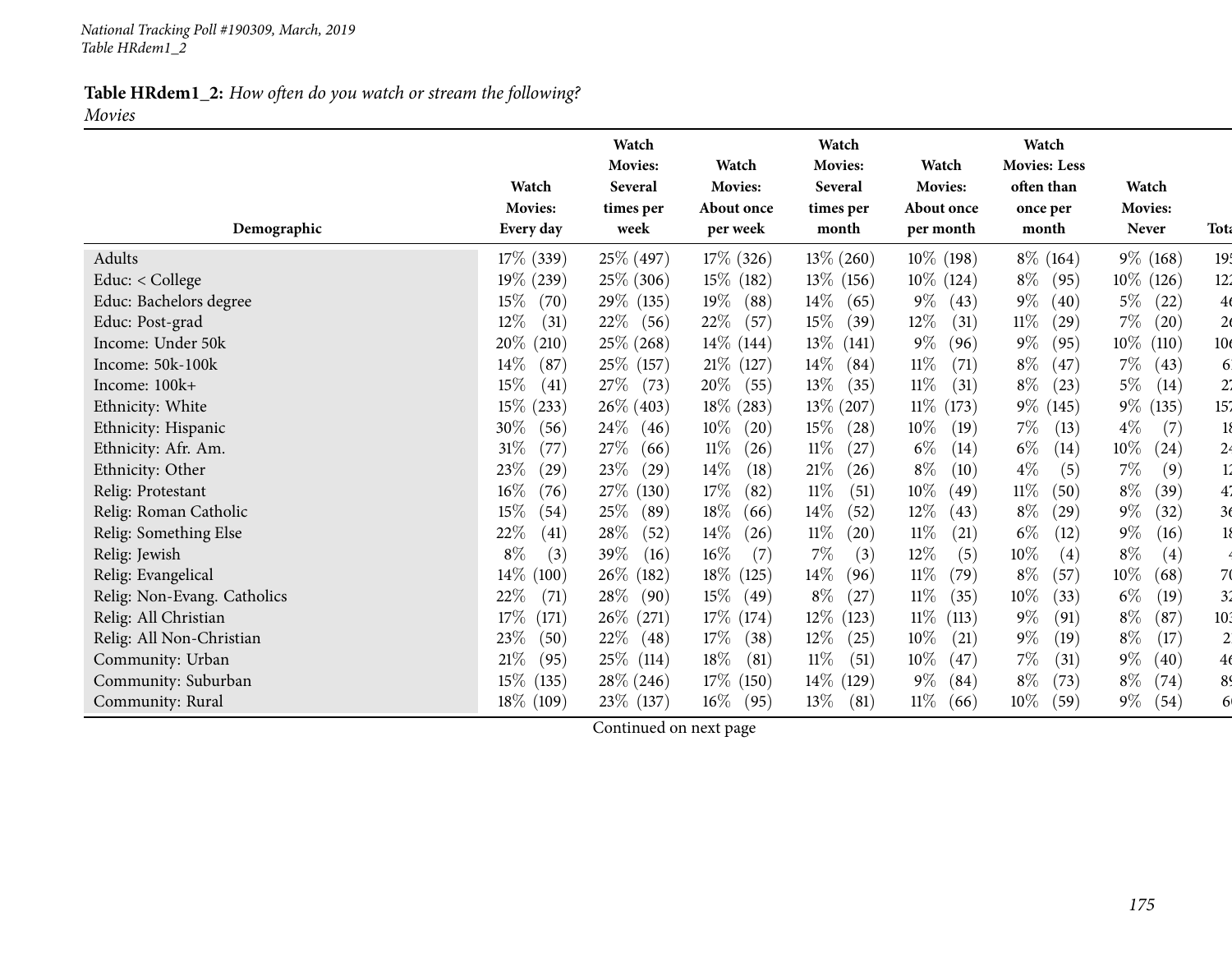*National Tracking Poll #190309, March, 2019*
*Table HRdem1_2*

**Table HRdem1_2:** *How often do you watch or stream the following?*
*Movies*

| Demographic | Watch Movies: Every day | Watch Movies: Several times per week | Watch Movies: About once per week | Watch Movies: Several times per month | Watch Movies: About once per month | Watch Movies: Less often than once per month | Watch Movies: Never | Tota |
|---|---|---|---|---|---|---|---|---|
| Adults | 17% (339) | 25% (497) | 17% (326) | 13% (260) | 10% (198) | 8% (164) | 9% (168) | 195 |
| Educ: < College | 19% (239) | 25% (306) | 15% (182) | 13% (156) | 10% (124) | 8% (95) | 10% (126) | 122 |
| Educ: Bachelors degree | 15% (70) | 29% (135) | 19% (88) | 14% (65) | 9% (43) | 9% (40) | 5% (22) | 46 |
| Educ: Post-grad | 12% (31) | 22% (56) | 22% (57) | 15% (39) | 12% (31) | 11% (29) | 7% (20) | 26 |
| Income: Under 50k | 20% (210) | 25% (268) | 14% (144) | 13% (141) | 9% (96) | 9% (95) | 10% (110) | 106 |
| Income: 50k-100k | 14% (87) | 25% (157) | 21% (127) | 14% (84) | 11% (71) | 8% (47) | 7% (43) | 6 |
| Income: 100k+ | 15% (41) | 27% (73) | 20% (55) | 13% (35) | 11% (31) | 8% (23) | 5% (14) | 27 |
| Ethnicity: White | 15% (233) | 26% (403) | 18% (283) | 13% (207) | 11% (173) | 9% (145) | 9% (135) | 157 |
| Ethnicity: Hispanic | 30% (56) | 24% (46) | 10% (20) | 15% (28) | 10% (19) | 7% (13) | 4% (7) | 18 |
| Ethnicity: Afr. Am. | 31% (77) | 27% (66) | 11% (26) | 11% (27) | 6% (14) | 6% (14) | 10% (24) | 24 |
| Ethnicity: Other | 23% (29) | 23% (29) | 14% (18) | 21% (26) | 8% (10) | 4% (5) | 7% (9) | 12 |
| Relig: Protestant | 16% (76) | 27% (130) | 17% (82) | 11% (51) | 10% (49) | 11% (50) | 8% (39) | 47 |
| Relig: Roman Catholic | 15% (54) | 25% (89) | 18% (66) | 14% (52) | 12% (43) | 8% (29) | 9% (32) | 36 |
| Relig: Something Else | 22% (41) | 28% (52) | 14% (26) | 11% (20) | 11% (21) | 6% (12) | 9% (16) | 18 |
| Relig: Jewish | 8% (3) | 39% (16) | 16% (7) | 7% (3) | 12% (5) | 10% (4) | 8% (4) | 4 |
| Relig: Evangelical | 14% (100) | 26% (182) | 18% (125) | 14% (96) | 11% (79) | 8% (57) | 10% (68) | 70 |
| Relig: Non-Evang. Catholics | 22% (71) | 28% (90) | 15% (49) | 8% (27) | 11% (35) | 10% (33) | 6% (19) | 32 |
| Relig: All Christian | 17% (171) | 26% (271) | 17% (174) | 12% (123) | 11% (113) | 9% (91) | 8% (87) | 103 |
| Relig: All Non-Christian | 23% (50) | 22% (48) | 17% (38) | 12% (25) | 10% (21) | 9% (19) | 8% (17) | 21 |
| Community: Urban | 21% (95) | 25% (114) | 18% (81) | 11% (51) | 10% (47) | 7% (31) | 9% (40) | 46 |
| Community: Suburban | 15% (135) | 28% (246) | 17% (150) | 14% (129) | 9% (84) | 8% (73) | 8% (74) | 89 |
| Community: Rural | 18% (109) | 23% (137) | 16% (95) | 13% (81) | 11% (66) | 10% (59) | 9% (54) | 60 |

Continued on next page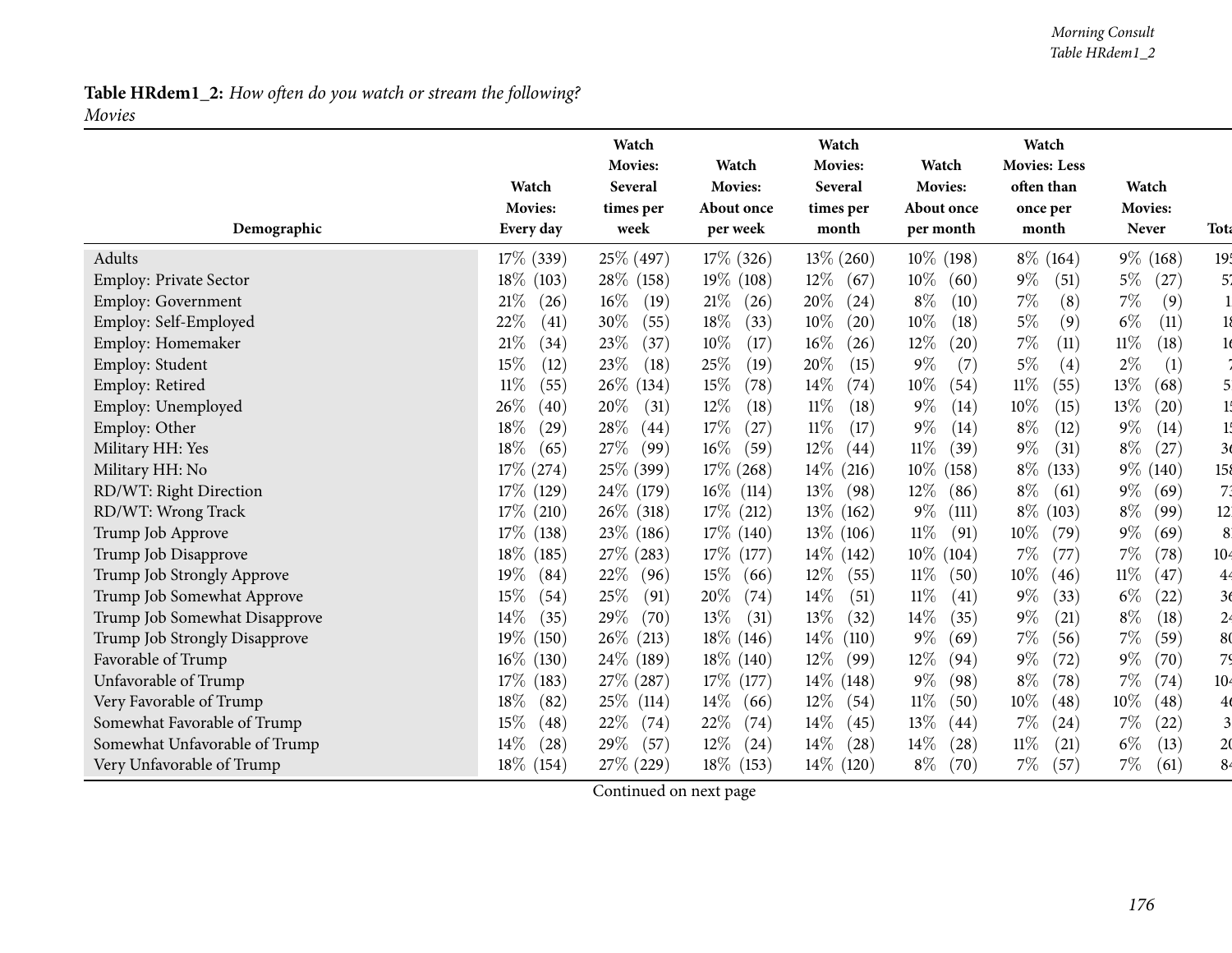**Table HRdem1_2:** *How often do you watch or stream the following?*
*Movies*

| Demographic | Watch Movies: Every day | Watch Movies: Several times per week | Watch Movies: About once per week | Watch Movies: Several times per month | Watch Movies: About once per month | Watch Movies: Less often than once per month | Watch Movies: Never | Tota |
|---|---|---|---|---|---|---|---|---|
| Adults | 17% (339) | 25% (497) | 17% (326) | 13% (260) | 10% (198) | 8% (164) | 9% (168) | 19 |
| Employ: Private Sector | 18% (103) | 28% (158) | 19% (108) | 12% (67) | 10% (60) | 9% (51) | 5% (27) | 5 |
| Employ: Government | 21% (26) | 16% (19) | 21% (26) | 20% (24) | 8% (10) | 7% (8) | 7% (9) | 1 |
| Employ: Self-Employed | 22% (41) | 30% (55) | 18% (33) | 10% (20) | 10% (18) | 5% (9) | 6% (11) | 1 |
| Employ: Homemaker | 21% (34) | 23% (37) | 10% (17) | 16% (26) | 12% (20) | 7% (11) | 11% (18) | 1 |
| Employ: Student | 15% (12) | 23% (18) | 25% (19) | 20% (15) | 9% (7) | 5% (4) | 2% (1) | |
| Employ: Retired | 11% (55) | 26% (134) | 15% (78) | 14% (74) | 10% (54) | 11% (55) | 13% (68) | 5 |
| Employ: Unemployed | 26% (40) | 20% (31) | 12% (18) | 11% (18) | 9% (14) | 10% (15) | 13% (20) | 1 |
| Employ: Other | 18% (29) | 28% (44) | 17% (27) | 11% (17) | 9% (14) | 8% (12) | 9% (14) | 1 |
| Military HH: Yes | 18% (65) | 27% (99) | 16% (59) | 12% (44) | 11% (39) | 9% (31) | 8% (27) | 3 |
| Military HH: No | 17% (274) | 25% (399) | 17% (268) | 14% (216) | 10% (158) | 8% (133) | 9% (140) | 15 |
| RD/WT: Right Direction | 17% (129) | 24% (179) | 16% (114) | 13% (98) | 12% (86) | 8% (61) | 9% (69) | 7 |
| RD/WT: Wrong Track | 17% (210) | 26% (318) | 17% (212) | 13% (162) | 9% (111) | 8% (103) | 8% (99) | 12 |
| Trump Job Approve | 17% (138) | 23% (186) | 17% (140) | 13% (106) | 11% (91) | 10% (79) | 9% (69) | 8 |
| Trump Job Disapprove | 18% (185) | 27% (283) | 17% (177) | 14% (142) | 10% (104) | 7% (77) | 7% (78) | 10 |
| Trump Job Strongly Approve | 19% (84) | 22% (96) | 15% (66) | 12% (55) | 11% (50) | 10% (46) | 11% (47) | 4 |
| Trump Job Somewhat Approve | 15% (54) | 25% (91) | 20% (74) | 14% (51) | 11% (41) | 9% (33) | 6% (22) | 3 |
| Trump Job Somewhat Disapprove | 14% (35) | 29% (70) | 13% (31) | 13% (32) | 14% (35) | 9% (21) | 8% (18) | 2 |
| Trump Job Strongly Disapprove | 19% (150) | 26% (213) | 18% (146) | 14% (110) | 9% (69) | 7% (56) | 7% (59) | 8 |
| Favorable of Trump | 16% (130) | 24% (189) | 18% (140) | 12% (99) | 12% (94) | 9% (72) | 9% (70) | 7 |
| Unfavorable of Trump | 17% (183) | 27% (287) | 17% (177) | 14% (148) | 9% (98) | 8% (78) | 7% (74) | 10 |
| Very Favorable of Trump | 18% (82) | 25% (114) | 14% (66) | 12% (54) | 11% (50) | 10% (48) | 10% (48) | 4 |
| Somewhat Favorable of Trump | 15% (48) | 22% (74) | 22% (74) | 14% (45) | 13% (44) | 7% (24) | 7% (22) | 3 |
| Somewhat Unfavorable of Trump | 14% (28) | 29% (57) | 12% (24) | 14% (28) | 14% (28) | 11% (21) | 6% (13) | 2 |
| Very Unfavorable of Trump | 18% (154) | 27% (229) | 18% (153) | 14% (120) | 8% (70) | 7% (57) | 7% (61) | 8 |

Continued on next page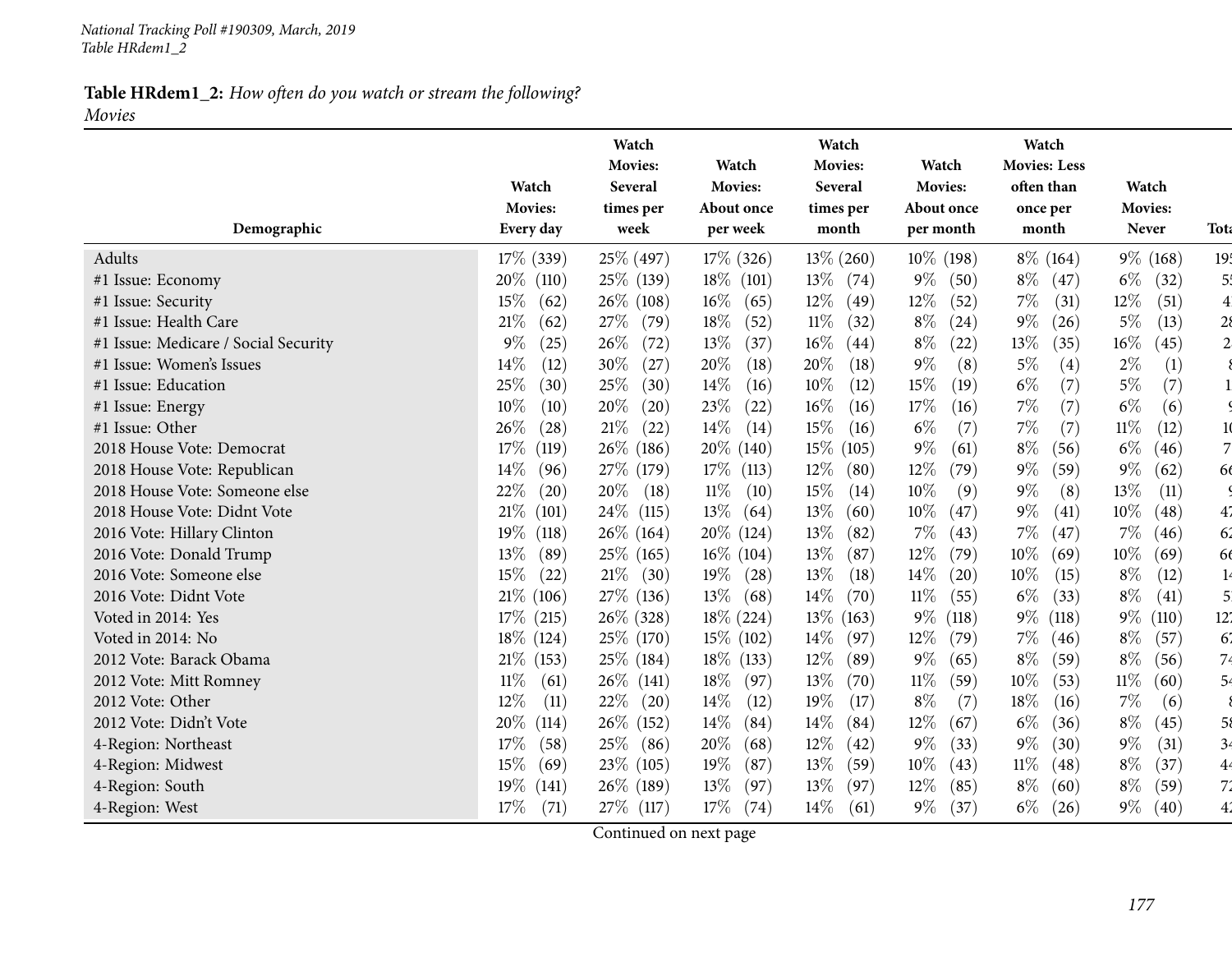**Table HRdem1_2:** *How often do you watch or stream the following?*
*Movies*

| Demographic | Watch Movies: Every day | Watch Movies: Several times per week | Watch Movies: About once per week | Watch Movies: Several times per month | Watch Movies: About once per month | Watch Movies: Less often than once per month | Watch Movies: Never | Tota |
|---|---|---|---|---|---|---|---|---|
| Adults | 17% (339) | 25% (497) | 17% (326) | 13% (260) | 10% (198) | 8% (164) | 9% (168) | 19 |
| #1 Issue: Economy | 20% (110) | 25% (139) | 18% (101) | 13% (74) | 9% (50) | 8% (47) | 6% (32) | 5 |
| #1 Issue: Security | 15% (62) | 26% (108) | 16% (65) | 12% (49) | 12% (52) | 7% (31) | 12% (51) | 4 |
| #1 Issue: Health Care | 21% (62) | 27% (79) | 18% (52) | 11% (32) | 8% (24) | 9% (26) | 5% (13) | 2 |
| #1 Issue: Medicare / Social Security | 9% (25) | 26% (72) | 13% (37) | 16% (44) | 8% (22) | 13% (35) | 16% (45) | 2 |
| #1 Issue: Women's Issues | 14% (12) | 30% (27) | 20% (18) | 20% (18) | 9% (8) | 5% (4) | 2% (1) | |
| #1 Issue: Education | 25% (30) | 25% (30) | 14% (16) | 10% (12) | 15% (19) | 6% (7) | 5% (7) | 1 |
| #1 Issue: Energy | 10% (10) | 20% (20) | 23% (22) | 16% (16) | 17% (16) | 7% (7) | 6% (6) | |
| #1 Issue: Other | 26% (28) | 21% (22) | 14% (14) | 15% (16) | 6% (7) | 7% (7) | 11% (12) | 1 |
| 2018 House Vote: Democrat | 17% (119) | 26% (186) | 20% (140) | 15% (105) | 9% (61) | 8% (56) | 6% (46) | 7 |
| 2018 House Vote: Republican | 14% (96) | 27% (179) | 17% (113) | 12% (80) | 12% (79) | 9% (59) | 9% (62) | 6 |
| 2018 House Vote: Someone else | 22% (20) | 20% (18) | 11% (10) | 15% (14) | 10% (9) | 9% (8) | 13% (11) | |
| 2018 House Vote: Didnt Vote | 21% (101) | 24% (115) | 13% (64) | 13% (60) | 10% (47) | 9% (41) | 10% (48) | 4 |
| 2016 Vote: Hillary Clinton | 19% (118) | 26% (164) | 20% (124) | 13% (82) | 7% (43) | 7% (47) | 7% (46) | 6 |
| 2016 Vote: Donald Trump | 13% (89) | 25% (165) | 16% (104) | 13% (87) | 12% (79) | 10% (69) | 10% (69) | 6 |
| 2016 Vote: Someone else | 15% (22) | 21% (30) | 19% (28) | 13% (18) | 14% (20) | 10% (15) | 8% (12) | 1 |
| 2016 Vote: Didnt Vote | 21% (106) | 27% (136) | 13% (68) | 14% (70) | 11% (55) | 6% (33) | 8% (41) | 5 |
| Voted in 2014: Yes | 17% (215) | 26% (328) | 18% (224) | 13% (163) | 9% (118) | 9% (118) | 9% (110) | 12 |
| Voted in 2014: No | 18% (124) | 25% (170) | 15% (102) | 14% (97) | 12% (79) | 7% (46) | 8% (57) | 6 |
| 2012 Vote: Barack Obama | 21% (153) | 25% (184) | 18% (133) | 12% (89) | 9% (65) | 8% (59) | 8% (56) | 7 |
| 2012 Vote: Mitt Romney | 11% (61) | 26% (141) | 18% (97) | 13% (70) | 11% (59) | 10% (53) | 11% (60) | 5 |
| 2012 Vote: Other | 12% (11) | 22% (20) | 14% (12) | 19% (17) | 8% (7) | 18% (16) | 7% (6) | |
| 2012 Vote: Didn't Vote | 20% (114) | 26% (152) | 14% (84) | 14% (84) | 12% (67) | 6% (36) | 8% (45) | 5 |
| 4-Region: Northeast | 17% (58) | 25% (86) | 20% (68) | 12% (42) | 9% (33) | 9% (30) | 9% (31) | 3 |
| 4-Region: Midwest | 15% (69) | 23% (105) | 19% (87) | 13% (59) | 10% (43) | 11% (48) | 8% (37) | 4 |
| 4-Region: South | 19% (141) | 26% (189) | 13% (97) | 13% (97) | 12% (85) | 8% (60) | 8% (59) | 7 |
| 4-Region: West | 17% (71) | 27% (117) | 17% (74) | 14% (61) | 9% (37) | 6% (26) | 9% (40) | 4 |

Continued on next page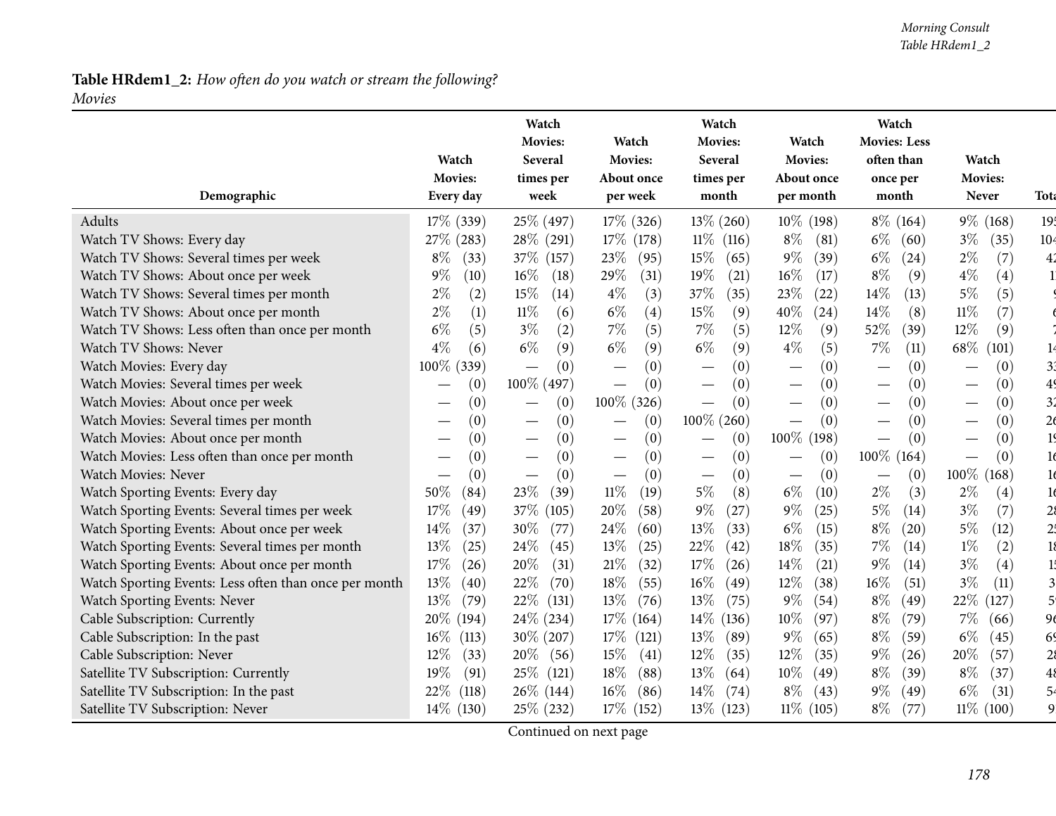**Table HRdem1_2:** *How often do you watch or stream the following?*
*Movies*

| Demographic | Watch Movies: Every day | Watch Movies: Several times per week | Watch Movies: About once per week | Watch Movies: Several times per month | Watch Movies: About once per month | Watch Movies: Less often than once per month | Watch Movies: Never | Tota |
|---|---|---|---|---|---|---|---|---|
| Adults | 17% (339) | 25% (497) | 17% (326) | 13% (260) | 10% (198) | 8% (164) | 9% (168) | 195 |
| Watch TV Shows: Every day | 27% (283) | 28% (291) | 17% (178) | 11% (116) | 8% (81) | 6% (60) | 3% (35) | 104 |
| Watch TV Shows: Several times per week | 8% (33) | 37% (157) | 23% (95) | 15% (65) | 9% (39) | 6% (24) | 2% (7) | 42 |
| Watch TV Shows: About once per week | 9% (10) | 16% (18) | 29% (31) | 19% (21) | 16% (17) | 8% (9) | 4% (4) | 1 |
| Watch TV Shows: Several times per month | 2% (2) | 15% (14) | 4% (3) | 37% (35) | 23% (22) | 14% (13) | 5% (5) | |
| Watch TV Shows: About once per month | 2% (1) | 11% (6) | 6% (4) | 15% (9) | 40% (24) | 14% (8) | 11% (7) | 6 |
| Watch TV Shows: Less often than once per month | 6% (5) | 3% (2) | 7% (5) | 7% (5) | 12% (9) | 52% (39) | 12% (9) | 7 |
| Watch TV Shows: Never | 4% (6) | 6% (9) | 6% (9) | 6% (9) | 4% (5) | 7% (11) | 68% (101) | 14 |
| Watch Movies: Every day | 100% (339) | — (0) | — (0) | — (0) | — (0) | — (0) | — (0) | 33 |
| Watch Movies: Several times per week | — (0) | 100% (497) | — (0) | — (0) | — (0) | — (0) | — (0) | 49 |
| Watch Movies: About once per week | — (0) | — (0) | 100% (326) | — (0) | — (0) | — (0) | — (0) | 32 |
| Watch Movies: Several times per month | — (0) | — (0) | — (0) | 100% (260) | — (0) | — (0) | — (0) | 26 |
| Watch Movies: About once per month | — (0) | — (0) | — (0) | — (0) | 100% (198) | — (0) | — (0) | 19 |
| Watch Movies: Less often than once per month | — (0) | — (0) | — (0) | — (0) | — (0) | 100% (164) | — (0) | 16 |
| Watch Movies: Never | — (0) | — (0) | — (0) | — (0) | — (0) | — (0) | 100% (168) | 16 |
| Watch Sporting Events: Every day | 50% (84) | 23% (39) | 11% (19) | 5% (8) | 6% (10) | 2% (3) | 2% (4) | 16 |
| Watch Sporting Events: Several times per week | 17% (49) | 37% (105) | 20% (58) | 9% (27) | 9% (25) | 5% (14) | 3% (7) | 28 |
| Watch Sporting Events: About once per week | 14% (37) | 30% (77) | 24% (60) | 13% (33) | 6% (15) | 8% (20) | 5% (12) | 25 |
| Watch Sporting Events: Several times per month | 13% (25) | 24% (45) | 13% (25) | 22% (42) | 18% (35) | 7% (14) | 1% (2) | 18 |
| Watch Sporting Events: About once per month | 17% (26) | 20% (31) | 21% (32) | 17% (26) | 14% (21) | 9% (14) | 3% (4) | 15 |
| Watch Sporting Events: Less often than once per month | 13% (40) | 22% (70) | 18% (55) | 16% (49) | 12% (38) | 16% (51) | 3% (11) | 3 |
| Watch Sporting Events: Never | 13% (79) | 22% (131) | 13% (76) | 13% (75) | 9% (54) | 8% (49) | 22% (127) | 59 |
| Cable Subscription: Currently | 20% (194) | 24% (234) | 17% (164) | 14% (136) | 10% (97) | 8% (79) | 7% (66) | 96 |
| Cable Subscription: In the past | 16% (113) | 30% (207) | 17% (121) | 13% (89) | 9% (65) | 8% (59) | 6% (45) | 69 |
| Cable Subscription: Never | 12% (33) | 20% (56) | 15% (41) | 12% (35) | 12% (35) | 9% (26) | 20% (57) | 28 |
| Satellite TV Subscription: Currently | 19% (91) | 25% (121) | 18% (88) | 13% (64) | 10% (49) | 8% (39) | 8% (37) | 48 |
| Satellite TV Subscription: In the past | 22% (118) | 26% (144) | 16% (86) | 14% (74) | 8% (43) | 9% (49) | 6% (31) | 54 |
| Satellite TV Subscription: Never | 14% (130) | 25% (232) | 17% (152) | 13% (123) | 11% (105) | 8% (77) | 11% (100) | 9 |

Continued on next page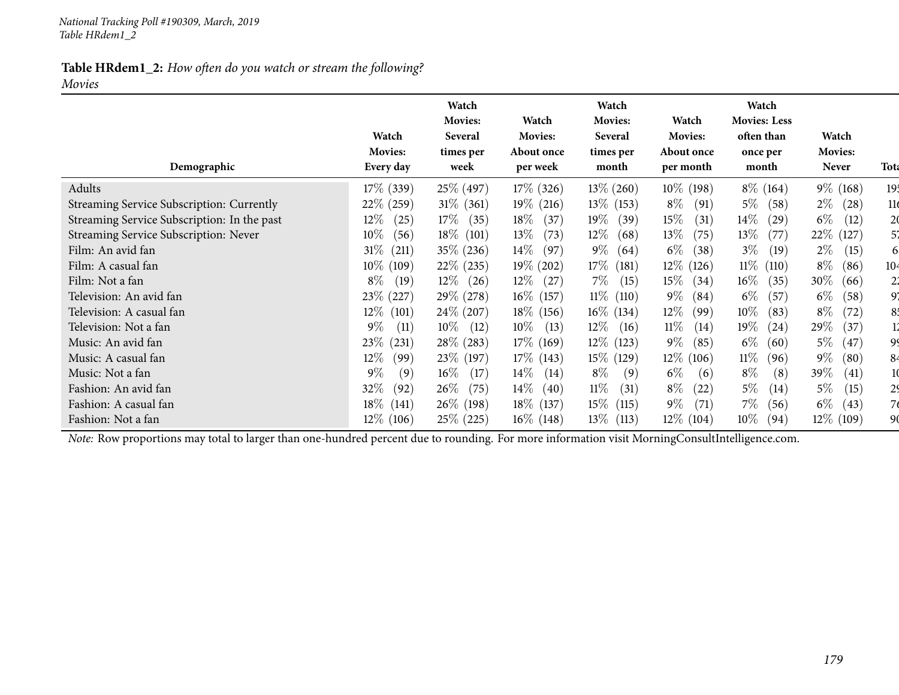*National Tracking Poll #190309, March, 2019*
*Table HRdem1_2*

**Table HRdem1_2:** *How often do you watch or stream the following?*
*Movies*

| Demographic | Watch Movies: Every day | Watch Movies: Several times per week | Watch Movies: About once per week | Watch Movies: Several times per month | Watch Movies: About once per month | Watch Movies: Less often than once per month | Watch Movies: Never | Tota |
|---|---|---|---|---|---|---|---|---|
| Adults | 17% (339) | 25% (497) | 17% (326) | 13% (260) | 10% (198) | 8% (164) | 9% (168) | 19 |
| Streaming Service Subscription: Currently | 22% (259) | 31% (361) | 19% (216) | 13% (153) | 8% (91) | 5% (58) | 2% (28) | 11 |
| Streaming Service Subscription: In the past | 12% (25) | 17% (35) | 18% (37) | 19% (39) | 15% (31) | 14% (29) | 6% (12) | 2 |
| Streaming Service Subscription: Never | 10% (56) | 18% (101) | 13% (73) | 12% (68) | 13% (75) | 13% (77) | 22% (127) | 5 |
| Film: An avid fan | 31% (211) | 35% (236) | 14% (97) | 9% (64) | 6% (38) | 3% (19) | 2% (15) | 6 |
| Film: A casual fan | 10% (109) | 22% (235) | 19% (202) | 17% (181) | 12% (126) | 11% (110) | 8% (86) | 10 |
| Film: Not a fan | 8% (19) | 12% (26) | 12% (27) | 7% (15) | 15% (34) | 16% (35) | 30% (66) | 2 |
| Television: An avid fan | 23% (227) | 29% (278) | 16% (157) | 11% (110) | 9% (84) | 6% (57) | 6% (58) | 9 |
| Television: A casual fan | 12% (101) | 24% (207) | 18% (156) | 16% (134) | 12% (99) | 10% (83) | 8% (72) | 8 |
| Television: Not a fan | 9% (11) | 10% (12) | 10% (13) | 12% (16) | 11% (14) | 19% (24) | 29% (37) | 1 |
| Music: An avid fan | 23% (231) | 28% (283) | 17% (169) | 12% (123) | 9% (85) | 6% (60) | 5% (47) | 9 |
| Music: A casual fan | 12% (99) | 23% (197) | 17% (143) | 15% (129) | 12% (106) | 11% (96) | 9% (80) | 8 |
| Music: Not a fan | 9% (9) | 16% (17) | 14% (14) | 8% (9) | 6% (6) | 8% (8) | 39% (41) | 1 |
| Fashion: An avid fan | 32% (92) | 26% (75) | 14% (40) | 11% (31) | 8% (22) | 5% (14) | 5% (15) | 2 |
| Fashion: A casual fan | 18% (141) | 26% (198) | 18% (137) | 15% (115) | 9% (71) | 7% (56) | 6% (43) | 7 |
| Fashion: Not a fan | 12% (106) | 25% (225) | 16% (148) | 13% (113) | 12% (104) | 10% (94) | 12% (109) | 9 |

*Note:* Row proportions may total to larger than one-hundred percent due to rounding. For more information visit MorningConsultIntelligence.com.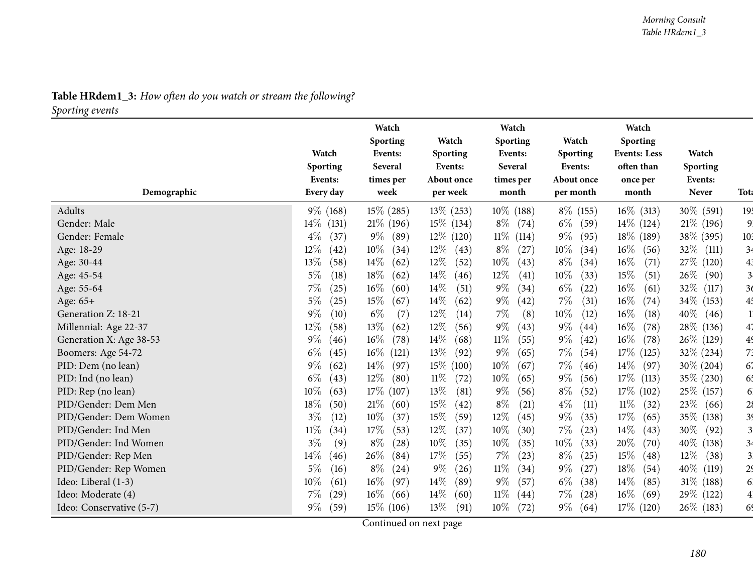**Table HRdem1_3:** *How often do you watch or stream the following?*
*Sporting events*

| Demographic | Watch Sporting Events: Every day | Watch Sporting Events: Several times per week | Watch Sporting Events: About once per week | Watch Sporting Events: Several times per month | Watch Sporting Events: About once per month | Watch Sporting Events: Less often than once per month | Watch Sporting Events: Never | Tota |
|---|---|---|---|---|---|---|---|---|
| Adults | 9% (168) | 15% (285) | 13% (253) | 10% (188) | 8% (155) | 16% (313) | 30% (591) | 195 |
| Gender: Male | 14% (131) | 21% (196) | 15% (134) | 8% (74) | 6% (59) | 14% (124) | 21% (196) | 9 |
| Gender: Female | 4% (37) | 9% (89) | 12% (120) | 11% (114) | 9% (95) | 18% (189) | 38% (395) | 10 |
| Age: 18-29 | 12% (42) | 10% (34) | 12% (43) | 8% (27) | 10% (34) | 16% (56) | 32% (111) | 3 |
| Age: 30-44 | 13% (58) | 14% (62) | 12% (52) | 10% (43) | 8% (34) | 16% (71) | 27% (120) | 4 |
| Age: 45-54 | 5% (18) | 18% (62) | 14% (46) | 12% (41) | 10% (33) | 15% (51) | 26% (90) | 3 |
| Age: 55-64 | 7% (25) | 16% (60) | 14% (51) | 9% (34) | 6% (22) | 16% (61) | 32% (117) | 36 |
| Age: 65+ | 5% (25) | 15% (67) | 14% (62) | 9% (42) | 7% (31) | 16% (74) | 34% (153) | 45 |
| Generation Z: 18-21 | 9% (10) | 6% (7) | 12% (14) | 7% (8) | 10% (12) | 16% (18) | 40% (46) | 1 |
| Millennial: Age 22-37 | 12% (58) | 13% (62) | 12% (56) | 9% (43) | 9% (44) | 16% (78) | 28% (136) | 47 |
| Generation X: Age 38-53 | 9% (46) | 16% (78) | 14% (68) | 11% (55) | 9% (42) | 16% (78) | 26% (129) | 49 |
| Boomers: Age 54-72 | 6% (45) | 16% (121) | 13% (92) | 9% (65) | 7% (54) | 17% (125) | 32% (234) | 73 |
| PID: Dem (no lean) | 9% (62) | 14% (97) | 15% (100) | 10% (67) | 7% (46) | 14% (97) | 30% (204) | 67 |
| PID: Ind (no lean) | 6% (43) | 12% (80) | 11% (72) | 10% (65) | 9% (56) | 17% (113) | 35% (230) | 65 |
| PID: Rep (no lean) | 10% (63) | 17% (107) | 13% (81) | 9% (56) | 8% (52) | 17% (102) | 25% (157) | 6 |
| PID/Gender: Dem Men | 18% (50) | 21% (60) | 15% (42) | 8% (21) | 4% (11) | 11% (32) | 23% (66) | 28 |
| PID/Gender: Dem Women | 3% (12) | 10% (37) | 15% (59) | 12% (45) | 9% (35) | 17% (65) | 35% (138) | 39 |
| PID/Gender: Ind Men | 11% (34) | 17% (53) | 12% (37) | 10% (30) | 7% (23) | 14% (43) | 30% (92) | 3 |
| PID/Gender: Ind Women | 3% (9) | 8% (28) | 10% (35) | 10% (35) | 10% (33) | 20% (70) | 40% (138) | 34 |
| PID/Gender: Rep Men | 14% (46) | 26% (84) | 17% (55) | 7% (23) | 8% (25) | 15% (48) | 12% (38) | 3 |
| PID/Gender: Rep Women | 5% (16) | 8% (24) | 9% (26) | 11% (34) | 9% (27) | 18% (54) | 40% (119) | 29 |
| Ideo: Liberal (1-3) | 10% (61) | 16% (97) | 14% (89) | 9% (57) | 6% (38) | 14% (85) | 31% (188) | 6 |
| Ideo: Moderate (4) | 7% (29) | 16% (66) | 14% (60) | 11% (44) | 7% (28) | 16% (69) | 29% (122) | 4 |
| Ideo: Conservative (5-7) | 9% (59) | 15% (106) | 13% (91) | 10% (72) | 9% (64) | 17% (120) | 26% (183) | 69 |

Continued on next page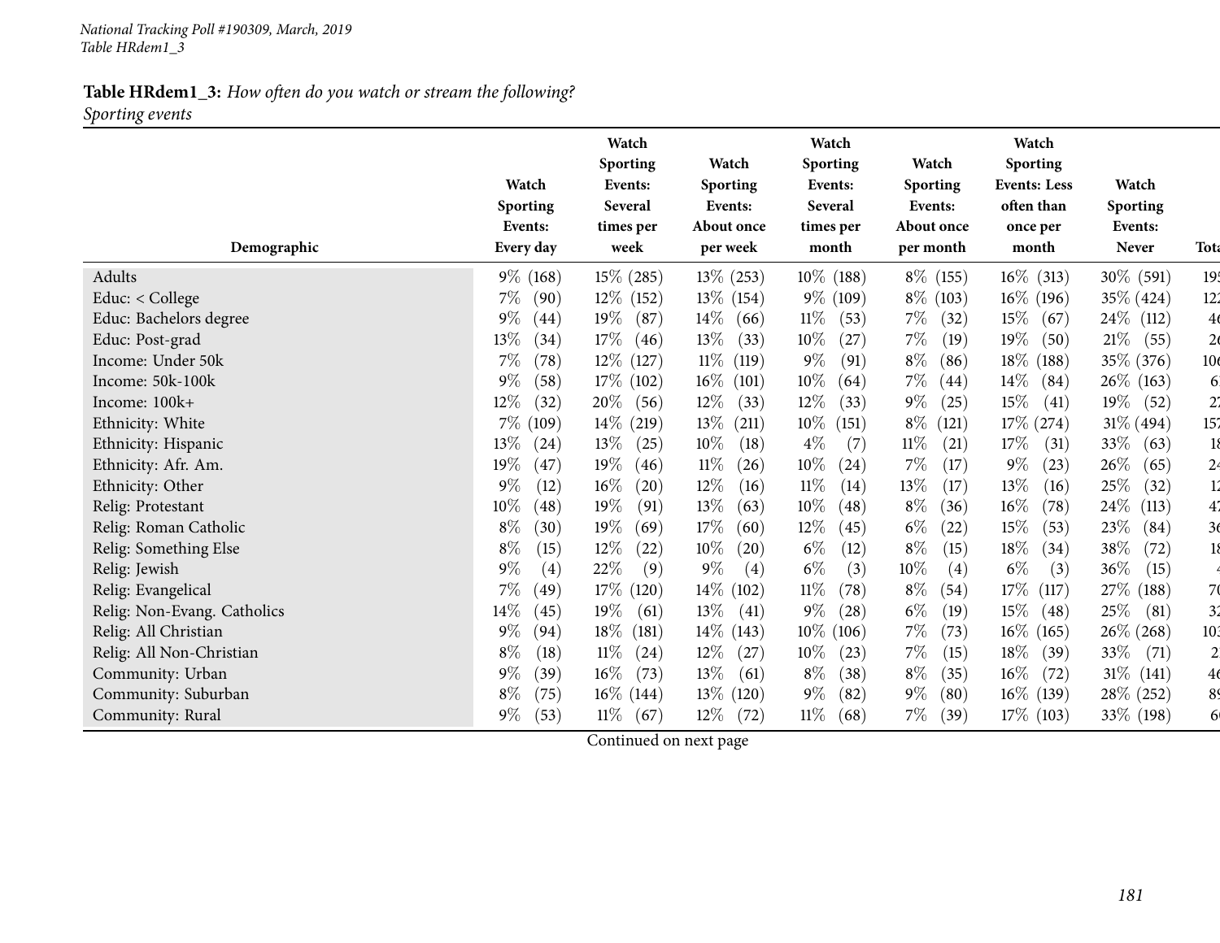**Table HRdem1_3:** *How often do you watch or stream the following?*
*Sporting events*

| Demographic | Watch Sporting Events: Every day | Watch Sporting Events: Several times per week | Watch Sporting Events: About once per week | Watch Sporting Events: Several times per month | Watch Sporting Events: About once per month | Watch Sporting Events: Less often than once per month | Watch Sporting Events: Never | Tota |
|---|---|---|---|---|---|---|---|---|
| Adults | 9% (168) | 15% (285) | 13% (253) | 10% (188) | 8% (155) | 16% (313) | 30% (591) | 19 |
| Educ: < College | 7% (90) | 12% (152) | 13% (154) | 9% (109) | 8% (103) | 16% (196) | 35% (424) | 12 |
| Educ: Bachelors degree | 9% (44) | 19% (87) | 14% (66) | 11% (53) | 7% (32) | 15% (67) | 24% (112) | 4 |
| Educ: Post-grad | 13% (34) | 17% (46) | 13% (33) | 10% (27) | 7% (19) | 19% (50) | 21% (55) | 2 |
| Income: Under 50k | 7% (78) | 12% (127) | 11% (119) | 9% (91) | 8% (86) | 18% (188) | 35% (376) | 10 |
| Income: 50k-100k | 9% (58) | 17% (102) | 16% (101) | 10% (64) | 7% (44) | 14% (84) | 26% (163) | 6 |
| Income: 100k+ | 12% (32) | 20% (56) | 12% (33) | 12% (33) | 9% (25) | 15% (41) | 19% (52) | 2 |
| Ethnicity: White | 7% (109) | 14% (219) | 13% (211) | 10% (151) | 8% (121) | 17% (274) | 31% (494) | 15 |
| Ethnicity: Hispanic | 13% (24) | 13% (25) | 10% (18) | 4% (7) | 11% (21) | 17% (31) | 33% (63) | 1 |
| Ethnicity: Afr. Am. | 19% (47) | 19% (46) | 11% (26) | 10% (24) | 7% (17) | 9% (23) | 26% (65) | 2 |
| Ethnicity: Other | 9% (12) | 16% (20) | 12% (16) | 11% (14) | 13% (17) | 13% (16) | 25% (32) | 1 |
| Relig: Protestant | 10% (48) | 19% (91) | 13% (63) | 10% (48) | 8% (36) | 16% (78) | 24% (113) | 4 |
| Relig: Roman Catholic | 8% (30) | 19% (69) | 17% (60) | 12% (45) | 6% (22) | 15% (53) | 23% (84) | 3 |
| Relig: Something Else | 8% (15) | 12% (22) | 10% (20) | 6% (12) | 8% (15) | 18% (34) | 38% (72) | 1 |
| Relig: Jewish | 9% (4) | 22% (9) | 9% (4) | 6% (3) | 10% (4) | 6% (3) | 36% (15) | |
| Relig: Evangelical | 7% (49) | 17% (120) | 14% (102) | 11% (78) | 8% (54) | 17% (117) | 27% (188) | 7 |
| Relig: Non-Evang. Catholics | 14% (45) | 19% (61) | 13% (41) | 9% (28) | 6% (19) | 15% (48) | 25% (81) | 3 |
| Relig: All Christian | 9% (94) | 18% (181) | 14% (143) | 10% (106) | 7% (73) | 16% (165) | 26% (268) | 10 |
| Relig: All Non-Christian | 8% (18) | 11% (24) | 12% (27) | 10% (23) | 7% (15) | 18% (39) | 33% (71) | 2 |
| Community: Urban | 9% (39) | 16% (73) | 13% (61) | 8% (38) | 8% (35) | 16% (72) | 31% (141) | 4 |
| Community: Suburban | 8% (75) | 16% (144) | 13% (120) | 9% (82) | 9% (80) | 16% (139) | 28% (252) | 8 |
| Community: Rural | 9% (53) | 11% (67) | 12% (72) | 11% (68) | 7% (39) | 17% (103) | 33% (198) | 6 |

Continued on next page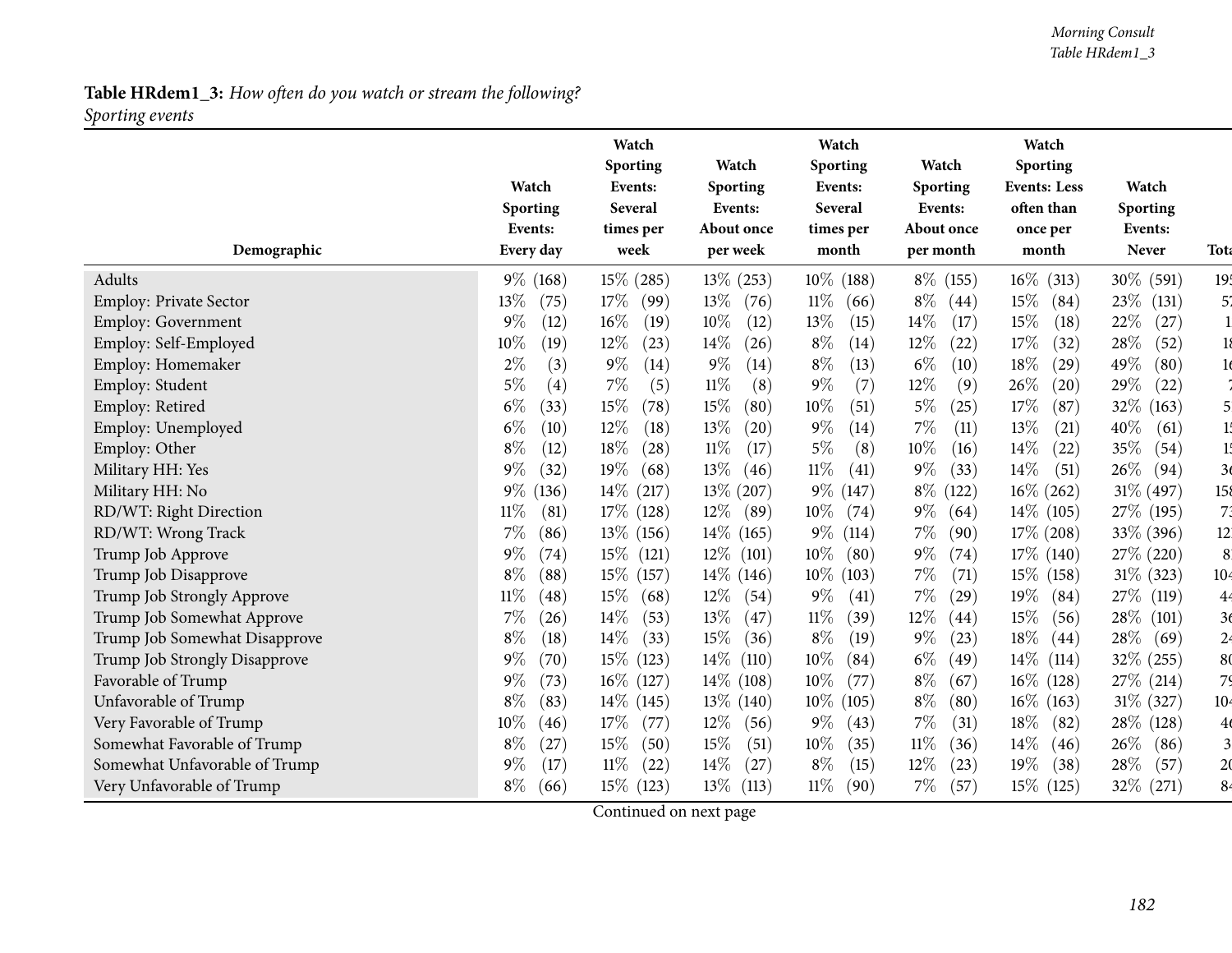**Table HRdem1_3:** *How often do you watch or stream the following?*
*Sporting events*

| Demographic | Watch Sporting Events: Every day | Watch Sporting Events: Several times per week | Watch Sporting Events: About once per week | Watch Sporting Events: Several times per month | Watch Sporting Events: About once per month | Watch Sporting Events: Less often than once per month | Watch Sporting Events: Never | Tota |
|---|---|---|---|---|---|---|---|---|
| Adults | 9% (168) | 15% (285) | 13% (253) | 10% (188) | 8% (155) | 16% (313) | 30% (591) | 195 |
| Employ: Private Sector | 13% (75) | 17% (99) | 13% (76) | 11% (66) | 8% (44) | 15% (84) | 23% (131) | 57 |
| Employ: Government | 9% (12) | 16% (19) | 10% (12) | 13% (15) | 14% (17) | 15% (18) | 22% (27) | 1 |
| Employ: Self-Employed | 10% (19) | 12% (23) | 14% (26) | 8% (14) | 12% (22) | 17% (32) | 28% (52) | 18 |
| Employ: Homemaker | 2% (3) | 9% (14) | 9% (14) | 8% (13) | 6% (10) | 18% (29) | 49% (80) | 16 |
| Employ: Student | 5% (4) | 7% (5) | 11% (8) | 9% (7) | 12% (9) | 26% (20) | 29% (22) | 7 |
| Employ: Retired | 6% (33) | 15% (78) | 15% (80) | 10% (51) | 5% (25) | 17% (87) | 32% (163) | 5 |
| Employ: Unemployed | 6% (10) | 12% (18) | 13% (20) | 9% (14) | 7% (11) | 13% (21) | 40% (61) | 15 |
| Employ: Other | 8% (12) | 18% (28) | 11% (17) | 5% (8) | 10% (16) | 14% (22) | 35% (54) | 15 |
| Military HH: Yes | 9% (32) | 19% (68) | 13% (46) | 11% (41) | 9% (33) | 14% (51) | 26% (94) | 36 |
| Military HH: No | 9% (136) | 14% (217) | 13% (207) | 9% (147) | 8% (122) | 16% (262) | 31% (497) | 158 |
| RD/WT: Right Direction | 11% (81) | 17% (128) | 12% (89) | 10% (74) | 9% (64) | 14% (105) | 27% (195) | 73 |
| RD/WT: Wrong Track | 7% (86) | 13% (156) | 14% (165) | 9% (114) | 7% (90) | 17% (208) | 33% (396) | 12 |
| Trump Job Approve | 9% (74) | 15% (121) | 12% (101) | 10% (80) | 9% (74) | 17% (140) | 27% (220) | 8 |
| Trump Job Disapprove | 8% (88) | 15% (157) | 14% (146) | 10% (103) | 7% (71) | 15% (158) | 31% (323) | 104 |
| Trump Job Strongly Approve | 11% (48) | 15% (68) | 12% (54) | 9% (41) | 7% (29) | 19% (84) | 27% (119) | 44 |
| Trump Job Somewhat Approve | 7% (26) | 14% (53) | 13% (47) | 11% (39) | 12% (44) | 15% (56) | 28% (101) | 36 |
| Trump Job Somewhat Disapprove | 8% (18) | 14% (33) | 15% (36) | 8% (19) | 9% (23) | 18% (44) | 28% (69) | 24 |
| Trump Job Strongly Disapprove | 9% (70) | 15% (123) | 14% (110) | 10% (84) | 6% (49) | 14% (114) | 32% (255) | 80 |
| Favorable of Trump | 9% (73) | 16% (127) | 14% (108) | 10% (77) | 8% (67) | 16% (128) | 27% (214) | 79 |
| Unfavorable of Trump | 8% (83) | 14% (145) | 13% (140) | 10% (105) | 8% (80) | 16% (163) | 31% (327) | 104 |
| Very Favorable of Trump | 10% (46) | 17% (77) | 12% (56) | 9% (43) | 7% (31) | 18% (82) | 28% (128) | 46 |
| Somewhat Favorable of Trump | 8% (27) | 15% (50) | 15% (51) | 10% (35) | 11% (36) | 14% (46) | 26% (86) | 3 |
| Somewhat Unfavorable of Trump | 9% (17) | 11% (22) | 14% (27) | 8% (15) | 12% (23) | 19% (38) | 28% (57) | 20 |
| Very Unfavorable of Trump | 8% (66) | 15% (123) | 13% (113) | 11% (90) | 7% (57) | 15% (125) | 32% (271) | 84 |

Continued on next page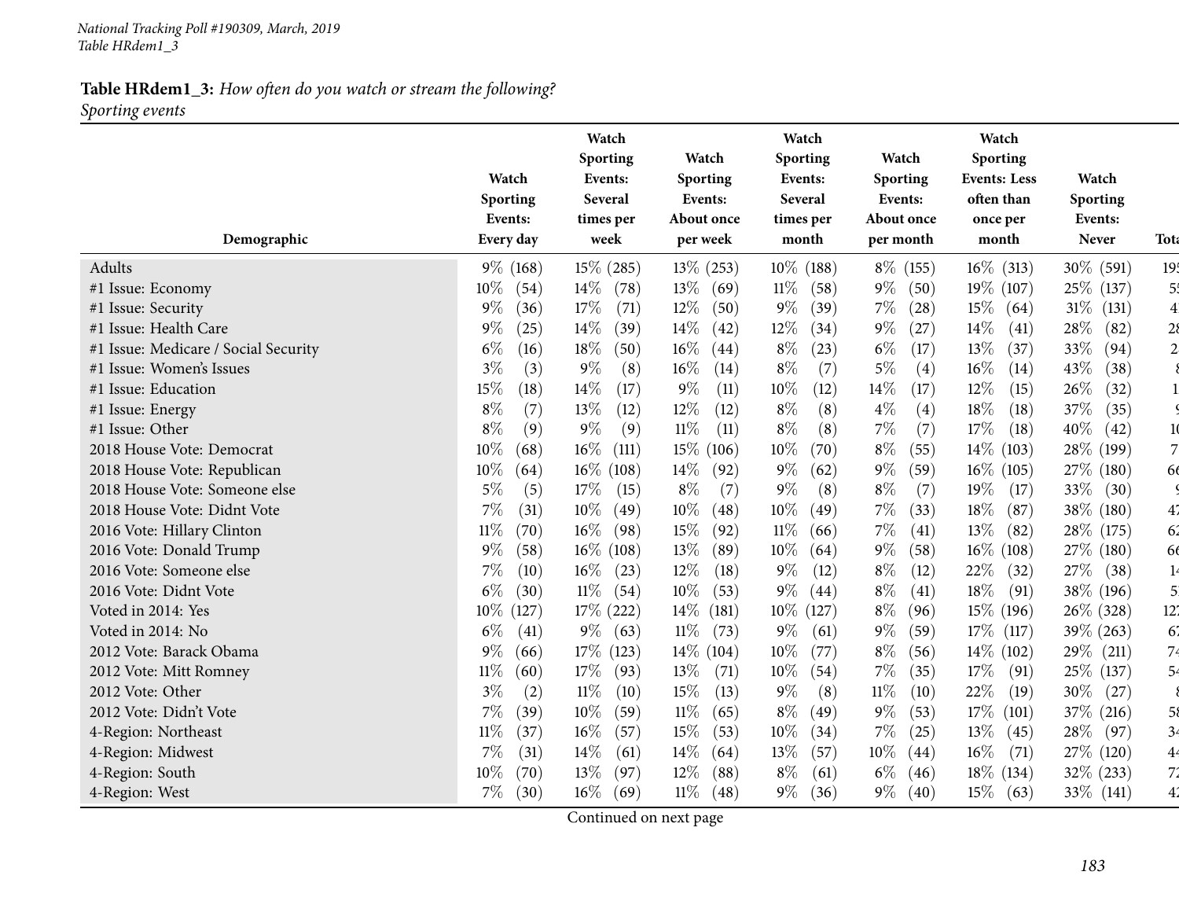*National Tracking Poll #190309, March, 2019*
*Table HRdem1_3*

**Table HRdem1_3:** *How often do you watch or stream the following?*
*Sporting events*

| Demographic | Watch Sporting Events: Every day | Watch Sporting Events: Several times per week | Watch Sporting Events: About once per week | Watch Sporting Events: Several times per month | Watch Sporting Events: About once per month | Watch Sporting Events: Less often than once per month | Watch Sporting Events: Never | Tota |
|---|---|---|---|---|---|---|---|---|
| Adults | 9% (168) | 15% (285) | 13% (253) | 10% (188) | 8% (155) | 16% (313) | 30% (591) | 19 |
| #1 Issue: Economy | 10% (54) | 14% (78) | 13% (69) | 11% (58) | 9% (50) | 19% (107) | 25% (137) | 5 |
| #1 Issue: Security | 9% (36) | 17% (71) | 12% (50) | 9% (39) | 7% (28) | 15% (64) | 31% (131) | 4 |
| #1 Issue: Health Care | 9% (25) | 14% (39) | 14% (42) | 12% (34) | 9% (27) | 14% (41) | 28% (82) | 2 |
| #1 Issue: Medicare / Social Security | 6% (16) | 18% (50) | 16% (44) | 8% (23) | 6% (17) | 13% (37) | 33% (94) | 2 |
| #1 Issue: Women's Issues | 3% (3) | 9% (8) | 16% (14) | 8% (7) | 5% (4) | 16% (14) | 43% (38) | |
| #1 Issue: Education | 15% (18) | 14% (17) | 9% (11) | 10% (12) | 14% (17) | 12% (15) | 26% (32) | 1 |
| #1 Issue: Energy | 8% (7) | 13% (12) | 12% (12) | 8% (8) | 4% (4) | 18% (18) | 37% (35) | |
| #1 Issue: Other | 8% (9) | 9% (9) | 11% (11) | 8% (8) | 7% (7) | 17% (18) | 40% (42) | 1 |
| 2018 House Vote: Democrat | 10% (68) | 16% (111) | 15% (106) | 10% (70) | 8% (55) | 14% (103) | 28% (199) | 7 |
| 2018 House Vote: Republican | 10% (64) | 16% (108) | 14% (92) | 9% (62) | 9% (59) | 16% (105) | 27% (180) | 6 |
| 2018 House Vote: Someone else | 5% (5) | 17% (15) | 8% (7) | 9% (8) | 8% (7) | 19% (17) | 33% (30) | |
| 2018 House Vote: Didnt Vote | 7% (31) | 10% (49) | 10% (48) | 10% (49) | 7% (33) | 18% (87) | 38% (180) | 4 |
| 2016 Vote: Hillary Clinton | 11% (70) | 16% (98) | 15% (92) | 11% (66) | 7% (41) | 13% (82) | 28% (175) | 6 |
| 2016 Vote: Donald Trump | 9% (58) | 16% (108) | 13% (89) | 10% (64) | 9% (58) | 16% (108) | 27% (180) | 6 |
| 2016 Vote: Someone else | 7% (10) | 16% (23) | 12% (18) | 9% (12) | 8% (12) | 22% (32) | 27% (38) | 1 |
| 2016 Vote: Didnt Vote | 6% (30) | 11% (54) | 10% (53) | 9% (44) | 8% (41) | 18% (91) | 38% (196) | 5 |
| Voted in 2014: Yes | 10% (127) | 17% (222) | 14% (181) | 10% (127) | 8% (96) | 15% (196) | 26% (328) | 12 |
| Voted in 2014: No | 6% (41) | 9% (63) | 11% (73) | 9% (61) | 9% (59) | 17% (117) | 39% (263) | 6 |
| 2012 Vote: Barack Obama | 9% (66) | 17% (123) | 14% (104) | 10% (77) | 8% (56) | 14% (102) | 29% (211) | 7 |
| 2012 Vote: Mitt Romney | 11% (60) | 17% (93) | 13% (71) | 10% (54) | 7% (35) | 17% (91) | 25% (137) | 5 |
| 2012 Vote: Other | 3% (2) | 11% (10) | 15% (13) | 9% (8) | 11% (10) | 22% (19) | 30% (27) | |
| 2012 Vote: Didn't Vote | 7% (39) | 10% (59) | 11% (65) | 8% (49) | 9% (53) | 17% (101) | 37% (216) | 5 |
| 4-Region: Northeast | 11% (37) | 16% (57) | 15% (53) | 10% (34) | 7% (25) | 13% (45) | 28% (97) | 3 |
| 4-Region: Midwest | 7% (31) | 14% (61) | 14% (64) | 13% (57) | 10% (44) | 16% (71) | 27% (120) | 4 |
| 4-Region: South | 10% (70) | 13% (97) | 12% (88) | 8% (61) | 6% (46) | 18% (134) | 32% (233) | 7 |
| 4-Region: West | 7% (30) | 16% (69) | 11% (48) | 9% (36) | 9% (40) | 15% (63) | 33% (141) | 4 |

Continued on next page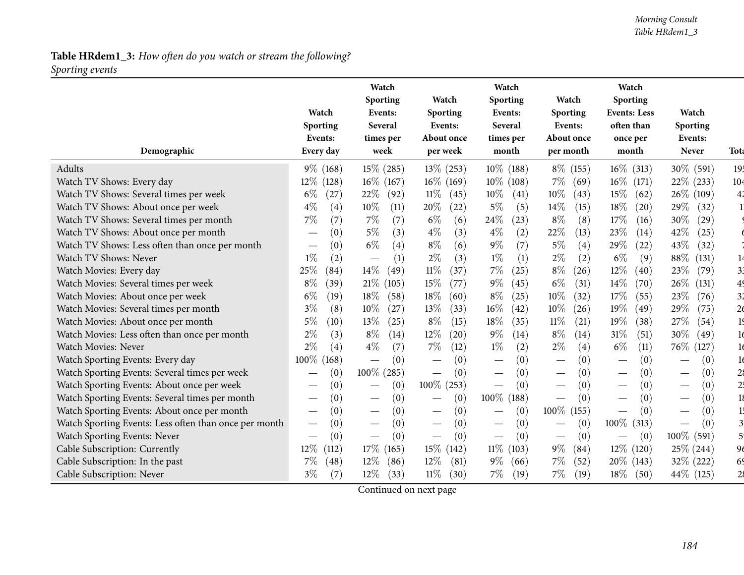**Table HRdem1_3:** *How often do you watch or stream the following?*
*Sporting events*

| Demographic | Watch Sporting Events: Every day | Watch Sporting Events: Several times per week | Watch Sporting Events: About once per week | Watch Sporting Events: Several times per month | Watch Sporting Events: About once per month | Watch Sporting Events: Less often than once per month | Watch Sporting Events: Never | Tota |
|---|---|---|---|---|---|---|---|---|
| Adults | 9% (168) | 15% (285) | 13% (253) | 10% (188) | 8% (155) | 16% (313) | 30% (591) | 19 |
| Watch TV Shows: Every day | 12% (128) | 16% (167) | 16% (169) | 10% (108) | 7% (69) | 16% (171) | 22% (233) | 10 |
| Watch TV Shows: Several times per week | 6% (27) | 22% (92) | 11% (45) | 10% (41) | 10% (43) | 15% (62) | 26% (109) | 4 |
| Watch TV Shows: About once per week | 4% (4) | 10% (11) | 20% (22) | 5% (5) | 14% (15) | 18% (20) | 29% (32) | 1 |
| Watch TV Shows: Several times per month | 7% (7) | 7% (7) | 6% (6) | 24% (23) | 8% (8) | 17% (16) | 30% (29) | |
| Watch TV Shows: About once per month | — (0) | 5% (3) | 4% (3) | 4% (2) | 22% (13) | 23% (14) | 42% (25) | |
| Watch TV Shows: Less often than once per month | — (0) | 6% (4) | 8% (6) | 9% (7) | 5% (4) | 29% (22) | 43% (32) | |
| Watch TV Shows: Never | 1% (2) | — (1) | 2% (3) | 1% (1) | 2% (2) | 6% (9) | 88% (131) | 1 |
| Watch Movies: Every day | 25% (84) | 14% (49) | 11% (37) | 7% (25) | 8% (26) | 12% (40) | 23% (79) | 3 |
| Watch Movies: Several times per week | 8% (39) | 21% (105) | 15% (77) | 9% (45) | 6% (31) | 14% (70) | 26% (131) | 4 |
| Watch Movies: About once per week | 6% (19) | 18% (58) | 18% (60) | 8% (25) | 10% (32) | 17% (55) | 23% (76) | 3 |
| Watch Movies: Several times per month | 3% (8) | 10% (27) | 13% (33) | 16% (42) | 10% (26) | 19% (49) | 29% (75) | 2 |
| Watch Movies: About once per month | 5% (10) | 13% (25) | 8% (15) | 18% (35) | 11% (21) | 19% (38) | 27% (54) | 1 |
| Watch Movies: Less often than once per month | 2% (3) | 8% (14) | 12% (20) | 9% (14) | 8% (14) | 31% (51) | 30% (49) | 1 |
| Watch Movies: Never | 2% (4) | 4% (7) | 7% (12) | 1% (2) | 2% (4) | 6% (11) | 76% (127) | 1 |
| Watch Sporting Events: Every day | 100% (168) | — (0) | — (0) | — (0) | — (0) | — (0) | — (0) | 1 |
| Watch Sporting Events: Several times per week | — (0) | 100% (285) | — (0) | — (0) | — (0) | — (0) | — (0) | 2 |
| Watch Sporting Events: About once per week | — (0) | — (0) | 100% (253) | — (0) | — (0) | — (0) | — (0) | 2 |
| Watch Sporting Events: Several times per month | — (0) | — (0) | — (0) | 100% (188) | — (0) | — (0) | — (0) | 1 |
| Watch Sporting Events: About once per month | — (0) | — (0) | — (0) | — (0) | 100% (155) | — (0) | — (0) | 1 |
| Watch Sporting Events: Less often than once per month | — (0) | — (0) | — (0) | — (0) | — (0) | 100% (313) | — (0) | 3 |
| Watch Sporting Events: Never | — (0) | — (0) | — (0) | — (0) | — (0) | — (0) | 100% (591) | 5 |
| Cable Subscription: Currently | 12% (112) | 17% (165) | 15% (142) | 11% (103) | 9% (84) | 12% (120) | 25% (244) | 9 |
| Cable Subscription: In the past | 7% (48) | 12% (86) | 12% (81) | 9% (66) | 7% (52) | 20% (143) | 32% (222) | 6 |
| Cable Subscription: Never | 3% (7) | 12% (33) | 11% (30) | 7% (19) | 7% (19) | 18% (50) | 44% (125) | 2 |

Continued on next page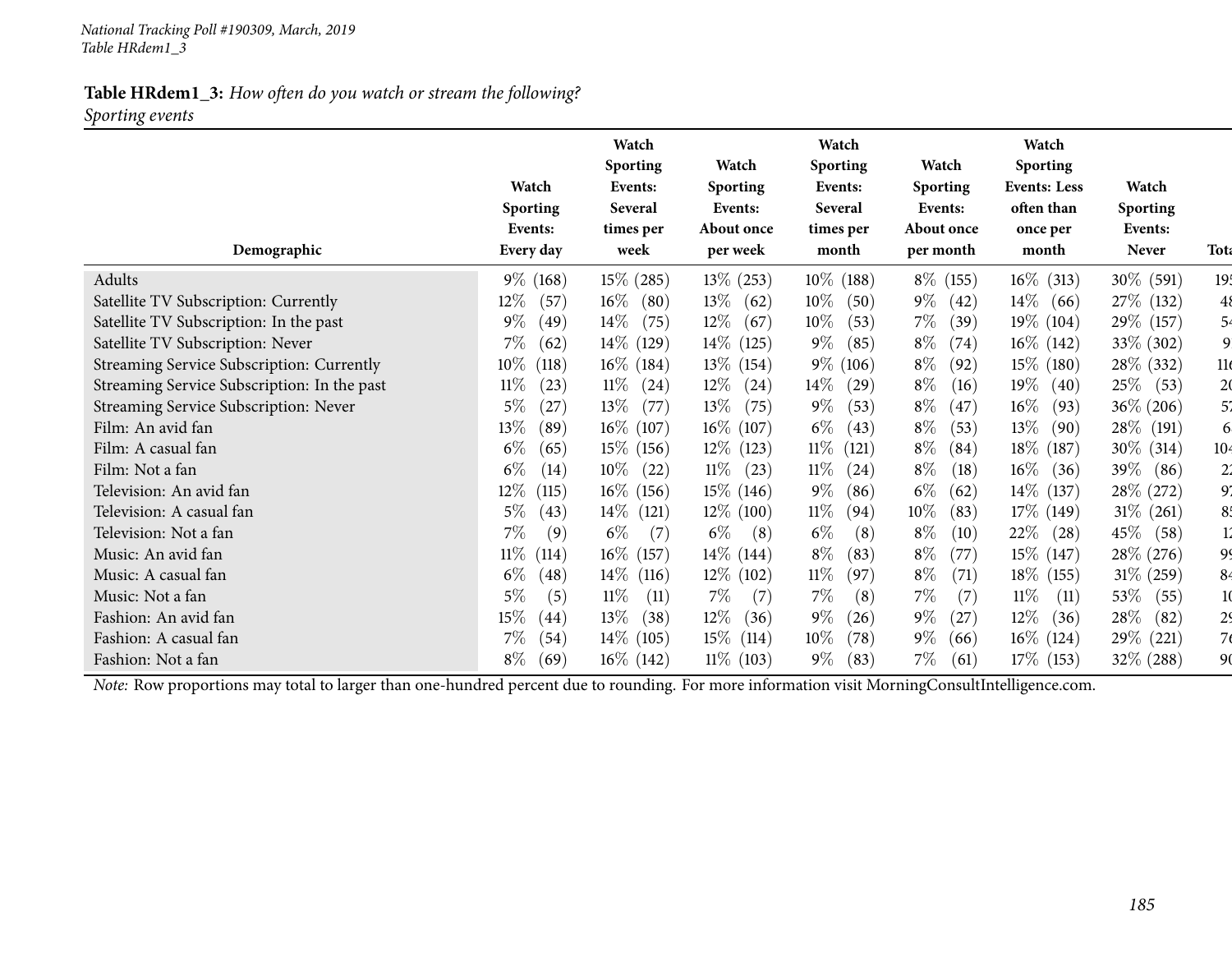**Table HRdem1_3:** *How often do you watch or stream the following?*
*Sporting events*

| Demographic | Watch Sporting Events: Every day | Watch Sporting Events: Several times per week | Watch Sporting Events: About once per week | Watch Sporting Events: Several times per month | Watch Sporting Events: About once per month | Watch Sporting Events: Less often than once per month | Watch Sporting Events: Never | Tota |
|---|---|---|---|---|---|---|---|---|
| Adults | 9% (168) | 15% (285) | 13% (253) | 10% (188) | 8% (155) | 16% (313) | 30% (591) | 19 |
| Satellite TV Subscription: Currently | 12% (57) | 16% (80) | 13% (62) | 10% (50) | 9% (42) | 14% (66) | 27% (132) | 48 |
| Satellite TV Subscription: In the past | 9% (49) | 14% (75) | 12% (67) | 10% (53) | 7% (39) | 19% (104) | 29% (157) | 54 |
| Satellite TV Subscription: Never | 7% (62) | 14% (129) | 14% (125) | 9% (85) | 8% (74) | 16% (142) | 33% (302) | 9 |
| Streaming Service Subscription: Currently | 10% (118) | 16% (184) | 13% (154) | 9% (106) | 8% (92) | 15% (180) | 28% (332) | 11 |
| Streaming Service Subscription: In the past | 11% (23) | 11% (24) | 12% (24) | 14% (29) | 8% (16) | 19% (40) | 25% (53) | 2 |
| Streaming Service Subscription: Never | 5% (27) | 13% (77) | 13% (75) | 9% (53) | 8% (47) | 16% (93) | 36% (206) | 5 |
| Film: An avid fan | 13% (89) | 16% (107) | 16% (107) | 6% (43) | 8% (53) | 13% (90) | 28% (191) | 6 |
| Film: A casual fan | 6% (65) | 15% (156) | 12% (123) | 11% (121) | 8% (84) | 18% (187) | 30% (314) | 10 |
| Film: Not a fan | 6% (14) | 10% (22) | 11% (23) | 11% (24) | 8% (18) | 16% (36) | 39% (86) | 2 |
| Television: An avid fan | 12% (115) | 16% (156) | 15% (146) | 9% (86) | 6% (62) | 14% (137) | 28% (272) | 9 |
| Television: A casual fan | 5% (43) | 14% (121) | 12% (100) | 11% (94) | 10% (83) | 17% (149) | 31% (261) | 8 |
| Television: Not a fan | 7% (9) | 6% (7) | 6% (8) | 6% (8) | 8% (10) | 22% (28) | 45% (58) | 1 |
| Music: An avid fan | 11% (114) | 16% (157) | 14% (144) | 8% (83) | 8% (77) | 15% (147) | 28% (276) | 9 |
| Music: A casual fan | 6% (48) | 14% (116) | 12% (102) | 11% (97) | 8% (71) | 18% (155) | 31% (259) | 8 |
| Music: Not a fan | 5% (5) | 11% (11) | 7% (7) | 7% (8) | 7% (7) | 11% (11) | 53% (55) | 1 |
| Fashion: An avid fan | 15% (44) | 13% (38) | 12% (36) | 9% (26) | 9% (27) | 12% (36) | 28% (82) | 2 |
| Fashion: A casual fan | 7% (54) | 14% (105) | 15% (114) | 10% (78) | 9% (66) | 16% (124) | 29% (221) | 7 |
| Fashion: Not a fan | 8% (69) | 16% (142) | 11% (103) | 9% (83) | 7% (61) | 17% (153) | 32% (288) | 9 |

*Note:* Row proportions may total to larger than one-hundred percent due to rounding. For more information visit MorningConsultIntelligence.com.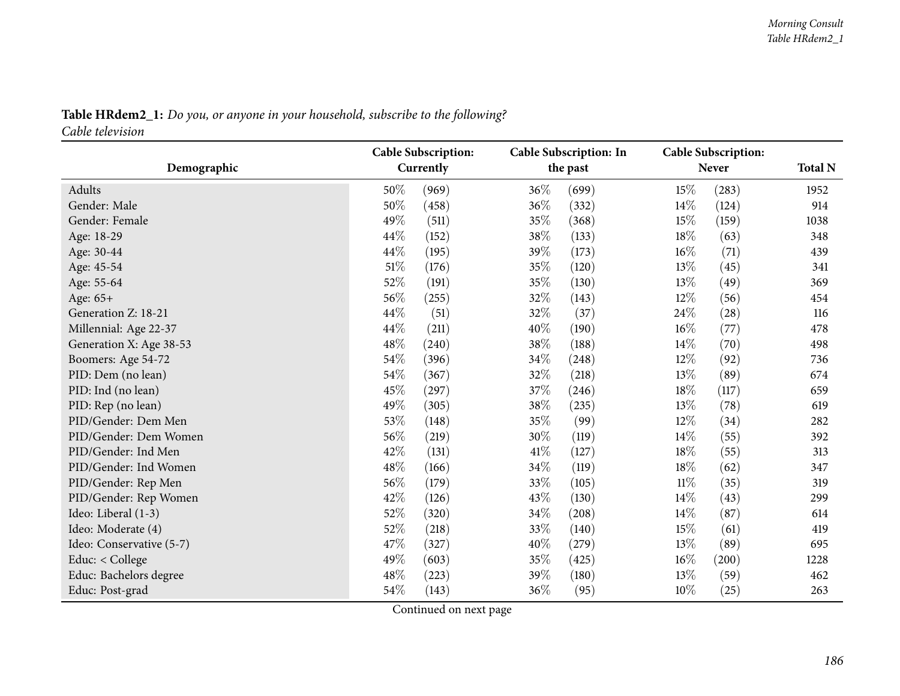**Table HRdem2_1:** *Do you, or anyone in your household, subscribe to the following?*
*Cable television*

| Demographic | Cable Subscription: Currently | | Cable Subscription: In the past | | Cable Subscription: Never | | Total N |
|---|---|---|---|---|---|---|---|
| Adults | 50% | (969) | 36% | (699) | 15% | (283) | 1952 |
| Gender: Male | 50% | (458) | 36% | (332) | 14% | (124) | 914 |
| Gender: Female | 49% | (511) | 35% | (368) | 15% | (159) | 1038 |
| Age: 18-29 | 44% | (152) | 38% | (133) | 18% | (63) | 348 |
| Age: 30-44 | 44% | (195) | 39% | (173) | 16% | (71) | 439 |
| Age: 45-54 | 51% | (176) | 35% | (120) | 13% | (45) | 341 |
| Age: 55-64 | 52% | (191) | 35% | (130) | 13% | (49) | 369 |
| Age: 65+ | 56% | (255) | 32% | (143) | 12% | (56) | 454 |
| Generation Z: 18-21 | 44% | (51) | 32% | (37) | 24% | (28) | 116 |
| Millennial: Age 22-37 | 44% | (211) | 40% | (190) | 16% | (77) | 478 |
| Generation X: Age 38-53 | 48% | (240) | 38% | (188) | 14% | (70) | 498 |
| Boomers: Age 54-72 | 54% | (396) | 34% | (248) | 12% | (92) | 736 |
| PID: Dem (no lean) | 54% | (367) | 32% | (218) | 13% | (89) | 674 |
| PID: Ind (no lean) | 45% | (297) | 37% | (246) | 18% | (117) | 659 |
| PID: Rep (no lean) | 49% | (305) | 38% | (235) | 13% | (78) | 619 |
| PID/Gender: Dem Men | 53% | (148) | 35% | (99) | 12% | (34) | 282 |
| PID/Gender: Dem Women | 56% | (219) | 30% | (119) | 14% | (55) | 392 |
| PID/Gender: Ind Men | 42% | (131) | 41% | (127) | 18% | (55) | 313 |
| PID/Gender: Ind Women | 48% | (166) | 34% | (119) | 18% | (62) | 347 |
| PID/Gender: Rep Men | 56% | (179) | 33% | (105) | 11% | (35) | 319 |
| PID/Gender: Rep Women | 42% | (126) | 43% | (130) | 14% | (43) | 299 |
| Ideo: Liberal (1-3) | 52% | (320) | 34% | (208) | 14% | (87) | 614 |
| Ideo: Moderate (4) | 52% | (218) | 33% | (140) | 15% | (61) | 419 |
| Ideo: Conservative (5-7) | 47% | (327) | 40% | (279) | 13% | (89) | 695 |
| Educ: < College | 49% | (603) | 35% | (425) | 16% | (200) | 1228 |
| Educ: Bachelors degree | 48% | (223) | 39% | (180) | 13% | (59) | 462 |
| Educ: Post-grad | 54% | (143) | 36% | (95) | 10% | (25) | 263 |

Continued on next page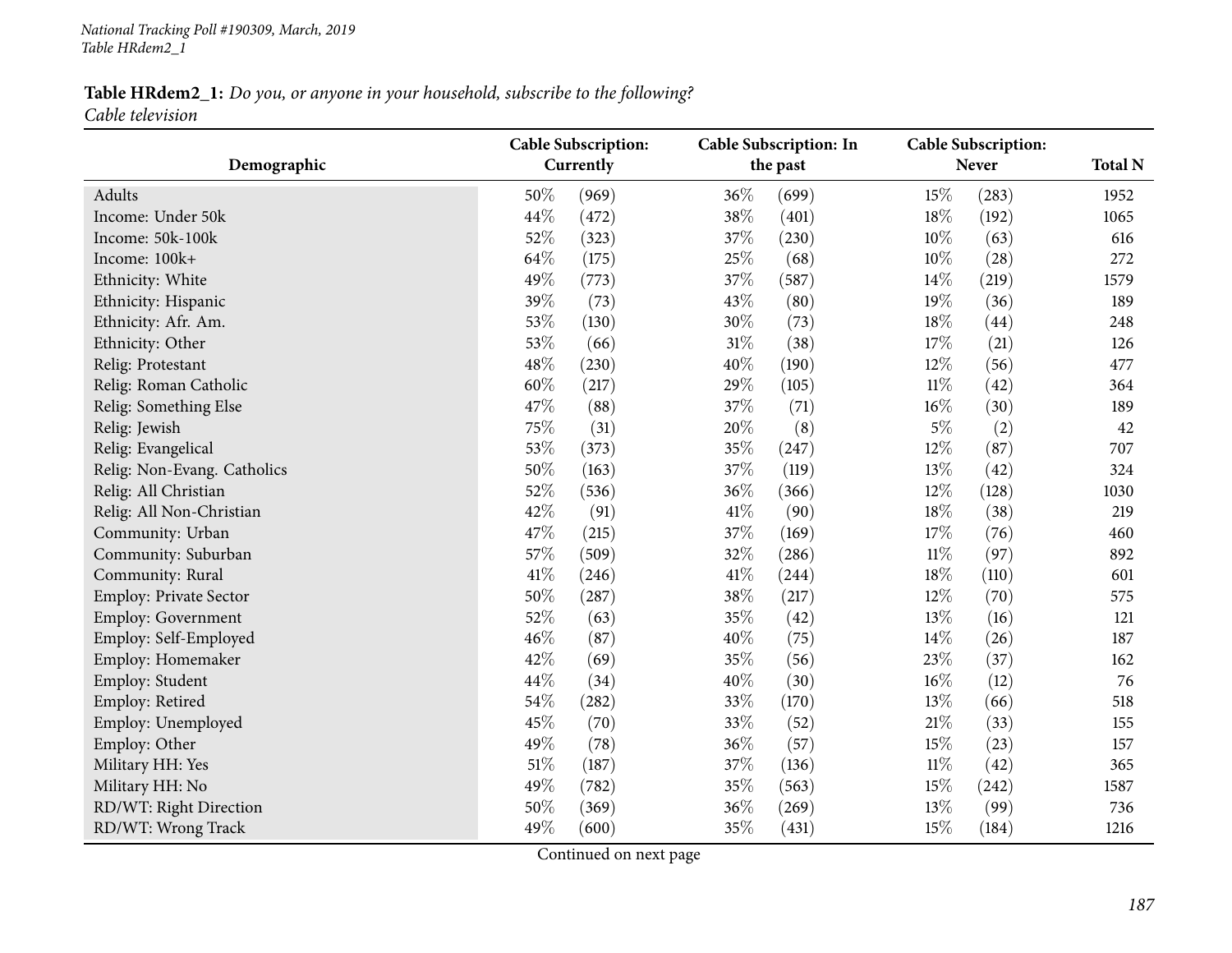**Table HRdem2_1:** *Do you, or anyone in your household, subscribe to the following?*
*Cable television*

| Demographic | Cable Subscription: Currently | | Cable Subscription: In the past | | Cable Subscription: Never | | Total N |
|---|---|---|---|---|---|---|---|
| Adults | 50% | (969) | 36% | (699) | 15% | (283) | 1952 |
| Income: Under 50k | 44% | (472) | 38% | (401) | 18% | (192) | 1065 |
| Income: 50k-100k | 52% | (323) | 37% | (230) | 10% | (63) | 616 |
| Income: 100k+ | 64% | (175) | 25% | (68) | 10% | (28) | 272 |
| Ethnicity: White | 49% | (773) | 37% | (587) | 14% | (219) | 1579 |
| Ethnicity: Hispanic | 39% | (73) | 43% | (80) | 19% | (36) | 189 |
| Ethnicity: Afr. Am. | 53% | (130) | 30% | (73) | 18% | (44) | 248 |
| Ethnicity: Other | 53% | (66) | 31% | (38) | 17% | (21) | 126 |
| Relig: Protestant | 48% | (230) | 40% | (190) | 12% | (56) | 477 |
| Relig: Roman Catholic | 60% | (217) | 29% | (105) | 11% | (42) | 364 |
| Relig: Something Else | 47% | (88) | 37% | (71) | 16% | (30) | 189 |
| Relig: Jewish | 75% | (31) | 20% | (8) | 5% | (2) | 42 |
| Relig: Evangelical | 53% | (373) | 35% | (247) | 12% | (87) | 707 |
| Relig: Non-Evang. Catholics | 50% | (163) | 37% | (119) | 13% | (42) | 324 |
| Relig: All Christian | 52% | (536) | 36% | (366) | 12% | (128) | 1030 |
| Relig: All Non-Christian | 42% | (91) | 41% | (90) | 18% | (38) | 219 |
| Community: Urban | 47% | (215) | 37% | (169) | 17% | (76) | 460 |
| Community: Suburban | 57% | (509) | 32% | (286) | 11% | (97) | 892 |
| Community: Rural | 41% | (246) | 41% | (244) | 18% | (110) | 601 |
| Employ: Private Sector | 50% | (287) | 38% | (217) | 12% | (70) | 575 |
| Employ: Government | 52% | (63) | 35% | (42) | 13% | (16) | 121 |
| Employ: Self-Employed | 46% | (87) | 40% | (75) | 14% | (26) | 187 |
| Employ: Homemaker | 42% | (69) | 35% | (56) | 23% | (37) | 162 |
| Employ: Student | 44% | (34) | 40% | (30) | 16% | (12) | 76 |
| Employ: Retired | 54% | (282) | 33% | (170) | 13% | (66) | 518 |
| Employ: Unemployed | 45% | (70) | 33% | (52) | 21% | (33) | 155 |
| Employ: Other | 49% | (78) | 36% | (57) | 15% | (23) | 157 |
| Military HH: Yes | 51% | (187) | 37% | (136) | 11% | (42) | 365 |
| Military HH: No | 49% | (782) | 35% | (563) | 15% | (242) | 1587 |
| RD/WT: Right Direction | 50% | (369) | 36% | (269) | 13% | (99) | 736 |
| RD/WT: Wrong Track | 49% | (600) | 35% | (431) | 15% | (184) | 1216 |

Continued on next page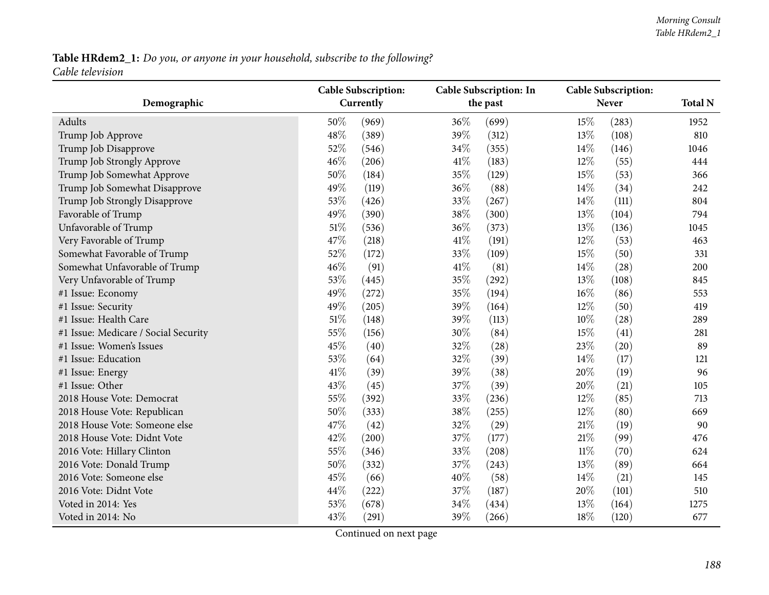**Table HRdem2_1:** *Do you, or anyone in your household, subscribe to the following?*
*Cable television*

| Demographic | Cable Subscription: Currently | | Cable Subscription: In the past | | Cable Subscription: Never | | Total N |
|---|---|---|---|---|---|---|---|
| Adults | 50% | (969) | 36% | (699) | 15% | (283) | 1952 |
| Trump Job Approve | 48% | (389) | 39% | (312) | 13% | (108) | 810 |
| Trump Job Disapprove | 52% | (546) | 34% | (355) | 14% | (146) | 1046 |
| Trump Job Strongly Approve | 46% | (206) | 41% | (183) | 12% | (55) | 444 |
| Trump Job Somewhat Approve | 50% | (184) | 35% | (129) | 15% | (53) | 366 |
| Trump Job Somewhat Disapprove | 49% | (119) | 36% | (88) | 14% | (34) | 242 |
| Trump Job Strongly Disapprove | 53% | (426) | 33% | (267) | 14% | (111) | 804 |
| Favorable of Trump | 49% | (390) | 38% | (300) | 13% | (104) | 794 |
| Unfavorable of Trump | 51% | (536) | 36% | (373) | 13% | (136) | 1045 |
| Very Favorable of Trump | 47% | (218) | 41% | (191) | 12% | (53) | 463 |
| Somewhat Favorable of Trump | 52% | (172) | 33% | (109) | 15% | (50) | 331 |
| Somewhat Unfavorable of Trump | 46% | (91) | 41% | (81) | 14% | (28) | 200 |
| Very Unfavorable of Trump | 53% | (445) | 35% | (292) | 13% | (108) | 845 |
| #1 Issue: Economy | 49% | (272) | 35% | (194) | 16% | (86) | 553 |
| #1 Issue: Security | 49% | (205) | 39% | (164) | 12% | (50) | 419 |
| #1 Issue: Health Care | 51% | (148) | 39% | (113) | 10% | (28) | 289 |
| #1 Issue: Medicare / Social Security | 55% | (156) | 30% | (84) | 15% | (41) | 281 |
| #1 Issue: Women's Issues | 45% | (40) | 32% | (28) | 23% | (20) | 89 |
| #1 Issue: Education | 53% | (64) | 32% | (39) | 14% | (17) | 121 |
| #1 Issue: Energy | 41% | (39) | 39% | (38) | 20% | (19) | 96 |
| #1 Issue: Other | 43% | (45) | 37% | (39) | 20% | (21) | 105 |
| 2018 House Vote: Democrat | 55% | (392) | 33% | (236) | 12% | (85) | 713 |
| 2018 House Vote: Republican | 50% | (333) | 38% | (255) | 12% | (80) | 669 |
| 2018 House Vote: Someone else | 47% | (42) | 32% | (29) | 21% | (19) | 90 |
| 2018 House Vote: Didnt Vote | 42% | (200) | 37% | (177) | 21% | (99) | 476 |
| 2016 Vote: Hillary Clinton | 55% | (346) | 33% | (208) | 11% | (70) | 624 |
| 2016 Vote: Donald Trump | 50% | (332) | 37% | (243) | 13% | (89) | 664 |
| 2016 Vote: Someone else | 45% | (66) | 40% | (58) | 14% | (21) | 145 |
| 2016 Vote: Didnt Vote | 44% | (222) | 37% | (187) | 20% | (101) | 510 |
| Voted in 2014: Yes | 53% | (678) | 34% | (434) | 13% | (164) | 1275 |
| Voted in 2014: No | 43% | (291) | 39% | (266) | 18% | (120) | 677 |

Continued on next page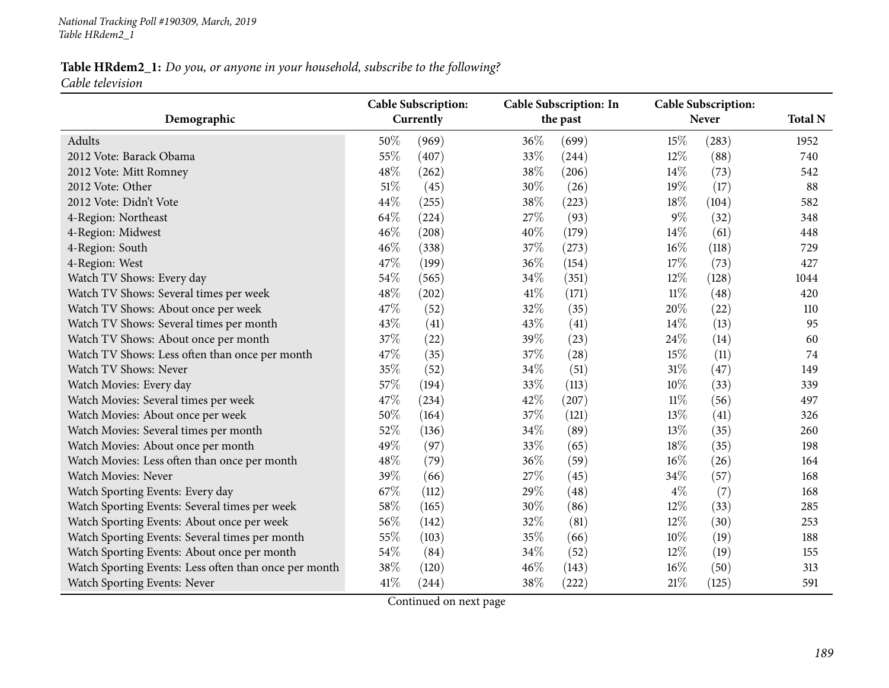National Tracking Poll #190309, March, 2019
Table HRdem2_1

**Table HRdem2_1:** *Do you, or anyone in your household, subscribe to the following?*
*Cable television*

| Demographic | Cable Subscription: Currently | | Cable Subscription: In the past | | Cable Subscription: Never | | Total N |
|---|---|---|---|---|---|---|---|
| Adults | 50% | (969) | 36% | (699) | 15% | (283) | 1952 |
| 2012 Vote: Barack Obama | 55% | (407) | 33% | (244) | 12% | (88) | 740 |
| 2012 Vote: Mitt Romney | 48% | (262) | 38% | (206) | 14% | (73) | 542 |
| 2012 Vote: Other | 51% | (45) | 30% | (26) | 19% | (17) | 88 |
| 2012 Vote: Didn't Vote | 44% | (255) | 38% | (223) | 18% | (104) | 582 |
| 4-Region: Northeast | 64% | (224) | 27% | (93) | 9% | (32) | 348 |
| 4-Region: Midwest | 46% | (208) | 40% | (179) | 14% | (61) | 448 |
| 4-Region: South | 46% | (338) | 37% | (273) | 16% | (118) | 729 |
| 4-Region: West | 47% | (199) | 36% | (154) | 17% | (73) | 427 |
| Watch TV Shows: Every day | 54% | (565) | 34% | (351) | 12% | (128) | 1044 |
| Watch TV Shows: Several times per week | 48% | (202) | 41% | (171) | 11% | (48) | 420 |
| Watch TV Shows: About once per week | 47% | (52) | 32% | (35) | 20% | (22) | 110 |
| Watch TV Shows: Several times per month | 43% | (41) | 43% | (41) | 14% | (13) | 95 |
| Watch TV Shows: About once per month | 37% | (22) | 39% | (23) | 24% | (14) | 60 |
| Watch TV Shows: Less often than once per month | 47% | (35) | 37% | (28) | 15% | (11) | 74 |
| Watch TV Shows: Never | 35% | (52) | 34% | (51) | 31% | (47) | 149 |
| Watch Movies: Every day | 57% | (194) | 33% | (113) | 10% | (33) | 339 |
| Watch Movies: Several times per week | 47% | (234) | 42% | (207) | 11% | (56) | 497 |
| Watch Movies: About once per week | 50% | (164) | 37% | (121) | 13% | (41) | 326 |
| Watch Movies: Several times per month | 52% | (136) | 34% | (89) | 13% | (35) | 260 |
| Watch Movies: About once per month | 49% | (97) | 33% | (65) | 18% | (35) | 198 |
| Watch Movies: Less often than once per month | 48% | (79) | 36% | (59) | 16% | (26) | 164 |
| Watch Movies: Never | 39% | (66) | 27% | (45) | 34% | (57) | 168 |
| Watch Sporting Events: Every day | 67% | (112) | 29% | (48) | 4% | (7) | 168 |
| Watch Sporting Events: Several times per week | 58% | (165) | 30% | (86) | 12% | (33) | 285 |
| Watch Sporting Events: About once per week | 56% | (142) | 32% | (81) | 12% | (30) | 253 |
| Watch Sporting Events: Several times per month | 55% | (103) | 35% | (66) | 10% | (19) | 188 |
| Watch Sporting Events: About once per month | 54% | (84) | 34% | (52) | 12% | (19) | 155 |
| Watch Sporting Events: Less often than once per month | 38% | (120) | 46% | (143) | 16% | (50) | 313 |
| Watch Sporting Events: Never | 41% | (244) | 38% | (222) | 21% | (125) | 591 |

Continued on next page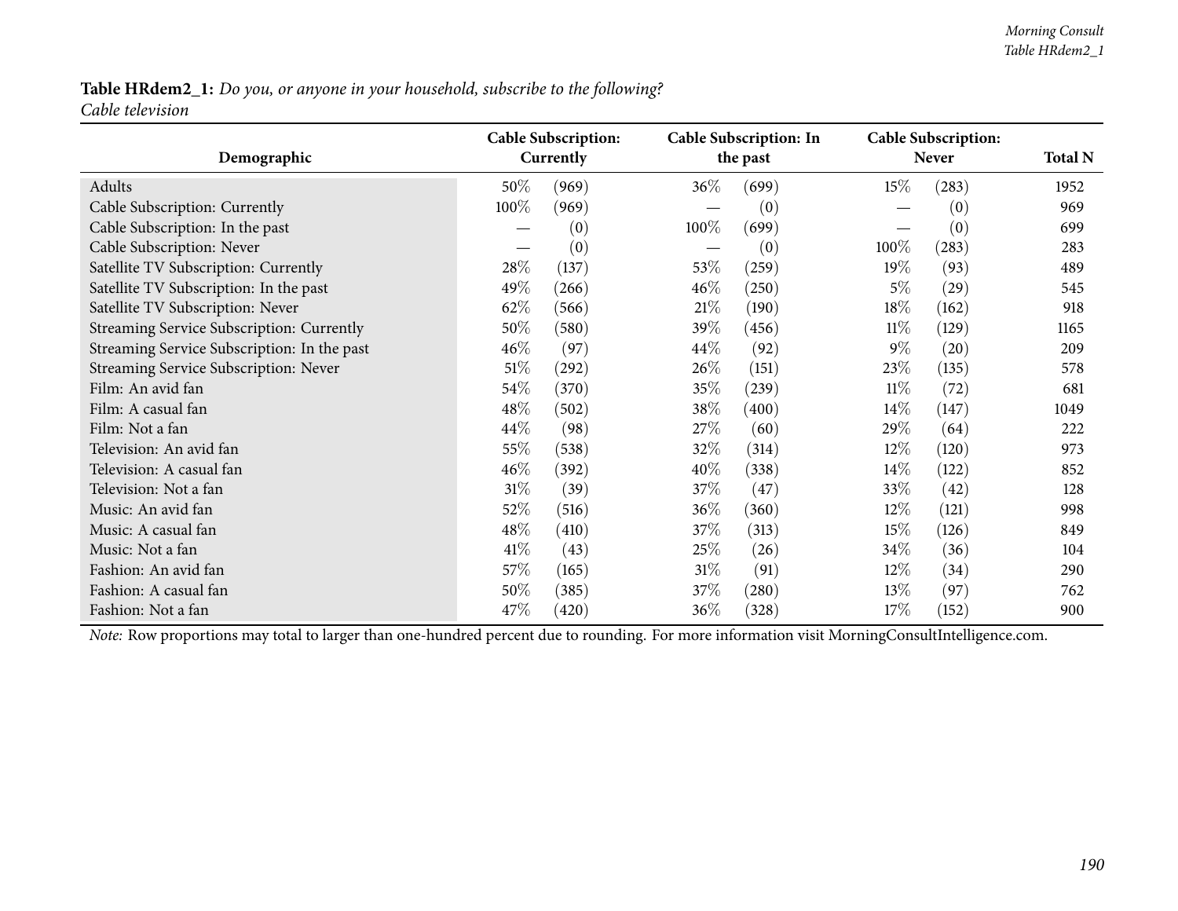**Table HRdem2_1:** *Do you, or anyone in your household, subscribe to the following?*
*Cable television*

| Demographic | Cable Subscription: Currently | | Cable Subscription: In the past | | Cable Subscription: Never | | Total N |
|---|---|---|---|---|---|---|---|
| Adults | 50% | (969) | 36% | (699) | 15% | (283) | 1952 |
| Cable Subscription: Currently | 100% | (969) | — | (0) | — | (0) | 969 |
| Cable Subscription: In the past | — | (0) | 100% | (699) | — | (0) | 699 |
| Cable Subscription: Never | — | (0) | — | (0) | 100% | (283) | 283 |
| Satellite TV Subscription: Currently | 28% | (137) | 53% | (259) | 19% | (93) | 489 |
| Satellite TV Subscription: In the past | 49% | (266) | 46% | (250) | 5% | (29) | 545 |
| Satellite TV Subscription: Never | 62% | (566) | 21% | (190) | 18% | (162) | 918 |
| Streaming Service Subscription: Currently | 50% | (580) | 39% | (456) | 11% | (129) | 1165 |
| Streaming Service Subscription: In the past | 46% | (97) | 44% | (92) | 9% | (20) | 209 |
| Streaming Service Subscription: Never | 51% | (292) | 26% | (151) | 23% | (135) | 578 |
| Film: An avid fan | 54% | (370) | 35% | (239) | 11% | (72) | 681 |
| Film: A casual fan | 48% | (502) | 38% | (400) | 14% | (147) | 1049 |
| Film: Not a fan | 44% | (98) | 27% | (60) | 29% | (64) | 222 |
| Television: An avid fan | 55% | (538) | 32% | (314) | 12% | (120) | 973 |
| Television: A casual fan | 46% | (392) | 40% | (338) | 14% | (122) | 852 |
| Television: Not a fan | 31% | (39) | 37% | (47) | 33% | (42) | 128 |
| Music: An avid fan | 52% | (516) | 36% | (360) | 12% | (121) | 998 |
| Music: A casual fan | 48% | (410) | 37% | (313) | 15% | (126) | 849 |
| Music: Not a fan | 41% | (43) | 25% | (26) | 34% | (36) | 104 |
| Fashion: An avid fan | 57% | (165) | 31% | (91) | 12% | (34) | 290 |
| Fashion: A casual fan | 50% | (385) | 37% | (280) | 13% | (97) | 762 |
| Fashion: Not a fan | 47% | (420) | 36% | (328) | 17% | (152) | 900 |

*Note:* Row proportions may total to larger than one-hundred percent due to rounding. For more information visit MorningConsultIntelligence.com.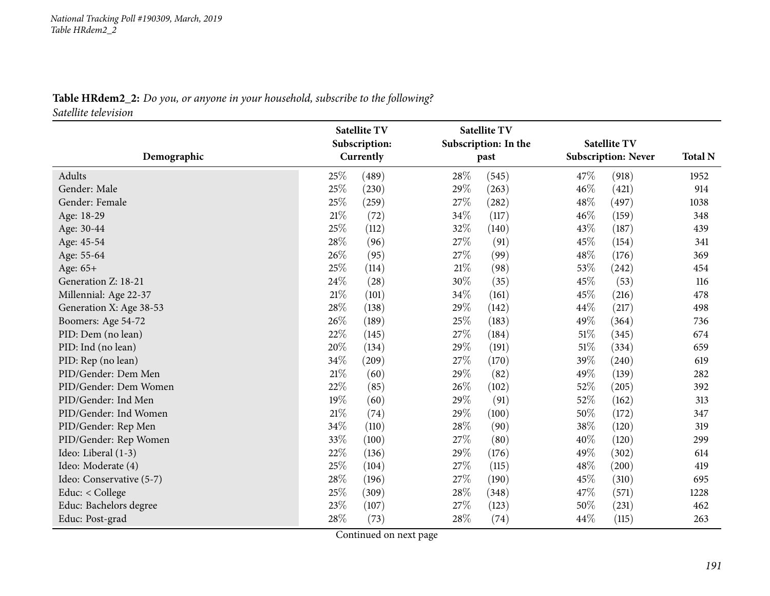**Table HRdem2_2:** *Do you, or anyone in your household, subscribe to the following?*
*Satellite television*

| Demographic | Satellite TV Subscription: Currently | | Satellite TV Subscription: In the past | | Satellite TV Subscription: Never | | Total N |
|---|---|---|---|---|---|---|---|
| Adults | 25% | (489) | 28% | (545) | 47% | (918) | 1952 |
| Gender: Male | 25% | (230) | 29% | (263) | 46% | (421) | 914 |
| Gender: Female | 25% | (259) | 27% | (282) | 48% | (497) | 1038 |
| Age: 18-29 | 21% | (72) | 34% | (117) | 46% | (159) | 348 |
| Age: 30-44 | 25% | (112) | 32% | (140) | 43% | (187) | 439 |
| Age: 45-54 | 28% | (96) | 27% | (91) | 45% | (154) | 341 |
| Age: 55-64 | 26% | (95) | 27% | (99) | 48% | (176) | 369 |
| Age: 65+ | 25% | (114) | 21% | (98) | 53% | (242) | 454 |
| Generation Z: 18-21 | 24% | (28) | 30% | (35) | 45% | (53) | 116 |
| Millennial: Age 22-37 | 21% | (101) | 34% | (161) | 45% | (216) | 478 |
| Generation X: Age 38-53 | 28% | (138) | 29% | (142) | 44% | (217) | 498 |
| Boomers: Age 54-72 | 26% | (189) | 25% | (183) | 49% | (364) | 736 |
| PID: Dem (no lean) | 22% | (145) | 27% | (184) | 51% | (345) | 674 |
| PID: Ind (no lean) | 20% | (134) | 29% | (191) | 51% | (334) | 659 |
| PID: Rep (no lean) | 34% | (209) | 27% | (170) | 39% | (240) | 619 |
| PID/Gender: Dem Men | 21% | (60) | 29% | (82) | 49% | (139) | 282 |
| PID/Gender: Dem Women | 22% | (85) | 26% | (102) | 52% | (205) | 392 |
| PID/Gender: Ind Men | 19% | (60) | 29% | (91) | 52% | (162) | 313 |
| PID/Gender: Ind Women | 21% | (74) | 29% | (100) | 50% | (172) | 347 |
| PID/Gender: Rep Men | 34% | (110) | 28% | (90) | 38% | (120) | 319 |
| PID/Gender: Rep Women | 33% | (100) | 27% | (80) | 40% | (120) | 299 |
| Ideo: Liberal (1-3) | 22% | (136) | 29% | (176) | 49% | (302) | 614 |
| Ideo: Moderate (4) | 25% | (104) | 27% | (115) | 48% | (200) | 419 |
| Ideo: Conservative (5-7) | 28% | (196) | 27% | (190) | 45% | (310) | 695 |
| Educ: < College | 25% | (309) | 28% | (348) | 47% | (571) | 1228 |
| Educ: Bachelors degree | 23% | (107) | 27% | (123) | 50% | (231) | 462 |
| Educ: Post-grad | 28% | (73) | 28% | (74) | 44% | (115) | 263 |

Continued on next page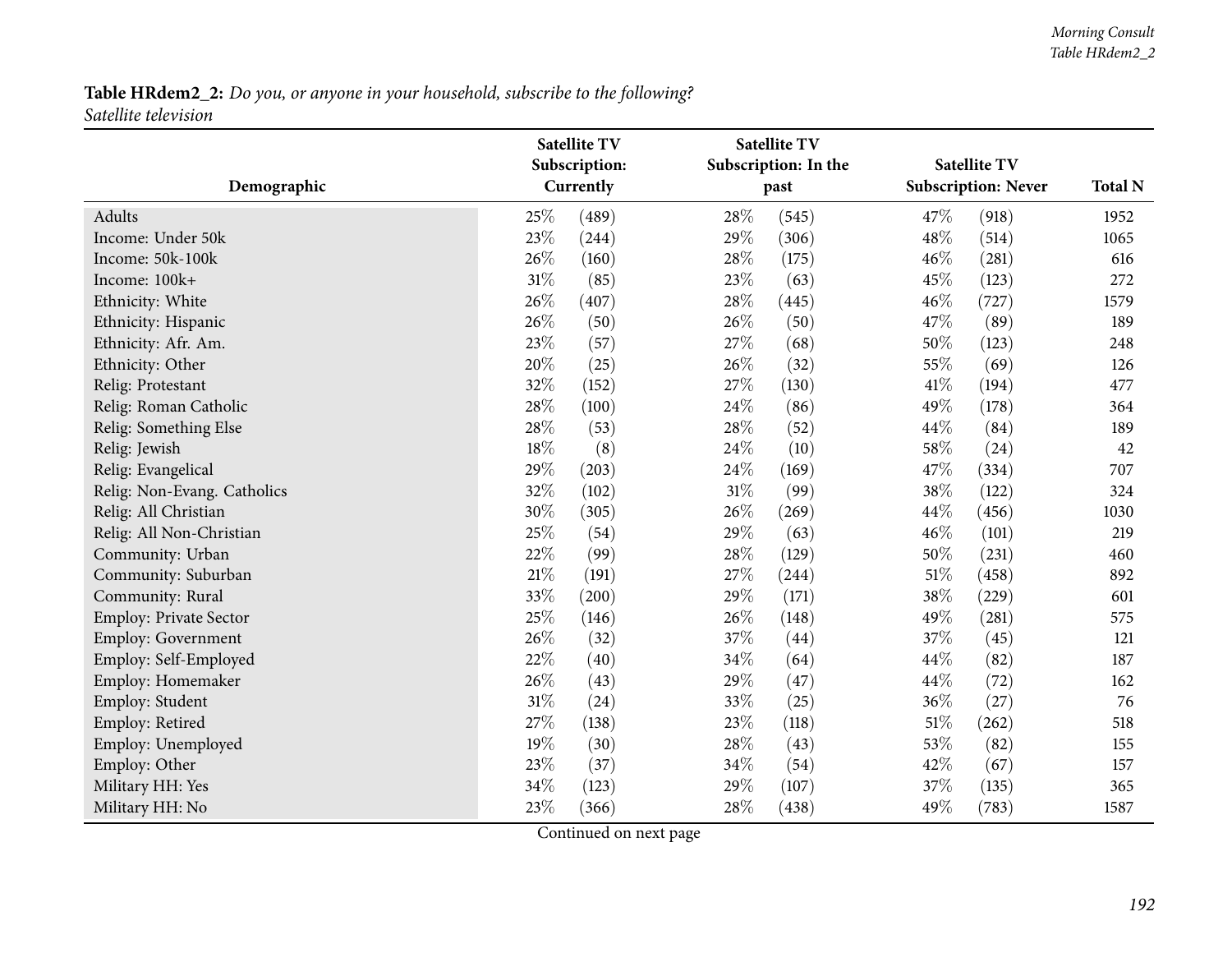**Table HRdem2_2:** *Do you, or anyone in your household, subscribe to the following?*
*Satellite television*

| Demographic | Satellite TV Subscription: Currently | | Satellite TV Subscription: In the past | | Satellite TV Subscription: Never | | Total N |
|---|---|---|---|---|---|---|---|
| Adults | 25% | (489) | 28% | (545) | 47% | (918) | 1952 |
| Income: Under 50k | 23% | (244) | 29% | (306) | 48% | (514) | 1065 |
| Income: 50k-100k | 26% | (160) | 28% | (175) | 46% | (281) | 616 |
| Income: 100k+ | 31% | (85) | 23% | (63) | 45% | (123) | 272 |
| Ethnicity: White | 26% | (407) | 28% | (445) | 46% | (727) | 1579 |
| Ethnicity: Hispanic | 26% | (50) | 26% | (50) | 47% | (89) | 189 |
| Ethnicity: Afr. Am. | 23% | (57) | 27% | (68) | 50% | (123) | 248 |
| Ethnicity: Other | 20% | (25) | 26% | (32) | 55% | (69) | 126 |
| Relig: Protestant | 32% | (152) | 27% | (130) | 41% | (194) | 477 |
| Relig: Roman Catholic | 28% | (100) | 24% | (86) | 49% | (178) | 364 |
| Relig: Something Else | 28% | (53) | 28% | (52) | 44% | (84) | 189 |
| Relig: Jewish | 18% | (8) | 24% | (10) | 58% | (24) | 42 |
| Relig: Evangelical | 29% | (203) | 24% | (169) | 47% | (334) | 707 |
| Relig: Non-Evang. Catholics | 32% | (102) | 31% | (99) | 38% | (122) | 324 |
| Relig: All Christian | 30% | (305) | 26% | (269) | 44% | (456) | 1030 |
| Relig: All Non-Christian | 25% | (54) | 29% | (63) | 46% | (101) | 219 |
| Community: Urban | 22% | (99) | 28% | (129) | 50% | (231) | 460 |
| Community: Suburban | 21% | (191) | 27% | (244) | 51% | (458) | 892 |
| Community: Rural | 33% | (200) | 29% | (171) | 38% | (229) | 601 |
| Employ: Private Sector | 25% | (146) | 26% | (148) | 49% | (281) | 575 |
| Employ: Government | 26% | (32) | 37% | (44) | 37% | (45) | 121 |
| Employ: Self-Employed | 22% | (40) | 34% | (64) | 44% | (82) | 187 |
| Employ: Homemaker | 26% | (43) | 29% | (47) | 44% | (72) | 162 |
| Employ: Student | 31% | (24) | 33% | (25) | 36% | (27) | 76 |
| Employ: Retired | 27% | (138) | 23% | (118) | 51% | (262) | 518 |
| Employ: Unemployed | 19% | (30) | 28% | (43) | 53% | (82) | 155 |
| Employ: Other | 23% | (37) | 34% | (54) | 42% | (67) | 157 |
| Military HH: Yes | 34% | (123) | 29% | (107) | 37% | (135) | 365 |
| Military HH: No | 23% | (366) | 28% | (438) | 49% | (783) | 1587 |

Continued on next page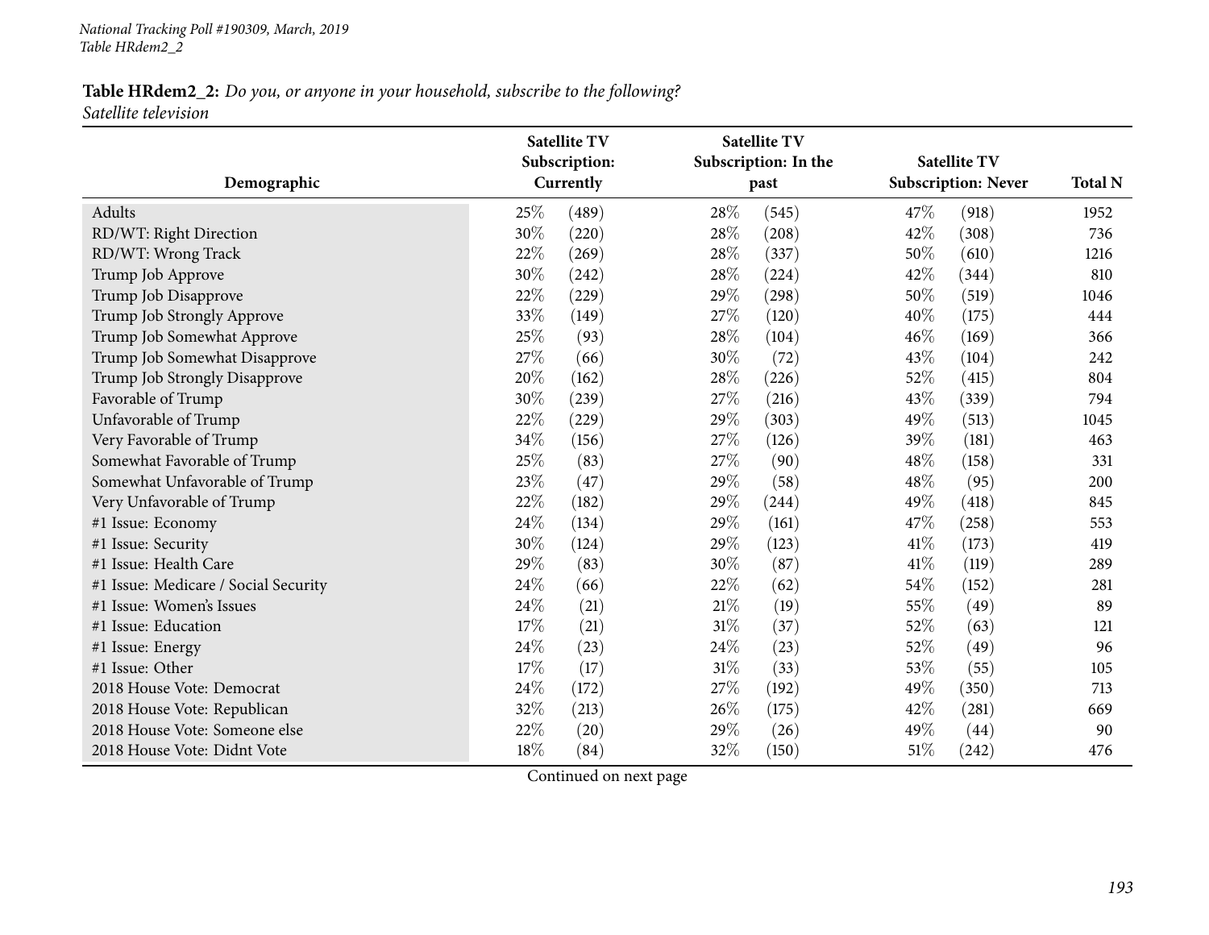**Table HRdem2_2:** *Do you, or anyone in your household, subscribe to the following?*
*Satellite television*

| Demographic | Satellite TV Subscription: Currently | | Satellite TV Subscription: In the past | | Satellite TV Subscription: Never | | Total N |
|---|---|---|---|---|---|---|---|
| Adults | 25% | (489) | 28% | (545) | 47% | (918) | 1952 |
| RD/WT: Right Direction | 30% | (220) | 28% | (208) | 42% | (308) | 736 |
| RD/WT: Wrong Track | 22% | (269) | 28% | (337) | 50% | (610) | 1216 |
| Trump Job Approve | 30% | (242) | 28% | (224) | 42% | (344) | 810 |
| Trump Job Disapprove | 22% | (229) | 29% | (298) | 50% | (519) | 1046 |
| Trump Job Strongly Approve | 33% | (149) | 27% | (120) | 40% | (175) | 444 |
| Trump Job Somewhat Approve | 25% | (93) | 28% | (104) | 46% | (169) | 366 |
| Trump Job Somewhat Disapprove | 27% | (66) | 30% | (72) | 43% | (104) | 242 |
| Trump Job Strongly Disapprove | 20% | (162) | 28% | (226) | 52% | (415) | 804 |
| Favorable of Trump | 30% | (239) | 27% | (216) | 43% | (339) | 794 |
| Unfavorable of Trump | 22% | (229) | 29% | (303) | 49% | (513) | 1045 |
| Very Favorable of Trump | 34% | (156) | 27% | (126) | 39% | (181) | 463 |
| Somewhat Favorable of Trump | 25% | (83) | 27% | (90) | 48% | (158) | 331 |
| Somewhat Unfavorable of Trump | 23% | (47) | 29% | (58) | 48% | (95) | 200 |
| Very Unfavorable of Trump | 22% | (182) | 29% | (244) | 49% | (418) | 845 |
| #1 Issue: Economy | 24% | (134) | 29% | (161) | 47% | (258) | 553 |
| #1 Issue: Security | 30% | (124) | 29% | (123) | 41% | (173) | 419 |
| #1 Issue: Health Care | 29% | (83) | 30% | (87) | 41% | (119) | 289 |
| #1 Issue: Medicare / Social Security | 24% | (66) | 22% | (62) | 54% | (152) | 281 |
| #1 Issue: Women's Issues | 24% | (21) | 21% | (19) | 55% | (49) | 89 |
| #1 Issue: Education | 17% | (21) | 31% | (37) | 52% | (63) | 121 |
| #1 Issue: Energy | 24% | (23) | 24% | (23) | 52% | (49) | 96 |
| #1 Issue: Other | 17% | (17) | 31% | (33) | 53% | (55) | 105 |
| 2018 House Vote: Democrat | 24% | (172) | 27% | (192) | 49% | (350) | 713 |
| 2018 House Vote: Republican | 32% | (213) | 26% | (175) | 42% | (281) | 669 |
| 2018 House Vote: Someone else | 22% | (20) | 29% | (26) | 49% | (44) | 90 |
| 2018 House Vote: Didnt Vote | 18% | (84) | 32% | (150) | 51% | (242) | 476 |

Continued on next page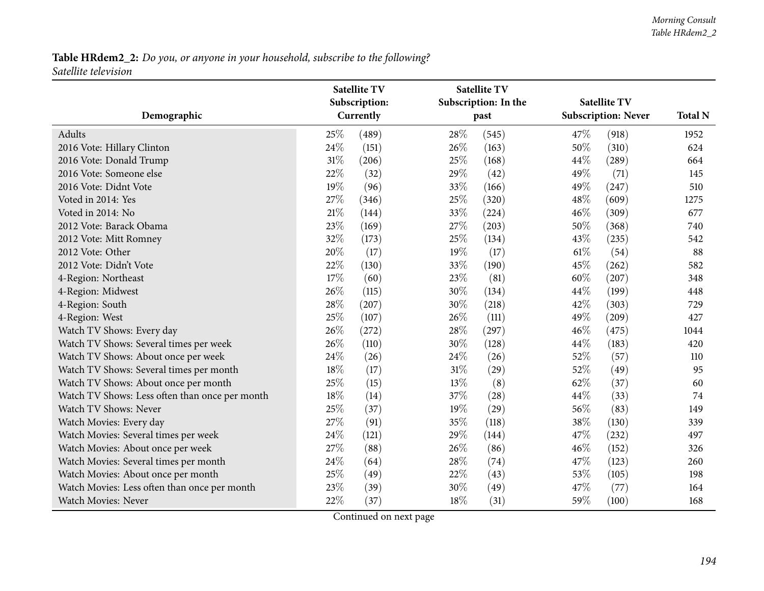**Table HRdem2_2:** *Do you, or anyone in your household, subscribe to the following?*
*Satellite television*

| Demographic | Satellite TV Subscription: Currently | | Satellite TV Subscription: In the past | | Satellite TV Subscription: Never | | Total N |
|---|---|---|---|---|---|---|---|
| Adults | 25% | (489) | 28% | (545) | 47% | (918) | 1952 |
| 2016 Vote: Hillary Clinton | 24% | (151) | 26% | (163) | 50% | (310) | 624 |
| 2016 Vote: Donald Trump | 31% | (206) | 25% | (168) | 44% | (289) | 664 |
| 2016 Vote: Someone else | 22% | (32) | 29% | (42) | 49% | (71) | 145 |
| 2016 Vote: Didnt Vote | 19% | (96) | 33% | (166) | 49% | (247) | 510 |
| Voted in 2014: Yes | 27% | (346) | 25% | (320) | 48% | (609) | 1275 |
| Voted in 2014: No | 21% | (144) | 33% | (224) | 46% | (309) | 677 |
| 2012 Vote: Barack Obama | 23% | (169) | 27% | (203) | 50% | (368) | 740 |
| 2012 Vote: Mitt Romney | 32% | (173) | 25% | (134) | 43% | (235) | 542 |
| 2012 Vote: Other | 20% | (17) | 19% | (17) | 61% | (54) | 88 |
| 2012 Vote: Didn't Vote | 22% | (130) | 33% | (190) | 45% | (262) | 582 |
| 4-Region: Northeast | 17% | (60) | 23% | (81) | 60% | (207) | 348 |
| 4-Region: Midwest | 26% | (115) | 30% | (134) | 44% | (199) | 448 |
| 4-Region: South | 28% | (207) | 30% | (218) | 42% | (303) | 729 |
| 4-Region: West | 25% | (107) | 26% | (111) | 49% | (209) | 427 |
| Watch TV Shows: Every day | 26% | (272) | 28% | (297) | 46% | (475) | 1044 |
| Watch TV Shows: Several times per week | 26% | (110) | 30% | (128) | 44% | (183) | 420 |
| Watch TV Shows: About once per week | 24% | (26) | 24% | (26) | 52% | (57) | 110 |
| Watch TV Shows: Several times per month | 18% | (17) | 31% | (29) | 52% | (49) | 95 |
| Watch TV Shows: About once per month | 25% | (15) | 13% | (8) | 62% | (37) | 60 |
| Watch TV Shows: Less often than once per month | 18% | (14) | 37% | (28) | 44% | (33) | 74 |
| Watch TV Shows: Never | 25% | (37) | 19% | (29) | 56% | (83) | 149 |
| Watch Movies: Every day | 27% | (91) | 35% | (118) | 38% | (130) | 339 |
| Watch Movies: Several times per week | 24% | (121) | 29% | (144) | 47% | (232) | 497 |
| Watch Movies: About once per week | 27% | (88) | 26% | (86) | 46% | (152) | 326 |
| Watch Movies: Several times per month | 24% | (64) | 28% | (74) | 47% | (123) | 260 |
| Watch Movies: About once per month | 25% | (49) | 22% | (43) | 53% | (105) | 198 |
| Watch Movies: Less often than once per month | 23% | (39) | 30% | (49) | 47% | (77) | 164 |
| Watch Movies: Never | 22% | (37) | 18% | (31) | 59% | (100) | 168 |

Continued on next page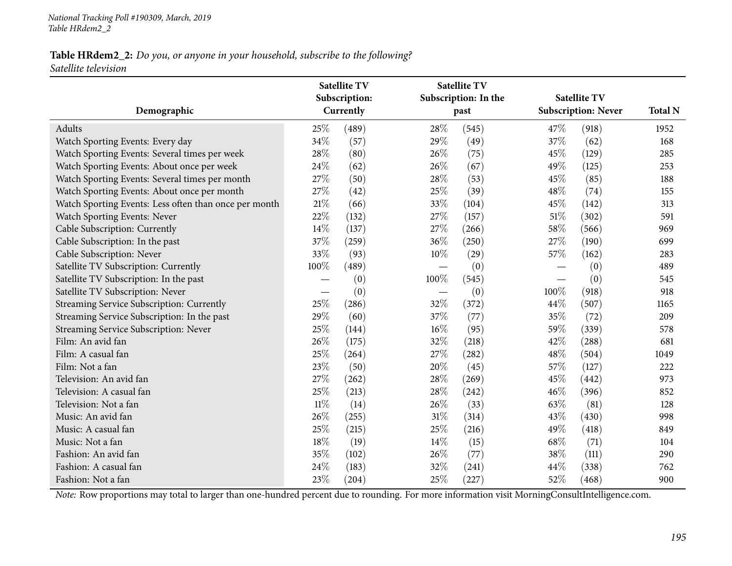*National Tracking Poll #190309, March, 2019*
*Table HRdem2_2*

**Table HRdem2_2:** *Do you, or anyone in your household, subscribe to the following?*
*Satellite television*

| Demographic | Satellite TV Subscription: Currently | | Satellite TV Subscription: In the past | | Satellite TV Subscription: Never | | Total N |
|---|---|---|---|---|---|---|---|
| Adults | 25% | (489) | 28% | (545) | 47% | (918) | 1952 |
| Watch Sporting Events: Every day | 34% | (57) | 29% | (49) | 37% | (62) | 168 |
| Watch Sporting Events: Several times per week | 28% | (80) | 26% | (75) | 45% | (129) | 285 |
| Watch Sporting Events: About once per week | 24% | (62) | 26% | (67) | 49% | (125) | 253 |
| Watch Sporting Events: Several times per month | 27% | (50) | 28% | (53) | 45% | (85) | 188 |
| Watch Sporting Events: About once per month | 27% | (42) | 25% | (39) | 48% | (74) | 155 |
| Watch Sporting Events: Less often than once per month | 21% | (66) | 33% | (104) | 45% | (142) | 313 |
| Watch Sporting Events: Never | 22% | (132) | 27% | (157) | 51% | (302) | 591 |
| Cable Subscription: Currently | 14% | (137) | 27% | (266) | 58% | (566) | 969 |
| Cable Subscription: In the past | 37% | (259) | 36% | (250) | 27% | (190) | 699 |
| Cable Subscription: Never | 33% | (93) | 10% | (29) | 57% | (162) | 283 |
| Satellite TV Subscription: Currently | 100% | (489) | — | (0) | — | (0) | 489 |
| Satellite TV Subscription: In the past | — | (0) | 100% | (545) | — | (0) | 545 |
| Satellite TV Subscription: Never | — | (0) | — | (0) | 100% | (918) | 918 |
| Streaming Service Subscription: Currently | 25% | (286) | 32% | (372) | 44% | (507) | 1165 |
| Streaming Service Subscription: In the past | 29% | (60) | 37% | (77) | 35% | (72) | 209 |
| Streaming Service Subscription: Never | 25% | (144) | 16% | (95) | 59% | (339) | 578 |
| Film: An avid fan | 26% | (175) | 32% | (218) | 42% | (288) | 681 |
| Film: A casual fan | 25% | (264) | 27% | (282) | 48% | (504) | 1049 |
| Film: Not a fan | 23% | (50) | 20% | (45) | 57% | (127) | 222 |
| Television: An avid fan | 27% | (262) | 28% | (269) | 45% | (442) | 973 |
| Television: A casual fan | 25% | (213) | 28% | (242) | 46% | (396) | 852 |
| Television: Not a fan | 11% | (14) | 26% | (33) | 63% | (81) | 128 |
| Music: An avid fan | 26% | (255) | 31% | (314) | 43% | (430) | 998 |
| Music: A casual fan | 25% | (215) | 25% | (216) | 49% | (418) | 849 |
| Music: Not a fan | 18% | (19) | 14% | (15) | 68% | (71) | 104 |
| Fashion: An avid fan | 35% | (102) | 26% | (77) | 38% | (111) | 290 |
| Fashion: A casual fan | 24% | (183) | 32% | (241) | 44% | (338) | 762 |
| Fashion: Not a fan | 23% | (204) | 25% | (227) | 52% | (468) | 900 |

*Note:* Row proportions may total to larger than one-hundred percent due to rounding. For more information visit MorningConsultIntelligence.com.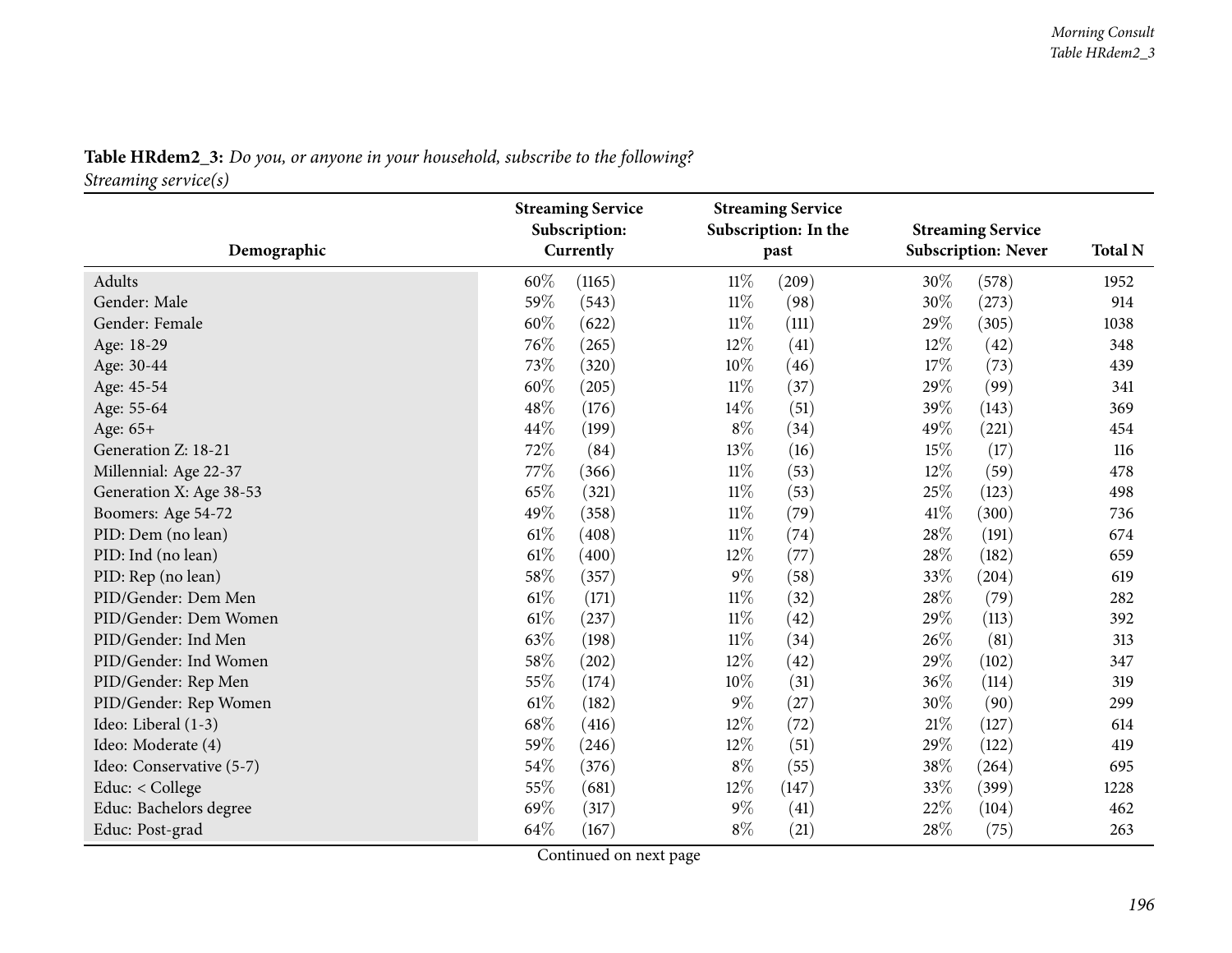**Table HRdem2_3:** *Do you, or anyone in your household, subscribe to the following?*
*Streaming service(s)*

| Demographic | Streaming Service Subscription: Currently | | Streaming Service Subscription: In the past | | Streaming Service Subscription: Never | | Total N |
|---|---|---|---|---|---|---|---|
| Adults | 60% | (1165) | 11% | (209) | 30% | (578) | 1952 |
| Gender: Male | 59% | (543) | 11% | (98) | 30% | (273) | 914 |
| Gender: Female | 60% | (622) | 11% | (111) | 29% | (305) | 1038 |
| Age: 18-29 | 76% | (265) | 12% | (41) | 12% | (42) | 348 |
| Age: 30-44 | 73% | (320) | 10% | (46) | 17% | (73) | 439 |
| Age: 45-54 | 60% | (205) | 11% | (37) | 29% | (99) | 341 |
| Age: 55-64 | 48% | (176) | 14% | (51) | 39% | (143) | 369 |
| Age: 65+ | 44% | (199) | 8% | (34) | 49% | (221) | 454 |
| Generation Z: 18-21 | 72% | (84) | 13% | (16) | 15% | (17) | 116 |
| Millennial: Age 22-37 | 77% | (366) | 11% | (53) | 12% | (59) | 478 |
| Generation X: Age 38-53 | 65% | (321) | 11% | (53) | 25% | (123) | 498 |
| Boomers: Age 54-72 | 49% | (358) | 11% | (79) | 41% | (300) | 736 |
| PID: Dem (no lean) | 61% | (408) | 11% | (74) | 28% | (191) | 674 |
| PID: Ind (no lean) | 61% | (400) | 12% | (77) | 28% | (182) | 659 |
| PID: Rep (no lean) | 58% | (357) | 9% | (58) | 33% | (204) | 619 |
| PID/Gender: Dem Men | 61% | (171) | 11% | (32) | 28% | (79) | 282 |
| PID/Gender: Dem Women | 61% | (237) | 11% | (42) | 29% | (113) | 392 |
| PID/Gender: Ind Men | 63% | (198) | 11% | (34) | 26% | (81) | 313 |
| PID/Gender: Ind Women | 58% | (202) | 12% | (42) | 29% | (102) | 347 |
| PID/Gender: Rep Men | 55% | (174) | 10% | (31) | 36% | (114) | 319 |
| PID/Gender: Rep Women | 61% | (182) | 9% | (27) | 30% | (90) | 299 |
| Ideo: Liberal (1-3) | 68% | (416) | 12% | (72) | 21% | (127) | 614 |
| Ideo: Moderate (4) | 59% | (246) | 12% | (51) | 29% | (122) | 419 |
| Ideo: Conservative (5-7) | 54% | (376) | 8% | (55) | 38% | (264) | 695 |
| Educ: < College | 55% | (681) | 12% | (147) | 33% | (399) | 1228 |
| Educ: Bachelors degree | 69% | (317) | 9% | (41) | 22% | (104) | 462 |
| Educ: Post-grad | 64% | (167) | 8% | (21) | 28% | (75) | 263 |

Continued on next page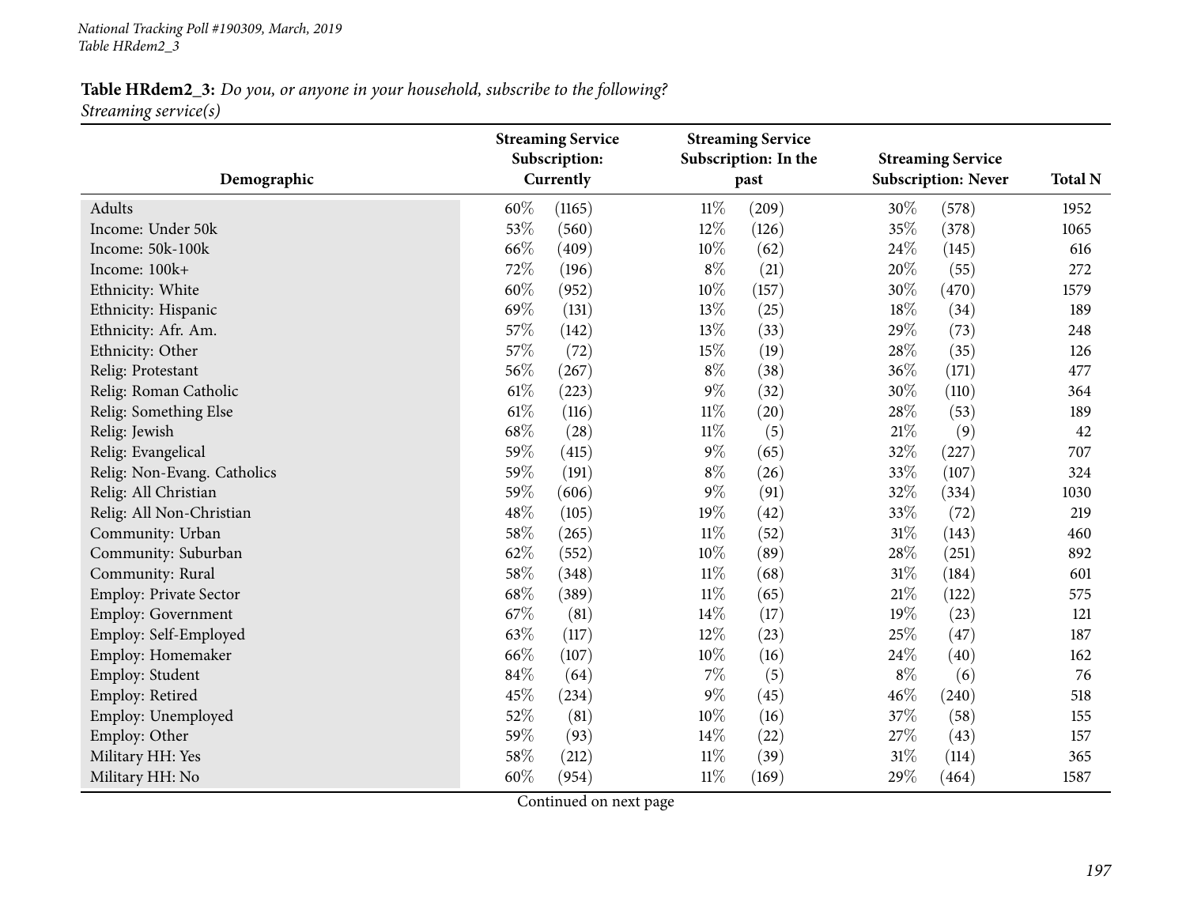**Table HRdem2_3:** *Do you, or anyone in your household, subscribe to the following?*
*Streaming service(s)*

| Demographic | Streaming Service Subscription: Currently | | Streaming Service Subscription: In the past | | Streaming Service Subscription: Never | | Total N |
|---|---|---|---|---|---|---|---|
| Adults | 60% | (1165) | 11% | (209) | 30% | (578) | 1952 |
| Income: Under 50k | 53% | (560) | 12% | (126) | 35% | (378) | 1065 |
| Income: 50k-100k | 66% | (409) | 10% | (62) | 24% | (145) | 616 |
| Income: 100k+ | 72% | (196) | 8% | (21) | 20% | (55) | 272 |
| Ethnicity: White | 60% | (952) | 10% | (157) | 30% | (470) | 1579 |
| Ethnicity: Hispanic | 69% | (131) | 13% | (25) | 18% | (34) | 189 |
| Ethnicity: Afr. Am. | 57% | (142) | 13% | (33) | 29% | (73) | 248 |
| Ethnicity: Other | 57% | (72) | 15% | (19) | 28% | (35) | 126 |
| Relig: Protestant | 56% | (267) | 8% | (38) | 36% | (171) | 477 |
| Relig: Roman Catholic | 61% | (223) | 9% | (32) | 30% | (110) | 364 |
| Relig: Something Else | 61% | (116) | 11% | (20) | 28% | (53) | 189 |
| Relig: Jewish | 68% | (28) | 11% | (5) | 21% | (9) | 42 |
| Relig: Evangelical | 59% | (415) | 9% | (65) | 32% | (227) | 707 |
| Relig: Non-Evang. Catholics | 59% | (191) | 8% | (26) | 33% | (107) | 324 |
| Relig: All Christian | 59% | (606) | 9% | (91) | 32% | (334) | 1030 |
| Relig: All Non-Christian | 48% | (105) | 19% | (42) | 33% | (72) | 219 |
| Community: Urban | 58% | (265) | 11% | (52) | 31% | (143) | 460 |
| Community: Suburban | 62% | (552) | 10% | (89) | 28% | (251) | 892 |
| Community: Rural | 58% | (348) | 11% | (68) | 31% | (184) | 601 |
| Employ: Private Sector | 68% | (389) | 11% | (65) | 21% | (122) | 575 |
| Employ: Government | 67% | (81) | 14% | (17) | 19% | (23) | 121 |
| Employ: Self-Employed | 63% | (117) | 12% | (23) | 25% | (47) | 187 |
| Employ: Homemaker | 66% | (107) | 10% | (16) | 24% | (40) | 162 |
| Employ: Student | 84% | (64) | 7% | (5) | 8% | (6) | 76 |
| Employ: Retired | 45% | (234) | 9% | (45) | 46% | (240) | 518 |
| Employ: Unemployed | 52% | (81) | 10% | (16) | 37% | (58) | 155 |
| Employ: Other | 59% | (93) | 14% | (22) | 27% | (43) | 157 |
| Military HH: Yes | 58% | (212) | 11% | (39) | 31% | (114) | 365 |
| Military HH: No | 60% | (954) | 11% | (169) | 29% | (464) | 1587 |

Continued on next page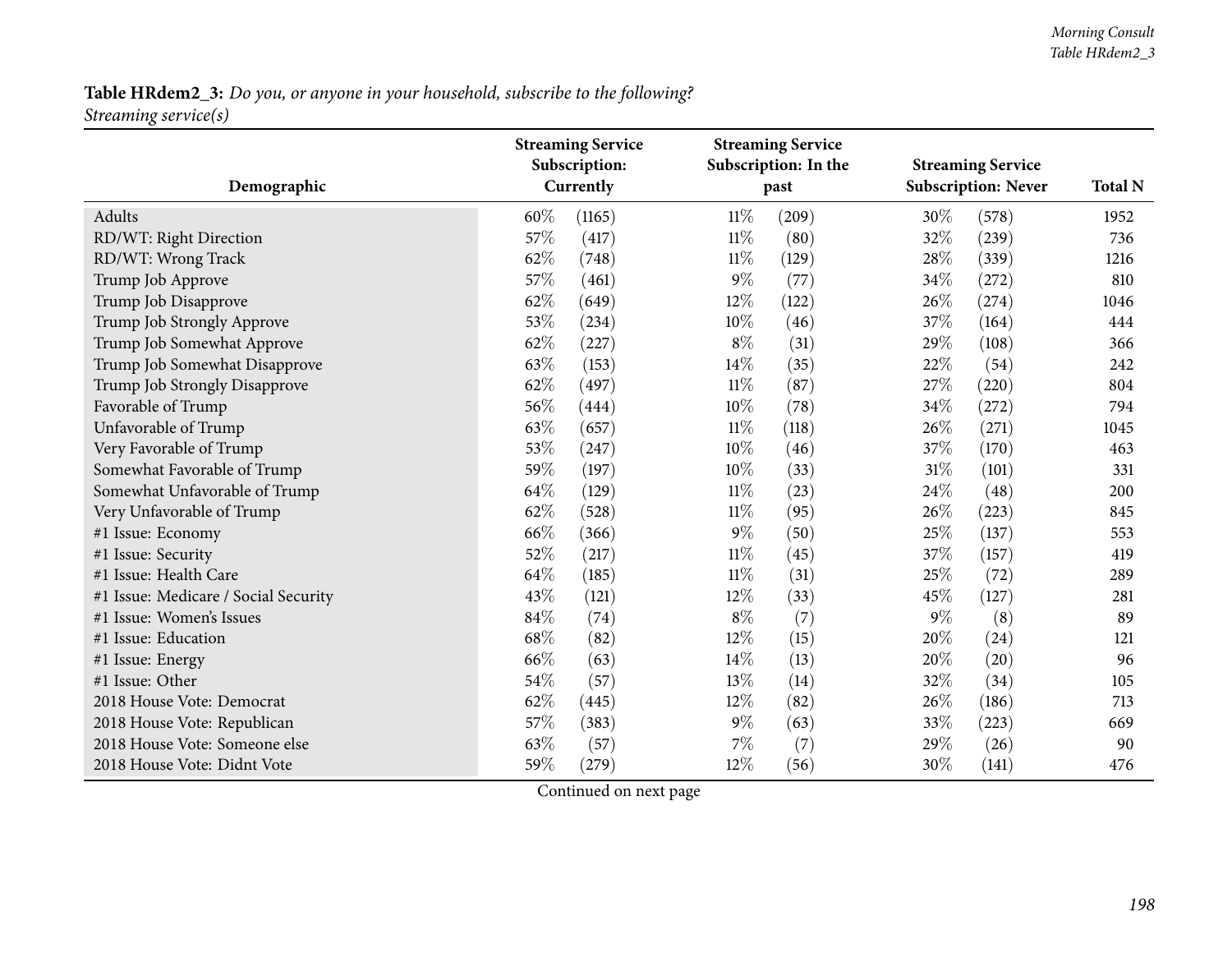**Table HRdem2_3:** *Do you, or anyone in your household, subscribe to the following?*
*Streaming service(s)*

| Demographic | Streaming Service Subscription: Currently | Streaming Service Subscription: In the past | Streaming Service Subscription: Never | Total N |
|---|---|---|---|---|
| Adults | 60% (1165) | 11% (209) | 30% (578) | 1952 |
| RD/WT: Right Direction | 57% (417) | 11% (80) | 32% (239) | 736 |
| RD/WT: Wrong Track | 62% (748) | 11% (129) | 28% (339) | 1216 |
| Trump Job Approve | 57% (461) | 9% (77) | 34% (272) | 810 |
| Trump Job Disapprove | 62% (649) | 12% (122) | 26% (274) | 1046 |
| Trump Job Strongly Approve | 53% (234) | 10% (46) | 37% (164) | 444 |
| Trump Job Somewhat Approve | 62% (227) | 8% (31) | 29% (108) | 366 |
| Trump Job Somewhat Disapprove | 63% (153) | 14% (35) | 22% (54) | 242 |
| Trump Job Strongly Disapprove | 62% (497) | 11% (87) | 27% (220) | 804 |
| Favorable of Trump | 56% (444) | 10% (78) | 34% (272) | 794 |
| Unfavorable of Trump | 63% (657) | 11% (118) | 26% (271) | 1045 |
| Very Favorable of Trump | 53% (247) | 10% (46) | 37% (170) | 463 |
| Somewhat Favorable of Trump | 59% (197) | 10% (33) | 31% (101) | 331 |
| Somewhat Unfavorable of Trump | 64% (129) | 11% (23) | 24% (48) | 200 |
| Very Unfavorable of Trump | 62% (528) | 11% (95) | 26% (223) | 845 |
| #1 Issue: Economy | 66% (366) | 9% (50) | 25% (137) | 553 |
| #1 Issue: Security | 52% (217) | 11% (45) | 37% (157) | 419 |
| #1 Issue: Health Care | 64% (185) | 11% (31) | 25% (72) | 289 |
| #1 Issue: Medicare / Social Security | 43% (121) | 12% (33) | 45% (127) | 281 |
| #1 Issue: Women's Issues | 84% (74) | 8% (7) | 9% (8) | 89 |
| #1 Issue: Education | 68% (82) | 12% (15) | 20% (24) | 121 |
| #1 Issue: Energy | 66% (63) | 14% (13) | 20% (20) | 96 |
| #1 Issue: Other | 54% (57) | 13% (14) | 32% (34) | 105 |
| 2018 House Vote: Democrat | 62% (445) | 12% (82) | 26% (186) | 713 |
| 2018 House Vote: Republican | 57% (383) | 9% (63) | 33% (223) | 669 |
| 2018 House Vote: Someone else | 63% (57) | 7% (7) | 29% (26) | 90 |
| 2018 House Vote: Didnt Vote | 59% (279) | 12% (56) | 30% (141) | 476 |

Continued on next page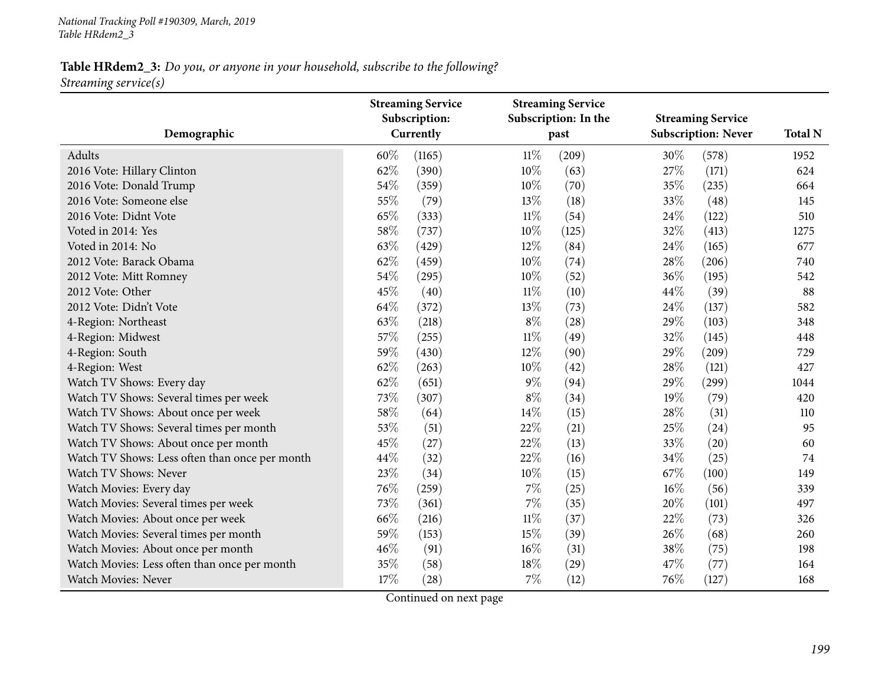*National Tracking Poll #190309, March, 2019*
*Table HRdem2_3*

**Table HRdem2_3:** *Do you, or anyone in your household, subscribe to the following?*
*Streaming service(s)*

| Demographic | Streaming Service Subscription: Currently | | Streaming Service Subscription: In the past | | Streaming Service Subscription: Never | | Total N |
|---|---|---|---|---|---|---|---|
| Adults | 60% | (1165) | 11% | (209) | 30% | (578) | 1952 |
| 2016 Vote: Hillary Clinton | 62% | (390) | 10% | (63) | 27% | (171) | 624 |
| 2016 Vote: Donald Trump | 54% | (359) | 10% | (70) | 35% | (235) | 664 |
| 2016 Vote: Someone else | 55% | (79) | 13% | (18) | 33% | (48) | 145 |
| 2016 Vote: Didnt Vote | 65% | (333) | 11% | (54) | 24% | (122) | 510 |
| Voted in 2014: Yes | 58% | (737) | 10% | (125) | 32% | (413) | 1275 |
| Voted in 2014: No | 63% | (429) | 12% | (84) | 24% | (165) | 677 |
| 2012 Vote: Barack Obama | 62% | (459) | 10% | (74) | 28% | (206) | 740 |
| 2012 Vote: Mitt Romney | 54% | (295) | 10% | (52) | 36% | (195) | 542 |
| 2012 Vote: Other | 45% | (40) | 11% | (10) | 44% | (39) | 88 |
| 2012 Vote: Didn't Vote | 64% | (372) | 13% | (73) | 24% | (137) | 582 |
| 4-Region: Northeast | 63% | (218) | 8% | (28) | 29% | (103) | 348 |
| 4-Region: Midwest | 57% | (255) | 11% | (49) | 32% | (145) | 448 |
| 4-Region: South | 59% | (430) | 12% | (90) | 29% | (209) | 729 |
| 4-Region: West | 62% | (263) | 10% | (42) | 28% | (121) | 427 |
| Watch TV Shows: Every day | 62% | (651) | 9% | (94) | 29% | (299) | 1044 |
| Watch TV Shows: Several times per week | 73% | (307) | 8% | (34) | 19% | (79) | 420 |
| Watch TV Shows: About once per week | 58% | (64) | 14% | (15) | 28% | (31) | 110 |
| Watch TV Shows: Several times per month | 53% | (51) | 22% | (21) | 25% | (24) | 95 |
| Watch TV Shows: About once per month | 45% | (27) | 22% | (13) | 33% | (20) | 60 |
| Watch TV Shows: Less often than once per month | 44% | (32) | 22% | (16) | 34% | (25) | 74 |
| Watch TV Shows: Never | 23% | (34) | 10% | (15) | 67% | (100) | 149 |
| Watch Movies: Every day | 76% | (259) | 7% | (25) | 16% | (56) | 339 |
| Watch Movies: Several times per week | 73% | (361) | 7% | (35) | 20% | (101) | 497 |
| Watch Movies: About once per week | 66% | (216) | 11% | (37) | 22% | (73) | 326 |
| Watch Movies: Several times per month | 59% | (153) | 15% | (39) | 26% | (68) | 260 |
| Watch Movies: About once per month | 46% | (91) | 16% | (31) | 38% | (75) | 198 |
| Watch Movies: Less often than once per month | 35% | (58) | 18% | (29) | 47% | (77) | 164 |
| Watch Movies: Never | 17% | (28) | 7% | (12) | 76% | (127) | 168 |

Continued on next page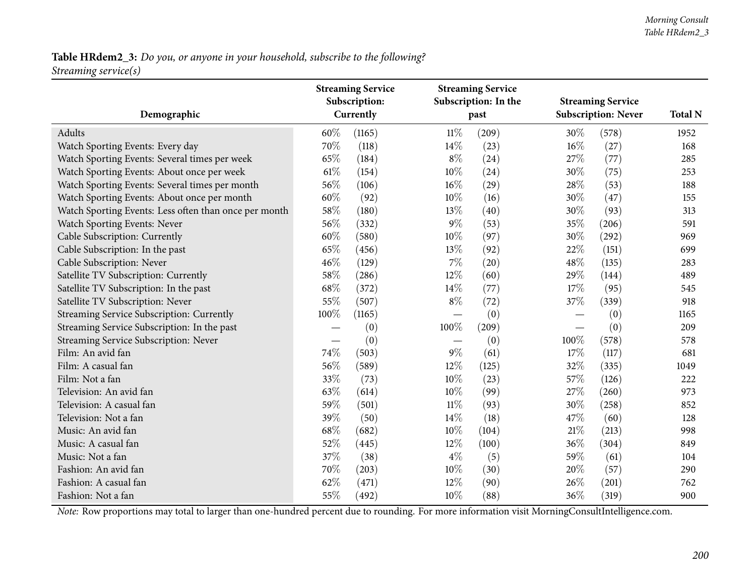**Table HRdem2_3:** *Do you, or anyone in your household, subscribe to the following?*
*Streaming service(s)*

| Demographic | Streaming Service Subscription: Currently | | Streaming Service Subscription: In the past | | Streaming Service Subscription: Never | | Total N |
|---|---|---|---|---|---|---|---|
| Adults | 60% | (1165) | 11% | (209) | 30% | (578) | 1952 |
| Watch Sporting Events: Every day | 70% | (118) | 14% | (23) | 16% | (27) | 168 |
| Watch Sporting Events: Several times per week | 65% | (184) | 8% | (24) | 27% | (77) | 285 |
| Watch Sporting Events: About once per week | 61% | (154) | 10% | (24) | 30% | (75) | 253 |
| Watch Sporting Events: Several times per month | 56% | (106) | 16% | (29) | 28% | (53) | 188 |
| Watch Sporting Events: About once per month | 60% | (92) | 10% | (16) | 30% | (47) | 155 |
| Watch Sporting Events: Less often than once per month | 58% | (180) | 13% | (40) | 30% | (93) | 313 |
| Watch Sporting Events: Never | 56% | (332) | 9% | (53) | 35% | (206) | 591 |
| Cable Subscription: Currently | 60% | (580) | 10% | (97) | 30% | (292) | 969 |
| Cable Subscription: In the past | 65% | (456) | 13% | (92) | 22% | (151) | 699 |
| Cable Subscription: Never | 46% | (129) | 7% | (20) | 48% | (135) | 283 |
| Satellite TV Subscription: Currently | 58% | (286) | 12% | (60) | 29% | (144) | 489 |
| Satellite TV Subscription: In the past | 68% | (372) | 14% | (77) | 17% | (95) | 545 |
| Satellite TV Subscription: Never | 55% | (507) | 8% | (72) | 37% | (339) | 918 |
| Streaming Service Subscription: Currently | 100% | (1165) | — | (0) | — | (0) | 1165 |
| Streaming Service Subscription: In the past | — | (0) | 100% | (209) | — | (0) | 209 |
| Streaming Service Subscription: Never | — | (0) | — | (0) | 100% | (578) | 578 |
| Film: An avid fan | 74% | (503) | 9% | (61) | 17% | (117) | 681 |
| Film: A casual fan | 56% | (589) | 12% | (125) | 32% | (335) | 1049 |
| Film: Not a fan | 33% | (73) | 10% | (23) | 57% | (126) | 222 |
| Television: An avid fan | 63% | (614) | 10% | (99) | 27% | (260) | 973 |
| Television: A casual fan | 59% | (501) | 11% | (93) | 30% | (258) | 852 |
| Television: Not a fan | 39% | (50) | 14% | (18) | 47% | (60) | 128 |
| Music: An avid fan | 68% | (682) | 10% | (104) | 21% | (213) | 998 |
| Music: A casual fan | 52% | (445) | 12% | (100) | 36% | (304) | 849 |
| Music: Not a fan | 37% | (38) | 4% | (5) | 59% | (61) | 104 |
| Fashion: An avid fan | 70% | (203) | 10% | (30) | 20% | (57) | 290 |
| Fashion: A casual fan | 62% | (471) | 12% | (90) | 26% | (201) | 762 |
| Fashion: Not a fan | 55% | (492) | 10% | (88) | 36% | (319) | 900 |

*Note:* Row proportions may total to larger than one-hundred percent due to rounding. For more information visit MorningConsultIntelligence.com.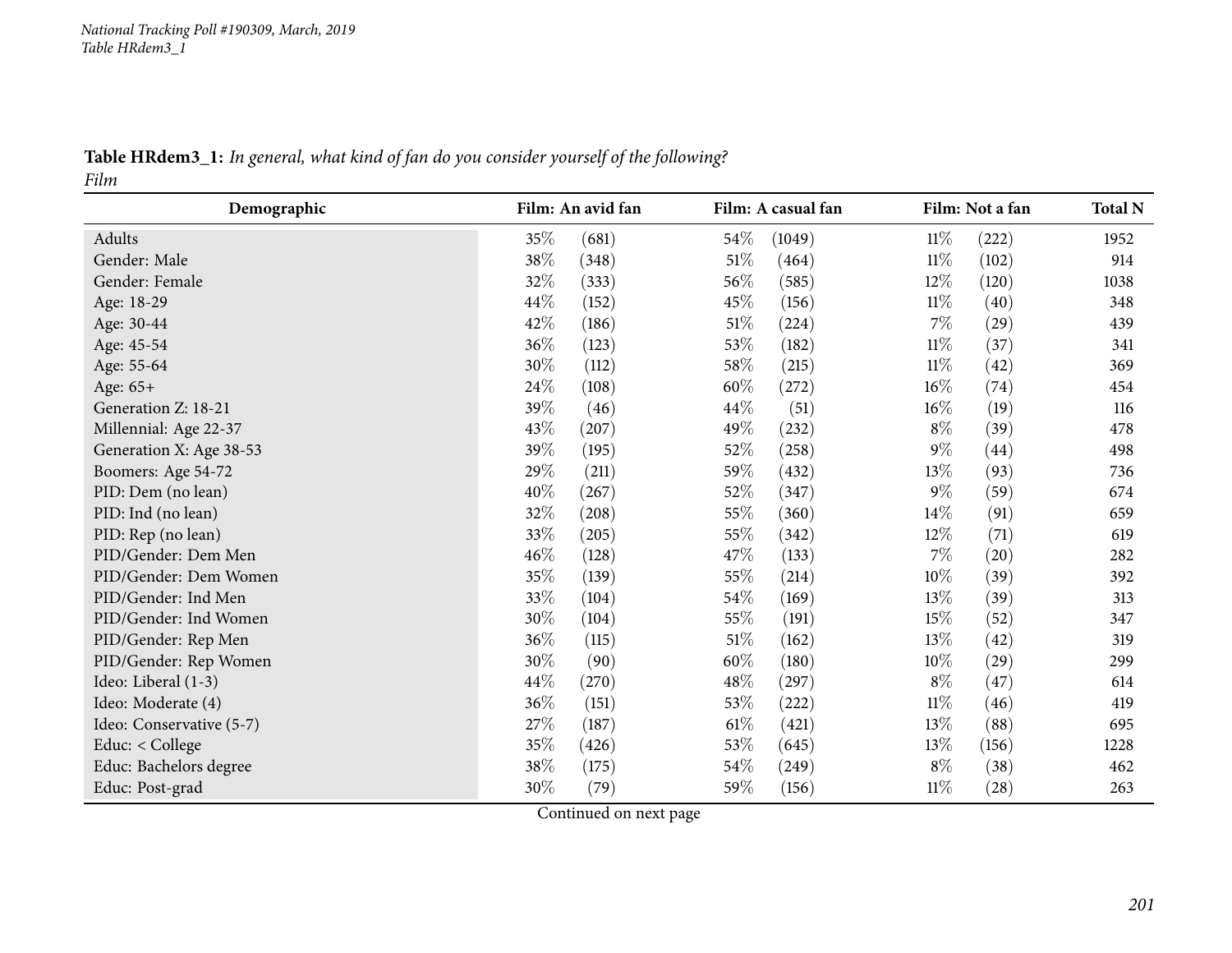**Table HRdem3_1:** *In general, what kind of fan do you consider yourself of the following?*
*Film*

| Demographic | Film: An avid fan | | Film: A casual fan | | Film: Not a fan | | Total N |
|---|---|---|---|---|---|---|---|
| Adults | 35% | (681) | 54% | (1049) | 11% | (222) | 1952 |
| Gender: Male | 38% | (348) | 51% | (464) | 11% | (102) | 914 |
| Gender: Female | 32% | (333) | 56% | (585) | 12% | (120) | 1038 |
| Age: 18-29 | 44% | (152) | 45% | (156) | 11% | (40) | 348 |
| Age: 30-44 | 42% | (186) | 51% | (224) | 7% | (29) | 439 |
| Age: 45-54 | 36% | (123) | 53% | (182) | 11% | (37) | 341 |
| Age: 55-64 | 30% | (112) | 58% | (215) | 11% | (42) | 369 |
| Age: 65+ | 24% | (108) | 60% | (272) | 16% | (74) | 454 |
| Generation Z: 18-21 | 39% | (46) | 44% | (51) | 16% | (19) | 116 |
| Millennial: Age 22-37 | 43% | (207) | 49% | (232) | 8% | (39) | 478 |
| Generation X: Age 38-53 | 39% | (195) | 52% | (258) | 9% | (44) | 498 |
| Boomers: Age 54-72 | 29% | (211) | 59% | (432) | 13% | (93) | 736 |
| PID: Dem (no lean) | 40% | (267) | 52% | (347) | 9% | (59) | 674 |
| PID: Ind (no lean) | 32% | (208) | 55% | (360) | 14% | (91) | 659 |
| PID: Rep (no lean) | 33% | (205) | 55% | (342) | 12% | (71) | 619 |
| PID/Gender: Dem Men | 46% | (128) | 47% | (133) | 7% | (20) | 282 |
| PID/Gender: Dem Women | 35% | (139) | 55% | (214) | 10% | (39) | 392 |
| PID/Gender: Ind Men | 33% | (104) | 54% | (169) | 13% | (39) | 313 |
| PID/Gender: Ind Women | 30% | (104) | 55% | (191) | 15% | (52) | 347 |
| PID/Gender: Rep Men | 36% | (115) | 51% | (162) | 13% | (42) | 319 |
| PID/Gender: Rep Women | 30% | (90) | 60% | (180) | 10% | (29) | 299 |
| Ideo: Liberal (1-3) | 44% | (270) | 48% | (297) | 8% | (47) | 614 |
| Ideo: Moderate (4) | 36% | (151) | 53% | (222) | 11% | (46) | 419 |
| Ideo: Conservative (5-7) | 27% | (187) | 61% | (421) | 13% | (88) | 695 |
| Educ: < College | 35% | (426) | 53% | (645) | 13% | (156) | 1228 |
| Educ: Bachelors degree | 38% | (175) | 54% | (249) | 8% | (38) | 462 |
| Educ: Post-grad | 30% | (79) | 59% | (156) | 11% | (28) | 263 |

Continued on next page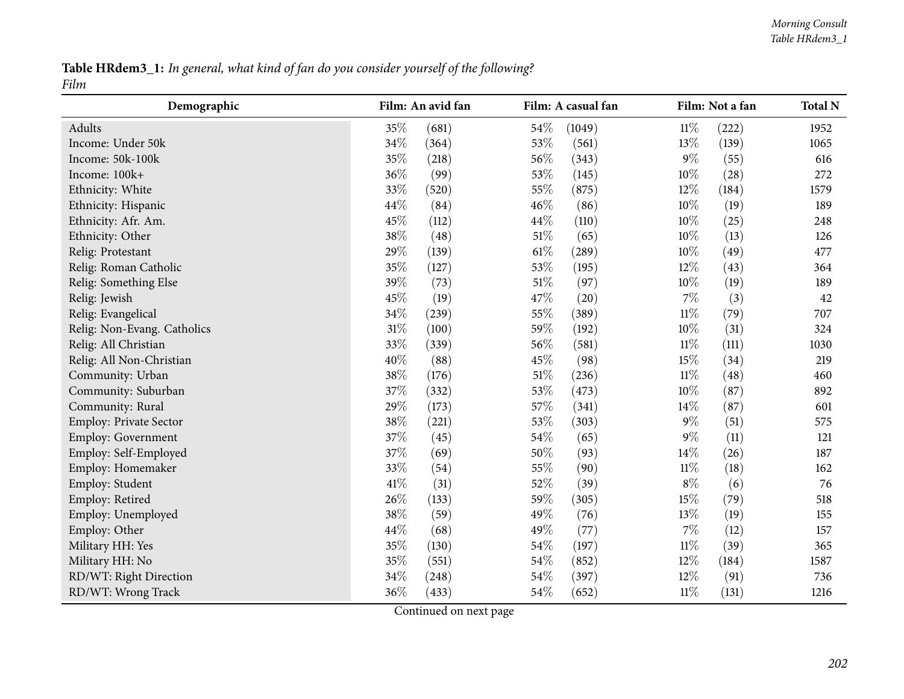**Table HRdem3_1:** *In general, what kind of fan do you consider yourself of the following?*
*Film*

| Demographic | Film: An avid fan | | Film: A casual fan | | Film: Not a fan | | Total N |
|---|---|---|---|---|---|---|---|
| Adults | 35% | (681) | 54% | (1049) | 11% | (222) | 1952 |
| Income: Under 50k | 34% | (364) | 53% | (561) | 13% | (139) | 1065 |
| Income: 50k-100k | 35% | (218) | 56% | (343) | 9% | (55) | 616 |
| Income: 100k+ | 36% | (99) | 53% | (145) | 10% | (28) | 272 |
| Ethnicity: White | 33% | (520) | 55% | (875) | 12% | (184) | 1579 |
| Ethnicity: Hispanic | 44% | (84) | 46% | (86) | 10% | (19) | 189 |
| Ethnicity: Afr. Am. | 45% | (112) | 44% | (110) | 10% | (25) | 248 |
| Ethnicity: Other | 38% | (48) | 51% | (65) | 10% | (13) | 126 |
| Relig: Protestant | 29% | (139) | 61% | (289) | 10% | (49) | 477 |
| Relig: Roman Catholic | 35% | (127) | 53% | (195) | 12% | (43) | 364 |
| Relig: Something Else | 39% | (73) | 51% | (97) | 10% | (19) | 189 |
| Relig: Jewish | 45% | (19) | 47% | (20) | 7% | (3) | 42 |
| Relig: Evangelical | 34% | (239) | 55% | (389) | 11% | (79) | 707 |
| Relig: Non-Evang. Catholics | 31% | (100) | 59% | (192) | 10% | (31) | 324 |
| Relig: All Christian | 33% | (339) | 56% | (581) | 11% | (111) | 1030 |
| Relig: All Non-Christian | 40% | (88) | 45% | (98) | 15% | (34) | 219 |
| Community: Urban | 38% | (176) | 51% | (236) | 11% | (48) | 460 |
| Community: Suburban | 37% | (332) | 53% | (473) | 10% | (87) | 892 |
| Community: Rural | 29% | (173) | 57% | (341) | 14% | (87) | 601 |
| Employ: Private Sector | 38% | (221) | 53% | (303) | 9% | (51) | 575 |
| Employ: Government | 37% | (45) | 54% | (65) | 9% | (11) | 121 |
| Employ: Self-Employed | 37% | (69) | 50% | (93) | 14% | (26) | 187 |
| Employ: Homemaker | 33% | (54) | 55% | (90) | 11% | (18) | 162 |
| Employ: Student | 41% | (31) | 52% | (39) | 8% | (6) | 76 |
| Employ: Retired | 26% | (133) | 59% | (305) | 15% | (79) | 518 |
| Employ: Unemployed | 38% | (59) | 49% | (76) | 13% | (19) | 155 |
| Employ: Other | 44% | (68) | 49% | (77) | 7% | (12) | 157 |
| Military HH: Yes | 35% | (130) | 54% | (197) | 11% | (39) | 365 |
| Military HH: No | 35% | (551) | 54% | (852) | 12% | (184) | 1587 |
| RD/WT: Right Direction | 34% | (248) | 54% | (397) | 12% | (91) | 736 |
| RD/WT: Wrong Track | 36% | (433) | 54% | (652) | 11% | (131) | 1216 |

Continued on next page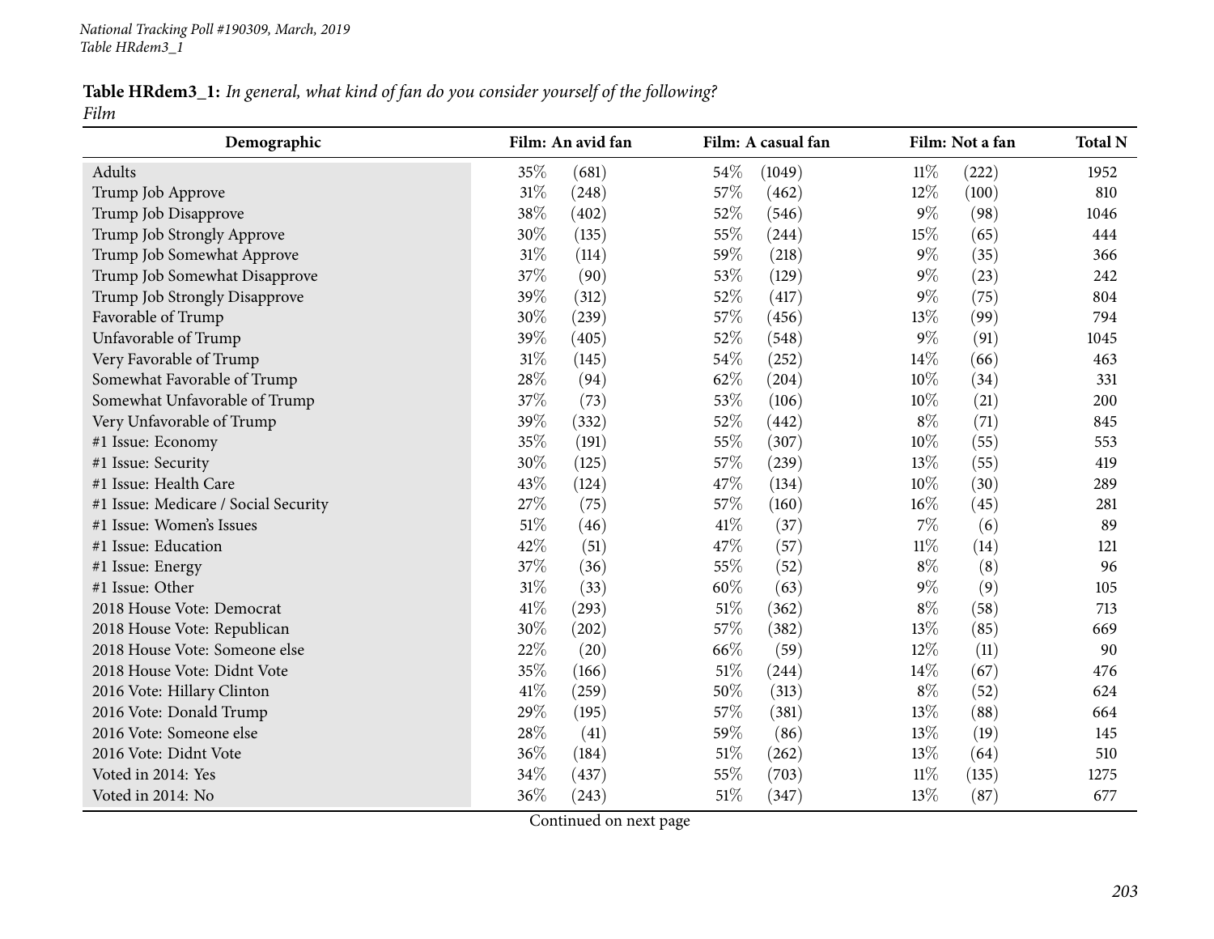**Table HRdem3_1:** *In general, what kind of fan do you consider yourself of the following?*
*Film*

| Demographic | Film: An avid fan | | Film: A casual fan | | Film: Not a fan | | Total N |
|---|---|---|---|---|---|---|---|
| Adults | 35% | (681) | 54% | (1049) | 11% | (222) | 1952 |
| Trump Job Approve | 31% | (248) | 57% | (462) | 12% | (100) | 810 |
| Trump Job Disapprove | 38% | (402) | 52% | (546) | 9% | (98) | 1046 |
| Trump Job Strongly Approve | 30% | (135) | 55% | (244) | 15% | (65) | 444 |
| Trump Job Somewhat Approve | 31% | (114) | 59% | (218) | 9% | (35) | 366 |
| Trump Job Somewhat Disapprove | 37% | (90) | 53% | (129) | 9% | (23) | 242 |
| Trump Job Strongly Disapprove | 39% | (312) | 52% | (417) | 9% | (75) | 804 |
| Favorable of Trump | 30% | (239) | 57% | (456) | 13% | (99) | 794 |
| Unfavorable of Trump | 39% | (405) | 52% | (548) | 9% | (91) | 1045 |
| Very Favorable of Trump | 31% | (145) | 54% | (252) | 14% | (66) | 463 |
| Somewhat Favorable of Trump | 28% | (94) | 62% | (204) | 10% | (34) | 331 |
| Somewhat Unfavorable of Trump | 37% | (73) | 53% | (106) | 10% | (21) | 200 |
| Very Unfavorable of Trump | 39% | (332) | 52% | (442) | 8% | (71) | 845 |
| #1 Issue: Economy | 35% | (191) | 55% | (307) | 10% | (55) | 553 |
| #1 Issue: Security | 30% | (125) | 57% | (239) | 13% | (55) | 419 |
| #1 Issue: Health Care | 43% | (124) | 47% | (134) | 10% | (30) | 289 |
| #1 Issue: Medicare / Social Security | 27% | (75) | 57% | (160) | 16% | (45) | 281 |
| #1 Issue: Women's Issues | 51% | (46) | 41% | (37) | 7% | (6) | 89 |
| #1 Issue: Education | 42% | (51) | 47% | (57) | 11% | (14) | 121 |
| #1 Issue: Energy | 37% | (36) | 55% | (52) | 8% | (8) | 96 |
| #1 Issue: Other | 31% | (33) | 60% | (63) | 9% | (9) | 105 |
| 2018 House Vote: Democrat | 41% | (293) | 51% | (362) | 8% | (58) | 713 |
| 2018 House Vote: Republican | 30% | (202) | 57% | (382) | 13% | (85) | 669 |
| 2018 House Vote: Someone else | 22% | (20) | 66% | (59) | 12% | (11) | 90 |
| 2018 House Vote: Didnt Vote | 35% | (166) | 51% | (244) | 14% | (67) | 476 |
| 2016 Vote: Hillary Clinton | 41% | (259) | 50% | (313) | 8% | (52) | 624 |
| 2016 Vote: Donald Trump | 29% | (195) | 57% | (381) | 13% | (88) | 664 |
| 2016 Vote: Someone else | 28% | (41) | 59% | (86) | 13% | (19) | 145 |
| 2016 Vote: Didnt Vote | 36% | (184) | 51% | (262) | 13% | (64) | 510 |
| Voted in 2014: Yes | 34% | (437) | 55% | (703) | 11% | (135) | 1275 |
| Voted in 2014: No | 36% | (243) | 51% | (347) | 13% | (87) | 677 |

Continued on next page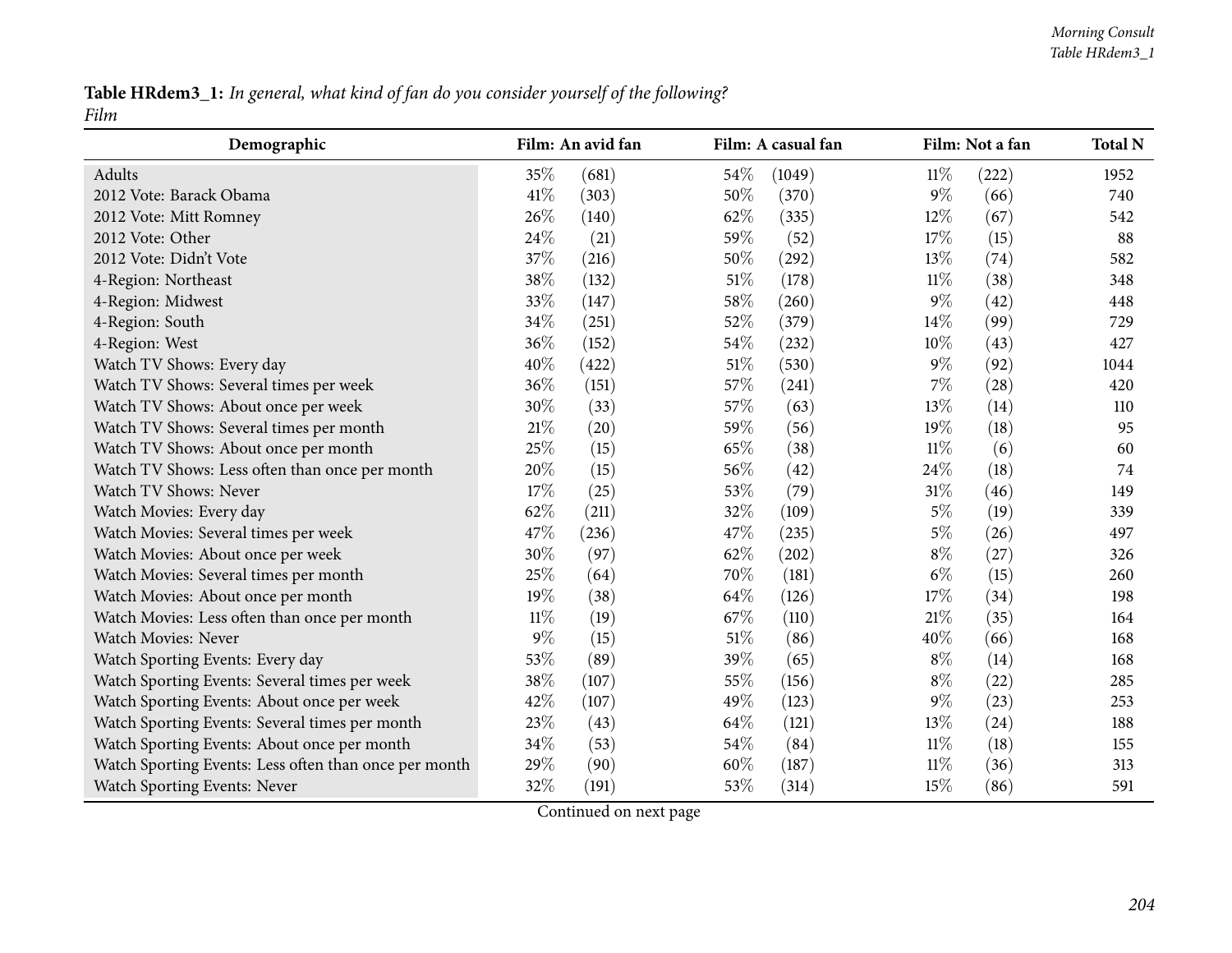**Table HRdem3_1:** *In general, what kind of fan do you consider yourself of the following?*
*Film*

| Demographic | Film: An avid fan | | Film: A casual fan | | Film: Not a fan | | Total N |
|---|---|---|---|---|---|---|---|
| Adults | 35% | (681) | 54% | (1049) | 11% | (222) | 1952 |
| 2012 Vote: Barack Obama | 41% | (303) | 50% | (370) | 9% | (66) | 740 |
| 2012 Vote: Mitt Romney | 26% | (140) | 62% | (335) | 12% | (67) | 542 |
| 2012 Vote: Other | 24% | (21) | 59% | (52) | 17% | (15) | 88 |
| 2012 Vote: Didn't Vote | 37% | (216) | 50% | (292) | 13% | (74) | 582 |
| 4-Region: Northeast | 38% | (132) | 51% | (178) | 11% | (38) | 348 |
| 4-Region: Midwest | 33% | (147) | 58% | (260) | 9% | (42) | 448 |
| 4-Region: South | 34% | (251) | 52% | (379) | 14% | (99) | 729 |
| 4-Region: West | 36% | (152) | 54% | (232) | 10% | (43) | 427 |
| Watch TV Shows: Every day | 40% | (422) | 51% | (530) | 9% | (92) | 1044 |
| Watch TV Shows: Several times per week | 36% | (151) | 57% | (241) | 7% | (28) | 420 |
| Watch TV Shows: About once per week | 30% | (33) | 57% | (63) | 13% | (14) | 110 |
| Watch TV Shows: Several times per month | 21% | (20) | 59% | (56) | 19% | (18) | 95 |
| Watch TV Shows: About once per month | 25% | (15) | 65% | (38) | 11% | (6) | 60 |
| Watch TV Shows: Less often than once per month | 20% | (15) | 56% | (42) | 24% | (18) | 74 |
| Watch TV Shows: Never | 17% | (25) | 53% | (79) | 31% | (46) | 149 |
| Watch Movies: Every day | 62% | (211) | 32% | (109) | 5% | (19) | 339 |
| Watch Movies: Several times per week | 47% | (236) | 47% | (235) | 5% | (26) | 497 |
| Watch Movies: About once per week | 30% | (97) | 62% | (202) | 8% | (27) | 326 |
| Watch Movies: Several times per month | 25% | (64) | 70% | (181) | 6% | (15) | 260 |
| Watch Movies: About once per month | 19% | (38) | 64% | (126) | 17% | (34) | 198 |
| Watch Movies: Less often than once per month | 11% | (19) | 67% | (110) | 21% | (35) | 164 |
| Watch Movies: Never | 9% | (15) | 51% | (86) | 40% | (66) | 168 |
| Watch Sporting Events: Every day | 53% | (89) | 39% | (65) | 8% | (14) | 168 |
| Watch Sporting Events: Several times per week | 38% | (107) | 55% | (156) | 8% | (22) | 285 |
| Watch Sporting Events: About once per week | 42% | (107) | 49% | (123) | 9% | (23) | 253 |
| Watch Sporting Events: Several times per month | 23% | (43) | 64% | (121) | 13% | (24) | 188 |
| Watch Sporting Events: About once per month | 34% | (53) | 54% | (84) | 11% | (18) | 155 |
| Watch Sporting Events: Less often than once per month | 29% | (90) | 60% | (187) | 11% | (36) | 313 |
| Watch Sporting Events: Never | 32% | (191) | 53% | (314) | 15% | (86) | 591 |

Continued on next page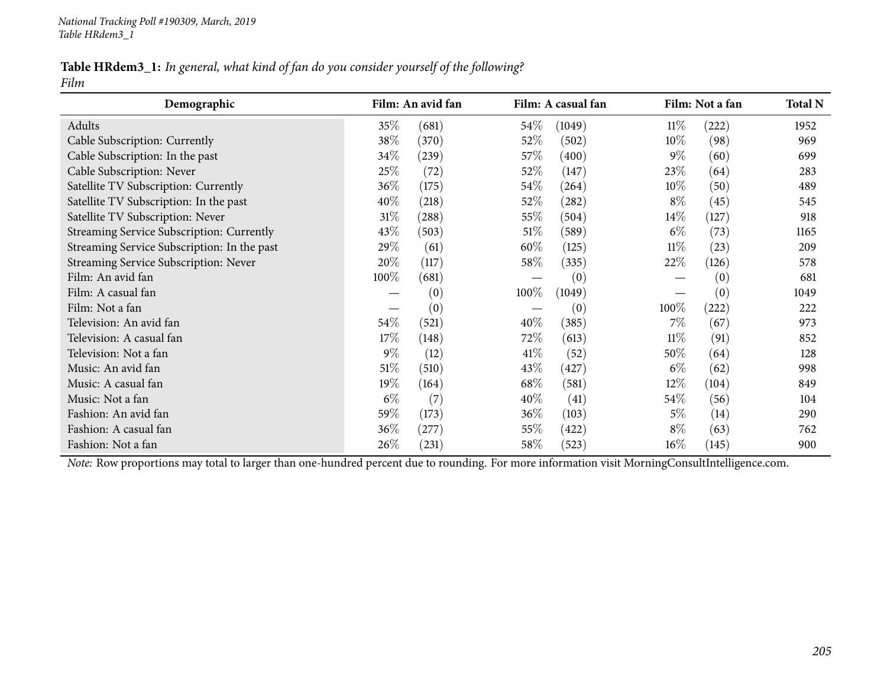**Table HRdem3_1:** *In general, what kind of fan do you consider yourself of the following?*
*Film*

| Demographic | Film: An avid fan | | Film: A casual fan | | Film: Not a fan | | Total N |
|---|---|---|---|---|---|---|---|
| Adults | 35% | (681) | 54% | (1049) | 11% | (222) | 1952 |
| Cable Subscription: Currently | 38% | (370) | 52% | (502) | 10% | (98) | 969 |
| Cable Subscription: In the past | 34% | (239) | 57% | (400) | 9% | (60) | 699 |
| Cable Subscription: Never | 25% | (72) | 52% | (147) | 23% | (64) | 283 |
| Satellite TV Subscription: Currently | 36% | (175) | 54% | (264) | 10% | (50) | 489 |
| Satellite TV Subscription: In the past | 40% | (218) | 52% | (282) | 8% | (45) | 545 |
| Satellite TV Subscription: Never | 31% | (288) | 55% | (504) | 14% | (127) | 918 |
| Streaming Service Subscription: Currently | 43% | (503) | 51% | (589) | 6% | (73) | 1165 |
| Streaming Service Subscription: In the past | 29% | (61) | 60% | (125) | 11% | (23) | 209 |
| Streaming Service Subscription: Never | 20% | (117) | 58% | (335) | 22% | (126) | 578 |
| Film: An avid fan | 100% | (681) | — | (0) | — | (0) | 681 |
| Film: A casual fan | — | (0) | 100% | (1049) | — | (0) | 1049 |
| Film: Not a fan | — | (0) | — | (0) | 100% | (222) | 222 |
| Television: An avid fan | 54% | (521) | 40% | (385) | 7% | (67) | 973 |
| Television: A casual fan | 17% | (148) | 72% | (613) | 11% | (91) | 852 |
| Television: Not a fan | 9% | (12) | 41% | (52) | 50% | (64) | 128 |
| Music: An avid fan | 51% | (510) | 43% | (427) | 6% | (62) | 998 |
| Music: A casual fan | 19% | (164) | 68% | (581) | 12% | (104) | 849 |
| Music: Not a fan | 6% | (7) | 40% | (41) | 54% | (56) | 104 |
| Fashion: An avid fan | 59% | (173) | 36% | (103) | 5% | (14) | 290 |
| Fashion: A casual fan | 36% | (277) | 55% | (422) | 8% | (63) | 762 |
| Fashion: Not a fan | 26% | (231) | 58% | (523) | 16% | (145) | 900 |

*Note:* Row proportions may total to larger than one-hundred percent due to rounding. For more information visit MorningConsultIntelligence.com.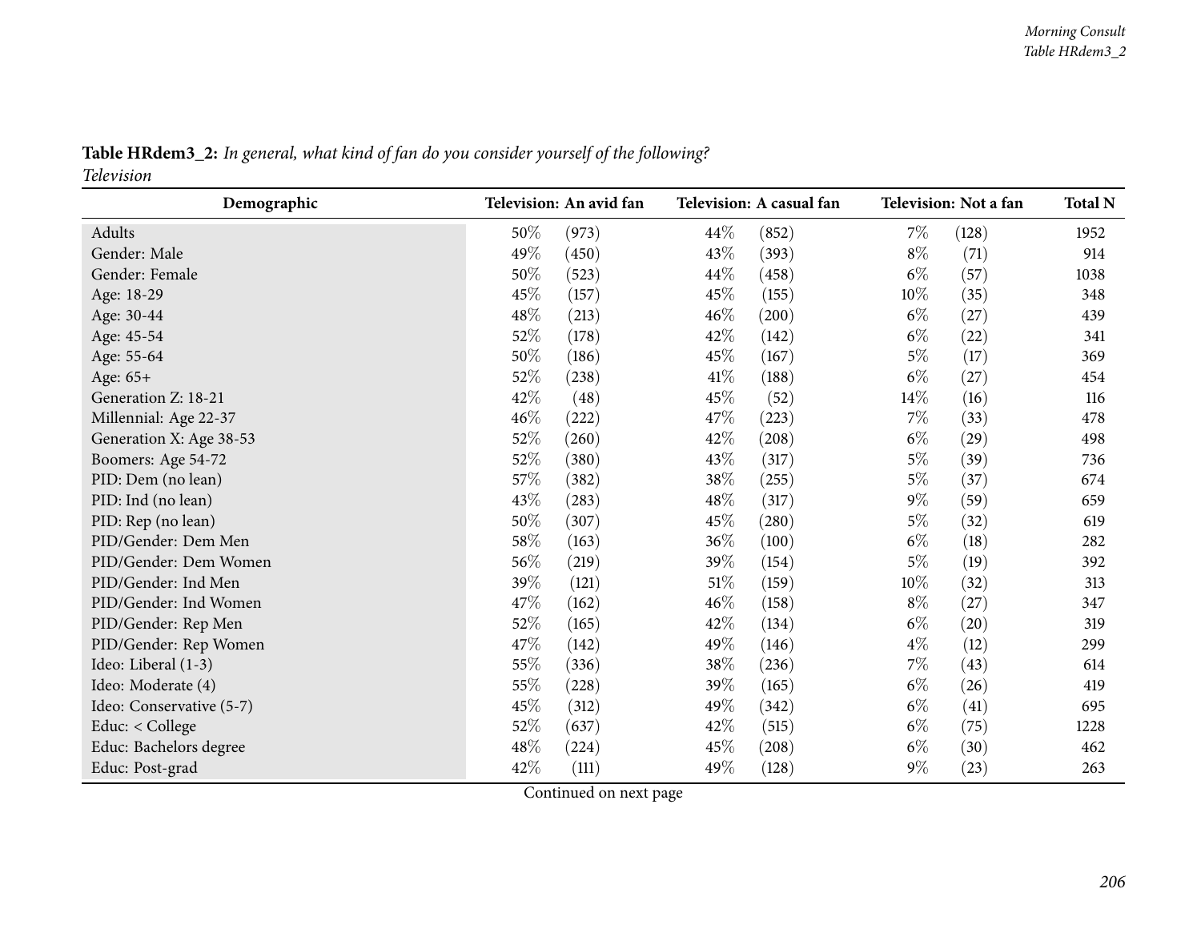**Table HRdem3_2:** *In general, what kind of fan do you consider yourself of the following?*
*Television*

| Demographic | Television: An avid fan | | Television: A casual fan | | Television: Not a fan | | Total N |
|---|---|---|---|---|---|---|---|
| Adults | 50% | (973) | 44% | (852) | 7% | (128) | 1952 |
| Gender: Male | 49% | (450) | 43% | (393) | 8% | (71) | 914 |
| Gender: Female | 50% | (523) | 44% | (458) | 6% | (57) | 1038 |
| Age: 18-29 | 45% | (157) | 45% | (155) | 10% | (35) | 348 |
| Age: 30-44 | 48% | (213) | 46% | (200) | 6% | (27) | 439 |
| Age: 45-54 | 52% | (178) | 42% | (142) | 6% | (22) | 341 |
| Age: 55-64 | 50% | (186) | 45% | (167) | 5% | (17) | 369 |
| Age: 65+ | 52% | (238) | 41% | (188) | 6% | (27) | 454 |
| Generation Z: 18-21 | 42% | (48) | 45% | (52) | 14% | (16) | 116 |
| Millennial: Age 22-37 | 46% | (222) | 47% | (223) | 7% | (33) | 478 |
| Generation X: Age 38-53 | 52% | (260) | 42% | (208) | 6% | (29) | 498 |
| Boomers: Age 54-72 | 52% | (380) | 43% | (317) | 5% | (39) | 736 |
| PID: Dem (no lean) | 57% | (382) | 38% | (255) | 5% | (37) | 674 |
| PID: Ind (no lean) | 43% | (283) | 48% | (317) | 9% | (59) | 659 |
| PID: Rep (no lean) | 50% | (307) | 45% | (280) | 5% | (32) | 619 |
| PID/Gender: Dem Men | 58% | (163) | 36% | (100) | 6% | (18) | 282 |
| PID/Gender: Dem Women | 56% | (219) | 39% | (154) | 5% | (19) | 392 |
| PID/Gender: Ind Men | 39% | (121) | 51% | (159) | 10% | (32) | 313 |
| PID/Gender: Ind Women | 47% | (162) | 46% | (158) | 8% | (27) | 347 |
| PID/Gender: Rep Men | 52% | (165) | 42% | (134) | 6% | (20) | 319 |
| PID/Gender: Rep Women | 47% | (142) | 49% | (146) | 4% | (12) | 299 |
| Ideo: Liberal (1-3) | 55% | (336) | 38% | (236) | 7% | (43) | 614 |
| Ideo: Moderate (4) | 55% | (228) | 39% | (165) | 6% | (26) | 419 |
| Ideo: Conservative (5-7) | 45% | (312) | 49% | (342) | 6% | (41) | 695 |
| Educ: < College | 52% | (637) | 42% | (515) | 6% | (75) | 1228 |
| Educ: Bachelors degree | 48% | (224) | 45% | (208) | 6% | (30) | 462 |
| Educ: Post-grad | 42% | (111) | 49% | (128) | 9% | (23) | 263 |

Continued on next page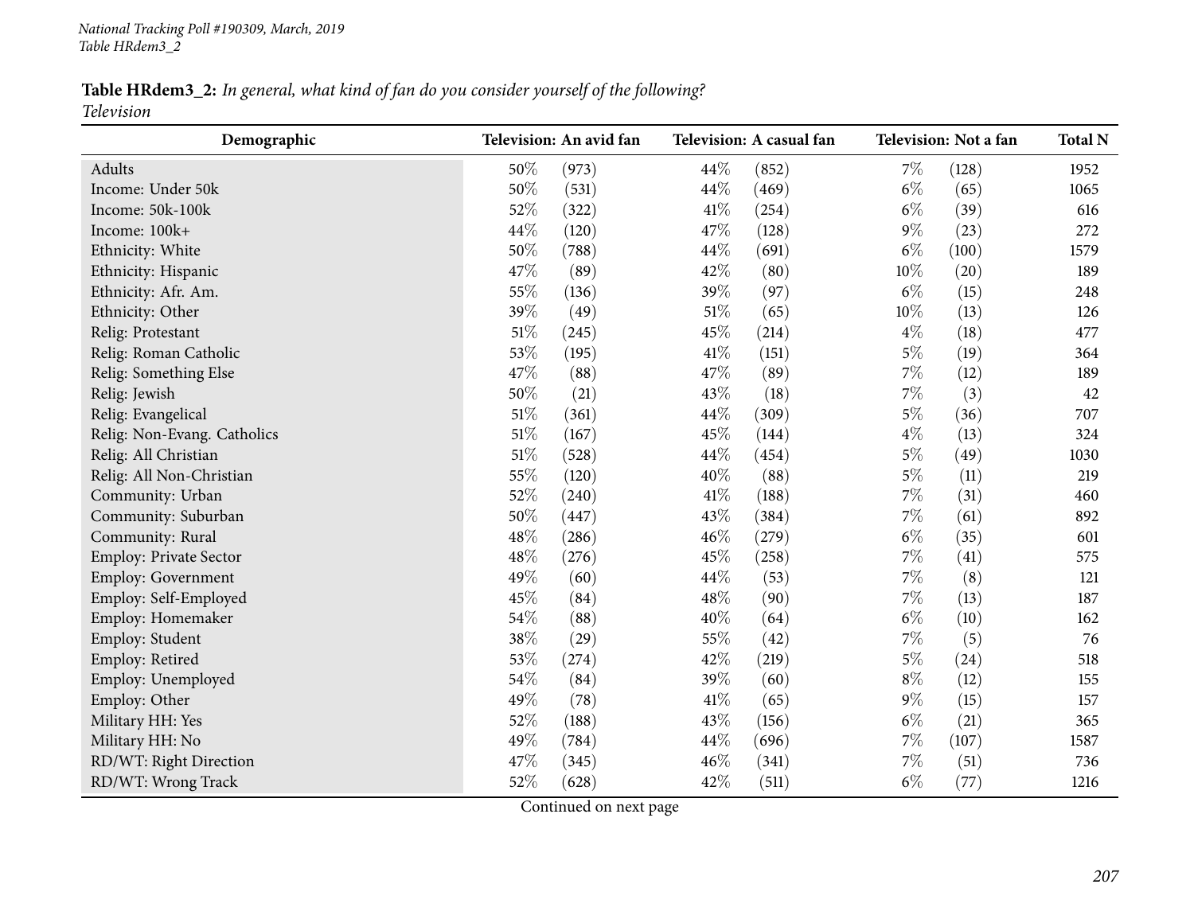National Tracking Poll #190309, March, 2019
Table HRdem3_2

**Table HRdem3_2:** *In general, what kind of fan do you consider yourself of the following?*
*Television*

| Demographic | Television: An avid fan | | Television: A casual fan | | Television: Not a fan | | Total N |
|---|---|---|---|---|---|---|---|
| Adults | 50% | (973) | 44% | (852) | 7% | (128) | 1952 |
| Income: Under 50k | 50% | (531) | 44% | (469) | 6% | (65) | 1065 |
| Income: 50k-100k | 52% | (322) | 41% | (254) | 6% | (39) | 616 |
| Income: 100k+ | 44% | (120) | 47% | (128) | 9% | (23) | 272 |
| Ethnicity: White | 50% | (788) | 44% | (691) | 6% | (100) | 1579 |
| Ethnicity: Hispanic | 47% | (89) | 42% | (80) | 10% | (20) | 189 |
| Ethnicity: Afr. Am. | 55% | (136) | 39% | (97) | 6% | (15) | 248 |
| Ethnicity: Other | 39% | (49) | 51% | (65) | 10% | (13) | 126 |
| Relig: Protestant | 51% | (245) | 45% | (214) | 4% | (18) | 477 |
| Relig: Roman Catholic | 53% | (195) | 41% | (151) | 5% | (19) | 364 |
| Relig: Something Else | 47% | (88) | 47% | (89) | 7% | (12) | 189 |
| Relig: Jewish | 50% | (21) | 43% | (18) | 7% | (3) | 42 |
| Relig: Evangelical | 51% | (361) | 44% | (309) | 5% | (36) | 707 |
| Relig: Non-Evang. Catholics | 51% | (167) | 45% | (144) | 4% | (13) | 324 |
| Relig: All Christian | 51% | (528) | 44% | (454) | 5% | (49) | 1030 |
| Relig: All Non-Christian | 55% | (120) | 40% | (88) | 5% | (11) | 219 |
| Community: Urban | 52% | (240) | 41% | (188) | 7% | (31) | 460 |
| Community: Suburban | 50% | (447) | 43% | (384) | 7% | (61) | 892 |
| Community: Rural | 48% | (286) | 46% | (279) | 6% | (35) | 601 |
| Employ: Private Sector | 48% | (276) | 45% | (258) | 7% | (41) | 575 |
| Employ: Government | 49% | (60) | 44% | (53) | 7% | (8) | 121 |
| Employ: Self-Employed | 45% | (84) | 48% | (90) | 7% | (13) | 187 |
| Employ: Homemaker | 54% | (88) | 40% | (64) | 6% | (10) | 162 |
| Employ: Student | 38% | (29) | 55% | (42) | 7% | (5) | 76 |
| Employ: Retired | 53% | (274) | 42% | (219) | 5% | (24) | 518 |
| Employ: Unemployed | 54% | (84) | 39% | (60) | 8% | (12) | 155 |
| Employ: Other | 49% | (78) | 41% | (65) | 9% | (15) | 157 |
| Military HH: Yes | 52% | (188) | 43% | (156) | 6% | (21) | 365 |
| Military HH: No | 49% | (784) | 44% | (696) | 7% | (107) | 1587 |
| RD/WT: Right Direction | 47% | (345) | 46% | (341) | 7% | (51) | 736 |
| RD/WT: Wrong Track | 52% | (628) | 42% | (511) | 6% | (77) | 1216 |

Continued on next page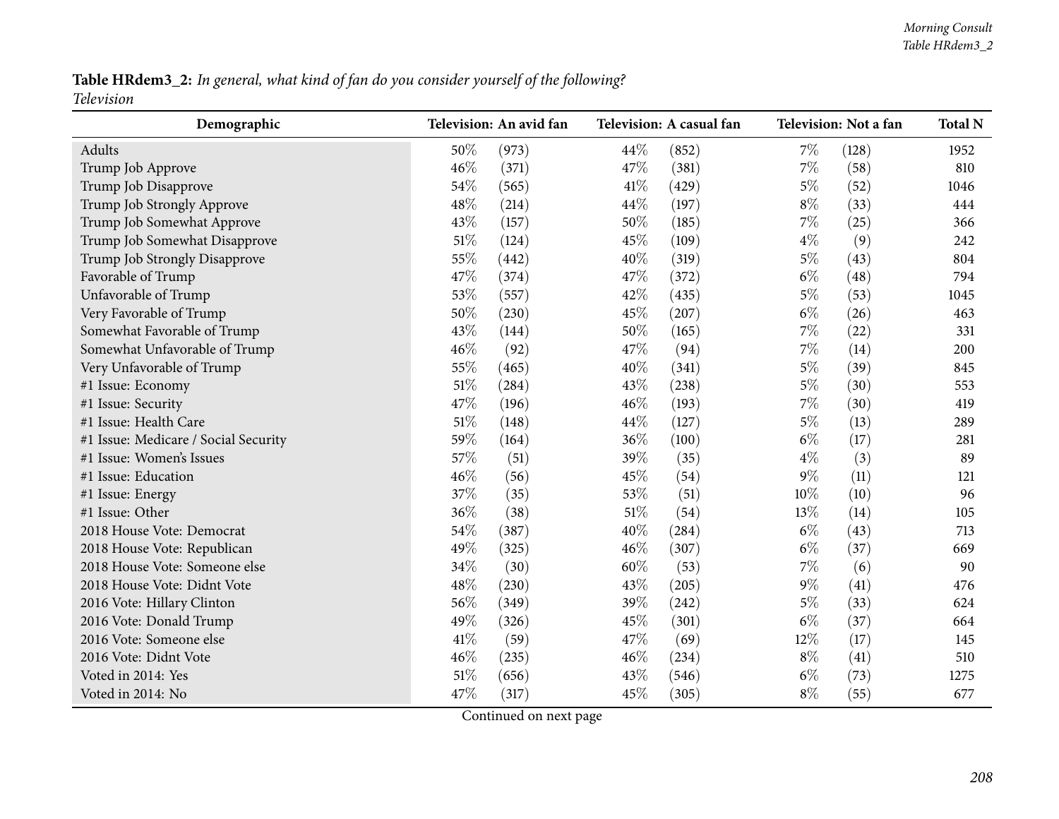**Table HRdem3_2:** *In general, what kind of fan do you consider yourself of the following?*
*Television*

| Demographic | Television: An avid fan | | Television: A casual fan | | Television: Not a fan | | Total N |
|---|---|---|---|---|---|---|---|
| Adults | 50% | (973) | 44% | (852) | 7% | (128) | 1952 |
| Trump Job Approve | 46% | (371) | 47% | (381) | 7% | (58) | 810 |
| Trump Job Disapprove | 54% | (565) | 41% | (429) | 5% | (52) | 1046 |
| Trump Job Strongly Approve | 48% | (214) | 44% | (197) | 8% | (33) | 444 |
| Trump Job Somewhat Approve | 43% | (157) | 50% | (185) | 7% | (25) | 366 |
| Trump Job Somewhat Disapprove | 51% | (124) | 45% | (109) | 4% | (9) | 242 |
| Trump Job Strongly Disapprove | 55% | (442) | 40% | (319) | 5% | (43) | 804 |
| Favorable of Trump | 47% | (374) | 47% | (372) | 6% | (48) | 794 |
| Unfavorable of Trump | 53% | (557) | 42% | (435) | 5% | (53) | 1045 |
| Very Favorable of Trump | 50% | (230) | 45% | (207) | 6% | (26) | 463 |
| Somewhat Favorable of Trump | 43% | (144) | 50% | (165) | 7% | (22) | 331 |
| Somewhat Unfavorable of Trump | 46% | (92) | 47% | (94) | 7% | (14) | 200 |
| Very Unfavorable of Trump | 55% | (465) | 40% | (341) | 5% | (39) | 845 |
| #1 Issue: Economy | 51% | (284) | 43% | (238) | 5% | (30) | 553 |
| #1 Issue: Security | 47% | (196) | 46% | (193) | 7% | (30) | 419 |
| #1 Issue: Health Care | 51% | (148) | 44% | (127) | 5% | (13) | 289 |
| #1 Issue: Medicare / Social Security | 59% | (164) | 36% | (100) | 6% | (17) | 281 |
| #1 Issue: Women's Issues | 57% | (51) | 39% | (35) | 4% | (3) | 89 |
| #1 Issue: Education | 46% | (56) | 45% | (54) | 9% | (11) | 121 |
| #1 Issue: Energy | 37% | (35) | 53% | (51) | 10% | (10) | 96 |
| #1 Issue: Other | 36% | (38) | 51% | (54) | 13% | (14) | 105 |
| 2018 House Vote: Democrat | 54% | (387) | 40% | (284) | 6% | (43) | 713 |
| 2018 House Vote: Republican | 49% | (325) | 46% | (307) | 6% | (37) | 669 |
| 2018 House Vote: Someone else | 34% | (30) | 60% | (53) | 7% | (6) | 90 |
| 2018 House Vote: Didnt Vote | 48% | (230) | 43% | (205) | 9% | (41) | 476 |
| 2016 Vote: Hillary Clinton | 56% | (349) | 39% | (242) | 5% | (33) | 624 |
| 2016 Vote: Donald Trump | 49% | (326) | 45% | (301) | 6% | (37) | 664 |
| 2016 Vote: Someone else | 41% | (59) | 47% | (69) | 12% | (17) | 145 |
| 2016 Vote: Didnt Vote | 46% | (235) | 46% | (234) | 8% | (41) | 510 |
| Voted in 2014: Yes | 51% | (656) | 43% | (546) | 6% | (73) | 1275 |
| Voted in 2014: No | 47% | (317) | 45% | (305) | 8% | (55) | 677 |

Continued on next page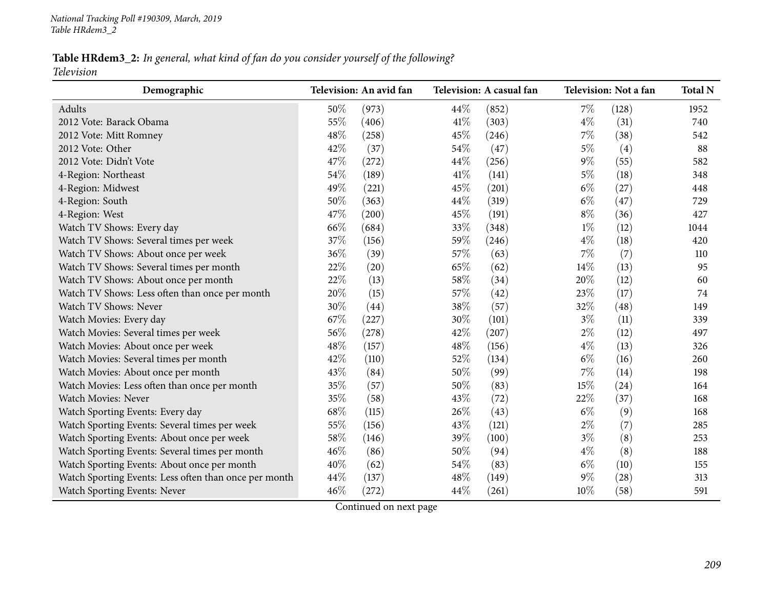**Table HRdem3_2:** *In general, what kind of fan do you consider yourself of the following?*
*Television*

| Demographic | Television: An avid fan | | Television: A casual fan | | Television: Not a fan | | Total N |
|---|---|---|---|---|---|---|---|
| Adults | 50% | (973) | 44% | (852) | 7% | (128) | 1952 |
| 2012 Vote: Barack Obama | 55% | (406) | 41% | (303) | 4% | (31) | 740 |
| 2012 Vote: Mitt Romney | 48% | (258) | 45% | (246) | 7% | (38) | 542 |
| 2012 Vote: Other | 42% | (37) | 54% | (47) | 5% | (4) | 88 |
| 2012 Vote: Didn't Vote | 47% | (272) | 44% | (256) | 9% | (55) | 582 |
| 4-Region: Northeast | 54% | (189) | 41% | (141) | 5% | (18) | 348 |
| 4-Region: Midwest | 49% | (221) | 45% | (201) | 6% | (27) | 448 |
| 4-Region: South | 50% | (363) | 44% | (319) | 6% | (47) | 729 |
| 4-Region: West | 47% | (200) | 45% | (191) | 8% | (36) | 427 |
| Watch TV Shows: Every day | 66% | (684) | 33% | (348) | 1% | (12) | 1044 |
| Watch TV Shows: Several times per week | 37% | (156) | 59% | (246) | 4% | (18) | 420 |
| Watch TV Shows: About once per week | 36% | (39) | 57% | (63) | 7% | (7) | 110 |
| Watch TV Shows: Several times per month | 22% | (20) | 65% | (62) | 14% | (13) | 95 |
| Watch TV Shows: About once per month | 22% | (13) | 58% | (34) | 20% | (12) | 60 |
| Watch TV Shows: Less often than once per month | 20% | (15) | 57% | (42) | 23% | (17) | 74 |
| Watch TV Shows: Never | 30% | (44) | 38% | (57) | 32% | (48) | 149 |
| Watch Movies: Every day | 67% | (227) | 30% | (101) | 3% | (11) | 339 |
| Watch Movies: Several times per week | 56% | (278) | 42% | (207) | 2% | (12) | 497 |
| Watch Movies: About once per week | 48% | (157) | 48% | (156) | 4% | (13) | 326 |
| Watch Movies: Several times per month | 42% | (110) | 52% | (134) | 6% | (16) | 260 |
| Watch Movies: About once per month | 43% | (84) | 50% | (99) | 7% | (14) | 198 |
| Watch Movies: Less often than once per month | 35% | (57) | 50% | (83) | 15% | (24) | 164 |
| Watch Movies: Never | 35% | (58) | 43% | (72) | 22% | (37) | 168 |
| Watch Sporting Events: Every day | 68% | (115) | 26% | (43) | 6% | (9) | 168 |
| Watch Sporting Events: Several times per week | 55% | (156) | 43% | (121) | 2% | (7) | 285 |
| Watch Sporting Events: About once per week | 58% | (146) | 39% | (100) | 3% | (8) | 253 |
| Watch Sporting Events: Several times per month | 46% | (86) | 50% | (94) | 4% | (8) | 188 |
| Watch Sporting Events: About once per month | 40% | (62) | 54% | (83) | 6% | (10) | 155 |
| Watch Sporting Events: Less often than once per month | 44% | (137) | 48% | (149) | 9% | (28) | 313 |
| Watch Sporting Events: Never | 46% | (272) | 44% | (261) | 10% | (58) | 591 |

Continued on next page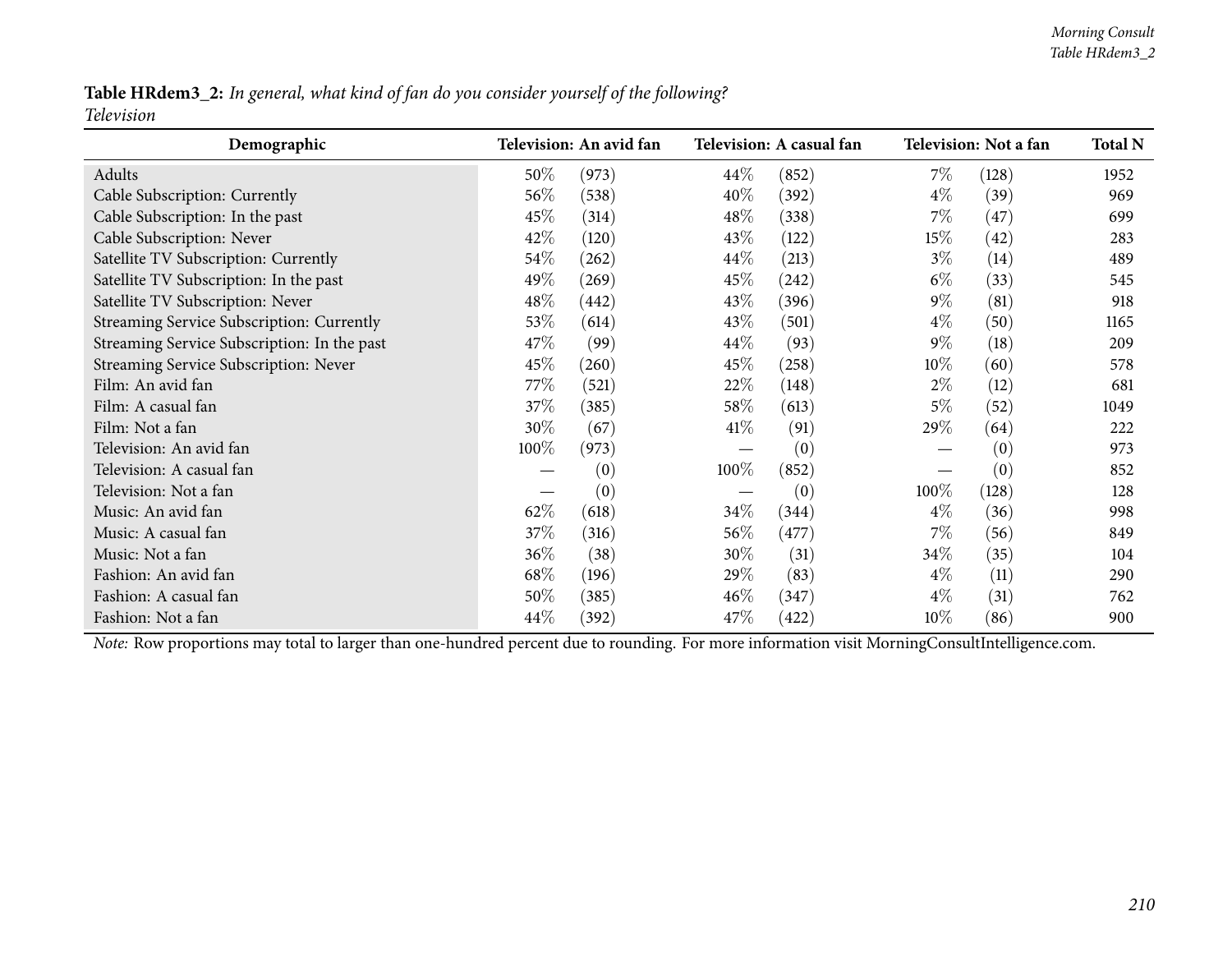**Table HRdem3_2:** *In general, what kind of fan do you consider yourself of the following?*
*Television*

| Demographic | Television: An avid fan | | Television: A casual fan | | Television: Not a fan | | Total N |
|---|---|---|---|---|---|---|---|
| Adults | 50% | (973) | 44% | (852) | 7% | (128) | 1952 |
| Cable Subscription: Currently | 56% | (538) | 40% | (392) | 4% | (39) | 969 |
| Cable Subscription: In the past | 45% | (314) | 48% | (338) | 7% | (47) | 699 |
| Cable Subscription: Never | 42% | (120) | 43% | (122) | 15% | (42) | 283 |
| Satellite TV Subscription: Currently | 54% | (262) | 44% | (213) | 3% | (14) | 489 |
| Satellite TV Subscription: In the past | 49% | (269) | 45% | (242) | 6% | (33) | 545 |
| Satellite TV Subscription: Never | 48% | (442) | 43% | (396) | 9% | (81) | 918 |
| Streaming Service Subscription: Currently | 53% | (614) | 43% | (501) | 4% | (50) | 1165 |
| Streaming Service Subscription: In the past | 47% | (99) | 44% | (93) | 9% | (18) | 209 |
| Streaming Service Subscription: Never | 45% | (260) | 45% | (258) | 10% | (60) | 578 |
| Film: An avid fan | 77% | (521) | 22% | (148) | 2% | (12) | 681 |
| Film: A casual fan | 37% | (385) | 58% | (613) | 5% | (52) | 1049 |
| Film: Not a fan | 30% | (67) | 41% | (91) | 29% | (64) | 222 |
| Television: An avid fan | 100% | (973) | — | (0) | — | (0) | 973 |
| Television: A casual fan | — | (0) | 100% | (852) | — | (0) | 852 |
| Television: Not a fan | — | (0) | — | (0) | 100% | (128) | 128 |
| Music: An avid fan | 62% | (618) | 34% | (344) | 4% | (36) | 998 |
| Music: A casual fan | 37% | (316) | 56% | (477) | 7% | (56) | 849 |
| Music: Not a fan | 36% | (38) | 30% | (31) | 34% | (35) | 104 |
| Fashion: An avid fan | 68% | (196) | 29% | (83) | 4% | (11) | 290 |
| Fashion: A casual fan | 50% | (385) | 46% | (347) | 4% | (31) | 762 |
| Fashion: Not a fan | 44% | (392) | 47% | (422) | 10% | (86) | 900 |

*Note:* Row proportions may total to larger than one-hundred percent due to rounding. For more information visit MorningConsultIntelligence.com.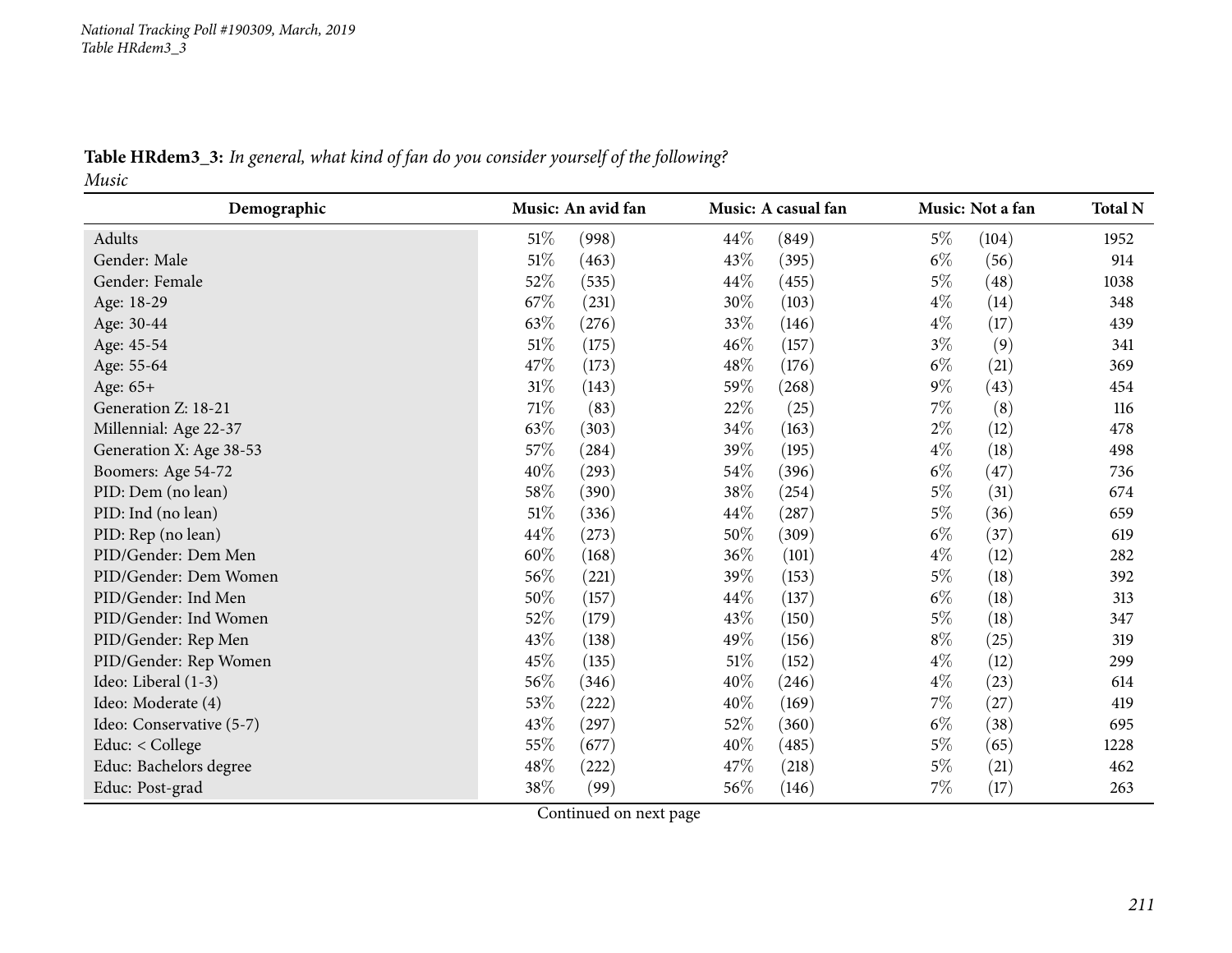**Table HRdem3_3:** *In general, what kind of fan do you consider yourself of the following?*
*Music*

| Demographic | Music: An avid fan | | Music: A casual fan | | Music: Not a fan | | Total N |
|---|---|---|---|---|---|---|---|
| Adults | 51% | (998) | 44% | (849) | 5% | (104) | 1952 |
| Gender: Male | 51% | (463) | 43% | (395) | 6% | (56) | 914 |
| Gender: Female | 52% | (535) | 44% | (455) | 5% | (48) | 1038 |
| Age: 18-29 | 67% | (231) | 30% | (103) | 4% | (14) | 348 |
| Age: 30-44 | 63% | (276) | 33% | (146) | 4% | (17) | 439 |
| Age: 45-54 | 51% | (175) | 46% | (157) | 3% | (9) | 341 |
| Age: 55-64 | 47% | (173) | 48% | (176) | 6% | (21) | 369 |
| Age: 65+ | 31% | (143) | 59% | (268) | 9% | (43) | 454 |
| Generation Z: 18-21 | 71% | (83) | 22% | (25) | 7% | (8) | 116 |
| Millennial: Age 22-37 | 63% | (303) | 34% | (163) | 2% | (12) | 478 |
| Generation X: Age 38-53 | 57% | (284) | 39% | (195) | 4% | (18) | 498 |
| Boomers: Age 54-72 | 40% | (293) | 54% | (396) | 6% | (47) | 736 |
| PID: Dem (no lean) | 58% | (390) | 38% | (254) | 5% | (31) | 674 |
| PID: Ind (no lean) | 51% | (336) | 44% | (287) | 5% | (36) | 659 |
| PID: Rep (no lean) | 44% | (273) | 50% | (309) | 6% | (37) | 619 |
| PID/Gender: Dem Men | 60% | (168) | 36% | (101) | 4% | (12) | 282 |
| PID/Gender: Dem Women | 56% | (221) | 39% | (153) | 5% | (18) | 392 |
| PID/Gender: Ind Men | 50% | (157) | 44% | (137) | 6% | (18) | 313 |
| PID/Gender: Ind Women | 52% | (179) | 43% | (150) | 5% | (18) | 347 |
| PID/Gender: Rep Men | 43% | (138) | 49% | (156) | 8% | (25) | 319 |
| PID/Gender: Rep Women | 45% | (135) | 51% | (152) | 4% | (12) | 299 |
| Ideo: Liberal (1-3) | 56% | (346) | 40% | (246) | 4% | (23) | 614 |
| Ideo: Moderate (4) | 53% | (222) | 40% | (169) | 7% | (27) | 419 |
| Ideo: Conservative (5-7) | 43% | (297) | 52% | (360) | 6% | (38) | 695 |
| Educ: < College | 55% | (677) | 40% | (485) | 5% | (65) | 1228 |
| Educ: Bachelors degree | 48% | (222) | 47% | (218) | 5% | (21) | 462 |
| Educ: Post-grad | 38% | (99) | 56% | (146) | 7% | (17) | 263 |

Continued on next page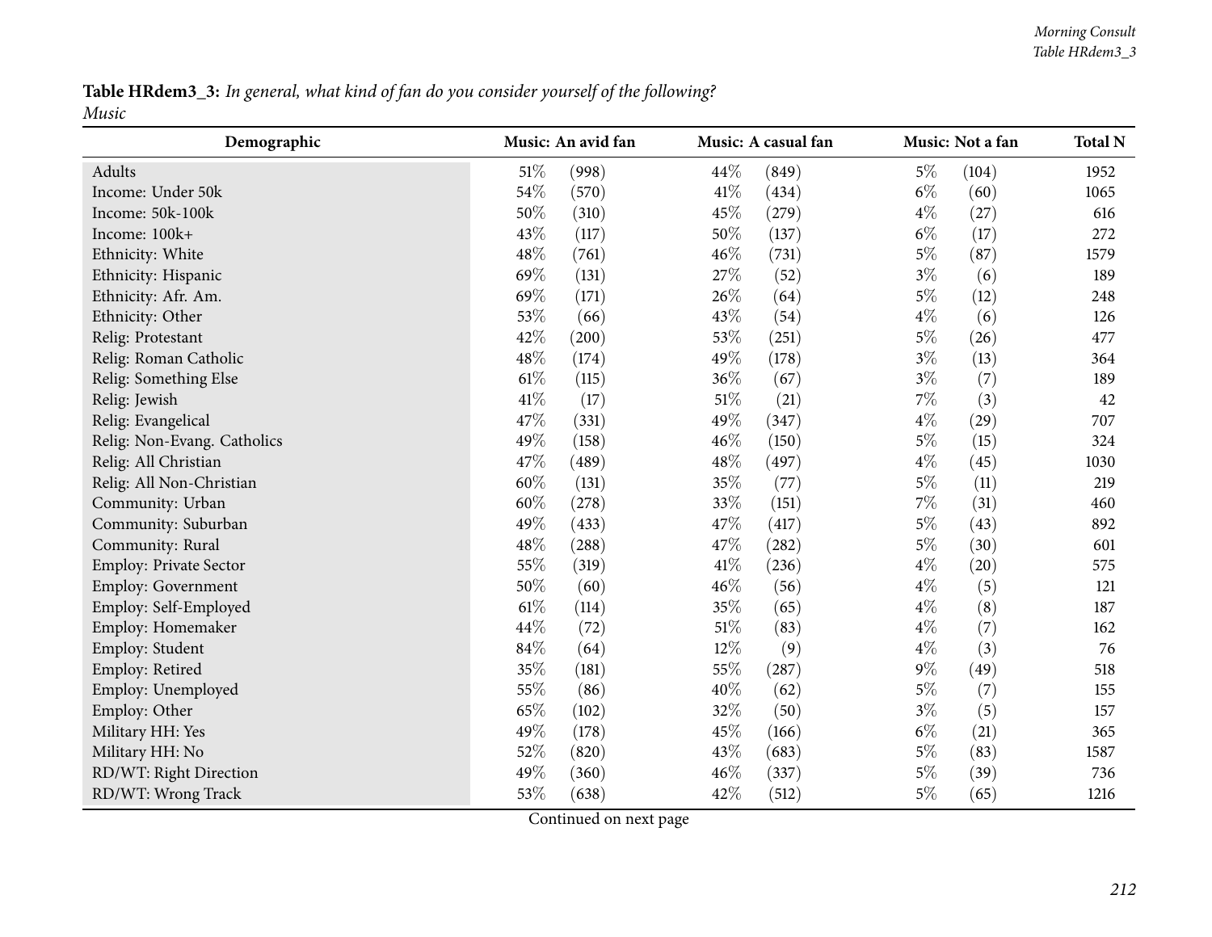**Table HRdem3_3:** *In general, what kind of fan do you consider yourself of the following?*
*Music*

| Demographic | Music: An avid fan | | Music: A casual fan | | Music: Not a fan | | Total N |
|---|---|---|---|---|---|---|---|
| Adults | 51% | (998) | 44% | (849) | 5% | (104) | 1952 |
| Income: Under 50k | 54% | (570) | 41% | (434) | 6% | (60) | 1065 |
| Income: 50k-100k | 50% | (310) | 45% | (279) | 4% | (27) | 616 |
| Income: 100k+ | 43% | (117) | 50% | (137) | 6% | (17) | 272 |
| Ethnicity: White | 48% | (761) | 46% | (731) | 5% | (87) | 1579 |
| Ethnicity: Hispanic | 69% | (131) | 27% | (52) | 3% | (6) | 189 |
| Ethnicity: Afr. Am. | 69% | (171) | 26% | (64) | 5% | (12) | 248 |
| Ethnicity: Other | 53% | (66) | 43% | (54) | 4% | (6) | 126 |
| Relig: Protestant | 42% | (200) | 53% | (251) | 5% | (26) | 477 |
| Relig: Roman Catholic | 48% | (174) | 49% | (178) | 3% | (13) | 364 |
| Relig: Something Else | 61% | (115) | 36% | (67) | 3% | (7) | 189 |
| Relig: Jewish | 41% | (17) | 51% | (21) | 7% | (3) | 42 |
| Relig: Evangelical | 47% | (331) | 49% | (347) | 4% | (29) | 707 |
| Relig: Non-Evang. Catholics | 49% | (158) | 46% | (150) | 5% | (15) | 324 |
| Relig: All Christian | 47% | (489) | 48% | (497) | 4% | (45) | 1030 |
| Relig: All Non-Christian | 60% | (131) | 35% | (77) | 5% | (11) | 219 |
| Community: Urban | 60% | (278) | 33% | (151) | 7% | (31) | 460 |
| Community: Suburban | 49% | (433) | 47% | (417) | 5% | (43) | 892 |
| Community: Rural | 48% | (288) | 47% | (282) | 5% | (30) | 601 |
| Employ: Private Sector | 55% | (319) | 41% | (236) | 4% | (20) | 575 |
| Employ: Government | 50% | (60) | 46% | (56) | 4% | (5) | 121 |
| Employ: Self-Employed | 61% | (114) | 35% | (65) | 4% | (8) | 187 |
| Employ: Homemaker | 44% | (72) | 51% | (83) | 4% | (7) | 162 |
| Employ: Student | 84% | (64) | 12% | (9) | 4% | (3) | 76 |
| Employ: Retired | 35% | (181) | 55% | (287) | 9% | (49) | 518 |
| Employ: Unemployed | 55% | (86) | 40% | (62) | 5% | (7) | 155 |
| Employ: Other | 65% | (102) | 32% | (50) | 3% | (5) | 157 |
| Military HH: Yes | 49% | (178) | 45% | (166) | 6% | (21) | 365 |
| Military HH: No | 52% | (820) | 43% | (683) | 5% | (83) | 1587 |
| RD/WT: Right Direction | 49% | (360) | 46% | (337) | 5% | (39) | 736 |
| RD/WT: Wrong Track | 53% | (638) | 42% | (512) | 5% | (65) | 1216 |

Continued on next page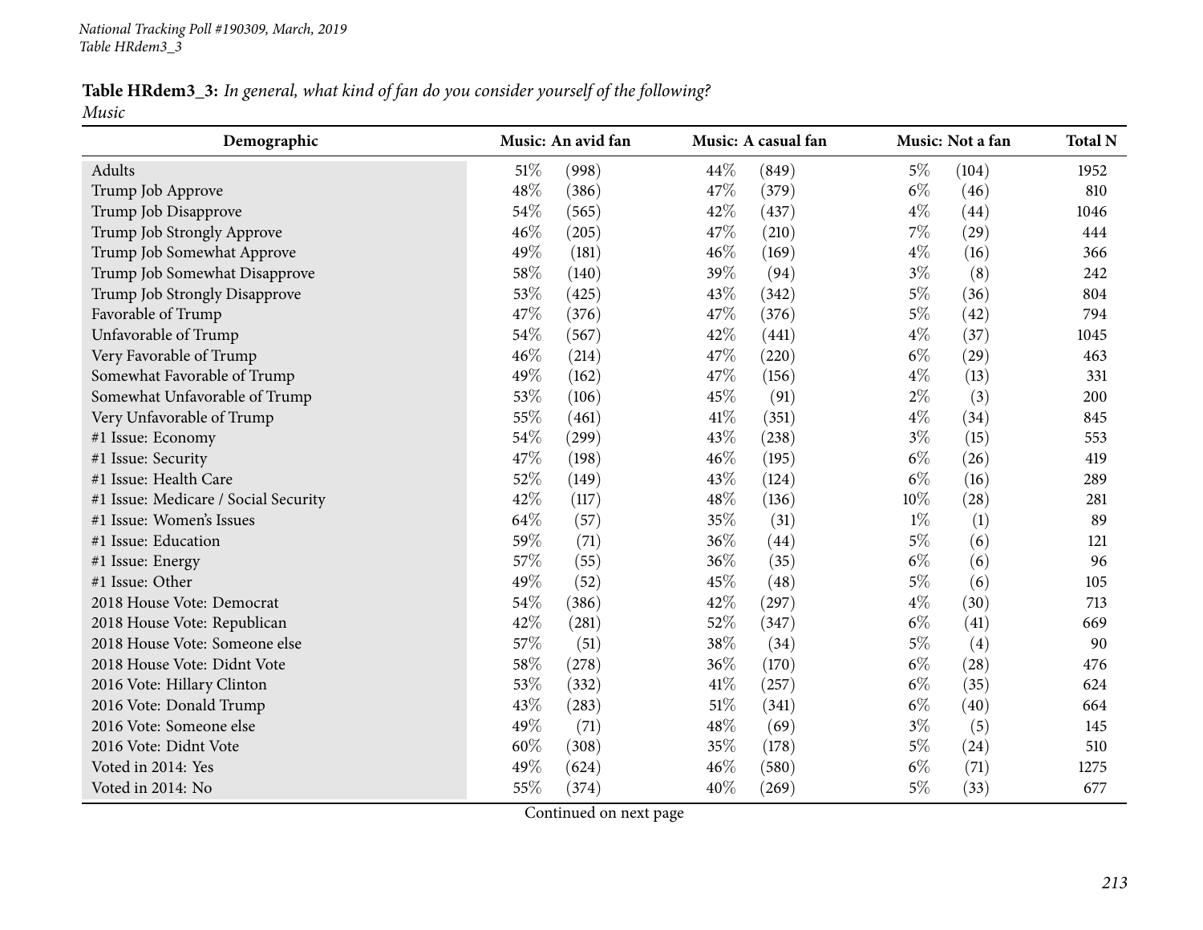**Table HRdem3_3:** *In general, what kind of fan do you consider yourself of the following?*
*Music*

| Demographic | Music: An avid fan | | Music: A casual fan | | Music: Not a fan | | Total N |
|---|---|---|---|---|---|---|---|
| Adults | 51% | (998) | 44% | (849) | 5% | (104) | 1952 |
| Trump Job Approve | 48% | (386) | 47% | (379) | 6% | (46) | 810 |
| Trump Job Disapprove | 54% | (565) | 42% | (437) | 4% | (44) | 1046 |
| Trump Job Strongly Approve | 46% | (205) | 47% | (210) | 7% | (29) | 444 |
| Trump Job Somewhat Approve | 49% | (181) | 46% | (169) | 4% | (16) | 366 |
| Trump Job Somewhat Disapprove | 58% | (140) | 39% | (94) | 3% | (8) | 242 |
| Trump Job Strongly Disapprove | 53% | (425) | 43% | (342) | 5% | (36) | 804 |
| Favorable of Trump | 47% | (376) | 47% | (376) | 5% | (42) | 794 |
| Unfavorable of Trump | 54% | (567) | 42% | (441) | 4% | (37) | 1045 |
| Very Favorable of Trump | 46% | (214) | 47% | (220) | 6% | (29) | 463 |
| Somewhat Favorable of Trump | 49% | (162) | 47% | (156) | 4% | (13) | 331 |
| Somewhat Unfavorable of Trump | 53% | (106) | 45% | (91) | 2% | (3) | 200 |
| Very Unfavorable of Trump | 55% | (461) | 41% | (351) | 4% | (34) | 845 |
| #1 Issue: Economy | 54% | (299) | 43% | (238) | 3% | (15) | 553 |
| #1 Issue: Security | 47% | (198) | 46% | (195) | 6% | (26) | 419 |
| #1 Issue: Health Care | 52% | (149) | 43% | (124) | 6% | (16) | 289 |
| #1 Issue: Medicare / Social Security | 42% | (117) | 48% | (136) | 10% | (28) | 281 |
| #1 Issue: Women's Issues | 64% | (57) | 35% | (31) | 1% | (1) | 89 |
| #1 Issue: Education | 59% | (71) | 36% | (44) | 5% | (6) | 121 |
| #1 Issue: Energy | 57% | (55) | 36% | (35) | 6% | (6) | 96 |
| #1 Issue: Other | 49% | (52) | 45% | (48) | 5% | (6) | 105 |
| 2018 House Vote: Democrat | 54% | (386) | 42% | (297) | 4% | (30) | 713 |
| 2018 House Vote: Republican | 42% | (281) | 52% | (347) | 6% | (41) | 669 |
| 2018 House Vote: Someone else | 57% | (51) | 38% | (34) | 5% | (4) | 90 |
| 2018 House Vote: Didnt Vote | 58% | (278) | 36% | (170) | 6% | (28) | 476 |
| 2016 Vote: Hillary Clinton | 53% | (332) | 41% | (257) | 6% | (35) | 624 |
| 2016 Vote: Donald Trump | 43% | (283) | 51% | (341) | 6% | (40) | 664 |
| 2016 Vote: Someone else | 49% | (71) | 48% | (69) | 3% | (5) | 145 |
| 2016 Vote: Didnt Vote | 60% | (308) | 35% | (178) | 5% | (24) | 510 |
| Voted in 2014: Yes | 49% | (624) | 46% | (580) | 6% | (71) | 1275 |
| Voted in 2014: No | 55% | (374) | 40% | (269) | 5% | (33) | 677 |

Continued on next page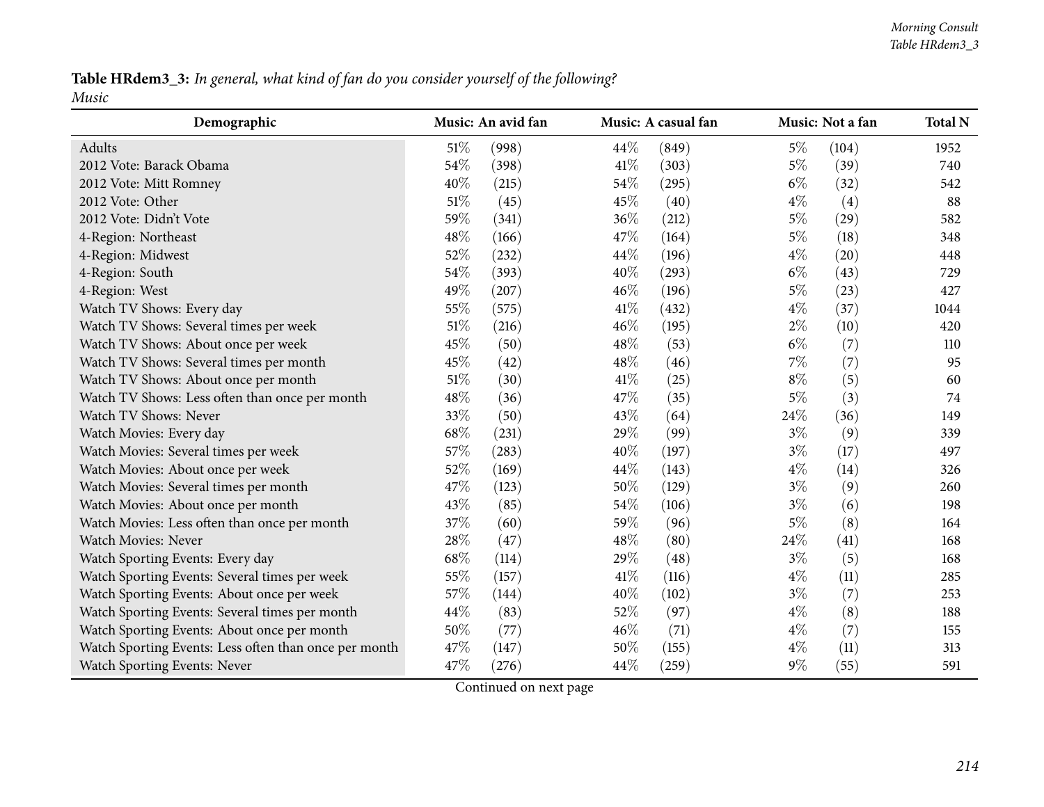**Table HRdem3_3:** *In general, what kind of fan do you consider yourself of the following?*
*Music*

| Demographic | Music: An avid fan | | Music: A casual fan | | Music: Not a fan | | Total N |
|---|---|---|---|---|---|---|---|
| Adults | 51% | (998) | 44% | (849) | 5% | (104) | 1952 |
| 2012 Vote: Barack Obama | 54% | (398) | 41% | (303) | 5% | (39) | 740 |
| 2012 Vote: Mitt Romney | 40% | (215) | 54% | (295) | 6% | (32) | 542 |
| 2012 Vote: Other | 51% | (45) | 45% | (40) | 4% | (4) | 88 |
| 2012 Vote: Didn't Vote | 59% | (341) | 36% | (212) | 5% | (29) | 582 |
| 4-Region: Northeast | 48% | (166) | 47% | (164) | 5% | (18) | 348 |
| 4-Region: Midwest | 52% | (232) | 44% | (196) | 4% | (20) | 448 |
| 4-Region: South | 54% | (393) | 40% | (293) | 6% | (43) | 729 |
| 4-Region: West | 49% | (207) | 46% | (196) | 5% | (23) | 427 |
| Watch TV Shows: Every day | 55% | (575) | 41% | (432) | 4% | (37) | 1044 |
| Watch TV Shows: Several times per week | 51% | (216) | 46% | (195) | 2% | (10) | 420 |
| Watch TV Shows: About once per week | 45% | (50) | 48% | (53) | 6% | (7) | 110 |
| Watch TV Shows: Several times per month | 45% | (42) | 48% | (46) | 7% | (7) | 95 |
| Watch TV Shows: About once per month | 51% | (30) | 41% | (25) | 8% | (5) | 60 |
| Watch TV Shows: Less often than once per month | 48% | (36) | 47% | (35) | 5% | (3) | 74 |
| Watch TV Shows: Never | 33% | (50) | 43% | (64) | 24% | (36) | 149 |
| Watch Movies: Every day | 68% | (231) | 29% | (99) | 3% | (9) | 339 |
| Watch Movies: Several times per week | 57% | (283) | 40% | (197) | 3% | (17) | 497 |
| Watch Movies: About once per week | 52% | (169) | 44% | (143) | 4% | (14) | 326 |
| Watch Movies: Several times per month | 47% | (123) | 50% | (129) | 3% | (9) | 260 |
| Watch Movies: About once per month | 43% | (85) | 54% | (106) | 3% | (6) | 198 |
| Watch Movies: Less often than once per month | 37% | (60) | 59% | (96) | 5% | (8) | 164 |
| Watch Movies: Never | 28% | (47) | 48% | (80) | 24% | (41) | 168 |
| Watch Sporting Events: Every day | 68% | (114) | 29% | (48) | 3% | (5) | 168 |
| Watch Sporting Events: Several times per week | 55% | (157) | 41% | (116) | 4% | (11) | 285 |
| Watch Sporting Events: About once per week | 57% | (144) | 40% | (102) | 3% | (7) | 253 |
| Watch Sporting Events: Several times per month | 44% | (83) | 52% | (97) | 4% | (8) | 188 |
| Watch Sporting Events: About once per month | 50% | (77) | 46% | (71) | 4% | (7) | 155 |
| Watch Sporting Events: Less often than once per month | 47% | (147) | 50% | (155) | 4% | (11) | 313 |
| Watch Sporting Events: Never | 47% | (276) | 44% | (259) | 9% | (55) | 591 |

Continued on next page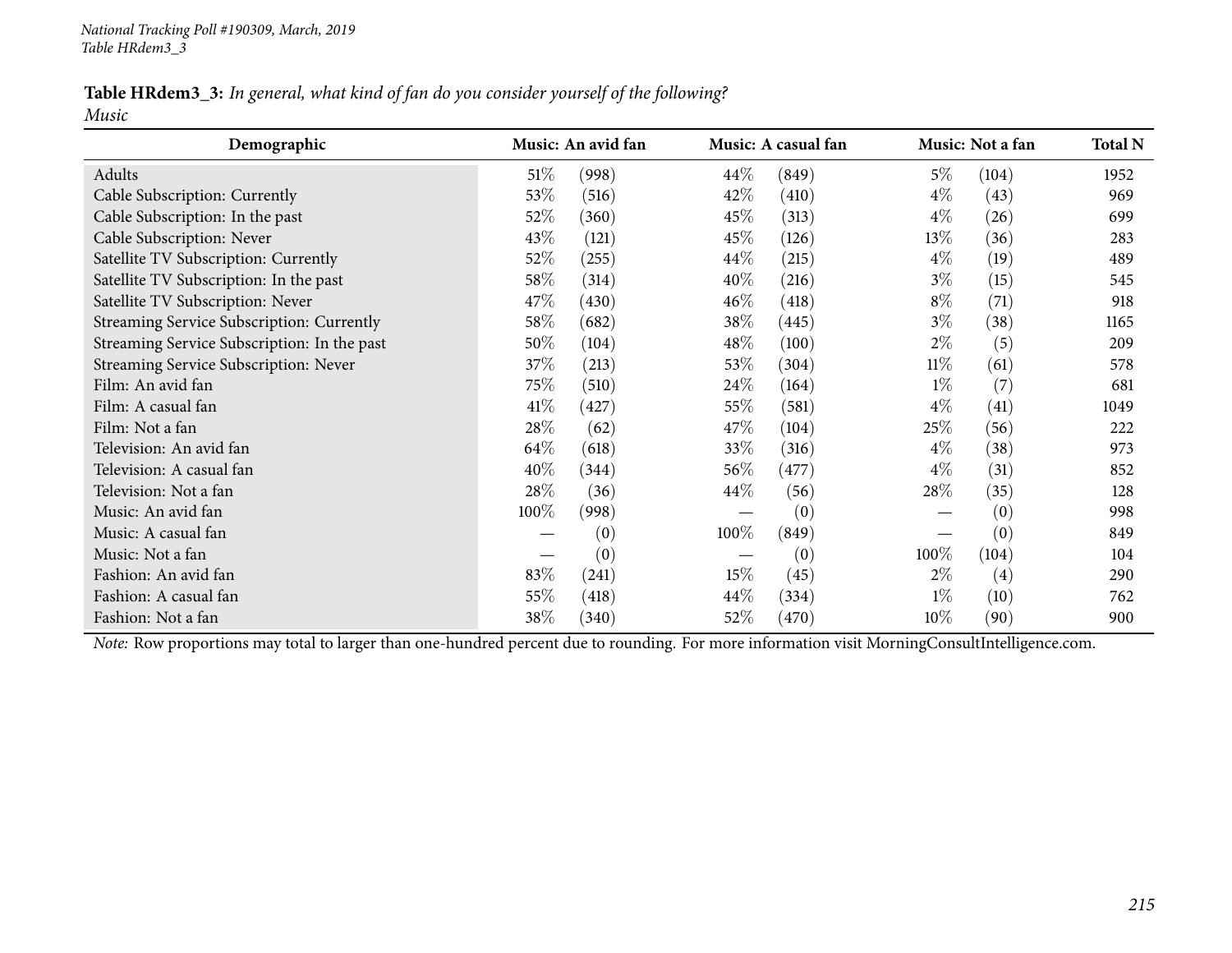**Table HRdem3_3:** *In general, what kind of fan do you consider yourself of the following?*
*Music*

| Demographic | Music: An avid fan | | Music: A casual fan | | Music: Not a fan | | Total N |
|---|---|---|---|---|---|---|---|
| Adults | 51% | (998) | 44% | (849) | 5% | (104) | 1952 |
| Cable Subscription: Currently | 53% | (516) | 42% | (410) | 4% | (43) | 969 |
| Cable Subscription: In the past | 52% | (360) | 45% | (313) | 4% | (26) | 699 |
| Cable Subscription: Never | 43% | (121) | 45% | (126) | 13% | (36) | 283 |
| Satellite TV Subscription: Currently | 52% | (255) | 44% | (215) | 4% | (19) | 489 |
| Satellite TV Subscription: In the past | 58% | (314) | 40% | (216) | 3% | (15) | 545 |
| Satellite TV Subscription: Never | 47% | (430) | 46% | (418) | 8% | (71) | 918 |
| Streaming Service Subscription: Currently | 58% | (682) | 38% | (445) | 3% | (38) | 1165 |
| Streaming Service Subscription: In the past | 50% | (104) | 48% | (100) | 2% | (5) | 209 |
| Streaming Service Subscription: Never | 37% | (213) | 53% | (304) | 11% | (61) | 578 |
| Film: An avid fan | 75% | (510) | 24% | (164) | 1% | (7) | 681 |
| Film: A casual fan | 41% | (427) | 55% | (581) | 4% | (41) | 1049 |
| Film: Not a fan | 28% | (62) | 47% | (104) | 25% | (56) | 222 |
| Television: An avid fan | 64% | (618) | 33% | (316) | 4% | (38) | 973 |
| Television: A casual fan | 40% | (344) | 56% | (477) | 4% | (31) | 852 |
| Television: Not a fan | 28% | (36) | 44% | (56) | 28% | (35) | 128 |
| Music: An avid fan | 100% | (998) | — | (0) | — | (0) | 998 |
| Music: A casual fan | — | (0) | 100% | (849) | — | (0) | 849 |
| Music: Not a fan | — | (0) | — | (0) | 100% | (104) | 104 |
| Fashion: An avid fan | 83% | (241) | 15% | (45) | 2% | (4) | 290 |
| Fashion: A casual fan | 55% | (418) | 44% | (334) | 1% | (10) | 762 |
| Fashion: Not a fan | 38% | (340) | 52% | (470) | 10% | (90) | 900 |

*Note:* Row proportions may total to larger than one-hundred percent due to rounding. For more information visit MorningConsultIntelligence.com.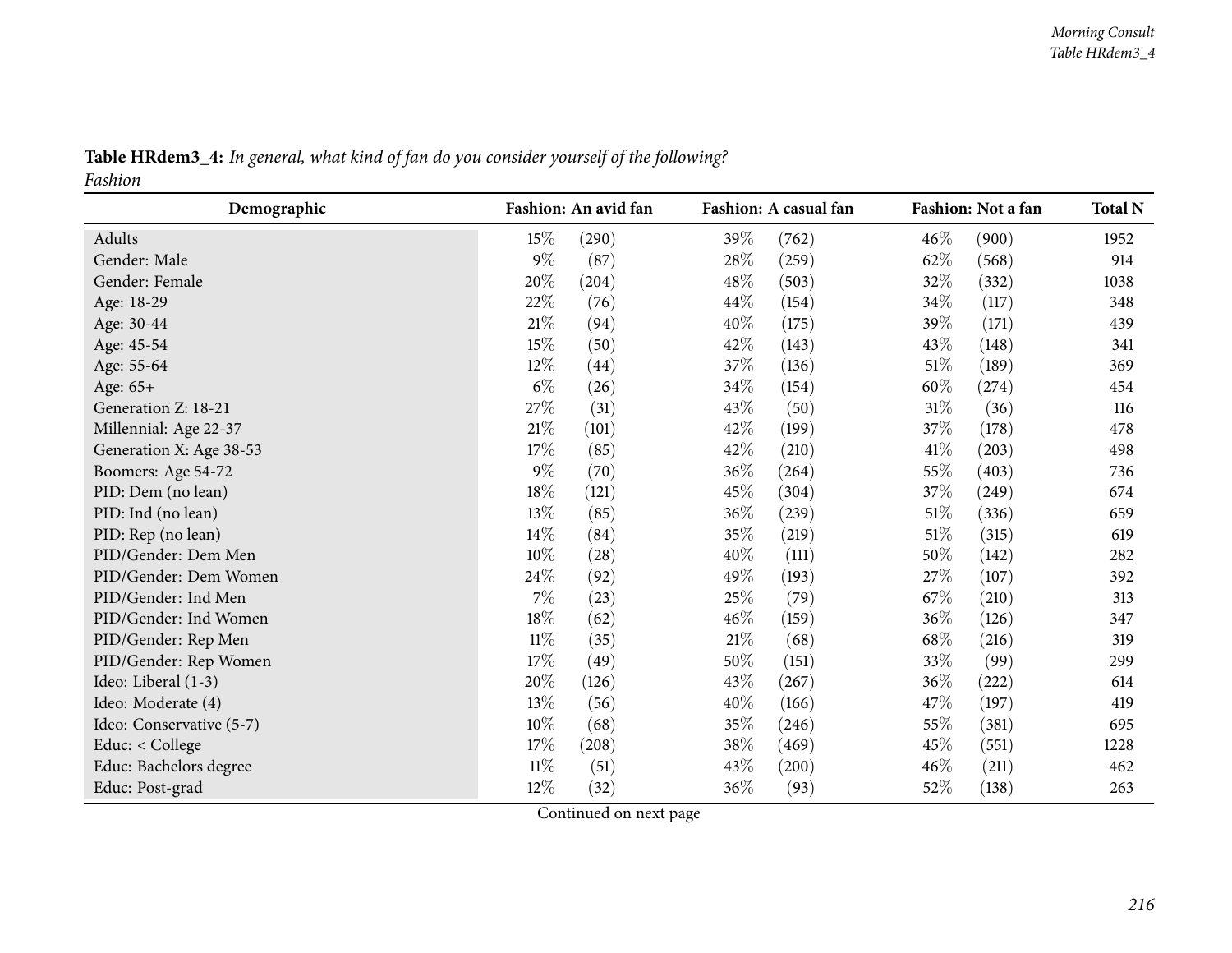**Table HRdem3_4:** *In general, what kind of fan do you consider yourself of the following?*
*Fashion*

| Demographic | Fashion: An avid fan | | Fashion: A casual fan | | Fashion: Not a fan | | Total N |
|---|---|---|---|---|---|---|---|
| Adults | 15% | (290) | 39% | (762) | 46% | (900) | 1952 |
| Gender: Male | 9% | (87) | 28% | (259) | 62% | (568) | 914 |
| Gender: Female | 20% | (204) | 48% | (503) | 32% | (332) | 1038 |
| Age: 18-29 | 22% | (76) | 44% | (154) | 34% | (117) | 348 |
| Age: 30-44 | 21% | (94) | 40% | (175) | 39% | (171) | 439 |
| Age: 45-54 | 15% | (50) | 42% | (143) | 43% | (148) | 341 |
| Age: 55-64 | 12% | (44) | 37% | (136) | 51% | (189) | 369 |
| Age: 65+ | 6% | (26) | 34% | (154) | 60% | (274) | 454 |
| Generation Z: 18-21 | 27% | (31) | 43% | (50) | 31% | (36) | 116 |
| Millennial: Age 22-37 | 21% | (101) | 42% | (199) | 37% | (178) | 478 |
| Generation X: Age 38-53 | 17% | (85) | 42% | (210) | 41% | (203) | 498 |
| Boomers: Age 54-72 | 9% | (70) | 36% | (264) | 55% | (403) | 736 |
| PID: Dem (no lean) | 18% | (121) | 45% | (304) | 37% | (249) | 674 |
| PID: Ind (no lean) | 13% | (85) | 36% | (239) | 51% | (336) | 659 |
| PID: Rep (no lean) | 14% | (84) | 35% | (219) | 51% | (315) | 619 |
| PID/Gender: Dem Men | 10% | (28) | 40% | (111) | 50% | (142) | 282 |
| PID/Gender: Dem Women | 24% | (92) | 49% | (193) | 27% | (107) | 392 |
| PID/Gender: Ind Men | 7% | (23) | 25% | (79) | 67% | (210) | 313 |
| PID/Gender: Ind Women | 18% | (62) | 46% | (159) | 36% | (126) | 347 |
| PID/Gender: Rep Men | 11% | (35) | 21% | (68) | 68% | (216) | 319 |
| PID/Gender: Rep Women | 17% | (49) | 50% | (151) | 33% | (99) | 299 |
| Ideo: Liberal (1-3) | 20% | (126) | 43% | (267) | 36% | (222) | 614 |
| Ideo: Moderate (4) | 13% | (56) | 40% | (166) | 47% | (197) | 419 |
| Ideo: Conservative (5-7) | 10% | (68) | 35% | (246) | 55% | (381) | 695 |
| Educ: < College | 17% | (208) | 38% | (469) | 45% | (551) | 1228 |
| Educ: Bachelors degree | 11% | (51) | 43% | (200) | 46% | (211) | 462 |
| Educ: Post-grad | 12% | (32) | 36% | (93) | 52% | (138) | 263 |

Continued on next page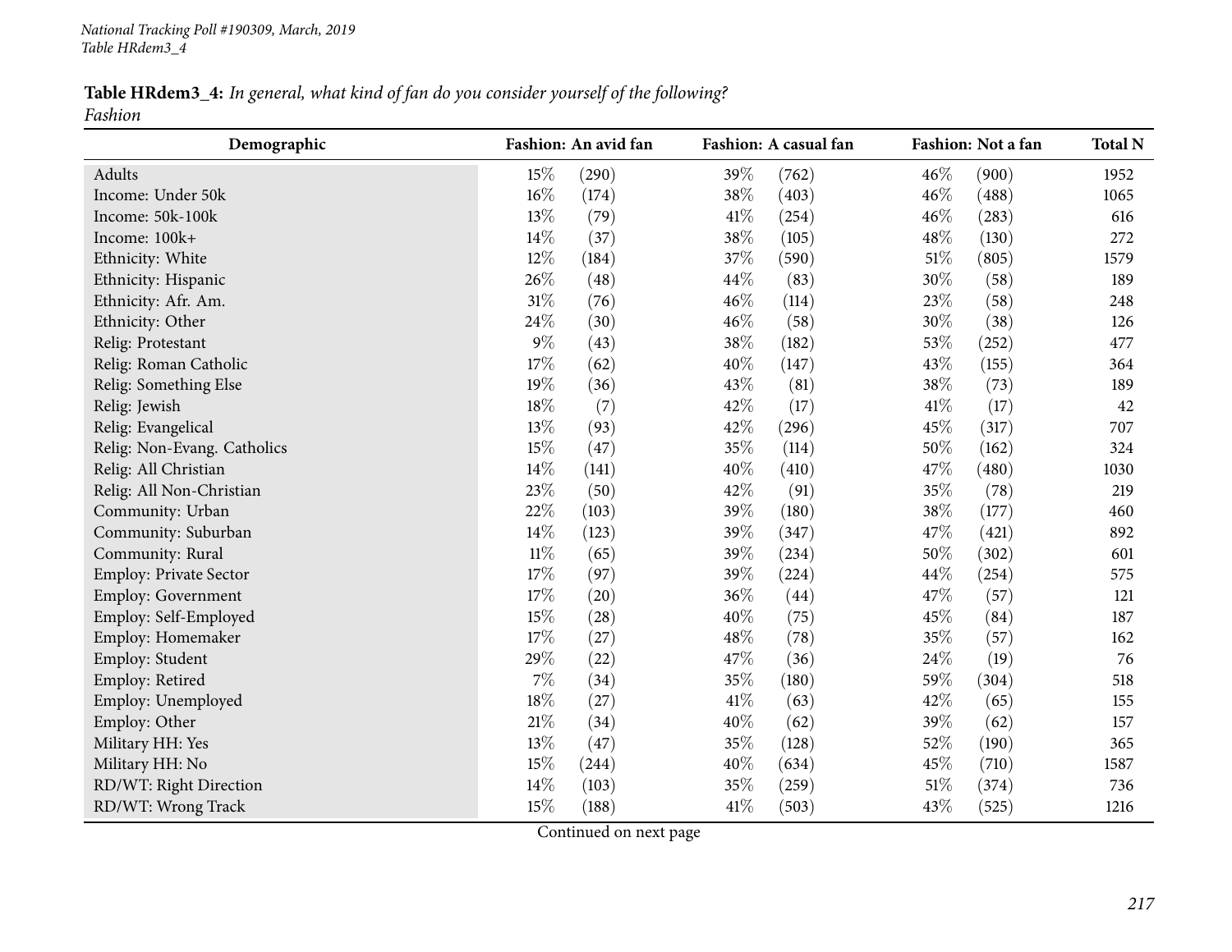National Tracking Poll #190309, March, 2019
Table HRdem3_4

**Table HRdem3_4:** *In general, what kind of fan do you consider yourself of the following?*
*Fashion*

| Demographic | Fashion: An avid fan | | Fashion: A casual fan | | Fashion: Not a fan | | Total N |
|---|---|---|---|---|---|---|---|
| Adults | 15% | (290) | 39% | (762) | 46% | (900) | 1952 |
| Income: Under 50k | 16% | (174) | 38% | (403) | 46% | (488) | 1065 |
| Income: 50k-100k | 13% | (79) | 41% | (254) | 46% | (283) | 616 |
| Income: 100k+ | 14% | (37) | 38% | (105) | 48% | (130) | 272 |
| Ethnicity: White | 12% | (184) | 37% | (590) | 51% | (805) | 1579 |
| Ethnicity: Hispanic | 26% | (48) | 44% | (83) | 30% | (58) | 189 |
| Ethnicity: Afr. Am. | 31% | (76) | 46% | (114) | 23% | (58) | 248 |
| Ethnicity: Other | 24% | (30) | 46% | (58) | 30% | (38) | 126 |
| Relig: Protestant | 9% | (43) | 38% | (182) | 53% | (252) | 477 |
| Relig: Roman Catholic | 17% | (62) | 40% | (147) | 43% | (155) | 364 |
| Relig: Something Else | 19% | (36) | 43% | (81) | 38% | (73) | 189 |
| Relig: Jewish | 18% | (7) | 42% | (17) | 41% | (17) | 42 |
| Relig: Evangelical | 13% | (93) | 42% | (296) | 45% | (317) | 707 |
| Relig: Non-Evang. Catholics | 15% | (47) | 35% | (114) | 50% | (162) | 324 |
| Relig: All Christian | 14% | (141) | 40% | (410) | 47% | (480) | 1030 |
| Relig: All Non-Christian | 23% | (50) | 42% | (91) | 35% | (78) | 219 |
| Community: Urban | 22% | (103) | 39% | (180) | 38% | (177) | 460 |
| Community: Suburban | 14% | (123) | 39% | (347) | 47% | (421) | 892 |
| Community: Rural | 11% | (65) | 39% | (234) | 50% | (302) | 601 |
| Employ: Private Sector | 17% | (97) | 39% | (224) | 44% | (254) | 575 |
| Employ: Government | 17% | (20) | 36% | (44) | 47% | (57) | 121 |
| Employ: Self-Employed | 15% | (28) | 40% | (75) | 45% | (84) | 187 |
| Employ: Homemaker | 17% | (27) | 48% | (78) | 35% | (57) | 162 |
| Employ: Student | 29% | (22) | 47% | (36) | 24% | (19) | 76 |
| Employ: Retired | 7% | (34) | 35% | (180) | 59% | (304) | 518 |
| Employ: Unemployed | 18% | (27) | 41% | (63) | 42% | (65) | 155 |
| Employ: Other | 21% | (34) | 40% | (62) | 39% | (62) | 157 |
| Military HH: Yes | 13% | (47) | 35% | (128) | 52% | (190) | 365 |
| Military HH: No | 15% | (244) | 40% | (634) | 45% | (710) | 1587 |
| RD/WT: Right Direction | 14% | (103) | 35% | (259) | 51% | (374) | 736 |
| RD/WT: Wrong Track | 15% | (188) | 41% | (503) | 43% | (525) | 1216 |

Continued on next page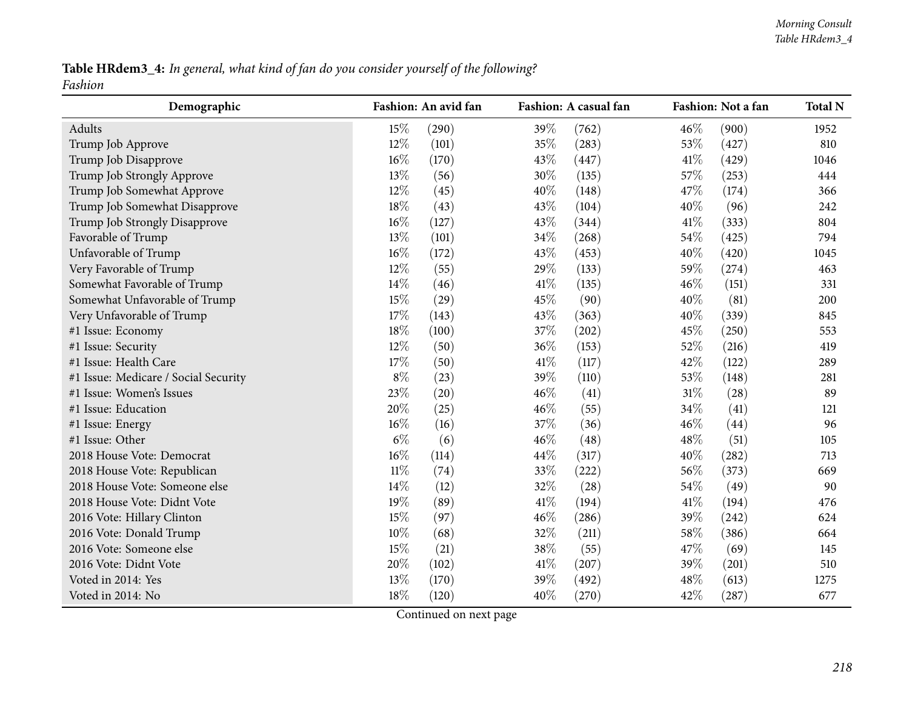**Table HRdem3_4:** *In general, what kind of fan do you consider yourself of the following?*
*Fashion*

| Demographic | Fashion: An avid fan | | Fashion: A casual fan | | Fashion: Not a fan | | Total N |
|---|---|---|---|---|---|---|---|
| Adults | 15% | (290) | 39% | (762) | 46% | (900) | 1952 |
| Trump Job Approve | 12% | (101) | 35% | (283) | 53% | (427) | 810 |
| Trump Job Disapprove | 16% | (170) | 43% | (447) | 41% | (429) | 1046 |
| Trump Job Strongly Approve | 13% | (56) | 30% | (135) | 57% | (253) | 444 |
| Trump Job Somewhat Approve | 12% | (45) | 40% | (148) | 47% | (174) | 366 |
| Trump Job Somewhat Disapprove | 18% | (43) | 43% | (104) | 40% | (96) | 242 |
| Trump Job Strongly Disapprove | 16% | (127) | 43% | (344) | 41% | (333) | 804 |
| Favorable of Trump | 13% | (101) | 34% | (268) | 54% | (425) | 794 |
| Unfavorable of Trump | 16% | (172) | 43% | (453) | 40% | (420) | 1045 |
| Very Favorable of Trump | 12% | (55) | 29% | (133) | 59% | (274) | 463 |
| Somewhat Favorable of Trump | 14% | (46) | 41% | (135) | 46% | (151) | 331 |
| Somewhat Unfavorable of Trump | 15% | (29) | 45% | (90) | 40% | (81) | 200 |
| Very Unfavorable of Trump | 17% | (143) | 43% | (363) | 40% | (339) | 845 |
| #1 Issue: Economy | 18% | (100) | 37% | (202) | 45% | (250) | 553 |
| #1 Issue: Security | 12% | (50) | 36% | (153) | 52% | (216) | 419 |
| #1 Issue: Health Care | 17% | (50) | 41% | (117) | 42% | (122) | 289 |
| #1 Issue: Medicare / Social Security | 8% | (23) | 39% | (110) | 53% | (148) | 281 |
| #1 Issue: Women's Issues | 23% | (20) | 46% | (41) | 31% | (28) | 89 |
| #1 Issue: Education | 20% | (25) | 46% | (55) | 34% | (41) | 121 |
| #1 Issue: Energy | 16% | (16) | 37% | (36) | 46% | (44) | 96 |
| #1 Issue: Other | 6% | (6) | 46% | (48) | 48% | (51) | 105 |
| 2018 House Vote: Democrat | 16% | (114) | 44% | (317) | 40% | (282) | 713 |
| 2018 House Vote: Republican | 11% | (74) | 33% | (222) | 56% | (373) | 669 |
| 2018 House Vote: Someone else | 14% | (12) | 32% | (28) | 54% | (49) | 90 |
| 2018 House Vote: Didnt Vote | 19% | (89) | 41% | (194) | 41% | (194) | 476 |
| 2016 Vote: Hillary Clinton | 15% | (97) | 46% | (286) | 39% | (242) | 624 |
| 2016 Vote: Donald Trump | 10% | (68) | 32% | (211) | 58% | (386) | 664 |
| 2016 Vote: Someone else | 15% | (21) | 38% | (55) | 47% | (69) | 145 |
| 2016 Vote: Didnt Vote | 20% | (102) | 41% | (207) | 39% | (201) | 510 |
| Voted in 2014: Yes | 13% | (170) | 39% | (492) | 48% | (613) | 1275 |
| Voted in 2014: No | 18% | (120) | 40% | (270) | 42% | (287) | 677 |

Continued on next page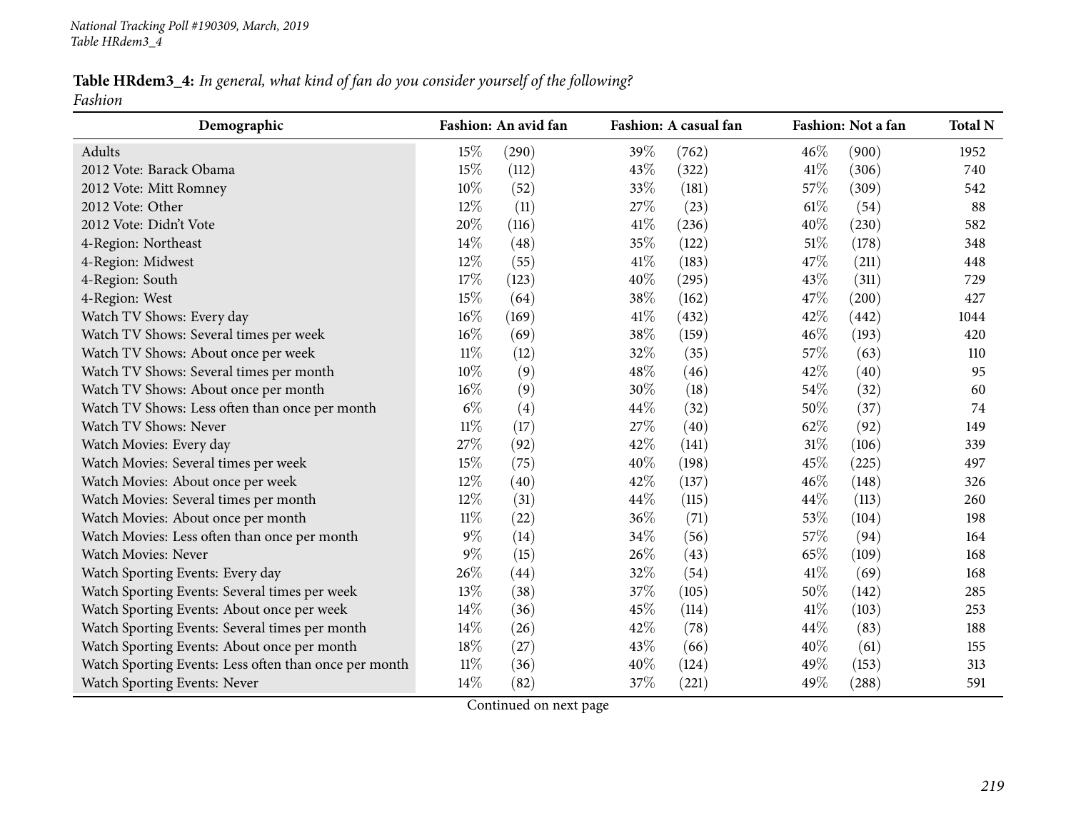**Table HRdem3_4:** *In general, what kind of fan do you consider yourself of the following?*
*Fashion*

| Demographic | Fashion: An avid fan | | Fashion: A casual fan | | Fashion: Not a fan | | Total N |
|---|---|---|---|---|---|---|---|
| Adults | 15% | (290) | 39% | (762) | 46% | (900) | 1952 |
| 2012 Vote: Barack Obama | 15% | (112) | 43% | (322) | 41% | (306) | 740 |
| 2012 Vote: Mitt Romney | 10% | (52) | 33% | (181) | 57% | (309) | 542 |
| 2012 Vote: Other | 12% | (11) | 27% | (23) | 61% | (54) | 88 |
| 2012 Vote: Didn't Vote | 20% | (116) | 41% | (236) | 40% | (230) | 582 |
| 4-Region: Northeast | 14% | (48) | 35% | (122) | 51% | (178) | 348 |
| 4-Region: Midwest | 12% | (55) | 41% | (183) | 47% | (211) | 448 |
| 4-Region: South | 17% | (123) | 40% | (295) | 43% | (311) | 729 |
| 4-Region: West | 15% | (64) | 38% | (162) | 47% | (200) | 427 |
| Watch TV Shows: Every day | 16% | (169) | 41% | (432) | 42% | (442) | 1044 |
| Watch TV Shows: Several times per week | 16% | (69) | 38% | (159) | 46% | (193) | 420 |
| Watch TV Shows: About once per week | 11% | (12) | 32% | (35) | 57% | (63) | 110 |
| Watch TV Shows: Several times per month | 10% | (9) | 48% | (46) | 42% | (40) | 95 |
| Watch TV Shows: About once per month | 16% | (9) | 30% | (18) | 54% | (32) | 60 |
| Watch TV Shows: Less often than once per month | 6% | (4) | 44% | (32) | 50% | (37) | 74 |
| Watch TV Shows: Never | 11% | (17) | 27% | (40) | 62% | (92) | 149 |
| Watch Movies: Every day | 27% | (92) | 42% | (141) | 31% | (106) | 339 |
| Watch Movies: Several times per week | 15% | (75) | 40% | (198) | 45% | (225) | 497 |
| Watch Movies: About once per week | 12% | (40) | 42% | (137) | 46% | (148) | 326 |
| Watch Movies: Several times per month | 12% | (31) | 44% | (115) | 44% | (113) | 260 |
| Watch Movies: About once per month | 11% | (22) | 36% | (71) | 53% | (104) | 198 |
| Watch Movies: Less often than once per month | 9% | (14) | 34% | (56) | 57% | (94) | 164 |
| Watch Movies: Never | 9% | (15) | 26% | (43) | 65% | (109) | 168 |
| Watch Sporting Events: Every day | 26% | (44) | 32% | (54) | 41% | (69) | 168 |
| Watch Sporting Events: Several times per week | 13% | (38) | 37% | (105) | 50% | (142) | 285 |
| Watch Sporting Events: About once per week | 14% | (36) | 45% | (114) | 41% | (103) | 253 |
| Watch Sporting Events: Several times per month | 14% | (26) | 42% | (78) | 44% | (83) | 188 |
| Watch Sporting Events: About once per month | 18% | (27) | 43% | (66) | 40% | (61) | 155 |
| Watch Sporting Events: Less often than once per month | 11% | (36) | 40% | (124) | 49% | (153) | 313 |
| Watch Sporting Events: Never | 14% | (82) | 37% | (221) | 49% | (288) | 591 |

Continued on next page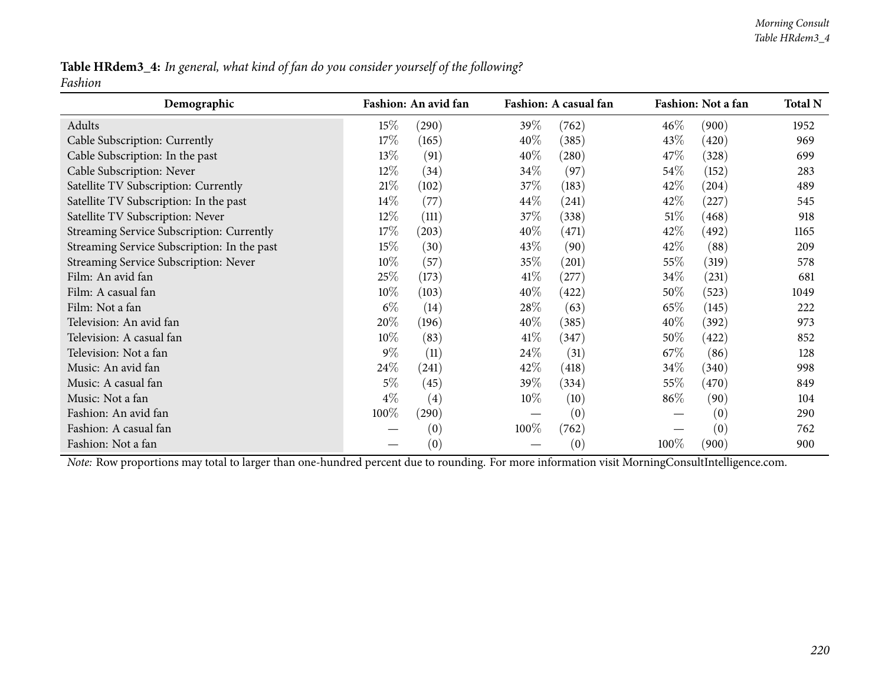**Table HRdem3_4:** *In general, what kind of fan do you consider yourself of the following?*
*Fashion*

| Demographic | Fashion: An avid fan | | Fashion: A casual fan | | Fashion: Not a fan | | Total N |
|---|---|---|---|---|---|---|---|
| Adults | 15% | (290) | 39% | (762) | 46% | (900) | 1952 |
| Cable Subscription: Currently | 17% | (165) | 40% | (385) | 43% | (420) | 969 |
| Cable Subscription: In the past | 13% | (91) | 40% | (280) | 47% | (328) | 699 |
| Cable Subscription: Never | 12% | (34) | 34% | (97) | 54% | (152) | 283 |
| Satellite TV Subscription: Currently | 21% | (102) | 37% | (183) | 42% | (204) | 489 |
| Satellite TV Subscription: In the past | 14% | (77) | 44% | (241) | 42% | (227) | 545 |
| Satellite TV Subscription: Never | 12% | (111) | 37% | (338) | 51% | (468) | 918 |
| Streaming Service Subscription: Currently | 17% | (203) | 40% | (471) | 42% | (492) | 1165 |
| Streaming Service Subscription: In the past | 15% | (30) | 43% | (90) | 42% | (88) | 209 |
| Streaming Service Subscription: Never | 10% | (57) | 35% | (201) | 55% | (319) | 578 |
| Film: An avid fan | 25% | (173) | 41% | (277) | 34% | (231) | 681 |
| Film: A casual fan | 10% | (103) | 40% | (422) | 50% | (523) | 1049 |
| Film: Not a fan | 6% | (14) | 28% | (63) | 65% | (145) | 222 |
| Television: An avid fan | 20% | (196) | 40% | (385) | 40% | (392) | 973 |
| Television: A casual fan | 10% | (83) | 41% | (347) | 50% | (422) | 852 |
| Television: Not a fan | 9% | (11) | 24% | (31) | 67% | (86) | 128 |
| Music: An avid fan | 24% | (241) | 42% | (418) | 34% | (340) | 998 |
| Music: A casual fan | 5% | (45) | 39% | (334) | 55% | (470) | 849 |
| Music: Not a fan | 4% | (4) | 10% | (10) | 86% | (90) | 104 |
| Fashion: An avid fan | 100% | (290) | — | (0) | — | (0) | 290 |
| Fashion: A casual fan | — | (0) | 100% | (762) | — | (0) | 762 |
| Fashion: Not a fan | — | (0) | — | (0) | 100% | (900) | 900 |

*Note:* Row proportions may total to larger than one-hundred percent due to rounding. For more information visit MorningConsultIntelligence.com.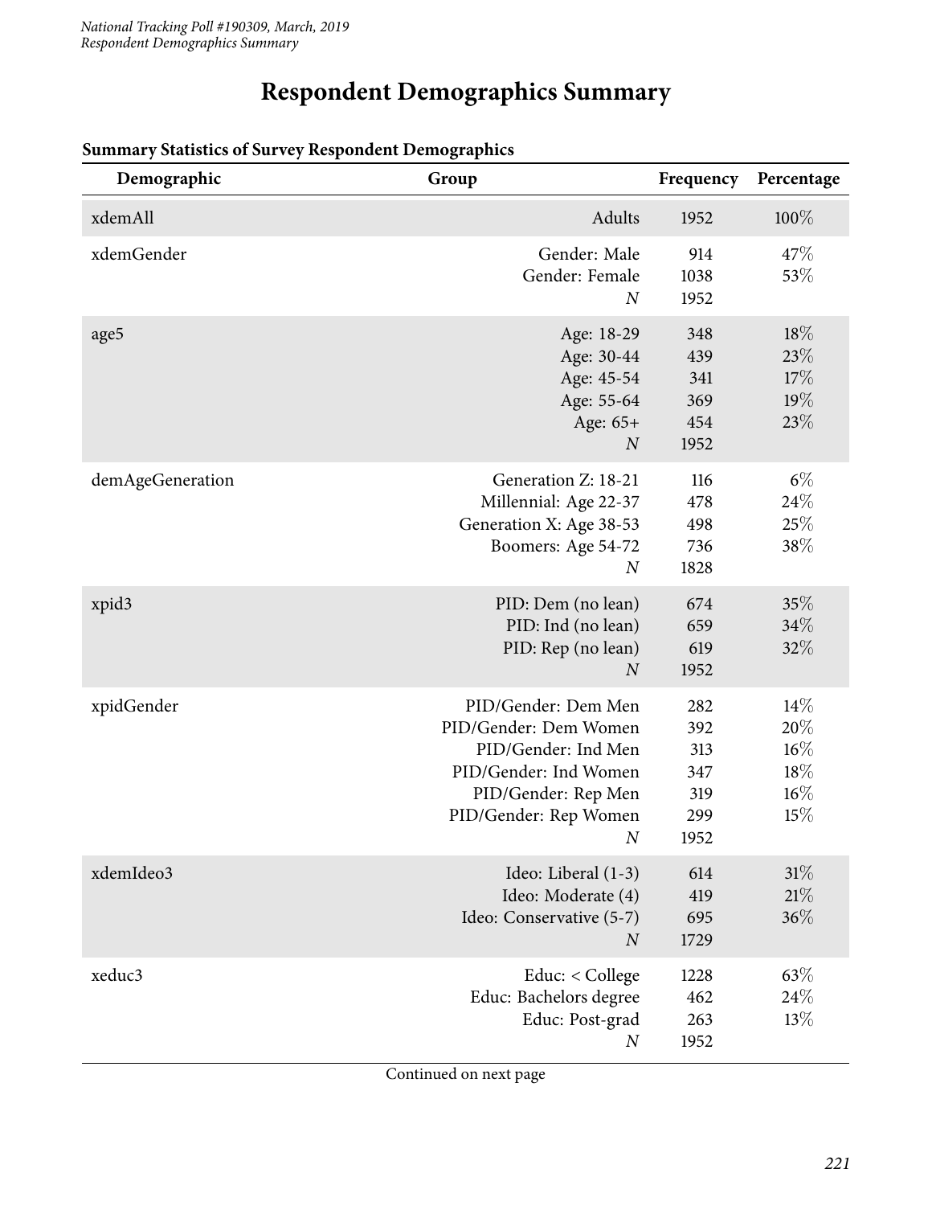# Respondent Demographics Summary

**Summary Statistics of Survey Respondent Demographics**

| Demographic | Group | Frequency | Percentage |
|---|---|---|---|
| xdemAll | Adults | 1952 | 100% |
| xdemGender | Gender: Male | 914 | 47% |
| | Gender: Female | 1038 | 53% |
| | *N* | 1952 | |
| age5 | Age: 18-29 | 348 | 18% |
| | Age: 30-44 | 439 | 23% |
| | Age: 45-54 | 341 | 17% |
| | Age: 55-64 | 369 | 19% |
| | Age: 65+ | 454 | 23% |
| | *N* | 1952 | |
| demAgeGeneration | Generation Z: 18-21 | 116 | 6% |
| | Millennial: Age 22-37 | 478 | 24% |
| | Generation X: Age 38-53 | 498 | 25% |
| | Boomers: Age 54-72 | 736 | 38% |
| | *N* | 1828 | |
| xpid3 | PID: Dem (no lean) | 674 | 35% |
| | PID: Ind (no lean) | 659 | 34% |
| | PID: Rep (no lean) | 619 | 32% |
| | *N* | 1952 | |
| xpidGender | PID/Gender: Dem Men | 282 | 14% |
| | PID/Gender: Dem Women | 392 | 20% |
| | PID/Gender: Ind Men | 313 | 16% |
| | PID/Gender: Ind Women | 347 | 18% |
| | PID/Gender: Rep Men | 319 | 16% |
| | PID/Gender: Rep Women | 299 | 15% |
| | *N* | 1952 | |
| xdemIdeo3 | Ideo: Liberal (1-3) | 614 | 31% |
| | Ideo: Moderate (4) | 419 | 21% |
| | Ideo: Conservative (5-7) | 695 | 36% |
| | *N* | 1729 | |
| xeduc3 | Educ: < College | 1228 | 63% |
| | Educ: Bachelors degree | 462 | 24% |
| | Educ: Post-grad | 263 | 13% |
| | *N* | 1952 | |

Continued on next page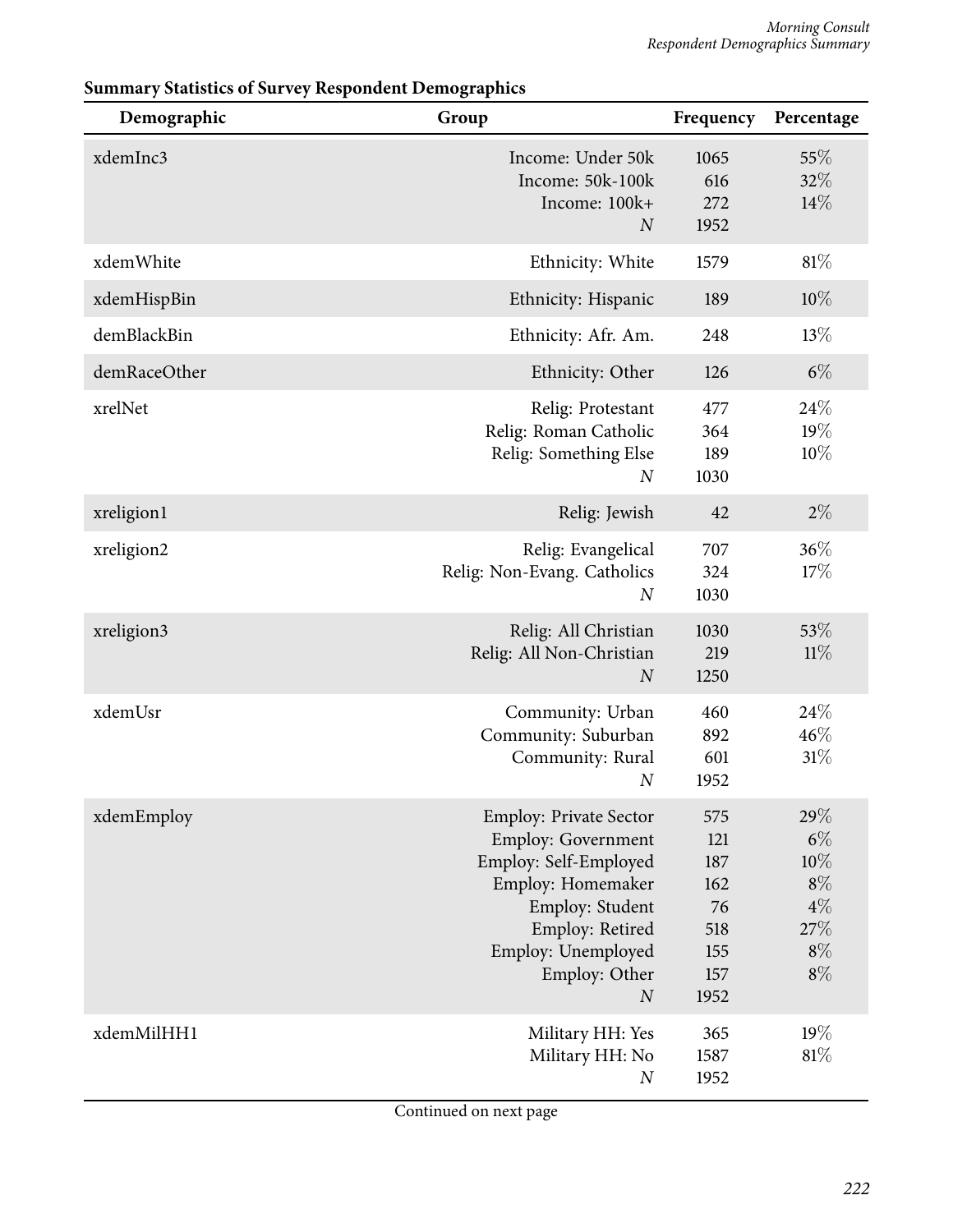**Summary Statistics of Survey Respondent Demographics**

| Demographic | Group | Frequency | Percentage |
|---|---|---|---|
| xdemInc3 | Income: Under 50k | 1065 | 55% |
| | Income: 50k-100k | 616 | 32% |
| | Income: 100k+ | 272 | 14% |
| | *N* | 1952 | |
| xdemWhite | Ethnicity: White | 1579 | 81% |
| xdemHispBin | Ethnicity: Hispanic | 189 | 10% |
| demBlackBin | Ethnicity: Afr. Am. | 248 | 13% |
| demRaceOther | Ethnicity: Other | 126 | 6% |
| xrelNet | Relig: Protestant | 477 | 24% |
| | Relig: Roman Catholic | 364 | 19% |
| | Relig: Something Else | 189 | 10% |
| | *N* | 1030 | |
| xreligion1 | Relig: Jewish | 42 | 2% |
| xreligion2 | Relig: Evangelical | 707 | 36% |
| | Relig: Non-Evang. Catholics | 324 | 17% |
| | *N* | 1030 | |
| xreligion3 | Relig: All Christian | 1030 | 53% |
| | Relig: All Non-Christian | 219 | 11% |
| | *N* | 1250 | |
| xdemUsr | Community: Urban | 460 | 24% |
| | Community: Suburban | 892 | 46% |
| | Community: Rural | 601 | 31% |
| | *N* | 1952 | |
| xdemEmploy | Employ: Private Sector | 575 | 29% |
| | Employ: Government | 121 | 6% |
| | Employ: Self-Employed | 187 | 10% |
| | Employ: Homemaker | 162 | 8% |
| | Employ: Student | 76 | 4% |
| | Employ: Retired | 518 | 27% |
| | Employ: Unemployed | 155 | 8% |
| | Employ: Other | 157 | 8% |
| | *N* | 1952 | |
| xdemMilHH1 | Military HH: Yes | 365 | 19% |
| | Military HH: No | 1587 | 81% |
| | *N* | 1952 | |

Continued on next page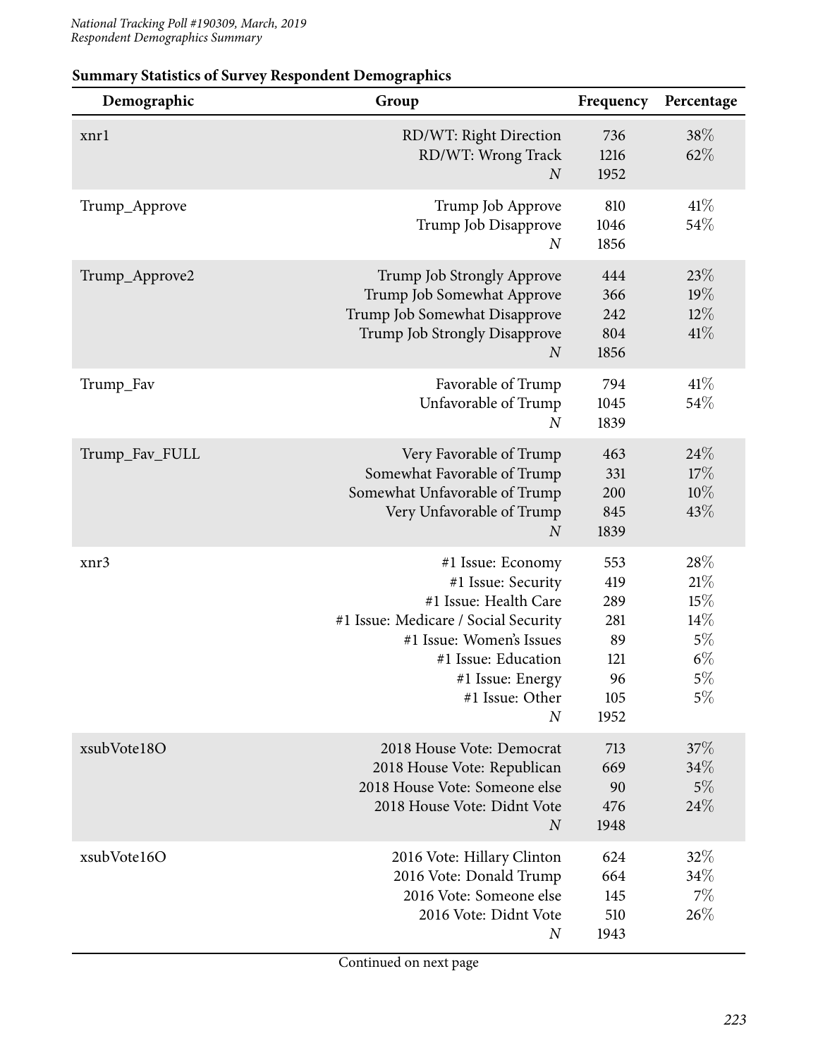**Summary Statistics of Survey Respondent Demographics**

| Demographic | Group | Frequency | Percentage |
|---|---|---|---|
| xnr1 | RD/WT: Right Direction | 736 | 38% |
| | RD/WT: Wrong Track | 1216 | 62% |
| | *N* | 1952 | |
| Trump_Approve | Trump Job Approve | 810 | 41% |
| | Trump Job Disapprove | 1046 | 54% |
| | *N* | 1856 | |
| Trump_Approve2 | Trump Job Strongly Approve | 444 | 23% |
| | Trump Job Somewhat Approve | 366 | 19% |
| | Trump Job Somewhat Disapprove | 242 | 12% |
| | Trump Job Strongly Disapprove | 804 | 41% |
| | *N* | 1856 | |
| Trump_Fav | Favorable of Trump | 794 | 41% |
| | Unfavorable of Trump | 1045 | 54% |
| | *N* | 1839 | |
| Trump_Fav_FULL | Very Favorable of Trump | 463 | 24% |
| | Somewhat Favorable of Trump | 331 | 17% |
| | Somewhat Unfavorable of Trump | 200 | 10% |
| | Very Unfavorable of Trump | 845 | 43% |
| | *N* | 1839 | |
| xnr3 | #1 Issue: Economy | 553 | 28% |
| | #1 Issue: Security | 419 | 21% |
| | #1 Issue: Health Care | 289 | 15% |
| | #1 Issue: Medicare / Social Security | 281 | 14% |
| | #1 Issue: Women's Issues | 89 | 5% |
| | #1 Issue: Education | 121 | 6% |
| | #1 Issue: Energy | 96 | 5% |
| | #1 Issue: Other | 105 | 5% |
| | *N* | 1952 | |
| xsubVote18O | 2018 House Vote: Democrat | 713 | 37% |
| | 2018 House Vote: Republican | 669 | 34% |
| | 2018 House Vote: Someone else | 90 | 5% |
| | 2018 House Vote: Didnt Vote | 476 | 24% |
| | *N* | 1948 | |
| xsubVote16O | 2016 Vote: Hillary Clinton | 624 | 32% |
| | 2016 Vote: Donald Trump | 664 | 34% |
| | 2016 Vote: Someone else | 145 | 7% |
| | 2016 Vote: Didnt Vote | 510 | 26% |
| | *N* | 1943 | |

Continued on next page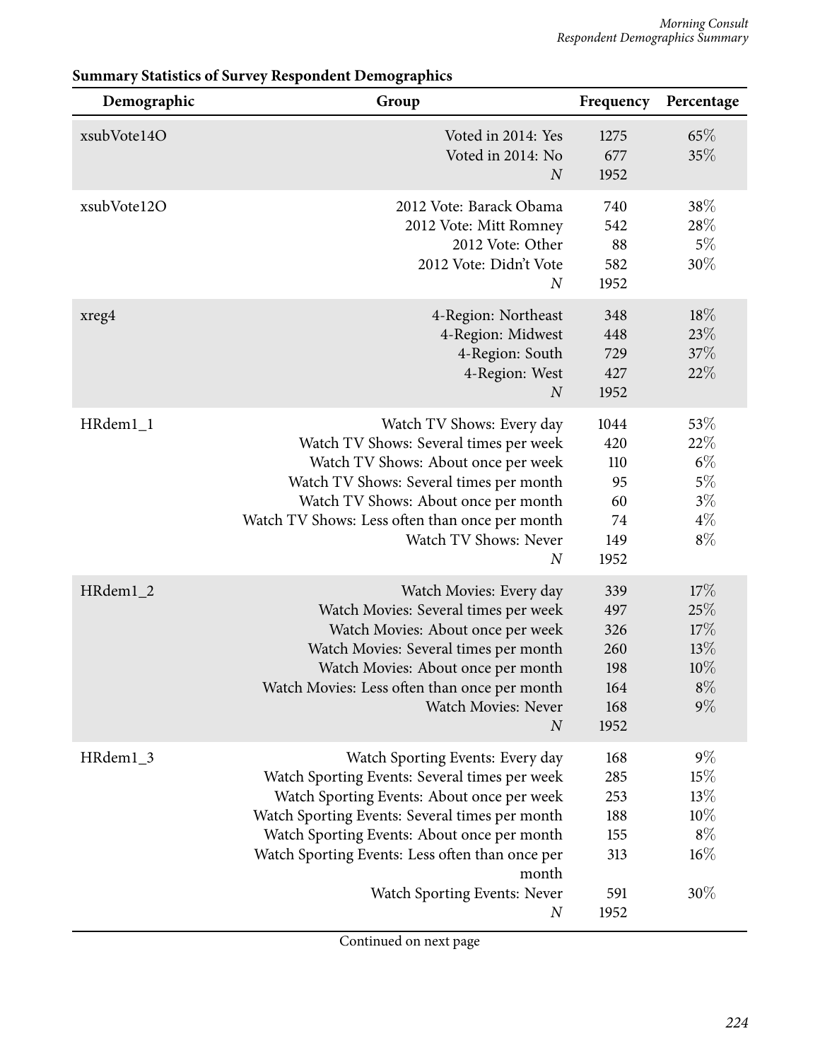## Summary Statistics of Survey Respondent Demographics

| Demographic | Group | Frequency | Percentage |
|---|---|---|---|
| xsubVote14O | Voted in 2014: Yes | 1275 | 65% |
| | Voted in 2014: No | 677 | 35% |
| | *N* | 1952 | |
| xsubVote12O | 2012 Vote: Barack Obama | 740 | 38% |
| | 2012 Vote: Mitt Romney | 542 | 28% |
| | 2012 Vote: Other | 88 | 5% |
| | 2012 Vote: Didn't Vote | 582 | 30% |
| | *N* | 1952 | |
| xreg4 | 4-Region: Northeast | 348 | 18% |
| | 4-Region: Midwest | 448 | 23% |
| | 4-Region: South | 729 | 37% |
| | 4-Region: West | 427 | 22% |
| | *N* | 1952 | |
| HRdem1_1 | Watch TV Shows: Every day | 1044 | 53% |
| | Watch TV Shows: Several times per week | 420 | 22% |
| | Watch TV Shows: About once per week | 110 | 6% |
| | Watch TV Shows: Several times per month | 95 | 5% |
| | Watch TV Shows: About once per month | 60 | 3% |
| | Watch TV Shows: Less often than once per month | 74 | 4% |
| | Watch TV Shows: Never | 149 | 8% |
| | *N* | 1952 | |
| HRdem1_2 | Watch Movies: Every day | 339 | 17% |
| | Watch Movies: Several times per week | 497 | 25% |
| | Watch Movies: About once per week | 326 | 17% |
| | Watch Movies: Several times per month | 260 | 13% |
| | Watch Movies: About once per month | 198 | 10% |
| | Watch Movies: Less often than once per month | 164 | 8% |
| | Watch Movies: Never | 168 | 9% |
| | *N* | 1952 | |
| HRdem1_3 | Watch Sporting Events: Every day | 168 | 9% |
| | Watch Sporting Events: Several times per week | 285 | 15% |
| | Watch Sporting Events: About once per week | 253 | 13% |
| | Watch Sporting Events: Several times per month | 188 | 10% |
| | Watch Sporting Events: About once per month | 155 | 8% |
| | Watch Sporting Events: Less often than once per month | 313 | 16% |
| | Watch Sporting Events: Never | 591 | 30% |
| | *N* | 1952 | |

Continued on next page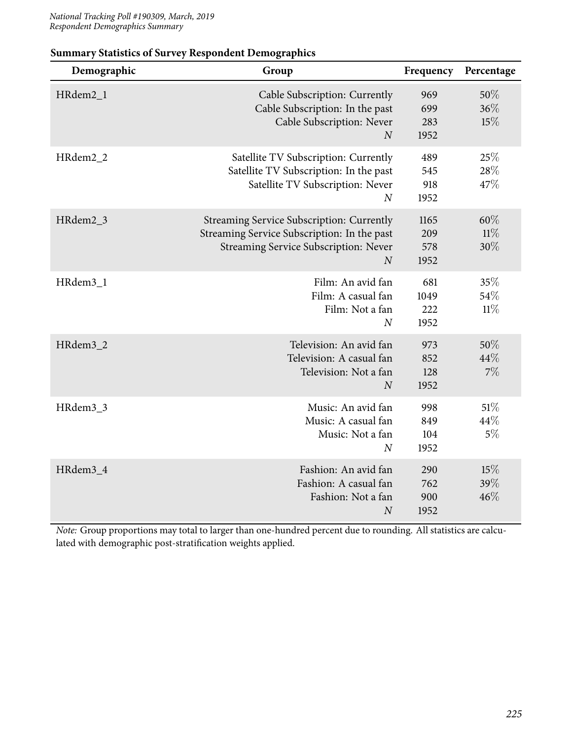## Summary Statistics of Survey Respondent Demographics

| Demographic | Group | Frequency | Percentage |
|---|---|---|---|
| HRdem2_1 | Cable Subscription: Currently | 969 | 50% |
| | Cable Subscription: In the past | 699 | 36% |
| | Cable Subscription: Never | 283 | 15% |
| | *N* | 1952 | |
| HRdem2_2 | Satellite TV Subscription: Currently | 489 | 25% |
| | Satellite TV Subscription: In the past | 545 | 28% |
| | Satellite TV Subscription: Never | 918 | 47% |
| | *N* | 1952 | |
| HRdem2_3 | Streaming Service Subscription: Currently | 1165 | 60% |
| | Streaming Service Subscription: In the past | 209 | 11% |
| | Streaming Service Subscription: Never | 578 | 30% |
| | *N* | 1952 | |
| HRdem3_1 | Film: An avid fan | 681 | 35% |
| | Film: A casual fan | 1049 | 54% |
| | Film: Not a fan | 222 | 11% |
| | *N* | 1952 | |
| HRdem3_2 | Television: An avid fan | 973 | 50% |
| | Television: A casual fan | 852 | 44% |
| | Television: Not a fan | 128 | 7% |
| | *N* | 1952 | |
| HRdem3_3 | Music: An avid fan | 998 | 51% |
| | Music: A casual fan | 849 | 44% |
| | Music: Not a fan | 104 | 5% |
| | *N* | 1952 | |
| HRdem3_4 | Fashion: An avid fan | 290 | 15% |
| | Fashion: A casual fan | 762 | 39% |
| | Fashion: Not a fan | 900 | 46% |
| | *N* | 1952 | |

*Note:* Group proportions may total to larger than one-hundred percent due to rounding. All statistics are calculated with demographic post-stratification weights applied.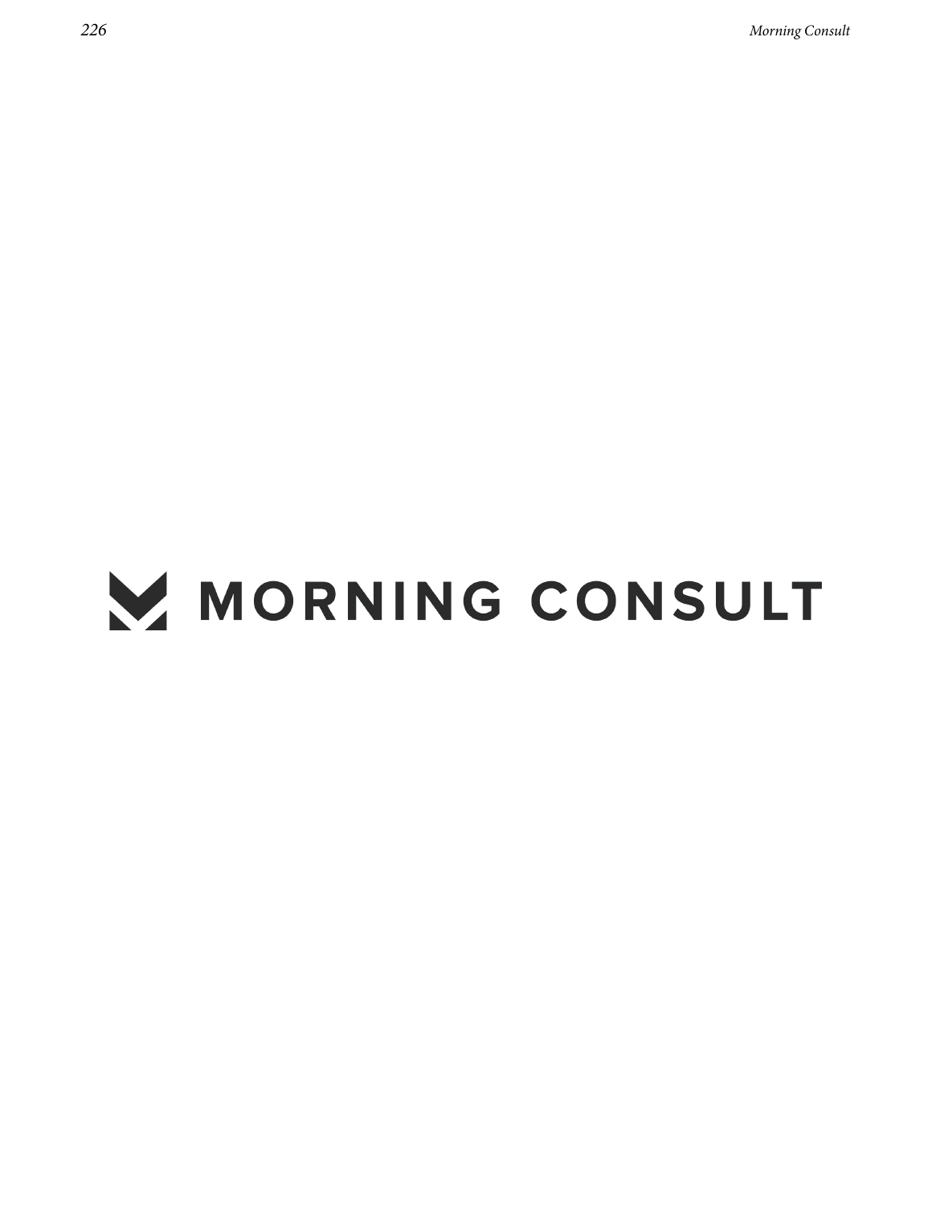MORNING CONSULT